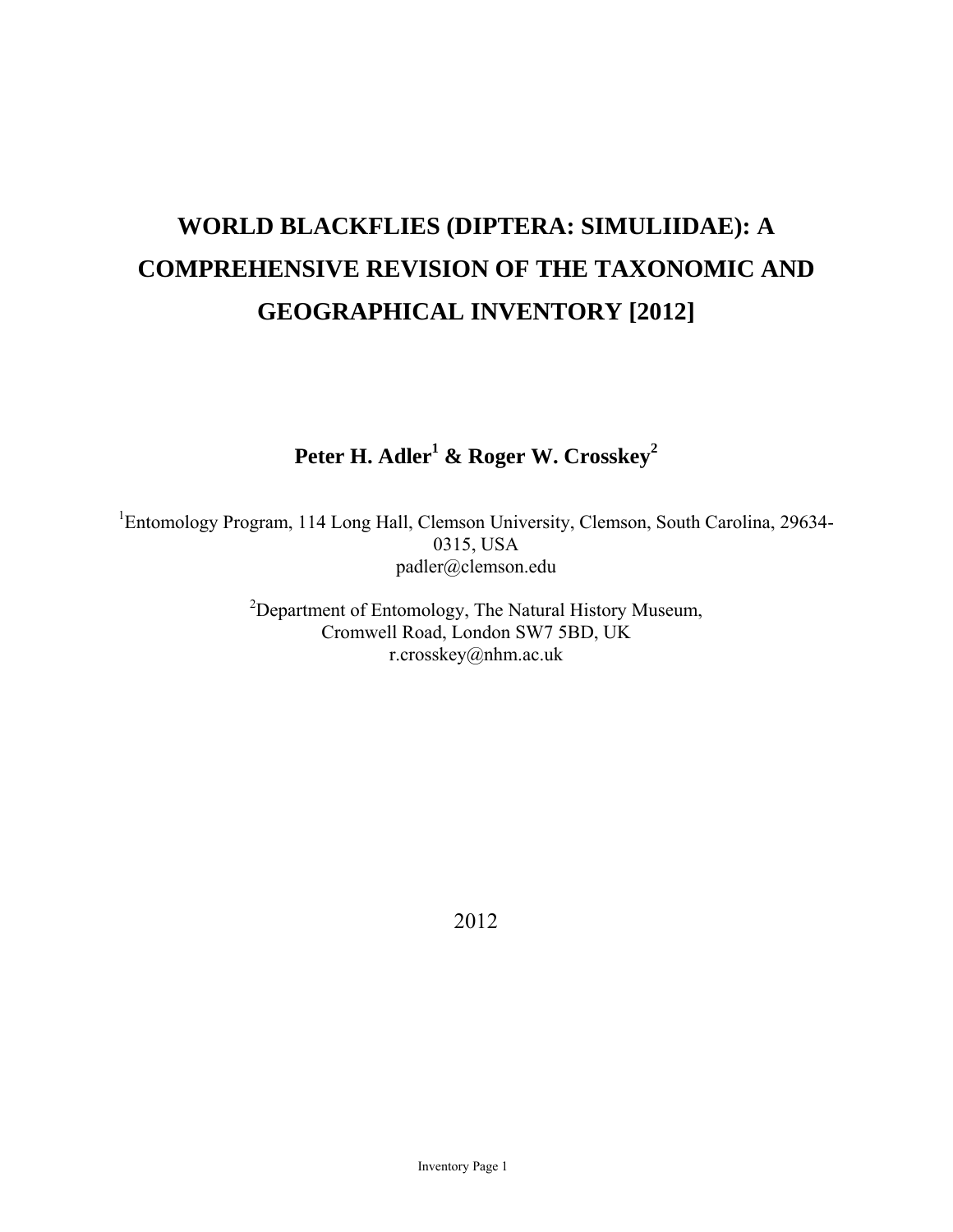# WORLD BLACKFLIES (DIPTERA: SIMULIIDAE): A COMPREHENSIVE REVISION OF THE TAXONOMIC AND GEOGRAPHICAL INVENTORY [2012]

**Peter H. Adler[1] & Roger W. Crosskey[2]**

[1]Entomology Program, 114 Long Hall, Clemson University, Clemson, South Carolina, 29634-0315, USA
padler@clemson.edu

[2]Department of Entomology, The Natural History Museum, Cromwell Road, London SW7 5BD, UK
r.crosskey@nhm.ac.uk

2012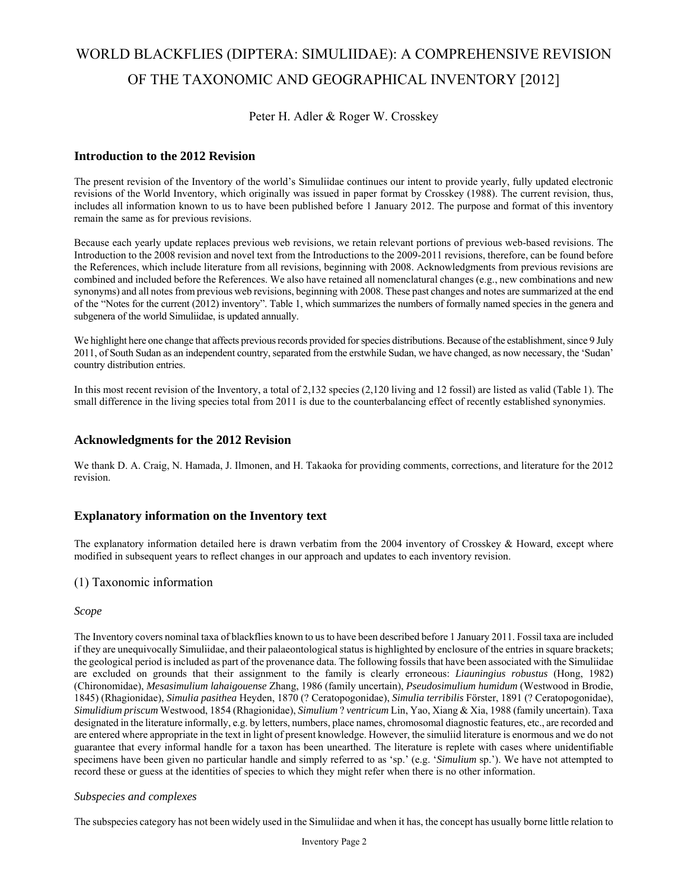# WORLD BLACKFLIES (DIPTERA: SIMULIIDAE): A COMPREHENSIVE REVISION OF THE TAXONOMIC AND GEOGRAPHICAL INVENTORY [2012]

Peter H. Adler & Roger W. Crosskey

## Introduction to the 2012 Revision

The present revision of the Inventory of the world's Simuliidae continues our intent to provide yearly, fully updated electronic revisions of the World Inventory, which originally was issued in paper format by Crosskey (1988). The current revision, thus, includes all information known to us to have been published before 1 January 2012. The purpose and format of this inventory remain the same as for previous revisions.

Because each yearly update replaces previous web revisions, we retain relevant portions of previous web-based revisions. The Introduction to the 2008 revision and novel text from the Introductions to the 2009-2011 revisions, therefore, can be found before the References, which include literature from all revisions, beginning with 2008. Acknowledgments from previous revisions are combined and included before the References. We also have retained all nomenclatural changes (e.g., new combinations and new synonyms) and all notes from previous web revisions, beginning with 2008. These past changes and notes are summarized at the end of the "Notes for the current (2012) inventory". Table 1, which summarizes the numbers of formally named species in the genera and subgenera of the world Simuliidae, is updated annually.

We highlight here one change that affects previous records provided for species distributions. Because of the establishment, since 9 July 2011, of South Sudan as an independent country, separated from the erstwhile Sudan, we have changed, as now necessary, the 'Sudan' country distribution entries.

In this most recent revision of the Inventory, a total of 2,132 species (2,120 living and 12 fossil) are listed as valid (Table 1). The small difference in the living species total from 2011 is due to the counterbalancing effect of recently established synonymies.

## Acknowledgments for the 2012 Revision

We thank D. A. Craig, N. Hamada, J. Ilmonen, and H. Takaoka for providing comments, corrections, and literature for the 2012 revision.

## Explanatory information on the Inventory text

The explanatory information detailed here is drawn verbatim from the 2004 inventory of Crosskey & Howard, except where modified in subsequent years to reflect changes in our approach and updates to each inventory revision.

### (1) Taxonomic information

*Scope*

The Inventory covers nominal taxa of blackflies known to us to have been described before 1 January 2011. Fossil taxa are included if they are unequivocally Simuliidae, and their palaeontological status is highlighted by enclosure of the entries in square brackets; the geological period is included as part of the provenance data. The following fossils that have been associated with the Simuliidae are excluded on grounds that their assignment to the family is clearly erroneous: ***Liauningius robustus*** (Hong, 1982) (Chironomidae), ***Mesasimulium lahaigouense*** Zhang, 1986 (family uncertain), ***Pseudosimulium humidum*** (Westwood in Brodie, 1845) (Rhagionidae), ***Simulia pasithea*** Heyden, 1870 (? Ceratopogonidae), ***Simulia terribilis*** Förster, 1891 (? Ceratopogonidae), ***Simulidium priscum*** Westwood, 1854 (Rhagionidae), ***Simulium*** ? ***ventricum*** Lin, Yao, Xiang & Xia, 1988 (family uncertain). Taxa designated in the literature informally, e.g. by letters, numbers, place names, chromosomal diagnostic features, etc., are recorded and are entered where appropriate in the text in light of present knowledge. However, the simuliid literature is enormous and we do not guarantee that every informal handle for a taxon has been unearthed. The literature is replete with cases where unidentifiable specimens have been given no particular handle and simply referred to as 'sp.' (e.g. '*Simulium* sp.'). We have not attempted to record these or guess at the identities of species to which they might refer when there is no other information.

*Subspecies and complexes*

The subspecies category has not been widely used in the Simuliidae and when it has, the concept has usually borne little relation to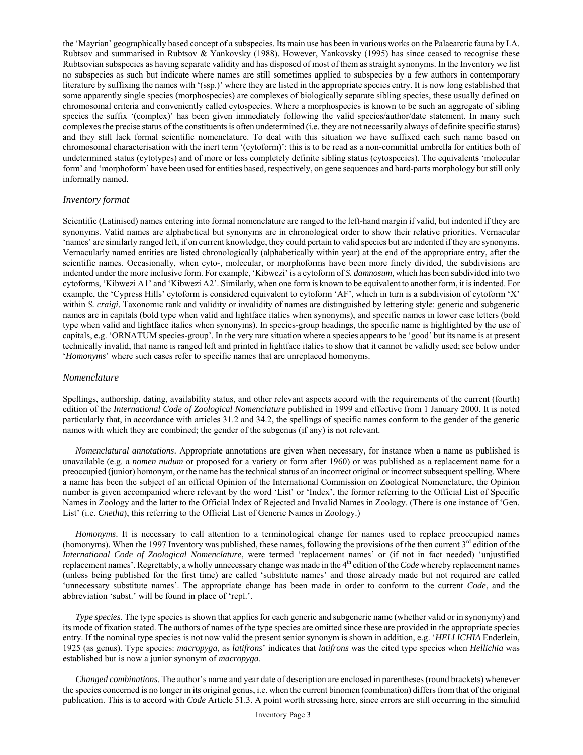the 'Mayrian' geographically based concept of a subspecies. Its main use has been in various works on the Palaearctic fauna by I.A. Rubtsov and summarised in Rubtsov & Yankovsky (1988). However, Yankovsky (1995) has since ceased to recognise these Rubtsovian subspecies as having separate validity and has disposed of most of them as straight synonyms. In the Inventory we list no subspecies as such but indicate where names are still sometimes applied to subspecies by a few authors in contemporary literature by suffixing the names with '(ssp.)' where they are listed in the appropriate species entry. It is now long established that some apparently single species (morphospecies) are complexes of biologically separate sibling species, these usually defined on chromosomal criteria and conveniently called cytospecies. Where a morphospecies is known to be such an aggregate of sibling species the suffix '(complex)' has been given immediately following the valid species/author/date statement. In many such complexes the precise status of the constituents is often undetermined (i.e. they are not necessarily always of definite specific status) and they still lack formal scientific nomenclature. To deal with this situation we have suffixed each such name based on chromosomal characterisation with the inert term '(cytoform)': this is to be read as a non-committal umbrella for entities both of undetermined status (cytotypes) and of more or less completely definite sibling status (cytospecies). The equivalents 'molecular form' and 'morphoform' have been used for entities based, respectively, on gene sequences and hard-parts morphology but still only informally named.

### *Inventory format*

Scientific (Latinised) names entering into formal nomenclature are ranged to the left-hand margin if valid, but indented if they are synonyms. Valid names are alphabetical but synonyms are in chronological order to show their relative priorities. Vernacular 'names' are similarly ranged left, if on current knowledge, they could pertain to valid species but are indented if they are synonyms. Vernacularly named entities are listed chronologically (alphabetically within year) at the end of the appropriate entry, after the scientific names. Occasionally, when cyto-, molecular, or morphoforms have been more finely divided, the subdivisions are indented under the more inclusive form. For example, 'Kibwezi' is a cytoform of *S. damnosum*, which has been subdivided into two cytoforms, 'Kibwezi A1' and 'Kibwezi A2'. Similarly, when one form is known to be equivalent to another form, it is indented. For example, the 'Cypress Hills' cytoform is considered equivalent to cytoform 'AF', which in turn is a subdivision of cytoform 'X' within *S. craigi*. Taxonomic rank and validity or invalidity of names are distinguished by lettering style: generic and subgeneric names are in capitals (bold type when valid and lightface italics when synonyms), and specific names in lower case letters (bold type when valid and lightface italics when synonyms). In species-group headings, the specific name is highlighted by the use of capitals, e.g. 'ORNATUM species-group'. In the very rare situation where a species appears to be 'good' but its name is at present technically invalid, that name is ranged left and printed in lightface italics to show that it cannot be validly used; see below under '*Homonyms*' where such cases refer to specific names that are unreplaced homonyms.

### *Nomenclature*

Spellings, authorship, dating, availability status, and other relevant aspects accord with the requirements of the current (fourth) edition of the *International Code of Zoological Nomenclature* published in 1999 and effective from 1 January 2000. It is noted particularly that, in accordance with articles 31.2 and 34.2, the spellings of specific names conform to the gender of the generic names with which they are combined; the gender of the subgenus (if any) is not relevant.

*Nomenclatural annotations*. Appropriate annotations are given when necessary, for instance when a name as published is unavailable (e.g. a *nomen nudum* or proposed for a variety or form after 1960) or was published as a replacement name for a preoccupied (junior) homonym, or the name has the technical status of an incorrect original or incorrect subsequent spelling. Where a name has been the subject of an official Opinion of the International Commission on Zoological Nomenclature, the Opinion number is given accompanied where relevant by the word 'List' or 'Index', the former referring to the Official List of Specific Names in Zoology and the latter to the Official Index of Rejected and Invalid Names in Zoology. (There is one instance of 'Gen. List' (i.e. *Cnetha*), this referring to the Official List of Generic Names in Zoology.)

*Homonyms*. It is necessary to call attention to a terminological change for names used to replace preoccupied names (homonyms). When the 1997 Inventory was published, these names, following the provisions of the then current 3rd edition of the *International Code of Zoological Nomenclature*, were termed 'replacement names' or (if not in fact needed) 'unjustified replacement names'. Regrettably, a wholly unnecessary change was made in the 4th edition of the *Code* whereby replacement names (unless being published for the first time) are called 'substitute names' and those already made but not required are called 'unnecessary substitute names'. The appropriate change has been made in order to conform to the current *Code*, and the abbreviation 'subst.' will be found in place of 'repl.'.

*Type species*. The type species is shown that applies for each generic and subgeneric name (whether valid or in synonymy) and its mode of fixation stated. The authors of names of the type species are omitted since these are provided in the appropriate species entry. If the nominal type species is not now valid the present senior synonym is shown in addition, e.g. '*HELLICHIA* Enderlein, 1925 (as genus). Type species: *macropyga*, as *latifrons*' indicates that *latifrons* was the cited type species when *Hellichia* was established but is now a junior synonym of *macropyga*.

*Changed combinations*. The author's name and year date of description are enclosed in parentheses (round brackets) whenever the species concerned is no longer in its original genus, i.e. when the current binomen (combination) differs from that of the original publication. This is to accord with *Code* Article 51.3. A point worth stressing here, since errors are still occurring in the simuliid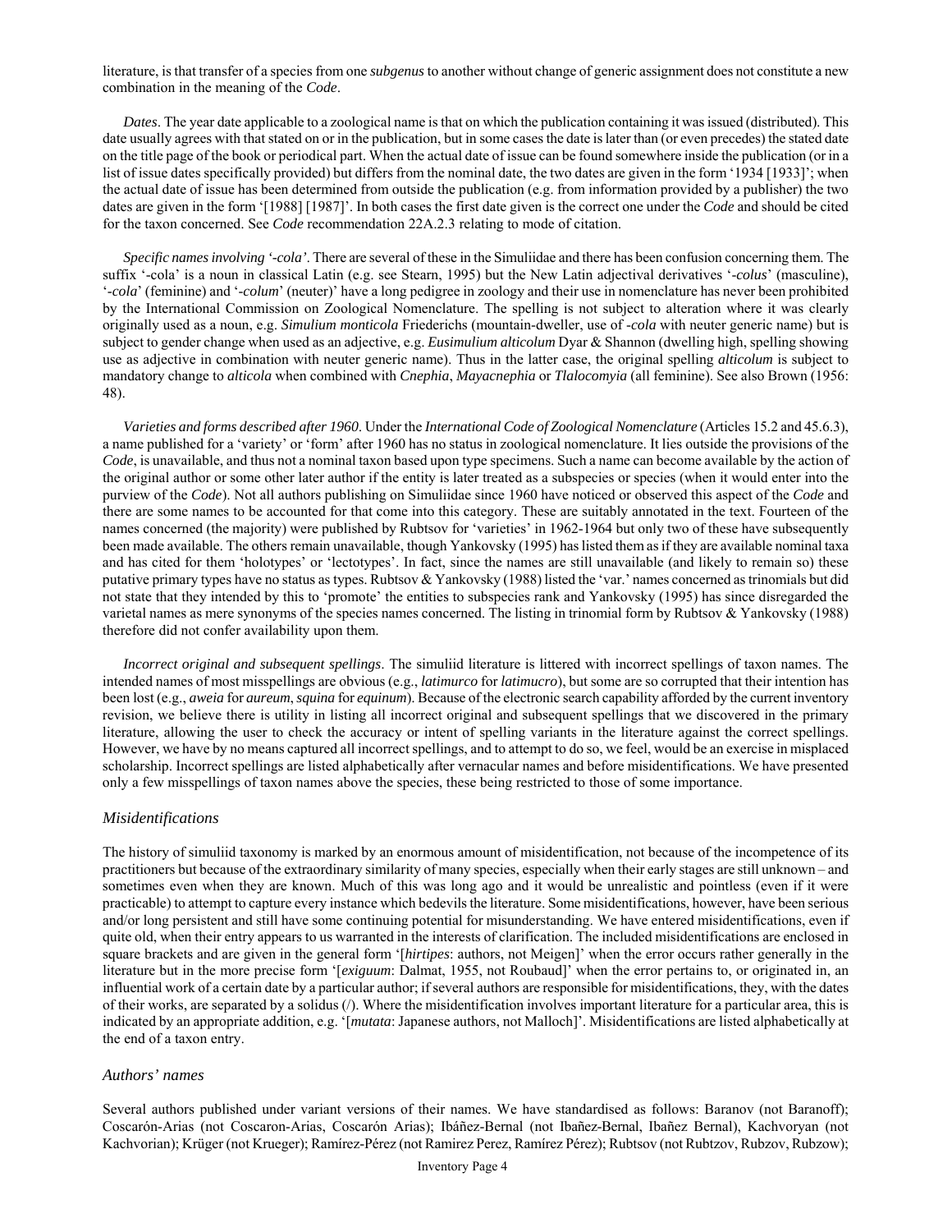literature, is that transfer of a species from one *subgenus* to another without change of generic assignment does not constitute a new combination in the meaning of the *Code*.

*Dates*. The year date applicable to a zoological name is that on which the publication containing it was issued (distributed). This date usually agrees with that stated on or in the publication, but in some cases the date is later than (or even precedes) the stated date on the title page of the book or periodical part. When the actual date of issue can be found somewhere inside the publication (or in a list of issue dates specifically provided) but differs from the nominal date, the two dates are given in the form '1934 [1933]'; when the actual date of issue has been determined from outside the publication (e.g. from information provided by a publisher) the two dates are given in the form '[1988] [1987]'. In both cases the first date given is the correct one under the *Code* and should be cited for the taxon concerned. See *Code* recommendation 22A.2.3 relating to mode of citation.

*Specific names involving '-cola'*. There are several of these in the Simuliidae and there has been confusion concerning them. The suffix '-cola' is a noun in classical Latin (e.g. see Stearn, 1995) but the New Latin adjectival derivatives '*-colus*' (masculine), '*-cola*' (feminine) and '*-colum*' (neuter)' have a long pedigree in zoology and their use in nomenclature has never been prohibited by the International Commission on Zoological Nomenclature. The spelling is not subject to alteration where it was clearly originally used as a noun, e.g. *Simulium monticola* Friederichs (mountain-dweller, use of *-cola* with neuter generic name) but is subject to gender change when used as an adjective, e.g. *Eusimulium alticolum* Dyar & Shannon (dwelling high, spelling showing use as adjective in combination with neuter generic name). Thus in the latter case, the original spelling *alticolum* is subject to mandatory change to *alticola* when combined with *Cnephia*, *Mayacnephia* or *Tlalocomyia* (all feminine). See also Brown (1956: 48).

*Varieties and forms described after 1960*. Under the *International Code of Zoological Nomenclature* (Articles 15.2 and 45.6.3), a name published for a 'variety' or 'form' after 1960 has no status in zoological nomenclature. It lies outside the provisions of the *Code*, is unavailable, and thus not a nominal taxon based upon type specimens. Such a name can become available by the action of the original author or some other later author if the entity is later treated as a subspecies or species (when it would enter into the purview of the *Code*). Not all authors publishing on Simuliidae since 1960 have noticed or observed this aspect of the *Code* and there are some names to be accounted for that come into this category. These are suitably annotated in the text. Fourteen of the names concerned (the majority) were published by Rubtsov for 'varieties' in 1962-1964 but only two of these have subsequently been made available. The others remain unavailable, though Yankovsky (1995) has listed them as if they are available nominal taxa and has cited for them 'holotypes' or 'lectotypes'. In fact, since the names are still unavailable (and likely to remain so) these putative primary types have no status as types. Rubtsov & Yankovsky (1988) listed the 'var.' names concerned as trinomials but did not state that they intended by this to 'promote' the entities to subspecies rank and Yankovsky (1995) has since disregarded the varietal names as mere synonyms of the species names concerned. The listing in trinomial form by Rubtsov & Yankovsky (1988) therefore did not confer availability upon them.

*Incorrect original and subsequent spellings*. The simuliid literature is littered with incorrect spellings of taxon names. The intended names of most misspellings are obvious (e.g., *latimurco* for *latimucro*), but some are so corrupted that their intention has been lost (e.g., *aweia* for *aureum*, *squina* for *equinum*). Because of the electronic search capability afforded by the current inventory revision, we believe there is utility in listing all incorrect original and subsequent spellings that we discovered in the primary literature, allowing the user to check the accuracy or intent of spelling variants in the literature against the correct spellings. However, we have by no means captured all incorrect spellings, and to attempt to do so, we feel, would be an exercise in misplaced scholarship. Incorrect spellings are listed alphabetically after vernacular names and before misidentifications. We have presented only a few misspellings of taxon names above the species, these being restricted to those of some importance.

### *Misidentifications*

The history of simuliid taxonomy is marked by an enormous amount of misidentification, not because of the incompetence of its practitioners but because of the extraordinary similarity of many species, especially when their early stages are still unknown – and sometimes even when they are known. Much of this was long ago and it would be unrealistic and pointless (even if it were practicable) to attempt to capture every instance which bedevils the literature. Some misidentifications, however, have been serious and/or long persistent and still have some continuing potential for misunderstanding. We have entered misidentifications, even if quite old, when their entry appears to us warranted in the interests of clarification. The included misidentifications are enclosed in square brackets and are given in the general form '[*hirtipes*: authors, not Meigen]' when the error occurs rather generally in the literature but in the more precise form '[*exiguum*: Dalmat, 1955, not Roubaud]' when the error pertains to, or originated in, an influential work of a certain date by a particular author; if several authors are responsible for misidentifications, they, with the dates of their works, are separated by a solidus (/). Where the misidentification involves important literature for a particular area, this is indicated by an appropriate addition, e.g. '[*mutata*: Japanese authors, not Malloch]'. Misidentifications are listed alphabetically at the end of a taxon entry.

### *Authors' names*

Several authors published under variant versions of their names. We have standardised as follows: Baranov (not Baranoff); Coscarón-Arias (not Coscaron-Arias, Coscarón Arias); Ibáñez-Bernal (not Ibañez-Bernal, Ibañez Bernal), Kachvoryan (not Kachvorian); Krüger (not Krueger); Ramírez-Pérez (not Ramirez Perez, Ramírez Pérez); Rubtsov (not Rubtzov, Rubzov, Rubzow);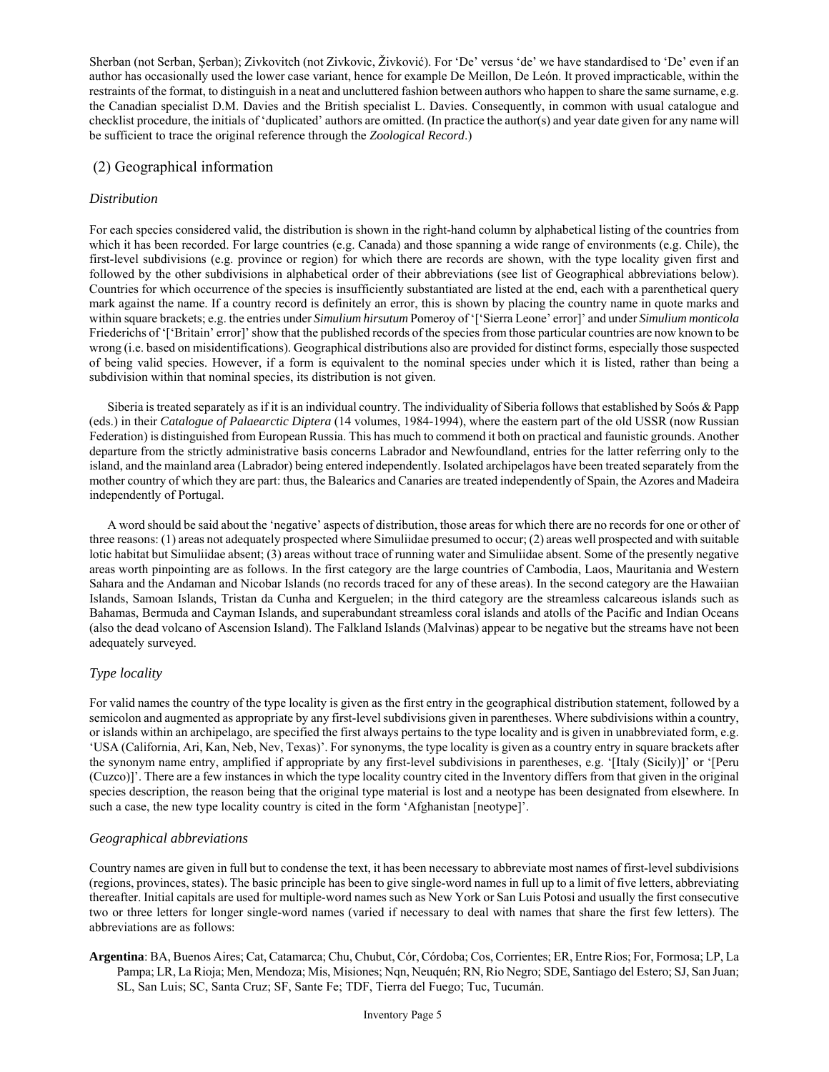Sherban (not Serban, Şerban); Zivkovitch (not Zivkovic, Živković). For 'De' versus 'de' we have standardised to 'De' even if an author has occasionally used the lower case variant, hence for example De Meillon, De León. It proved impracticable, within the restraints of the format, to distinguish in a neat and uncluttered fashion between authors who happen to share the same surname, e.g. the Canadian specialist D.M. Davies and the British specialist L. Davies. Consequently, in common with usual catalogue and checklist procedure, the initials of 'duplicated' authors are omitted. (In practice the author(s) and year date given for any name will be sufficient to trace the original reference through the *Zoological Record*.)

## (2) Geographical information

### *Distribution*

For each species considered valid, the distribution is shown in the right-hand column by alphabetical listing of the countries from which it has been recorded. For large countries (e.g. Canada) and those spanning a wide range of environments (e.g. Chile), the first-level subdivisions (e.g. province or region) for which there are records are shown, with the type locality given first and followed by the other subdivisions in alphabetical order of their abbreviations (see list of Geographical abbreviations below). Countries for which occurrence of the species is insufficiently substantiated are listed at the end, each with a parenthetical query mark against the name. If a country record is definitely an error, this is shown by placing the country name in quote marks and within square brackets; e.g. the entries under *Simulium hirsutum* Pomeroy of '['Sierra Leone' error]' and under *Simulium monticola* Friederichs of '['Britain' error]' show that the published records of the species from those particular countries are now known to be wrong (i.e. based on misidentifications). Geographical distributions also are provided for distinct forms, especially those suspected of being valid species. However, if a form is equivalent to the nominal species under which it is listed, rather than being a subdivision within that nominal species, its distribution is not given.

Siberia is treated separately as if it is an individual country. The individuality of Siberia follows that established by Soós & Papp (eds.) in their *Catalogue of Palaearctic Diptera* (14 volumes, 1984-1994), where the eastern part of the old USSR (now Russian Federation) is distinguished from European Russia. This has much to commend it both on practical and faunistic grounds. Another departure from the strictly administrative basis concerns Labrador and Newfoundland, entries for the latter referring only to the island, and the mainland area (Labrador) being entered independently. Isolated archipelagos have been treated separately from the mother country of which they are part: thus, the Balearics and Canaries are treated independently of Spain, the Azores and Madeira independently of Portugal.

A word should be said about the 'negative' aspects of distribution, those areas for which there are no records for one or other of three reasons: (1) areas not adequately prospected where Simuliidae presumed to occur; (2) areas well prospected and with suitable lotic habitat but Simuliidae absent; (3) areas without trace of running water and Simuliidae absent. Some of the presently negative areas worth pinpointing are as follows. In the first category are the large countries of Cambodia, Laos, Mauritania and Western Sahara and the Andaman and Nicobar Islands (no records traced for any of these areas). In the second category are the Hawaiian Islands, Samoan Islands, Tristan da Cunha and Kerguelen; in the third category are the streamless calcareous islands such as Bahamas, Bermuda and Cayman Islands, and superabundant streamless coral islands and atolls of the Pacific and Indian Oceans (also the dead volcano of Ascension Island). The Falkland Islands (Malvinas) appear to be negative but the streams have not been adequately surveyed.

### *Type locality*

For valid names the country of the type locality is given as the first entry in the geographical distribution statement, followed by a semicolon and augmented as appropriate by any first-level subdivisions given in parentheses. Where subdivisions within a country, or islands within an archipelago, are specified the first always pertains to the type locality and is given in unabbreviated form, e.g. 'USA (California, Ari, Kan, Neb, Nev, Texas)'. For synonyms, the type locality is given as a country entry in square brackets after the synonym name entry, amplified if appropriate by any first-level subdivisions in parentheses, e.g. '[Italy (Sicily)]' or '[Peru (Cuzco)]'. There are a few instances in which the type locality country cited in the Inventory differs from that given in the original species description, the reason being that the original type material is lost and a neotype has been designated from elsewhere. In such a case, the new type locality country is cited in the form 'Afghanistan [neotype]'.

### *Geographical abbreviations*

Country names are given in full but to condense the text, it has been necessary to abbreviate most names of first-level subdivisions (regions, provinces, states). The basic principle has been to give single-word names in full up to a limit of five letters, abbreviating thereafter. Initial capitals are used for multiple-word names such as New York or San Luis Potosi and usually the first consecutive two or three letters for longer single-word names (varied if necessary to deal with names that share the first few letters). The abbreviations are as follows:

**Argentina**: BA, Buenos Aires; Cat, Catamarca; Chu, Chubut, Cór, Córdoba; Cos, Corrientes; ER, Entre Rios; For, Formosa; LP, La Pampa; LR, La Rioja; Men, Mendoza; Mis, Misiones; Nqn, Neuquén; RN, Rio Negro; SDE, Santiago del Estero; SJ, San Juan; SL, San Luis; SC, Santa Cruz; SF, Sante Fe; TDF, Tierra del Fuego; Tuc, Tucumán.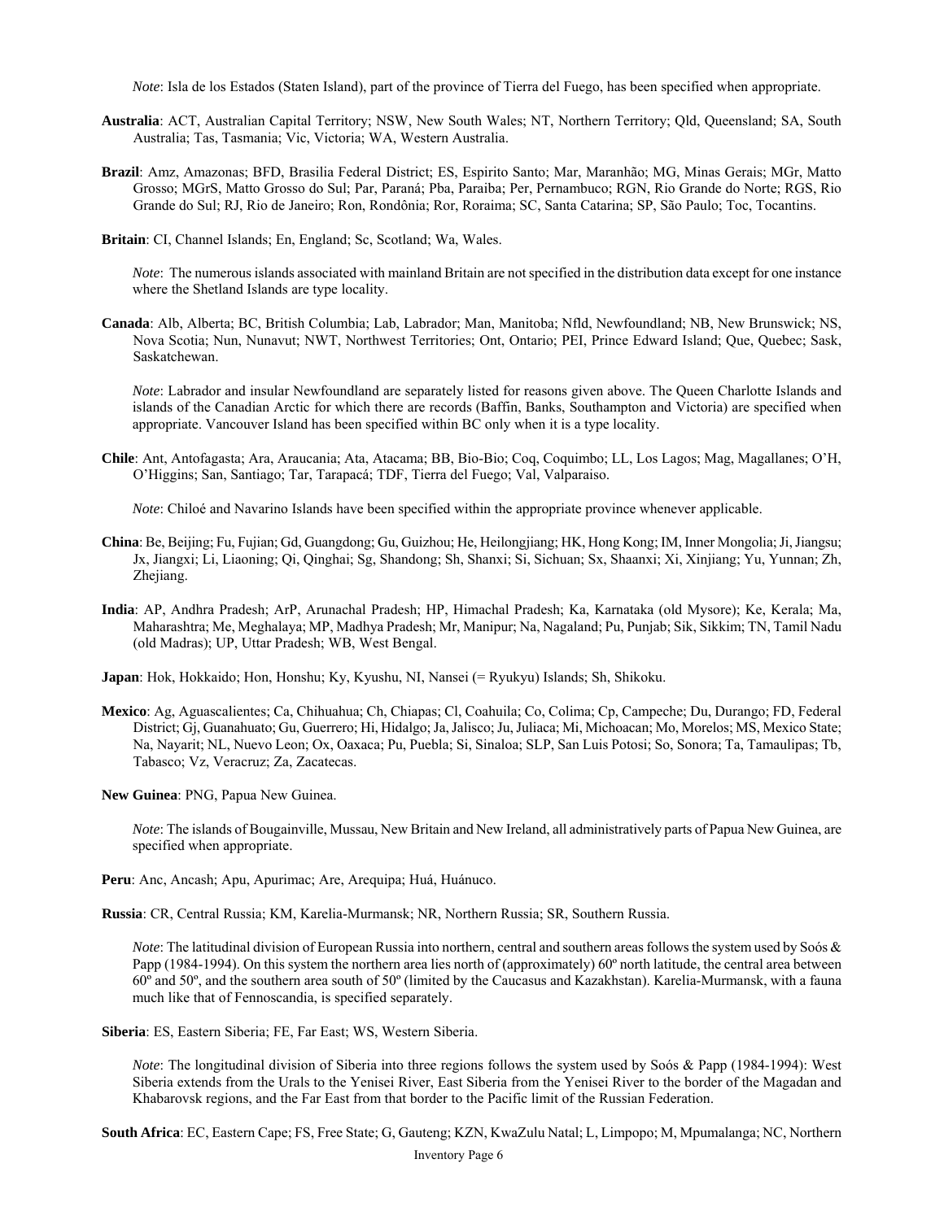*Note*: Isla de los Estados (Staten Island), part of the province of Tierra del Fuego, has been specified when appropriate.

**Australia**: ACT, Australian Capital Territory; NSW, New South Wales; NT, Northern Territory; Qld, Queensland; SA, South Australia; Tas, Tasmania; Vic, Victoria; WA, Western Australia.

**Brazil**: Amz, Amazonas; BFD, Brasilia Federal District; ES, Espirito Santo; Mar, Maranhão; MG, Minas Gerais; MGr, Matto Grosso; MGrS, Matto Grosso do Sul; Par, Paraná; Pba, Paraiba; Per, Pernambuco; RGN, Rio Grande do Norte; RGS, Rio Grande do Sul; RJ, Rio de Janeiro; Ron, Rondônia; Ror, Roraima; SC, Santa Catarina; SP, São Paulo; Toc, Tocantins.

**Britain**: CI, Channel Islands; En, England; Sc, Scotland; Wa, Wales.

*Note*: The numerous islands associated with mainland Britain are not specified in the distribution data except for one instance where the Shetland Islands are type locality.

**Canada**: Alb, Alberta; BC, British Columbia; Lab, Labrador; Man, Manitoba; Nfld, Newfoundland; NB, New Brunswick; NS, Nova Scotia; Nun, Nunavut; NWT, Northwest Territories; Ont, Ontario; PEI, Prince Edward Island; Que, Quebec; Sask, Saskatchewan.

*Note*: Labrador and insular Newfoundland are separately listed for reasons given above. The Queen Charlotte Islands and islands of the Canadian Arctic for which there are records (Baffin, Banks, Southampton and Victoria) are specified when appropriate. Vancouver Island has been specified within BC only when it is a type locality.

**Chile**: Ant, Antofagasta; Ara, Araucania; Ata, Atacama; BB, Bio-Bio; Coq, Coquimbo; LL, Los Lagos; Mag, Magallanes; O'H, O'Higgins; San, Santiago; Tar, Tarapacá; TDF, Tierra del Fuego; Val, Valparaiso.

*Note*: Chiloé and Navarino Islands have been specified within the appropriate province whenever applicable.

**China**: Be, Beijing; Fu, Fujian; Gd, Guangdong; Gu, Guizhou; He, Heilongjiang; HK, Hong Kong; IM, Inner Mongolia; Ji, Jiangsu; Jx, Jiangxi; Li, Liaoning; Qi, Qinghai; Sg, Shandong; Sh, Shanxi; Si, Sichuan; Sx, Shaanxi; Xi, Xinjiang; Yu, Yunnan; Zh, Zhejiang.

**India**: AP, Andhra Pradesh; ArP, Arunachal Pradesh; HP, Himachal Pradesh; Ka, Karnataka (old Mysore); Ke, Kerala; Ma, Maharashtra; Me, Meghalaya; MP, Madhya Pradesh; Mr, Manipur; Na, Nagaland; Pu, Punjab; Sik, Sikkim; TN, Tamil Nadu (old Madras); UP, Uttar Pradesh; WB, West Bengal.

**Japan**: Hok, Hokkaido; Hon, Honshu; Ky, Kyushu, NI, Nansei (= Ryukyu) Islands; Sh, Shikoku.

**Mexico**: Ag, Aguascalientes; Ca, Chihuahua; Ch, Chiapas; Cl, Coahuila; Co, Colima; Cp, Campeche; Du, Durango; FD, Federal District; Gj, Guanahuato; Gu, Guerrero; Hi, Hidalgo; Ja, Jalisco; Ju, Juliaca; Mi, Michoacan; Mo, Morelos; MS, Mexico State; Na, Nayarit; NL, Nuevo Leon; Ox, Oaxaca; Pu, Puebla; Si, Sinaloa; SLP, San Luis Potosi; So, Sonora; Ta, Tamaulipas; Tb, Tabasco; Vz, Veracruz; Za, Zacatecas.

**New Guinea**: PNG, Papua New Guinea.

*Note*: The islands of Bougainville, Mussau, New Britain and New Ireland, all administratively parts of Papua New Guinea, are specified when appropriate.

**Peru**: Anc, Ancash; Apu, Apurimac; Are, Arequipa; Huá, Huánuco.

**Russia**: CR, Central Russia; KM, Karelia-Murmansk; NR, Northern Russia; SR, Southern Russia.

*Note*: The latitudinal division of European Russia into northern, central and southern areas follows the system used by Soós & Papp (1984-1994). On this system the northern area lies north of (approximately) 60º north latitude, the central area between 60º and 50º, and the southern area south of 50º (limited by the Caucasus and Kazakhstan). Karelia-Murmansk, with a fauna much like that of Fennoscandia, is specified separately.

**Siberia**: ES, Eastern Siberia; FE, Far East; WS, Western Siberia.

*Note*: The longitudinal division of Siberia into three regions follows the system used by Soós & Papp (1984-1994): West Siberia extends from the Urals to the Yenisei River, East Siberia from the Yenisei River to the border of the Magadan and Khabarovsk regions, and the Far East from that border to the Pacific limit of the Russian Federation.

**South Africa**: EC, Eastern Cape; FS, Free State; G, Gauteng; KZN, KwaZulu Natal; L, Limpopo; M, Mpumalanga; NC, Northern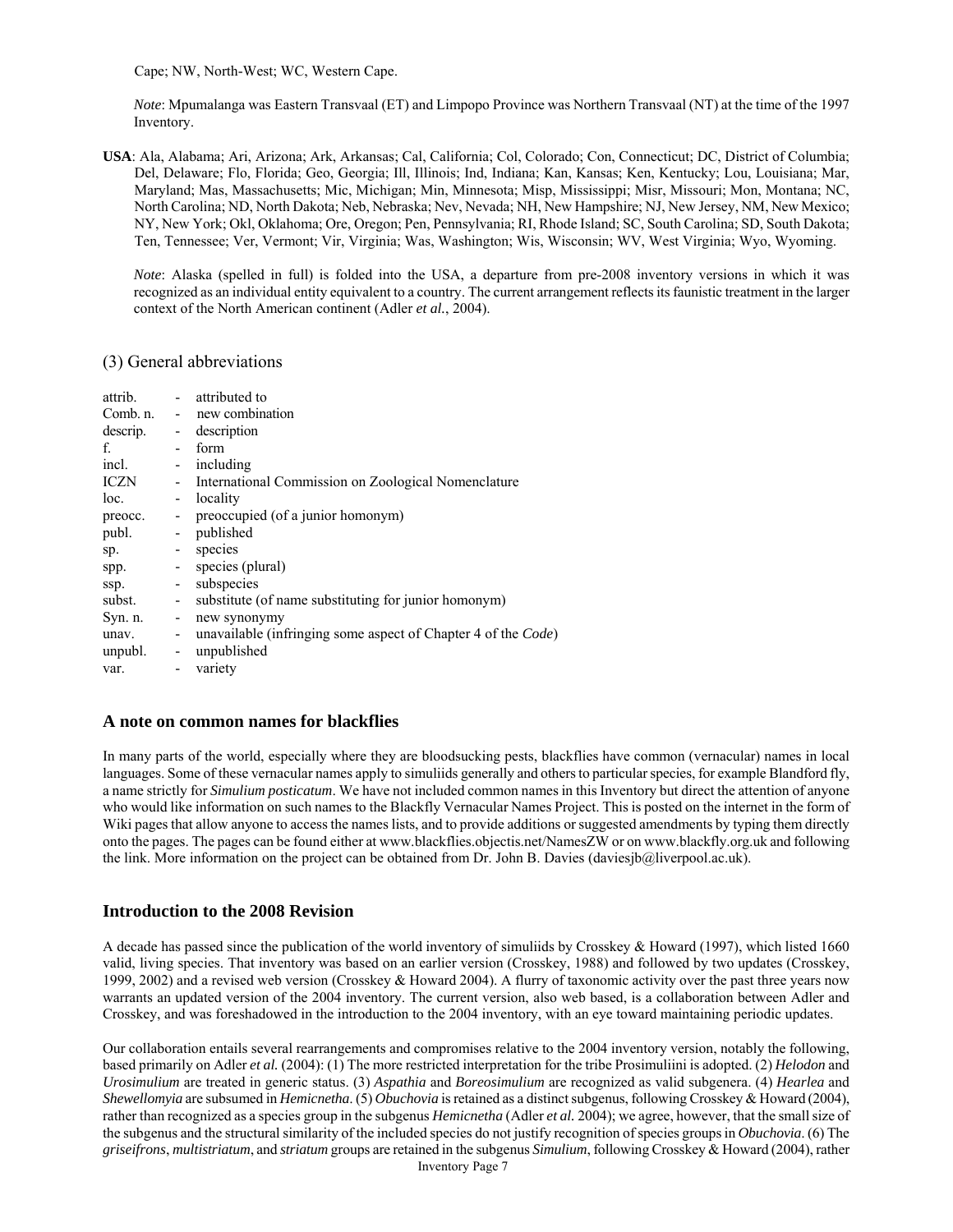Cape; NW, North-West; WC, Western Cape.

*Note*: Mpumalanga was Eastern Transvaal (ET) and Limpopo Province was Northern Transvaal (NT) at the time of the 1997 Inventory.

**USA**: Ala, Alabama; Ari, Arizona; Ark, Arkansas; Cal, California; Col, Colorado; Con, Connecticut; DC, District of Columbia; Del, Delaware; Flo, Florida; Geo, Georgia; Ill, Illinois; Ind, Indiana; Kan, Kansas; Ken, Kentucky; Lou, Louisiana; Mar, Maryland; Mas, Massachusetts; Mic, Michigan; Min, Minnesota; Misp, Mississippi; Misr, Missouri; Mon, Montana; NC, North Carolina; ND, North Dakota; Neb, Nebraska; Nev, Nevada; NH, New Hampshire; NJ, New Jersey, NM, New Mexico; NY, New York; Okl, Oklahoma; Ore, Oregon; Pen, Pennsylvania; RI, Rhode Island; SC, South Carolina; SD, South Dakota; Ten, Tennessee; Ver, Vermont; Vir, Virginia; Was, Washington; Wis, Wisconsin; WV, West Virginia; Wyo, Wyoming.

*Note*: Alaska (spelled in full) is folded into the USA, a departure from pre-2008 inventory versions in which it was recognized as an individual entity equivalent to a country. The current arrangement reflects its faunistic treatment in the larger context of the North American continent (Adler *et al.*, 2004).

## (3) General abbreviations

| | | |
|---|---|---|
| attrib. | - | attributed to |
| Comb. n. | - | new combination |
| descrip. | - | description |
| f. | - | form |
| incl. | - | including |
| ICZN | - | International Commission on Zoological Nomenclature |
| loc. | - | locality |
| preocc. | - | preoccupied (of a junior homonym) |
| publ. | - | published |
| sp. | - | species |
| spp. | - | species (plural) |
| ssp. | - | subspecies |
| subst. | - | substitute (of name substituting for junior homonym) |
| Syn. n. | - | new synonymy |
| unav. | - | unavailable (infringing some aspect of Chapter 4 of the *Code*) |
| unpubl. | - | unpublished |
| var. | - | variety |

## A note on common names for blackflies

In many parts of the world, especially where they are bloodsucking pests, blackflies have common (vernacular) names in local languages. Some of these vernacular names apply to simuliids generally and others to particular species, for example Blandford fly, a name strictly for *Simulium posticatum*. We have not included common names in this Inventory but direct the attention of anyone who would like information on such names to the Blackfly Vernacular Names Project. This is posted on the internet in the form of Wiki pages that allow anyone to access the names lists, and to provide additions or suggested amendments by typing them directly onto the pages. The pages can be found either at www.blackflies.objectis.net/NamesZW or on www.blackfly.org.uk and following the link. More information on the project can be obtained from Dr. John B. Davies (daviesjb@liverpool.ac.uk).

## Introduction to the 2008 Revision

A decade has passed since the publication of the world inventory of simuliids by Crosskey & Howard (1997), which listed 1660 valid, living species. That inventory was based on an earlier version (Crosskey, 1988) and followed by two updates (Crosskey, 1999, 2002) and a revised web version (Crosskey & Howard 2004). A flurry of taxonomic activity over the past three years now warrants an updated version of the 2004 inventory. The current version, also web based, is a collaboration between Adler and Crosskey, and was foreshadowed in the introduction to the 2004 inventory, with an eye toward maintaining periodic updates.

Our collaboration entails several rearrangements and compromises relative to the 2004 inventory version, notably the following, based primarily on Adler *et al.* (2004): (1) The more restricted interpretation for the tribe Prosimuliini is adopted. (2) *Helodon* and *Urosimulium* are treated in generic status. (3) *Aspathia* and *Boreosimulium* are recognized as valid subgenera. (4) *Hearlea* and *Shewellomyia* are subsumed in *Hemicnetha*. (5) *Obuchovia* is retained as a distinct subgenus, following Crosskey & Howard (2004), rather than recognized as a species group in the subgenus *Hemicnetha* (Adler *et al.* 2004); we agree, however, that the small size of the subgenus and the structural similarity of the included species do not justify recognition of species groups in *Obuchovia*. (6) The *griseifrons*, *multistriatum*, and *striatum* groups are retained in the subgenus *Simulium*, following Crosskey & Howard (2004), rather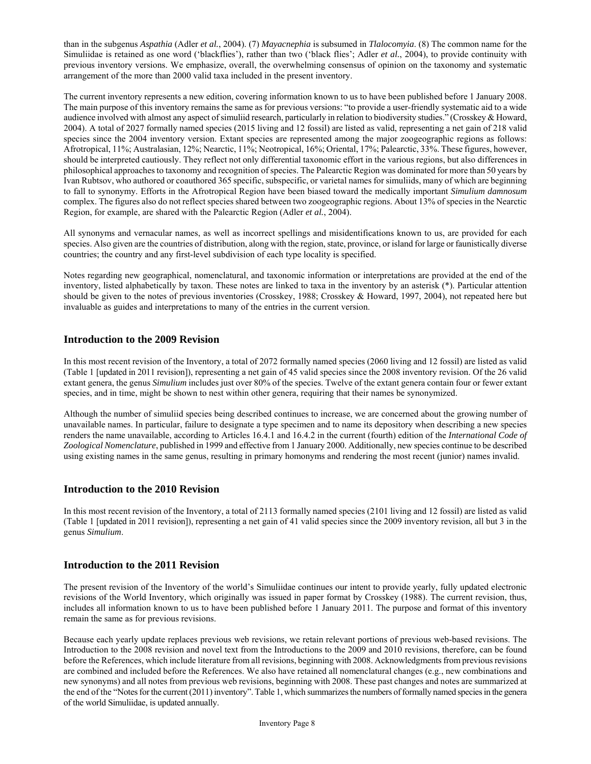than in the subgenus *Aspathia* (Adler *et al.*, 2004). (7) *Mayacnephia* is subsumed in *Tlalocomyia*. (8) The common name for the Simuliidae is retained as one word ('blackflies'), rather than two ('black flies'; Adler *et al.*, 2004), to provide continuity with previous inventory versions. We emphasize, overall, the overwhelming consensus of opinion on the taxonomy and systematic arrangement of the more than 2000 valid taxa included in the present inventory.

The current inventory represents a new edition, covering information known to us to have been published before 1 January 2008. The main purpose of this inventory remains the same as for previous versions: "to provide a user-friendly systematic aid to a wide audience involved with almost any aspect of simuliid research, particularly in relation to biodiversity studies." (Crosskey & Howard, 2004). A total of 2027 formally named species (2015 living and 12 fossil) are listed as valid, representing a net gain of 218 valid species since the 2004 inventory version. Extant species are represented among the major zoogeographic regions as follows: Afrotropical, 11%; Australasian, 12%; Nearctic, 11%; Neotropical, 16%; Oriental, 17%; Palearctic, 33%. These figures, however, should be interpreted cautiously. They reflect not only differential taxonomic effort in the various regions, but also differences in philosophical approaches to taxonomy and recognition of species. The Palearctic Region was dominated for more than 50 years by Ivan Rubtsov, who authored or coauthored 365 specific, subspecific, or varietal names for simuliids, many of which are beginning to fall to synonymy. Efforts in the Afrotropical Region have been biased toward the medically important *Simulium damnosum* complex. The figures also do not reflect species shared between two zoogeographic regions. About 13% of species in the Nearctic Region, for example, are shared with the Palearctic Region (Adler *et al.*, 2004).

All synonyms and vernacular names, as well as incorrect spellings and misidentifications known to us, are provided for each species. Also given are the countries of distribution, along with the region, state, province, or island for large or faunistically diverse countries; the country and any first-level subdivision of each type locality is specified.

Notes regarding new geographical, nomenclatural, and taxonomic information or interpretations are provided at the end of the inventory, listed alphabetically by taxon. These notes are linked to taxa in the inventory by an asterisk (*). Particular attention should be given to the notes of previous inventories (Crosskey, 1988; Crosskey & Howard, 1997, 2004), not repeated here but invaluable as guides and interpretations to many of the entries in the current version.

## Introduction to the 2009 Revision

In this most recent revision of the Inventory, a total of 2072 formally named species (2060 living and 12 fossil) are listed as valid (Table 1 [updated in 2011 revision]), representing a net gain of 45 valid species since the 2008 inventory revision. Of the 26 valid extant genera, the genus *Simulium* includes just over 80% of the species. Twelve of the extant genera contain four or fewer extant species, and in time, might be shown to nest within other genera, requiring that their names be synonymized.

Although the number of simuliid species being described continues to increase, we are concerned about the growing number of unavailable names. In particular, failure to designate a type specimen and to name its depository when describing a new species renders the name unavailable, according to Articles 16.4.1 and 16.4.2 in the current (fourth) edition of the *International Code of Zoological Nomenclature*, published in 1999 and effective from 1 January 2000. Additionally, new species continue to be described using existing names in the same genus, resulting in primary homonyms and rendering the most recent (junior) names invalid.

## Introduction to the 2010 Revision

In this most recent revision of the Inventory, a total of 2113 formally named species (2101 living and 12 fossil) are listed as valid (Table 1 [updated in 2011 revision]), representing a net gain of 41 valid species since the 2009 inventory revision, all but 3 in the genus *Simulium*.

## Introduction to the 2011 Revision

The present revision of the Inventory of the world's Simuliidae continues our intent to provide yearly, fully updated electronic revisions of the World Inventory, which originally was issued in paper format by Crosskey (1988). The current revision, thus, includes all information known to us to have been published before 1 January 2011. The purpose and format of this inventory remain the same as for previous revisions.

Because each yearly update replaces previous web revisions, we retain relevant portions of previous web-based revisions. The Introduction to the 2008 revision and novel text from the Introductions to the 2009 and 2010 revisions, therefore, can be found before the References, which include literature from all revisions, beginning with 2008. Acknowledgments from previous revisions are combined and included before the References. We also have retained all nomenclatural changes (e.g., new combinations and new synonyms) and all notes from previous web revisions, beginning with 2008. These past changes and notes are summarized at the end of the "Notes for the current (2011) inventory". Table 1, which summarizes the numbers of formally named species in the genera of the world Simuliidae, is updated annually.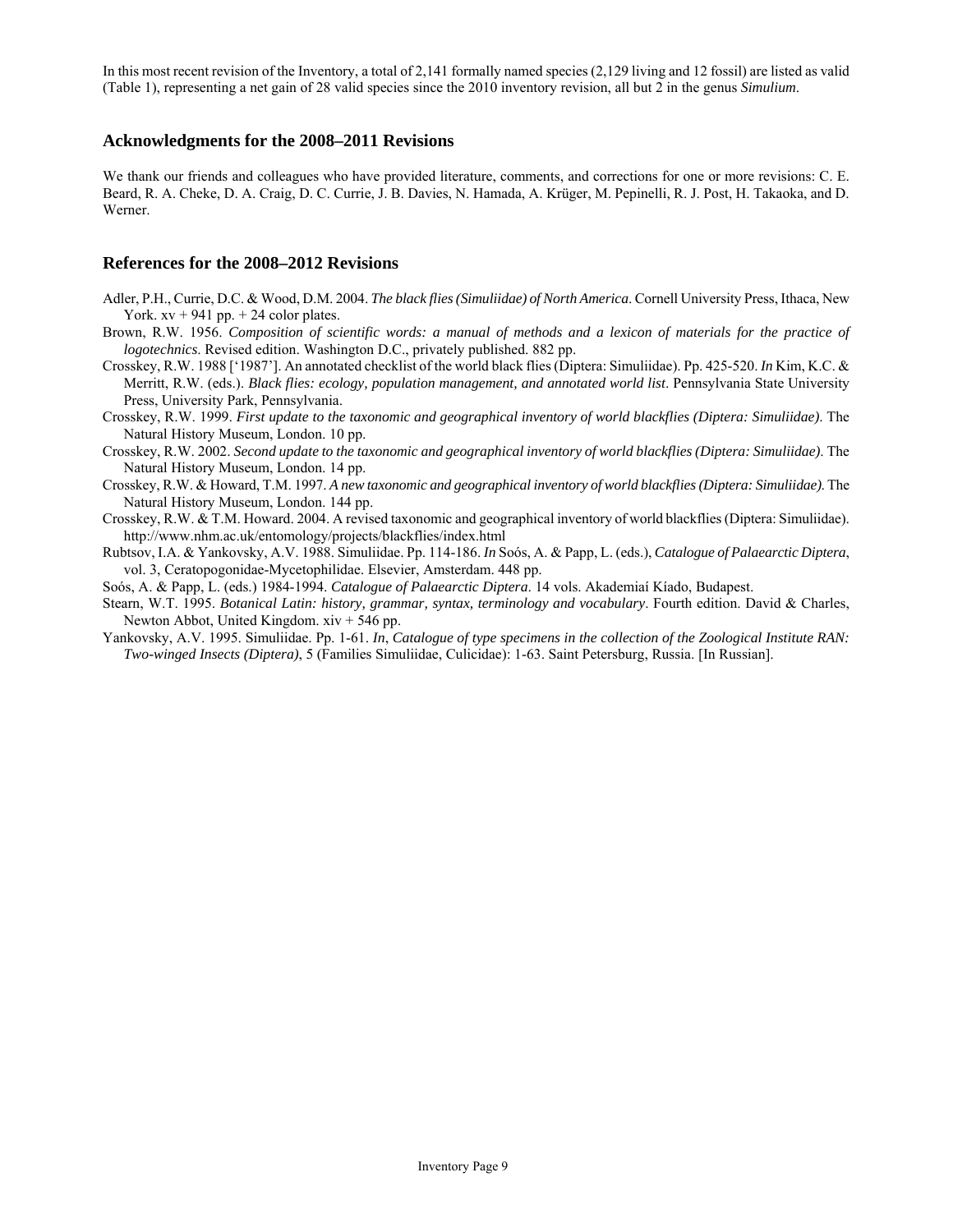In this most recent revision of the Inventory, a total of 2,141 formally named species (2,129 living and 12 fossil) are listed as valid (Table 1), representing a net gain of 28 valid species since the 2010 inventory revision, all but 2 in the genus *Simulium*.

## Acknowledgments for the 2008–2011 Revisions

We thank our friends and colleagues who have provided literature, comments, and corrections for one or more revisions: C. E. Beard, R. A. Cheke, D. A. Craig, D. C. Currie, J. B. Davies, N. Hamada, A. Krüger, M. Pepinelli, R. J. Post, H. Takaoka, and D. Werner.

## References for the 2008–2012 Revisions

Adler, P.H., Currie, D.C. & Wood, D.M. 2004. *The black flies (Simuliidae) of North America*. Cornell University Press, Ithaca, New York. xv + 941 pp. + 24 color plates.

Brown, R.W. 1956. *Composition of scientific words: a manual of methods and a lexicon of materials for the practice of logotechnics*. Revised edition. Washington D.C., privately published. 882 pp.

Crosskey, R.W. 1988 ['1987']. An annotated checklist of the world black flies (Diptera: Simuliidae). Pp. 425-520. *In* Kim, K.C. & Merritt, R.W. (eds.). *Black flies: ecology, population management, and annotated world list*. Pennsylvania State University Press, University Park, Pennsylvania.

Crosskey, R.W. 1999. *First update to the taxonomic and geographical inventory of world blackflies (Diptera: Simuliidae)*. The Natural History Museum, London. 10 pp.

Crosskey, R.W. 2002. *Second update to the taxonomic and geographical inventory of world blackflies (Diptera: Simuliidae)*. The Natural History Museum, London. 14 pp.

Crosskey, R.W. & Howard, T.M. 1997. *A new taxonomic and geographical inventory of world blackflies (Diptera: Simuliidae)*. The Natural History Museum, London. 144 pp.

Crosskey, R.W. & T.M. Howard. 2004. A revised taxonomic and geographical inventory of world blackflies (Diptera: Simuliidae). http://www.nhm.ac.uk/entomology/projects/blackflies/index.html

Rubtsov, I.A. & Yankovsky, A.V. 1988. Simuliidae. Pp. 114-186. *In* Soós, A. & Papp, L. (eds.), *Catalogue of Palaearctic Diptera*, vol. 3, Ceratopogonidae-Mycetophilidae. Elsevier, Amsterdam. 448 pp.

Soós, A. & Papp, L. (eds.) 1984-1994. *Catalogue of Palaearctic Diptera*. 14 vols. Akademiaí Kíado, Budapest.

Stearn, W.T. 1995. *Botanical Latin: history, grammar, syntax, terminology and vocabulary*. Fourth edition. David & Charles, Newton Abbot, United Kingdom. xiv + 546 pp.

Yankovsky, A.V. 1995. Simuliidae. Pp. 1-61. *In*, *Catalogue of type specimens in the collection of the Zoological Institute RAN: Two-winged Insects (Diptera)*, 5 (Families Simuliidae, Culicidae): 1-63. Saint Petersburg, Russia. [In Russian].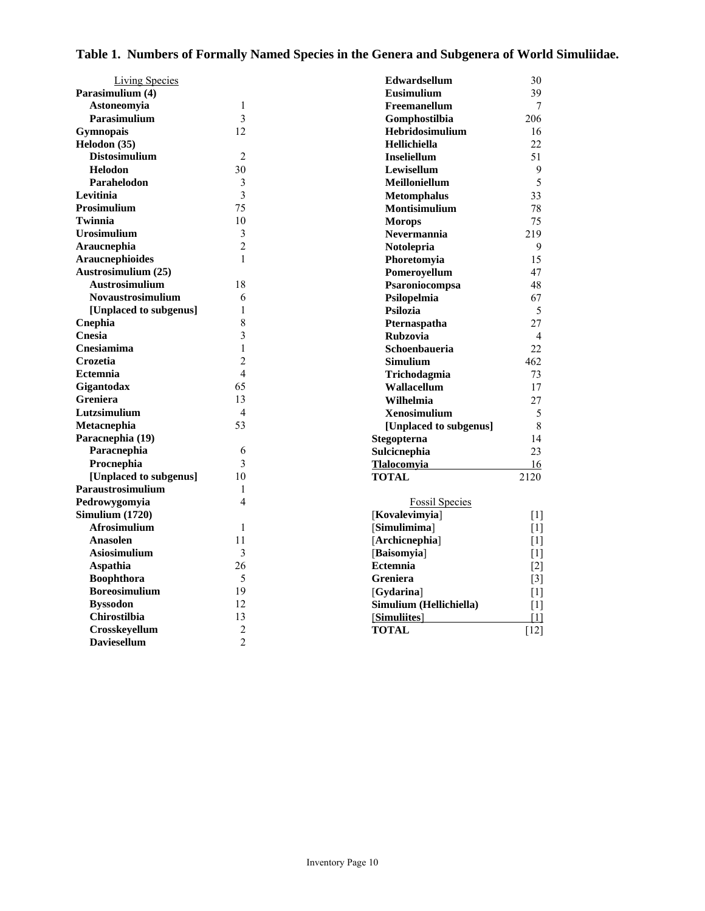**Table 1. Numbers of Formally Named Species in the Genera and Subgenera of World Simuliidae.**

| Living Species | |
|---|---|
| **Parasimulium (4)** | |
| **Astoneomyia** | 1 |
| **Parasimulium** | 3 |
| **Gymnopais** | 12 |
| **Helodon (35)** | |
| **Distosimulium** | 2 |
| **Helodon** | 30 |
| **Parahelodon** | 3 |
| **Levitinia** | 3 |
| **Prosimulium** | 75 |
| **Twinnia** | 10 |
| **Urosimulium** | 3 |
| **Araucnephia** | 2 |
| **Araucnephioides** | 1 |
| **Austrosimulium (25)** | |
| **Austrosimulium** | 18 |
| **Novaustrosimulium** | 6 |
| **[Unplaced to subgenus]** | 1 |
| **Cnephia** | 8 |
| **Cnesia** | 3 |
| **Cnesiamima** | 1 |
| **Crozetia** | 2 |
| **Ectemnia** | 4 |
| **Gigantodax** | 65 |
| **Greniera** | 13 |
| **Lutzsimulium** | 4 |
| **Metacnephia** | 53 |
| **Paracnephia (19)** | |
| **Paracnephia** | 6 |
| **Procnephia** | 3 |
| **[Unplaced to subgenus]** | 10 |
| **Paraustrosimulium** | 1 |
| **Pedrowygomyia** | 4 |
| **Simulium (1720)** | |
| **Afrosimulium** | 1 |
| **Anasolen** | 11 |
| **Asiosimulium** | 3 |
| **Aspathia** | 26 |
| **Boophthora** | 5 |
| **Boreosimulium** | 19 |
| **Byssodon** | 12 |
| **Chirostilbia** | 13 |
| **Crosskeyellum** | 2 |
| **Daviesellum** | 2 |
| **Edwardsellum** | 30 |
| **Eusimulium** | 39 |
| **Freemanellum** | 7 |
| **Gomphostilbia** | 206 |
| **Hebridosimulium** | 16 |
| **Hellichiella** | 22 |
| **Inseliellum** | 51 |
| **Lewisellum** | 9 |
| **Meilloniellum** | 5 |
| **Metomphalus** | 33 |
| **Montisimulium** | 78 |
| **Morops** | 75 |
| **Nevermannia** | 219 |
| **Notolepria** | 9 |
| **Phoretomyia** | 15 |
| **Pomeroyellum** | 47 |
| **Psaroniocompsa** | 48 |
| **Psilopelmia** | 67 |
| **Psilozia** | 5 |
| **Pternaspatha** | 27 |
| **Rubzovia** | 4 |
| **Schoenbaueria** | 22 |
| **Simulium** | 462 |
| **Trichodagmia** | 73 |
| **Wallacellum** | 17 |
| **Wilhelmia** | 27 |
| **Xenosimulium** | 5 |
| **[Unplaced to subgenus]** | 8 |
| **Stegopterna** | 14 |
| **Sulcicnephia** | 23 |
| **Tlalocomyia** | 16 |
| **TOTAL** | 2120 |

| Fossil Species | |
|---|---|
| [**Kovalevimyia**] | [1] |
| [**Simulimima**] | [1] |
| [**Archicnephia**] | [1] |
| [**Baisomyia**] | [1] |
| **Ectemnia** | [2] |
| **Greniera** | [3] |
| [**Gydarina**] | [1] |
| **Simulium (Hellichiella)** | [1] |
| [**Simuliites**] | [1] |
| **TOTAL** | [12] |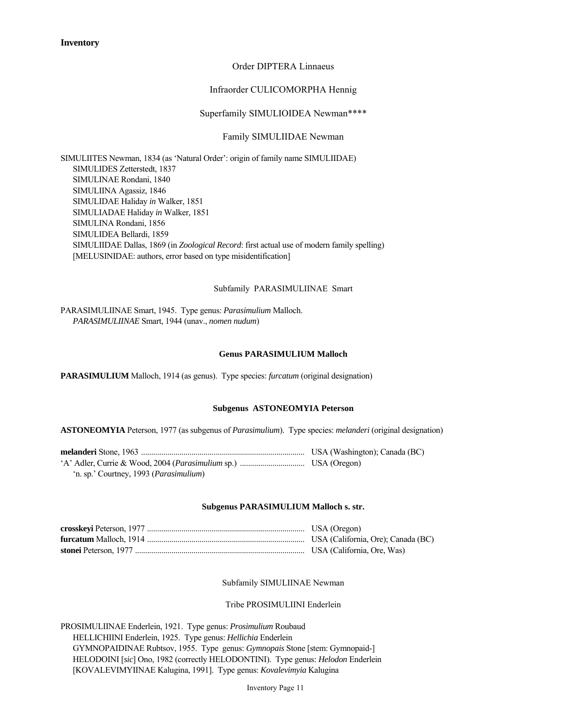**Inventory**

Order DIPTERA Linnaeus

Infraorder CULICOMORPHA Hennig

Superfamily SIMULIOIDEA Newman****

Family SIMULIIDAE Newman

SIMULIITES Newman, 1834 (as 'Natural Order': origin of family name SIMULIIDAE)
 SIMULIDES Zetterstedt, 1837
 SIMULINAE Rondani, 1840
 SIMULIINA Agassiz, 1846
 SIMULIDAE Haliday *in* Walker, 1851
 SIMULIADAE Haliday *in* Walker, 1851
 SIMULINA Rondani, 1856
 SIMULIDEA Bellardi, 1859
 SIMULIIDAE Dallas, 1869 (in *Zoological Record*: first actual use of modern family spelling)
 [MELUSINIDAE: authors, error based on type misidentification]

Subfamily PARASIMULIINAE Smart

PARASIMULIINAE Smart, 1945. Type genus: *Parasimulium* Malloch.
 *PARASIMULIINAE* Smart, 1944 (unav., *nomen nudum*)

**Genus PARASIMULIUM Malloch**

**PARASIMULIUM** Malloch, 1914 (as genus). Type species: *furcatum* (original designation)

**Subgenus ASTONEOMYIA Peterson**

**ASTONEOMYIA** Peterson, 1977 (as subgenus of *Parasimulium*). Type species: *melanderi* (original designation)

**melanderi** Stone, 1963 ................................................................................ USA (Washington); Canada (BC)
'A' Adler, Currie & Wood, 2004 (*Parasimulium* sp.) ............................... USA (Oregon)
 'n. sp.' Courtney, 1993 (*Parasimulium*)

**Subgenus PARASIMULIUM Malloch s. str.**

**crosskeyi** Peterson, 1977 ............................................................................. USA (Oregon)
**furcatum** Malloch, 1914 ............................................................................. USA (California, Ore); Canada (BC)
**stonei** Peterson, 1977 ................................................................................... USA (California, Ore, Was)

Subfamily SIMULIINAE Newman

Tribe PROSIMULIINI Enderlein

PROSIMULIINAE Enderlein, 1921. Type genus: *Prosimulium* Roubaud
 HELLICHIINI Enderlein, 1925. Type genus: *Hellichia* Enderlein
 GYMNOPAIDINAE Rubtsov, 1955. Type genus: *Gymnopais* Stone [stem: Gymnopaid-]
 HELODOINI [*sic*] Ono, 1982 (correctly HELODONTINI). Type genus: *Helodon* Enderlein
 [KOVALEVIMYIINAE Kalugina, 1991]. Type genus: *Kovalevimyia* Kalugina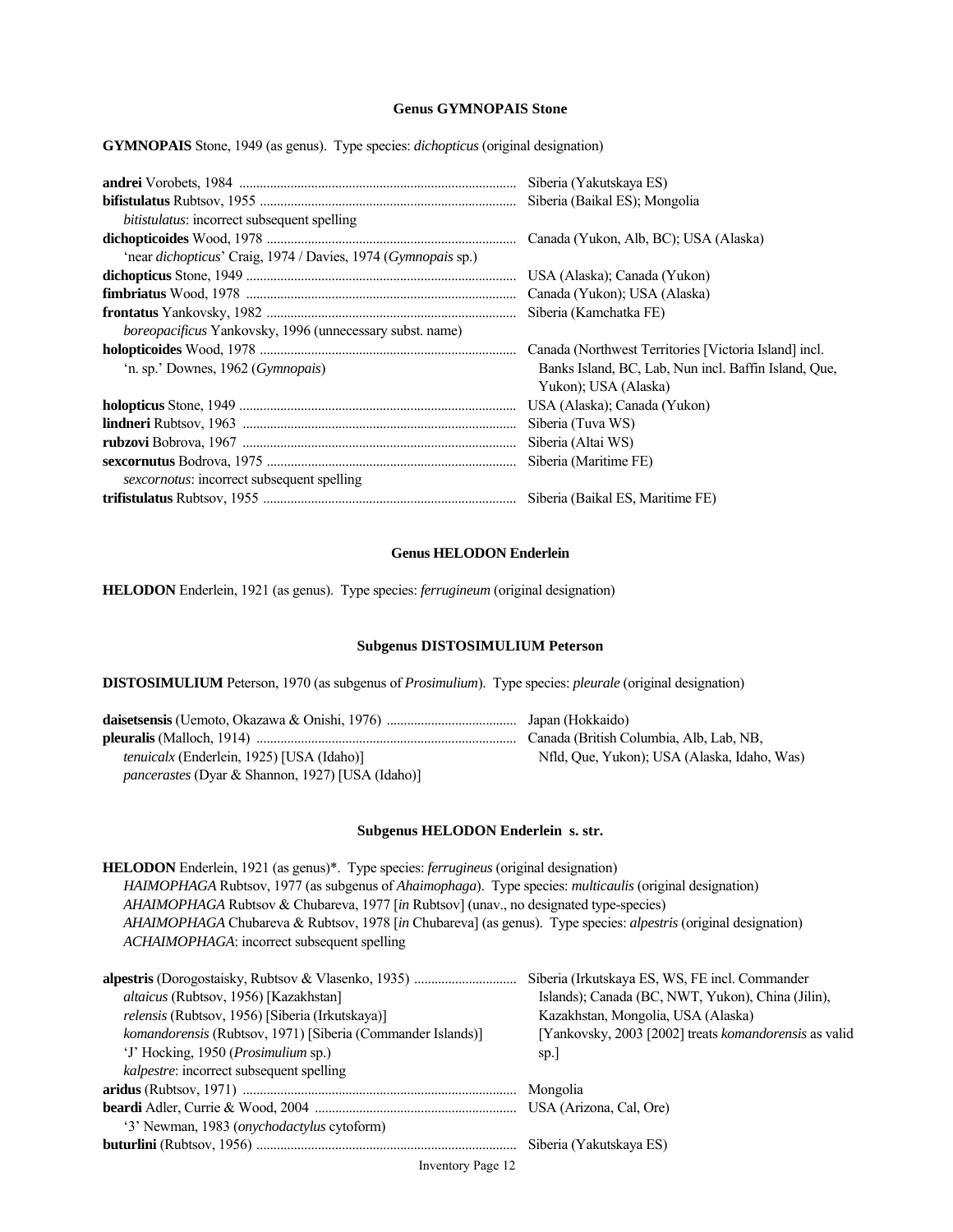### Genus GYMNOPAIS Stone

**GYMNOPAIS** Stone, 1949 (as genus). Type species: *dichopticus* (original designation)

| | |
|---|---|
| **andrei** Vorobets, 1984 | Siberia (Yakutskaya ES) |
| **bifistulatus** Rubtsov, 1955 | Siberia (Baikal ES); Mongolia |
| *bitistulatus*: incorrect subsequent spelling | |
| **dichopticoides** Wood, 1978 | Canada (Yukon, Alb, BC); USA (Alaska) |
| 'near *dichopticus*' Craig, 1974 / Davies, 1974 (*Gymnopais* sp.) | |
| **dichopticus** Stone, 1949 | USA (Alaska); Canada (Yukon) |
| **fimbriatus** Wood, 1978 | Canada (Yukon); USA (Alaska) |
| **frontatus** Yankovsky, 1982 | Siberia (Kamchatka FE) |
| *boreopacificus* Yankovsky, 1996 (unnecessary subst. name) | |
| **holopticoides** Wood, 1978 | Canada (Northwest Territories [Victoria Island] incl. Banks Island, BC, Lab, Nun incl. Baffin Island, Que, Yukon); USA (Alaska) |
| 'n. sp.' Downes, 1962 (*Gymnopais*) | |
| **holopticus** Stone, 1949 | USA (Alaska); Canada (Yukon) |
| **lindneri** Rubtsov, 1963 | Siberia (Tuva WS) |
| **rubzovi** Bobrova, 1967 | Siberia (Altai WS) |
| **sexcornutus** Bodrova, 1975 | Siberia (Maritime FE) |
| *sexcornotus*: incorrect subsequent spelling | |
| **trifistulatus** Rubtsov, 1955 | Siberia (Baikal ES, Maritime FE) |

### Genus HELODON Enderlein

**HELODON** Enderlein, 1921 (as genus). Type species: *ferrugineum* (original designation)

#### Subgenus DISTOSIMULIUM Peterson

**DISTOSIMULIUM** Peterson, 1970 (as subgenus of *Prosimulium*). Type species: *pleurale* (original designation)

| | |
|---|---|
| **daisetsensis** (Uemoto, Okazawa & Onishi, 1976) | Japan (Hokkaido) |
| **pleuralis** (Malloch, 1914) | Canada (British Columbia, Alb, Lab, NB, Nfld, Que, Yukon); USA (Alaska, Idaho, Was) |
| *tenuicalx* (Enderlein, 1925) [USA (Idaho)] | |
| *pancerastes* (Dyar & Shannon, 1927) [USA (Idaho)] | |

#### Subgenus HELODON Enderlein s. str.

**HELODON** Enderlein, 1921 (as genus)*. Type species: *ferrugineus* (original designation)
*HAIMOPHAGA* Rubtsov, 1977 (as subgenus of *Ahaimophaga*). Type species: *multicaulis* (original designation)
*AHAIMOPHAGA* Rubtsov & Chubareva, 1977 [*in* Rubtsov] (unav., no designated type-species)
*AHAIMOPHAGA* Chubareva & Rubtsov, 1978 [*in* Chubareva] (as genus). Type species: *alpestris* (original designation)
*ACHAIMOPHAGA*: incorrect subsequent spelling

| | |
|---|---|
| **alpestris** (Dorogostaisky, Rubtsov & Vlasenko, 1935) | Siberia (Irkutskaya ES, WS, FE incl. Commander Islands); Canada (BC, NWT, Yukon), China (Jilin), Kazakhstan, Mongolia, USA (Alaska) [Yankovsky, 2003 [2002] treats *komandorensis* as valid sp.] |
| *altaicus* (Rubtsov, 1956) [Kazakhstan] | |
| *relensis* (Rubtsov, 1956) [Siberia (Irkutskaya)] | |
| *komandorensis* (Rubtsov, 1971) [Siberia (Commander Islands)] | |
| 'J' Hocking, 1950 (*Prosimulium* sp.) | |
| *kalpestre*: incorrect subsequent spelling | |
| **aridus** (Rubtsov, 1971) | Mongolia |
| **beardi** Adler, Currie & Wood, 2004 | USA (Arizona, Cal, Ore) |
| '3' Newman, 1983 (*onychodactylus* cytoform) | |
| **buturlini** (Rubtsov, 1956) | Siberia (Yakutskaya ES) |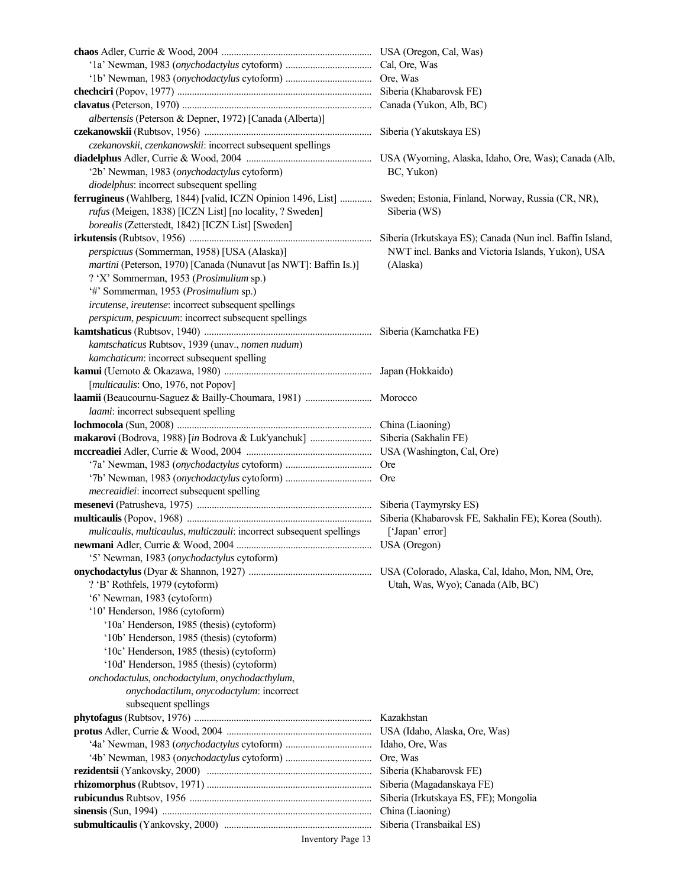**chaos** Adler, Currie & Wood, 2004 ............................................................ USA (Oregon, Cal, Was)
  '1a' Newman, 1983 (*onychodactylus* cytoform) .................................. Cal, Ore, Was
  '1b' Newman, 1983 (*onychodactylus* cytoform) .................................. Ore, Was
**chechciri** (Popov, 1977) .............................................................................. Siberia (Khabarovsk FE)
**clavatus** (Peterson, 1970) ............................................................................ Canada (Yukon, Alb, BC)
  *albertensis* (Peterson & Depner, 1972) [Canada (Alberta)]
**czekanowskii** (Rubtsov, 1956) ................................................................... Siberia (Yakutskaya ES)
  *czekanovskii*, *czenkanowskii*: incorrect subsequent spellings
**diadelphus** Adler, Currie & Wood, 2004 .................................................. USA (Wyoming, Alaska, Idaho, Ore, Was); Canada (Alb, BC, Yukon)
  '2b' Newman, 1983 (*onychodactylus* cytoform)
  *diodelphus*: incorrect subsequent spelling
**ferrugineus** (Wahlberg, 1844) [valid, ICZN Opinion 1496, List] ............ Sweden; Estonia, Finland, Norway, Russia (CR, NR), Siberia (WS)
  *rufus* (Meigen, 1838) [ICZN List] [no locality, ? Sweden]
  *borealis* (Zetterstedt, 1842) [ICZN List] [Sweden]
**irkutensis** (Rubtsov, 1956) ......................................................................... Siberia (Irkutskaya ES); Canada (Nun incl. Baffin Island, NWT incl. Banks and Victoria Islands, Yukon), USA (Alaska)
  *perspicuus* (Sommerman, 1958) [USA (Alaska)]
  *martini* (Peterson, 1970) [Canada (Nunavut [as NWT]: Baffin Is.)]
  ? 'X' Sommerman, 1953 (*Prosimulium* sp.)
  '#' Sommerman, 1953 (*Prosimulium* sp.)
  *ircutense*, *ireutense*: incorrect subsequent spellings
  *perspicum*, *pespicuum*: incorrect subsequent spellings
**kamtshaticus** (Rubtsov, 1940) ................................................................... Siberia (Kamchatka FE)
  *kamtschaticus* Rubtsov, 1939 (unav., *nomen nudum*)
  *kamchaticum*: incorrect subsequent spelling
**kamui** (Uemoto & Okazawa, 1980) ........................................................... Japan (Hokkaido)
  [*multicaulis*: Ono, 1976, not Popov]
**laamii** (Beaucournu-Saguez & Bailly-Choumara, 1981) .......................... Morocco
  *laami*: incorrect subsequent spelling
**lochmocola** (Sun, 2008) .............................................................................. China (Liaoning)
**makarovi** (Bodrova, 1988) [*in* Bodrova & Luk'yanchuk] ........................ Siberia (Sakhalin FE)
**mccreadiei** Adler, Currie & Wood, 2004 .................................................. USA (Washington, Cal, Ore)
  '7a' Newman, 1983 (*onychodactylus* cytoform) .................................. Ore
  '7b' Newman, 1983 (*onychodactylus* cytoform) .................................. Ore
  *mecreaidiei*: incorrect subsequent spelling
**mesenevi** (Patrusheva, 1975) ...................................................................... Siberia (Taymyrsky ES)
**multicaulis** (Popov, 1968) .......................................................................... Siberia (Khabarovsk FE, Sakhalin FE); Korea (South). ['Japan' error]
  *mulicaulis*, *multicaulus*, *multiczauli*: incorrect subsequent spellings
**newmani** Adler, Currie & Wood, 2004 ...................................................... USA (Oregon)
  '5' Newman, 1983 (*onychodactylus* cytoform)
**onychodactylus** (Dyar & Shannon, 1927) ................................................. USA (Colorado, Alaska, Cal, Idaho, Mon, NM, Ore, Utah, Was, Wyo); Canada (Alb, BC)
  ? 'B' Rothfels, 1979 (cytoform)
  '6' Newman, 1983 (cytoform)
  '10' Henderson, 1986 (cytoform)
    '10a' Henderson, 1985 (thesis) (cytoform)
    '10b' Henderson, 1985 (thesis) (cytoform)
    '10c' Henderson, 1985 (thesis) (cytoform)
    '10d' Henderson, 1985 (thesis) (cytoform)
  *onchodactulus*, *onchodactylum*, *onychodacthylum*, *onychodactilum*, *onycodactylum*: incorrect subsequent spellings
**phytofagus** (Rubtsov, 1976) ....................................................................... Kazakhstan
**protus** Adler, Currie & Wood, 2004 .......................................................... USA (Idaho, Alaska, Ore, Was)
  '4a' Newman, 1983 (*onychodactylus* cytoform) .................................. Idaho, Ore, Was
  '4b' Newman, 1983 (*onychodactylus* cytoform) .................................. Ore, Was
**rezidentsii** (Yankovsky, 2000) .................................................................. Siberia (Khabarovsk FE)
**rhizomorphus** (Rubtsov, 1971) .................................................................. Siberia (Magadanskaya FE)
**rubicundus** Rubtsov, 1956 ......................................................................... Siberia (Irkutskaya ES, FE); Mongolia
**sinensis** (Sun, 1994) .................................................................................... China (Liaoning)
**submulticaulis** (Yankovsky, 2000) ........................................................... Siberia (Transbaikal ES)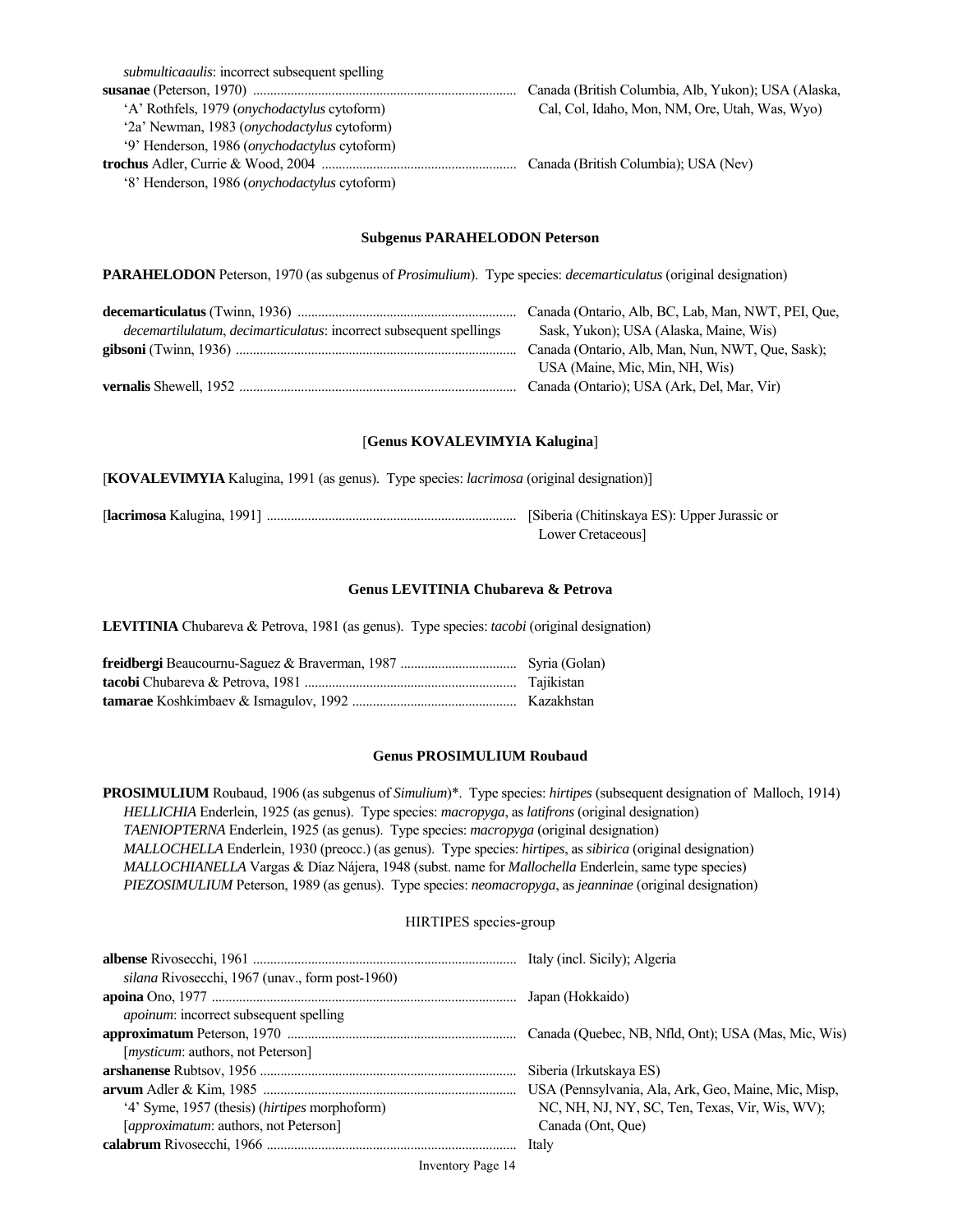*submulticaaulis*: incorrect subsequent spelling

**susanae** (Peterson, 1970) ............................................................................ Canada (British Columbia, Alb, Yukon); USA (Alaska, Cal, Col, Idaho, Mon, NM, Ore, Utah, Was, Wyo)
  'A' Rothfels, 1979 (*onychodactylus* cytoform)
  '2a' Newman, 1983 (*onychodactylus* cytoform)
  '9' Henderson, 1986 (*onychodactylus* cytoform)

**trochus** Adler, Currie & Wood, 2004 ......................................................... Canada (British Columbia); USA (Nev)
  '8' Henderson, 1986 (*onychodactylus* cytoform)

### Subgenus PARAHELODON Peterson

**PARAHELODON** Peterson, 1970 (as subgenus of *Prosimulium*). Type species: *decemarticulatus* (original designation)

**decemarticulatus** (Twinn, 1936) ................................................................ Canada (Ontario, Alb, BC, Lab, Man, NWT, PEI, Que, Sask, Yukon); USA (Alaska, Maine, Wis)
  *decemartilulatum*, *decimarticulatus*: incorrect subsequent spellings

**gibsoni** (Twinn, 1936) .................................................................................. Canada (Ontario, Alb, Man, Nun, NWT, Que, Sask); USA (Maine, Mic, Min, NH, Wis)

**vernalis** Shewell, 1952 ................................................................................. Canada (Ontario); USA (Ark, Del, Mar, Vir)

### [Genus KOVALEVIMYIA Kalugina]

[**KOVALEVIMYIA** Kalugina, 1991 (as genus). Type species: *lacrimosa* (original designation)]

[**lacrimosa** Kalugina, 1991] ......................................................................... [Siberia (Chitinskaya ES): Upper Jurassic or Lower Cretaceous]

### Genus LEVITINIA Chubareva & Petrova

**LEVITINIA** Chubareva & Petrova, 1981 (as genus). Type species: *tacobi* (original designation)

**freidbergi** Beaucournu-Saguez & Braverman, 1987 .................................. Syria (Golan)

**tacobi** Chubareva & Petrova, 1981 .............................................................. Tajikistan

**tamarae** Koshkimbaev & Ismagulov, 1992 ................................................ Kazakhstan

### Genus PROSIMULIUM Roubaud

**PROSIMULIUM** Roubaud, 1906 (as subgenus of *Simulium*)*. Type species: *hirtipes* (subsequent designation of Malloch, 1914)
  *HELLICHIA* Enderlein, 1925 (as genus). Type species: *macropyga*, as *latifrons* (original designation)
  *TAENIOPTERNA* Enderlein, 1925 (as genus). Type species: *macropyga* (original designation)
  *MALLOCHELLA* Enderlein, 1930 (preocc.) (as genus). Type species: *hirtipes*, as *sibirica* (original designation)
  *MALLOCHIANELLA* Vargas & Díaz Nájera, 1948 (subst. name for *Mallochella* Enderlein, same type species)
  *PIEZOSIMULIUM* Peterson, 1989 (as genus). Type species: *neomacropyga*, as *jeanninae* (original designation)

HIRTIPES species-group

**albense** Rivosecchi, 1961 ............................................................................. Italy (incl. Sicily); Algeria
  *silana* Rivosecchi, 1967 (unav., form post-1960)

**apoina** Ono, 1977 ........................................................................................ Japan (Hokkaido)
  *apoinum*: incorrect subsequent spelling

**approximatum** Peterson, 1970 .................................................................. Canada (Quebec, NB, Nfld, Ont); USA (Mas, Mic, Wis)
  [*mysticum*: authors, not Peterson]

**arshanense** Rubtsov, 1956 .......................................................................... Siberia (Irkutskaya ES)

**arvum** Adler & Kim, 1985 ......................................................................... USA (Pennsylvania, Ala, Ark, Geo, Maine, Mic, Misp, NC, NH, NJ, NY, SC, Ten, Texas, Vir, Wis, WV); Canada (Ont, Que)
  '4' Syme, 1957 (thesis) (*hirtipes* morphoform)
  [*approximatum*: authors, not Peterson]

**calabrum** Rivosecchi, 1966 ........................................................................ Italy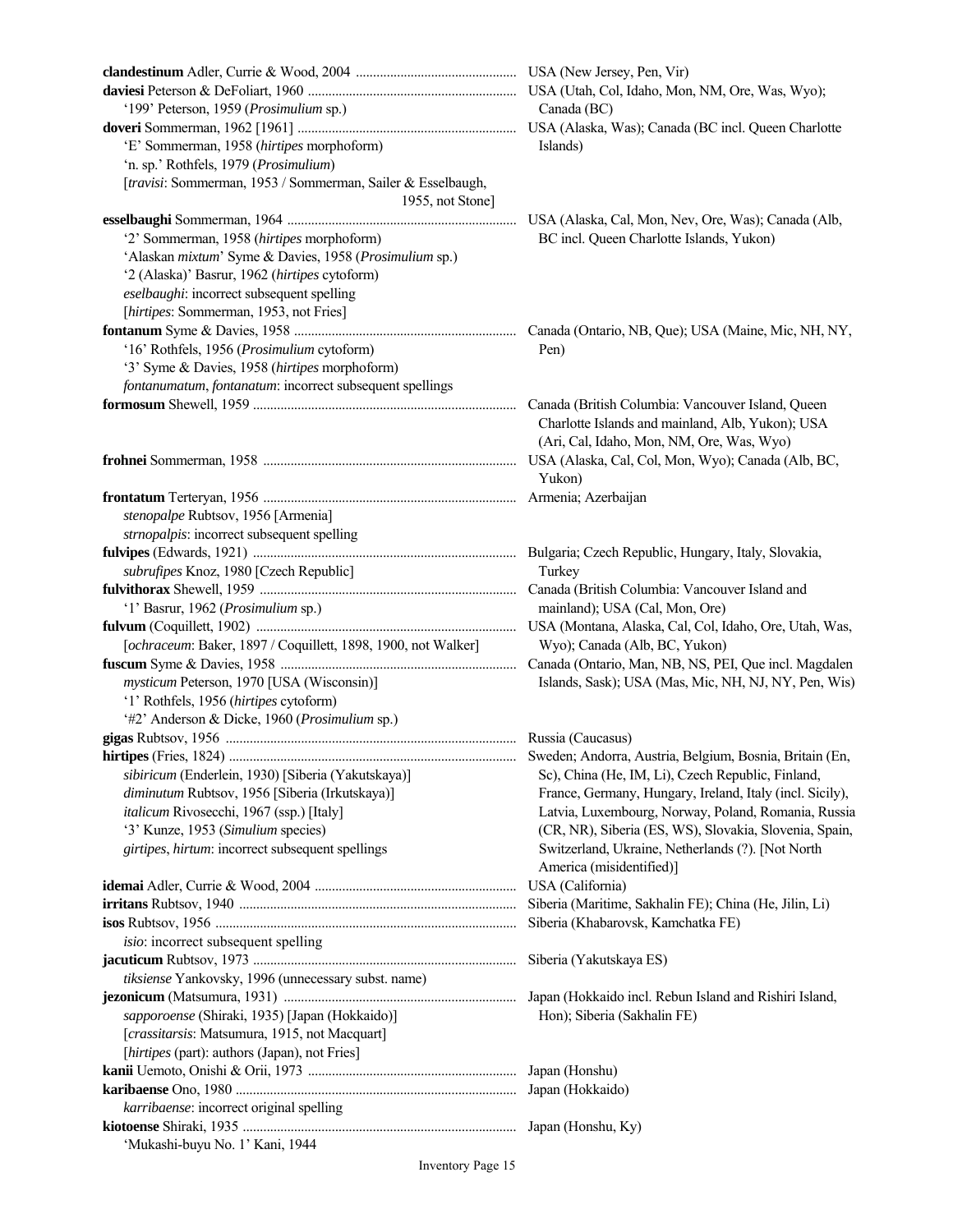**clandestinum** Adler, Currie & Wood, 2004 ............................................ USA (New Jersey, Pen, Vir)

**daviesi** Peterson & DeFoliart, 1960 ............................................ USA (Utah, Col, Idaho, Mon, NM, Ore, Was, Wyo); Canada (BC)
  '199' Peterson, 1959 (*Prosimulium* sp.)

**doveri** Sommerman, 1962 [1961] ............................................ USA (Alaska, Was); Canada (BC incl. Queen Charlotte Islands)
  'E' Sommerman, 1958 (*hirtipes* morphoform)
  'n. sp.' Rothfels, 1979 (*Prosimulium*)
  [*travisi*: Sommerman, 1953 / Sommerman, Sailer & Esselbaugh, 1955, not Stone]

**esselbaughi** Sommerman, 1964 ............................................ USA (Alaska, Cal, Mon, Nev, Ore, Was); Canada (Alb, BC incl. Queen Charlotte Islands, Yukon)
  '2' Sommerman, 1958 (*hirtipes* morphoform)
  'Alaskan *mixtum*' Syme & Davies, 1958 (*Prosimulium* sp.)
  '2 (Alaska)' Basrur, 1962 (*hirtipes* cytoform)
  *eselbaughi*: incorrect subsequent spelling
  [*hirtipes*: Sommerman, 1953, not Fries]

**fontanum** Syme & Davies, 1958 ............................................ Canada (Ontario, NB, Que); USA (Maine, Mic, NH, NY, Pen)
  '16' Rothfels, 1956 (*Prosimulium* cytoform)
  '3' Syme & Davies, 1958 (*hirtipes* morphoform)
  *fontanumatum*, *fontanatum*: incorrect subsequent spellings

**formosum** Shewell, 1959 ............................................ Canada (British Columbia: Vancouver Island, Queen Charlotte Islands and mainland, Alb, Yukon); USA (Ari, Cal, Idaho, Mon, NM, Ore, Was, Wyo)

**frohnei** Sommerman, 1958 ............................................ USA (Alaska, Cal, Col, Mon, Wyo); Canada (Alb, BC, Yukon)

**frontatum** Terteryan, 1956 ............................................ Armenia; Azerbaijan
  *stenopalpe* Rubtsov, 1956 [Armenia]
  *strnopalpis*: incorrect subsequent spelling

**fulvipes** (Edwards, 1921) ............................................ Bulgaria; Czech Republic, Hungary, Italy, Slovakia, Turkey
  *subrufipes* Knoz, 1980 [Czech Republic]

**fulvithorax** Shewell, 1959 ............................................ Canada (British Columbia: Vancouver Island and mainland); USA (Cal, Mon, Ore)
  '1' Basrur, 1962 (*Prosimulium* sp.)

**fulvum** (Coquillett, 1902) ............................................ USA (Montana, Alaska, Cal, Col, Idaho, Ore, Utah, Was, Wyo); Canada (Alb, BC, Yukon)
  [*ochraceum*: Baker, 1897 / Coquillett, 1898, 1900, not Walker]

**fuscum** Syme & Davies, 1958 ............................................ Canada (Ontario, Man, NB, NS, PEI, Que incl. Magdalen Islands, Sask); USA (Mas, Mic, NH, NJ, NY, Pen, Wis)
  *mysticum* Peterson, 1970 [USA (Wisconsin)]
  '1' Rothfels, 1956 (*hirtipes* cytoform)
  '#2' Anderson & Dicke, 1960 (*Prosimulium* sp.)

**gigas** Rubtsov, 1956 ............................................ Russia (Caucasus)

**hirtipes** (Fries, 1824) ............................................ Sweden; Andorra, Austria, Belgium, Bosnia, Britain (En, Sc), China (He, IM, Li), Czech Republic, Finland, France, Germany, Hungary, Ireland, Italy (incl. Sicily), Latvia, Luxembourg, Norway, Poland, Romania, Russia (CR, NR), Siberia (ES, WS), Slovakia, Slovenia, Spain, Switzerland, Ukraine, Netherlands (?). [Not North America (misidentified)]
  *sibiricum* (Enderlein, 1930) [Siberia (Yakutskaya)]
  *diminutum* Rubtsov, 1956 [Siberia (Irkutskaya)]
  *italicum* Rivosecchi, 1967 (ssp.) [Italy]
  '3' Kunze, 1953 (*Simulium* species)
  *girtipes*, *hirtum*: incorrect subsequent spellings

**idemai** Adler, Currie & Wood, 2004 ............................................ USA (California)

**irritans** Rubtsov, 1940 ............................................ Siberia (Maritime, Sakhalin FE); China (He, Jilin, Li)

**isos** Rubtsov, 1956 ............................................ Siberia (Khabarovsk, Kamchatka FE)
  *isio*: incorrect subsequent spelling

**jacuticum** Rubtsov, 1973 ............................................ Siberia (Yakutskaya ES)
  *tiksiense* Yankovsky, 1996 (unnecessary subst. name)

**jezonicum** (Matsumura, 1931) ............................................ Japan (Hokkaido incl. Rebun Island and Rishiri Island, Hon); Siberia (Sakhalin FE)
  *sapporoense* (Shiraki, 1935) [Japan (Hokkaido)]
  [*crassitarsis*: Matsumura, 1915, not Macquart]
  [*hirtipes* (part): authors (Japan), not Fries]

**kanii** Uemoto, Onishi & Orii, 1973 ............................................ Japan (Honshu)

**karibaense** Ono, 1980 ............................................ Japan (Hokkaido)
  *karribaense*: incorrect original spelling

**kiotoense** Shiraki, 1935 ............................................ Japan (Honshu, Ky)
  'Mukashi-buyu No. 1' Kani, 1944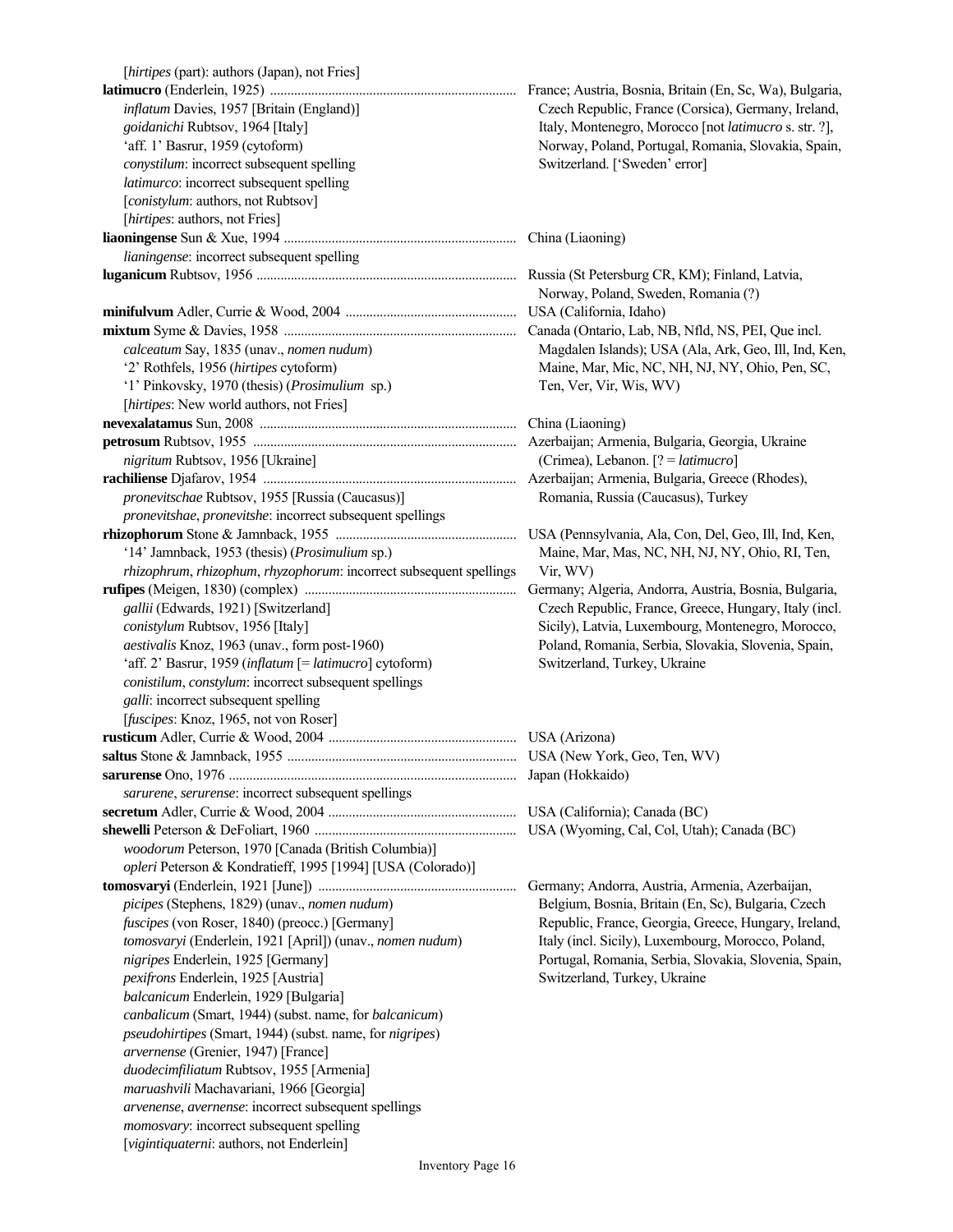[*hirtipes* (part): authors (Japan), not Fries]

**latimucro** (Enderlein, 1925) ........................................................................ France; Austria, Bosnia, Britain (En, Sc, Wa), Bulgaria, Czech Republic, France (Corsica), Germany, Ireland, Italy, Montenegro, Morocco [not *latimucro* s. str. ?], Norway, Poland, Portugal, Romania, Slovakia, Spain, Switzerland. ['Sweden' error]
*inflatum* Davies, 1957 [Britain (England)]
*goidanichi* Rubtsov, 1964 [Italy]
'aff. 1' Basrur, 1959 (cytoform)
*conystilum*: incorrect subsequent spelling
*latimurco*: incorrect subsequent spelling
[*conistylum*: authors, not Rubtsov]
[*hirtipes*: authors, not Fries]

**liaoningense** Sun & Xue, 1994 ................................................................... China (Liaoning)
*lianingense*: incorrect subsequent spelling

**luganicum** Rubtsov, 1956 ............................................................................ Russia (St Petersburg CR, KM); Finland, Latvia, Norway, Poland, Sweden, Romania (?)

**minifulvum** Adler, Currie & Wood, 2004 ................................................. USA (California, Idaho)

**mixtum** Syme & Davies, 1958 ..................................................................... Canada (Ontario, Lab, NB, Nfld, NS, PEI, Que incl. Magdalen Islands); USA (Ala, Ark, Geo, Ill, Ind, Ken, Maine, Mar, Mic, NC, NH, NJ, NY, Ohio, Pen, SC, Ten, Ver, Vir, Wis, WV)
*calceatum* Say, 1835 (unav., *nomen nudum*)
'2' Rothfels, 1956 (*hirtipes* cytoform)
'1' Pinkovsky, 1970 (thesis) (*Prosimulium* sp.)
[*hirtipes*: New world authors, not Fries]

**nevexalatamus** Sun, 2008 .......................................................................... China (Liaoning)

**petrosum** Rubtsov, 1955 ............................................................................. Azerbaijan; Armenia, Bulgaria, Georgia, Ukraine (Crimea), Lebanon. [? = *latimucro*]
*nigritum* Rubtsov, 1956 [Ukraine]

**rachiliense** Djafarov, 1954 ......................................................................... Azerbaijan; Armenia, Bulgaria, Greece (Rhodes), Romania, Russia (Caucasus), Turkey
*pronevitschae* Rubtsov, 1955 [Russia (Caucasus)]
*pronevitshae*, *pronevitshe*: incorrect subsequent spellings

**rhizophorum** Stone & Jamnback, 1955 ..................................................... USA (Pennsylvania, Ala, Con, Del, Geo, Ill, Ind, Ken, Maine, Mar, Mas, NC, NH, NJ, NY, Ohio, RI, Ten, Vir, WV)
'14' Jamnback, 1953 (thesis) (*Prosimulium* sp.)
*rhizophrum*, *rhizophum*, *rhyzophorum*: incorrect subsequent spellings

**rufipes** (Meigen, 1830) (complex) ............................................................. Germany; Algeria, Andorra, Austria, Bosnia, Bulgaria, Czech Republic, France, Greece, Hungary, Italy (incl. Sicily), Latvia, Luxembourg, Montenegro, Morocco, Poland, Romania, Serbia, Slovakia, Slovenia, Spain, Switzerland, Turkey, Ukraine
*gallii* (Edwards, 1921) [Switzerland]
*conistylum* Rubtsov, 1956 [Italy]
*aestivalis* Knoz, 1963 (unav., form post-1960)
'aff. 2' Basrur, 1959 (*inflatum* [= *latimucro*] cytoform)
*conistilum*, *constylum*: incorrect subsequent spellings
*galli*: incorrect subsequent spelling
[*fuscipes*: Knoz, 1965, not von Roser]

**rusticum** Adler, Currie & Wood, 2004 ...................................................... USA (Arizona)

**saltus** Stone & Jamnback, 1955 .................................................................. USA (New York, Geo, Ten, WV)

**sarurense** Ono, 1976 ................................................................................... Japan (Hokkaido)
*sarurene*, *serurense*: incorrect subsequent spellings

**secretum** Adler, Currie & Wood, 2004 ...................................................... USA (California); Canada (BC)

**shewelli** Peterson & DeFoliart, 1960 .......................................................... USA (Wyoming, Cal, Col, Utah); Canada (BC)
*woodorum* Peterson, 1970 [Canada (British Columbia)]
*opleri* Peterson & Kondratieff, 1995 [1994] [USA (Colorado)]

**tomosvaryi** (Enderlein, 1921 [June]) ......................................................... Germany; Andorra, Austria, Armenia, Azerbaijan, Belgium, Bosnia, Britain (En, Sc), Bulgaria, Czech Republic, France, Georgia, Greece, Hungary, Ireland, Italy (incl. Sicily), Luxembourg, Morocco, Poland, Portugal, Romania, Serbia, Slovakia, Slovenia, Spain, Switzerland, Turkey, Ukraine
*picipes* (Stephens, 1829) (unav., *nomen nudum*)
*fuscipes* (von Roser, 1840) (preocc.) [Germany]
*tomosvaryi* (Enderlein, 1921 [April]) (unav., *nomen nudum*)
*nigripes* Enderlein, 1925 [Germany]
*pexifrons* Enderlein, 1925 [Austria]
*balcanicum* Enderlein, 1929 [Bulgaria]
*canbalicum* (Smart, 1944) (subst. name, for *balcanicum*)
*pseudohirtipes* (Smart, 1944) (subst. name, for *nigripes*)
*arvernense* (Grenier, 1947) [France]
*duodecimfiliatum* Rubtsov, 1955 [Armenia]
*maruashvili* Machavariani, 1966 [Georgia]
*arvenense*, *avernense*: incorrect subsequent spellings
*momosvary*: incorrect subsequent spelling
[*vigintiquaterni*: authors, not Enderlein]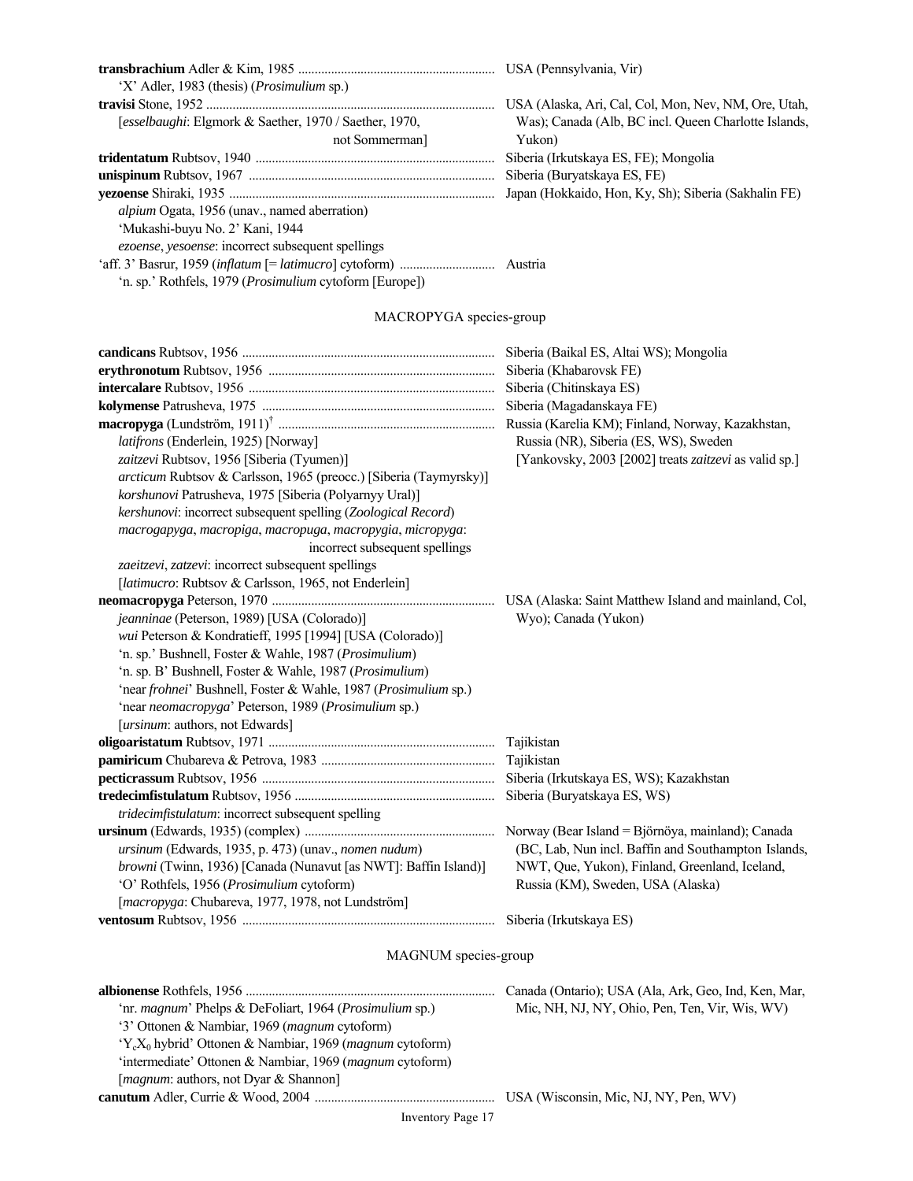**transbrachium** Adler & Kim, 1985 ........................................................... USA (Pennsylvania, Vir)
  'X' Adler, 1983 (thesis) (*Prosimulium* sp.)

**travisi** Stone, 1952 ........................................................................ USA (Alaska, Ari, Cal, Col, Mon, Nev, NM, Ore, Utah, Was); Canada (Alb, BC incl. Queen Charlotte Islands, Yukon)
  [*esselbaughi*: Elgmork & Saether, 1970 / Saether, 1970, not Sommerman]

**tridentatum** Rubtsov, 1940 ........................................................................ Siberia (Irkutskaya ES, FE); Mongolia

**unispinum** Rubtsov, 1967 ........................................................................ Siberia (Buryatskaya ES, FE)

**yezoense** Shiraki, 1935 ........................................................................ Japan (Hokkaido, Hon, Ky, Sh); Siberia (Sakhalin FE)
  *alpium* Ogata, 1956 (unav., named aberration)
  'Mukashi-buyu No. 2' Kani, 1944
  *ezoense*, *yesoense*: incorrect subsequent spellings

'aff. 3' Basrur, 1959 (*inflatum* [= *latimucro*] cytoform) ............................ Austria
  'n. sp.' Rothfels, 1979 (*Prosimulium* cytoform [Europe])

## MACROPYGA species-group

**candicans** Rubtsov, 1956 ........................................................................ Siberia (Baikal ES, Altai WS); Mongolia

**erythronotum** Rubtsov, 1956 ........................................................................ Siberia (Khabarovsk FE)

**intercalare** Rubtsov, 1956 ........................................................................ Siberia (Chitinskaya ES)

**kolymense** Patrusheva, 1975 ........................................................................ Siberia (Magadanskaya FE)

**macropyga** (Lundström, 1911)† ........................................................................ Russia (Karelia KM); Finland, Norway, Kazakhstan, Russia (NR), Siberia (ES, WS), Sweden [Yankovsky, 2003 [2002] treats *zaitzevi* as valid sp.]
  *latifrons* (Enderlein, 1925) [Norway]
  *zaitzevi* Rubtsov, 1956 [Siberia (Tyumen)]
  *arcticum* Rubtsov & Carlsson, 1965 (preocc.) [Siberia (Taymyrsky)]
  *korshunovi* Patrusheva, 1975 [Siberia (Polyarnyy Ural)]
  *kershunovi*: incorrect subsequent spelling (*Zoological Record*)
  *macrogapyga*, *macropiga*, *macropuga*, *macropygia*, *micropyga*: incorrect subsequent spellings
  *zaeitzevi*, *zatzevi*: incorrect subsequent spellings
  [*latimucro*: Rubtsov & Carlsson, 1965, not Enderlein]

**neomacropyga** Peterson, 1970 ........................................................................ USA (Alaska: Saint Matthew Island and mainland, Col, Wyo); Canada (Yukon)
  *jeanninae* (Peterson, 1989) [USA (Colorado)]
  *wui* Peterson & Kondratieff, 1995 [1994] [USA (Colorado)]
  'n. sp.' Bushnell, Foster & Wahle, 1987 (*Prosimulium*)
  'n. sp. B' Bushnell, Foster & Wahle, 1987 (*Prosimulium*)
  'near *frohnei*' Bushnell, Foster & Wahle, 1987 (*Prosimulium* sp.)
  'near *neomacropyga*' Peterson, 1989 (*Prosimulium* sp.)
  [*ursinum*: authors, not Edwards]

**oligoaristatum** Rubtsov, 1971 ........................................................................ Tajikistan

**pamiricum** Chubareva & Petrova, 1983 ........................................................................ Tajikistan

**pecticrassum** Rubtsov, 1956 ........................................................................ Siberia (Irkutskaya ES, WS); Kazakhstan

**tredecimfistulatum** Rubtsov, 1956 ........................................................................ Siberia (Buryatskaya ES, WS)
  *tridecimfistulatum*: incorrect subsequent spelling

**ursinum** (Edwards, 1935) (complex) ........................................................................ Norway (Bear Island = Björnöya, mainland); Canada (BC, Lab, Nun incl. Baffin and Southampton Islands, NWT, Que, Yukon), Finland, Greenland, Iceland, Russia (KM), Sweden, USA (Alaska)
  *ursinum* (Edwards, 1935, p. 473) (unav., *nomen nudum*)
  *browni* (Twinn, 1936) [Canada (Nunavut [as NWT]: Baffin Island)]
  'O' Rothfels, 1956 (*Prosimulium* cytoform)
  [*macropyga*: Chubareva, 1977, 1978, not Lundström]

**ventosum** Rubtsov, 1956 ........................................................................ Siberia (Irkutskaya ES)

## MAGNUM species-group

**albionense** Rothfels, 1956 ........................................................................ Canada (Ontario); USA (Ala, Ark, Geo, Ind, Ken, Mar, Mic, NH, NJ, NY, Ohio, Pen, Ten, Vir, Wis, WV)
  'nr. *magnum*' Phelps & DeFoliart, 1964 (*Prosimulium* sp.)
  '3' Ottonen & Nambiar, 1969 (*magnum* cytoform)
  '$Y_cX_0$ hybrid' Ottonen & Nambiar, 1969 (*magnum* cytoform)
  'intermediate' Ottonen & Nambiar, 1969 (*magnum* cytoform)
  [*magnum*: authors, not Dyar & Shannon]

**canutum** Adler, Currie & Wood, 2004 ........................................................................ USA (Wisconsin, Mic, NJ, NY, Pen, WV)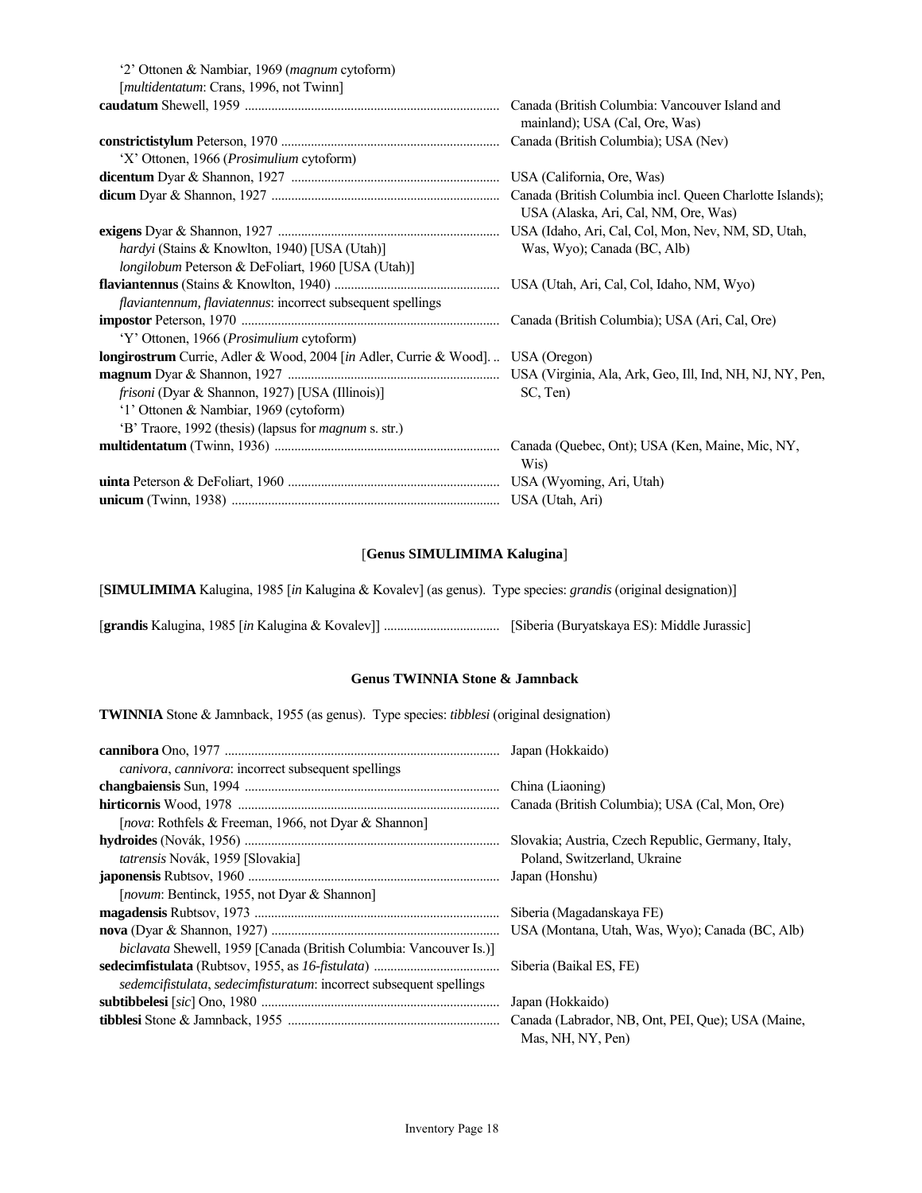| | |
|---|---|
| '2' Ottonen & Nambiar, 1969 (*magnum* cytoform) | |
| [*multidentatum*: Crans, 1996, not Twinn] | |
| **caudatum** Shewell, 1959 | Canada (British Columbia: Vancouver Island and mainland); USA (Cal, Ore, Was) |
| **constrictistylum** Peterson, 1970 | Canada (British Columbia); USA (Nev) |
| 'X' Ottonen, 1966 (*Prosimulium* cytoform) | |
| **dicentum** Dyar & Shannon, 1927 | USA (California, Ore, Was) |
| **dicum** Dyar & Shannon, 1927 | Canada (British Columbia incl. Queen Charlotte Islands); USA (Alaska, Ari, Cal, NM, Ore, Was) |
| **exigens** Dyar & Shannon, 1927 | USA (Idaho, Ari, Cal, Col, Mon, Nev, NM, SD, Utah, Was, Wyo); Canada (BC, Alb) |
| *hardyi* (Stains & Knowlton, 1940) [USA (Utah)] | |
| *longilobum* Peterson & DeFoliart, 1960 [USA (Utah)] | |
| **flaviantennus** (Stains & Knowlton, 1940) | USA (Utah, Ari, Cal, Col, Idaho, NM, Wyo) |
| *flaviantennum, flaviatennus*: incorrect subsequent spellings | |
| **impostor** Peterson, 1970 | Canada (British Columbia); USA (Ari, Cal, Ore) |
| 'Y' Ottonen, 1966 (*Prosimulium* cytoform) | |
| **longirostrum** Currie, Adler & Wood, 2004 [*in* Adler, Currie & Wood]. | USA (Oregon) |
| **magnum** Dyar & Shannon, 1927 | USA (Virginia, Ala, Ark, Geo, Ill, Ind, NH, NJ, NY, Pen, SC, Ten) |
| *frisoni* (Dyar & Shannon, 1927) [USA (Illinois)] | |
| '1' Ottonen & Nambiar, 1969 (cytoform) | |
| 'B' Traore, 1992 (thesis) (lapsus for *magnum* s. str.) | |
| **multidentatum** (Twinn, 1936) | Canada (Quebec, Ont); USA (Ken, Maine, Mic, NY, Wis) |
| **uinta** Peterson & DeFoliart, 1960 | USA (Wyoming, Ari, Utah) |
| **unicum** (Twinn, 1938) | USA (Utah, Ari) |

### [**Genus SIMULIMIMA Kalugina**]

[**SIMULIMIMA** Kalugina, 1985 [*in* Kalugina & Kovalev] (as genus). Type species: *grandis* (original designation)]

| | |
|---|---|
| [**grandis** Kalugina, 1985 [*in* Kalugina & Kovalev]] | [Siberia (Buryatskaya ES): Middle Jurassic] |

### Genus TWINNIA Stone & Jamnback

**TWINNIA** Stone & Jamnback, 1955 (as genus). Type species: *tibblesi* (original designation)

| | |
|---|---|
| **cannibora** Ono, 1977 | Japan (Hokkaido) |
| *canivora*, *cannivora*: incorrect subsequent spellings | |
| **changbaiensis** Sun, 1994 | China (Liaoning) |
| **hirticornis** Wood, 1978 | Canada (British Columbia); USA (Cal, Mon, Ore) |
| [*nova*: Rothfels & Freeman, 1966, not Dyar & Shannon] | |
| **hydroides** (Novák, 1956) | Slovakia; Austria, Czech Republic, Germany, Italy, Poland, Switzerland, Ukraine |
| *tatrensis* Novák, 1959 [Slovakia] | |
| **japonensis** Rubtsov, 1960 | Japan (Honshu) |
| [*novum*: Bentinck, 1955, not Dyar & Shannon] | |
| **magadensis** Rubtsov, 1973 | Siberia (Magadanskaya FE) |
| **nova** (Dyar & Shannon, 1927) | USA (Montana, Utah, Was, Wyo); Canada (BC, Alb) |
| *biclavata* Shewell, 1959 [Canada (British Columbia: Vancouver Is.)] | |
| **sedecimfistulata** (Rubtsov, 1955, as *16-fistulata*) | Siberia (Baikal ES, FE) |
| *sedemcifistulata*, *sedecimfisturatum*: incorrect subsequent spellings | |
| **subtibbelesi** [*sic*] Ono, 1980 | Japan (Hokkaido) |
| **tibblesi** Stone & Jamnback, 1955 | Canada (Labrador, NB, Ont, PEI, Que); USA (Maine, Mas, NH, NY, Pen) |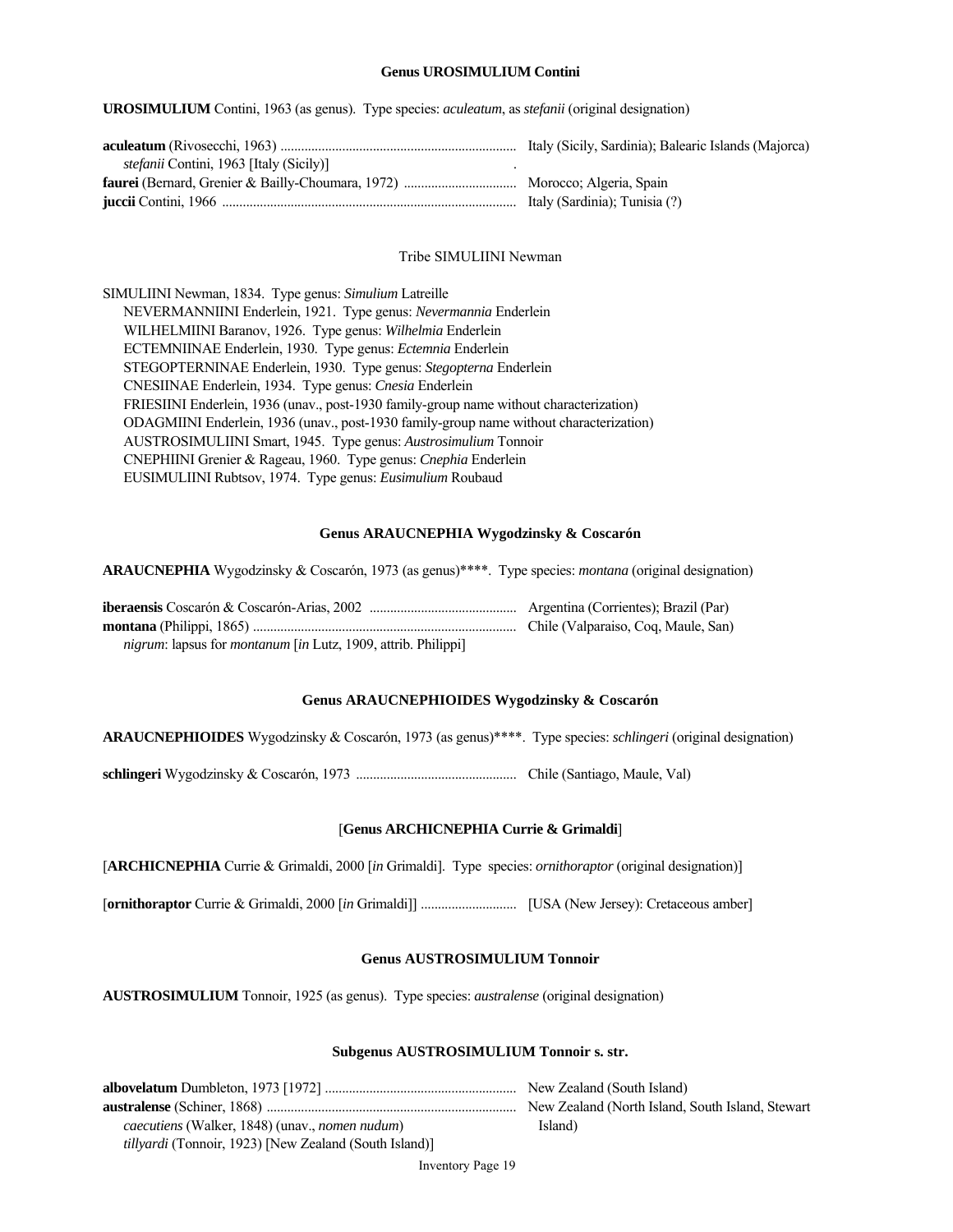### Genus UROSIMULIUM Contini

**UROSIMULIUM** Contini, 1963 (as genus). Type species: *aculeatum*, as *stefanii* (original designation)

**aculeatum** (Rivosecchi, 1963) .................................................................... Italy (Sicily, Sardinia); Balearic Islands (Majorca)
*stefanii* Contini, 1963 [Italy (Sicily)]
**faurei** (Bernard, Grenier & Bailly-Choumara, 1972) ................................ Morocco; Algeria, Spain
**juccii** Contini, 1966 .................................................................................... Italy (Sardinia); Tunisia (?)

### Tribe SIMULIINI Newman

SIMULIINI Newman, 1834. Type genus: *Simulium* Latreille
NEVERMANNIINI Enderlein, 1921. Type genus: *Nevermannia* Enderlein
WILHELMIINI Baranov, 1926. Type genus: *Wilhelmia* Enderlein
ECTEMNIINAE Enderlein, 1930. Type genus: *Ectemnia* Enderlein
STEGOPTERNINAE Enderlein, 1930. Type genus: *Stegopterna* Enderlein
CNESIINAE Enderlein, 1934. Type genus: *Cnesia* Enderlein
FRIESIINI Enderlein, 1936 (unav., post-1930 family-group name without characterization)
ODAGMIINI Enderlein, 1936 (unav., post-1930 family-group name without characterization)
AUSTROSIMULIINI Smart, 1945. Type genus: *Austrosimulium* Tonnoir
CNEPHIINI Grenier & Rageau, 1960. Type genus: *Cnephia* Enderlein
EUSIMULIINI Rubtsov, 1974. Type genus: *Eusimulium* Roubaud

### Genus ARAUCNEPHIA Wygodzinsky & Coscarón

**ARAUCNEPHIA** Wygodzinsky & Coscarón, 1973 (as genus)****. Type species: *montana* (original designation)

**iberaensis** Coscarón & Coscarón-Arias, 2002 .......................................... Argentina (Corrientes); Brazil (Par)
**montana** (Philippi, 1865) ............................................................................ Chile (Valparaiso, Coq, Maule, San)
*nigrum*: lapsus for *montanum* [*in* Lutz, 1909, attrib. Philippi]

### Genus ARAUCNEPHIOIDES Wygodzinsky & Coscarón

**ARAUCNEPHIOIDES** Wygodzinsky & Coscarón, 1973 (as genus)****. Type species: *schlingeri* (original designation)

**schlingeri** Wygodzinsky & Coscarón, 1973 .............................................. Chile (Santiago, Maule, Val)

### [Genus ARCHICNEPHIA Currie & Grimaldi]

[**ARCHICNEPHIA** Currie & Grimaldi, 2000 [*in* Grimaldi]. Type species: *ornithoraptor* (original designation)]

[**ornithoraptor** Currie & Grimaldi, 2000 [*in* Grimaldi]] ........................... [USA (New Jersey): Cretaceous amber]

### Genus AUSTROSIMULIUM Tonnoir

**AUSTROSIMULIUM** Tonnoir, 1925 (as genus). Type species: *australense* (original designation)

#### Subgenus AUSTROSIMULIUM Tonnoir s. str.

**albovelatum** Dumbleton, 1973 [1972] ....................................................... New Zealand (South Island)
**australense** (Schiner, 1868) ........................................................................ New Zealand (North Island, South Island, Stewart Island)
*caecutiens* (Walker, 1848) (unav., *nomen nudum*)
*tillyardi* (Tonnoir, 1923) [New Zealand (South Island)]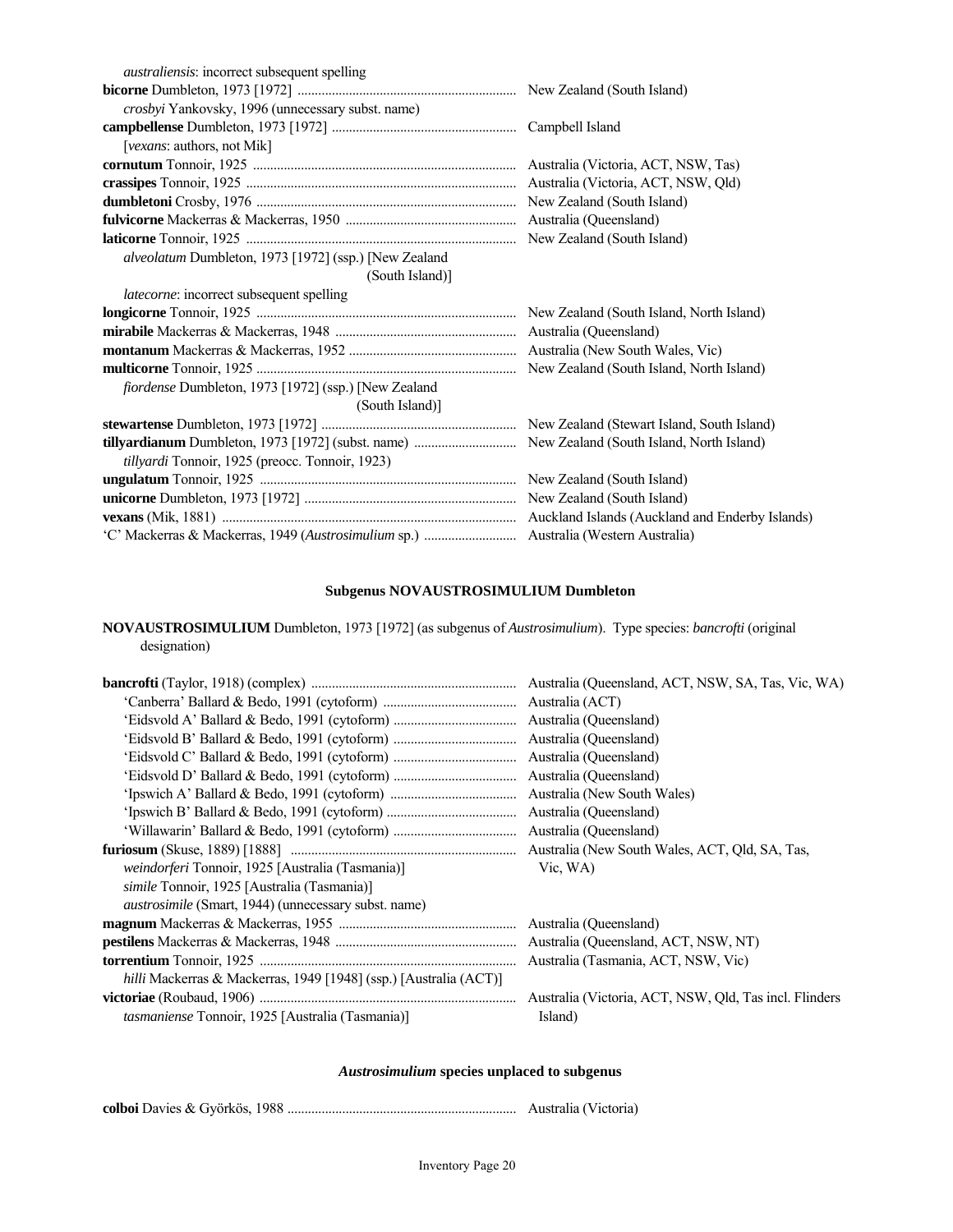*australiensis*: incorrect subsequent spelling

**bicorne** Dumbleton, 1973 [1972] ............................................................... New Zealand (South Island)

*crosbyi* Yankovsky, 1996 (unnecessary subst. name)

**campbellense** Dumbleton, 1973 [1972] ...................................................... Campbell Island

[*vexans*: authors, not Mik]

**cornutum** Tonnoir, 1925 ............................................................................. Australia (Victoria, ACT, NSW, Tas)

**crassipes** Tonnoir, 1925 .............................................................................. Australia (Victoria, ACT, NSW, Qld)

**dumbletoni** Crosby, 1976 ........................................................................... New Zealand (South Island)

**fulvicorne** Mackerras & Mackerras, 1950 .................................................. Australia (Queensland)

**laticorne** Tonnoir, 1925 .............................................................................. New Zealand (South Island)

*alveolatum* Dumbleton, 1973 [1972] (ssp.) [New Zealand (South Island)]

*latecorne*: incorrect subsequent spelling

**longicorne** Tonnoir, 1925 ........................................................................... New Zealand (South Island, North Island)

**mirabile** Mackerras & Mackerras, 1948 ..................................................... Australia (Queensland)

**montanum** Mackerras & Mackerras, 1952 ................................................. Australia (New South Wales, Vic)

**multicorne** Tonnoir, 1925 ........................................................................... New Zealand (South Island, North Island)

*fiordense* Dumbleton, 1973 [1972] (ssp.) [New Zealand (South Island)]

**stewartense** Dumbleton, 1973 [1972] ......................................................... New Zealand (Stewart Island, South Island)

**tillyardianum** Dumbleton, 1973 [1972] (subst. name) ............................. New Zealand (South Island, North Island)

*tillyardi* Tonnoir, 1925 (preocc. Tonnoir, 1923)

**ungulatum** Tonnoir, 1925 .......................................................................... New Zealand (South Island)

**unicorne** Dumbleton, 1973 [1972] ............................................................. New Zealand (South Island)

**vexans** (Mik, 1881) ..................................................................................... Auckland Islands (Auckland and Enderby Islands)

'C' Mackerras & Mackerras, 1949 (*Austrosimulium* sp.) .......................... Australia (Western Australia)

### Subgenus NOVAUSTROSIMULIUM Dumbleton

**NOVAUSTROSIMULIUM** Dumbleton, 1973 [1972] (as subgenus of *Austrosimulium*). Type species: *bancrofti* (original designation)

**bancrofti** (Taylor, 1918) (complex) ........................................................... Australia (Queensland, ACT, NSW, SA, Tas, Vic, WA)

'Canberra' Ballard & Bedo, 1991 (cytoform) ....................................... Australia (ACT)

'Eidsvold A' Ballard & Bedo, 1991 (cytoform) .................................... Australia (Queensland)

'Eidsvold B' Ballard & Bedo, 1991 (cytoform) .................................... Australia (Queensland)

'Eidsvold C' Ballard & Bedo, 1991 (cytoform) .................................... Australia (Queensland)

'Eidsvold D' Ballard & Bedo, 1991 (cytoform) .................................... Australia (Queensland)

'Ipswich A' Ballard & Bedo, 1991 (cytoform) ..................................... Australia (New South Wales)

'Ipswich B' Ballard & Bedo, 1991 (cytoform) ...................................... Australia (Queensland)

'Willawarin' Ballard & Bedo, 1991 (cytoform) .................................... Australia (Queensland)

**furiosum** (Skuse, 1889) [1888] ................................................................. Australia (New South Wales, ACT, Qld, SA, Tas, Vic, WA)

*weindorferi* Tonnoir, 1925 [Australia (Tasmania)]

*simile* Tonnoir, 1925 [Australia (Tasmania)]

*austrosimile* (Smart, 1944) (unnecessary subst. name)

**magnum** Mackerras & Mackerras, 1955 .................................................... Australia (Queensland)

**pestilens** Mackerras & Mackerras, 1948 ..................................................... Australia (Queensland, ACT, NSW, NT)

**torrentium** Tonnoir, 1925 ........................................................................... Australia (Tasmania, ACT, NSW, Vic)

*hilli* Mackerras & Mackerras, 1949 [1948] (ssp.) [Australia (ACT)]

**victoriae** (Roubaud, 1906) ......................................................................... Australia (Victoria, ACT, NSW, Qld, Tas incl. Flinders Island)

*tasmaniense* Tonnoir, 1925 [Australia (Tasmania)]

### *Austrosimulium* species unplaced to subgenus

**colboi** Davies & Györkös, 1988 .................................................................. Australia (Victoria)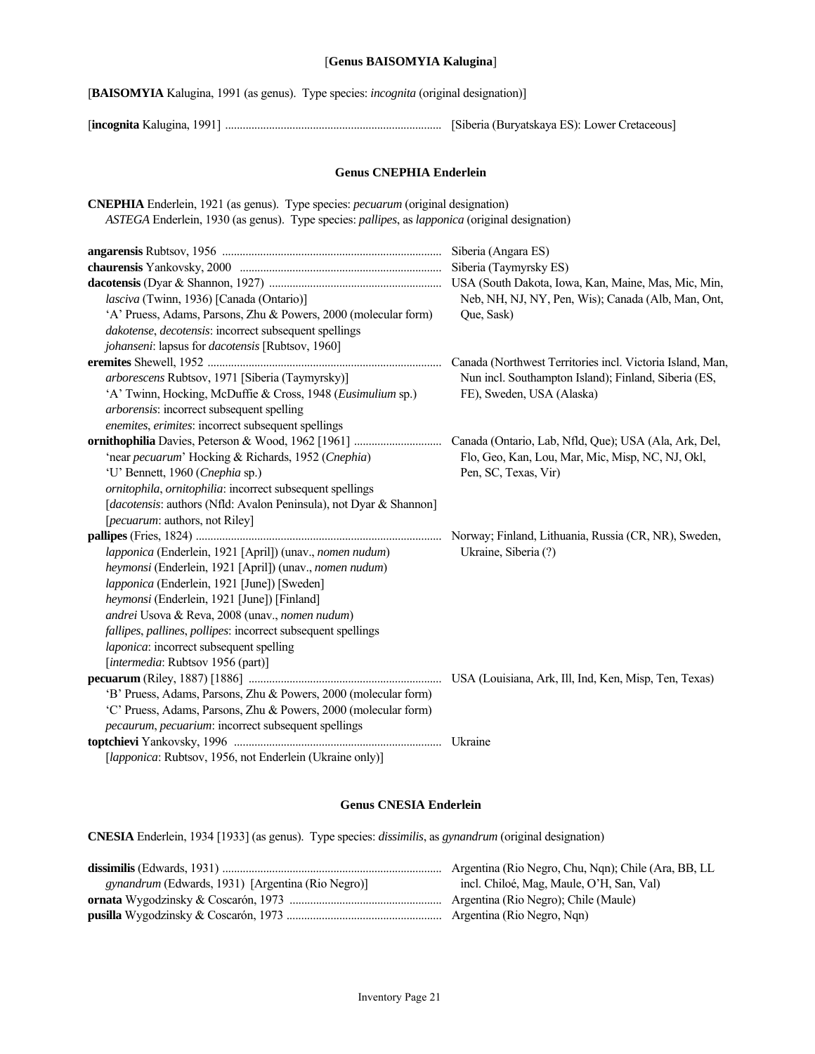## [Genus BAISOMYIA Kalugina]

[**BAISOMYIA** Kalugina, 1991 (as genus). Type species: *incognita* (original designation)]

[**incognita** Kalugina, 1991] ........................................................................ [Siberia (Buryatskaya ES): Lower Cretaceous]

## Genus CNEPHIA Enderlein

**CNEPHIA** Enderlein, 1921 (as genus). Type species: *pecuarum* (original designation)
*ASTEGA* Enderlein, 1930 (as genus). Type species: *pallipes*, as *lapponica* (original designation)

**angarensis** Rubtsov, 1956 ........................................................................ Siberia (Angara ES)

**chaurensis** Yankovsky, 2000 ........................................................................ Siberia (Taymyrsky ES)

**dacotensis** (Dyar & Shannon, 1927) ........................................................................ USA (South Dakota, Iowa, Kan, Maine, Mas, Mic, Min, Neb, NH, NJ, NY, Pen, Wis); Canada (Alb, Man, Ont, Que, Sask)
*lasciva* (Twinn, 1936) [Canada (Ontario)]
'A' Pruess, Adams, Parsons, Zhu & Powers, 2000 (molecular form)
*dakotense*, *decotensis*: incorrect subsequent spellings
*johanseni*: lapsus for *dacotensis* [Rubtsov, 1960]

**eremites** Shewell, 1952 ........................................................................ Canada (Northwest Territories incl. Victoria Island, Man, Nun incl. Southampton Island); Finland, Siberia (ES, FE), Sweden, USA (Alaska)
*arborescens* Rubtsov, 1971 [Siberia (Taymyrsky)]
'A' Twinn, Hocking, McDuffie & Cross, 1948 (*Eusimulium* sp.)
*arborensis*: incorrect subsequent spelling
*enemites*, *erimites*: incorrect subsequent spellings

**ornithophilia** Davies, Peterson & Wood, 1962 [1961] ........................................................................ Canada (Ontario, Lab, Nfld, Que); USA (Ala, Ark, Del, Flo, Geo, Kan, Lou, Mar, Mic, Misp, NC, NJ, Okl, Pen, SC, Texas, Vir)
'near *pecuarum*' Hocking & Richards, 1952 (*Cnephia*)
'U' Bennett, 1960 (*Cnephia* sp.)
*ornitophila*, *ornitophilia*: incorrect subsequent spellings
[*dacotensis*: authors (Nfld: Avalon Peninsula), not Dyar & Shannon]
[*pecuarum*: authors, not Riley]

**pallipes** (Fries, 1824) ........................................................................ Norway; Finland, Lithuania, Russia (CR, NR), Sweden, Ukraine, Siberia (?)
*lapponica* (Enderlein, 1921 [April]) (unav., *nomen nudum*)
*heymonsi* (Enderlein, 1921 [April]) (unav., *nomen nudum*)
*lapponica* (Enderlein, 1921 [June]) [Sweden]
*heymonsi* (Enderlein, 1921 [June]) [Finland]
*andrei* Usova & Reva, 2008 (unav., *nomen nudum*)
*fallipes*, *pallines*, *pollipes*: incorrect subsequent spellings
*laponica*: incorrect subsequent spelling
[*intermedia*: Rubtsov 1956 (part)]

**pecuarum** (Riley, 1887) [1886] ........................................................................ USA (Louisiana, Ark, Ill, Ind, Ken, Misp, Ten, Texas)
'B' Pruess, Adams, Parsons, Zhu & Powers, 2000 (molecular form)
'C' Pruess, Adams, Parsons, Zhu & Powers, 2000 (molecular form)
*pecaurum*, *pecuarium*: incorrect subsequent spellings

**toptchievi** Yankovsky, 1996 ........................................................................ Ukraine
[*lapponica*: Rubtsov, 1956, not Enderlein (Ukraine only)]

## Genus CNESIA Enderlein

**CNESIA** Enderlein, 1934 [1933] (as genus). Type species: *dissimilis*, as *gynandrum* (original designation)

**dissimilis** (Edwards, 1931) ........................................................................ Argentina (Rio Negro, Chu, Nqn); Chile (Ara, BB, LL incl. Chiloé, Mag, Maule, O'H, San, Val)
*gynandrum* (Edwards, 1931) [Argentina (Rio Negro)]

**ornata** Wygodzinsky & Coscarón, 1973 ........................................................................ Argentina (Rio Negro); Chile (Maule)

**pusilla** Wygodzinsky & Coscarón, 1973 ........................................................................ Argentina (Rio Negro, Nqn)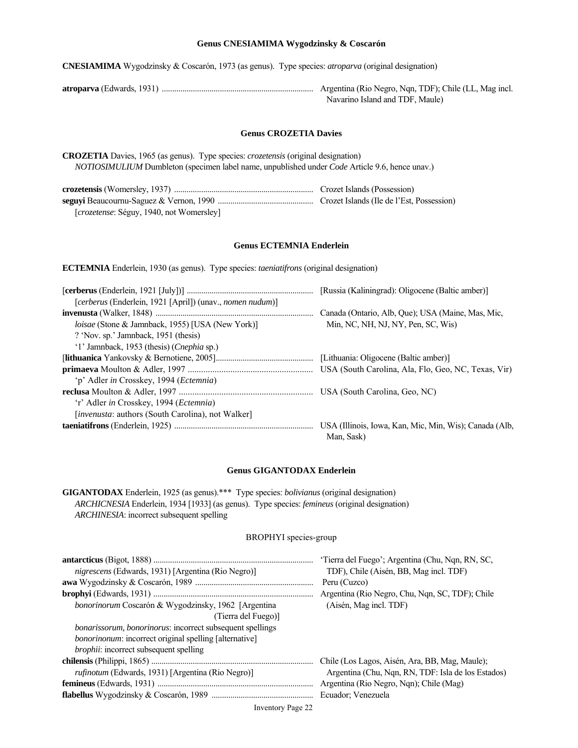## Genus CNESIAMIMA Wygodzinsky & Coscarón

**CNESIAMIMA** Wygodzinsky & Coscarón, 1973 (as genus). Type species: *atroparva* (original designation)

| Species | Distribution |
|---|---|
| **atroparva** (Edwards, 1931) | Argentina (Rio Negro, Nqn, TDF); Chile (LL, Mag incl. Navarino Island and TDF, Maule) |

## Genus CROZETIA Davies

**CROZETIA** Davies, 1965 (as genus). Type species: *crozetensis* (original designation)
*NOTIOSIMULIUM* Dumbleton (specimen label name, unpublished under *Code* Article 9.6, hence unav.)

| Species | Distribution |
|---|---|
| **crozetensis** (Womersley, 1937) | Crozet Islands (Possession) |
| **seguyi** Beaucournu-Saguez & Vernon, 1990 | Crozet Islands (Ile de l'Est, Possession) |
| [*crozetense*: Séguy, 1940, not Womersley] | |

## Genus ECTEMNIA Enderlein

**ECTEMNIA** Enderlein, 1930 (as genus). Type species: *taeniatifrons* (original designation)

| Species | Distribution |
|---|---|
| [**cerberus** (Enderlein, 1921 [July])] | [Russia (Kaliningrad): Oligocene (Baltic amber)] |
| [*cerberus* (Enderlein, 1921 [April]) (unav., *nomen nudum*)] | |
| **invenusta** (Walker, 1848) | Canada (Ontario, Alb, Que); USA (Maine, Mas, Mic, Min, NC, NH, NJ, NY, Pen, SC, Wis) |
| *loisae* (Stone & Jamnback, 1955) [USA (New York)] | |
| ? 'Nov. sp.' Jamnback, 1951 (thesis) | |
| '1' Jamnback, 1953 (thesis) (*Cnephia* sp.) | |
| [**lithuanica** Yankovsky & Bernotiene, 2005] | [Lithuania: Oligocene (Baltic amber)] |
| **primaeva** Moulton & Adler, 1997 | USA (South Carolina, Ala, Flo, Geo, NC, Texas, Vir) |
| 'p' Adler *in* Crosskey, 1994 (*Ectemnia*) | |
| **reclusa** Moulton & Adler, 1997 | USA (South Carolina, Geo, NC) |
| 'r' Adler *in* Crosskey, 1994 (*Ectemnia*) | |
| [*invenusta*: authors (South Carolina), not Walker] | |
| **taeniatifrons** (Enderlein, 1925) | USA (Illinois, Iowa, Kan, Mic, Min, Wis); Canada (Alb, Man, Sask) |

## Genus GIGANTODAX Enderlein

**GIGANTODAX** Enderlein, 1925 (as genus).*** Type species: *bolivianus* (original designation)
*ARCHICNESIA* Enderlein, 1934 [1933] (as genus). Type species: *femineus* (original designation)
*ARCHINESIA*: incorrect subsequent spelling

### BROPHYI species-group

| Species | Distribution |
|---|---|
| **antarcticus** (Bigot, 1888) | 'Tierra del Fuego'; Argentina (Chu, Nqn, RN, SC, TDF), Chile (Aisén, BB, Mag incl. TDF) |
| *nigrescens* (Edwards, 1931) [Argentina (Rio Negro)] | |
| **awa** Wygodzinsky & Coscarón, 1989 | Peru (Cuzco) |
| **brophyi** (Edwards, 1931) | Argentina (Rio Negro, Chu, Nqn, SC, TDF); Chile (Aisén, Mag incl. TDF) |
| *bonorinorum* Coscarón & Wygodzinsky, 1962 [Argentina (Tierra del Fuego)] | |
| *bonarissorum, bonorinorus*: incorrect subsequent spellings | |
| *bonorinonum*: incorrect original spelling [alternative] | |
| *brophii*: incorrect subsequent spelling | |
| **chilensis** (Philippi, 1865) | Chile (Los Lagos, Aisén, Ara, BB, Mag, Maule); Argentina (Chu, Nqn, RN, TDF: Isla de los Estados) |
| *rufinotum* (Edwards, 1931) [Argentina (Rio Negro)] | |
| **femineus** (Edwards, 1931) | Argentina (Rio Negro, Nqn); Chile (Mag) |
| **flabellus** Wygodzinsky & Coscarón, 1989 | Ecuador; Venezuela |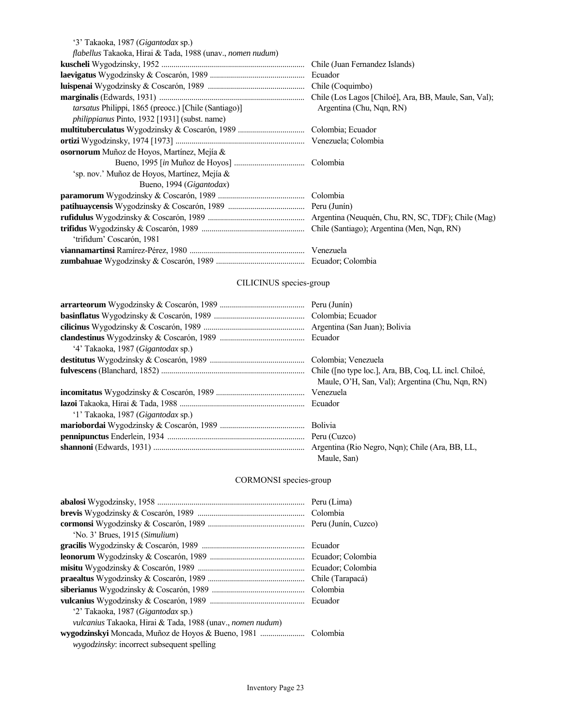'3' Takaoka, 1987 (*Gigantodax* sp.)
*flabellus* Takaoka, Hirai & Tada, 1988 (unav., *nomen nudum*)

**kuscheli** Wygodzinsky, 1952 ...................................................................... Chile (Juan Fernandez Islands)
**laevigatus** Wygodzinsky & Coscarón, 1989 .............................................. Ecuador
**luispenai** Wygodzinsky & Coscarón, 1989 ............................................... Chile (Coquimbo)
**marginalis** (Edwards, 1931) ....................................................................... Chile (Los Lagos [Chiloé], Ara, BB, Maule, San, Val); Argentina (Chu, Nqn, RN)
*tarsatus* Philippi, 1865 (preocc.) [Chile (Santiago)]
*philippianus* Pinto, 1932 [1931] (subst. name)
**multituberculatus** Wygodzinsky & Coscarón, 1989 ................................ Colombia; Ecuador
**ortizi** Wygodzinsky, 1974 [1973] ............................................................... Venezuela; Colombia
**osornorum** Muñoz de Hoyos, Martínez, Mejía & Bueno, 1995 [*in* Muñoz de Hoyos] .................................. Colombia
'sp. nov.' Muñoz de Hoyos, Martínez, Mejía & Bueno, 1994 (*Gigantodax*)
**paramorum** Wygodzinsky & Coscarón, 1989 .......................................... Colombia
**patihuaycensis** Wygodzinsky & Coscarón, 1989 ...................................... Peru (Junín)
**rufidulus** Wygodzinsky & Coscarón, 1989 ............................................... Argentina (Neuquén, Chu, RN, SC, TDF); Chile (Mag)
**trifidus** Wygodzinsky & Coscarón, 1989 .................................................. Chile (Santiago); Argentina (Men, Nqn, RN)
'trifidum' Coscarón, 1981
**viannamartinsi** Ramírez-Pérez, 1980 ........................................................ Venezuela
**zumbahuae** Wygodzinsky & Coscarón, 1989 ........................................... Ecuador; Colombia

## CILICINUS species-group

**arrarteorum** Wygodzinsky & Coscarón, 1989 ......................................... Peru (Junín)
**basinflatus** Wygodzinsky & Coscarón, 1989 ............................................ Colombia; Ecuador
**cilicinus** Wygodzinsky & Coscarón, 1989 ................................................. Argentina (San Juan); Bolivia
**clandestinus** Wygodzinsky & Coscarón, 1989 .......................................... Ecuador
'4' Takaoka, 1987 (*Gigantodax* sp.)
**destitutus** Wygodzinsky & Coscarón, 1989 .............................................. Colombia; Venezuela
**fulvescens** (Blanchard, 1852) ...................................................................... Chile ([no type loc.], Ara, BB, Coq, LL incl. Chiloé, Maule, O'H, San, Val); Argentina (Chu, Nqn, RN)
**incomitatus** Wygodzinsky & Coscarón, 1989 ........................................... Venezuela
**lazoi** Takaoka, Hirai & Tada, 1988 ............................................................. Ecuador
'1' Takaoka, 1987 (*Gigantodax* sp.)
**mariobordai** Wygodzinsky & Coscarón, 1989 .......................................... Bolivia
**pennipunctus** Enderlein, 1934 ................................................................... Peru (Cuzco)
**shannoni** (Edwards, 1931) .......................................................................... Argentina (Rio Negro, Nqn); Chile (Ara, BB, LL, Maule, San)

## CORMONSI species-group

**abalosi** Wygodzinsky, 1958 ........................................................................ Peru (Lima)
**brevis** Wygodzinsky & Coscarón, 1989 .................................................... Colombia
**cormonsi** Wygodzinsky & Coscarón, 1989 ............................................... Peru (Junín, Cuzco)
'No. 3' Brues, 1915 (*Simulium*)
**gracilis** Wygodzinsky & Coscarón, 1989 .................................................. Ecuador
**leonorum** Wygodzinsky & Coscarón, 1989 .............................................. Ecuador; Colombia
**misitu** Wygodzinsky & Coscarón, 1989 .................................................... Ecuador; Colombia
**praealtus** Wygodzinsky & Coscarón, 1989 ............................................... Chile (Tarapacá)
**siberianus** Wygodzinsky & Coscarón, 1989 ............................................. Colombia
**vulcanius** Wygodzinsky & Coscarón, 1989 .............................................. Ecuador
'2' Takaoka, 1987 (*Gigantodax* sp.)
*vulcanius* Takaoka, Hirai & Tada, 1988 (unav., *nomen nudum*)
**wygodzinskyi** Moncada, Muñoz de Hoyos & Bueno, 1981 ...................... Colombia
*wygodzinsky*: incorrect subsequent spelling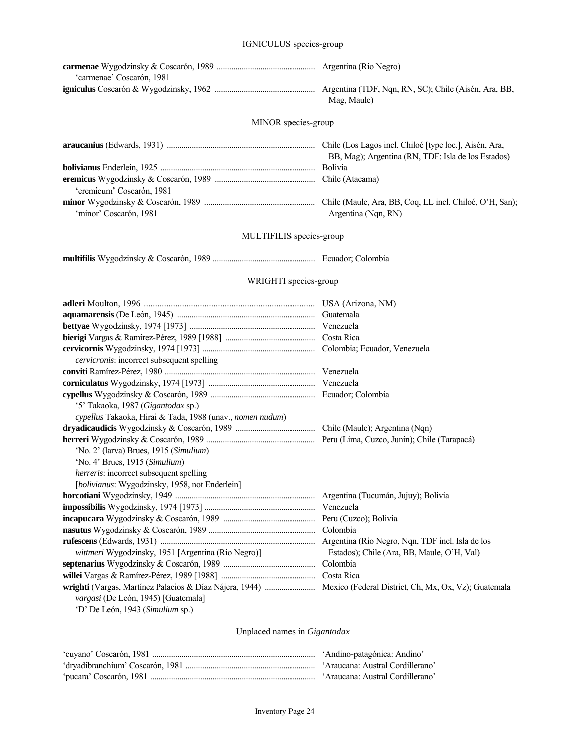### IGNICULUS species-group

**carmenae** Wygodzinsky & Coscarón, 1989 .............................................. Argentina (Rio Negro)
  'carmenae' Coscarón, 1981

**igniculus** Coscarón & Wygodzinsky, 1962 ............................................... Argentina (TDF, Nqn, RN, SC); Chile (Aisén, Ara, BB, Mag, Maule)

### MINOR species-group

**araucanius** (Edwards, 1931) ...................................................................... Chile (Los Lagos incl. Chiloé [type loc.], Aisén, Ara, BB, Mag); Argentina (RN, TDF: Isla de los Estados)

**bolivianus** Enderlein, 1925 ........................................................................ Bolivia

**eremicus** Wygodzinsky & Coscarón, 1989 ............................................... Chile (Atacama)
  'eremicum' Coscarón, 1981

**minor** Wygodzinsky & Coscarón, 1989 .................................................... Chile (Maule, Ara, BB, Coq, LL incl. Chiloé, O'H, San); Argentina (Nqn, RN)
  'minor' Coscarón, 1981

### MULTIFILIS species-group

**multifilis** Wygodzinsky & Coscarón, 1989 ................................................ Ecuador; Colombia

### WRIGHTI species-group

**adleri** Moulton, 1996 ........................................................................... USA (Arizona, NM)

**aquamarensis** (De León, 1945) ................................................................. Guatemala

**bettyae** Wygodzinsky, 1974 [1973] ........................................................... Venezuela

**bierigi** Vargas & Ramírez-Pérez, 1989 [1988] .......................................... Costa Rica

**cervicornis** Wygodzinsky, 1974 [1973] ..................................................... Colombia; Ecuador, Venezuela
  *cervicronis*: incorrect subsequent spelling

**conviti** Ramírez-Pérez, 1980 ...................................................................... Venezuela

**corniculatus** Wygodzinsky, 1974 [1973] .................................................. Venezuela

**cypellus** Wygodzinsky & Coscarón, 1989 ................................................. Ecuador; Colombia
  '5' Takaoka, 1987 (*Gigantodax* sp.)
  *cypellus* Takaoka, Hirai & Tada, 1988 (unav., *nomen nudum*)

**dryadicaudicis** Wygodzinsky & Coscarón, 1989 ..................................... Chile (Maule); Argentina (Nqn)

**herreri** Wygodzinsky & Coscarón, 1989 ................................................... Peru (Lima, Cuzco, Junín); Chile (Tarapacá)
  'No. 2' (larva) Brues, 1915 (*Simulium*)
  'No. 4' Brues, 1915 (*Simulium*)
  *herreris*: incorrect subsequent spelling
  [*bolivianus*: Wygodzinsky, 1958, not Enderlein]

**horcotiani** Wygodzinsky, 1949 .................................................................. Argentina (Tucumán, Jujuy); Bolivia

**impossibilis** Wygodzinsky, 1974 [1973] .................................................... Venezuela

**incapucara** Wygodzinsky & Coscarón, 1989 ........................................... Peru (Cuzco); Bolivia

**nasutus** Wygodzinsky & Coscarón, 1989 .................................................. Colombia

**rufescens** (Edwards, 1931) ......................................................................... Argentina (Rio Negro, Nqn, TDF incl. Isla de los Estados); Chile (Ara, BB, Maule, O'H, Val)
  *wittmeri* Wygodzinsky, 1951 [Argentina (Rio Negro)]

**septenarius** Wygodzinsky & Coscarón, 1989 ........................................... Colombia

**willei** Vargas & Ramírez-Pérez, 1989 [1988] ............................................ Costa Rica

**wrighti** (Vargas, Martínez Palacios & Díaz Nájera, 1944) ........................ Mexico (Federal District, Ch, Mx, Ox, Vz); Guatemala
  *vargasi* (De León, 1945) [Guatemala]
  'D' De León, 1943 (*Simulium* sp.)

### Unplaced names in *Gigantodax*

'cuyano' Coscarón, 1981 ............................................................................ 'Andino-patagónica: Andino'

'dryadibranchium' Coscarón, 1981 ............................................................. 'Araucana: Austral Cordillerano'

'pucara' Coscarón, 1981 .............................................................................. 'Araucana: Austral Cordillerano'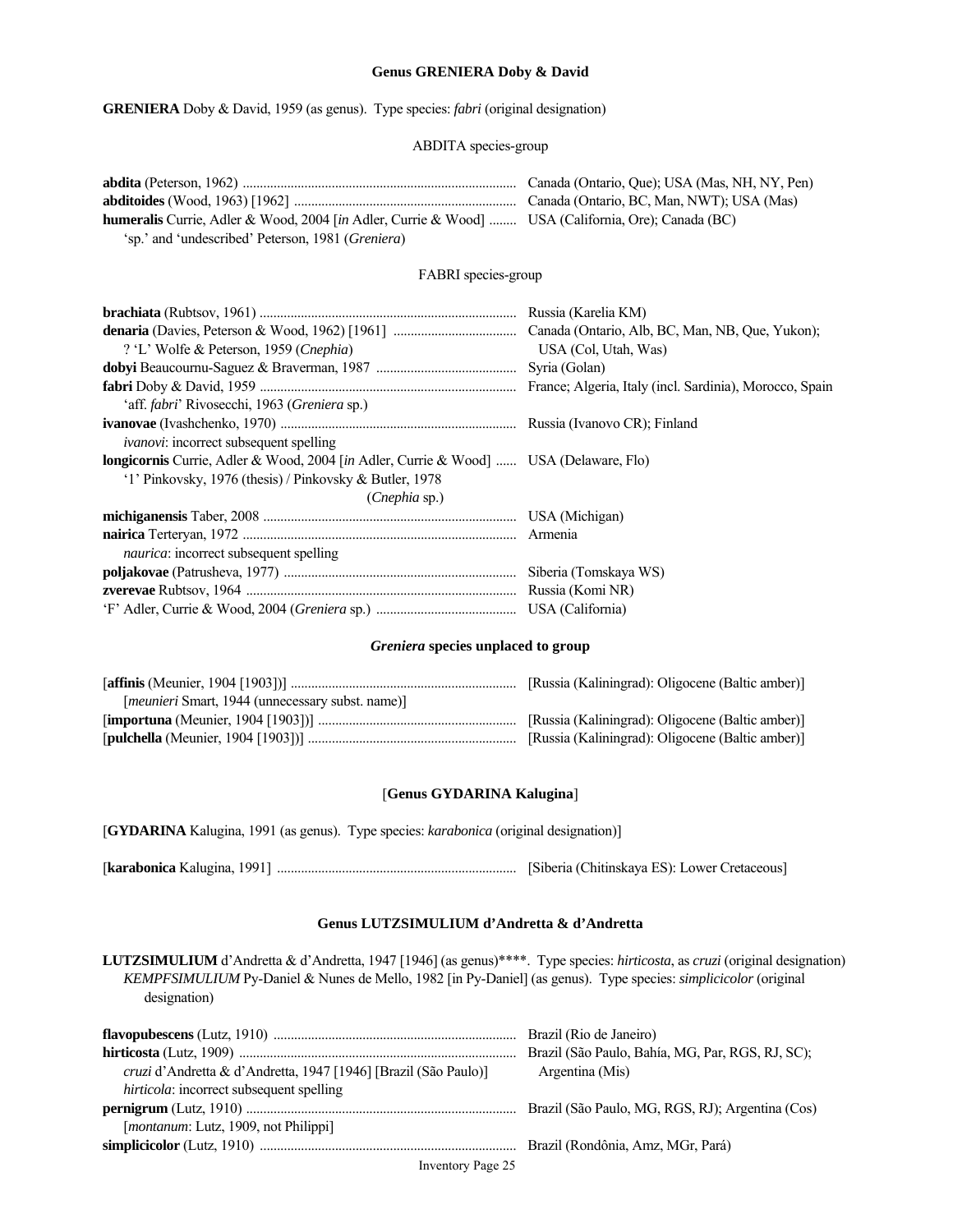## Genus GRENIERA Doby & David

**GRENIERA** Doby & David, 1959 (as genus). Type species: *fabri* (original designation)

### ABDITA species-group

| | |
|---|---|
| **abdita** (Peterson, 1962) | Canada (Ontario, Que); USA (Mas, NH, NY, Pen) |
| **abditoides** (Wood, 1963) [1962] | Canada (Ontario, BC, Man, NWT); USA (Mas) |
| **humeralis** Currie, Adler & Wood, 2004 [*in* Adler, Currie & Wood] | USA (California, Ore); Canada (BC) |
| 'sp.' and 'undescribed' Peterson, 1981 (*Greniera*) | |

### FABRI species-group

| | |
|---|---|
| **brachiata** (Rubtsov, 1961) | Russia (Karelia KM) |
| **denaria** (Davies, Peterson & Wood, 1962) [1961] | Canada (Ontario, Alb, BC, Man, NB, Que, Yukon); |
| ? 'L' Wolfe & Peterson, 1959 (*Cnephia*) | USA (Col, Utah, Was) |
| **dobyi** Beaucournu-Saguez & Braverman, 1987 | Syria (Golan) |
| **fabri** Doby & David, 1959 | France; Algeria, Italy (incl. Sardinia), Morocco, Spain |
| 'aff. *fabri*' Rivosecchi, 1963 (*Greniera* sp.) | |
| **ivanovae** (Ivashchenko, 1970) | Russia (Ivanovo CR); Finland |
| *ivanovi*: incorrect subsequent spelling | |
| **longicornis** Currie, Adler & Wood, 2004 [*in* Adler, Currie & Wood] | USA (Delaware, Flo) |
| '1' Pinkovsky, 1976 (thesis) / Pinkovsky & Butler, 1978 (*Cnephia* sp.) | |
| **michiganensis** Taber, 2008 | USA (Michigan) |
| **nairica** Terteryan, 1972 | Armenia |
| *naurica*: incorrect subsequent spelling | |
| **poljakovae** (Patrusheva, 1977) | Siberia (Tomskaya WS) |
| **zverevae** Rubtsov, 1964 | Russia (Komi NR) |
| 'F' Adler, Currie & Wood, 2004 (*Greniera* sp.) | USA (California) |

### *Greniera* species unplaced to group

| | |
|---|---|
| [**affinis** (Meunier, 1904 [1903])] | [Russia (Kaliningrad): Oligocene (Baltic amber)] |
| [*meunieri* Smart, 1944 (unnecessary subst. name)] | |
| [**importuna** (Meunier, 1904 [1903])] | [Russia (Kaliningrad): Oligocene (Baltic amber)] |
| [**pulchella** (Meunier, 1904 [1903])] | [Russia (Kaliningrad): Oligocene (Baltic amber)] |

## [Genus GYDARINA Kalugina]

[**GYDARINA** Kalugina, 1991 (as genus). Type species: *karabonica* (original designation)]

| | |
|---|---|
| [**karabonica** Kalugina, 1991] | [Siberia (Chitinskaya ES): Lower Cretaceous] |

## Genus LUTZSIMULIUM d'Andretta & d'Andretta

**LUTZSIMULIUM** d'Andretta & d'Andretta, 1947 [1946] (as genus)****. Type species: *hirticosta*, as *cruzi* (original designation)
*KEMPFSIMULIUM* Py-Daniel & Nunes de Mello, 1982 [in Py-Daniel] (as genus). Type species: *simplicicolor* (original designation)

| | |
|---|---|
| **flavopubescens** (Lutz, 1910) | Brazil (Rio de Janeiro) |
| **hirticosta** (Lutz, 1909) | Brazil (São Paulo, Bahía, MG, Par, RGS, RJ, SC); |
| *cruzi* d'Andretta & d'Andretta, 1947 [1946] [Brazil (São Paulo)] | Argentina (Mis) |
| *hirticola*: incorrect subsequent spelling | |
| **pernigrum** (Lutz, 1910) | Brazil (São Paulo, MG, RGS, RJ); Argentina (Cos) |
| [*montanum*: Lutz, 1909, not Philippi] | |
| **simplicicolor** (Lutz, 1910) | Brazil (Rondônia, Amz, MGr, Pará) |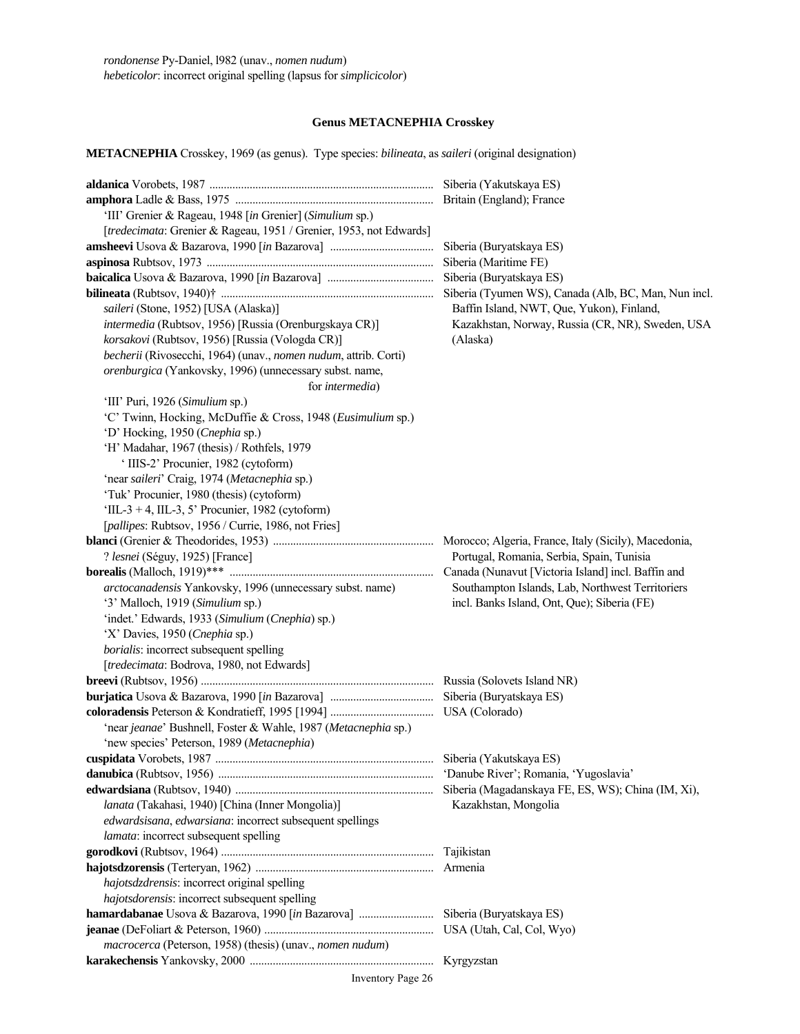*rondonense* Py-Daniel, l982 (unav., *nomen nudum*)
*hebeticolor*: incorrect original spelling (lapsus for *simplicicolor*)

## Genus METACNEPHIA Crosskey

**METACNEPHIA** Crosskey, 1969 (as genus). Type species: *bilineata*, as *saileri* (original designation)

| Species | Distribution |
|---|---|
| **aldanica** Vorobets, 1987 | Siberia (Yakutskaya ES) |
| **amphora** Ladle & Bass, 1975<br>'III' Grenier & Rageau, 1948 [*in* Grenier] (*Simulium* sp.)<br>[*tredecimata*: Grenier & Rageau, 1951 / Grenier, 1953, not Edwards] | Britain (England); France |
| **amsheevi** Usova & Bazarova, 1990 [*in* Bazarova] | Siberia (Buryatskaya ES) |
| **aspinosa** Rubtsov, 1973 | Siberia (Maritime FE) |
| **baicalica** Usova & Bazarova, 1990 [*in* Bazarova] | Siberia (Buryatskaya ES) |
| **bilineata** (Rubtsov, 1940)†<br>*saileri* (Stone, 1952) [USA (Alaska)]<br>*intermedia* (Rubtsov, 1956) [Russia (Orenburgskaya CR)]<br>*korsakovi* (Rubtsov, 1956) [Russia (Vologda CR)]<br>*becherii* (Rivosecchi, 1964) (unav., *nomen nudum*, attrib. Corti)<br>*orenburgica* (Yankovsky, 1996) (unnecessary subst. name, for *intermedia*)<br>'III' Puri, 1926 (*Simulium* sp.)<br>'C' Twinn, Hocking, McDuffie & Cross, 1948 (*Eusimulium* sp.)<br>'D' Hocking, 1950 (*Cnephia* sp.)<br>'H' Madahar, 1967 (thesis) / Rothfels, 1979<br>' IIIS-2' Procunier, 1982 (cytoform)<br>'near *saileri*' Craig, 1974 (*Metacnephia* sp.)<br>'Tuk' Procunier, 1980 (thesis) (cytoform)<br>'IIL-3 + 4, IIL-3, 5' Procunier, 1982 (cytoform)<br>[*pallipes*: Rubtsov, 1956 / Currie, 1986, not Fries] | Siberia (Tyumen WS), Canada (Alb, BC, Man, Nun incl. Baffin Island, NWT, Que, Yukon), Finland, Kazakhstan, Norway, Russia (CR, NR), Sweden, USA (Alaska) |
| **blanci** (Grenier & Theodorides, 1953)<br>? *lesnei* (Séguy, 1925) [France] | Morocco; Algeria, France, Italy (Sicily), Macedonia, Portugal, Romania, Serbia, Spain, Tunisia |
| **borealis** (Malloch, 1919)\*\*\*<br>*arctocanadensis* Yankovsky, 1996 (unnecessary subst. name)<br>'3' Malloch, 1919 (*Simulium* sp.)<br>'indet.' Edwards, 1933 (*Simulium* (*Cnephia*) sp.)<br>'X' Davies, 1950 (*Cnephia* sp.)<br>*borialis*: incorrect subsequent spelling<br>[*tredecimata*: Bodrova, 1980, not Edwards] | Canada (Nunavut [Victoria Island] incl. Baffin and Southampton Islands, Lab, Northwest Territoriers incl. Banks Island, Ont, Que); Siberia (FE) |
| **breevi** (Rubtsov, 1956) | Russia (Solovets Island NR) |
| **burjatica** Usova & Bazarova, 1990 [*in* Bazarova] | Siberia (Buryatskaya ES) |
| **coloradensis** Peterson & Kondratieff, 1995 [1994]<br>'near *jeanae*' Bushnell, Foster & Wahle, 1987 (*Metacnephia* sp.)<br>'new species' Peterson, 1989 (*Metacnephia*) | USA (Colorado) |
| **cuspidata** Vorobets, 1987 | Siberia (Yakutskaya ES) |
| **danubica** (Rubtsov, 1956) | 'Danube River'; Romania, 'Yugoslavia' |
| **edwardsiana** (Rubtsov, 1940)<br>*lanata* (Takahasi, 1940) [China (Inner Mongolia)]<br>*edwardsisana*, *edwarsiana*: incorrect subsequent spellings<br>*lamata*: incorrect subsequent spelling | Siberia (Magadanskaya FE, ES, WS); China (IM, Xi), Kazakhstan, Mongolia |
| **gorodkovi** (Rubtsov, 1964) | Tajikistan |
| **hajotsdzorensis** (Terteryan, 1962)<br>*hajotsdzdrensis*: incorrect original spelling<br>*hajotsdorensis*: incorrect subsequent spelling | Armenia |
| **hamardabanae** Usova & Bazarova, 1990 [*in* Bazarova] | Siberia (Buryatskaya ES) |
| **jeanae** (DeFoliart & Peterson, 1960)<br>*macrocerca* (Peterson, 1958) (thesis) (unav., *nomen nudum*) | USA (Utah, Cal, Col, Wyo) |
| **karakechensis** Yankovsky, 2000 | Kyrgyzstan |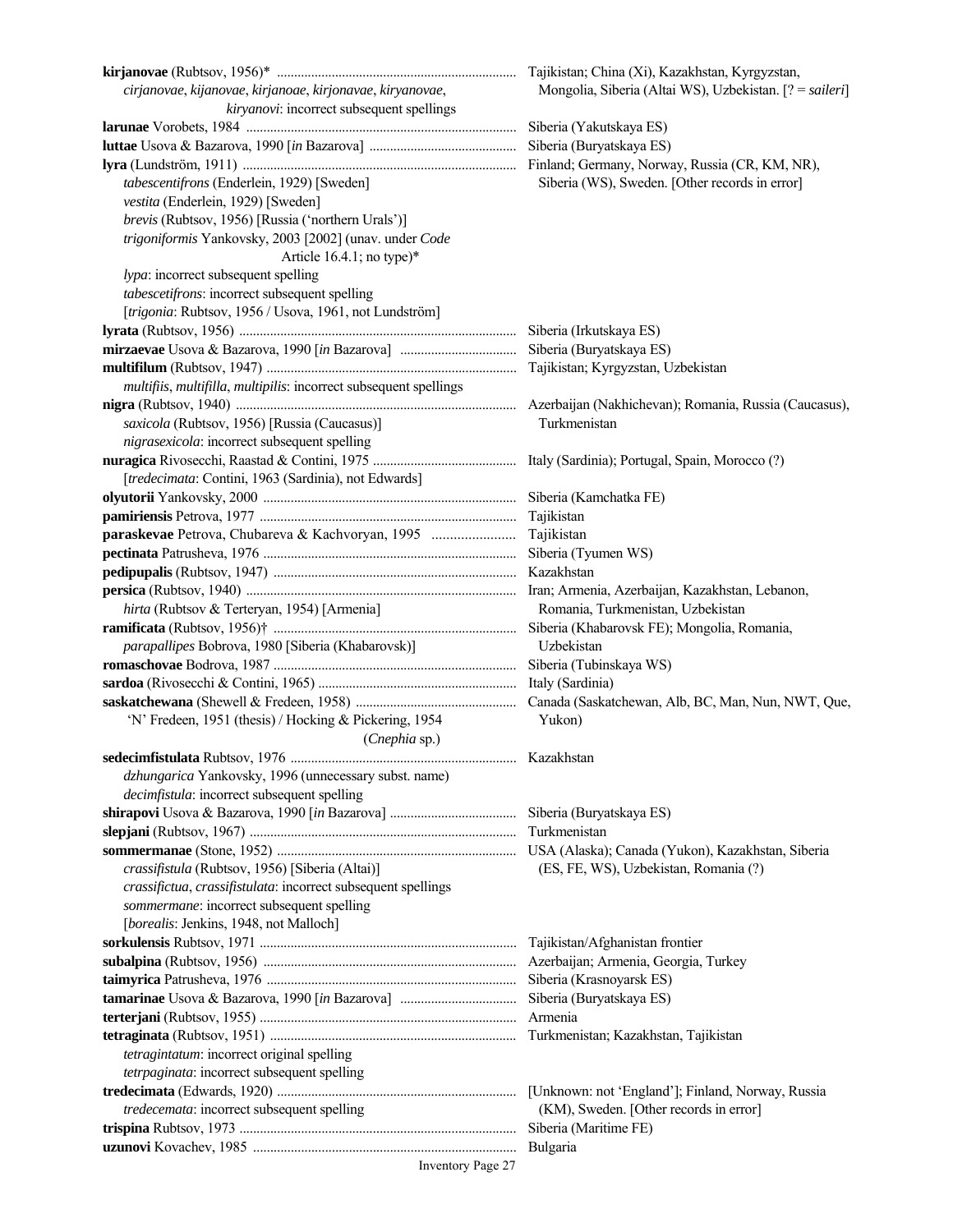**kirjanovae** (Rubtsov, 1956)* ..................................................................... Tajikistan; China (Xi), Kazakhstan, Kyrgyzstan, Mongolia, Siberia (Altai WS), Uzbekistan. [? = *saileri*]
*cirjanovae*, *kijanovae*, *kirjanoae*, *kirjonavae*, *kiryanovae*, *kiryanovi*: incorrect subsequent spellings

**larunae** Vorobets, 1984 .............................................................................. Siberia (Yakutskaya ES)

**luttae** Usova & Bazarova, 1990 [*in* Bazarova] .......................................... Siberia (Buryatskaya ES)

**lyra** (Lundström, 1911) ............................................................................... Finland; Germany, Norway, Russia (CR, KM, NR), Siberia (WS), Sweden. [Other records in error]
*tabescentifrons* (Enderlein, 1929) [Sweden]
*vestita* (Enderlein, 1929) [Sweden]
*brevis* (Rubtsov, 1956) [Russia ('northern Urals')]
*trigoniformis* Yankovsky, 2003 [2002] (unav. under *Code* Article 16.4.1; no type)*
*lypa*: incorrect subsequent spelling
*tabescetifrons*: incorrect subsequent spelling
[*trigonia*: Rubtsov, 1956 / Usova, 1961, not Lundström]

**lyrata** (Rubtsov, 1956) ................................................................................ Siberia (Irkutskaya ES)

**mirzaevae** Usova & Bazarova, 1990 [*in* Bazarova] ................................. Siberia (Buryatskaya ES)

**multifilum** (Rubtsov, 1947) ........................................................................ Tajikistan; Kyrgyzstan, Uzbekistan
*multifiis*, *multifilla*, *multipilis*: incorrect subsequent spellings

**nigra** (Rubtsov, 1940) ................................................................................. Azerbaijan (Nakhichevan); Romania, Russia (Caucasus), Turkmenistan
*saxicola* (Rubtsov, 1956) [Russia (Caucasus)]
*nigrasexicola*: incorrect subsequent spelling

**nuragica** Rivosecchi, Raastad & Contini, 1975 .......................................... Italy (Sardinia); Portugal, Spain, Morocco (?)
[*tredecimata*: Contini, 1963 (Sardinia), not Edwards]

**olyutorii** Yankovsky, 2000 ......................................................................... Siberia (Kamchatka FE)

**pamiriensis** Petrova, 1977 .......................................................................... Tajikistan

**paraskevae** Petrova, Chubareva & Kachvoryan, 1995 ....................... Tajikistan

**pectinata** Patrusheva, 1976 ......................................................................... Siberia (Tyumen WS)

**pedipupalis** (Rubtsov, 1947) ...................................................................... Kazakhstan

**persica** (Rubtsov, 1940) .............................................................................. Iran; Armenia, Azerbaijan, Kazakhstan, Lebanon, Romania, Turkmenistan, Uzbekistan
*hirta* (Rubtsov & Terteryan, 1954) [Armenia]

**ramificata** (Rubtsov, 1956)† ...................................................................... Siberia (Khabarovsk FE); Mongolia, Romania, Uzbekistan
*parapallipes* Bobrova, 1980 [Siberia (Khabarovsk)]

**romaschovae** Bodrova, 1987 ...................................................................... Siberia (Tubinskaya WS)

**sardoa** (Rivosecchi & Contini, 1965) ......................................................... Italy (Sardinia)

**saskatchewana** (Shewell & Fredeen, 1958) .............................................. Canada (Saskatchewan, Alb, BC, Man, Nun, NWT, Que, Yukon)
'N' Fredeen, 1951 (thesis) / Hocking & Pickering, 1954 (*Cnephia* sp.)

**sedecimfistulata** Rubtsov, 1976 ................................................................. Kazakhstan
*dzhungarica* Yankovsky, 1996 (unnecessary subst. name)
*decimfistula*: incorrect subsequent spelling

**shirapovi** Usova & Bazarova, 1990 [*in* Bazarova] .................................... Siberia (Buryatskaya ES)

**slepjani** (Rubtsov, 1967) ............................................................................. Turkmenistan

**sommermanae** (Stone, 1952) ..................................................................... USA (Alaska); Canada (Yukon), Kazakhstan, Siberia (ES, FE, WS), Uzbekistan, Romania (?)
*crassifistula* (Rubtsov, 1956) [Siberia (Altai)]
*crassifictua*, *crassifistulata*: incorrect subsequent spellings
*sommermane*: incorrect subsequent spelling
[*borealis*: Jenkins, 1948, not Malloch]

**sorkulensis** Rubtsov, 1971 ......................................................................... Tajikistan/Afghanistan frontier

**subalpina** (Rubtsov, 1956) ......................................................................... Azerbaijan; Armenia, Georgia, Turkey

**taimyrica** Patrusheva, 1976 ........................................................................ Siberia (Krasnoyarsk ES)

**tamarinae** Usova & Bazarova, 1990 [*in* Bazarova] ................................. Siberia (Buryatskaya ES)

**terterjani** (Rubtsov, 1955) .......................................................................... Armenia

**tetraginata** (Rubtsov, 1951) ....................................................................... Turkmenistan; Kazakhstan, Tajikistan
*tetragintatum*: incorrect original spelling
*tetrpaginata*: incorrect subsequent spelling

**tredecimata** (Edwards, 1920) .................................................................... [Unknown: not 'England']; Finland, Norway, Russia (KM), Sweden. [Other records in error]
*tredecemata*: incorrect subsequent spelling

**trispina** Rubtsov, 1973 ................................................................................ Siberia (Maritime FE)

**uzunovi** Kovachev, 1985 ............................................................................ Bulgaria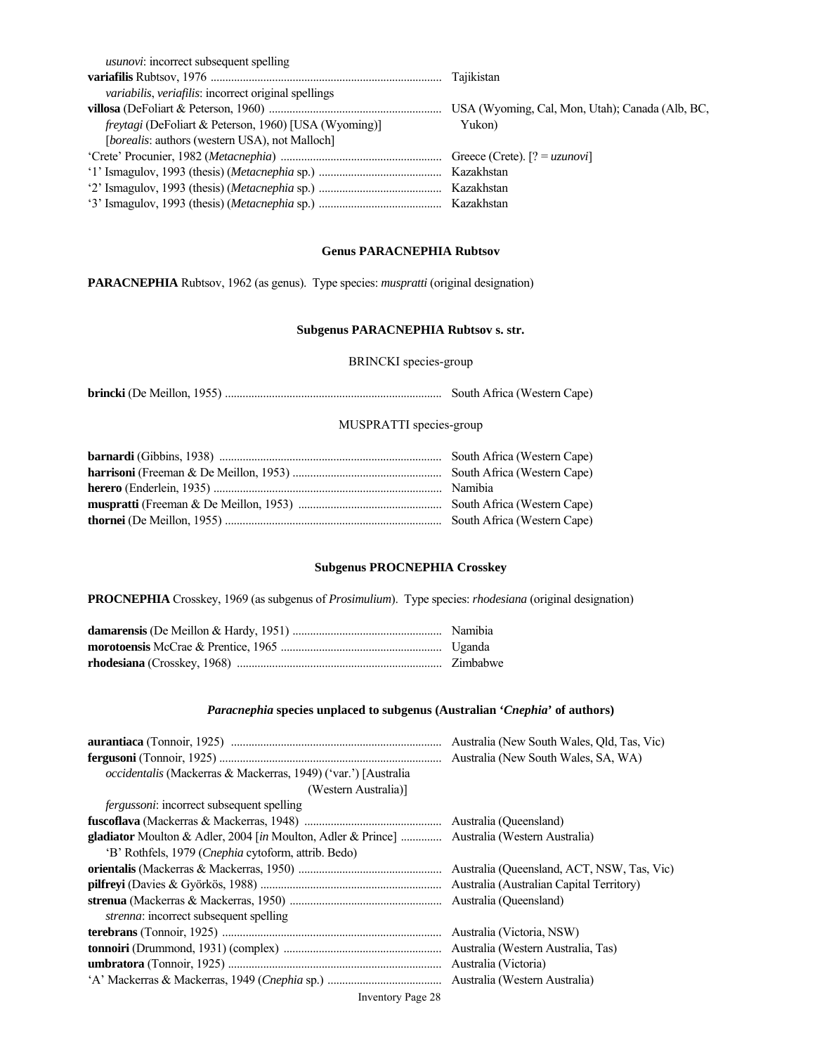*usunovi*: incorrect subsequent spelling

**variafilis** Rubtsov, 1976 .............................................................................. Tajikistan

*variabilis*, *veriafilis*: incorrect original spellings

**villosa** (DeFoliart & Peterson, 1960) .......................................................... USA (Wyoming, Cal, Mon, Utah); Canada (Alb, BC, Yukon)

*freytagi* (DeFoliart & Peterson, 1960) [USA (Wyoming)]

[*borealis*: authors (western USA), not Malloch]

'Crete' Procunier, 1982 (*Metacnephia*) ...................................................... Greece (Crete). [? = *uzunovi*]

'1' Ismagulov, 1993 (thesis) (*Metacnephia* sp.) .......................................... Kazakhstan

'2' Ismagulov, 1993 (thesis) (*Metacnephia* sp.) .......................................... Kazakhstan

'3' Ismagulov, 1993 (thesis) (*Metacnephia* sp.) .......................................... Kazakhstan

## Genus PARACNEPHIA Rubtsov

**PARACNEPHIA** Rubtsov, 1962 (as genus). Type species: *muspratti* (original designation)

### Subgenus PARACNEPHIA Rubtsov s. str.

BRINCKI species-group

**brincki** (De Meillon, 1955) .......................................................................... South Africa (Western Cape)

MUSPRATTI species-group

**barnardi** (Gibbins, 1938) ............................................................................ South Africa (Western Cape)

**harrisoni** (Freeman & De Meillon, 1953) ................................................... South Africa (Western Cape)

**herero** (Enderlein, 1935) ............................................................................. Namibia

**muspratti** (Freeman & De Meillon, 1953) ................................................. South Africa (Western Cape)

**thornei** (De Meillon, 1955) .......................................................................... South Africa (Western Cape)

### Subgenus PROCNEPHIA Crosskey

**PROCNEPHIA** Crosskey, 1969 (as subgenus of *Prosimulium*). Type species: *rhodesiana* (original designation)

**damarensis** (De Meillon & Hardy, 1951) ................................................... Namibia

**morotoensis** McCrae & Prentice, 1965 ....................................................... Uganda

**rhodesiana** (Crosskey, 1968) ...................................................................... Zimbabwe

### *Paracnephia* species unplaced to subgenus (Australian '*Cnephia*' of authors)

**aurantiaca** (Tonnoir, 1925) ........................................................................ Australia (New South Wales, Qld, Tas, Vic)

**fergusoni** (Tonnoir, 1925) ........................................................................... Australia (New South Wales, SA, WA)

*occidentalis* (Mackerras & Mackerras, 1949) ('var.') [Australia (Western Australia)]

*fergussoni*: incorrect subsequent spelling

**fuscoflava** (Mackerras & Mackerras, 1948) ............................................... Australia (Queensland)

**gladiator** Moulton & Adler, 2004 [*in* Moulton, Adler & Prince] .............. Australia (Western Australia)

'B' Rothfels, 1979 (*Cnephia* cytoform, attrib. Bedo)

**orientalis** (Mackerras & Mackerras, 1950) ................................................ Australia (Queensland, ACT, NSW, Tas, Vic)

**pilfreyi** (Davies & Györkös, 1988) ............................................................. Australia (Australian Capital Territory)

**strenua** (Mackerras & Mackerras, 1950) .................................................... Australia (Queensland)

*strenna*: incorrect subsequent spelling

**terebrans** (Tonnoir, 1925) .......................................................................... Australia (Victoria, NSW)

**tonnoiri** (Drummond, 1931) (complex) ...................................................... Australia (Western Australia, Tas)

**umbratora** (Tonnoir, 1925) ........................................................................ Australia (Victoria)

'A' Mackerras & Mackerras, 1949 (*Cnephia* sp.) ....................................... Australia (Western Australia)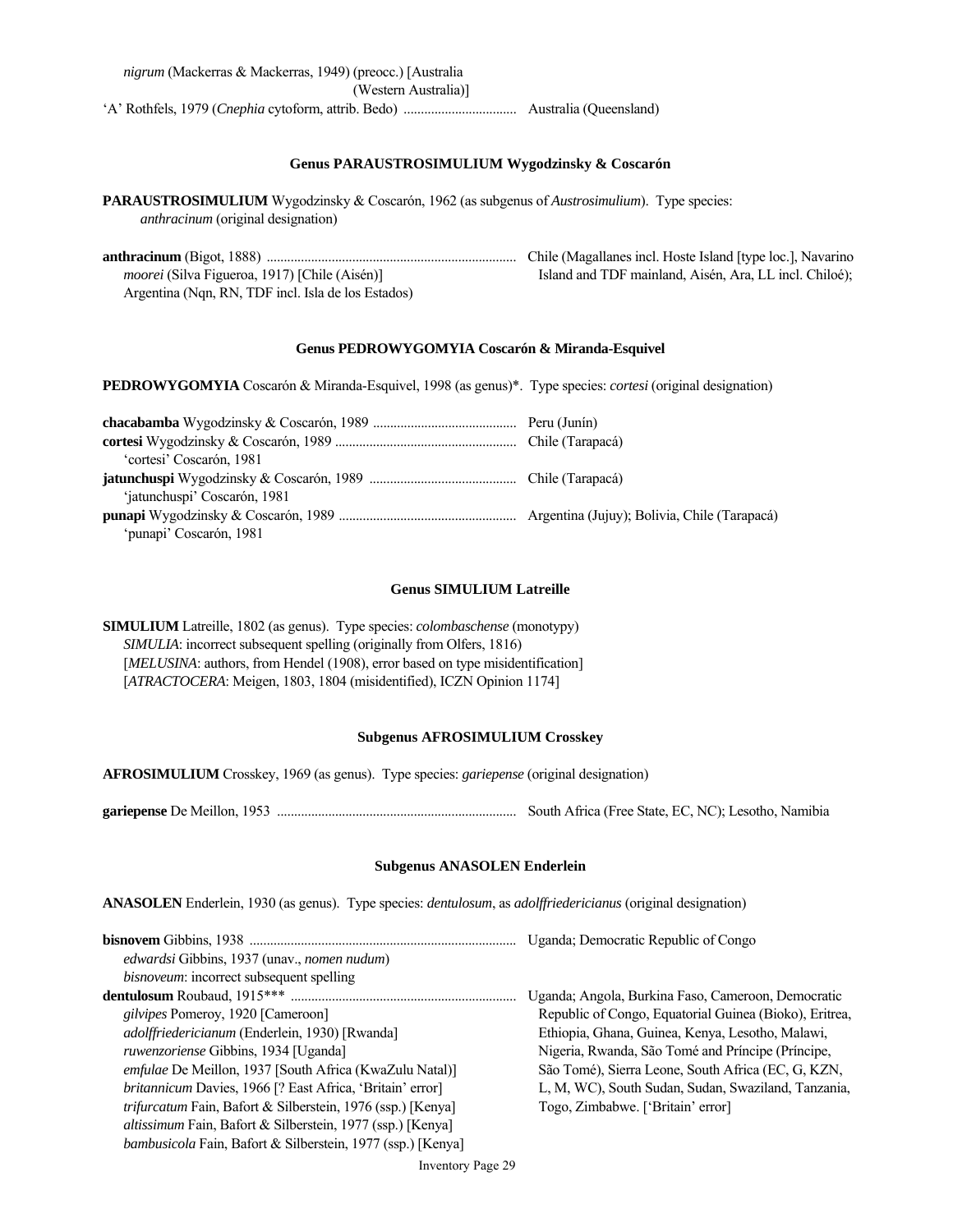*nigrum* (Mackerras & Mackerras, 1949) (preocc.) [Australia (Western Australia)]

'A' Rothfels, 1979 (*Cnephia* cytoform, attrib. Bedo) ................................ Australia (Queensland)

### Genus PARAUSTROSIMULIUM Wygodzinsky & Coscarón

**PARAUSTROSIMULIUM** Wygodzinsky & Coscarón, 1962 (as subgenus of *Austrosimulium*). Type species: *anthracinum* (original designation)

**anthracinum** (Bigot, 1888) ........................................................................ Chile (Magallanes incl. Hoste Island [type loc.], Navarino Island and TDF mainland, Aisén, Ara, LL incl. Chiloé); Argentina (Nqn, RN, TDF incl. Isla de los Estados)
*moorei* (Silva Figueroa, 1917) [Chile (Aisén)]

### Genus PEDROWYGOMYIA Coscarón & Miranda-Esquivel

**PEDROWYGOMYIA** Coscarón & Miranda-Esquivel, 1998 (as genus)*. Type species: *cortesi* (original designation)

**chacabamba** Wygodzinsky & Coscarón, 1989 .......................................... Peru (Junín)

**cortesi** Wygodzinsky & Coscarón, 1989 .................................................... Chile (Tarapacá)
'cortesi' Coscarón, 1981

**jatunchuspi** Wygodzinsky & Coscarón, 1989 .......................................... Chile (Tarapacá)
'jatunchuspi' Coscarón, 1981

**punapi** Wygodzinsky & Coscarón, 1989 ................................................... Argentina (Jujuy); Bolivia, Chile (Tarapacá)
'punapi' Coscarón, 1981

### Genus SIMULIUM Latreille

**SIMULIUM** Latreille, 1802 (as genus). Type species: *colombaschense* (monotypy)
*SIMULIA*: incorrect subsequent spelling (originally from Olfers, 1816)
[*MELUSINA*: authors, from Hendel (1908), error based on type misidentification]
[*ATRACTOCERA*: Meigen, 1803, 1804 (misidentified), ICZN Opinion 1174]

### Subgenus AFROSIMULIUM Crosskey

**AFROSIMULIUM** Crosskey, 1969 (as genus). Type species: *gariepense* (original designation)

**gariepense** De Meillon, 1953 ..................................................................... South Africa (Free State, EC, NC); Lesotho, Namibia

### Subgenus ANASOLEN Enderlein

**ANASOLEN** Enderlein, 1930 (as genus). Type species: *dentulosum*, as *adolffriedericianus* (original designation)

**bisnovem** Gibbins, 1938 ............................................................................. Uganda; Democratic Republic of Congo
*edwardsi* Gibbins, 1937 (unav., *nomen nudum*)
*bisnoveum*: incorrect subsequent spelling

**dentulosum** Roubaud, 1915*** ................................................................. Uganda; Angola, Burkina Faso, Cameroon, Democratic Republic of Congo, Equatorial Guinea (Bioko), Eritrea, Ethiopia, Ghana, Guinea, Kenya, Lesotho, Malawi, Nigeria, Rwanda, São Tomé and Príncipe (Príncipe, São Tomé), Sierra Leone, South Africa (EC, G, KZN, L, M, WC), South Sudan, Sudan, Swaziland, Tanzania, Togo, Zimbabwe. ['Britain' error]
*gilvipes* Pomeroy, 1920 [Cameroon]
*adolffriedericianum* (Enderlein, 1930) [Rwanda]
*ruwenzoriense* Gibbins, 1934 [Uganda]
*emfulae* De Meillon, 1937 [South Africa (KwaZulu Natal)]
*britannicum* Davies, 1966 [? East Africa, 'Britain' error]
*trifurcatum* Fain, Bafort & Silberstein, 1976 (ssp.) [Kenya]
*altissimum* Fain, Bafort & Silberstein, 1977 (ssp.) [Kenya]
*bambusicola* Fain, Bafort & Silberstein, 1977 (ssp.) [Kenya]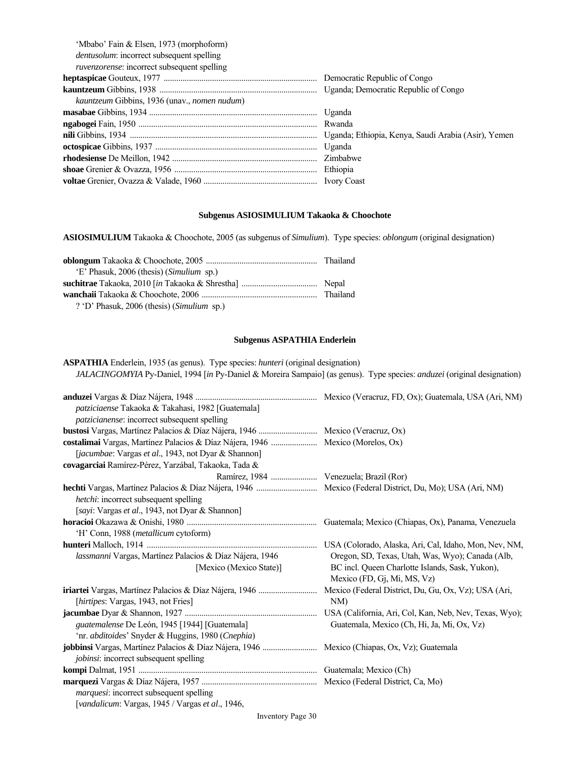'Mbabo' Fain & Elsen, 1973 (morphoform)
*dentusolum*: incorrect subsequent spelling
*ruvenzorense*: incorrect subsequent spelling

| | |
|---|---|
| **heptaspicae** Gouteux, 1977 | Democratic Republic of Congo |
| **kauntzeum** Gibbins, 1938 | Uganda; Democratic Republic of Congo |
| *kauntzeum* Gibbins, 1936 (unav., *nomen nudum*) | |
| **masabae** Gibbins, 1934 | Uganda |
| **ngabogei** Fain, 1950 | Rwanda |
| **nili** Gibbins, 1934 | Uganda; Ethiopia, Kenya, Saudi Arabia (Asir), Yemen |
| **octospicae** Gibbins, 1937 | Uganda |
| **rhodesiense** De Meillon, 1942 | Zimbabwe |
| **shoae** Grenier & Ovazza, 1956 | Ethiopia |
| **voltae** Grenier, Ovazza & Valade, 1960 | Ivory Coast |

## Subgenus ASIOSIMULIUM Takaoka & Choochote

**ASIOSIMULIUM** Takaoka & Choochote, 2005 (as subgenus of *Simulium*). Type species: *oblongum* (original designation)

| | |
|---|---|
| **oblongum** Takaoka & Choochote, 2005 | Thailand |
| 'E' Phasuk, 2006 (thesis) (*Simulium* sp.) | |
| **suchitrae** Takaoka, 2010 [*in* Takaoka & Shrestha] | Nepal |
| **wanchaii** Takaoka & Choochote, 2006 | Thailand |
| ? 'D' Phasuk, 2006 (thesis) (*Simulium* sp.) | |

## Subgenus ASPATHIA Enderlein

**ASPATHIA** Enderlein, 1935 (as genus). Type species: *hunteri* (original designation)
*JALACINGOMYIA* Py-Daniel, 1994 [*in* Py-Daniel & Moreira Sampaio] (as genus). Type species: *anduzei* (original designation)

| | |
|---|---|
| **anduzei** Vargas & Díaz Nájera, 1948 | Mexico (Veracruz, FD, Ox); Guatemala, USA (Ari, NM) |
| *patziciaense* Takaoka & Takahasi, 1982 [Guatemala] | |
| *patzicianense*: incorrect subsequent spelling | |
| **bustosi** Vargas, Martínez Palacios & Díaz Nájera, 1946 | Mexico (Veracruz, Ox) |
| **costalimai** Vargas, Martínez Palacios & Díaz Nájera, 1946 | Mexico (Morelos, Ox) |
| [*jacumbae*: Vargas *et al*., 1943, not Dyar & Shannon] | |
| **covagarciai** Ramírez-Pérez, Yarzábal, Takaoka, Tada & Ramírez, 1984 | Venezuela; Brazil (Ror) |
| **hechti** Vargas, Martínez Palacios & Díaz Nájera, 1946 | Mexico (Federal District, Du, Mo); USA (Ari, NM) |
| *hetchi*: incorrect subsequent spelling | |
| [*sayi*: Vargas *et al*., 1943, not Dyar & Shannon] | |
| **horacioi** Okazawa & Onishi, 1980 | Guatemala; Mexico (Chiapas, Ox), Panama, Venezuela |
| 'H' Conn, 1988 (*metallicum* cytoform) | |
| **hunteri** Malloch, 1914 | USA (Colorado, Alaska, Ari, Cal, Idaho, Mon, Nev, NM, Oregon, SD, Texas, Utah, Was, Wyo); Canada (Alb, BC incl. Queen Charlotte Islands, Sask, Yukon), Mexico (FD, Gj, Mi, MS, Vz) |
| *lassmanni* Vargas, Martínez Palacios & Díaz Nájera, 1946 [Mexico (Mexico State)] | |
| **iriartei** Vargas, Martínez Palacios & Díaz Nájera, 1946 | Mexico (Federal District, Du, Gu, Ox, Vz); USA (Ari, NM) |
| [*hirtipes*: Vargas, 1943, not Fries] | |
| **jacumbae** Dyar & Shannon, 1927 | USA (California, Ari, Col, Kan, Neb, Nev, Texas, Wyo); Guatemala, Mexico (Ch, Hi, Ja, Mi, Ox, Vz) |
| *guatemalense* De León, 1945 [1944] [Guatemala] | |
| 'nr. *abditoides*' Snyder & Huggins, 1980 (*Cnephia*) | |
| **jobbinsi** Vargas, Martínez Palacios & Díaz Nájera, 1946 | Mexico (Chiapas, Ox, Vz); Guatemala |
| *jobinsi*: incorrect subsequent spelling | |
| **kompi** Dalmat, 1951 | Guatemala; Mexico (Ch) |
| **marquezi** Vargas & Díaz Nájera, 1957 | Mexico (Federal District, Ca, Mo) |
| *marquesi*: incorrect subsequent spelling | |
| [*vandalicum*: Vargas, 1945 / Vargas *et al*., 1946, | |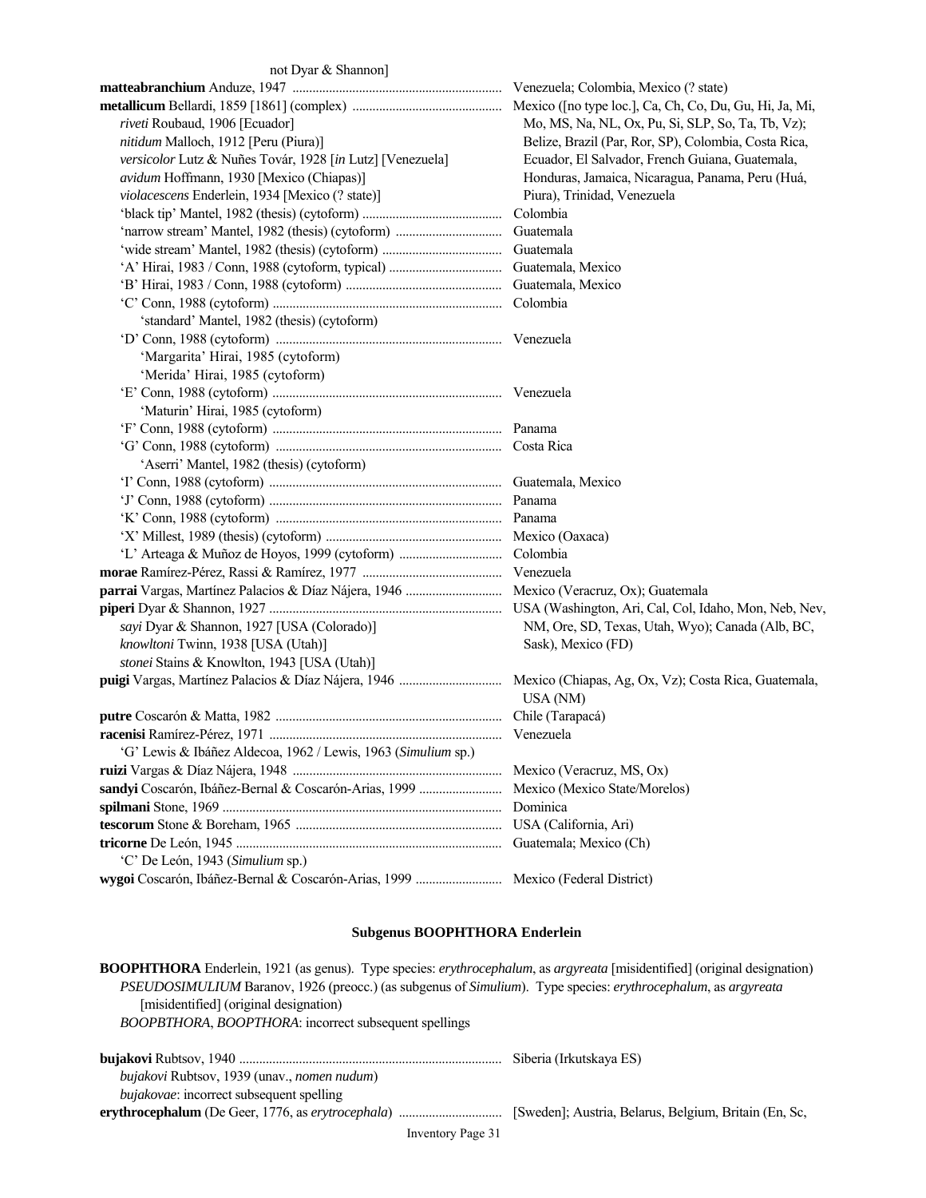not Dyar & Shannon]

| | |
|---|---|
| **matteabranchium** Anduze, 1947 | Venezuela; Colombia, Mexico (? state) |
| **metallicum** Bellardi, 1859 [1861] (complex) | Mexico ([no type loc.], Ca, Ch, Co, Du, Gu, Hi, Ja, Mi, Mo, MS, Na, NL, Ox, Pu, Si, SLP, So, Ta, Tb, Vz); Belize, Brazil (Par, Ror, SP), Colombia, Costa Rica, Ecuador, El Salvador, French Guiana, Guatemala, Honduras, Jamaica, Nicaragua, Panama, Peru (Huá, Piura), Trinidad, Venezuela |
| *riveti* Roubaud, 1906 [Ecuador] | |
| *nitidum* Malloch, 1912 [Peru (Piura)] | |
| *versicolor* Lutz & Nuñes Továr, 1928 [*in* Lutz] [Venezuela] | |
| *avidum* Hoffmann, 1930 [Mexico (Chiapas)] | |
| *violacescens* Enderlein, 1934 [Mexico (? state)] | |
| 'black tip' Mantel, 1982 (thesis) (cytoform) | Colombia |
| 'narrow stream' Mantel, 1982 (thesis) (cytoform) | Guatemala |
| 'wide stream' Mantel, 1982 (thesis) (cytoform) | Guatemala |
| 'A' Hirai, 1983 / Conn, 1988 (cytoform, typical) | Guatemala, Mexico |
| 'B' Hirai, 1983 / Conn, 1988 (cytoform) | Guatemala, Mexico |
| 'C' Conn, 1988 (cytoform) | Colombia |
| 'standard' Mantel, 1982 (thesis) (cytoform) | |
| 'D' Conn, 1988 (cytoform) | Venezuela |
| 'Margarita' Hirai, 1985 (cytoform) | |
| 'Merida' Hirai, 1985 (cytoform) | |
| 'E' Conn, 1988 (cytoform) | Venezuela |
| 'Maturin' Hirai, 1985 (cytoform) | |
| 'F' Conn, 1988 (cytoform) | Panama |
| 'G' Conn, 1988 (cytoform) | Costa Rica |
| 'Aserri' Mantel, 1982 (thesis) (cytoform) | |
| 'I' Conn, 1988 (cytoform) | Guatemala, Mexico |
| 'J' Conn, 1988 (cytoform) | Panama |
| 'K' Conn, 1988 (cytoform) | Panama |
| 'X' Millest, 1989 (thesis) (cytoform) | Mexico (Oaxaca) |
| 'L' Arteaga & Muñoz de Hoyos, 1999 (cytoform) | Colombia |
| **morae** Ramírez-Pérez, Rassi & Ramírez, 1977 | Venezuela |
| **parrai** Vargas, Martínez Palacios & Díaz Nájera, 1946 | Mexico (Veracruz, Ox); Guatemala |
| **piperi** Dyar & Shannon, 1927 | USA (Washington, Ari, Cal, Col, Idaho, Mon, Neb, Nev, NM, Ore, SD, Texas, Utah, Wyo); Canada (Alb, BC, Sask), Mexico (FD) |
| *sayi* Dyar & Shannon, 1927 [USA (Colorado)] | |
| *knowltoni* Twinn, 1938 [USA (Utah)] | |
| *stonei* Stains & Knowlton, 1943 [USA (Utah)] | |
| **puigi** Vargas, Martínez Palacios & Díaz Nájera, 1946 | Mexico (Chiapas, Ag, Ox, Vz); Costa Rica, Guatemala, USA (NM) |
| **putre** Coscarón & Matta, 1982 | Chile (Tarapacá) |
| **racenisi** Ramírez-Pérez, 1971 | Venezuela |
| 'G' Lewis & Ibáñez Aldecoa, 1962 / Lewis, 1963 (*Simulium* sp.) | |
| **ruizi** Vargas & Díaz Nájera, 1948 | Mexico (Veracruz, MS, Ox) |
| **sandyi** Coscarón, Ibáñez-Bernal & Coscarón-Arias, 1999 | Mexico (Mexico State/Morelos) |
| **spilmani** Stone, 1969 | Dominica |
| **tescorum** Stone & Boreham, 1965 | USA (California, Ari) |
| **tricorne** De León, 1945 | Guatemala; Mexico (Ch) |
| 'C' De León, 1943 (*Simulium* sp.) | |
| **wygoi** Coscarón, Ibáñez-Bernal & Coscarón-Arias, 1999 | Mexico (Federal District) |

### Subgenus BOOPHTHORA Enderlein

**BOOPHTHORA** Enderlein, 1921 (as genus). Type species: *erythrocephalum*, as *argyreata* [misidentified] (original designation)
*PSEUDOSIMULIUM* Baranov, 1926 (preocc.) (as subgenus of *Simulium*). Type species: *erythrocephalum*, as *argyreata* [misidentified] (original designation)
*BOOPBTHORA*, *BOOPTHORA*: incorrect subsequent spellings

| | |
|---|---|
| **bujakovi** Rubtsov, 1940 | Siberia (Irkutskaya ES) |
| *bujakovi* Rubtsov, 1939 (unav., *nomen nudum*) | |
| *bujakovae*: incorrect subsequent spelling | |
| **erythrocephalum** (De Geer, 1776, as *erytrocephala*) | [Sweden]; Austria, Belarus, Belgium, Britain (En, Sc, |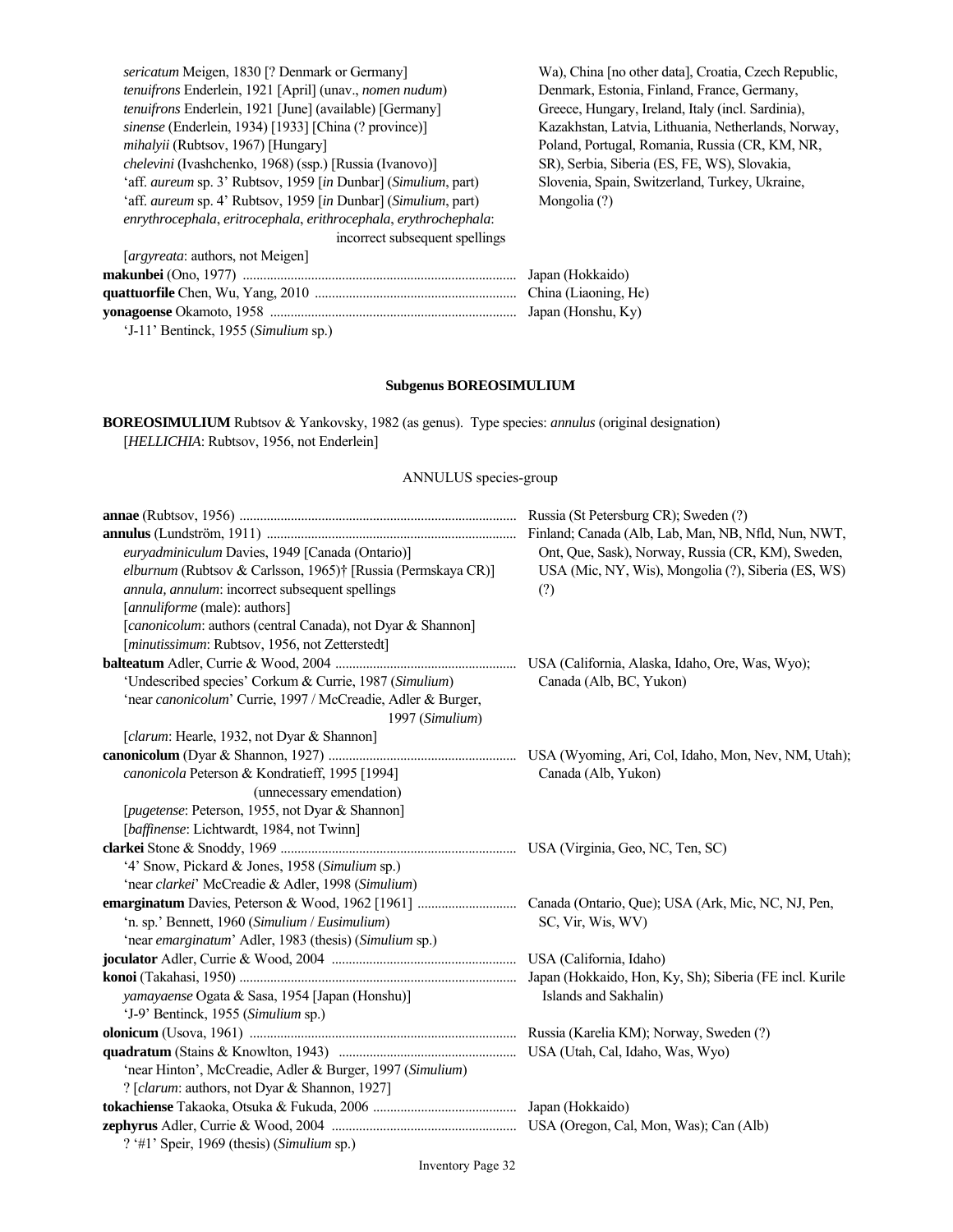*sericatum* Meigen, 1830 [? Denmark or Germany]
*tenuifrons* Enderlein, 1921 [April] (unav., *nomen nudum*)
*tenuifrons* Enderlein, 1921 [June] (available) [Germany]
*sinense* (Enderlein, 1934) [1933] [China (? province)]
*mihalyii* (Rubtsov, 1967) [Hungary]
*chelevini* (Ivashchenko, 1968) (ssp.) [Russia (Ivanovo)]
'aff. *aureum* sp. 3' Rubtsov, 1959 [*in* Dunbar] (*Simulium*, part)
'aff. *aureum* sp. 4' Rubtsov, 1959 [*in* Dunbar] (*Simulium*, part)
*enrythrocephala*, *eritrocephala*, *erithrocephala*, *erythrochephala*: incorrect subsequent spellings
[*argyreata*: authors, not Meigen]

Wa), China [no other data], Croatia, Czech Republic, Denmark, Estonia, Finland, France, Germany, Greece, Hungary, Ireland, Italy (incl. Sardinia), Kazakhstan, Latvia, Lithuania, Netherlands, Norway, Poland, Portugal, Romania, Russia (CR, KM, NR, SR), Serbia, Siberia (ES, FE, WS), Slovakia, Slovenia, Spain, Switzerland, Turkey, Ukraine, Mongolia (?)

**makunbei** (Ono, 1977) ........ Japan (Hokkaido)
**quattuorfile** Chen, Wu, Yang, 2010 ........ China (Liaoning, He)
**yonagoense** Okamoto, 1958 ........ Japan (Honshu, Ky)
'J-11' Bentinck, 1955 (*Simulium* sp.)

## Subgenus BOREOSIMULIUM

**BOREOSIMULIUM** Rubtsov & Yankovsky, 1982 (as genus). Type species: *annulus* (original designation)
[*HELLICHIA*: Rubtsov, 1956, not Enderlein]

### ANNULUS species-group

**annae** (Rubtsov, 1956) ........ Russia (St Petersburg CR); Sweden (?)

**annulus** (Lundström, 1911) ........ Finland; Canada (Alb, Lab, Man, NB, Nfld, Nun, NWT, Ont, Que, Sask), Norway, Russia (CR, KM), Sweden, USA (Mic, NY, Wis), Mongolia (?), Siberia (ES, WS) (?)
*euryadminiculum* Davies, 1949 [Canada (Ontario)]
*elburnum* (Rubtsov & Carlsson, 1965)† [Russia (Permskaya CR)]
*annula, annulum*: incorrect subsequent spellings
[*annuliforme* (male): authors]
[*canonicolum*: authors (central Canada), not Dyar & Shannon]
[*minutissimum*: Rubtsov, 1956, not Zetterstedt]

**balteatum** Adler, Currie & Wood, 2004 ........ USA (California, Alaska, Idaho, Ore, Was, Wyo); Canada (Alb, BC, Yukon)
'Undescribed species' Corkum & Currie, 1987 (*Simulium*)
'near *canonicolum*' Currie, 1997 / McCreadie, Adler & Burger, 1997 (*Simulium*)
[*clarum*: Hearle, 1932, not Dyar & Shannon]

**canonicolum** (Dyar & Shannon, 1927) ........ USA (Wyoming, Ari, Col, Idaho, Mon, Nev, NM, Utah); Canada (Alb, Yukon)
*canonicola* Peterson & Kondratieff, 1995 [1994] (unnecessary emendation)
[*pugetense*: Peterson, 1955, not Dyar & Shannon]
[*baffinense*: Lichtwardt, 1984, not Twinn]

**clarkei** Stone & Snoddy, 1969 ........ USA (Virginia, Geo, NC, Ten, SC)
'4' Snow, Pickard & Jones, 1958 (*Simulium* sp.)
'near *clarkei*' McCreadie & Adler, 1998 (*Simulium*)

**emarginatum** Davies, Peterson & Wood, 1962 [1961] ........ Canada (Ontario, Que); USA (Ark, Mic, NC, NJ, Pen, SC, Vir, Wis, WV)
'n. sp.' Bennett, 1960 (*Simulium* / *Eusimulium*)
'near *emarginatum*' Adler, 1983 (thesis) (*Simulium* sp.)

**joculator** Adler, Currie & Wood, 2004 ........ USA (California, Idaho)

**konoi** (Takahasi, 1950) ........ Japan (Hokkaido, Hon, Ky, Sh); Siberia (FE incl. Kurile Islands and Sakhalin)
*yamayaense* Ogata & Sasa, 1954 [Japan (Honshu)]
'J-9' Bentinck, 1955 (*Simulium* sp.)

**olonicum** (Usova, 1961) ........ Russia (Karelia KM); Norway, Sweden (?)

**quadratum** (Stains & Knowlton, 1943) ........ USA (Utah, Cal, Idaho, Was, Wyo)
'near Hinton', McCreadie, Adler & Burger, 1997 (*Simulium*)
? [*clarum*: authors, not Dyar & Shannon, 1927]

**tokachiense** Takaoka, Otsuka & Fukuda, 2006 ........ Japan (Hokkaido)

**zephyrus** Adler, Currie & Wood, 2004 ........ USA (Oregon, Cal, Mon, Was); Can (Alb)
? '#1' Speir, 1969 (thesis) (*Simulium* sp.)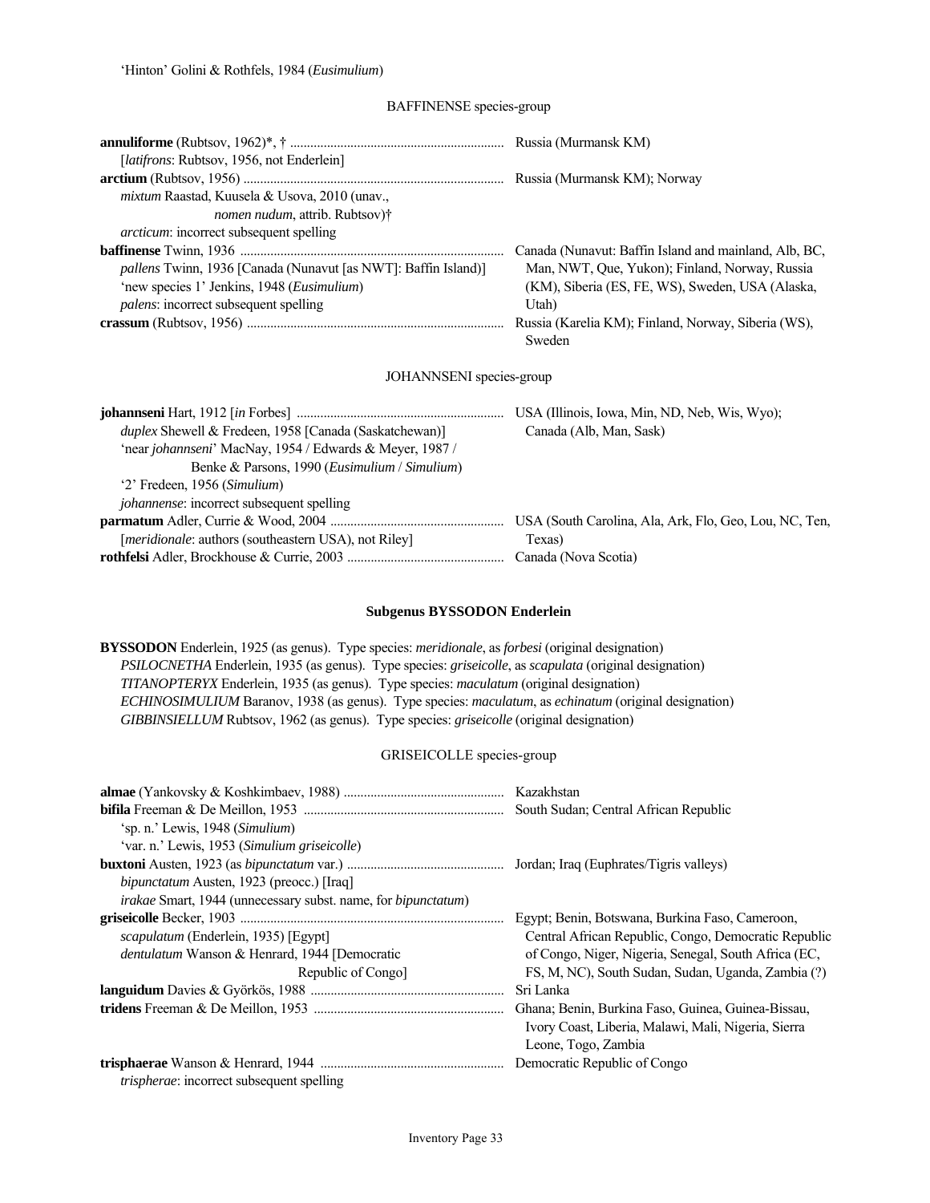'Hinton' Golini & Rothfels, 1984 (*Eusimulium*)

BAFFINENSE species-group

| | |
|---|---|
| **annuliforme** (Rubtsov, 1962)*, † | Russia (Murmansk KM) |
| [*latifrons*: Rubtsov, 1956, not Enderlein] | |
| **arctium** (Rubtsov, 1956) | Russia (Murmansk KM); Norway |
| *mixtum* Raastad, Kuusela & Usova, 2010 (unav., *nomen nudum*, attrib. Rubtsov)† | |
| *arcticum*: incorrect subsequent spelling | |
| **baffinense** Twinn, 1936 | Canada (Nunavut: Baffin Island and mainland, Alb, BC, Man, NWT, Que, Yukon); Finland, Norway, Russia (KM), Siberia (ES, FE, WS), Sweden, USA (Alaska, Utah) |
| *pallens* Twinn, 1936 [Canada (Nunavut [as NWT]: Baffin Island)] | |
| 'new species 1' Jenkins, 1948 (*Eusimulium*) | |
| *palens*: incorrect subsequent spelling | |
| **crassum** (Rubtsov, 1956) | Russia (Karelia KM); Finland, Norway, Siberia (WS), Sweden |

JOHANNSENI species-group

| | |
|---|---|
| **johannseni** Hart, 1912 [*in* Forbes] | USA (Illinois, Iowa, Min, ND, Neb, Wis, Wyo); Canada (Alb, Man, Sask) |
| *duplex* Shewell & Fredeen, 1958 [Canada (Saskatchewan)] | |
| 'near *johannseni*' MacNay, 1954 / Edwards & Meyer, 1987 / Benke & Parsons, 1990 (*Eusimulium* / *Simulium*) | |
| '2' Fredeen, 1956 (*Simulium*) | |
| *johannense*: incorrect subsequent spelling | |
| **parmatum** Adler, Currie & Wood, 2004 | USA (South Carolina, Ala, Ark, Flo, Geo, Lou, NC, Ten, Texas) |
| [*meridionale*: authors (southeastern USA), not Riley] | |
| **rothfelsi** Adler, Brockhouse & Currie, 2003 | Canada (Nova Scotia) |

## Subgenus BYSSODON Enderlein

**BYSSODON** Enderlein, 1925 (as genus). Type species: *meridionale*, as *forbesi* (original designation)
*PSILOCNETHA* Enderlein, 1935 (as genus). Type species: *griseicolle*, as *scapulata* (original designation)
*TITANOPTERYX* Enderlein, 1935 (as genus). Type species: *maculatum* (original designation)
*ECHINOSIMULIUM* Baranov, 1938 (as genus). Type species: *maculatum*, as *echinatum* (original designation)
*GIBBINSIELLUM* Rubtsov, 1962 (as genus). Type species: *griseicolle* (original designation)

GRISEICOLLE species-group

| | |
|---|---|
| **almae** (Yankovsky & Koshkimbaev, 1988) | Kazakhstan |
| **bifila** Freeman & De Meillon, 1953 | South Sudan; Central African Republic |
| 'sp. n.' Lewis, 1948 (*Simulium*) | |
| 'var. n.' Lewis, 1953 (*Simulium griseicolle*) | |
| **buxtoni** Austen, 1923 (as *bipunctatum* var.) | Jordan; Iraq (Euphrates/Tigris valleys) |
| *bipunctatum* Austen, 1923 (preocc.) [Iraq] | |
| *irakae* Smart, 1944 (unnecessary subst. name, for *bipunctatum*) | |
| **griseicolle** Becker, 1903 | Egypt; Benin, Botswana, Burkina Faso, Cameroon, Central African Republic, Congo, Democratic Republic of Congo, Niger, Nigeria, Senegal, South Africa (EC, FS, M, NC), South Sudan, Sudan, Uganda, Zambia (?) |
| *scapulatum* (Enderlein, 1935) [Egypt] | |
| *dentulatum* Wanson & Henrard, 1944 [Democratic Republic of Congo] | |
| **languidum** Davies & Györkös, 1988 | Sri Lanka |
| **tridens** Freeman & De Meillon, 1953 | Ghana; Benin, Burkina Faso, Guinea, Guinea-Bissau, Ivory Coast, Liberia, Malawi, Mali, Nigeria, Sierra Leone, Togo, Zambia |
| **trisphaerae** Wanson & Henrard, 1944 | Democratic Republic of Congo |
| *trispherae*: incorrect subsequent spelling | |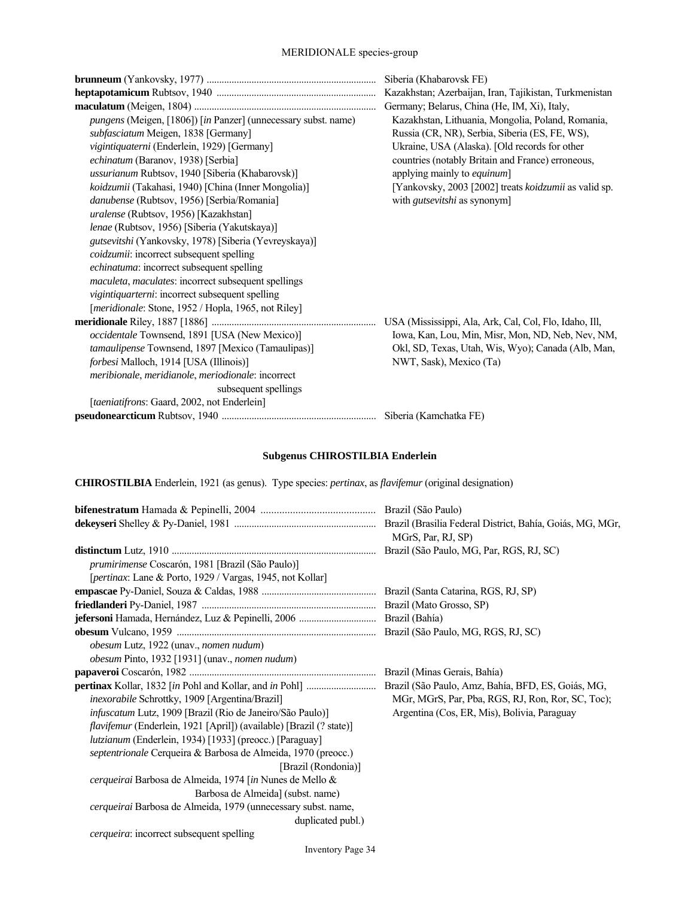MERIDIONALE species-group

| | |
|---|---|
| **brunneum** (Yankovsky, 1977) | Siberia (Khabarovsk FE) |
| **heptapotamicum** Rubtsov, 1940 | Kazakhstan; Azerbaijan, Iran, Tajikistan, Turkmenistan |
| **maculatum** (Meigen, 1804) | Germany; Belarus, China (He, IM, Xi), Italy, Kazakhstan, Lithuania, Mongolia, Poland, Romania, Russia (CR, NR), Serbia, Siberia (ES, FE, WS), Ukraine, USA (Alaska). [Old records for other countries (notably Britain and France) erroneous, applying mainly to *equinum*] [Yankovsky, 2003 [2002] treats *koidzumii* as valid sp. with *gutsevitshi* as synonym] |
| *pungens* (Meigen, [1806]) [*in* Panzer] (unnecessary subst. name) | |
| *subfasciatum* Meigen, 1838 [Germany] | |
| *vigintiquaterni* (Enderlein, 1929) [Germany] | |
| *echinatum* (Baranov, 1938) [Serbia] | |
| *ussurianum* Rubtsov, 1940 [Siberia (Khabarovsk)] | |
| *koidzumii* (Takahasi, 1940) [China (Inner Mongolia)] | |
| *danubense* (Rubtsov, 1956) [Serbia/Romania] | |
| *uralense* (Rubtsov, 1956) [Kazakhstan] | |
| *lenae* (Rubtsov, 1956) [Siberia (Yakutskaya)] | |
| *gutsevitshi* (Yankovsky, 1978) [Siberia (Yevreyskaya)] | |
| *coidzumii*: incorrect subsequent spelling | |
| *echinatuma*: incorrect subsequent spelling | |
| *maculeta*, *maculates*: incorrect subsequent spellings | |
| *vigintiquarterni*: incorrect subsequent spelling | |
| [*meridionale*: Stone, 1952 / Hopla, 1965, not Riley] | |
| **meridionale** Riley, 1887 [1886] | USA (Mississippi, Ala, Ark, Cal, Col, Flo, Idaho, Ill, Iowa, Kan, Lou, Min, Misr, Mon, ND, Neb, Nev, NM, Okl, SD, Texas, Utah, Wis, Wyo); Canada (Alb, Man, NWT, Sask), Mexico (Ta) |
| *occidentale* Townsend, 1891 [USA (New Mexico)] | |
| *tamaulipense* Townsend, 1897 [Mexico (Tamaulipas)] | |
| *forbesi* Malloch, 1914 [USA (Illinois)] | |
| *meribionale*, *meridianole*, *meriodionale*: incorrect subsequent spellings | |
| [*taeniatifrons*: Gaard, 2002, not Enderlein] | |
| **pseudonearcticum** Rubtsov, 1940 | Siberia (Kamchatka FE) |

## Subgenus CHIROSTILBIA Enderlein

**CHIROSTILBIA** Enderlein, 1921 (as genus). Type species: *pertinax*, as *flavifemur* (original designation)

| | |
|---|---|
| **bifenestratum** Hamada & Pepinelli, 2004 | Brazil (São Paulo) |
| **dekeyseri** Shelley & Py-Daniel, 1981 | Brazil (Brasilia Federal District, Bahía, Goiás, MG, MGr, MGrS, Par, RJ, SP) |
| **distinctum** Lutz, 1910 | Brazil (São Paulo, MG, Par, RGS, RJ, SC) |
| *prumirimense* Coscarón, 1981 [Brazil (São Paulo)] | |
| [*pertinax*: Lane & Porto, 1929 / Vargas, 1945, not Kollar] | |
| **empascae** Py-Daniel, Souza & Caldas, 1988 | Brazil (Santa Catarina, RGS, RJ, SP) |
| **friedlanderi** Py-Daniel, 1987 | Brazil (Mato Grosso, SP) |
| **jefersoni** Hamada, Hernández, Luz & Pepinelli, 2006 | Brazil (Bahía) |
| **obesum** Vulcano, 1959 | Brazil (São Paulo, MG, RGS, RJ, SC) |
| *obesum* Lutz, 1922 (unav., *nomen nudum*) | |
| *obesum* Pinto, 1932 [1931] (unav., *nomen nudum*) | |
| **papaveroi** Coscarón, 1982 | Brazil (Minas Gerais, Bahía) |
| **pertinax** Kollar, 1832 [*in* Pohl and Kollar, and *in* Pohl] | Brazil (São Paulo, Amz, Bahía, BFD, ES, Goiás, MG, MGr, MGrS, Par, Pba, RGS, RJ, Ron, Ror, SC, Toc); Argentina (Cos, ER, Mis), Bolivia, Paraguay |
| *inexorabile* Schrottky, 1909 [Argentina/Brazil] | |
| *infuscatum* Lutz, 1909 [Brazil (Rio de Janeiro/São Paulo)] | |
| *flavifemur* (Enderlein, 1921 [April]) (available) [Brazil (? state)] | |
| *lutzianum* (Enderlein, 1934) [1933] (preocc.) [Paraguay] | |
| *septentrionale* Cerqueira & Barbosa de Almeida, 1970 (preocc.) [Brazil (Rondonia)] | |
| *cerqueirai* Barbosa de Almeida, 1974 [*in* Nunes de Mello & Barbosa de Almeida] (subst. name) | |
| *cerqueirai* Barbosa de Almeida, 1979 (unnecessary subst. name, duplicated publ.) | |
| *cerqueira*: incorrect subsequent spelling | |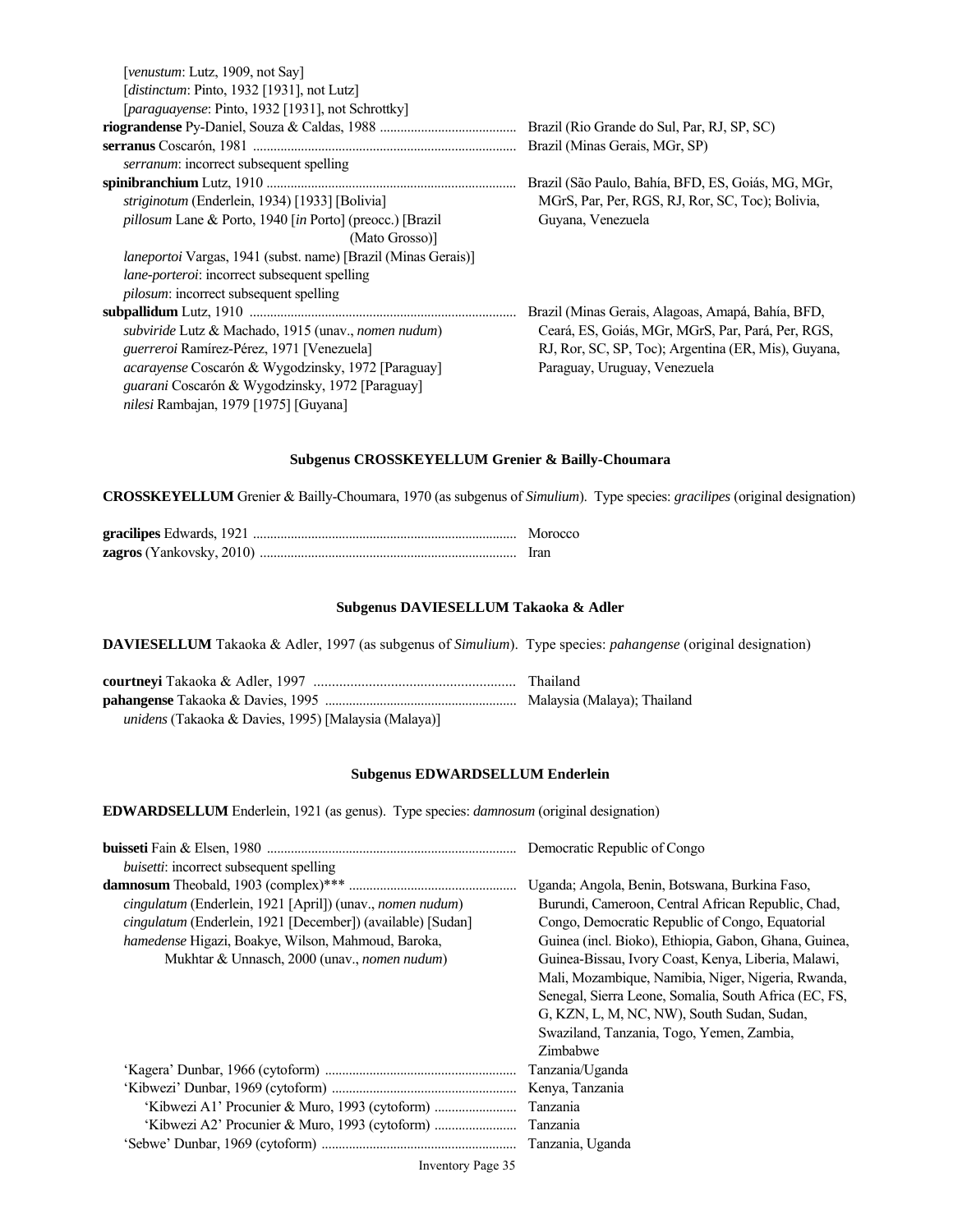[*venustum*: Lutz, 1909, not Say]
[*distinctum*: Pinto, 1932 [1931], not Lutz]
[*paraguayense*: Pinto, 1932 [1931], not Schrottky]

**riograndense** Py-Daniel, Souza & Caldas, 1988 ........................................ Brazil (Rio Grande do Sul, Par, RJ, SP, SC)

**serranus** Coscarón, 1981 ............................................................................ Brazil (Minas Gerais, MGr, SP)
*serranum*: incorrect subsequent spelling

**spinibranchium** Lutz, 1910 ........................................................................ Brazil (São Paulo, Bahía, BFD, ES, Goiás, MG, MGr, MGrS, Par, Per, RGS, RJ, Ror, SC, Toc); Bolivia, Guyana, Venezuela
*striginotum* (Enderlein, 1934) [1933] [Bolivia]
*pillosum* Lane & Porto, 1940 [*in* Porto] (preocc.) [Brazil (Mato Grosso)]
*laneportoi* Vargas, 1941 (subst. name) [Brazil (Minas Gerais)]
*lane-porteroi*: incorrect subsequent spelling
*pilosum*: incorrect subsequent spelling

**subpallidum** Lutz, 1910 ............................................................................. Brazil (Minas Gerais, Alagoas, Amapá, Bahía, BFD, Ceará, ES, Goiás, MGr, MGrS, Par, Pará, Per, RGS, RJ, Ror, SC, SP, Toc); Argentina (ER, Mis), Guyana, Paraguay, Uruguay, Venezuela
*subviride* Lutz & Machado, 1915 (unav., *nomen nudum*)
*guerreroi* Ramírez-Pérez, 1971 [Venezuela]
*acarayense* Coscarón & Wygodzinsky, 1972 [Paraguay]
*guarani* Coscarón & Wygodzinsky, 1972 [Paraguay]
*nilesi* Rambajan, 1979 [1975] [Guyana]

### Subgenus CROSSKEYELLUM Grenier & Bailly-Choumara

**CROSSKEYELLUM** Grenier & Bailly-Choumara, 1970 (as subgenus of *Simulium*). Type species: *gracilipes* (original designation)

**gracilipes** Edwards, 1921 ............................................................................ Morocco

**zagros** (Yankovsky, 2010) .......................................................................... Iran

### Subgenus DAVIESELLUM Takaoka & Adler

**DAVIESELLUM** Takaoka & Adler, 1997 (as subgenus of *Simulium*). Type species: *pahangense* (original designation)

**courtneyi** Takaoka & Adler, 1997 ....................................................... Thailand

**pahangense** Takaoka & Davies, 1995 ....................................................... Malaysia (Malaya); Thailand
*unidens* (Takaoka & Davies, 1995) [Malaysia (Malaya)]

### Subgenus EDWARDSELLUM Enderlein

**EDWARDSELLUM** Enderlein, 1921 (as genus). Type species: *damnosum* (original designation)

**buisseti** Fain & Elsen, 1980 ......................................................................... Democratic Republic of Congo
*buisetti*: incorrect subsequent spelling

**damnosum** Theobald, 1903 (complex)*** ................................................ Uganda; Angola, Benin, Botswana, Burkina Faso, Burundi, Cameroon, Central African Republic, Chad, Congo, Democratic Republic of Congo, Equatorial Guinea (incl. Bioko), Ethiopia, Gabon, Ghana, Guinea, Guinea-Bissau, Ivory Coast, Kenya, Liberia, Malawi, Mali, Mozambique, Namibia, Niger, Nigeria, Rwanda, Senegal, Sierra Leone, Somalia, South Africa (EC, FS, G, KZN, L, M, NC, NW), South Sudan, Sudan, Swaziland, Tanzania, Togo, Yemen, Zambia, Zimbabwe
*cingulatum* (Enderlein, 1921 [April]) (unav., *nomen nudum*)
*cingulatum* (Enderlein, 1921 [December]) (available) [Sudan]
*hamedense* Higazi, Boakye, Wilson, Mahmoud, Baroka, Mukhtar & Unnasch, 2000 (unav., *nomen nudum*)

'Kagera' Dunbar, 1966 (cytoform) ....................................................... Tanzania/Uganda
'Kibwezi' Dunbar, 1969 (cytoform) ..................................................... Kenya, Tanzania
'Kibwezi A1' Procunier & Muro, 1993 (cytoform) ........................ Tanzania
'Kibwezi A2' Procunier & Muro, 1993 (cytoform) ........................ Tanzania
'Sebwe' Dunbar, 1969 (cytoform) ........................................................ Tanzania, Uganda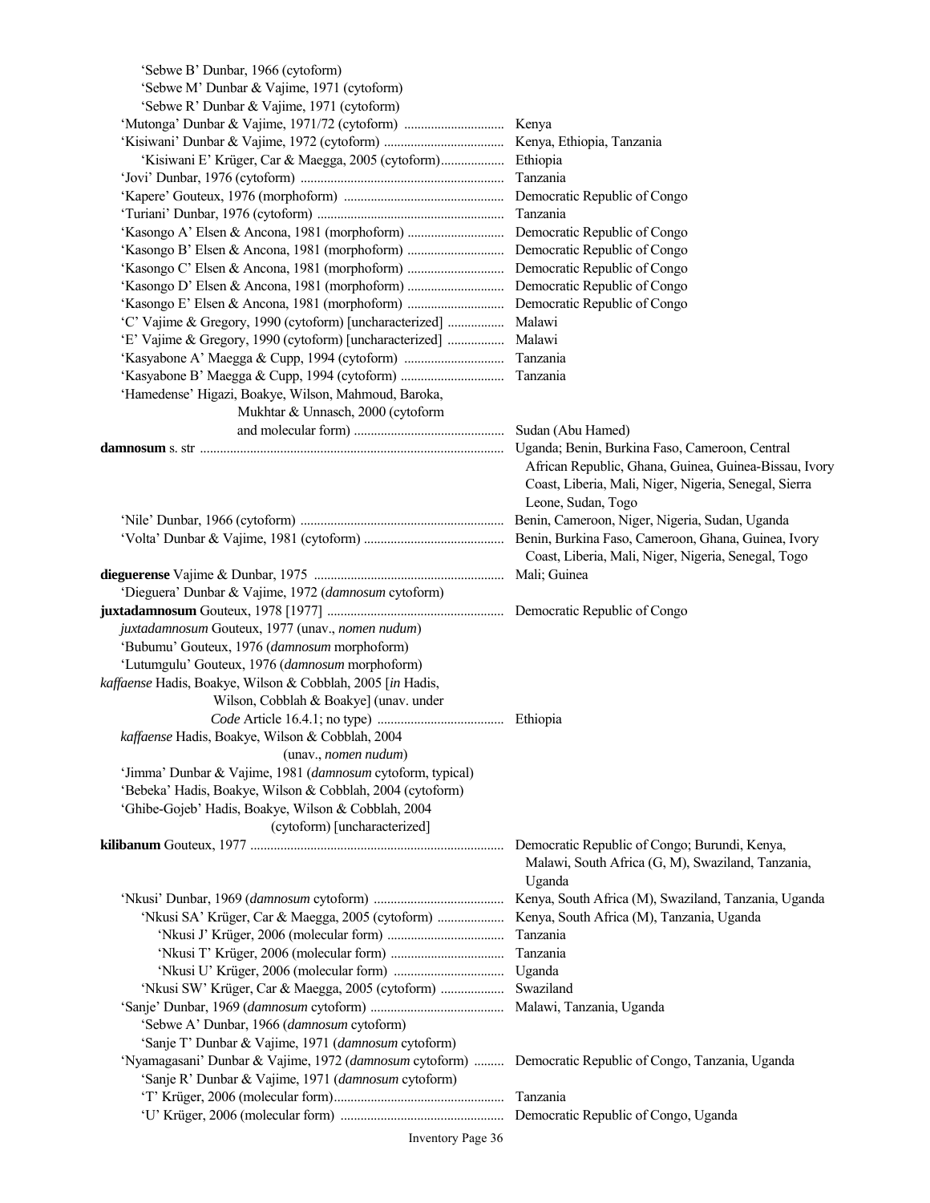'Sebwe B' Dunbar, 1966 (cytoform)
'Sebwe M' Dunbar & Vajime, 1971 (cytoform)
'Sebwe R' Dunbar & Vajime, 1971 (cytoform)
'Mutonga' Dunbar & Vajime, 1971/72 (cytoform) .............................. Kenya
'Kisiwani' Dunbar & Vajime, 1972 (cytoform) .................................... Kenya, Ethiopia, Tanzania
'Kisiwani E' Krüger, Car & Maegga, 2005 (cytoform)................... Ethiopia
'Jovi' Dunbar, 1976 (cytoform) .......................................................... Tanzania
'Kapere' Gouteux, 1976 (morphoform) ................................................ Democratic Republic of Congo
'Turiani' Dunbar, 1976 (cytoform) ....................................................... Tanzania
'Kasongo A' Elsen & Ancona, 1981 (morphoform) ............................. Democratic Republic of Congo
'Kasongo B' Elsen & Ancona, 1981 (morphoform) ............................. Democratic Republic of Congo
'Kasongo C' Elsen & Ancona, 1981 (morphoform) ............................. Democratic Republic of Congo
'Kasongo D' Elsen & Ancona, 1981 (morphoform) ............................. Democratic Republic of Congo
'Kasongo E' Elsen & Ancona, 1981 (morphoform) ............................. Democratic Republic of Congo
'C' Vajime & Gregory, 1990 (cytoform) [uncharacterized] ................. Malawi
'E' Vajime & Gregory, 1990 (cytoform) [uncharacterized] ................. Malawi
'Kasyabone A' Maegga & Cupp, 1994 (cytoform) .............................. Tanzania
'Kasyabone B' Maegga & Cupp, 1994 (cytoform) .............................. Tanzania
'Hamedense' Higazi, Boakye, Wilson, Mahmoud, Baroka, Mukhtar & Unnasch, 2000 (cytoform and molecular form) ............................................ Sudan (Abu Hamed)

**damnosum** s. str .......................................................................................... Uganda; Benin, Burkina Faso, Cameroon, Central African Republic, Ghana, Guinea, Guinea-Bissau, Ivory Coast, Liberia, Mali, Niger, Nigeria, Senegal, Sierra Leone, Sudan, Togo
'Nile' Dunbar, 1966 (cytoform) ............................................................ Benin, Cameroon, Niger, Nigeria, Sudan, Uganda
'Volta' Dunbar & Vajime, 1981 (cytoform) .......................................... Benin, Burkina Faso, Cameroon, Ghana, Guinea, Ivory Coast, Liberia, Mali, Niger, Nigeria, Senegal, Togo

**dieguerense** Vajime & Dunbar, 1975 ......................................................... Mali; Guinea
'Dieguera' Dunbar & Vajime, 1972 (*damnosum* cytoform)

**juxtadamnosum** Gouteux, 1978 [1977] ..................................................... Democratic Republic of Congo
*juxtadamnosum* Gouteux, 1977 (unav., *nomen nudum*)
'Bubumu' Gouteux, 1976 (*damnosum* morphoform)
'Lutumgulu' Gouteux, 1976 (*damnosum* morphoform)

*kaffaense* Hadis, Boakye, Wilson & Cobblah, 2005 [*in* Hadis, Wilson, Cobblah & Boakye] (unav. under *Code* Article 16.4.1; no type) ...................................... Ethiopia
*kaffaense* Hadis, Boakye, Wilson & Cobblah, 2004 (unav., *nomen nudum*)
'Jimma' Dunbar & Vajime, 1981 (*damnosum* cytoform, typical)
'Bebeka' Hadis, Boakye, Wilson & Cobblah, 2004 (cytoform)
'Ghibe-Gojeb' Hadis, Boakye, Wilson & Cobblah, 2004 (cytoform) [uncharacterized]

**kilibanum** Gouteux, 1977 ........................................................................... Democratic Republic of Congo; Burundi, Kenya, Malawi, South Africa (G, M), Swaziland, Tanzania, Uganda
'Nkusi' Dunbar, 1969 (*damnosum* cytoform) ....................................... Kenya, South Africa (M), Swaziland, Tanzania, Uganda
'Nkusi SA' Krüger, Car & Maegga, 2005 (cytoform) .................... Kenya, South Africa (M), Tanzania, Uganda
'Nkusi J' Krüger, 2006 (molecular form) .................................. Tanzania
'Nkusi T' Krüger, 2006 (molecular form) ................................. Tanzania
'Nkusi U' Krüger, 2006 (molecular form) ................................ Uganda
'Nkusi SW' Krüger, Car & Maegga, 2005 (cytoform) ................... Swaziland
'Sanje' Dunbar, 1969 (*damnosum* cytoform) ........................................ Malawi, Tanzania, Uganda
'Sebwe A' Dunbar, 1966 (*damnosum* cytoform)
'Sanje T' Dunbar & Vajime, 1971 (*damnosum* cytoform)
'Nyamagasani' Dunbar & Vajime, 1972 (*damnosum* cytoform) ......... Democratic Republic of Congo, Tanzania, Uganda
'Sanje R' Dunbar & Vajime, 1971 (*damnosum* cytoform)
'T' Krüger, 2006 (molecular form).................................................. Tanzania
'U' Krüger, 2006 (molecular form) ................................................ Democratic Republic of Congo, Uganda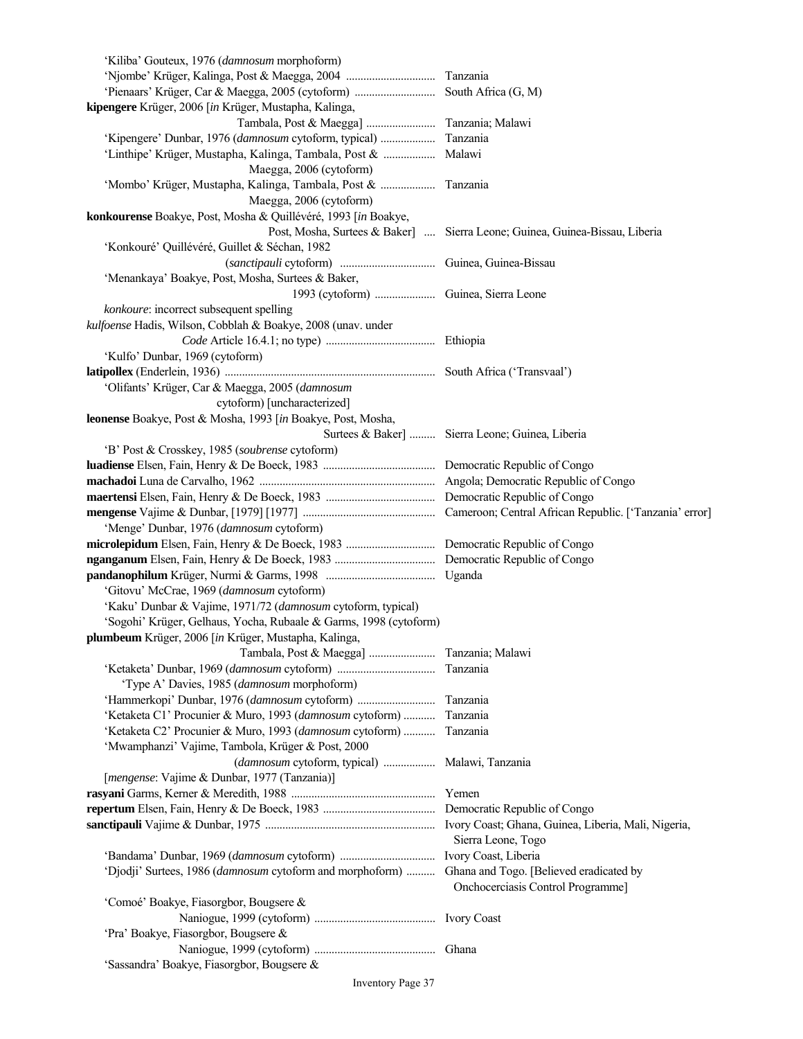'Kiliba' Gouteux, 1976 (*damnosum* morphoform)

'Njombe' Krüger, Kalinga, Post & Maegga, 2004 .............................. Tanzania

'Pienaars' Krüger, Car & Maegga, 2005 (cytoform) ........................... South Africa (G, M)

**kipengere** Krüger, 2006 [*in* Krüger, Mustapha, Kalinga, Tambala, Post & Maegga] ........................ Tanzania; Malawi

'Kipengere' Dunbar, 1976 (*damnosum* cytoform, typical) .................. Tanzania

'Linthipe' Krüger, Mustapha, Kalinga, Tambala, Post & Maegga, 2006 (cytoform) ................. Malawi

'Mombo' Krüger, Mustapha, Kalinga, Tambala, Post & Maegga, 2006 (cytoform) .................. Tanzania

**konkourense** Boakye, Post, Mosha & Quillévéré, 1993 [*in* Boakye, Post, Mosha, Surtees & Baker] .... Sierra Leone; Guinea, Guinea-Bissau, Liberia

'Konkouré' Quillévéré, Guillet & Séchan, 1982 (*sanctipauli* cytoform) ................................ Guinea, Guinea-Bissau

'Menankaya' Boakye, Post, Mosha, Surtees & Baker, 1993 (cytoform) .................... Guinea, Sierra Leone

*konkoure*: incorrect subsequent spelling

*kulfoense* Hadis, Wilson, Cobblah & Boakye, 2008 (unav. under *Code* Article 16.4.1; no type) ..................................... Ethiopia

'Kulfo' Dunbar, 1969 (cytoform)

**latipollex** (Enderlein, 1936) ........................................................................ South Africa ('Transvaal')

'Olifants' Krüger, Car & Maegga, 2005 (*damnosum* cytoform) [uncharacterized]

**leonense** Boakye, Post & Mosha, 1993 [*in* Boakye, Post, Mosha, Surtees & Baker] ......... Sierra Leone; Guinea, Liberia

'B' Post & Crosskey, 1985 (*soubrense* cytoform)

**luadiense** Elsen, Fain, Henry & De Boeck, 1983 ...................................... Democratic Republic of Congo

**machadoi** Luna de Carvalho, 1962 ............................................................ Angola; Democratic Republic of Congo

**maertensi** Elsen, Fain, Henry & De Boeck, 1983 ..................................... Democratic Republic of Congo

**mengense** Vajime & Dunbar, [1979] [1977] ............................................. Cameroon; Central African Republic. ['Tanzania' error]

'Menge' Dunbar, 1976 (*damnosum* cytoform)

**microlepidum** Elsen, Fain, Henry & De Boeck, 1983 ............................... Democratic Republic of Congo

**nganganum** Elsen, Fain, Henry & De Boeck, 1983 .................................. Democratic Republic of Congo

**pandanophilum** Krüger, Nurmi & Garms, 1998 ...................................... Uganda

'Gitovu' McCrae, 1969 (*damnosum* cytoform)

'Kaku' Dunbar & Vajime, 1971/72 (*damnosum* cytoform, typical)

'Sogohi' Krüger, Gelhaus, Yocha, Rubaale & Garms, 1998 (cytoform)

**plumbeum** Krüger, 2006 [*in* Krüger, Mustapha, Kalinga, Tambala, Post & Maegga] ....................... Tanzania; Malawi

'Ketaketa' Dunbar, 1969 (*damnosum* cytoform) ................................. Tanzania

'Type A' Davies, 1985 (*damnosum* morphoform)

'Hammerkopi' Dunbar, 1976 (*damnosum* cytoform) ........................... Tanzania

'Ketaketa C1' Procunier & Muro, 1993 (*damnosum* cytoform) ........... Tanzania

'Ketaketa C2' Procunier & Muro, 1993 (*damnosum* cytoform) ........... Tanzania

'Mwamphanzi' Vajime, Tambola, Krüger & Post, 2000 (*damnosum* cytoform, typical) ................. Malawi, Tanzania

[*mengense*: Vajime & Dunbar, 1977 (Tanzania)]

**rasyani** Garms, Kerner & Meredith, 1988 ................................................. Yemen

**repertum** Elsen, Fain, Henry & De Boeck, 1983 ....................................... Democratic Republic of Congo

**sanctipauli** Vajime & Dunbar, 1975 .......................................................... Ivory Coast; Ghana, Guinea, Liberia, Mali, Nigeria, Sierra Leone, Togo

'Bandama' Dunbar, 1969 (*damnosum* cytoform) ................................ Ivory Coast, Liberia

'Djodji' Surtees, 1986 (*damnosum* cytoform and morphoform) .......... Ghana and Togo. [Believed eradicated by Onchocerciasis Control Programme]

'Comoé' Boakye, Fiasorgbor, Bougsere & Naniogue, 1999 (cytoform) .......................................... Ivory Coast

'Pra' Boakye, Fiasorgbor, Bougsere & Naniogue, 1999 (cytoform) .......................................... Ghana

'Sassandra' Boakye, Fiasorgbor, Bougsere &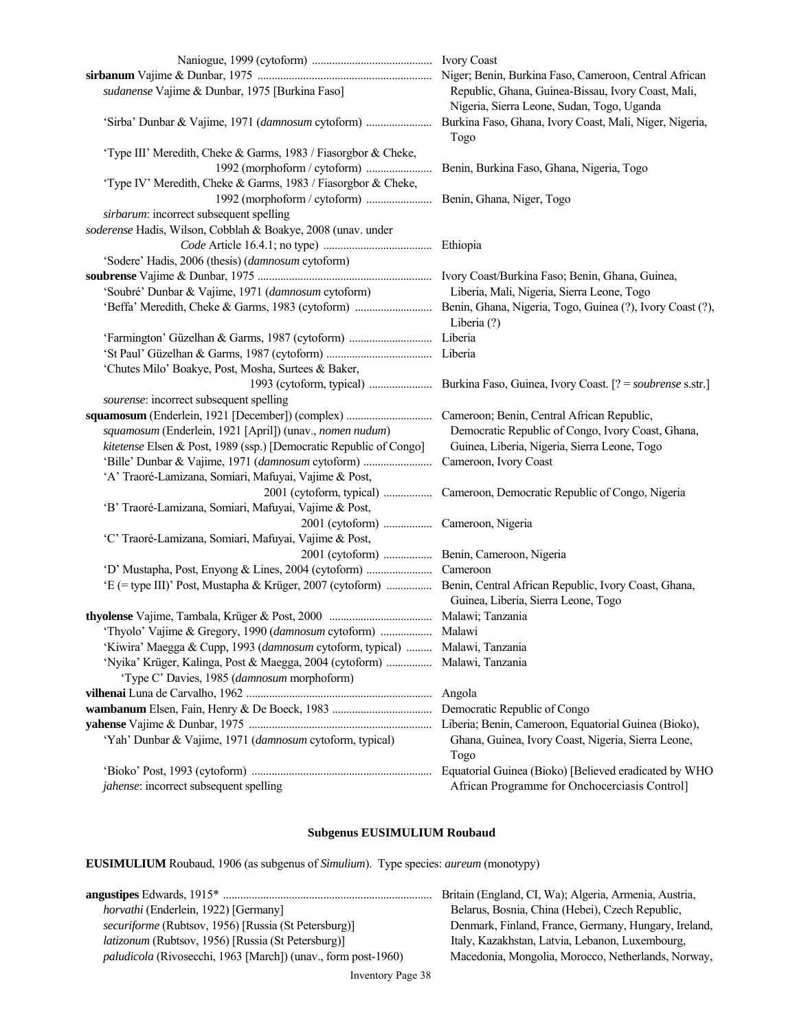| | |
|---|---|
| Naniogue, 1999 (cytoform) .......................................... | Ivory Coast |
| **sirbanum** Vajime & Dunbar, 1975 ............................................................ | Niger; Benin, Burkina Faso, Cameroon, Central African |
| *sudanense* Vajime & Dunbar, 1975 [Burkina Faso] | Republic, Ghana, Guinea-Bissau, Ivory Coast, Mali, Nigeria, Sierra Leone, Sudan, Togo, Uganda |
| 'Sirba' Dunbar & Vajime, 1971 (*damnosum* cytoform) ....................... | Burkina Faso, Ghana, Ivory Coast, Mali, Niger, Nigeria, Togo |
| 'Type III' Meredith, Cheke & Garms, 1983 / Fiasorgbor & Cheke, 1992 (morphoform / cytoform) ....................... | Benin, Burkina Faso, Ghana, Nigeria, Togo |
| 'Type IV' Meredith, Cheke & Garms, 1983 / Fiasorgbor & Cheke, 1992 (morphoform / cytoform) ....................... | Benin, Ghana, Niger, Togo |
| *sirbarum*: incorrect subsequent spelling | |
| *soderense* Hadis, Wilson, Cobblah & Boakye, 2008 (unav. under *Code* Article 16.4.1; no type) ...................................... | Ethiopia |
| 'Sodere' Hadis, 2006 (thesis) (*damnosum* cytoform) | |
| **soubrense** Vajime & Dunbar, 1975 ............................................................ | Ivory Coast/Burkina Faso; Benin, Ghana, Guinea, |
| 'Soubré' Dunbar & Vajime, 1971 (*damnosum* cytoform) | Liberia, Mali, Nigeria, Sierra Leone, Togo |
| 'Beffa' Meredith, Cheke & Garms, 1983 (cytoform) ........................... | Benin, Ghana, Nigeria, Togo, Guinea (?), Ivory Coast (?), Liberia (?) |
| 'Farmington' Güzelhan & Garms, 1987 (cytoform) ............................. | Liberia |
| 'St Paul' Güzelhan & Garms, 1987 (cytoform) ..................................... | Liberia |
| 'Chutes Milo' Boakye, Post, Mosha, Surtees & Baker, 1993 (cytoform, typical) ...................... | Burkina Faso, Guinea, Ivory Coast. [? = *soubrense* s.str.] |
| *sourense*: incorrect subsequent spelling | |
| **squamosum** (Enderlein, 1921 [December]) (complex) .............................. | Cameroon; Benin, Central African Republic, |
| *squamosum* (Enderlein, 1921 [April]) (unav., *nomen nudum*) | Democratic Republic of Congo, Ivory Coast, Ghana, |
| *kitetense* Elsen & Post, 1989 (ssp.) [Democratic Republic of Congo] | Guinea, Liberia, Nigeria, Sierra Leone, Togo |
| 'Bille' Dunbar & Vajime, 1971 (*damnosum* cytoform) ........................ | Cameroon, Ivory Coast |
| 'A' Traoré-Lamizana, Somiari, Mafuyai, Vajime & Post, 2001 (cytoform, typical) ................. | Cameroon, Democratic Republic of Congo, Nigeria |
| 'B' Traoré-Lamizana, Somiari, Mafuyai, Vajime & Post, 2001 (cytoform) ................. | Cameroon, Nigeria |
| 'C' Traoré-Lamizana, Somiari, Mafuyai, Vajime & Post, 2001 (cytoform) ................. | Benin, Cameroon, Nigeria |
| 'D' Mustapha, Post, Enyong & Lines, 2004 (cytoform) ....................... | Cameroon |
| 'E (= type III)' Post, Mustapha & Krüger, 2007 (cytoform) ................ | Benin, Central African Republic, Ivory Coast, Ghana, Guinea, Liberia, Sierra Leone, Togo |
| **thyolense** Vajime, Tambala, Krüger & Post, 2000 .................................... | Malawi; Tanzania |
| 'Thyolo' Vajime & Gregory, 1990 (*damnosum* cytoform) .................. | Malawi |
| 'Kiwira' Maegga & Cupp, 1993 (*damnosum* cytoform, typical) ......... | Malawi, Tanzania |
| 'Nyika' Krüger, Kalinga, Post & Maegga, 2004 (cytoform) ................ | Malawi, Tanzania |
| 'Type C' Davies, 1985 (*damnosum* morphoform) | |
| **vilhenai** Luna de Carvalho, 1962 ................................................................ | Angola |
| **wambanum** Elsen, Fain, Henry & De Boeck, 1983 .................................. | Democratic Republic of Congo |
| **yahense** Vajime & Dunbar, 1975 ............................................................... | Liberia; Benin, Cameroon, Equatorial Guinea (Bioko), |
| 'Yah' Dunbar & Vajime, 1971 (*damnosum* cytoform, typical) | Ghana, Guinea, Ivory Coast, Nigeria, Sierra Leone, Togo |
| 'Bioko' Post, 1993 (cytoform) .............................................................. | Equatorial Guinea (Bioko) [Believed eradicated by WHO |
| *jahense*: incorrect subsequent spelling | African Programme for Onchocerciasis Control] |

### Subgenus EUSIMULIUM Roubaud

**EUSIMULIUM** Roubaud, 1906 (as subgenus of *Simulium*). Type species: *aureum* (monotypy)

| | |
|---|---|
| **angustipes** Edwards, 1915* ........................................................................ | Britain (England, CI, Wa); Algeria, Armenia, Austria, |
| *horvathi* (Enderlein, 1922) [Germany] | Belarus, Bosnia, China (Hebei), Czech Republic, |
| *securiforme* (Rubtsov, 1956) [Russia (St Petersburg)] | Denmark, Finland, France, Germany, Hungary, Ireland, |
| *latizonum* (Rubtsov, 1956) [Russia (St Petersburg)] | Italy, Kazakhstan, Latvia, Lebanon, Luxembourg, |
| *paludicola* (Rivosecchi, 1963 [March]) (unav., form post-1960) | Macedonia, Mongolia, Morocco, Netherlands, Norway, |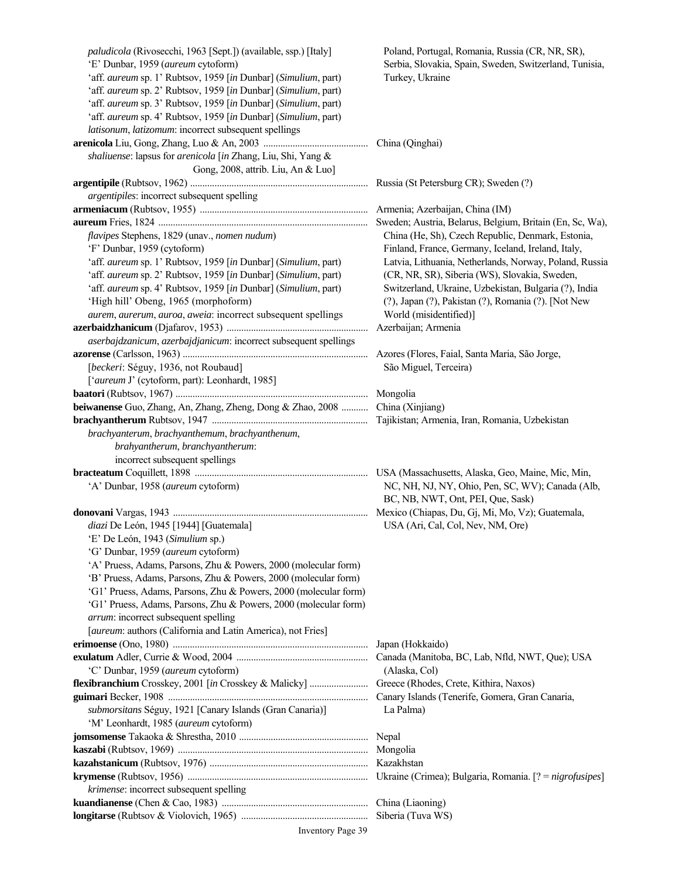*paludicola* (Rivosecchi, 1963 [Sept.]) (available, ssp.) [Italy]
'E' Dunbar, 1959 (*aureum* cytoform)
'aff. *aureum* sp. 1' Rubtsov, 1959 [*in* Dunbar] (*Simulium*, part)
'aff. *aureum* sp. 2' Rubtsov, 1959 [*in* Dunbar] (*Simulium*, part)
'aff. *aureum* sp. 3' Rubtsov, 1959 [*in* Dunbar] (*Simulium*, part)
'aff. *aureum* sp. 4' Rubtsov, 1959 [*in* Dunbar] (*Simulium*, part)
*latisonum*, *latizomum*: incorrect subsequent spellings
— Poland, Portugal, Romania, Russia (CR, NR, SR), Serbia, Slovakia, Spain, Sweden, Switzerland, Tunisia, Turkey, Ukraine

**arenicola** Liu, Gong, Zhang, Luo & An, 2003 .......... China (Qinghai)
*shaliuense*: lapsus for *arenicola* [*in* Zhang, Liu, Shi, Yang & Gong, 2008, attrib. Liu, An & Luo]

**argentipile** (Rubtsov, 1962) .......... Russia (St Petersburg CR); Sweden (?)
*argentipiles*: incorrect subsequent spelling

**armeniacum** (Rubtsov, 1955) .......... Armenia; Azerbaijan, China (IM)

**aureum** Fries, 1824 .......... Sweden; Austria, Belarus, Belgium, Britain (En, Sc, Wa), China (He, Sh), Czech Republic, Denmark, Estonia, Finland, France, Germany, Iceland, Ireland, Italy, Latvia, Lithuania, Netherlands, Norway, Poland, Russia (CR, NR, SR), Siberia (WS), Slovakia, Sweden, Switzerland, Ukraine, Uzbekistan, Bulgaria (?), India (?), Japan (?), Pakistan (?), Romania (?). [Not New World (misidentified)]
*flavipes* Stephens, 1829 (unav., *nomen nudum*)
'F' Dunbar, 1959 (cytoform)
'aff. *aureum* sp. 1' Rubtsov, 1959 [*in* Dunbar] (*Simulium*, part)
'aff. *aureum* sp. 2' Rubtsov, 1959 [*in* Dunbar] (*Simulium*, part)
'aff. *aureum* sp. 4' Rubtsov, 1959 [*in* Dunbar] (*Simulium*, part)
'High hill' Obeng, 1965 (morphoform)
*aurem*, *aurerum*, *auroa*, *aweia*: incorrect subsequent spellings

**azerbaidzhanicum** (Djafarov, 1953) .......... Azerbaijan; Armenia
*aserbajdzanicum*, *azerbajdjanicum*: incorrect subsequent spellings

**azorense** (Carlsson, 1963) .......... Azores (Flores, Faial, Santa Maria, São Jorge, São Miguel, Terceira)
[*beckeri*: Séguy, 1936, not Roubaud]
['*aureum* J' (cytoform, part): Leonhardt, 1985]

**baatori** (Rubtsov, 1967) .......... Mongolia

**beiwanense** Guo, Zhang, An, Zhang, Zheng, Dong & Zhao, 2008 .......... China (Xinjiang)

**brachyantherum** Rubtsov, 1947 .......... Tajikistan; Armenia, Iran, Romania, Uzbekistan
*brachyanterum*, *brachyanthemum*, *brachyanthenum*, *brahyantherum*, *branchyantherum*: incorrect subsequent spellings

**bracteatum** Coquillett, 1898 .......... USA (Massachusetts, Alaska, Geo, Maine, Mic, Min, NC, NH, NJ, NY, Ohio, Pen, SC, WV); Canada (Alb, BC, NB, NWT, Ont, PEI, Que, Sask)
'A' Dunbar, 1958 (*aureum* cytoform)

**donovani** Vargas, 1943 .......... Mexico (Chiapas, Du, Gj, Mi, Mo, Vz); Guatemala, USA (Ari, Cal, Col, Nev, NM, Ore)
*diazi* De León, 1945 [1944] [Guatemala]
'E' De León, 1943 (*Simulium* sp.)
'G' Dunbar, 1959 (*aureum* cytoform)
'A' Pruess, Adams, Parsons, Zhu & Powers, 2000 (molecular form)
'B' Pruess, Adams, Parsons, Zhu & Powers, 2000 (molecular form)
'G1' Pruess, Adams, Parsons, Zhu & Powers, 2000 (molecular form)
'G1' Pruess, Adams, Parsons, Zhu & Powers, 2000 (molecular form)
*arrum*: incorrect subsequent spelling
[*aureum*: authors (California and Latin America), not Fries]

**erimoense** (Ono, 1980) .......... Japan (Hokkaido)

**exulatum** Adler, Currie & Wood, 2004 .......... Canada (Manitoba, BC, Lab, Nfld, NWT, Que); USA (Alaska, Col)
'C' Dunbar, 1959 (*aureum* cytoform)

**flexibranchium** Crosskey, 2001 [*in* Crosskey & Malicky] .......... Greece (Rhodes, Crete, Kithira, Naxos)

**guimari** Becker, 1908 .......... Canary Islands (Tenerife, Gomera, Gran Canaria, La Palma)
*submorsitans* Séguy, 1921 [Canary Islands (Gran Canaria)]
'M' Leonhardt, 1985 (*aureum* cytoform)

**jomsomense** Takaoka & Shrestha, 2010 .......... Nepal

**kaszabi** (Rubtsov, 1969) .......... Mongolia

**kazahstanicum** (Rubtsov, 1976) .......... Kazakhstan

**krymense** (Rubtsov, 1956) .......... Ukraine (Crimea); Bulgaria, Romania. [? = *nigrofusipes*]
*krimense*: incorrect subsequent spelling

**kuandianense** (Chen & Cao, 1983) .......... China (Liaoning)

**longitarse** (Rubtsov & Violovich, 1965) .......... Siberia (Tuva WS)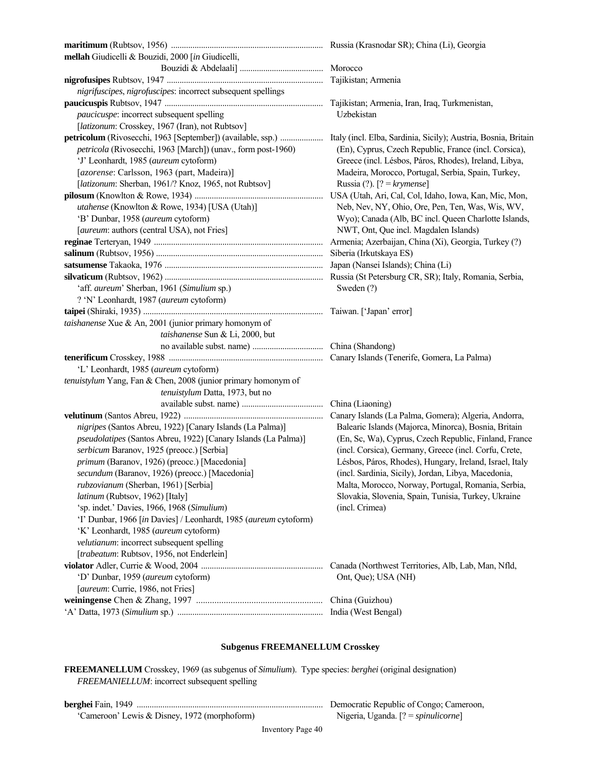| | |
|---|---|
| **maritimum** (Rubtsov, 1956) | Russia (Krasnodar SR); China (Li), Georgia |
| **mellah** Giudicelli & Bouzidi, 2000 [*in* Giudicelli, Bouzidi & Abdelaali] | Morocco |
| **nigrofusipes** Rubtsov, 1947 | Tajikistan; Armenia |
| *nigrifuscipes*, *nigrofuscipes*: incorrect subsequent spellings | |
| **paucicuspis** Rubtsov, 1947 | Tajikistan; Armenia, Iran, Iraq, Turkmenistan, Uzbekistan |
| *paucicuspe*: incorrect subsequent spelling | |
| [*latizonum*: Crosskey, 1967 (Iran), not Rubtsov] | |
| **petricolum** (Rivosecchi, 1963 [September]) (available, ssp.) | Italy (incl. Elba, Sardinia, Sicily); Austria, Bosnia, Britain (En), Cyprus, Czech Republic, France (incl. Corsica), Greece (incl. Lésbos, Páros, Rhodes), Ireland, Libya, Madeira, Morocco, Portugal, Serbia, Spain, Turkey, Russia (?). [? = *krymense*] |
| *petricola* (Rivosecchi, 1963 [March]) (unav., form post-1960) | |
| 'J' Leonhardt, 1985 (*aureum* cytoform) | |
| [*azorense*: Carlsson, 1963 (part, Madeira)] | |
| [*latizonum*: Sherban, 1961/? Knoz, 1965, not Rubtsov] | |
| **pilosum** (Knowlton & Rowe, 1934) | USA (Utah, Ari, Cal, Col, Idaho, Iowa, Kan, Mic, Mon, Neb, Nev, NY, Ohio, Ore, Pen, Ten, Was, Wis, WV, Wyo); Canada (Alb, BC incl. Queen Charlotte Islands, NWT, Ont, Que incl. Magdalen Islands) |
| *utahense* (Knowlton & Rowe, 1934) [USA (Utah)] | |
| 'B' Dunbar, 1958 (*aureum* cytoform) | |
| [*aureum*: authors (central USA), not Fries] | |
| **reginae** Terteryan, 1949 | Armenia; Azerbaijan, China (Xi), Georgia, Turkey (?) |
| **salinum** (Rubtsov, 1956) | Siberia (Irkutskaya ES) |
| **satsumense** Takaoka, 1976 | Japan (Nansei Islands); China (Li) |
| **silvaticum** (Rubtsov, 1962) | Russia (St Petersburg CR, SR); Italy, Romania, Serbia, Sweden (?) |
| 'aff. *aureum*' Sherban, 1961 (*Simulium* sp.) | |
| ? 'N' Leonhardt, 1987 (*aureum* cytoform) | |
| **taipei** (Shiraki, 1935) | Taiwan. ['Japan' error] |
| *taishanense* Xue & An, 2001 (junior primary homonym of *taishanense* Sun & Li, 2000, but no available subst. name) | China (Shandong) |
| **tenerificum** Crosskey, 1988 | Canary Islands (Tenerife, Gomera, La Palma) |
| 'L' Leonhardt, 1985 (*aureum* cytoform) | |
| *tenuistylum* Yang, Fan & Chen, 2008 (junior primary homonym of *tenuistylum* Datta, 1973, but no available subst. name) | China (Liaoning) |
| **velutinum** (Santos Abreu, 1922) | Canary Islands (La Palma, Gomera); Algeria, Andorra, Balearic Islands (Majorca, Minorca), Bosnia, Britain (En, Sc, Wa), Cyprus, Czech Republic, Finland, France (incl. Corsica), Germany, Greece (incl. Corfu, Crete, Lésbos, Páros, Rhodes), Hungary, Ireland, Israel, Italy (incl. Sardinia, Sicily), Jordan, Libya, Macedonia, Malta, Morocco, Norway, Portugal, Romania, Serbia, Slovakia, Slovenia, Spain, Tunisia, Turkey, Ukraine (incl. Crimea) |
| *nigripes* (Santos Abreu, 1922) [Canary Islands (La Palma)] | |
| *pseudolatipes* (Santos Abreu, 1922) [Canary Islands (La Palma)] | |
| *serbicum* Baranov, 1925 (preocc.) [Serbia] | |
| *primum* (Baranov, 1926) (preocc.) [Macedonia] | |
| *secundum* (Baranov, 1926) (preocc.) [Macedonia] | |
| *rubzovianum* (Sherban, 1961) [Serbia] | |
| *latinum* (Rubtsov, 1962) [Italy] | |
| 'sp. indet.' Davies, 1966, 1968 (*Simulium*) | |
| 'I' Dunbar, 1966 [*in* Davies] / Leonhardt, 1985 (*aureum* cytoform) | |
| 'K' Leonhardt, 1985 (*aureum* cytoform) | |
| *velutianum*: incorrect subsequent spelling | |
| [*trabeatum*: Rubtsov, 1956, not Enderlein] | |
| **violator** Adler, Currie & Wood, 2004 | Canada (Northwest Territories, Alb, Lab, Man, Nfld, Ont, Que); USA (NH) |
| 'D' Dunbar, 1959 (*aureum* cytoform) | |
| [*aureum*: Currie, 1986, not Fries] | |
| **weiningense** Chen & Zhang, 1997 | China (Guizhou) |
| 'A' Datta, 1973 (*Simulium* sp.) | India (West Bengal) |

## Subgenus FREEMANELLUM Crosskey

**FREEMANELLUM** Crosskey, 1969 (as subgenus of *Simulium*). Type species: *berghei* (original designation)
*FREEMANIELLUM*: incorrect subsequent spelling

| | |
|---|---|
| **berghei** Fain, 1949 | Democratic Republic of Congo; Cameroon, Nigeria, Uganda. [? = *spinulicorne*] |
| 'Cameroon' Lewis & Disney, 1972 (morphoform) | |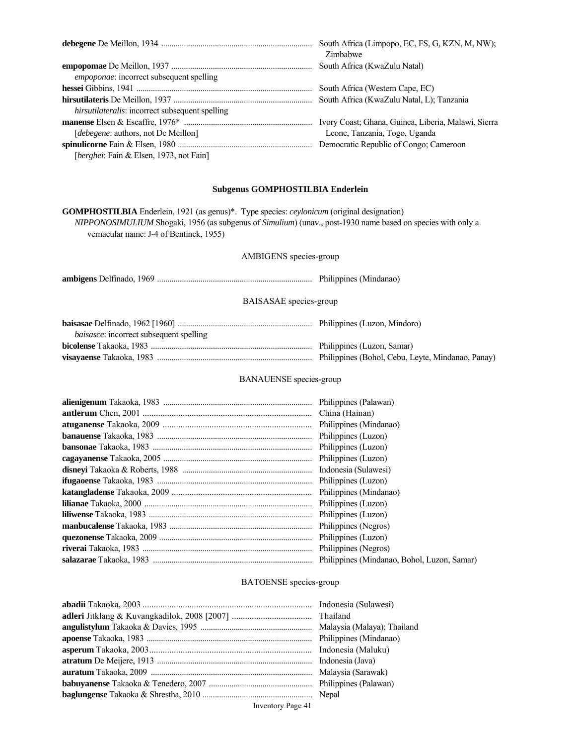**debegene** De Meillon, 1934 ........................................................................ South Africa (Limpopo, EC, FS, G, KZN, M, NW); Zimbabwe

**empopomae** De Meillon, 1937 .................................................................. South Africa (KwaZulu Natal)
  *empoponae*: incorrect subsequent spelling

**hessei** Gibbins, 1941 .................................................................................... South Africa (Western Cape, EC)

**hirsutilateris** De Meillon, 1937 .................................................................. South Africa (KwaZulu Natal, L); Tanzania
  *hirsutilateralis*: incorrect subsequent spelling

**manense** Elsen & Escaffre, 1976* ............................................................ Ivory Coast; Ghana, Guinea, Liberia, Malawi, Sierra Leone, Tanzania, Togo, Uganda
  [*debegene*: authors, not De Meillon]

**spinulicorne** Fain & Elsen, 1980 ................................................................ Democratic Republic of Congo; Cameroon
  [*berghei*: Fain & Elsen, 1973, not Fain]

### Subgenus GOMPHOSTILBIA Enderlein

**GOMPHOSTILBIA** Enderlein, 1921 (as genus)*. Type species: *ceylonicum* (original designation)
  *NIPPONOSIMULIUM* Shogaki, 1956 (as subgenus of *Simulium*) (unav., post-1930 name based on species with only a vernacular name: J-4 of Bentinck, 1955)

#### AMBIGENS species-group

**ambigens** Delfinado, 1969 .......................................................................... Philippines (Mindanao)

#### BAISASAE species-group

**baisasae** Delfinado, 1962 [1960] ................................................................ Philippines (Luzon, Mindoro)
  *baisasce*: incorrect subsequent spelling

**bicolense** Takaoka, 1983 ............................................................................. Philippines (Luzon, Samar)

**visayaense** Takaoka, 1983 .......................................................................... Philippines (Bohol, Cebu, Leyte, Mindanao, Panay)

#### BANAUENSE species-group

**alienigenum** Takaoka, 1983 ....................................................................... Philippines (Palawan)

**antlerum** Chen, 2001 ................................................................................... China (Hainan)

**atuganense** Takaoka, 2009 .......................................................................... Philippines (Mindanao)

**banauense** Takaoka, 1983 .......................................................................... Philippines (Luzon)

**bansonae** Takaoka, 1983 ............................................................................ Philippines (Luzon)

**cagayanense** Takaoka, 2005 ....................................................................... Philippines (Luzon)

**disneyi** Takaoka & Roberts, 1988 .............................................................. Indonesia (Sulawesi)

**ifugaoense** Takaoka, 1983 .......................................................................... Philippines (Luzon)

**katangladense** Takaoka, 2009 ..................................................................... Philippines (Mindanao)

**lilianae** Takaoka, 2000 ................................................................................ Philippines (Luzon)

**liliwense** Takaoka, 1983 .............................................................................. Philippines (Luzon)

**manbucalense** Takaoka, 1983 ..................................................................... Philippines (Negros)

**quezonense** Takaoka, 2009 ......................................................................... Philippines (Luzon)

**riverai** Takaoka, 1983 ................................................................................. Philippines (Negros)

**salazarae** Takaoka, 1983 ............................................................................ Philippines (Mindanao, Bohol, Luzon, Samar)

#### BATOENSE species-group

**abadii** Takaoka, 2003 ................................................................................... Indonesia (Sulawesi)

**adleri** Jitklang & Kuvangkadilok, 2008 [2007] ........................................ Thailand

**angulistylum** Takaoka & Davies, 1995 ...................................................... Malaysia (Malaya); Thailand

**apoense** Takaoka, 1983 ............................................................................... Philippines (Mindanao)

**asperum** Takaoka, 2003 ................................................................................ Indonesia (Maluku)

**atratum** De Meijere, 1913 .......................................................................... Indonesia (Java)

**auratum** Takaoka, 2009 .............................................................................. Malaysia (Sarawak)

**babuyanense** Takaoka & Tenedero, 2007 ................................................... Philippines (Palawan)

**baglungense** Takaoka & Shrestha, 2010 ..................................................... Nepal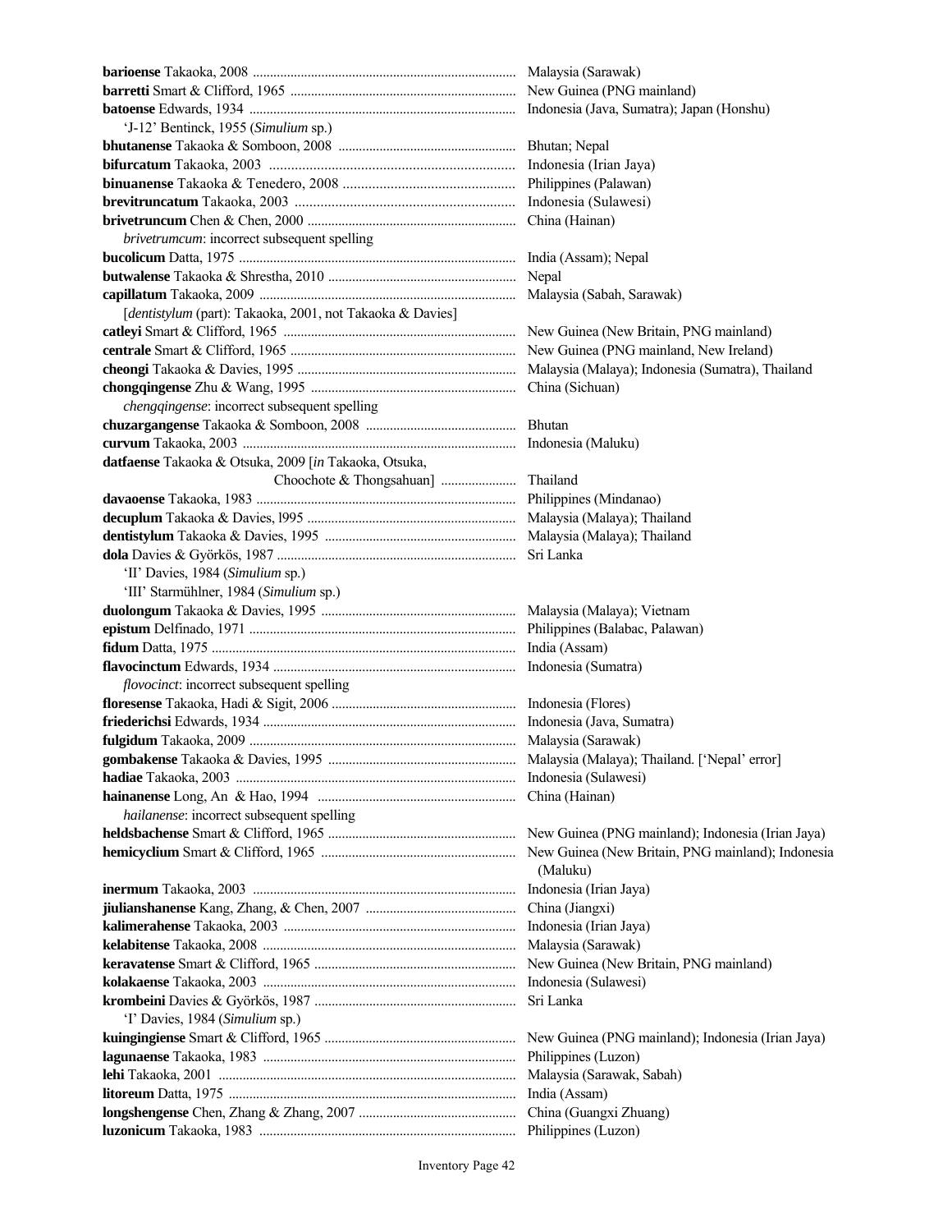**barioense** Takaoka, 2008 ............................................................................ Malaysia (Sarawak)
**barretti** Smart & Clifford, 1965 ................................................................. New Guinea (PNG mainland)
**batoense** Edwards, 1934 ............................................................................ Indonesia (Java, Sumatra); Japan (Honshu)
 'J-12' Bentinck, 1955 (*Simulium* sp.)
**bhutanense** Takaoka & Somboon, 2008 ................................................... Bhutan; Nepal
**bifurcatum** Takaoka, 2003 .................................................................... Indonesia (Irian Jaya)
**binuanense** Takaoka & Tenedero, 2008 ............................................... Philippines (Palawan)
**brevitruncatum** Takaoka, 2003 ............................................................ Indonesia (Sulawesi)
**brivetruncum** Chen & Chen, 2000 ............................................................ China (Hainan)
 *brivetrumcum*: incorrect subsequent spelling
**bucolicum** Datta, 1975 ................................................................................ India (Assam); Nepal
**butwalense** Takaoka & Shrestha, 2010 ...................................................... Nepal
**capillatum** Takaoka, 2009 .......................................................................... Malaysia (Sabah, Sarawak)
 [*dentistylum* (part): Takaoka, 2001, not Takaoka & Davies]
**catleyi** Smart & Clifford, 1965 ................................................................... New Guinea (New Britain, PNG mainland)
**centrale** Smart & Clifford, 1965 ................................................................. New Guinea (PNG mainland, New Ireland)
**cheongi** Takaoka & Davies, 1995 ............................................................... Malaysia (Malaya); Indonesia (Sumatra), Thailand
**chongqingense** Zhu & Wang, 1995 ........................................................... China (Sichuan)
 *chengqingense*: incorrect subsequent spelling
**chuzargangense** Takaoka & Somboon, 2008 ........................................... Bhutan
**curvum** Takaoka, 2003 ................................................................................ Indonesia (Maluku)
**datfaense** Takaoka & Otsuka, 2009 [*in* Takaoka, Otsuka, Choochote & Thongsahuan] ...................... Thailand
**davaoense** Takaoka, 1983 ........................................................................... Philippines (Mindanao)
**decuplum** Takaoka & Davies, l995 ............................................................ Malaysia (Malaya); Thailand
**dentistylum** Takaoka & Davies, 1995 ........................................................ Malaysia (Malaya); Thailand
**dola** Davies & Györkös, 1987 ..................................................................... Sri Lanka
 'II' Davies, 1984 (*Simulium* sp.)
 'III' Starmühlner, 1984 (*Simulium* sp.)
**duolongum** Takaoka & Davies, 1995 ........................................................ Malaysia (Malaya); Vietnam
**epistum** Delfinado, 1971 ............................................................................. Philippines (Balabac, Palawan)
**fidum** Datta, 1975 ........................................................................................ India (Assam)
**flavocinctum** Edwards, 1934 ...................................................................... Indonesia (Sumatra)
 *flovocinct*: incorrect subsequent spelling
**floresense** Takaoka, Hadi & Sigit, 2006 ..................................................... Indonesia (Flores)
**friederichsi** Edwards, 1934 ......................................................................... Indonesia (Java, Sumatra)
**fulgidum** Takaoka, 2009 ............................................................................ Malaysia (Sarawak)
**gombakense** Takaoka & Davies, 1995 ...................................................... Malaysia (Malaya); Thailand. ['Nepal' error]
**hadiae** Takaoka, 2003 ................................................................................. Indonesia (Sulawesi)
**hainanense** Long, An & Hao, 1994 ......................................................... China (Hainan)
 *hailanense*: incorrect subsequent spelling
**heldsbachense** Smart & Clifford, 1965 ...................................................... New Guinea (PNG mainland); Indonesia (Irian Jaya)
**hemicyclium** Smart & Clifford, 1965 ........................................................ New Guinea (New Britain, PNG mainland); Indonesia (Maluku)
**inermum** Takaoka, 2003 ............................................................................ Indonesia (Irian Jaya)
**jiulianshanense** Kang, Zhang, & Chen, 2007 ........................................... China (Jiangxi)
**kalimerahense** Takaoka, 2003 ................................................................... Indonesia (Irian Jaya)
**kelabitense** Takaoka, 2008 ......................................................................... Malaysia (Sarawak)
**keravatense** Smart & Clifford, 1965 .......................................................... New Guinea (New Britain, PNG mainland)
**kolakaense** Takaoka, 2003 ......................................................................... Indonesia (Sulawesi)
**krombeini** Davies & Györkös, 1987 .......................................................... Sri Lanka
 'I' Davies, 1984 (*Simulium* sp.)
**kuingingiense** Smart & Clifford, 1965 ....................................................... New Guinea (PNG mainland); Indonesia (Irian Jaya)
**lagunaense** Takaoka, 1983 ......................................................................... Philippines (Luzon)
**lehi** Takaoka, 2001 ...................................................................................... Malaysia (Sarawak, Sabah)
**litoreum** Datta, 1975 ................................................................................... India (Assam)
**longshengense** Chen, Zhang & Zhang, 2007 ............................................. China (Guangxi Zhuang)
**luzonicum** Takaoka, 1983 .......................................................................... Philippines (Luzon)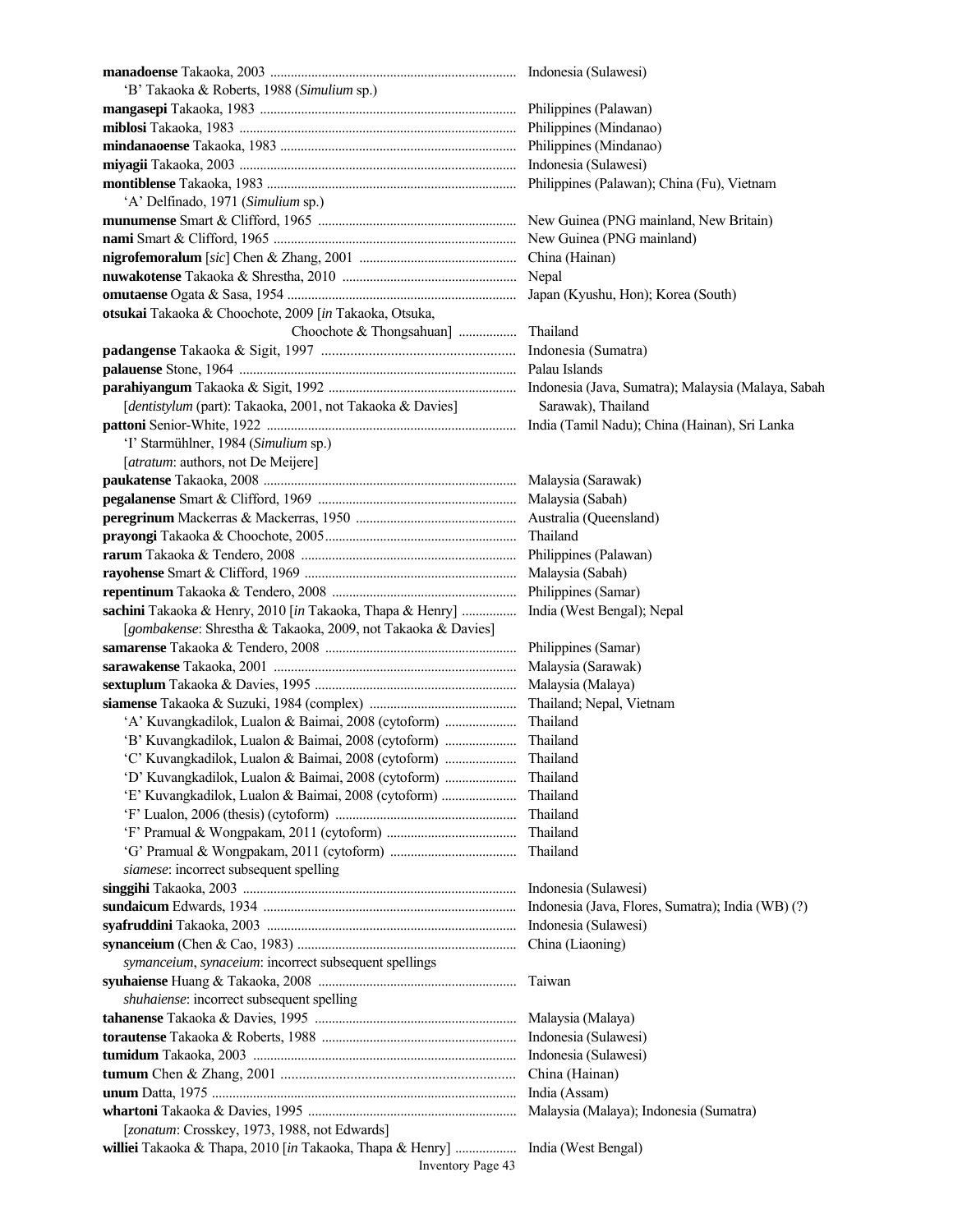**manadoense** Takaoka, 2003 ........................................................................ Indonesia (Sulawesi)
'B' Takaoka & Roberts, 1988 (*Simulium* sp.)
**mangasepi** Takaoka, 1983 ........................................................................ Philippines (Palawan)
**miblosi** Takaoka, 1983 ........................................................................ Philippines (Mindanao)
**mindanaoense** Takaoka, 1983 ........................................................................ Philippines (Mindanao)
**miyagii** Takaoka, 2003 ........................................................................ Indonesia (Sulawesi)
**montiblense** Takaoka, 1983 ........................................................................ Philippines (Palawan); China (Fu), Vietnam
'A' Delfinado, 1971 (*Simulium* sp.)
**munumense** Smart & Clifford, 1965 ........................................................................ New Guinea (PNG mainland, New Britain)
**nami** Smart & Clifford, 1965 ........................................................................ New Guinea (PNG mainland)
**nigrofemoralum** [*sic*] Chen & Zhang, 2001 ........................................................................ China (Hainan)
**nuwakotense** Takaoka & Shrestha, 2010 ........................................................................ Nepal
**omutaense** Ogata & Sasa, 1954 ........................................................................ Japan (Kyushu, Hon); Korea (South)
**otsukai** Takaoka & Choochote, 2009 [*in* Takaoka, Otsuka, Choochote & Thongsahuan] ................ Thailand
**padangense** Takaoka & Sigit, 1997 ........................................................................ Indonesia (Sumatra)
**palauense** Stone, 1964 ........................................................................ Palau Islands
**parahiyangum** Takaoka & Sigit, 1992 ........................................................................ Indonesia (Java, Sumatra); Malaysia (Malaya, Sabah Sarawak), Thailand
[*dentistylum* (part): Takaoka, 2001, not Takaoka & Davies]
**pattoni** Senior-White, 1922 ........................................................................ India (Tamil Nadu); China (Hainan), Sri Lanka
'I' Starmühlner, 1984 (*Simulium* sp.)
[*atratum*: authors, not De Meijere]
**paukatense** Takaoka, 2008 ........................................................................ Malaysia (Sarawak)
**pegalanense** Smart & Clifford, 1969 ........................................................................ Malaysia (Sabah)
**peregrinum** Mackerras & Mackerras, 1950 ........................................................................ Australia (Queensland)
**prayongi** Takaoka & Choochote, 2005........................................................................ Thailand
**rarum** Takaoka & Tendero, 2008 ........................................................................ Philippines (Palawan)
**rayohense** Smart & Clifford, 1969 ........................................................................ Malaysia (Sabah)
**repentinum** Takaoka & Tendero, 2008 ........................................................................ Philippines (Samar)
**sachini** Takaoka & Henry, 2010 [*in* Takaoka, Thapa & Henry] ................ India (West Bengal); Nepal
[*gombakense*: Shrestha & Takaoka, 2009, not Takaoka & Davies]
**samarense** Takaoka & Tendero, 2008 ........................................................................ Philippines (Samar)
**sarawakense** Takaoka, 2001 ........................................................................ Malaysia (Sarawak)
**sextuplum** Takaoka & Davies, 1995 ........................................................................ Malaysia (Malaya)
**siamense** Takaoka & Suzuki, 1984 (complex) ........................................................................ Thailand; Nepal, Vietnam
'A' Kuvangkadilok, Lualon & Baimai, 2008 (cytoform) ..................... Thailand
'B' Kuvangkadilok, Lualon & Baimai, 2008 (cytoform) ..................... Thailand
'C' Kuvangkadilok, Lualon & Baimai, 2008 (cytoform) ..................... Thailand
'D' Kuvangkadilok, Lualon & Baimai, 2008 (cytoform) ..................... Thailand
'E' Kuvangkadilok, Lualon & Baimai, 2008 (cytoform) ..................... Thailand
'F' Lualon, 2006 (thesis) (cytoform) ..................................................... Thailand
'F' Pramual & Wongpakam, 2011 (cytoform) ..................................... Thailand
'G' Pramual & Wongpakam, 2011 (cytoform) ..................................... Thailand
*siamese*: incorrect subsequent spelling
**singgihi** Takaoka, 2003 ........................................................................ Indonesia (Sulawesi)
**sundaicum** Edwards, 1934 ........................................................................ Indonesia (Java, Flores, Sumatra); India (WB) (?)
**syafruddini** Takaoka, 2003 ........................................................................ Indonesia (Sulawesi)
**synanceium** (Chen & Cao, 1983) ........................................................................ China (Liaoning)
*symanceium*, *synaceium*: incorrect subsequent spellings
**syuhaiense** Huang & Takaoka, 2008 ........................................................................ Taiwan
*shuhaiense*: incorrect subsequent spelling
**tahanense** Takaoka & Davies, 1995 ........................................................................ Malaysia (Malaya)
**torautense** Takaoka & Roberts, 1988 ........................................................................ Indonesia (Sulawesi)
**tumidum** Takaoka, 2003 ........................................................................ Indonesia (Sulawesi)
**tumum** Chen & Zhang, 2001 ........................................................................ China (Hainan)
**unum** Datta, 1975 ........................................................................ India (Assam)
**whartoni** Takaoka & Davies, 1995 ........................................................................ Malaysia (Malaya); Indonesia (Sumatra)
[*zonatum*: Crosskey, 1973, 1988, not Edwards]
**williei** Takaoka & Thapa, 2010 [*in* Takaoka, Thapa & Henry] ................ India (West Bengal)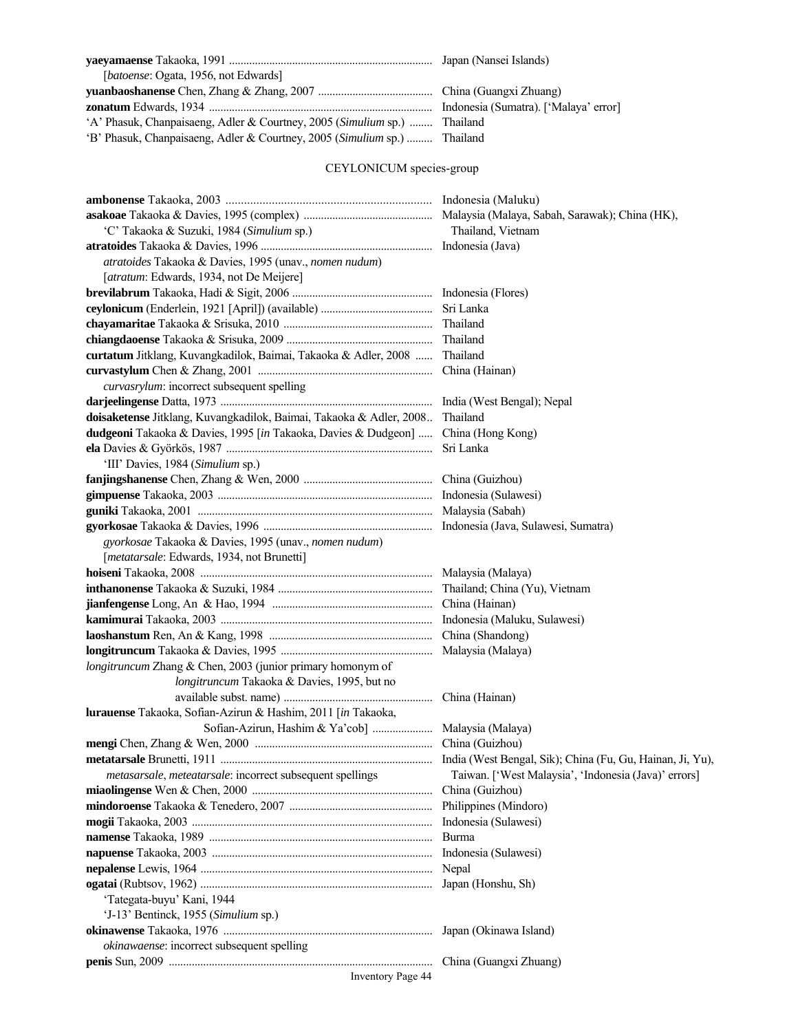**yaeyamaense** Takaoka, 1991 ........................................................................ Japan (Nansei Islands)
[*batoense*: Ogata, 1956, not Edwards]
**yuanbaoshanense** Chen, Zhang & Zhang, 2007 ........................................ China (Guangxi Zhuang)
**zonatum** Edwards, 1934 ............................................................................... Indonesia (Sumatra). ['Malaya' error]
'A' Phasuk, Chanpaisaeng, Adler & Courtney, 2005 (*Simulium* sp.) ........ Thailand
'B' Phasuk, Chanpaisaeng, Adler & Courtney, 2005 (*Simulium* sp.) ......... Thailand

## CEYLONICUM species-group

**ambonense** Takaoka, 2003 .................................................................... Indonesia (Maluku)
**asakoae** Takaoka & Davies, 1995 (complex) ............................................ Malaysia (Malaya, Sabah, Sarawak); China (HK), Thailand, Vietnam
'C' Takaoka & Suzuki, 1984 (*Simulium* sp.)
**atratoides** Takaoka & Davies, 1996 ........................................................... Indonesia (Java)
*atratoides* Takaoka & Davies, 1995 (unav., *nomen nudum*)
[*atratum*: Edwards, 1934, not De Meijere]
**brevilabrum** Takaoka, Hadi & Sigit, 2006 ................................................. Indonesia (Flores)
**ceylonicum** (Enderlein, 1921 [April]) (available) ....................................... Sri Lanka
**chayamaritae** Takaoka & Srisuka, 2010 .................................................... Thailand
**chiangdaoense** Takaoka & Srisuka, 2009 ................................................... Thailand
**curtatum** Jitklang, Kuvangkadilok, Baimai, Takaoka & Adler, 2008 ...... Thailand
**curvastylum** Chen & Zhang, 2001 ............................................................. China (Hainan)
*curvasrylum*: incorrect subsequent spelling
**darjeelingense** Datta, 1973 .......................................................................... India (West Bengal); Nepal
**doisaketense** Jitklang, Kuvangkadilok, Baimai, Takaoka & Adler, 2008.. Thailand
**dudgeoni** Takaoka & Davies, 1995 [*in* Takaoka, Davies & Dudgeon] ..... China (Hong Kong)
**ela** Davies & Györkös, 1987 ........................................................................ Sri Lanka
'III' Davies, 1984 (*Simulium* sp.)
**fanjingshanense** Chen, Zhang & Wen, 2000 ............................................. China (Guizhou)
**gimpuense** Takaoka, 2003 ........................................................................... Indonesia (Sulawesi)
**guniki** Takaoka, 2001 .................................................................................. Malaysia (Sabah)
**gyorkosae** Takaoka & Davies, 1996 ........................................................... Indonesia (Java, Sulawesi, Sumatra)
*gyorkosae* Takaoka & Davies, 1995 (unav., *nomen nudum*)
[*metatarsale*: Edwards, 1934, not Brunetti]
**hoiseni** Takaoka, 2008 ................................................................................. Malaysia (Malaya)
**inthanonense** Takaoka & Suzuki, 1984 ...................................................... Thailand; China (Yu), Vietnam
**jianfengense** Long, An & Hao, 1994 ........................................................ China (Hainan)
**kamimurai** Takaoka, 2003 .......................................................................... Indonesia (Maluku, Sulawesi)
**laoshanstum** Ren, An & Kang, 1998 ......................................................... China (Shandong)
**longitruncum** Takaoka & Davies, 1995 ..................................................... Malaysia (Malaya)
*longitruncum* Zhang & Chen, 2003 (junior primary homonym of *longitruncum* Takaoka & Davies, 1995, but no available subst. name) .................................................... China (Hainan)
**lurauense** Takaoka, Sofian-Azirun & Hashim, 2011 [*in* Takaoka, Sofian-Azirun, Hashim & Ya'cob] ..................... Malaysia (Malaya)
**mengi** Chen, Zhang & Wen, 2000 .............................................................. China (Guizhou)
**metatarsale** Brunetti, 1911 .......................................................................... India (West Bengal, Sik); China (Fu, Gu, Hainan, Ji, Yu), Taiwan. ['West Malaysia', 'Indonesia (Java)' errors]
*metasarsale*, *meteatarsale*: incorrect subsequent spellings
**miaolingense** Wen & Chen, 2000 ............................................................... China (Guizhou)
**mindoroense** Takaoka & Tenedero, 2007 .................................................. Philippines (Mindoro)
**mogii** Takaoka, 2003 ................................................................................... Indonesia (Sulawesi)
**namense** Takaoka, 1989 ............................................................................. Burma
**napuense** Takaoka, 2003 ............................................................................ Indonesia (Sulawesi)
**nepalense** Lewis, 1964 ................................................................................ Nepal
**ogatai** (Rubtsov, 1962) ................................................................................. Japan (Honshu, Sh)
'Tategata-buyu' Kani, 1944
'J-13' Bentinck, 1955 (*Simulium* sp.)
**okinawense** Takaoka, 1976 ........................................................................ Japan (Okinawa Island)
*okinawaense*: incorrect subsequent spelling
**penis** Sun, 2009 ........................................................................................... China (Guangxi Zhuang)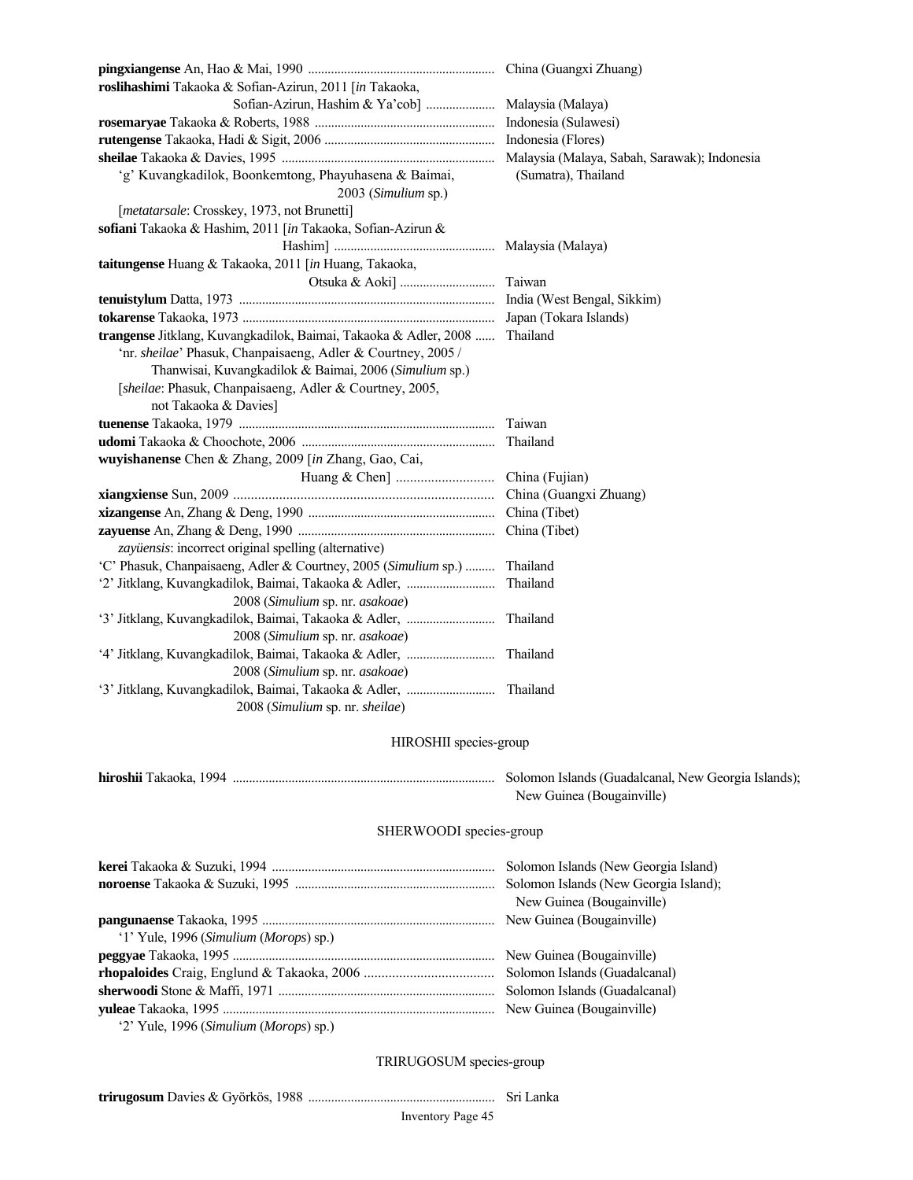**pingxiangense** An, Hao & Mai, 1990 ........................................................ China (Guangxi Zhuang)

**roslihashimi** Takaoka & Sofian-Azirun, 2011 [*in* Takaoka, Sofian-Azirun, Hashim & Ya'cob] ..................... Malaysia (Malaya)

**rosemaryae** Takaoka & Roberts, 1988 ...................................................... Indonesia (Sulawesi)

**rutengense** Takaoka, Hadi & Sigit, 2006 ................................................... Indonesia (Flores)

**sheilae** Takaoka & Davies, 1995 ................................................................ Malaysia (Malaya, Sabah, Sarawak); Indonesia (Sumatra), Thailand
  'g' Kuvangkadilok, Boonkemtong, Phayuhasena & Baimai, 2003 (*Simulium* sp.)
  [*metatarsale*: Crosskey, 1973, not Brunetti]

**sofiani** Takaoka & Hashim, 2011 [*in* Takaoka, Sofian-Azirun & Hashim] ................................................ Malaysia (Malaya)

**taitungense** Huang & Takaoka, 2011 [*in* Huang, Takaoka, Otsuka & Aoki] ............................ Taiwan

**tenuistylum** Datta, 1973 ............................................................................. India (West Bengal, Sikkim)

**tokarense** Takaoka, 1973 ............................................................................ Japan (Tokara Islands)

**trangense** Jitklang, Kuvangkadilok, Baimai, Takaoka & Adler, 2008 ...... Thailand
  'nr. *sheilae*' Phasuk, Chanpaisaeng, Adler & Courtney, 2005 / Thanwisai, Kuvangkadilok & Baimai, 2006 (*Simulium* sp.)
  [*sheilae*: Phasuk, Chanpaisaeng, Adler & Courtney, 2005, not Takaoka & Davies]

**tuenense** Takaoka, 1979 ............................................................................ Taiwan

**udomi** Takaoka & Choochote, 2006 .......................................................... Thailand

**wuyishanense** Chen & Zhang, 2009 [*in* Zhang, Gao, Cai, Huang & Chen] ............................ China (Fujian)

**xiangxiense** Sun, 2009 ............................................................................ China (Guangxi Zhuang)

**xizangense** An, Zhang & Deng, 1990 ........................................................ China (Tibet)

**zayuense** An, Zhang & Deng, 1990 ........................................................... China (Tibet)
  *zayüensis*: incorrect original spelling (alternative)

'C' Phasuk, Chanpaisaeng, Adler & Courtney, 2005 (*Simulium* sp.) ......... Thailand

'2' Jitklang, Kuvangkadilok, Baimai, Takaoka & Adler, 2008 (*Simulium* sp. nr. *asakoae*) .......................... Thailand

'3' Jitklang, Kuvangkadilok, Baimai, Takaoka & Adler, 2008 (*Simulium* sp. nr. *asakoae*) .......................... Thailand

'4' Jitklang, Kuvangkadilok, Baimai, Takaoka & Adler, 2008 (*Simulium* sp. nr. *asakoae*) .......................... Thailand

'3' Jitklang, Kuvangkadilok, Baimai, Takaoka & Adler, 2008 (*Simulium* sp. nr. *sheilae*) .......................... Thailand

## HIROSHII species-group

**hiroshii** Takaoka, 1994 ............................................................................... Solomon Islands (Guadalcanal, New Georgia Islands); New Guinea (Bougainville)

## SHERWOODI species-group

**kerei** Takaoka & Suzuki, 1994 .................................................................... Solomon Islands (New Georgia Island)

**noroense** Takaoka & Suzuki, 1995 ............................................................. Solomon Islands (New Georgia Island); New Guinea (Bougainville)

**pangunaense** Takaoka, 1995 ...................................................................... New Guinea (Bougainville)
  '1' Yule, 1996 (*Simulium* (*Morops*) sp.)

**peggyae** Takaoka, 1995 ............................................................................... New Guinea (Bougainville)

**rhopaloides** Craig, Englund & Takaoka, 2006 ............................................ Solomon Islands (Guadalcanal)

**sherwoodi** Stone & Maffi, 1971 ................................................................. Solomon Islands (Guadalcanal)

**yuleae** Takaoka, 1995 .................................................................................. New Guinea (Bougainville)
  '2' Yule, 1996 (*Simulium* (*Morops*) sp.)

## TRIRUGOSUM species-group

**trirugosum** Davies & Györkös, 1988 ........................................................ Sri Lanka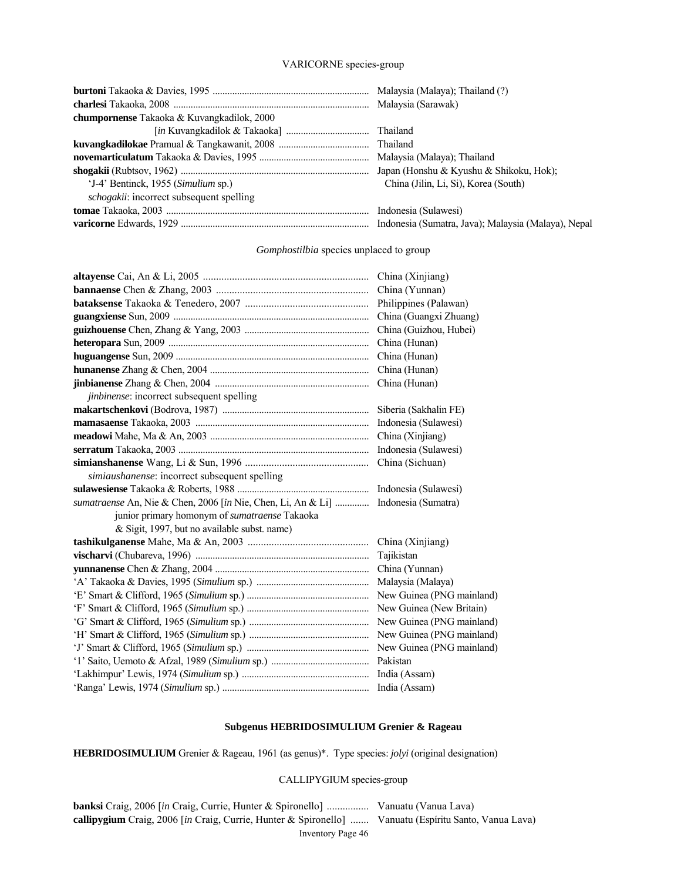VARICORNE species-group

| | |
|---|---|
| **burtoni** Takaoka & Davies, 1995 | Malaysia (Malaya); Thailand (?) |
| **charlesi** Takaoka, 2008 | Malaysia (Sarawak) |
| **chumpornense** Takaoka & Kuvangkadilok, 2000 [*in* Kuvangkadilok & Takaoka] | Thailand |
| **kuvangkadilokae** Pramual & Tangkawanit, 2008 | Thailand |
| **novemarticulatum** Takaoka & Davies, 1995 | Malaysia (Malaya); Thailand |
| **shogakii** (Rubtsov, 1962) | Japan (Honshu & Kyushu & Shikoku, Hok); |
| 'J-4' Bentinck, 1955 (*Simulium* sp.) | China (Jilin, Li, Si), Korea (South) |
| *schogakii*: incorrect subsequent spelling | |
| **tomae** Takaoka, 2003 | Indonesia (Sulawesi) |
| **varicorne** Edwards, 1929 | Indonesia (Sumatra, Java); Malaysia (Malaya), Nepal |

*Gomphostilbia* species unplaced to group

| | |
|---|---|
| **altayense** Cai, An & Li, 2005 | China (Xinjiang) |
| **bannaense** Chen & Zhang, 2003 | China (Yunnan) |
| **bataksense** Takaoka & Tenedero, 2007 | Philippines (Palawan) |
| **guangxiense** Sun, 2009 | China (Guangxi Zhuang) |
| **guizhouense** Chen, Zhang & Yang, 2003 | China (Guizhou, Hubei) |
| **heteropara** Sun, 2009 | China (Hunan) |
| **huguangense** Sun, 2009 | China (Hunan) |
| **hunanense** Zhang & Chen, 2004 | China (Hunan) |
| **jinbianense** Zhang & Chen, 2004 | China (Hunan) |
| *jinbinense*: incorrect subsequent spelling | |
| **makartschenkovi** (Bodrova, 1987) | Siberia (Sakhalin FE) |
| **mamasaense** Takaoka, 2003 | Indonesia (Sulawesi) |
| **meadowi** Mahe, Ma & An, 2003 | China (Xinjiang) |
| **serratum** Takaoka, 2003 | Indonesia (Sulawesi) |
| **simianshanense** Wang, Li & Sun, 1996 | China (Sichuan) |
| *simiaushanense*: incorrect subsequent spelling | |
| **sulawesiense** Takaoka & Roberts, 1988 | Indonesia (Sulawesi) |
| *sumatraense* An, Nie & Chen, 2006 [*in* Nie, Chen, Li, An & Li] junior primary homonym of *sumatraense* Takaoka & Sigit, 1997, but no available subst. name) | Indonesia (Sumatra) |
| **tashikulganense** Mahe, Ma & An, 2003 | China (Xinjiang) |
| **vischarvi** (Chubareva, 1996) | Tajikistan |
| **yunnanense** Chen & Zhang, 2004 | China (Yunnan) |
| 'A' Takaoka & Davies, 1995 (*Simulium* sp.) | Malaysia (Malaya) |
| 'E' Smart & Clifford, 1965 (*Simulium* sp.) | New Guinea (PNG mainland) |
| 'F' Smart & Clifford, 1965 (*Simulium* sp.) | New Guinea (New Britain) |
| 'G' Smart & Clifford, 1965 (*Simulium* sp.) | New Guinea (PNG mainland) |
| 'H' Smart & Clifford, 1965 (*Simulium* sp.) | New Guinea (PNG mainland) |
| 'J' Smart & Clifford, 1965 (*Simulium* sp.) | New Guinea (PNG mainland) |
| '1' Saito, Uemoto & Afzal, 1989 (*Simulium* sp.) | Pakistan |
| 'Lakhimpur' Lewis, 1974 (*Simulium* sp.) | India (Assam) |
| 'Ranga' Lewis, 1974 (*Simulium* sp.) | India (Assam) |

## Subgenus HEBRIDOSIMULIUM Grenier & Rageau

**HEBRIDOSIMULIUM** Grenier & Rageau, 1961 (as genus)*. Type species: *jolyi* (original designation)

CALLIPYGIUM species-group

| | |
|---|---|
| **banksi** Craig, 2006 [*in* Craig, Currie, Hunter & Spironello] | Vanuatu (Vanua Lava) |
| **callipygium** Craig, 2006 [*in* Craig, Currie, Hunter & Spironello] | Vanuatu (Espíritu Santo, Vanua Lava) |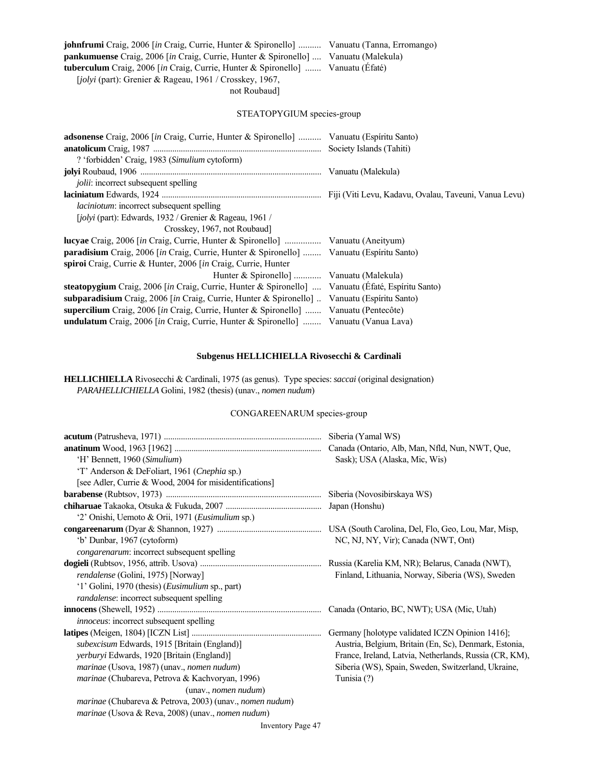**johnfrumi** Craig, 2006 [*in* Craig, Currie, Hunter & Spironello] .......... Vanuatu (Tanna, Erromango)
**pankumuense** Craig, 2006 [*in* Craig, Currie, Hunter & Spironello] .... Vanuatu (Malekula)
**tuberculum** Craig, 2006 [*in* Craig, Currie, Hunter & Spironello] ....... Vanuatu (Éfaté)
[*jolyi* (part): Grenier & Rageau, 1961 / Crosskey, 1967, not Roubaud]

STEATOPYGIUM species-group

**adsonense** Craig, 2006 [*in* Craig, Currie, Hunter & Spironello] .......... Vanuatu (Espíritu Santo)
**anatolicum** Craig, 1987 .............................................................................. Society Islands (Tahiti)
? 'forbidden' Craig, 1983 (*Simulium* cytoform)
**jolyi** Roubaud, 1906 .................................................................................. Vanuatu (Malekula)
*jolii*: incorrect subsequent spelling
**laciniatum** Edwards, 1924 ......................................................................... Fiji (Viti Levu, Kadavu, Ovalau, Taveuni, Vanua Levu)
*laciniotum*: incorrect subsequent spelling
[*jolyi* (part): Edwards, 1932 / Grenier & Rageau, 1961 / Crosskey, 1967, not Roubaud]
**lucyae** Craig, 2006 [*in* Craig, Currie, Hunter & Spironello] ................ Vanuatu (Aneityum)
**paradisium** Craig, 2006 [*in* Craig, Currie, Hunter & Spironello] ........ Vanuatu (Espíritu Santo)
**spiroi** Craig, Currie & Hunter, 2006 [*in* Craig, Currie, Hunter Hunter & Spironello] ............ Vanuatu (Malekula)
**steatopygium** Craig, 2006 [*in* Craig, Currie, Hunter & Spironello] .... Vanuatu (Éfaté, Espíritu Santo)
**subparadisium** Craig, 2006 [*in* Craig, Currie, Hunter & Spironello] .. Vanuatu (Espíritu Santo)
**supercilium** Craig, 2006 [*in* Craig, Currie, Hunter & Spironello] ....... Vanuatu (Pentecôte)
**undulatum** Craig, 2006 [*in* Craig, Currie, Hunter & Spironello] ........ Vanuatu (Vanua Lava)

## Subgenus HELLICHIELLA Rivosecchi & Cardinali

**HELLICHIELLA** Rivosecchi & Cardinali, 1975 (as genus). Type species: *saccai* (original designation)
*PARAHELLICHIELLA* Golini, 1982 (thesis) (unav., *nomen nudum*)

CONGAREENARUM species-group

**acutum** (Patrusheva, 1971) ......................................................................... Siberia (Yamal WS)
**anatinum** Wood, 1963 [1962] .................................................................... Canada (Ontario, Alb, Man, Nfld, Nun, NWT, Que, Sask); USA (Alaska, Mic, Wis)
'H' Bennett, 1960 (*Simulium*)
'T' Anderson & DeFoliart, 1961 (*Cnephia* sp.)
[see Adler, Currie & Wood, 2004 for misidentifications]
**barabense** (Rubtsov, 1973) ........................................................................ Siberia (Novosibirskaya WS)
**chiharuae** Takaoka, Otsuka & Fukuda, 2007 ............................................ Japan (Honshu)
'2' Onishi, Uemoto & Orii, 1971 (*Eusimulium* sp.)
**congareenarum** (Dyar & Shannon, 1927) ................................................ USA (South Carolina, Del, Flo, Geo, Lou, Mar, Misp, NC, NJ, NY, Vir); Canada (NWT, Ont)
'b' Dunbar, 1967 (cytoform)
*congarenarum*: incorrect subsequent spelling
**dogieli** (Rubtsov, 1956, attrib. Usova) ........................................................ Russia (Karelia KM, NR); Belarus, Canada (NWT), Finland, Lithuania, Norway, Siberia (WS), Sweden
*rendalense* (Golini, 1975) [Norway]
'1' Golini, 1970 (thesis) (*Eusimulium* sp., part)
*randalense*: incorrect subsequent spelling
**innocens** (Shewell, 1952) ........................................................................... Canada (Ontario, BC, NWT); USA (Mic, Utah)
*innoceus*: incorrect subsequent spelling
**latipes** (Meigen, 1804) [ICZN List] ............................................................ Germany [holotype validated ICZN Opinion 1416]; Austria, Belgium, Britain (En, Sc), Denmark, Estonia, France, Ireland, Latvia, Netherlands, Russia (CR, KM), Siberia (WS), Spain, Sweden, Switzerland, Ukraine, Tunisia (?)
*subexcisum* Edwards, 1915 [Britain (England)]
*yerburyi* Edwards, 1920 [Britain (England)]
*marinae* (Usova, 1987) (unav., *nomen nudum*)
*marinae* (Chubareva, Petrova & Kachvoryan, 1996) (unav., *nomen nudum*)
*marinae* (Chubareva & Petrova, 2003) (unav., *nomen nudum*)
*marinae* (Usova & Reva, 2008) (unav., *nomen nudum*)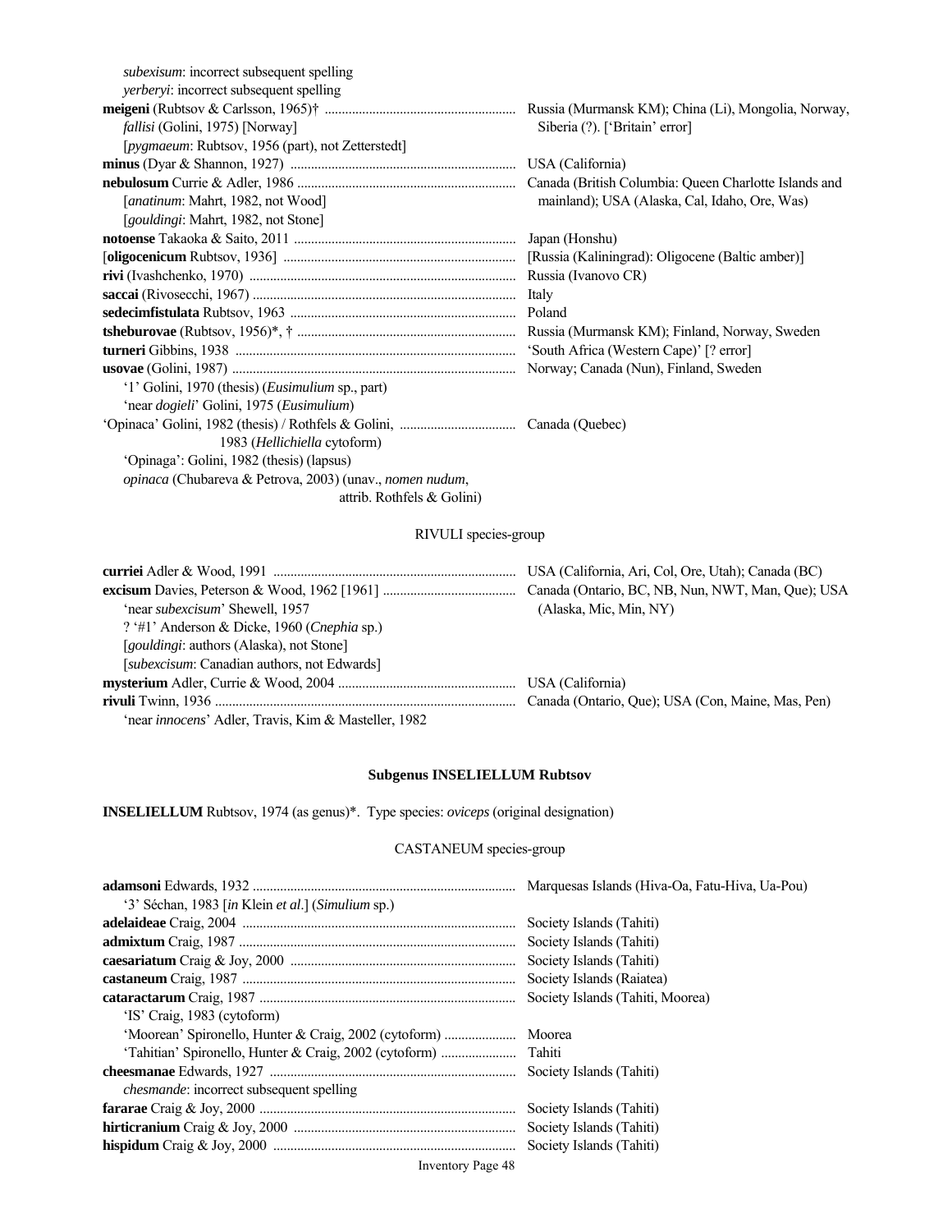*subexisum*: incorrect subsequent spelling
*yerberyi*: incorrect subsequent spelling

**meigeni** (Rubtsov & Carlsson, 1965)† ........................................................ Russia (Murmansk KM); China (Li), Mongolia, Norway, Siberia (?). ['Britain' error]
*fallisi* (Golini, 1975) [Norway]
[*pygmaeum*: Rubtsov, 1956 (part), not Zetterstedt]

**minus** (Dyar & Shannon, 1927) ........................................................ USA (California)

**nebulosum** Currie & Adler, 1986 ........................................................ Canada (British Columbia: Queen Charlotte Islands and mainland); USA (Alaska, Cal, Idaho, Ore, Was)
[*anatinum*: Mahrt, 1982, not Wood]
[*gouldingi*: Mahrt, 1982, not Stone]

**notoense** Takaoka & Saito, 2011 ........................................................ Japan (Honshu)

[**oligocenicum** Rubtsov, 1936] ........................................................ [Russia (Kaliningrad): Oligocene (Baltic amber)]

**rivi** (Ivashchenko, 1970) ........................................................ Russia (Ivanovo CR)

**saccai** (Rivosecchi, 1967) ........................................................ Italy

**sedecimfistulata** Rubtsov, 1963 ........................................................ Poland

**tsheburovae** (Rubtsov, 1956)*, † ........................................................ Russia (Murmansk KM); Finland, Norway, Sweden

**turneri** Gibbins, 1938 ........................................................ 'South Africa (Western Cape)' [? error]

**usovae** (Golini, 1987) ........................................................ Norway; Canada (Nun), Finland, Sweden
'1' Golini, 1970 (thesis) (*Eusimulium* sp., part)
'near *dogieli*' Golini, 1975 (*Eusimulium*)

'Opinaca' Golini, 1982 (thesis) / Rothfels & Golini, 1983 (*Hellichiella* cytoform) ........................................................ Canada (Quebec)
'Opinaga': Golini, 1982 (thesis) (lapsus)
*opinaca* (Chubareva & Petrova, 2003) (unav., *nomen nudum*, attrib. Rothfels & Golini)

RIVULI species-group

**curriei** Adler & Wood, 1991 ........................................................ USA (California, Ari, Col, Ore, Utah); Canada (BC)

**excisum** Davies, Peterson & Wood, 1962 [1961] ........................................................ Canada (Ontario, BC, NB, Nun, NWT, Man, Que); USA (Alaska, Mic, Min, NY)
'near *subexcisum*' Shewell, 1957
? '#1' Anderson & Dicke, 1960 (*Cnephia* sp.)
[*gouldingi*: authors (Alaska), not Stone]
[*subexcisum*: Canadian authors, not Edwards]

**mysterium** Adler, Currie & Wood, 2004 ........................................................ USA (California)

**rivuli** Twinn, 1936 ........................................................ Canada (Ontario, Que); USA (Con, Maine, Mas, Pen)
'near *innocens*' Adler, Travis, Kim & Masteller, 1982

**Subgenus INSELIELLUM Rubtsov**

**INSELIELLUM** Rubtsov, 1974 (as genus)*. Type species: *oviceps* (original designation)

CASTANEUM species-group

**adamsoni** Edwards, 1932 ........................................................ Marquesas Islands (Hiva-Oa, Fatu-Hiva, Ua-Pou)
'3' Séchan, 1983 [*in* Klein *et al*.] (*Simulium* sp.)

**adelaideae** Craig, 2004 ........................................................ Society Islands (Tahiti)

**admixtum** Craig, 1987 ........................................................ Society Islands (Tahiti)

**caesariatum** Craig & Joy, 2000 ........................................................ Society Islands (Tahiti)

**castaneum** Craig, 1987 ........................................................ Society Islands (Raiatea)

**cataractarum** Craig, 1987 ........................................................ Society Islands (Tahiti, Moorea)
'IS' Craig, 1983 (cytoform)
'Moorean' Spironello, Hunter & Craig, 2002 (cytoform) ........................................................ Moorea
'Tahitian' Spironello, Hunter & Craig, 2002 (cytoform) ........................................................ Tahiti

**cheesmanae** Edwards, 1927 ........................................................ Society Islands (Tahiti)
*chesmande*: incorrect subsequent spelling

**fararae** Craig & Joy, 2000 ........................................................ Society Islands (Tahiti)

**hirticranium** Craig & Joy, 2000 ........................................................ Society Islands (Tahiti)

**hispidum** Craig & Joy, 2000 ........................................................ Society Islands (Tahiti)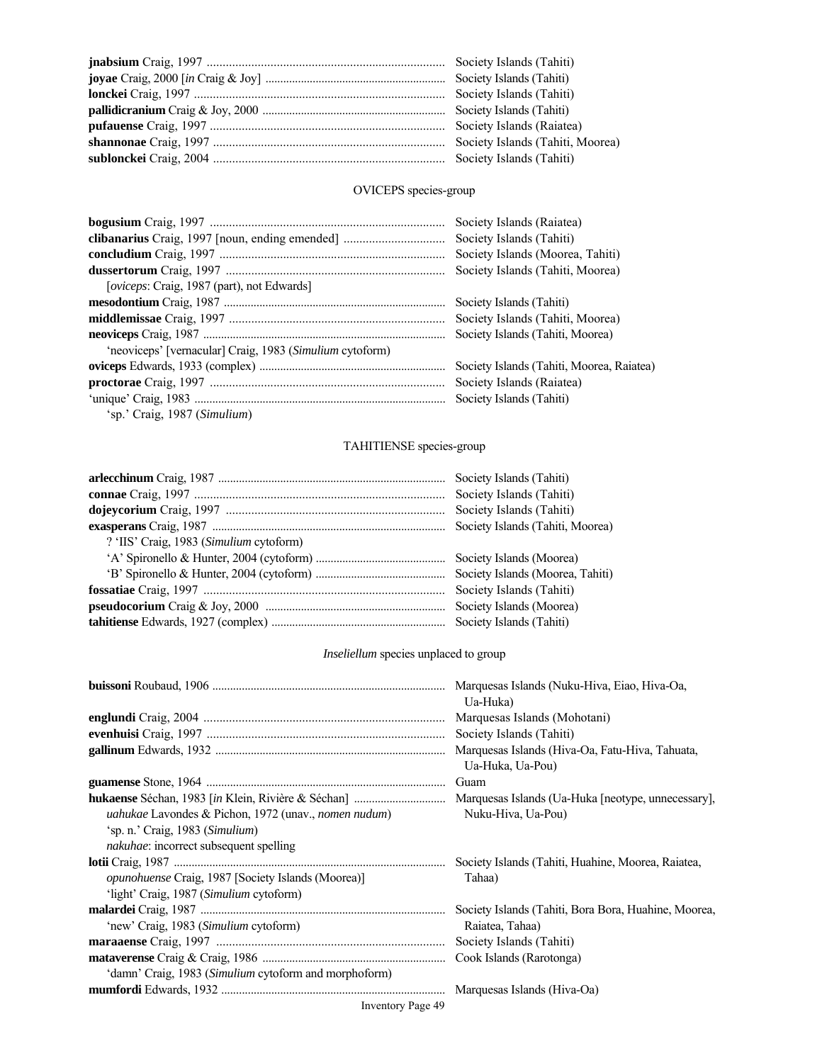**jnabsium** Craig, 1997 .......................................................................... Society Islands (Tahiti)
**joyae** Craig, 2000 [*in* Craig & Joy] ........................................................... Society Islands (Tahiti)
**lonckei** Craig, 1997 ............................................................................... Society Islands (Tahiti)
**pallidicranium** Craig & Joy, 2000 ........................................................... Society Islands (Tahiti)
**pufauense** Craig, 1997 .......................................................................... Society Islands (Raiatea)
**shannonae** Craig, 1997 ......................................................................... Society Islands (Tahiti, Moorea)
**sublonckei** Craig, 2004 ......................................................................... Society Islands (Tahiti)

OVICEPS species-group

**bogusium** Craig, 1997 ........................................................................... Society Islands (Raiatea)
**clibanarius** Craig, 1997 [noun, ending emended] ................................ Society Islands (Tahiti)
**concludium** Craig, 1997 ....................................................................... Society Islands (Moorea, Tahiti)
**dussertorum** Craig, 1997 ..................................................................... Society Islands (Tahiti, Moorea)
[*oviceps*: Craig, 1987 (part), not Edwards]
**mesodontium** Craig, 1987 ..................................................................... Society Islands (Tahiti)
**middlemissae** Craig, 1997 .................................................................... Society Islands (Tahiti, Moorea)
**neoviceps** Craig, 1987 .......................................................................... Society Islands (Tahiti, Moorea)
'neoviceps' [vernacular] Craig, 1983 (*Simulium* cytoform)
**oviceps** Edwards, 1933 (complex) ........................................................ Society Islands (Tahiti, Moorea, Raiatea)
**proctorae** Craig, 1997 .......................................................................... Society Islands (Raiatea)
'unique' Craig, 1983 ................................................................................ Society Islands (Tahiti)
'sp.' Craig, 1987 (*Simulium*)

TAHITIENSE species-group

**arlecchinum** Craig, 1987 ....................................................................... Society Islands (Tahiti)
**connae** Craig, 1997 ............................................................................... Society Islands (Tahiti)
**dojeycorium** Craig, 1997 ...................................................................... Society Islands (Tahiti)
**exasperans** Craig, 1987 ........................................................................ Society Islands (Tahiti, Moorea)
? 'IIS' Craig, 1983 (*Simulium* cytoform)
'A' Spironello & Hunter, 2004 (cytoform) ............................................ Society Islands (Moorea)
'B' Spironello & Hunter, 2004 (cytoform) ............................................ Society Islands (Moorea, Tahiti)
**fossatiae** Craig, 1997 ............................................................................ Society Islands (Tahiti)
**pseudocorium** Craig & Joy, 2000 .......................................................... Society Islands (Moorea)
**tahitiense** Edwards, 1927 (complex) ..................................................... Society Islands (Tahiti)

*Inseliellum* species unplaced to group

**buissoni** Roubaud, 1906 ......................................................................... Marquesas Islands (Nuku-Hiva, Eiao, Hiva-Oa, Ua-Huka)
**englundi** Craig, 2004 ............................................................................. Marquesas Islands (Mohotani)
**evenhuisi** Craig, 1997 ........................................................................... Society Islands (Tahiti)
**gallinum** Edwards, 1932 ......................................................................... Marquesas Islands (Hiva-Oa, Fatu-Hiva, Tahuata, Ua-Huka, Ua-Pou)
**guamense** Stone, 1964 ........................................................................... Guam
**hukaense** Séchan, 1983 [*in* Klein, Rivière & Séchan] .............................. Marquesas Islands (Ua-Huka [neotype, unnecessary], Nuku-Hiva, Ua-Pou)
*uahukae* Lavondes & Pichon, 1972 (unav., *nomen nudum*)
'sp. n.' Craig, 1983 (*Simulium*)
*nakuhae*: incorrect subsequent spelling
**lotii** Craig, 1987 .................................................................................... Society Islands (Tahiti, Huahine, Moorea, Raiatea, Tahaa)
*opunohuense* Craig, 1987 [Society Islands (Moorea)]
'light' Craig, 1987 (*Simulium* cytoform)
**malardei** Craig, 1987 ............................................................................. Society Islands (Tahiti, Bora Bora, Huahine, Moorea, Raiatea, Tahaa)
'new' Craig, 1983 (*Simulium* cytoform)
**maraaense** Craig, 1997 .......................................................................... Society Islands (Tahiti)
**mataverense** Craig & Craig, 1986 .......................................................... Cook Islands (Rarotonga)
'damn' Craig, 1983 (*Simulium* cytoform and morphoform)
**mumfordi** Edwards, 1932 ....................................................................... Marquesas Islands (Hiva-Oa)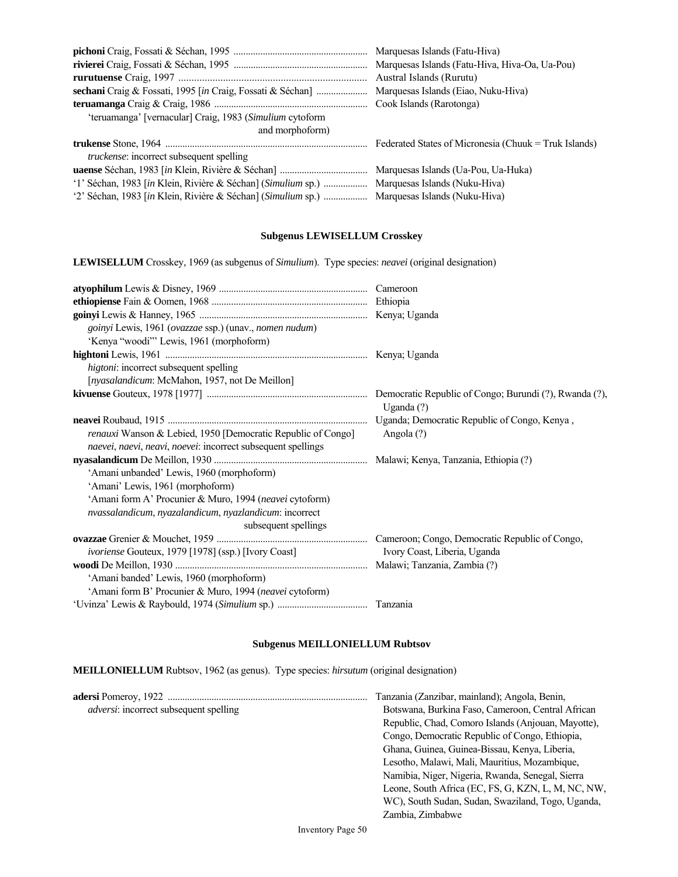**pichoni** Craig, Fossati & Séchan, 1995 ....................................................... Marquesas Islands (Fatu-Hiva)
**rivierei** Craig, Fossati & Séchan, 1995 ....................................................... Marquesas Islands (Fatu-Hiva, Hiva-Oa, Ua-Pou)
**rurutuense** Craig, 1997 ......................................................................... Austral Islands (Rurutu)
**sechani** Craig & Fossati, 1995 [*in* Craig, Fossati & Séchan] ..................... Marquesas Islands (Eiao, Nuku-Hiva)
**teruamanga** Craig & Craig, 1986 ............................................................... Cook Islands (Rarotonga)
  'teruamanga' [vernacular] Craig, 1983 (*Simulium* cytoform and morphoform)
**trukense** Stone, 1964 ................................................................................... Federated States of Micronesia (Chuuk = Truk Islands)
  *truckense*: incorrect subsequent spelling
**uaense** Séchan, 1983 [*in* Klein, Rivière & Séchan] .................................... Marquesas Islands (Ua-Pou, Ua-Huka)
'1' Séchan, 1983 [*in* Klein, Rivière & Séchan] (*Simulium* sp.) .................. Marquesas Islands (Nuku-Hiva)
'2' Séchan, 1983 [*in* Klein, Rivière & Séchan] (*Simulium* sp.) .................. Marquesas Islands (Nuku-Hiva)

### Subgenus LEWISELLUM Crosskey

**LEWISELLUM** Crosskey, 1969 (as subgenus of *Simulium*). Type species: *neavei* (original designation)

**atyophilum** Lewis & Disney, 1969 ............................................................. Cameroon
**ethiopiense** Fain & Oomen, 1968 ................................................................ Ethiopia
**goinyi** Lewis & Hanney, 1965 ..................................................................... Kenya; Uganda
  *goinyi* Lewis, 1961 (*ovazzae* ssp.) (unav., *nomen nudum*)
  'Kenya "woodi"' Lewis, 1961 (morphoform)
**hightoni** Lewis, 1961 ................................................................................... Kenya; Uganda
  *higtoni*: incorrect subsequent spelling
  [*nyasalandicum*: McMahon, 1957, not De Meillon]
**kivuense** Gouteux, 1978 [1977] .................................................................. Democratic Republic of Congo; Burundi (?), Rwanda (?), Uganda (?)
**neavei** Roubaud, 1915 .................................................................................. Uganda; Democratic Republic of Congo, Kenya, Angola (?)
  *renauxi* Wanson & Lebied, 1950 [Democratic Republic of Congo]
  *naevei*, *naevi*, *neavi*, *noevei*: incorrect subsequent spellings
**nyasalandicum** De Meillon, 1930 ............................................................... Malawi; Kenya, Tanzania, Ethiopia (?)
  'Amani unbanded' Lewis, 1960 (morphoform)
  'Amani' Lewis, 1961 (morphoform)
  'Amani form A' Procunier & Muro, 1994 (*neavei* cytoform)
  *nvassalandicum*, *nyazalandicum*, *nyazlandicum*: incorrect subsequent spellings
**ovazzae** Grenier & Mouchet, 1959 .............................................................. Cameroon; Congo, Democratic Republic of Congo, Ivory Coast, Liberia, Uganda
  *ivoriense* Gouteux, 1979 [1978] (ssp.) [Ivory Coast]
**woodi** De Meillon, 1930 .............................................................................. Malawi; Tanzania, Zambia (?)
  'Amani banded' Lewis, 1960 (morphoform)
  'Amani form B' Procunier & Muro, 1994 (*neavei* cytoform)
'Uvinza' Lewis & Raybould, 1974 (*Simulium* sp.) ..................................... Tanzania

### Subgenus MEILLONIELLUM Rubtsov

**MEILLONIELLUM** Rubtsov, 1962 (as genus). Type species: *hirsutum* (original designation)

**adersi** Pomeroy, 1922 ................................................................................. Tanzania (Zanzibar, mainland); Angola, Benin, Botswana, Burkina Faso, Cameroon, Central African Republic, Chad, Comoro Islands (Anjouan, Mayotte), Congo, Democratic Republic of Congo, Ethiopia, Ghana, Guinea, Guinea-Bissau, Kenya, Liberia, Lesotho, Malawi, Mali, Mauritius, Mozambique, Namibia, Niger, Nigeria, Rwanda, Senegal, Sierra Leone, South Africa (EC, FS, G, KZN, L, M, NC, NW, WC), South Sudan, Sudan, Swaziland, Togo, Uganda, Zambia, Zimbabwe
  *adversi*: incorrect subsequent spelling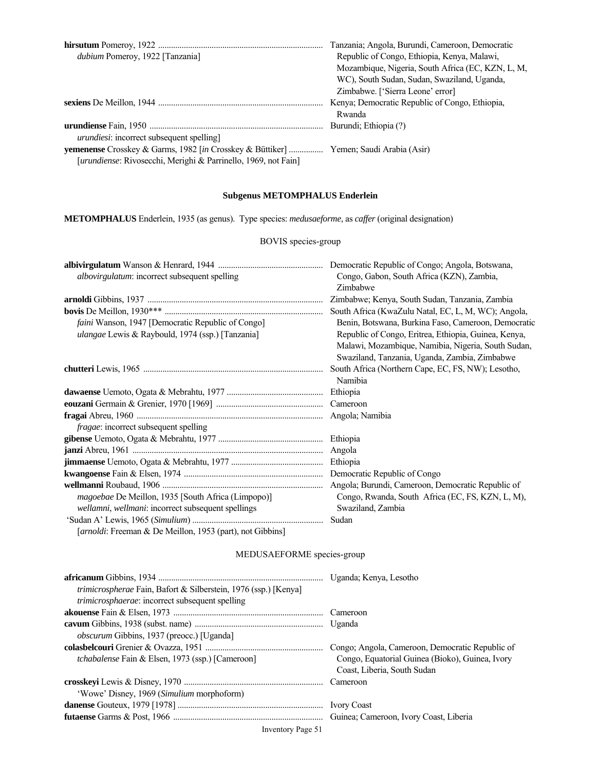| | |
|---|---|
| **hirsutum** Pomeroy, 1922<br>*dubium* Pomeroy, 1922 [Tanzania] | Tanzania; Angola, Burundi, Cameroon, Democratic Republic of Congo, Ethiopia, Kenya, Malawi, Mozambique, Nigeria, South Africa (EC, KZN, L, M, WC), South Sudan, Sudan, Swaziland, Uganda, Zimbabwe. ['Sierra Leone' error] |
| **sexiens** De Meillon, 1944 | Kenya; Democratic Republic of Congo, Ethiopia, Rwanda |
| **urundiense** Fain, 1950<br>*urundiesi*: incorrect subsequent spelling] | Burundi; Ethiopia (?) |
| **yemenense** Crosskey & Garms, 1982 [*in* Crosskey & Büttiker]<br>[*urundiense*: Rivosecchi, Merighi & Parrinello, 1969, not Fain] | Yemen; Saudi Arabia (Asir) |

## Subgenus METOMPHALUS Enderlein

**METOMPHALUS** Enderlein, 1935 (as genus). Type species: *medusaeforme*, as *caffer* (original designation)

### BOVIS species-group

| | |
|---|---|
| **albivirgulatum** Wanson & Henrard, 1944<br>*albovirgulatum*: incorrect subsequent spelling | Democratic Republic of Congo; Angola, Botswana, Congo, Gabon, South Africa (KZN), Zambia, Zimbabwe |
| **arnoldi** Gibbins, 1937 | Zimbabwe; Kenya, South Sudan, Tanzania, Zambia |
| **bovis** De Meillon, 1930***<br>*faini* Wanson, 1947 [Democratic Republic of Congo]<br>*ulangae* Lewis & Raybould, 1974 (ssp.) [Tanzania] | South Africa (KwaZulu Natal, EC, L, M, WC); Angola, Benin, Botswana, Burkina Faso, Cameroon, Democratic Republic of Congo, Eritrea, Ethiopia, Guinea, Kenya, Malawi, Mozambique, Namibia, Nigeria, South Sudan, Swaziland, Tanzania, Uganda, Zambia, Zimbabwe |
| **chutteri** Lewis, 1965 | South Africa (Northern Cape, EC, FS, NW); Lesotho, Namibia |
| **dawaense** Uemoto, Ogata & Mebrahtu, 1977 | Ethiopia |
| **eouzani** Germain & Grenier, 1970 [1969] | Cameroon |
| **fragai** Abreu, 1960<br>*fragae*: incorrect subsequent spelling | Angola; Namibia |
| **gibense** Uemoto, Ogata & Mebrahtu, 1977 | Ethiopia |
| **janzi** Abreu, 1961 | Angola |
| **jimmaense** Uemoto, Ogata & Mebrahtu, 1977 | Ethiopia |
| **kwangoense** Fain & Elsen, 1974 | Democratic Republic of Congo |
| **wellmanni** Roubaud, 1906<br>*magoebae* De Meillon, 1935 [South Africa (Limpopo)]<br>*wellamni*, *wellmani*: incorrect subsequent spellings | Angola; Burundi, Cameroon, Democratic Republic of Congo, Rwanda, South Africa (EC, FS, KZN, L, M), Swaziland, Zambia |
| 'Sudan A' Lewis, 1965 (*Simulium*)<br>[*arnoldi*: Freeman & De Meillon, 1953 (part), not Gibbins] | Sudan |

### MEDUSAEFORME species-group

| | |
|---|---|
| **africanum** Gibbins, 1934<br>*trimicrospherae* Fain, Bafort & Silberstein, 1976 (ssp.) [Kenya]<br>*trimicrosphaerae*: incorrect subsequent spelling | Uganda; Kenya, Lesotho |
| **akouense** Fain & Elsen, 1973 | Cameroon |
| **cavum** Gibbins, 1938 (subst. name)<br>*obscurum* Gibbins, 1937 (preocc.) [Uganda] | Uganda |
| **colasbelcouri** Grenier & Ovazza, 1951<br>*tchabalense* Fain & Elsen, 1973 (ssp.) [Cameroon] | Congo; Angola, Cameroon, Democratic Republic of Congo, Equatorial Guinea (Bioko), Guinea, Ivory Coast, Liberia, South Sudan |
| **crosskeyi** Lewis & Disney, 1970<br>'Wowe' Disney, 1969 (*Simulium* morphoform) | Cameroon |
| **danense** Gouteux, 1979 [1978] | Ivory Coast |
| **futaense** Garms & Post, 1966 | Guinea; Cameroon, Ivory Coast, Liberia |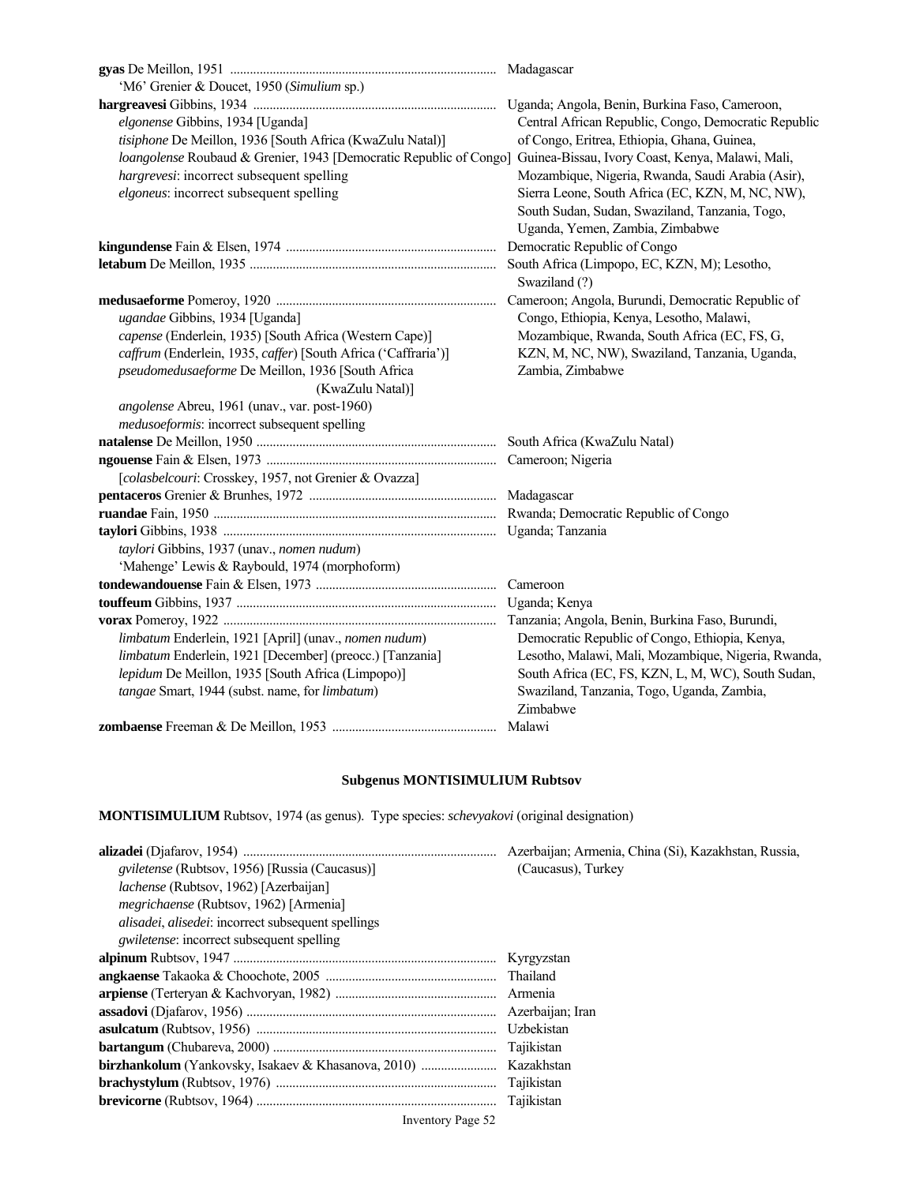**gyas** De Meillon, 1951 ........................................................................ Madagascar
*'M6'* Grenier & Doucet, 1950 (*Simulium* sp.)

**hargreavesi** Gibbins, 1934 ........................................................................ Uganda; Angola, Benin, Burkina Faso, Cameroon, Central African Republic, Congo, Democratic Republic of Congo, Eritrea, Ethiopia, Ghana, Guinea, Guinea-Bissau, Ivory Coast, Kenya, Malawi, Mali, Mozambique, Nigeria, Rwanda, Saudi Arabia (Asir), Sierra Leone, South Africa (EC, KZN, M, NC, NW), South Sudan, Sudan, Swaziland, Tanzania, Togo, Uganda, Yemen, Zambia, Zimbabwe
*elgonense* Gibbins, 1934 [Uganda]
*tisiphone* De Meillon, 1936 [South Africa (KwaZulu Natal)]
*loangolense* Roubaud & Grenier, 1943 [Democratic Republic of Congo]
*hargrevesi*: incorrect subsequent spelling
*elgoneus*: incorrect subsequent spelling

**kingundense** Fain & Elsen, 1974 ........................................................................ Democratic Republic of Congo

**letabum** De Meillon, 1935 ........................................................................ South Africa (Limpopo, EC, KZN, M); Lesotho, Swaziland (?)

**medusaeforme** Pomeroy, 1920 ........................................................................ Cameroon; Angola, Burundi, Democratic Republic of Congo, Ethiopia, Kenya, Lesotho, Malawi, Mozambique, Rwanda, South Africa (EC, FS, G, KZN, M, NC, NW), Swaziland, Tanzania, Uganda, Zambia, Zimbabwe
*ugandae* Gibbins, 1934 [Uganda]
*capense* (Enderlein, 1935) [South Africa (Western Cape)]
*caffrum* (Enderlein, 1935, *caffer*) [South Africa ('Caffraria')]
*pseudomedusaeforme* De Meillon, 1936 [South Africa (KwaZulu Natal)]
*angolense* Abreu, 1961 (unav., var. post-1960)
*medusoeformis*: incorrect subsequent spelling

**natalense** De Meillon, 1950 ........................................................................ South Africa (KwaZulu Natal)

**ngouense** Fain & Elsen, 1973 ........................................................................ Cameroon; Nigeria
[*colasbelcouri*: Crosskey, 1957, not Grenier & Ovazza]

**pentaceros** Grenier & Brunhes, 1972 ........................................................................ Madagascar

**ruandae** Fain, 1950 ........................................................................ Rwanda; Democratic Republic of Congo

**taylori** Gibbins, 1938 ........................................................................ Uganda; Tanzania
*taylori* Gibbins, 1937 (unav., *nomen nudum*)
'Mahenge' Lewis & Raybould, 1974 (morphoform)

**tondewandouense** Fain & Elsen, 1973 ........................................................................ Cameroon

**touffeum** Gibbins, 1937 ........................................................................ Uganda; Kenya

**vorax** Pomeroy, 1922 ........................................................................ Tanzania; Angola, Benin, Burkina Faso, Burundi, Democratic Republic of Congo, Ethiopia, Kenya, Lesotho, Malawi, Mali, Mozambique, Nigeria, Rwanda, South Africa (EC, FS, KZN, L, M, WC), South Sudan, Swaziland, Tanzania, Togo, Uganda, Zambia, Zimbabwe
*limbatum* Enderlein, 1921 [April] (unav., *nomen nudum*)
*limbatum* Enderlein, 1921 [December] (preocc.) [Tanzania]
*lepidum* De Meillon, 1935 [South Africa (Limpopo)]
*tangae* Smart, 1944 (subst. name, for *limbatum*)

**zombaense** Freeman & De Meillon, 1953 ........................................................................ Malawi

### Subgenus MONTISIMULIUM Rubtsov

**MONTISIMULIUM** Rubtsov, 1974 (as genus). Type species: *schevyakovi* (original designation)

**alizadei** (Djafarov, 1954) ........................................................................ Azerbaijan; Armenia, China (Si), Kazakhstan, Russia, (Caucasus), Turkey
*gviletense* (Rubtsov, 1956) [Russia (Caucasus)]
*lachense* (Rubtsov, 1962) [Azerbaijan]
*megrichaense* (Rubtsov, 1962) [Armenia]
*alisadei*, *alisedei*: incorrect subsequent spellings
*gwiletense*: incorrect subsequent spelling

**alpinum** Rubtsov, 1947 ........................................................................ Kyrgyzstan

**angkaense** Takaoka & Choochote, 2005 ........................................................................ Thailand

**arpiense** (Terteryan & Kachvoryan, 1982) ........................................................................ Armenia

**assadovi** (Djafarov, 1956) ........................................................................ Azerbaijan; Iran

**asulcatum** (Rubtsov, 1956) ........................................................................ Uzbekistan

**bartangum** (Chubareva, 2000) ........................................................................ Tajikistan

**birzhankolum** (Yankovsky, Isakaev & Khasanova, 2010) ........................................................................ Kazakhstan

**brachystylum** (Rubtsov, 1976) ........................................................................ Tajikistan

**brevicorne** (Rubtsov, 1964) ........................................................................ Tajikistan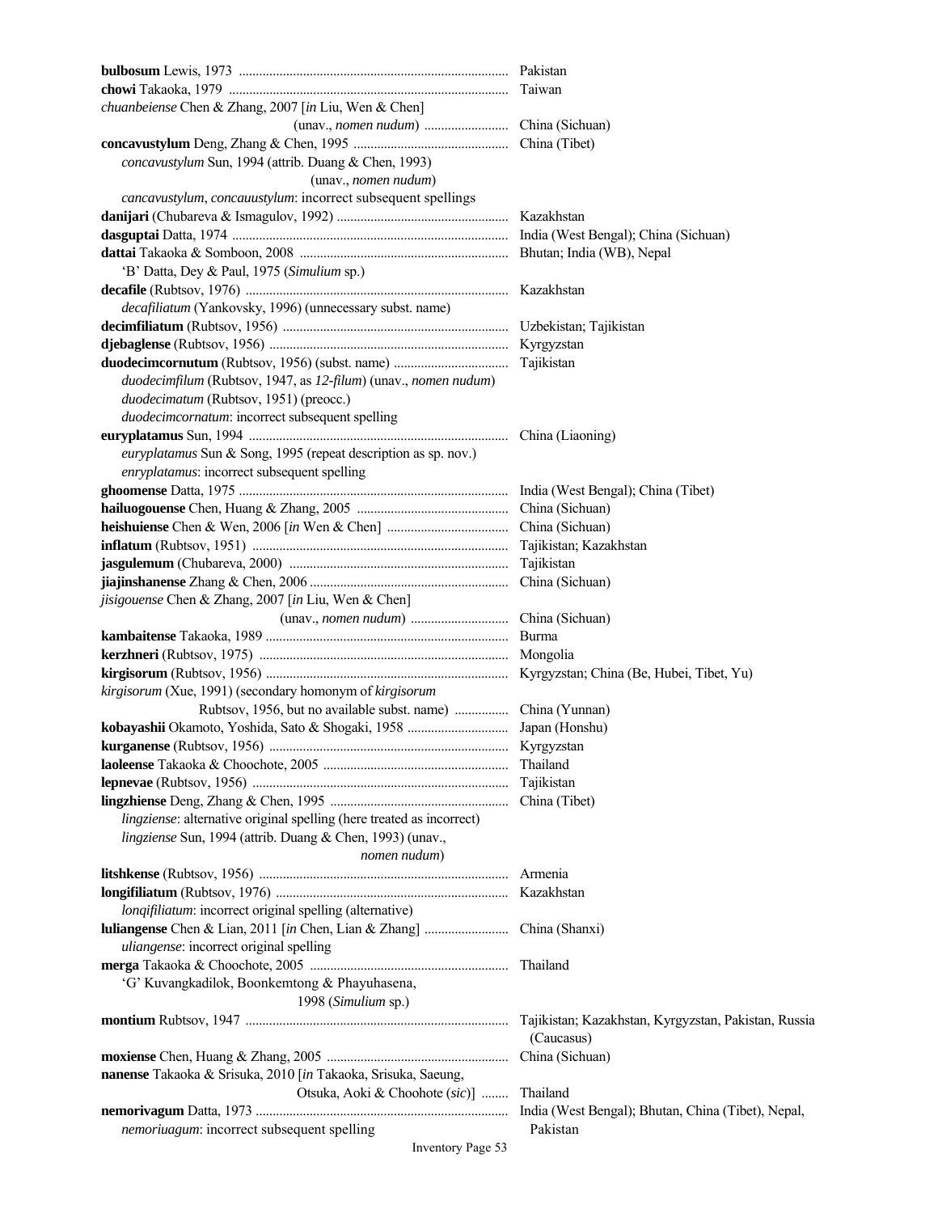**bulbosum** Lewis, 1973 ............................................................................ Pakistan
**chowi** Takaoka, 1979 ............................................................................ Taiwan
*chuanbeiense* Chen & Zhang, 2007 [*in* Liu, Wen & Chen]
(unav., *nomen nudum*) ......................... China (Sichuan)
**concavustylum** Deng, Zhang & Chen, 1995 ............................................. China (Tibet)
*concavustylum* Sun, 1994 (attrib. Duang & Chen, 1993)
(unav., *nomen nudum*)
*cancavustylum*, *concauustylum*: incorrect subsequent spellings
**danijari** (Chubareva & Ismagulov, 1992) .................................................. Kazakhstan
**dasguptai** Datta, 1974 ............................................................................ India (West Bengal); China (Sichuan)
**dattai** Takaoka & Somboon, 2008 ............................................................ Bhutan; India (WB), Nepal
'B' Datta, Dey & Paul, 1975 (*Simulium* sp.)
**decafile** (Rubtsov, 1976) ............................................................................ Kazakhstan
*decafiliatum* (Yankovsky, 1996) (unnecessary subst. name)
**decimfiliatum** (Rubtsov, 1956) .................................................................. Uzbekistan; Tajikistan
**djebaglense** (Rubtsov, 1956) ...................................................................... Kyrgyzstan
**duodecimcornutum** (Rubtsov, 1956) (subst. name) .................................. Tajikistan
*duodecimfilum* (Rubtsov, 1947, as *12-filum*) (unav., *nomen nudum*)
*duodecimatum* (Rubtsov, 1951) (preocc.)
*duodecimcornatum*: incorrect subsequent spelling
**euryplatamus** Sun, 1994 ............................................................................ China (Liaoning)
*euryplatamus* Sun & Song, 1995 (repeat description as sp. nov.)
*enryplatamus*: incorrect subsequent spelling
**ghoomense** Datta, 1975 .............................................................................. India (West Bengal); China (Tibet)
**hailuogouense** Chen, Huang & Zhang, 2005 ............................................ China (Sichuan)
**heishuiense** Chen & Wen, 2006 [*in* Wen & Chen] .................................. China (Sichuan)
**inflatum** (Rubtsov, 1951) ............................................................................ Tajikistan; Kazakhstan
**jasgulemum** (Chubareva, 2000) ................................................................ Tajikistan
**jiajinshanense** Zhang & Chen, 2006 .......................................................... China (Sichuan)
*jisigouense* Chen & Zhang, 2007 [*in* Liu, Wen & Chen]
(unav., *nomen nudum*) ............................ China (Sichuan)
**kambaitense** Takaoka, 1989 ...................................................................... Burma
**kerzhneri** (Rubtsov, 1975) .......................................................................... Mongolia
**kirgisorum** (Rubtsov, 1956) ........................................................................ Kyrgyzstan; China (Be, Hubei, Tibet, Yu)
*kirgisorum* (Xue, 1991) (secondary homonym of *kirgisorum*
Rubtsov, 1956, but no available subst. name) ................ China (Yunnan)
**kobayashii** Okamoto, Yoshida, Sato & Shogaki, 1958 ............................. Japan (Honshu)
**kurganense** (Rubtsov, 1956) ...................................................................... Kyrgyzstan
**laoleense** Takaoka & Choochote, 2005 ...................................................... Thailand
**lepnevae** (Rubtsov, 1956) .......................................................................... Tajikistan
**lingzhiense** Deng, Zhang & Chen, 1995 .................................................... China (Tibet)
*lingziense*: alternative original spelling (here treated as incorrect)
*lingziense* Sun, 1994 (attrib. Duang & Chen, 1993) (unav.,
*nomen nudum*)
**litshkense** (Rubtsov, 1956) ........................................................................ Armenia
**longifiliatum** (Rubtsov, 1976) .................................................................... Kazakhstan
*lonqifiliatum*: incorrect original spelling (alternative)
**luliangense** Chen & Lian, 2011 [*in* Chen, Lian & Zhang] ........................ China (Shanxi)
*uliangense*: incorrect original spelling
**merga** Takaoka & Choochote, 2005 ............................................................ Thailand
'G' Kuvangkadilok, Boonkemtong & Phayuhasena,
1998 (*Simulium* sp.)
**montium** Rubtsov, 1947 ............................................................................ Tajikistan; Kazakhstan, Kyrgyzstan, Pakistan, Russia (Caucasus)
**moxiense** Chen, Huang & Zhang, 2005 ..................................................... China (Sichuan)
**nanense** Takaoka & Srisuka, 2010 [*in* Takaoka, Srisuka, Saeung,
Otsuka, Aoki & Choohote (*sic*)] ........ Thailand
**nemorivagum** Datta, 1973 .......................................................................... India (West Bengal); Bhutan, China (Tibet), Nepal, Pakistan
*nemoriuagum*: incorrect subsequent spelling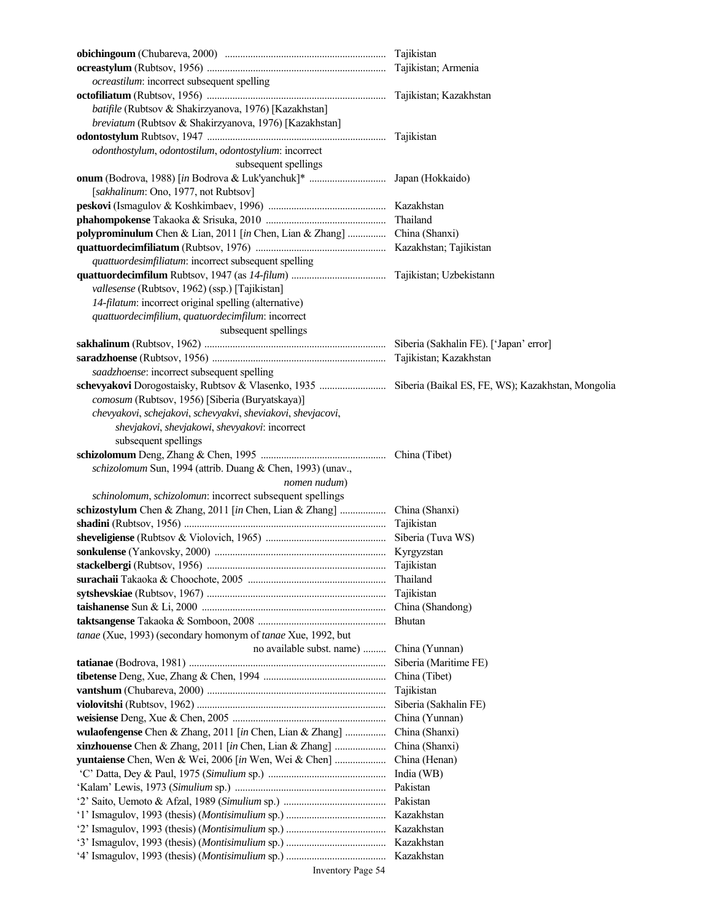**obichingoum** (Chubareva, 2000) ............................................................... Tajikistan
**ocreastylum** (Rubtsov, 1956) ..................................................................... Tajikistan; Armenia
*ocreastilum*: incorrect subsequent spelling
**octofiliatum** (Rubtsov, 1956) ..................................................................... Tajikistan; Kazakhstan
*batifile* (Rubtsov & Shakirzyanova, 1976) [Kazakhstan]
*breviatum* (Rubtsov & Shakirzyanova, 1976) [Kazakhstan]
**odontostylum** Rubtsov, 1947 ..................................................................... Tajikistan
*odonthostylum*, *odontostilum*, *odontostylium*: incorrect subsequent spellings
**onum** (Bodrova, 1988) [*in* Bodrova & Luk'yanchuk]* ............................. Japan (Hokkaido)
[*sakhalinum*: Ono, 1977, not Rubtsov]
**peskovi** (Ismagulov & Koshkimbaev, 1996) ............................................. Kazakhstan
**phahompokense** Takaoka & Srisuka, 2010 ............................................... Thailand
**polyprominulum** Chen & Lian, 2011 [*in* Chen, Lian & Zhang] ............... China (Shanxi)
**quattuordecimfiliatum** (Rubtsov, 1976) .................................................. Kazakhstan; Tajikistan
*quattuordesimfiliatum*: incorrect subsequent spelling
**quattuordecimfilum** Rubtsov, 1947 (as *14-filum*) .................................... Tajikistan; Uzbekistann
*vallesense* (Rubtsov, 1962) (ssp.) [Tajikistan]
*14-filatum*: incorrect original spelling (alternative)
*quattuordecimfilium*, *quatuordecimfilum*: incorrect subsequent spellings
**sakhalinum** (Rubtsov, 1962) ...................................................................... Siberia (Sakhalin FE). ['Japan' error]
**saradzhoense** (Rubtsov, 1956) ................................................................... Tajikistan; Kazakhstan
*saadzhoense*: incorrect subsequent spelling
**schevyakovi** Dorogostaisky, Rubtsov & Vlasenko, 1935 .......................... Siberia (Baikal ES, FE, WS); Kazakhstan, Mongolia
*comosum* (Rubtsov, 1956) [Siberia (Buryatskaya)]
*chevyakovi*, *schejakovi*, *schevyakvi*, *sheviakovi*, *shevjacovi*, *shevjakovi*, *shevjakowi*, *shevyakovi*: incorrect subsequent spellings
**schizolomum** Deng, Zhang & Chen, 1995 ................................................. China (Tibet)
*schizolomum* Sun, 1994 (attrib. Duang & Chen, 1993) (unav., *nomen nudum*)
*schinolomum*, *schizolomun*: incorrect subsequent spellings
**schizostylum** Chen & Zhang, 2011 [*in* Chen, Lian & Zhang] .................. China (Shanxi)
**shadini** (Rubtsov, 1956) .............................................................................. Tajikistan
**sheveligiense** (Rubtsov & Violovich, 1965) .............................................. Siberia (Tuva WS)
**sonkulense** (Yankovsky, 2000) .................................................................. Kyrgyzstan
**stackelbergi** (Rubtsov, 1956) ..................................................................... Tajikistan
**surachaii** Takaoka & Choochote, 2005 ..................................................... Thailand
**sytshevskiae** (Rubtsov, 1967) ..................................................................... Tajikistan
**taishanense** Sun & Li, 2000 ....................................................................... China (Shandong)
**taktsangense** Takaoka & Somboon, 2008 ................................................. Bhutan
*tanae* (Xue, 1993) (secondary homonym of *tanae* Xue, 1992, but no available subst. name) ......... China (Yunnan)
**tatianae** (Bodrova, 1981) ............................................................................ Siberia (Maritime FE)
**tibetense** Deng, Xue, Zhang & Chen, 1994 ................................................ China (Tibet)
**vantshum** (Chubareva, 2000) ..................................................................... Tajikistan
**violovitshi** (Rubtsov, 1962) ......................................................................... Siberia (Sakhalin FE)
**weisiense** Deng, Xue & Chen, 2005 ........................................................... China (Yunnan)
**wulaofengense** Chen & Zhang, 2011 [*in* Chen, Lian & Zhang] ................ China (Shanxi)
**xinzhouense** Chen & Zhang, 2011 [*in* Chen, Lian & Zhang] .................... China (Shanxi)
**yuntaiense** Chen, Wen & Wei, 2006 [*in* Wen, Wei & Chen] .................... China (Henan)
'C' Datta, Dey & Paul, 1975 (*Simulium* sp.) ............................................. India (WB)
'Kalam' Lewis, 1973 (*Simulium* sp.) .......................................................... Pakistan
'2' Saito, Uemoto & Afzal, 1989 (*Simulium* sp.) ....................................... Pakistan
'1' Ismagulov, 1993 (thesis) (*Montisimulium* sp.) ...................................... Kazakhstan
'2' Ismagulov, 1993 (thesis) (*Montisimulium* sp.) ...................................... Kazakhstan
'3' Ismagulov, 1993 (thesis) (*Montisimulium* sp.) ...................................... Kazakhstan
'4' Ismagulov, 1993 (thesis) (*Montisimulium* sp.) ...................................... Kazakhstan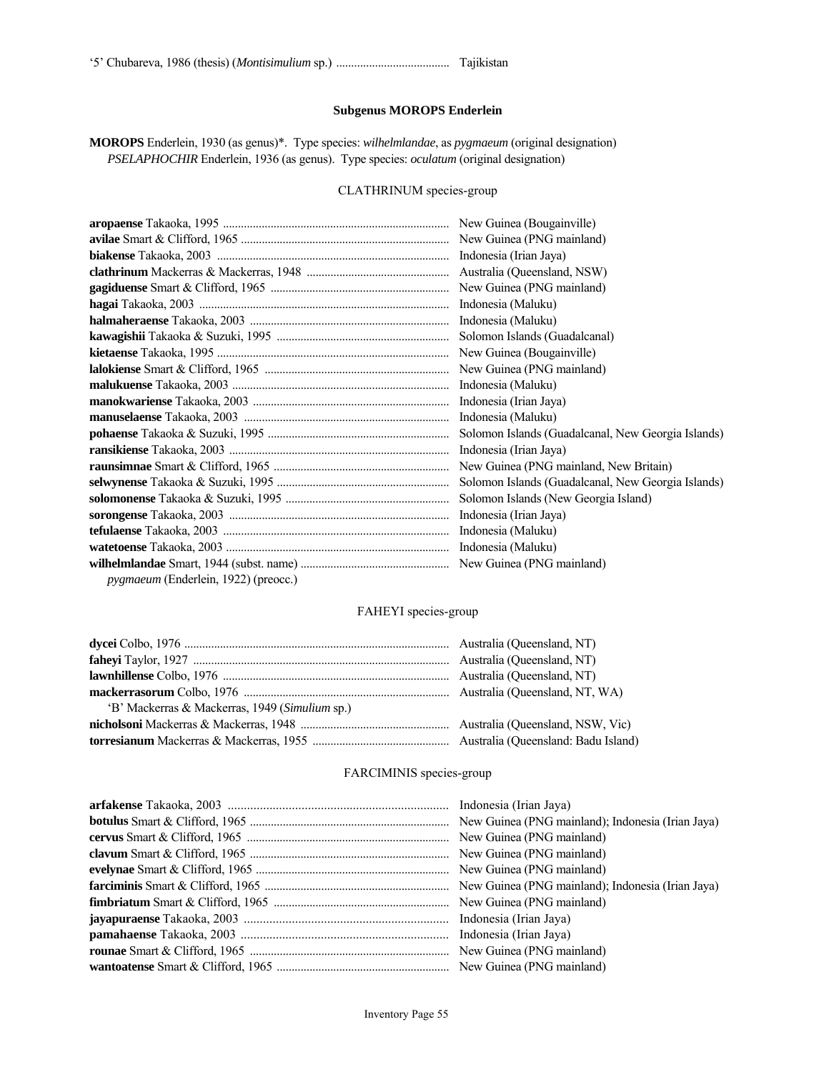'5' Chubareva, 1986 (thesis) (*Montisimulium* sp.) ...................................... Tajikistan

### Subgenus MOROPS Enderlein

**MOROPS** Enderlein, 1930 (as genus)*. Type species: *wilhelmlandae*, as *pygmaeum* (original designation)
*PSELAPHOCHIR* Enderlein, 1936 (as genus). Type species: *oculatum* (original designation)

#### CLATHRINUM species-group

**aropaense** Takaoka, 1995 .......................................................................... New Guinea (Bougainville)
**avilae** Smart & Clifford, 1965 ..................................................................... New Guinea (PNG mainland)
**biakense** Takaoka, 2003 ............................................................................. Indonesia (Irian Jaya)
**clathrinum** Mackerras & Mackerras, 1948 ............................................... Australia (Queensland, NSW)
**gagiduense** Smart & Clifford, 1965 ........................................................... New Guinea (PNG mainland)
**hagai** Takaoka, 2003 .................................................................................. Indonesia (Maluku)
**halmaheraense** Takaoka, 2003 .................................................................. Indonesia (Maluku)
**kawagishii** Takaoka & Suzuki, 1995 ......................................................... Solomon Islands (Guadalcanal)
**kietaense** Takaoka, 1995 ............................................................................ New Guinea (Bougainville)
**lalokiense** Smart & Clifford, 1965 ............................................................. New Guinea (PNG mainland)
**malukuense** Takaoka, 2003 ........................................................................ Indonesia (Maluku)
**manokwariense** Takaoka, 2003 ................................................................. Indonesia (Irian Jaya)
**manuselaense** Takaoka, 2003 .................................................................... Indonesia (Maluku)
**pohaense** Takaoka & Suzuki, 1995 ............................................................ Solomon Islands (Guadalcanal, New Georgia Islands)
**ransikiense** Takaoka, 2003 ......................................................................... Indonesia (Irian Jaya)
**raunsimnae** Smart & Clifford, 1965 .......................................................... New Guinea (PNG mainland, New Britain)
**selwynense** Takaoka & Suzuki, 1995 ......................................................... Solomon Islands (Guadalcanal, New Georgia Islands)
**solomonense** Takaoka & Suzuki, 1995 ...................................................... Solomon Islands (New Georgia Island)
**sorongense** Takaoka, 2003 ......................................................................... Indonesia (Irian Jaya)
**tefulaense** Takaoka, 2003 ........................................................................... Indonesia (Maluku)
**watetoense** Takaoka, 2003 .......................................................................... Indonesia (Maluku)
**wilhelmlandae** Smart, 1944 (subst. name) ................................................. New Guinea (PNG mainland)
*pygmaeum* (Enderlein, 1922) (preocc.)

#### FAHEYI species-group

**dycei** Colbo, 1976 ........................................................................................ Australia (Queensland, NT)
**faheyi** Taylor, 1927 ...................................................................................... Australia (Queensland, NT)
**lawnhillense** Colbo, 1976 ........................................................................... Australia (Queensland, NT)
**mackerrasorum** Colbo, 1976 .................................................................... Australia (Queensland, NT, WA)
'B' Mackerras & Mackerras, 1949 (*Simulium* sp.)
**nicholsoni** Mackerras & Mackerras, 1948 ................................................. Australia (Queensland, NSW, Vic)
**torresianum** Mackerras & Mackerras, 1955 ............................................. Australia (Queensland: Badu Island)

#### FARCIMINIS species-group

**arfakense** Takaoka, 2003 ........................................................................... Indonesia (Irian Jaya)
**botulus** Smart & Clifford, 1965 .................................................................. New Guinea (PNG mainland); Indonesia (Irian Jaya)
**cervus** Smart & Clifford, 1965 ................................................................... New Guinea (PNG mainland)
**clavum** Smart & Clifford, 1965 .................................................................. New Guinea (PNG mainland)
**evelynae** Smart & Clifford, 1965 ................................................................ New Guinea (PNG mainland)
**farciminis** Smart & Clifford, 1965 ............................................................. New Guinea (PNG mainland); Indonesia (Irian Jaya)
**fimbriatum** Smart & Clifford, 1965 ........................................................... New Guinea (PNG mainland)
**jayapuraense** Takaoka, 2003 ..................................................................... Indonesia (Irian Jaya)
**pamahaense** Takaoka, 2003 ...................................................................... Indonesia (Irian Jaya)
**rounae** Smart & Clifford, 1965 .................................................................. New Guinea (PNG mainland)
**wantoatense** Smart & Clifford, 1965 ......................................................... New Guinea (PNG mainland)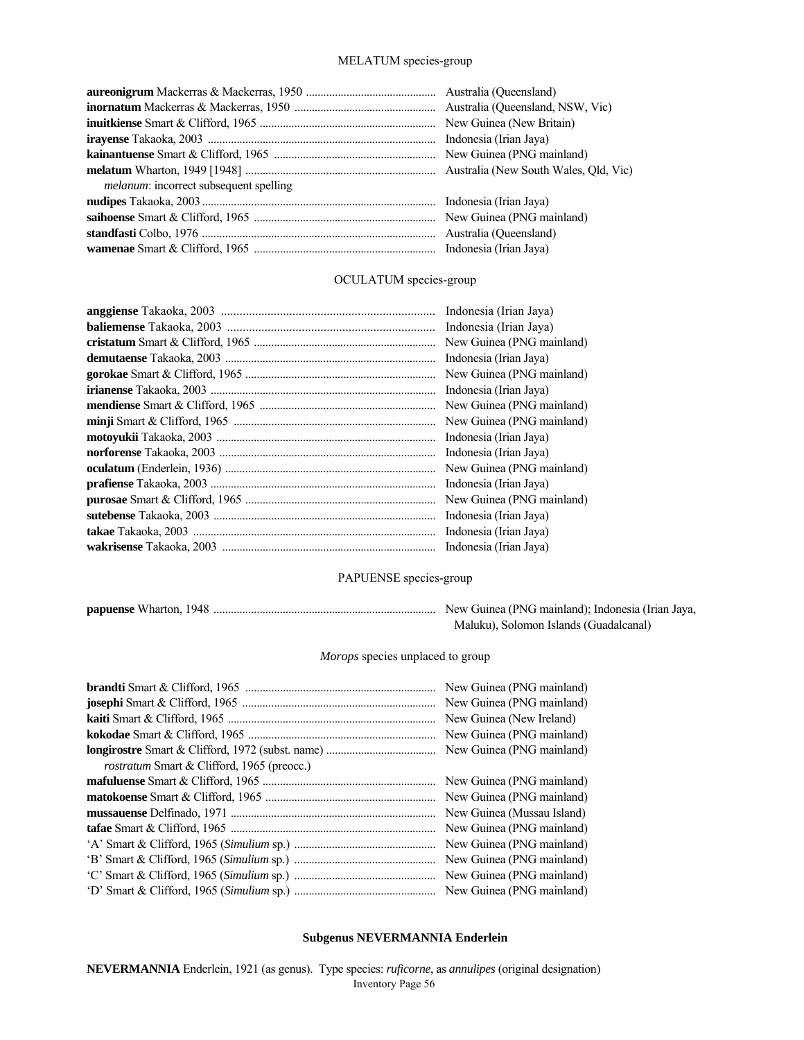MELATUM species-group

| | |
|---|---|
| **aureonigrum** Mackerras & Mackerras, 1950 | Australia (Queensland) |
| **inornatum** Mackerras & Mackerras, 1950 | Australia (Queensland, NSW, Vic) |
| **inuitkiense** Smart & Clifford, 1965 | New Guinea (New Britain) |
| **irayense** Takaoka, 2003 | Indonesia (Irian Jaya) |
| **kainantuense** Smart & Clifford, 1965 | New Guinea (PNG mainland) |
| **melatum** Wharton, 1949 [1948] | Australia (New South Wales, Qld, Vic) |
| *melanum*: incorrect subsequent spelling | |
| **nudipes** Takaoka, 2003 | Indonesia (Irian Jaya) |
| **saihoense** Smart & Clifford, 1965 | New Guinea (PNG mainland) |
| **standfasti** Colbo, 1976 | Australia (Queensland) |
| **wamenae** Smart & Clifford, 1965 | Indonesia (Irian Jaya) |

OCULATUM species-group

| | |
|---|---|
| **anggiense** Takaoka, 2003 | Indonesia (Irian Jaya) |
| **baliemense** Takaoka, 2003 | Indonesia (Irian Jaya) |
| **cristatum** Smart & Clifford, 1965 | New Guinea (PNG mainland) |
| **demutaense** Takaoka, 2003 | Indonesia (Irian Jaya) |
| **gorokae** Smart & Clifford, 1965 | New Guinea (PNG mainland) |
| **irianense** Takaoka, 2003 | Indonesia (Irian Jaya) |
| **mendiense** Smart & Clifford, 1965 | New Guinea (PNG mainland) |
| **minji** Smart & Clifford, 1965 | New Guinea (PNG mainland) |
| **motoyukii** Takaoka, 2003 | Indonesia (Irian Jaya) |
| **norforense** Takaoka, 2003 | Indonesia (Irian Jaya) |
| **oculatum** (Enderlein, 1936) | New Guinea (PNG mainland) |
| **prafiense** Takaoka, 2003 | Indonesia (Irian Jaya) |
| **purosae** Smart & Clifford, 1965 | New Guinea (PNG mainland) |
| **sutebense** Takaoka, 2003 | Indonesia (Irian Jaya) |
| **takae** Takaoka, 2003 | Indonesia (Irian Jaya) |
| **wakrisense** Takaoka, 2003 | Indonesia (Irian Jaya) |

PAPUENSE species-group

| | |
|---|---|
| **papuense** Wharton, 1948 | New Guinea (PNG mainland); Indonesia (Irian Jaya, Maluku), Solomon Islands (Guadalcanal) |

*Morops* species unplaced to group

| | |
|---|---|
| **brandti** Smart & Clifford, 1965 | New Guinea (PNG mainland) |
| **josephi** Smart & Clifford, 1965 | New Guinea (PNG mainland) |
| **kaiti** Smart & Clifford, 1965 | New Guinea (New Ireland) |
| **kokodae** Smart & Clifford, 1965 | New Guinea (PNG mainland) |
| **longirostre** Smart & Clifford, 1972 (subst. name) | New Guinea (PNG mainland) |
| *rostratum* Smart & Clifford, 1965 (preocc.) | |
| **mafuluense** Smart & Clifford, 1965 | New Guinea (PNG mainland) |
| **matokoense** Smart & Clifford, 1965 | New Guinea (PNG mainland) |
| **mussauense** Delfinado, 1971 | New Guinea (Mussau Island) |
| **tafae** Smart & Clifford, 1965 | New Guinea (PNG mainland) |
| 'A' Smart & Clifford, 1965 (*Simulium* sp.) | New Guinea (PNG mainland) |
| 'B' Smart & Clifford, 1965 (*Simulium* sp.) | New Guinea (PNG mainland) |
| 'C' Smart & Clifford, 1965 (*Simulium* sp.) | New Guinea (PNG mainland) |
| 'D' Smart & Clifford, 1965 (*Simulium* sp.) | New Guinea (PNG mainland) |

## Subgenus NEVERMANNIA Enderlein

**NEVERMANNIA** Enderlein, 1921 (as genus). Type species: *ruficorne*, as *annulipes* (original designation)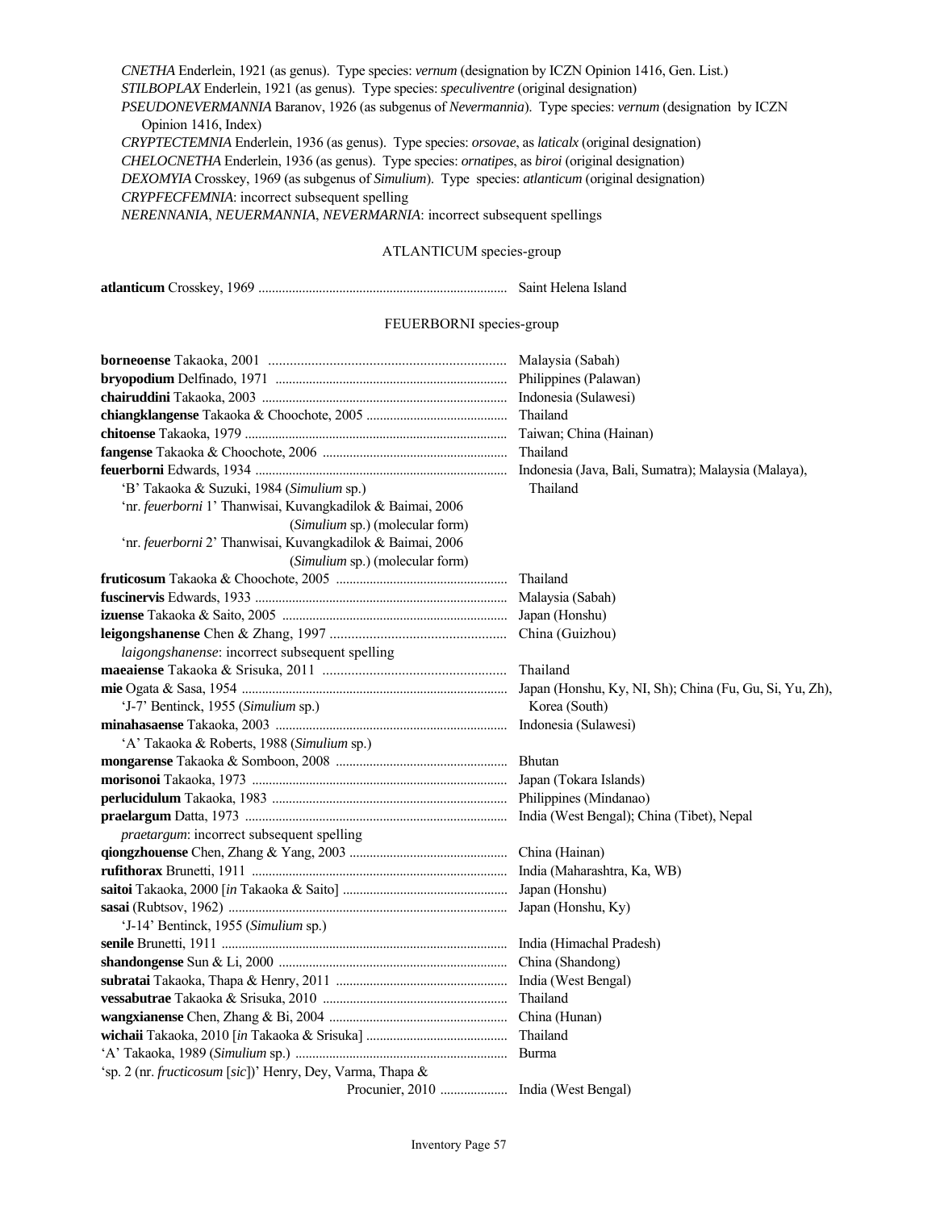*CNETHA* Enderlein, 1921 (as genus). Type species: *vernum* (designation by ICZN Opinion 1416, Gen. List.)
*STILBOPLAX* Enderlein, 1921 (as genus). Type species: *speculiventre* (original designation)
*PSEUDONEVERMANNIA* Baranov, 1926 (as subgenus of *Nevermannia*). Type species: *vernum* (designation by ICZN Opinion 1416, Index)
*CRYPTECTEMNIA* Enderlein, 1936 (as genus). Type species: *orsovae*, as *laticalx* (original designation)
*CHELOCNETHA* Enderlein, 1936 (as genus). Type species: *ornatipes*, as *biroi* (original designation)
*DEXOMYIA* Crosskey, 1969 (as subgenus of *Simulium*). Type species: *atlanticum* (original designation)
*CRYPFECFEMNIA*: incorrect subsequent spelling
*NERENNANIA*, *NEUERMANNIA*, *NEVERMARNIA*: incorrect subsequent spellings

ATLANTICUM species-group

**atlanticum** Crosskey, 1969 ........................................ Saint Helena Island

FEUERBORNI species-group

**borneoense** Takaoka, 2001 ........................................ Malaysia (Sabah)
**bryopodium** Delfinado, 1971 ........................................ Philippines (Palawan)
**chairuddini** Takaoka, 2003 ........................................ Indonesia (Sulawesi)
**chiangklangense** Takaoka & Choochote, 2005 ........................................ Thailand
**chitoense** Takaoka, 1979 ........................................ Taiwan; China (Hainan)
**fangense** Takaoka & Choochote, 2006 ........................................ Thailand
**feuerborni** Edwards, 1934 ........................................ Indonesia (Java, Bali, Sumatra); Malaysia (Malaya), Thailand
'B' Takaoka & Suzuki, 1984 (*Simulium* sp.)
'nr. *feuerborni* 1' Thanwisai, Kuvangkadilok & Baimai, 2006 (*Simulium* sp.) (molecular form)
'nr. *feuerborni* 2' Thanwisai, Kuvangkadilok & Baimai, 2006 (*Simulium* sp.) (molecular form)
**fruticosum** Takaoka & Choochote, 2005 ........................................ Thailand
**fuscinervis** Edwards, 1933 ........................................ Malaysia (Sabah)
**izuense** Takaoka & Saito, 2005 ........................................ Japan (Honshu)
**leigongshanense** Chen & Zhang, 1997 ........................................ China (Guizhou)
*laigongshanense*: incorrect subsequent spelling
**maeaiense** Takaoka & Srisuka, 2011 ........................................ Thailand
**mie** Ogata & Sasa, 1954 ........................................ Japan (Honshu, Ky, NI, Sh); China (Fu, Gu, Si, Yu, Zh), Korea (South)
'J-7' Bentinck, 1955 (*Simulium* sp.)
**minahasaense** Takaoka, 2003 ........................................ Indonesia (Sulawesi)
'A' Takaoka & Roberts, 1988 (*Simulium* sp.)
**mongarense** Takaoka & Somboon, 2008 ........................................ Bhutan
**morisonoi** Takaoka, 1973 ........................................ Japan (Tokara Islands)
**perlucidulum** Takaoka, 1983 ........................................ Philippines (Mindanao)
**praelargum** Datta, 1973 ........................................ India (West Bengal); China (Tibet), Nepal
*praetargum*: incorrect subsequent spelling
**qiongzhouense** Chen, Zhang & Yang, 2003 ........................................ China (Hainan)
**rufithorax** Brunetti, 1911 ........................................ India (Maharashtra, Ka, WB)
**saitoi** Takaoka, 2000 [*in* Takaoka & Saito] ........................................ Japan (Honshu)
**sasai** (Rubtsov, 1962) ........................................ Japan (Honshu, Ky)
'J-14' Bentinck, 1955 (*Simulium* sp.)
**senile** Brunetti, 1911 ........................................ India (Himachal Pradesh)
**shandongense** Sun & Li, 2000 ........................................ China (Shandong)
**subratai** Takaoka, Thapa & Henry, 2011 ........................................ India (West Bengal)
**vessabutrae** Takaoka & Srisuka, 2010 ........................................ Thailand
**wangxianense** Chen, Zhang & Bi, 2004 ........................................ China (Hunan)
**wichaii** Takaoka, 2010 [*in* Takaoka & Srisuka] ........................................ Thailand
'A' Takaoka, 1989 (*Simulium* sp.) ........................................ Burma
'sp. 2 (nr. *fructicosum* [*sic*])' Henry, Dey, Varma, Thapa & Procunier, 2010 ........................................ India (West Bengal)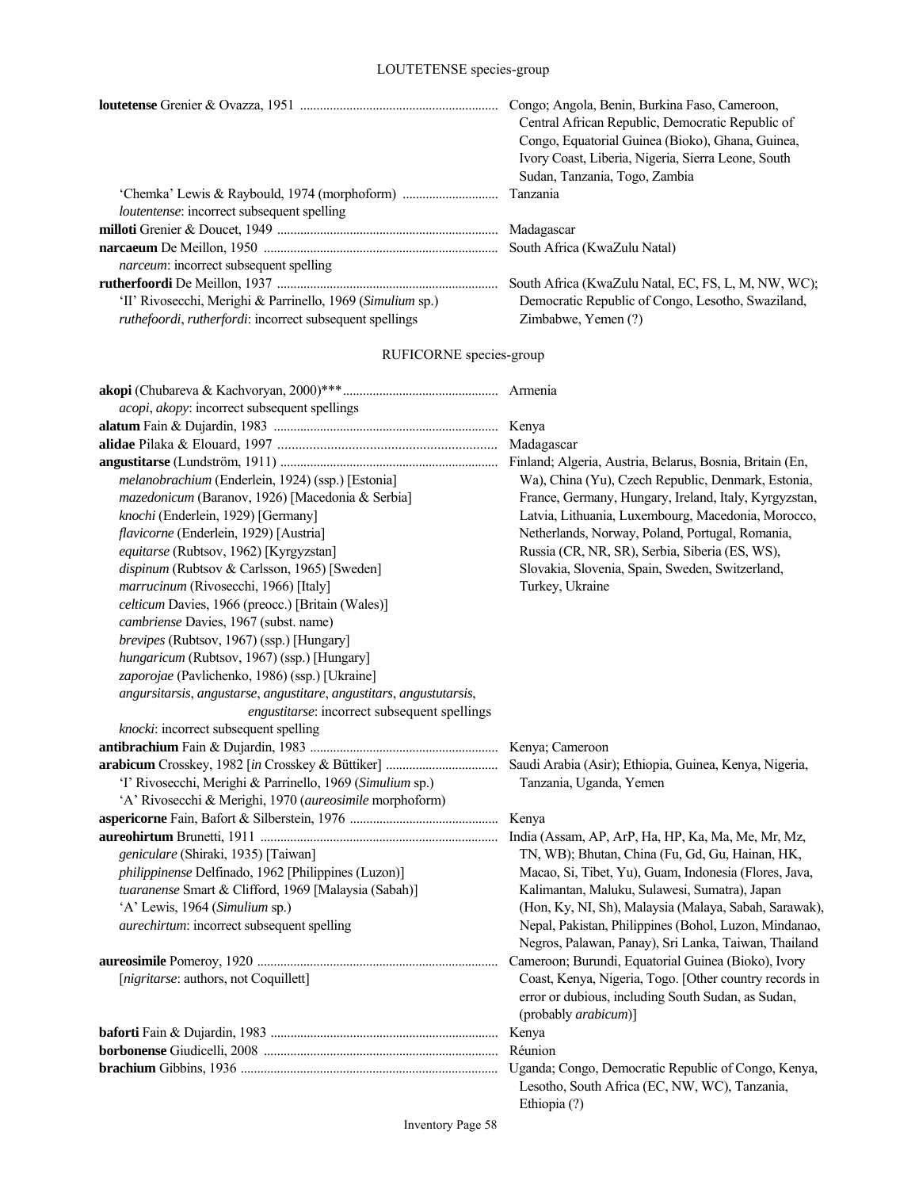## LOUTETENSE species-group

| Species | Distribution |
|---|---|
| **loutetense** Grenier & Ovazza, 1951 | Congo; Angola, Benin, Burkina Faso, Cameroon, Central African Republic, Democratic Republic of Congo, Equatorial Guinea (Bioko), Ghana, Guinea, Ivory Coast, Liberia, Nigeria, Sierra Leone, South Sudan, Tanzania, Togo, Zambia |
| 'Chemka' Lewis & Raybould, 1974 (morphoform) | Tanzania |
| *loutentense*: incorrect subsequent spelling | |
| **milloti** Grenier & Doucet, 1949 | Madagascar |
| **narcaeum** De Meillon, 1950 | South Africa (KwaZulu Natal) |
| *narceum*: incorrect subsequent spelling | |
| **rutherfoordi** De Meillon, 1937 | South Africa (KwaZulu Natal, EC, FS, L, M, NW, WC); Democratic Republic of Congo, Lesotho, Swaziland, Zimbabwe, Yemen (?) |
| 'II' Rivosecchi, Merighi & Parrinello, 1969 (*Simulium* sp.) | |
| *ruthefoordi*, *rutherfordi*: incorrect subsequent spellings | |

## RUFICORNE species-group

| Species | Distribution |
|---|---|
| **akopi** (Chubareva & Kachvoryan, 2000)*** | Armenia |
| *acopi*, *akopy*: incorrect subsequent spellings | |
| **alatum** Fain & Dujardin, 1983 | Kenya |
| **alidae** Pilaka & Elouard, 1997 | Madagascar |
| **angustitarse** (Lundström, 1911) | Finland; Algeria, Austria, Belarus, Bosnia, Britain (En, Wa), China (Yu), Czech Republic, Denmark, Estonia, France, Germany, Hungary, Ireland, Italy, Kyrgyzstan, Latvia, Lithuania, Luxembourg, Macedonia, Morocco, Netherlands, Norway, Poland, Portugal, Romania, Russia (CR, NR, SR), Serbia, Siberia (ES, WS), Slovakia, Slovenia, Spain, Sweden, Switzerland, Turkey, Ukraine |
| *melanobrachium* (Enderlein, 1924) (ssp.) [Estonia] | |
| *mazedonicum* (Baranov, 1926) [Macedonia & Serbia] | |
| *knochi* (Enderlein, 1929) [Germany] | |
| *flavicorne* (Enderlein, 1929) [Austria] | |
| *equitarse* (Rubtsov, 1962) [Kyrgyzstan] | |
| *dispinum* (Rubtsov & Carlsson, 1965) [Sweden] | |
| *marrucinum* (Rivosecchi, 1966) [Italy] | |
| *celticum* Davies, 1966 (preocc.) [Britain (Wales)] | |
| *cambriense* Davies, 1967 (subst. name) | |
| *brevipes* (Rubtsov, 1967) (ssp.) [Hungary] | |
| *hungaricum* (Rubtsov, 1967) (ssp.) [Hungary] | |
| *zaporojae* (Pavlichenko, 1986) (ssp.) [Ukraine] | |
| *angursitarsis*, *angustarse*, *angustitare*, *angustitars*, *angustutarsis*, *engustitarse*: incorrect subsequent spellings | |
| *knocki*: incorrect subsequent spelling | |
| **antibrachium** Fain & Dujardin, 1983 | Kenya; Cameroon |
| **arabicum** Crosskey, 1982 [*in* Crosskey & Büttiker] | Saudi Arabia (Asir); Ethiopia, Guinea, Kenya, Nigeria, Tanzania, Uganda, Yemen |
| 'I' Rivosecchi, Merighi & Parrinello, 1969 (*Simulium* sp.) | |
| 'A' Rivosecchi & Merighi, 1970 (*aureosimile* morphoform) | |
| **aspericorne** Fain, Bafort & Silberstein, 1976 | Kenya |
| **aureohirtum** Brunetti, 1911 | India (Assam, AP, ArP, Ha, HP, Ka, Ma, Me, Mr, Mz, TN, WB); Bhutan, China (Fu, Gd, Gu, Hainan, HK, Macao, Si, Tibet, Yu), Guam, Indonesia (Flores, Java, Kalimantan, Maluku, Sulawesi, Sumatra), Japan (Hon, Ky, NI, Sh), Malaysia (Malaya, Sabah, Sarawak), Nepal, Pakistan, Philippines (Bohol, Luzon, Mindanao, Negros, Palawan, Panay), Sri Lanka, Taiwan, Thailand |
| *geniculare* (Shiraki, 1935) [Taiwan] | |
| *philippinense* Delfinado, 1962 [Philippines (Luzon)] | |
| *tuaranense* Smart & Clifford, 1969 [Malaysia (Sabah)] | |
| 'A' Lewis, 1964 (*Simulium* sp.) | |
| *aurechirtum*: incorrect subsequent spelling | |
| **aureosimile** Pomeroy, 1920 | Cameroon; Burundi, Equatorial Guinea (Bioko), Ivory Coast, Kenya, Nigeria, Togo. [Other country records in error or dubious, including South Sudan, as Sudan, (probably *arabicum*)] |
| [*nigritarse*: authors, not Coquillett] | |
| **baforti** Fain & Dujardin, 1983 | Kenya |
| **borbonense** Giudicelli, 2008 | Réunion |
| **brachium** Gibbins, 1936 | Uganda; Congo, Democratic Republic of Congo, Kenya, Lesotho, South Africa (EC, NW, WC), Tanzania, Ethiopia (?) |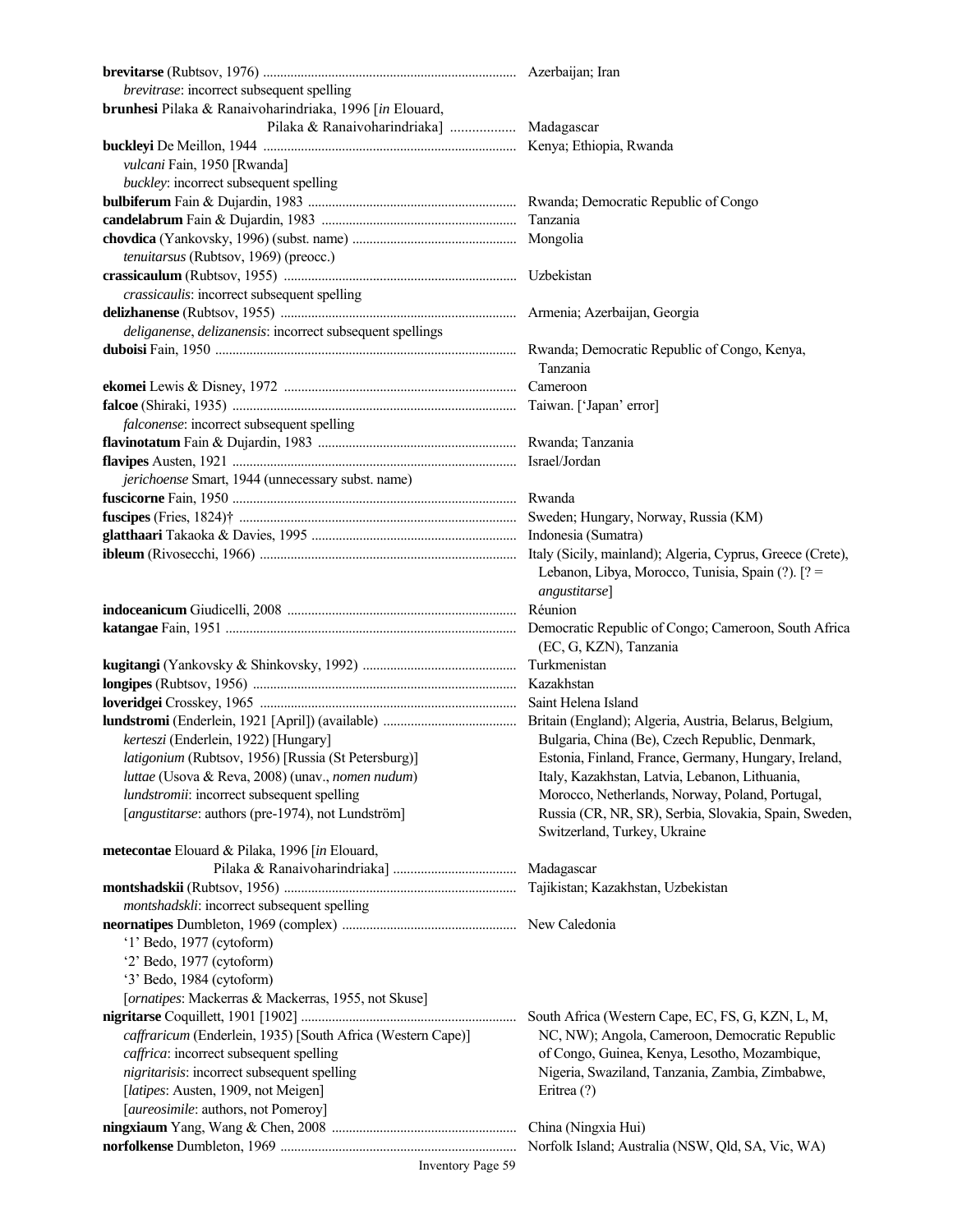**brevitarse** (Rubtsov, 1976) ........................................................................ Azerbaijan; Iran
*brevitrase*: incorrect subsequent spelling

**brunhesi** Pilaka & Ranaivoharindriaka, 1996 [*in* Elouard, Pilaka & Ranaivoharindriaka] .................. Madagascar

**buckleyi** De Meillon, 1944 ........................................................................ Kenya; Ethiopia, Rwanda
*vulcani* Fain, 1950 [Rwanda]
*buckley*: incorrect subsequent spelling

**bulbiferum** Fain & Dujardin, 1983 ............................................................ Rwanda; Democratic Republic of Congo

**candelabrum** Fain & Dujardin, 1983 ........................................................ Tanzania

**chovdica** (Yankovsky, 1996) (subst. name) ............................................... Mongolia
*tenuitarsus* (Rubtsov, 1969) (preocc.)

**crassicaulum** (Rubtsov, 1955) .................................................................. Uzbekistan
*crassicaulis*: incorrect subsequent spelling

**delizhanense** (Rubtsov, 1955) ................................................................... Armenia; Azerbaijan, Georgia
*deliganense*, *delizanensis*: incorrect subsequent spellings

**duboisi** Fain, 1950 ...................................................................................... Rwanda; Democratic Republic of Congo, Kenya, Tanzania

**ekomei** Lewis & Disney, 1972 .................................................................. Cameroon

**falcoe** (Shiraki, 1935) ................................................................................. Taiwan. ['Japan' error]
*falconense*: incorrect subsequent spelling

**flavinotatum** Fain & Dujardin, 1983 ......................................................... Rwanda; Tanzania

**flavipes** Austen, 1921 ................................................................................. Israel/Jordan
*jerichoense* Smart, 1944 (unnecessary subst. name)

**fuscicorne** Fain, 1950 ................................................................................. Rwanda

**fuscipes** (Fries, 1824)† ............................................................................... Sweden; Hungary, Norway, Russia (KM)

**glatthaari** Takaoka & Davies, 1995 ........................................................... Indonesia (Sumatra)

**ibleum** (Rivosecchi, 1966) ......................................................................... Italy (Sicily, mainland); Algeria, Cyprus, Greece (Crete), Lebanon, Libya, Morocco, Tunisia, Spain (?). [? = *angustitarse*]

**indoceanicum** Giudicelli, 2008 .................................................................. Réunion

**katangae** Fain, 1951 ................................................................................... Democratic Republic of Congo; Cameroon, South Africa (EC, G, KZN), Tanzania

**kugitangi** (Yankovsky & Shinkovsky, 1992) ............................................. Turkmenistan

**longipes** (Rubtsov, 1956) ........................................................................... Kazakhstan

**loveridgei** Crosskey, 1965 ......................................................................... Saint Helena Island

**lundstromi** (Enderlein, 1921 [April]) (available) ...................................... Britain (England); Algeria, Austria, Belarus, Belgium, Bulgaria, China (Be), Czech Republic, Denmark, Estonia, Finland, France, Germany, Hungary, Ireland, Italy, Kazakhstan, Latvia, Lebanon, Lithuania, Morocco, Netherlands, Norway, Poland, Portugal, Russia (CR, NR, SR), Serbia, Slovakia, Spain, Sweden, Switzerland, Turkey, Ukraine
*kerteszi* (Enderlein, 1922) [Hungary]
*latigonium* (Rubtsov, 1956) [Russia (St Petersburg)]
*luttae* (Usova & Reva, 2008) (unav., *nomen nudum*)
*lundstromii*: incorrect subsequent spelling
[*angustitarse*: authors (pre-1974), not Lundström]

**metecontae** Elouard & Pilaka, 1996 [*in* Elouard, Pilaka & Ranaivoharindriaka] .................................... Madagascar

**montshadskii** (Rubtsov, 1956) ................................................................... Tajikistan; Kazakhstan, Uzbekistan
*montshadskli*: incorrect subsequent spelling

**neornatipes** Dumbleton, 1969 (complex) .................................................. New Caledonia
'1' Bedo, 1977 (cytoform)
'2' Bedo, 1977 (cytoform)
'3' Bedo, 1984 (cytoform)
[*ornatipes*: Mackerras & Mackerras, 1955, not Skuse]

**nigritarse** Coquillett, 1901 [1902] .............................................................. South Africa (Western Cape, EC, FS, G, KZN, L, M, NC, NW); Angola, Cameroon, Democratic Republic of Congo, Guinea, Kenya, Lesotho, Mozambique, Nigeria, Swaziland, Tanzania, Zambia, Zimbabwe, Eritrea (?)
*caffraricum* (Enderlein, 1935) [South Africa (Western Cape)]
*caffrica*: incorrect subsequent spelling
*nigritarisis*: incorrect subsequent spelling
[*latipes*: Austen, 1909, not Meigen]
[*aureosimile*: authors, not Pomeroy]

**ningxiaum** Yang, Wang & Chen, 2008 ...................................................... China (Ningxia Hui)

**norfolkense** Dumbleton, 1969 .................................................................... Norfolk Island; Australia (NSW, Qld, SA, Vic, WA)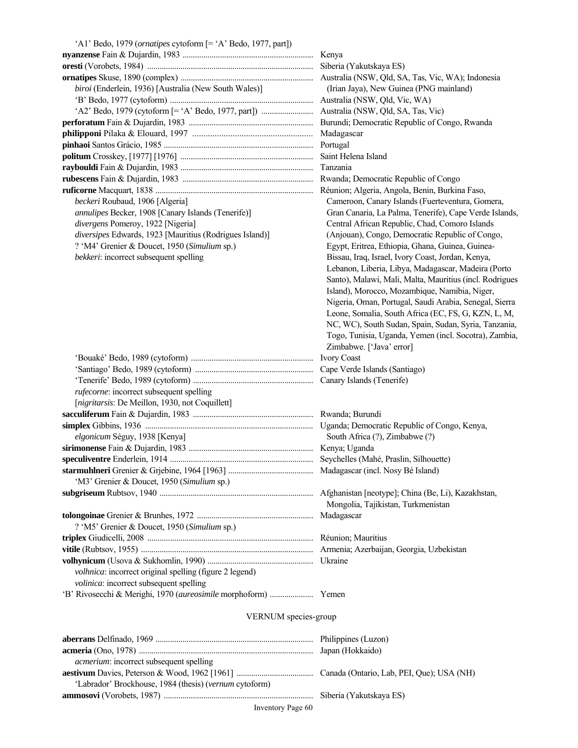'A1' Bedo, 1979 (*ornatipes* cytoform [= 'A' Bedo, 1977, part])

**nyanzense** Fain & Dujardin, 1983 .............................................................. Kenya

**oresti** (Vorobets, 1984) ............................................................................. Siberia (Yakutskaya ES)

**ornatipes** Skuse, 1890 (complex) ............................................................. Australia (NSW, Qld, SA, Tas, Vic, WA); Indonesia (Irian Jaya), New Guinea (PNG mainland)
*biroi* (Enderlein, 1936) [Australia (New South Wales)]
'B' Bedo, 1977 (cytoform) .................................................................... Australia (NSW, Qld, Vic, WA)
'A2' Bedo, 1979 (cytoform [= 'A' Bedo, 1977, part]) ........................ Australia (NSW, Qld, SA, Tas, Vic)

**perforatum** Fain & Dujardin, 1983 ........................................................... Burundi; Democratic Republic of Congo, Rwanda

**philipponi** Pilaka & Elouard, 1997 ..................................................... Madagascar

**pinhaoi** Santos Grácio, 1985 ...................................................................... Portugal

**politum** Crosskey, [1977] [1976] ............................................................... Saint Helena Island

**raybouldi** Fain & Dujardin, 1983 ............................................................... Tanzania

**rubescens** Fain & Dujardin, 1983 .............................................................. Rwanda; Democratic Republic of Congo

**ruficorne** Macquart, 1838 .......................................................................... Réunion; Algeria, Angola, Benin, Burkina Faso, Cameroon, Canary Islands (Fuerteventura, Gomera, Gran Canaria, La Palma, Tenerife), Cape Verde Islands, Central African Republic, Chad, Comoro Islands (Anjouan), Congo, Democratic Republic of Congo, Egypt, Eritrea, Ethiopia, Ghana, Guinea, Guinea-Bissau, Iraq, Israel, Ivory Coast, Jordan, Kenya, Lebanon, Liberia, Libya, Madagascar, Madeira (Porto Santo), Malawi, Mali, Malta, Mauritius (incl. Rodrigues Island), Morocco, Mozambique, Namibia, Niger, Nigeria, Oman, Portugal, Saudi Arabia, Senegal, Sierra Leone, Somalia, South Africa (EC, FS, G, KZN, L, M, NC, WC), South Sudan, Spain, Sudan, Syria, Tanzania, Togo, Tunisia, Uganda, Yemen (incl. Socotra), Zambia, Zimbabwe. ['Java' error]
*beckeri* Roubaud, 1906 [Algeria]
*annulipes* Becker, 1908 [Canary Islands (Tenerife)]
*divergens* Pomeroy, 1922 [Nigeria]
*diversipes* Edwards, 1923 [Mauritius (Rodrigues Island)]
? 'M4' Grenier & Doucet, 1950 (*Simulium* sp.)
*bekkeri*: incorrect subsequent spelling
'Bouaké' Bedo, 1989 (cytoform) .......................................................... Ivory Coast
'Santiago' Bedo, 1989 (cytoform) ........................................................ Cape Verde Islands (Santiago)
'Tenerife' Bedo, 1989 (cytoform) ......................................................... Canary Islands (Tenerife)
*rufecorne*: incorrect subsequent spelling
[*nigritarsis*: De Meillon, 1930, not Coquillett]

**sacculiferum** Fain & Dujardin, 1983 ......................................................... Rwanda; Burundi

**simplex** Gibbins, 1936 ................................................................................ Uganda; Democratic Republic of Congo, Kenya, South Africa (?), Zimbabwe (?)
*elgonicum* Séguy, 1938 [Kenya]

**sirimonense** Fain & Dujardin, 1983 ........................................................... Kenya; Uganda

**speculiventre** Enderlein, 1914 .................................................................... Seychelles (Mahé, Praslin, Silhouette)

**starmuhlneri** Grenier & Grjebine, 1964 [1963] ........................................ Madagascar (incl. Nosy Bé Island)
'M3' Grenier & Doucet, 1950 (*Simulium* sp.)

**subgriseum** Rubtsov, 1940 ......................................................................... Afghanistan [neotype]; China (Be, Li), Kazakhstan, Mongolia, Tajikistan, Turkmenistan

**tolongoinae** Grenier & Brunhes, 1972 ....................................................... Madagascar
? 'M5' Grenier & Doucet, 1950 (*Simulium* sp.)

**triplex** Giudicelli, 2008 .............................................................................. Réunion; Mauritius

**vitile** (Rubtsov, 1955) .................................................................................. Armenia; Azerbaijan, Georgia, Uzbekistan

**volhynicum** (Usova & Sukhomlin, 1990) ................................................... Ukraine
*volhnica*: incorrect original spelling (figure 2 legend)
*volinica*: incorrect subsequent spelling

'B' Rivosecchi & Merighi, 1970 (*aureosimile* morphoform) ..................... Yemen

## VERNUM species-group

**aberrans** Delfinado, 1969 ........................................................................... Philippines (Luzon)

**acmeria** (Ono, 1978) .................................................................................. Japan (Hokkaido)
*acmerium*: incorrect subsequent spelling

**aestivum** Davies, Peterson & Wood, 1962 [1961] .................................... Canada (Ontario, Lab, PEI, Que); USA (NH)
'Labrador' Brockhouse, 1984 (thesis) (*vernum* cytoform)

**ammosovi** (Vorobets, 1987) ....................................................................... Siberia (Yakutskaya ES)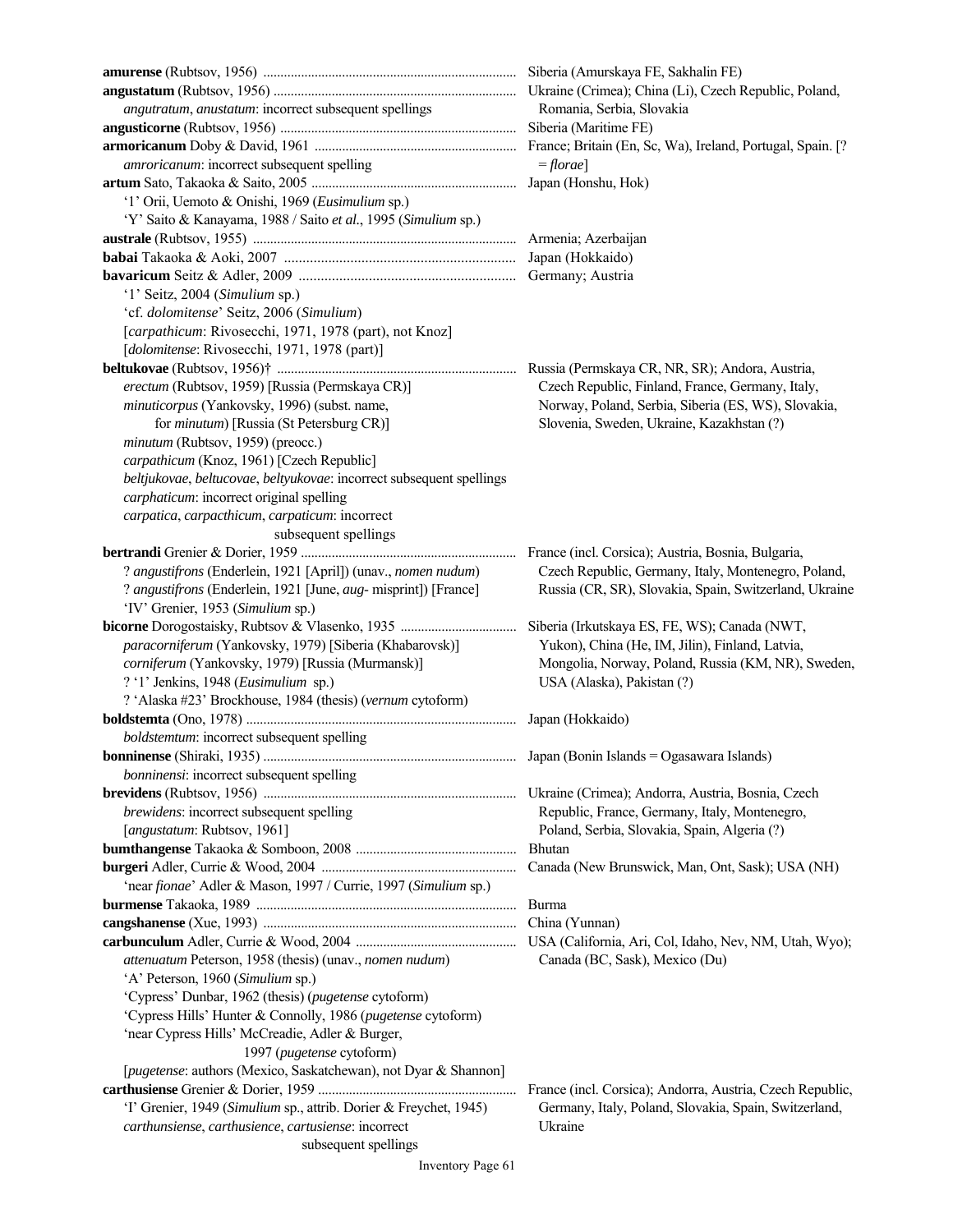**amurense** (Rubtsov, 1956) ............................................................................ Siberia (Amurskaya FE, Sakhalin FE)

**angustatum** (Rubtsov, 1956) ............................................................................ Ukraine (Crimea); China (Li), Czech Republic, Poland, Romania, Serbia, Slovakia
- *angutratum*, *anustatum*: incorrect subsequent spellings

**angusticorne** (Rubtsov, 1956) ............................................................................ Siberia (Maritime FE)

**armoricanum** Doby & David, 1961 ............................................................................ France; Britain (En, Sc, Wa), Ireland, Portugal, Spain. [? = *florae*]
- *amroricanum*: incorrect subsequent spelling

**artum** Sato, Takaoka & Saito, 2005 ............................................................................ Japan (Honshu, Hok)
- '1' Orii, Uemoto & Onishi, 1969 (*Eusimulium* sp.)
- 'Y' Saito & Kanayama, 1988 / Saito *et al.*, 1995 (*Simulium* sp.)

**australe** (Rubtsov, 1955) ............................................................................ Armenia; Azerbaijan

**babai** Takaoka & Aoki, 2007 ............................................................................ Japan (Hokkaido)

**bavaricum** Seitz & Adler, 2009 ............................................................................ Germany; Austria
- '1' Seitz, 2004 (*Simulium* sp.)
- 'cf. *dolomitense*' Seitz, 2006 (*Simulium*)
- [*carpathicum*: Rivosecchi, 1971, 1978 (part), not Knoz]
- [*dolomitense*: Rivosecchi, 1971, 1978 (part)]

**beltukovae** (Rubtsov, 1956)† ............................................................................ Russia (Permskaya CR, NR, SR); Andora, Austria, Czech Republic, Finland, France, Germany, Italy, Norway, Poland, Serbia, Siberia (ES, WS), Slovakia, Slovenia, Sweden, Ukraine, Kazakhstan (?)
- *erectum* (Rubtsov, 1959) [Russia (Permskaya CR)]
- *minuticorpus* (Yankovsky, 1996) (subst. name, for *minutum*) [Russia (St Petersburg CR)]
- *minutum* (Rubtsov, 1959) (preocc.)
- *carpathicum* (Knoz, 1961) [Czech Republic]
- *beltjukovae*, *beltucovae*, *beltyukovae*: incorrect subsequent spellings
- *carphaticum*: incorrect original spelling
- *carpatica*, *carpacthicum*, *carpaticum*: incorrect subsequent spellings

**bertrandi** Grenier & Dorier, 1959 ............................................................................ France (incl. Corsica); Austria, Bosnia, Bulgaria, Czech Republic, Germany, Italy, Montenegro, Poland, Russia (CR, SR), Slovakia, Spain, Switzerland, Ukraine
- ? *angustifrons* (Enderlein, 1921 [April]) (unav., *nomen nudum*)
- ? *angustifrons* (Enderlein, 1921 [June, *aug-* misprint]) [France]
- 'IV' Grenier, 1953 (*Simulium* sp.)

**bicorne** Dorogostaisky, Rubtsov & Vlasenko, 1935 ............................................................................ Siberia (Irkutskaya ES, FE, WS); Canada (NWT, Yukon), China (He, IM, Jilin), Finland, Latvia, Mongolia, Norway, Poland, Russia (KM, NR), Sweden, USA (Alaska), Pakistan (?)
- *paracorniferum* (Yankovsky, 1979) [Siberia (Khabarovsk)]
- *corniferum* (Yankovsky, 1979) [Russia (Murmansk)]
- ? '1' Jenkins, 1948 (*Eusimulium* sp.)
- ? 'Alaska #23' Brockhouse, 1984 (thesis) (*vernum* cytoform)

**boldstemta** (Ono, 1978) ............................................................................ Japan (Hokkaido)
- *boldstemtum*: incorrect subsequent spelling

**bonninense** (Shiraki, 1935) ............................................................................ Japan (Bonin Islands = Ogasawara Islands)
- *bonninensi*: incorrect subsequent spelling

**brevidens** (Rubtsov, 1956) ............................................................................ Ukraine (Crimea); Andorra, Austria, Bosnia, Czech Republic, France, Germany, Italy, Montenegro, Poland, Serbia, Slovakia, Spain, Algeria (?)
- *brewidens*: incorrect subsequent spelling
- [*angustatum*: Rubtsov, 1961]

**bumthangense** Takaoka & Somboon, 2008 ............................................................................ Bhutan

**burgeri** Adler, Currie & Wood, 2004 ............................................................................ Canada (New Brunswick, Man, Ont, Sask); USA (NH)
- 'near *fionae*' Adler & Mason, 1997 / Currie, 1997 (*Simulium* sp.)

**burmense** Takaoka, 1989 ............................................................................ Burma

**cangshanense** (Xue, 1993) ............................................................................ China (Yunnan)

**carbunculum** Adler, Currie & Wood, 2004 ............................................................................ USA (California, Ari, Col, Idaho, Nev, NM, Utah, Wyo); Canada (BC, Sask), Mexico (Du)
- *attenuatum* Peterson, 1958 (thesis) (unav., *nomen nudum*)
- 'A' Peterson, 1960 (*Simulium* sp.)
- 'Cypress' Dunbar, 1962 (thesis) (*pugetense* cytoform)
- 'Cypress Hills' Hunter & Connolly, 1986 (*pugetense* cytoform)
- 'near Cypress Hills' McCreadie, Adler & Burger, 1997 (*pugetense* cytoform)
- [*pugetense*: authors (Mexico, Saskatchewan), not Dyar & Shannon]

**carthusiense** Grenier & Dorier, 1959 ............................................................................ France (incl. Corsica); Andorra, Austria, Czech Republic, Germany, Italy, Poland, Slovakia, Spain, Switzerland, Ukraine
- 'I' Grenier, 1949 (*Simulium* sp., attrib. Dorier & Freychet, 1945)
- *carthunsiense*, *carthusience*, *cartusiense*: incorrect subsequent spellings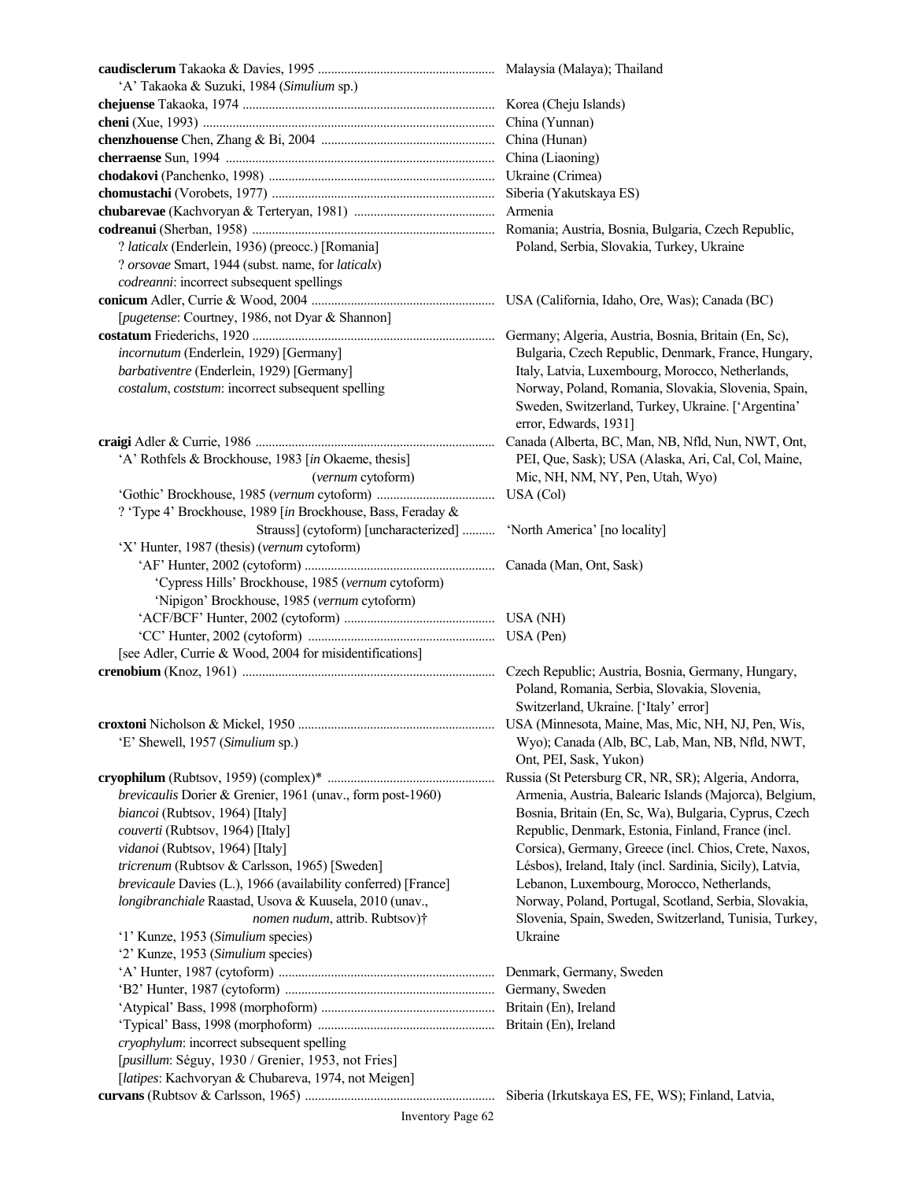**caudisclerum** Takaoka & Davies, 1995 ...................................................... Malaysia (Malaya); Thailand
'A' Takaoka & Suzuki, 1984 (*Simulium* sp.)

**chejuense** Takaoka, 1974 ........................................................................... Korea (Cheju Islands)

**cheni** (Xue, 1993) ..................................................................................... China (Yunnan)

**chenzhouense** Chen, Zhang & Bi, 2004 .................................................... China (Hunan)

**cherraense** Sun, 1994 ................................................................................ China (Liaoning)

**chodakovi** (Panchenko, 1998) .................................................................... Ukraine (Crimea)

**chomustachi** (Vorobets, 1977) ................................................................... Siberia (Yakutskaya ES)

**chubarevae** (Kachvoryan & Terteryan, 1981) ........................................... Armenia

**codreanui** (Sherban, 1958) ......................................................................... Romania; Austria, Bosnia, Bulgaria, Czech Republic, Poland, Serbia, Slovakia, Turkey, Ukraine
? *laticalx* (Enderlein, 1936) (preocc.) [Romania]
? *orsovae* Smart, 1944 (subst. name, for *laticalx*)
*codreanni*: incorrect subsequent spellings

**conicum** Adler, Currie & Wood, 2004 ....................................................... USA (California, Idaho, Ore, Was); Canada (BC)
[*pugetense*: Courtney, 1986, not Dyar & Shannon]

**costatum** Friederichs, 1920 ......................................................................... Germany; Algeria, Austria, Bosnia, Britain (En, Sc), Bulgaria, Czech Republic, Denmark, France, Hungary, Italy, Latvia, Luxembourg, Morocco, Netherlands, Norway, Poland, Romania, Slovakia, Slovenia, Spain, Sweden, Switzerland, Turkey, Ukraine. ['Argentina' error, Edwards, 1931]
*incornutum* (Enderlein, 1929) [Germany]
*barbativentre* (Enderlein, 1929) [Germany]
*costalum*, *coststum*: incorrect subsequent spelling

**craigi** Adler & Currie, 1986 ........................................................................ Canada (Alberta, BC, Man, NB, Nfld, Nun, NWT, Ont, PEI, Que, Sask); USA (Alaska, Ari, Cal, Col, Maine, Mic, NH, NM, NY, Pen, Utah, Wyo)
'A' Rothfels & Brockhouse, 1983 [*in* Okaeme, thesis] (*vernum* cytoform)
'Gothic' Brockhouse, 1985 (*vernum* cytoform) .................................... USA (Col)
? 'Type 4' Brockhouse, 1989 [*in* Brockhouse, Bass, Feraday & Strauss] (cytoform) [uncharacterized] .......... 'North America' [no locality]
'X' Hunter, 1987 (thesis) (*vernum* cytoform)
'AF' Hunter, 2002 (cytoform) ......................................................... Canada (Man, Ont, Sask)
'Cypress Hills' Brockhouse, 1985 (*vernum* cytoform)
'Nipigon' Brockhouse, 1985 (*vernum* cytoform)
'ACF/BCF' Hunter, 2002 (cytoform) ............................................. USA (NH)
'CC' Hunter, 2002 (cytoform) ........................................................ USA (Pen)
[see Adler, Currie & Wood, 2004 for misidentifications]

**crenobium** (Knoz, 1961) ............................................................................ Czech Republic; Austria, Bosnia, Germany, Hungary, Poland, Romania, Serbia, Slovakia, Slovenia, Switzerland, Ukraine. ['Italy' error]

**croxtoni** Nicholson & Mickel, 1950 ........................................................... USA (Minnesota, Maine, Mas, Mic, NH, NJ, Pen, Wis, Wyo); Canada (Alb, BC, Lab, Man, NB, Nfld, NWT, Ont, PEI, Sask, Yukon)
'E' Shewell, 1957 (*Simulium* sp.)

**cryophilum** (Rubtsov, 1959) (complex)* .................................................. Russia (St Petersburg CR, NR, SR); Algeria, Andorra, Armenia, Austria, Balearic Islands (Majorca), Belgium, Bosnia, Britain (En, Sc, Wa), Bulgaria, Cyprus, Czech Republic, Denmark, Estonia, Finland, France (incl. Corsica), Germany, Greece (incl. Chios, Crete, Naxos, Lésbos), Ireland, Italy (incl. Sardinia, Sicily), Latvia, Lebanon, Luxembourg, Morocco, Netherlands, Norway, Poland, Portugal, Scotland, Serbia, Slovakia, Slovenia, Spain, Sweden, Switzerland, Tunisia, Turkey, Ukraine
*brevicaulis* Dorier & Grenier, 1961 (unav., form post-1960)
*biancoi* (Rubtsov, 1964) [Italy]
*couverti* (Rubtsov, 1964) [Italy]
*vidanoi* (Rubtsov, 1964) [Italy]
*tricrenum* (Rubtsov & Carlsson, 1965) [Sweden]
*brevicaule* Davies (L.), 1966 (availability conferred) [France]
*longibranchiale* Raastad, Usova & Kuusela, 2010 (unav., *nomen nudum*, attrib. Rubtsov)†
'1' Kunze, 1953 (*Simulium* species)
'2' Kunze, 1953 (*Simulium* species)
'A' Hunter, 1987 (cytoform) ................................................................ Denmark, Germany, Sweden
'B2' Hunter, 1987 (cytoform) .............................................................. Germany, Sweden
'Atypical' Bass, 1998 (morphoform) .................................................... Britain (En), Ireland
'Typical' Bass, 1998 (morphoform) ...................................................... Britain (En), Ireland
*cryophylum*: incorrect subsequent spelling
[*pusillum*: Séguy, 1930 / Grenier, 1953, not Fries]
[*latipes*: Kachvoryan & Chubareva, 1974, not Meigen]

**curvans** (Rubtsov & Carlsson, 1965) ......................................................... Siberia (Irkutskaya ES, FE, WS); Finland, Latvia,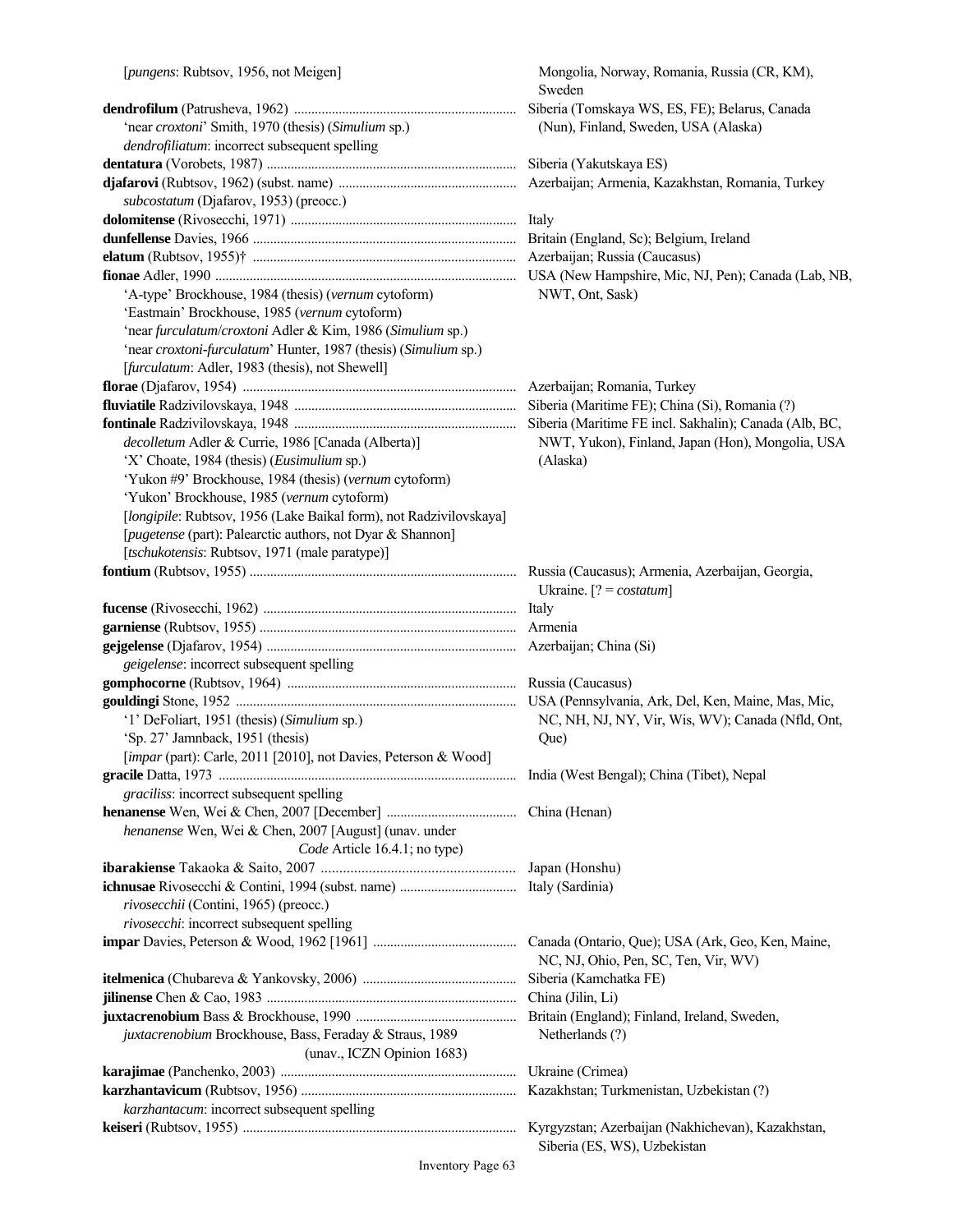| | |
|---|---|
| [*pungens*: Rubtsov, 1956, not Meigen] | Mongolia, Norway, Romania, Russia (CR, KM), Sweden |
| **dendrofilum** (Patrusheva, 1962) | Siberia (Tomskaya WS, ES, FE); Belarus, Canada (Nun), Finland, Sweden, USA (Alaska) |
| 'near *croxtoni*' Smith, 1970 (thesis) (*Simulium* sp.) | |
| *dendrofiliatum*: incorrect subsequent spelling | |
| **dentatura** (Vorobets, 1987) | Siberia (Yakutskaya ES) |
| **djafarovi** (Rubtsov, 1962) (subst. name) | Azerbaijan; Armenia, Kazakhstan, Romania, Turkey |
| *subcostatum* (Djafarov, 1953) (preocc.) | |
| **dolomitense** (Rivosecchi, 1971) | Italy |
| **dunfellense** Davies, 1966 | Britain (England, Sc); Belgium, Ireland |
| **elatum** (Rubtsov, 1955)† | Azerbaijan; Russia (Caucasus) |
| **fionae** Adler, 1990 | USA (New Hampshire, Mic, NJ, Pen); Canada (Lab, NB, NWT, Ont, Sask) |
| 'A-type' Brockhouse, 1984 (thesis) (*vernum* cytoform) | |
| 'Eastmain' Brockhouse, 1985 (*vernum* cytoform) | |
| 'near *furculatum*/*croxtoni* Adler & Kim, 1986 (*Simulium* sp.) | |
| 'near *croxtoni-furculatum*' Hunter, 1987 (thesis) (*Simulium* sp.) | |
| [*furculatum*: Adler, 1983 (thesis), not Shewell] | |
| **florae** (Djafarov, 1954) | Azerbaijan; Romania, Turkey |
| **fluviatile** Radzivilovskaya, 1948 | Siberia (Maritime FE); China (Si), Romania (?) |
| **fontinale** Radzivilovskaya, 1948 | Siberia (Maritime FE incl. Sakhalin); Canada (Alb, BC, NWT, Yukon), Finland, Japan (Hon), Mongolia, USA (Alaska) |
| *decolletum* Adler & Currie, 1986 [Canada (Alberta)] | |
| 'X' Choate, 1984 (thesis) (*Eusimulium* sp.) | |
| 'Yukon #9' Brockhouse, 1984 (thesis) (*vernum* cytoform) | |
| 'Yukon' Brockhouse, 1985 (*vernum* cytoform) | |
| [*longipile*: Rubtsov, 1956 (Lake Baikal form), not Radzivilovskaya] | |
| [*pugetense* (part): Palearctic authors, not Dyar & Shannon] | |
| [*tschukotensis*: Rubtsov, 1971 (male paratype)] | |
| **fontium** (Rubtsov, 1955) | Russia (Caucasus); Armenia, Azerbaijan, Georgia, Ukraine. [? = *costatum*] |
| **fucense** (Rivosecchi, 1962) | Italy |
| **garniense** (Rubtsov, 1955) | Armenia |
| **gejgelense** (Djafarov, 1954) | Azerbaijan; China (Si) |
| *geigelense*: incorrect subsequent spelling | |
| **gomphocorne** (Rubtsov, 1964) | Russia (Caucasus) |
| **gouldingi** Stone, 1952 | USA (Pennsylvania, Ark, Del, Ken, Maine, Mas, Mic, NC, NH, NJ, NY, Vir, Wis, WV); Canada (Nfld, Ont, Que) |
| '1' DeFoliart, 1951 (thesis) (*Simulium* sp.) | |
| 'Sp. 27' Jamnback, 1951 (thesis) | |
| [*impar* (part): Carle, 2011 [2010], not Davies, Peterson & Wood] | |
| **gracile** Datta, 1973 | India (West Bengal); China (Tibet), Nepal |
| *graciliss*: incorrect subsequent spelling | |
| **henanense** Wen, Wei & Chen, 2007 [December] | China (Henan) |
| *henanense* Wen, Wei & Chen, 2007 [August] (unav. under *Code* Article 16.4.1; no type) | |
| **ibarakiense** Takaoka & Saito, 2007 | Japan (Honshu) |
| **ichnusae** Rivosecchi & Contini, 1994 (subst. name) | Italy (Sardinia) |
| *rivosecchii* (Contini, 1965) (preocc.) | |
| *rivosecchi*: incorrect subsequent spelling | |
| **impar** Davies, Peterson & Wood, 1962 [1961] | Canada (Ontario, Que); USA (Ark, Geo, Ken, Maine, NC, NJ, Ohio, Pen, SC, Ten, Vir, WV) |
| **itelmenica** (Chubareva & Yankovsky, 2006) | Siberia (Kamchatka FE) |
| **jilinense** Chen & Cao, 1983 | China (Jilin, Li) |
| **juxtacrenobium** Bass & Brockhouse, 1990 | Britain (England); Finland, Ireland, Sweden, Netherlands (?) |
| *juxtacrenobium* Brockhouse, Bass, Feraday & Straus, 1989 (unav., ICZN Opinion 1683) | |
| **karajimae** (Panchenko, 2003) | Ukraine (Crimea) |
| **karzhantavicum** (Rubtsov, 1956) | Kazakhstan; Turkmenistan, Uzbekistan (?) |
| *karzhantacum*: incorrect subsequent spelling | |
| **keiseri** (Rubtsov, 1955) | Kyrgyzstan; Azerbaijan (Nakhichevan), Kazakhstan, Siberia (ES, WS), Uzbekistan |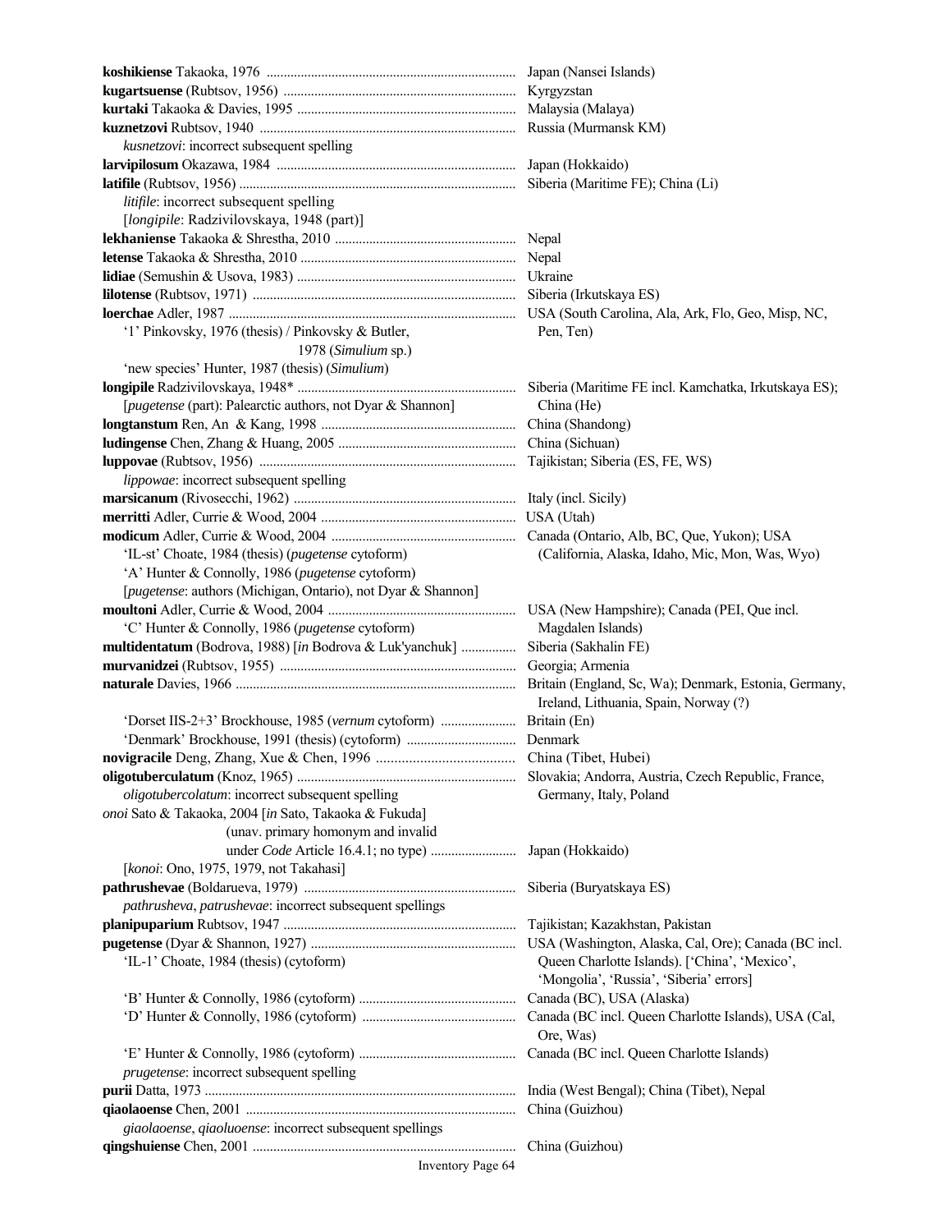**koshikiense** Takaoka, 1976 ........................................................................ Japan (Nansei Islands)

**kugartsuense** (Rubtsov, 1956) ................................................................... Kyrgyzstan

**kurtaki** Takaoka & Davies, 1995 ............................................................... Malaysia (Malaya)

**kuznetzovi** Rubtsov, 1940 .......................................................................... Russia (Murmansk KM)

*kusnetzovi*: incorrect subsequent spelling

**larvipilosum** Okazawa, 1984 ..................................................................... Japan (Hokkaido)

**latifile** (Rubtsov, 1956) ................................................................................ Siberia (Maritime FE); China (Li)

*litifile*: incorrect subsequent spelling

[*longipile*: Radzivilovskaya, 1948 (part)]

**lekhaniense** Takaoka & Shrestha, 2010 .................................................... Nepal

**letense** Takaoka & Shrestha, 2010 .............................................................. Nepal

**lidiae** (Semushin & Usova, 1983) ............................................................... Ukraine

**lilotense** (Rubtsov, 1971) ............................................................................ Siberia (Irkutskaya ES)

**loerchae** Adler, 1987 ................................................................................... USA (South Carolina, Ala, Ark, Flo, Geo, Misp, NC, Pen, Ten)

'1' Pinkovsky, 1976 (thesis) / Pinkovsky & Butler, 1978 (*Simulium* sp.)

'new species' Hunter, 1987 (thesis) (*Simulium*)

**longipile** Radzivilovskaya, 1948* ............................................................... Siberia (Maritime FE incl. Kamchatka, Irkutskaya ES); China (He)

[*pugetense* (part): Palearctic authors, not Dyar & Shannon]

**longtanstum** Ren, An & Kang, 1998 ........................................................ China (Shandong)

**ludingense** Chen, Zhang & Huang, 2005 ................................................... China (Sichuan)

**luppovae** (Rubtsov, 1956) .......................................................................... Tajikistan; Siberia (ES, FE, WS)

*lippowae*: incorrect subsequent spelling

**marsicanum** (Rivosecchi, 1962) ................................................................ Italy (incl. Sicily)

**merritti** Adler, Currie & Wood, 2004 ........................................................ USA (Utah)

**modicum** Adler, Currie & Wood, 2004 ...................................................... Canada (Ontario, Alb, BC, Que, Yukon); USA (California, Alaska, Idaho, Mic, Mon, Was, Wyo)

'IL-st' Choate, 1984 (thesis) (*pugetense* cytoform)

'A' Hunter & Connolly, 1986 (*pugetense* cytoform)

[*pugetense*: authors (Michigan, Ontario), not Dyar & Shannon]

**moultoni** Adler, Currie & Wood, 2004 ...................................................... USA (New Hampshire); Canada (PEI, Que incl. Magdalen Islands)

'C' Hunter & Connolly, 1986 (*pugetense* cytoform)

**multidentatum** (Bodrova, 1988) [*in* Bodrova & Luk'yanchuk] ............... Siberia (Sakhalin FE)

**murvanidzei** (Rubtsov, 1955) .................................................................... Georgia; Armenia

**naturale** Davies, 1966 ................................................................................. Britain (England, Sc, Wa); Denmark, Estonia, Germany, Ireland, Lithuania, Spain, Norway (?)

'Dorset IIS-2+3' Brockhouse, 1985 (*vernum* cytoform) ...................... Britain (En)

'Denmark' Brockhouse, 1991 (thesis) (cytoform) ................................ Denmark

**novigracile** Deng, Zhang, Xue & Chen, 1996 ........................................... China (Tibet, Hubei)

**oligotuberculatum** (Knoz, 1965) ............................................................... Slovakia; Andorra, Austria, Czech Republic, France, Germany, Italy, Poland

*oligotubercolatum*: incorrect subsequent spelling

*onoi* Sato & Takaoka, 2004 [*in* Sato, Takaoka & Fukuda] (unav. primary homonym and invalid under *Code* Article 16.4.1; no type) ......................... Japan (Hokkaido)

[*konoi*: Ono, 1975, 1979, not Takahasi]

**pathrushevae** (Boldarueva, 1979) ............................................................. Siberia (Buryatskaya ES)

*pathrusheva*, *patrushevae*: incorrect subsequent spellings

**planipuparium** Rubtsov, 1947 .................................................................... Tajikistan; Kazakhstan, Pakistan

**pugetense** (Dyar & Shannon, 1927) ........................................................... USA (Washington, Alaska, Cal, Ore); Canada (BC incl. Queen Charlotte Islands). ['China', 'Mexico', 'Mongolia', 'Russia', 'Siberia' errors]

'IL-1' Choate, 1984 (thesis) (cytoform)

'B' Hunter & Connolly, 1986 (cytoform) ............................................. Canada (BC), USA (Alaska)

'D' Hunter & Connolly, 1986 (cytoform) ............................................. Canada (BC incl. Queen Charlotte Islands), USA (Cal, Ore, Was)

'E' Hunter & Connolly, 1986 (cytoform) ............................................. Canada (BC incl. Queen Charlotte Islands)

*prugetense*: incorrect subsequent spelling

**purii** Datta, 1973 .......................................................................................... India (West Bengal); China (Tibet), Nepal

**qiaolaoense** Chen, 2001 .............................................................................. China (Guizhou)

*giaolaoense*, *qiaoluoense*: incorrect subsequent spellings

**qingshuiense** Chen, 2001 ............................................................................ China (Guizhou)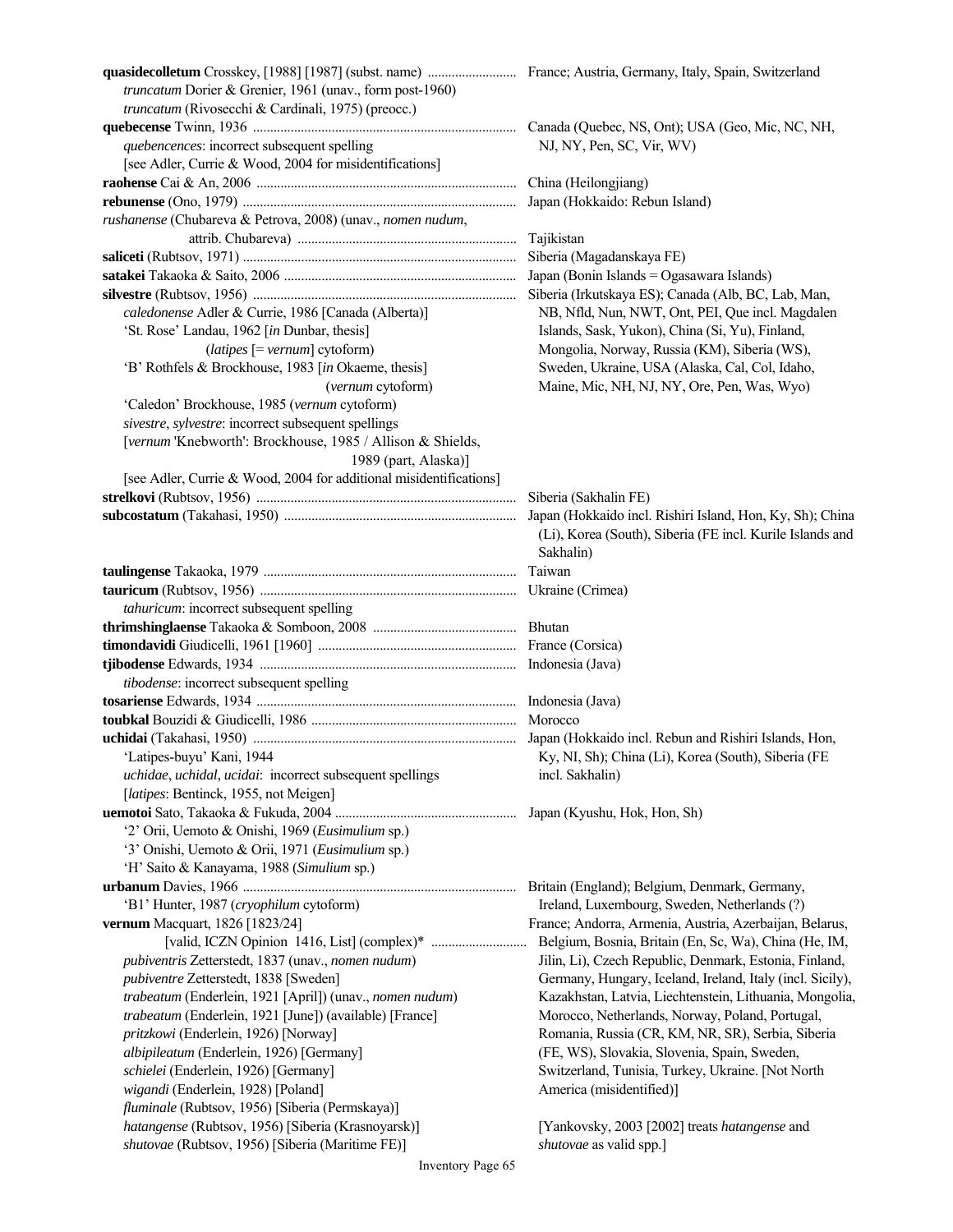| Species | Distribution |
|---|---|
| **quasidecolletum** Crosskey, [1988] [1987] (subst. name)<br>*truncatum* Dorier & Grenier, 1961 (unav., form post-1960)<br>*truncatum* (Rivosecchi & Cardinali, 1975) (preocc.) | France; Austria, Germany, Italy, Spain, Switzerland |
| **quebecense** Twinn, 1936<br>*quebecences*: incorrect subsequent spelling<br>[see Adler, Currie & Wood, 2004 for misidentifications] | Canada (Quebec, NS, Ont); USA (Geo, Mic, NC, NH, NJ, NY, Pen, SC, Vir, WV) |
| **raohense** Cai & An, 2006 | China (Heilongjiang) |
| **rebunense** (Ono, 1979) | Japan (Hokkaido: Rebun Island) |
| *rushanense* (Chubareva & Petrova, 2008) (unav., *nomen nudum*, attrib. Chubareva) | Tajikistan |
| **saliceti** (Rubtsov, 1971) | Siberia (Magadanskaya FE) |
| **satakei** Takaoka & Saito, 2006 | Japan (Bonin Islands = Ogasawara Islands) |
| **silvestre** (Rubtsov, 1956)<br>*caledonense* Adler & Currie, 1986 [Canada (Alberta)]<br>'St. Rose' Landau, 1962 [*in* Dunbar, thesis] (*latipes* [= *vernum*] cytoform)<br>'B' Rothfels & Brockhouse, 1983 [*in* Okaeme, thesis] (*vernum* cytoform)<br>'Caledon' Brockhouse, 1985 (*vernum* cytoform)<br>*sivestre*, *sylvestre*: incorrect subsequent spellings<br>[*vernum* 'Knebworth': Brockhouse, 1985 / Allison & Shields, 1989 (part, Alaska)]<br>[see Adler, Currie & Wood, 2004 for additional misidentifications] | Siberia (Irkutskaya ES); Canada (Alb, BC, Lab, Man, NB, Nfld, Nun, NWT, Ont, PEI, Que incl. Magdalen Islands, Sask, Yukon), China (Si, Yu), Finland, Mongolia, Norway, Russia (KM), Siberia (WS), Sweden, Ukraine, USA (Alaska, Cal, Col, Idaho, Maine, Mic, NH, NJ, NY, Ore, Pen, Was, Wyo) |
| **strelkovi** (Rubtsov, 1956) | Siberia (Sakhalin FE) |
| **subcostatum** (Takahasi, 1950) | Japan (Hokkaido incl. Rishiri Island, Hon, Ky, Sh); China (Li), Korea (South), Siberia (FE incl. Kurile Islands and Sakhalin) |
| **taulingense** Takaoka, 1979 | Taiwan |
| **tauricum** (Rubtsov, 1956)<br>*tahuricum*: incorrect subsequent spelling | Ukraine (Crimea) |
| **thrimshinglaense** Takaoka & Somboon, 2008 | Bhutan |
| **timondavidi** Giudicelli, 1961 [1960] | France (Corsica) |
| **tjibodense** Edwards, 1934<br>*tibodense*: incorrect subsequent spelling | Indonesia (Java) |
| **tosariense** Edwards, 1934 | Indonesia (Java) |
| **toubkal** Bouzidi & Giudicelli, 1986 | Morocco |
| **uchidai** (Takahasi, 1950)<br>'Latipes-buyu' Kani, 1944<br>*uchidae*, *uchidal*, *ucidai*: incorrect subsequent spellings<br>[*latipes*: Bentinck, 1955, not Meigen] | Japan (Hokkaido incl. Rebun and Rishiri Islands, Hon, Ky, NI, Sh); China (Li), Korea (South), Siberia (FE incl. Sakhalin) |
| **uemotoi** Sato, Takaoka & Fukuda, 2004<br>'2' Orii, Uemoto & Onishi, 1969 (*Eusimulium* sp.)<br>'3' Onishi, Uemoto & Orii, 1971 (*Eusimulium* sp.)<br>'H' Saito & Kanayama, 1988 (*Simulium* sp.) | Japan (Kyushu, Hok, Hon, Sh) |
| **urbanum** Davies, 1966<br>'B1' Hunter, 1987 (*cryophilum* cytoform) | Britain (England); Belgium, Denmark, Germany, Ireland, Luxembourg, Sweden, Netherlands (?) |
| **vernum** Macquart, 1826 [1823/24] [valid, ICZN Opinion 1416, List] (complex)*<br>*pubiventris* Zetterstedt, 1837 (unav., *nomen nudum*)<br>*pubiventre* Zetterstedt, 1838 [Sweden]<br>*trabeatum* (Enderlein, 1921 [April]) (unav., *nomen nudum*)<br>*trabeatum* (Enderlein, 1921 [June]) (available) [France]<br>*pritzkowi* (Enderlein, 1926) [Norway]<br>*albipileatum* (Enderlein, 1926) [Germany]<br>*schielei* (Enderlein, 1926) [Germany]<br>*wigandi* (Enderlein, 1928) [Poland]<br>*fluminale* (Rubtsov, 1956) [Siberia (Permskaya)]<br>*hatangense* (Rubtsov, 1956) [Siberia (Krasnoyarsk)]<br>*shutovae* (Rubtsov, 1956) [Siberia (Maritime FE)] | France; Andorra, Armenia, Austria, Azerbaijan, Belarus, Belgium, Bosnia, Britain (En, Sc, Wa), China (He, IM, Jilin, Li), Czech Republic, Denmark, Estonia, Finland, Germany, Hungary, Iceland, Ireland, Italy (incl. Sicily), Kazakhstan, Latvia, Liechtenstein, Lithuania, Mongolia, Morocco, Netherlands, Norway, Poland, Portugal, Romania, Russia (CR, KM, NR, SR), Serbia, Siberia (FE, WS), Slovakia, Slovenia, Spain, Sweden, Switzerland, Tunisia, Turkey, Ukraine. [Not North America (misidentified)]<br><br>[Yankovsky, 2003 [2002] treats *hatangense* and *shutovae* as valid spp.] |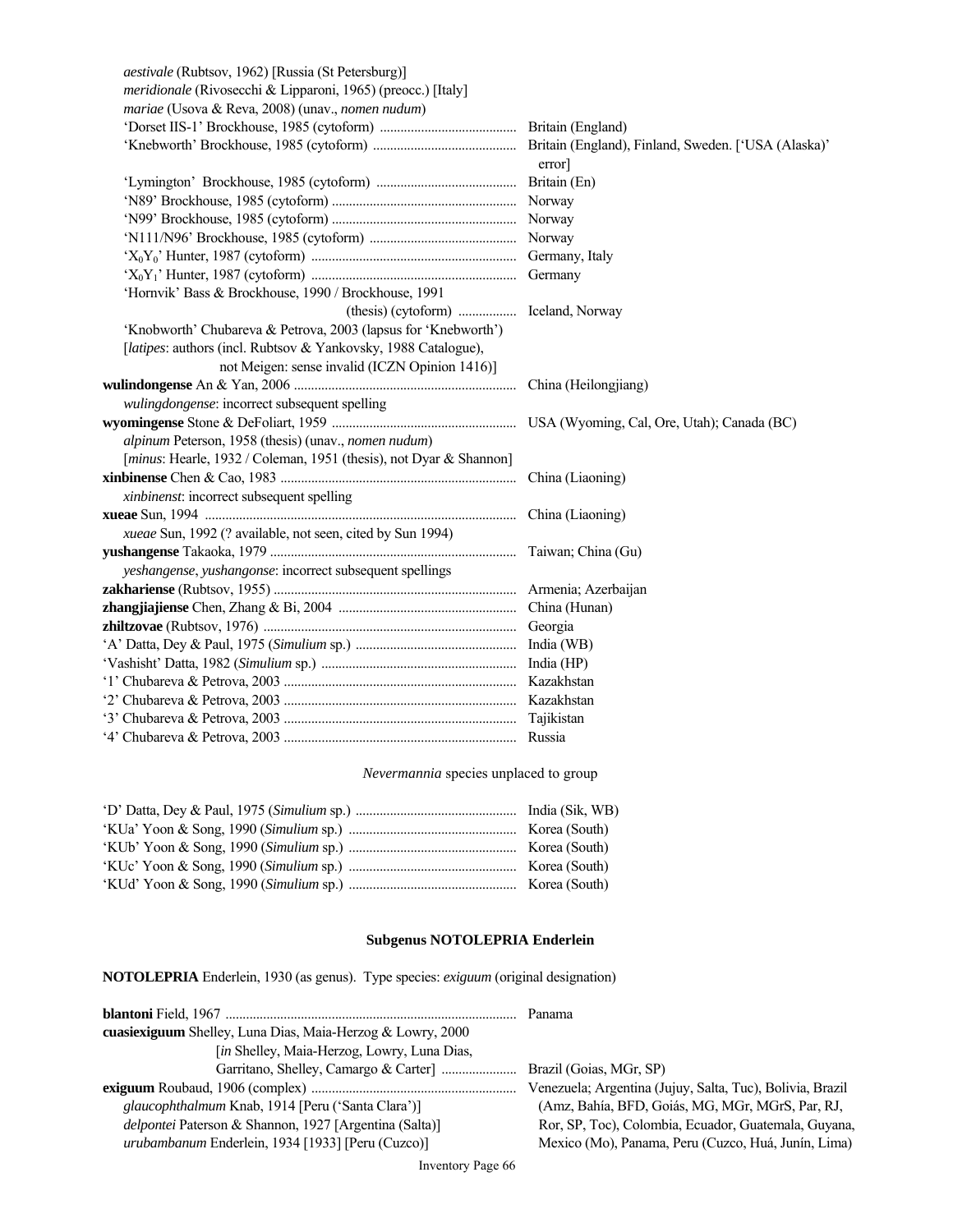*aestivale* (Rubtsov, 1962) [Russia (St Petersburg)]
*meridionale* (Rivosecchi & Lipparoni, 1965) (preocc.) [Italy]
*mariae* (Usova & Reva, 2008) (unav., *nomen nudum*)

| | |
|---|---|
| 'Dorset IIS-1' Brockhouse, 1985 (cytoform) | Britain (England) |
| 'Knebworth' Brockhouse, 1985 (cytoform) | Britain (England), Finland, Sweden. ['USA (Alaska)' error] |
| 'Lymington' Brockhouse, 1985 (cytoform) | Britain (En) |
| 'N89' Brockhouse, 1985 (cytoform) | Norway |
| 'N99' Brockhouse, 1985 (cytoform) | Norway |
| 'N111/N96' Brockhouse, 1985 (cytoform) | Norway |
| '$X_0Y_0$' Hunter, 1987 (cytoform) | Germany, Italy |
| '$X_0Y_1$' Hunter, 1987 (cytoform) | Germany |
| 'Hornvik' Bass & Brockhouse, 1990 / Brockhouse, 1991 (thesis) (cytoform) | Iceland, Norway |

'Knobworth' Chubareva & Petrova, 2003 (lapsus for 'Knebworth')
[*latipes*: authors (incl. Rubtsov & Yankovsky, 1988 Catalogue), not Meigen: sense invalid (ICZN Opinion 1416)]

| | |
|---|---|
| **wulindongense** An & Yan, 2006 | China (Heilongjiang) |
| *wulingdongense*: incorrect subsequent spelling | |
| **wyomingense** Stone & DeFoliart, 1959 | USA (Wyoming, Cal, Ore, Utah); Canada (BC) |
| *alpinum* Peterson, 1958 (thesis) (unav., *nomen nudum*) | |
| [*minus*: Hearle, 1932 / Coleman, 1951 (thesis), not Dyar & Shannon] | |
| **xinbinense** Chen & Cao, 1983 | China (Liaoning) |
| *xinbinenst*: incorrect subsequent spelling | |
| **xueae** Sun, 1994 | China (Liaoning) |
| *xueae* Sun, 1992 (? available, not seen, cited by Sun 1994) | |
| **yushangense** Takaoka, 1979 | Taiwan; China (Gu) |
| *yeshangense*, *yushangonse*: incorrect subsequent spellings | |
| **zakhariense** (Rubtsov, 1955) | Armenia; Azerbaijan |
| **zhangjiajiense** Chen, Zhang & Bi, 2004 | China (Hunan) |
| **zhiltzovae** (Rubtsov, 1976) | Georgia |
| 'A' Datta, Dey & Paul, 1975 (*Simulium* sp.) | India (WB) |
| 'Vashisht' Datta, 1982 (*Simulium* sp.) | India (HP) |
| '1' Chubareva & Petrova, 2003 | Kazakhstan |
| '2' Chubareva & Petrova, 2003 | Kazakhstan |
| '3' Chubareva & Petrova, 2003 | Tajikistan |
| '4' Chubareva & Petrova, 2003 | Russia |

*Nevermannia* species unplaced to group

| | |
|---|---|
| 'D' Datta, Dey & Paul, 1975 (*Simulium* sp.) | India (Sik, WB) |
| 'KUa' Yoon & Song, 1990 (*Simulium* sp.) | Korea (South) |
| 'KUb' Yoon & Song, 1990 (*Simulium* sp.) | Korea (South) |
| 'KUc' Yoon & Song, 1990 (*Simulium* sp.) | Korea (South) |
| 'KUd' Yoon & Song, 1990 (*Simulium* sp.) | Korea (South) |

## Subgenus NOTOLEPRIA Enderlein

**NOTOLEPRIA** Enderlein, 1930 (as genus). Type species: *exiguum* (original designation)

| | |
|---|---|
| **blantoni** Field, 1967 | Panama |
| **cuasiexiguum** Shelley, Luna Dias, Maia-Herzog & Lowry, 2000 [*in* Shelley, Maia-Herzog, Lowry, Luna Dias, Garritano, Shelley, Camargo & Carter] | Brazil (Goias, MGr, SP) |
| **exiguum** Roubaud, 1906 (complex) | Venezuela; Argentina (Jujuy, Salta, Tuc), Bolivia, Brazil (Amz, Bahía, BFD, Goiás, MG, MGr, MGrS, Par, RJ, Ror, SP, Toc), Colombia, Ecuador, Guatemala, Guyana, Mexico (Mo), Panama, Peru (Cuzco, Huá, Junín, Lima) |
| *glaucophthalmum* Knab, 1914 [Peru ('Santa Clara')] | |
| *delpontei* Paterson & Shannon, 1927 [Argentina (Salta)] | |
| *urubambanum* Enderlein, 1934 [1933] [Peru (Cuzco)] | |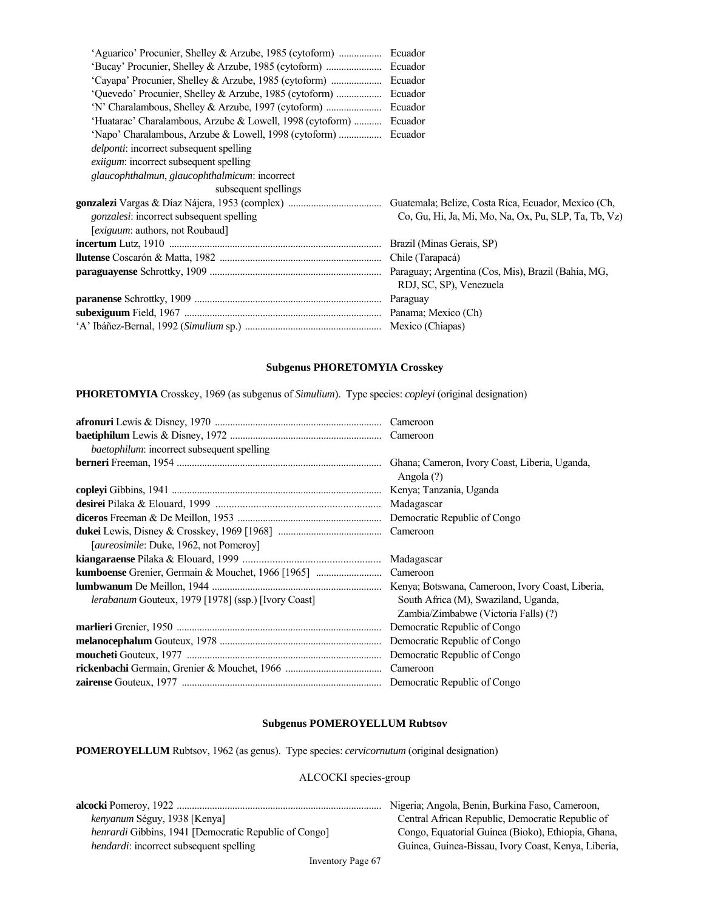| | |
|---|---|
| 'Aguarico' Procunier, Shelley & Arzube, 1985 (cytoform) | Ecuador |
| 'Bucay' Procunier, Shelley & Arzube, 1985 (cytoform) | Ecuador |
| 'Cayapa' Procunier, Shelley & Arzube, 1985 (cytoform) | Ecuador |
| 'Quevedo' Procunier, Shelley & Arzube, 1985 (cytoform) | Ecuador |
| 'N' Charalambous, Shelley & Arzube, 1997 (cytoform) | Ecuador |
| 'Huatarac' Charalambous, Arzube & Lowell, 1998 (cytoform) | Ecuador |
| 'Napo' Charalambous, Arzube & Lowell, 1998 (cytoform) | Ecuador |
| *delponti*: incorrect subsequent spelling | |
| *exiigum*: incorrect subsequent spelling | |
| *glaucophthalmun*, *glaucophthalmicum*: incorrect subsequent spellings | |
| **gonzalezi** Vargas & Díaz Nájera, 1953 (complex) | Guatemala; Belize, Costa Rica, Ecuador, Mexico (Ch, Co, Gu, Hi, Ja, Mi, Mo, Na, Ox, Pu, SLP, Ta, Tb, Vz) |
| *gonzalesi*: incorrect subsequent spelling | |
| [*exiguum*: authors, not Roubaud] | |
| **incertum** Lutz, 1910 | Brazil (Minas Gerais, SP) |
| **llutense** Coscarón & Matta, 1982 | Chile (Tarapacá) |
| **paraguayense** Schrottky, 1909 | Paraguay; Argentina (Cos, Mis), Brazil (Bahía, MG, RDJ, SC, SP), Venezuela |
| **paranense** Schrottky, 1909 | Paraguay |
| **subexiguum** Field, 1967 | Panama; Mexico (Ch) |
| 'A' Ibáñez-Bernal, 1992 (*Simulium* sp.) | Mexico (Chiapas) |

### Subgenus PHORETOMYIA Crosskey

**PHORETOMYIA** Crosskey, 1969 (as subgenus of *Simulium*). Type species: *copleyi* (original designation)

| | |
|---|---|
| **afronuri** Lewis & Disney, 1970 | Cameroon |
| **baetiphilum** Lewis & Disney, 1972 | Cameroon |
| *baetophilum*: incorrect subsequent spelling | |
| **berneri** Freeman, 1954 | Ghana; Cameron, Ivory Coast, Liberia, Uganda, Angola (?) |
| **copleyi** Gibbins, 1941 | Kenya; Tanzania, Uganda |
| **desirei** Pilaka & Elouard, 1999 | Madagascar |
| **diceros** Freeman & De Meillon, 1953 | Democratic Republic of Congo |
| **dukei** Lewis, Disney & Crosskey, 1969 [1968] | Cameroon |
| [*aureosimile*: Duke, 1962, not Pomeroy] | |
| **kiangaraense** Pilaka & Elouard, 1999 | Madagascar |
| **kumboense** Grenier, Germain & Mouchet, 1966 [1965] | Cameroon |
| **lumbwanum** De Meillon, 1944 | Kenya; Botswana, Cameroon, Ivory Coast, Liberia, South Africa (M), Swaziland, Uganda, Zambia/Zimbabwe (Victoria Falls) (?) |
| *lerabanum* Gouteux, 1979 [1978] (ssp.) [Ivory Coast] | |
| **marlieri** Grenier, 1950 | Democratic Republic of Congo |
| **melanocephalum** Gouteux, 1978 | Democratic Republic of Congo |
| **moucheti** Gouteux, 1977 | Democratic Republic of Congo |
| **rickenbachi** Germain, Grenier & Mouchet, 1966 | Cameroon |
| **zairense** Gouteux, 1977 | Democratic Republic of Congo |

### Subgenus POMEROYELLUM Rubtsov

**POMEROYELLUM** Rubtsov, 1962 (as genus). Type species: *cervicornutum* (original designation)

ALCOCKI species-group

| | |
|---|---|
| **alcocki** Pomeroy, 1922 | Nigeria; Angola, Benin, Burkina Faso, Cameroon, Central African Republic, Democratic Republic of Congo, Equatorial Guinea (Bioko), Ethiopia, Ghana, Guinea, Guinea-Bissau, Ivory Coast, Kenya, Liberia, |
| *kenyanum* Séguy, 1938 [Kenya] | |
| *henrardi* Gibbins, 1941 [Democratic Republic of Congo] | |
| *hendardi*: incorrect subsequent spelling | |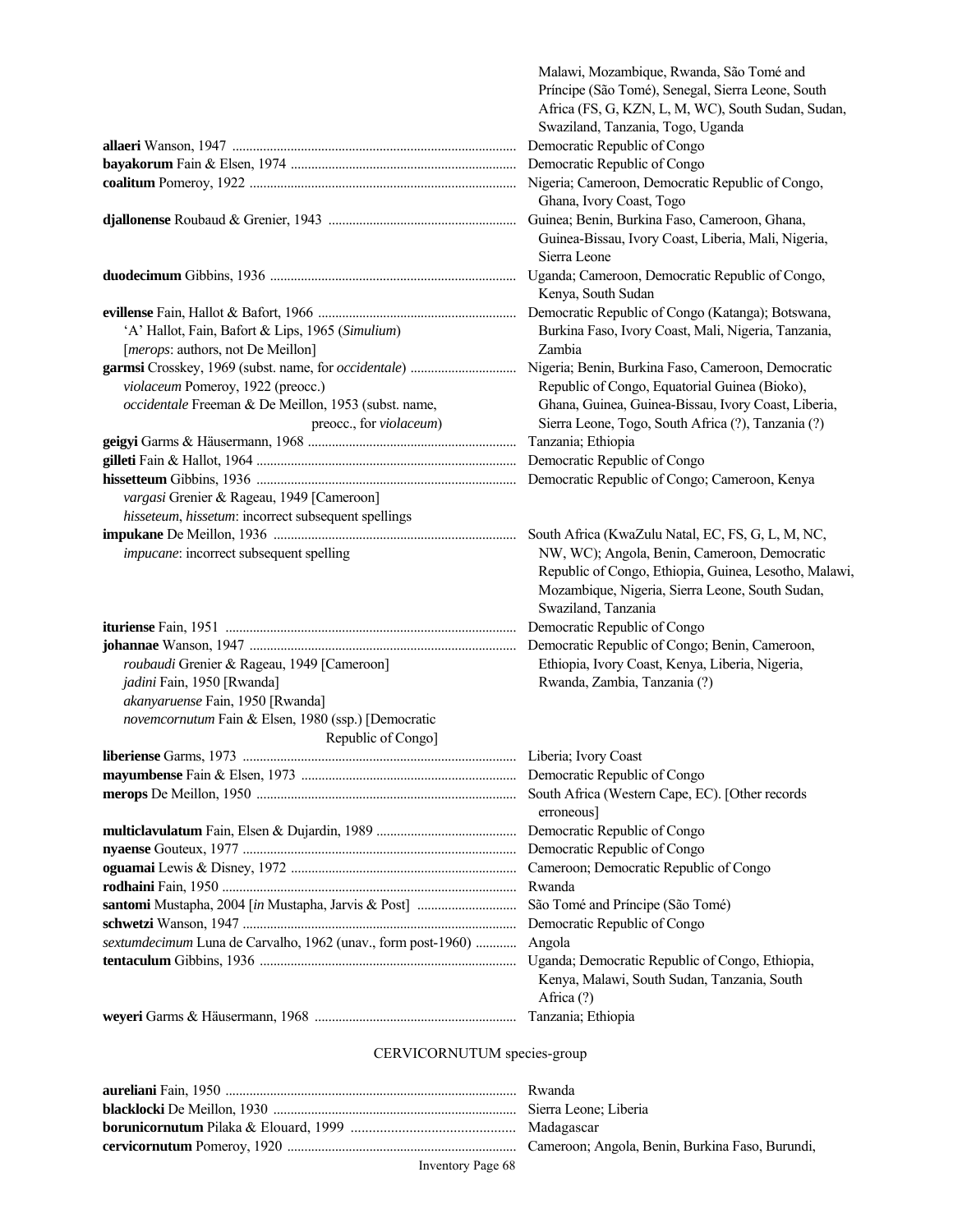Malawi, Mozambique, Rwanda, São Tomé and Príncipe (São Tomé), Senegal, Sierra Leone, South Africa (FS, G, KZN, L, M, WC), South Sudan, Sudan, Swaziland, Tanzania, Togo, Uganda

**allaeri** Wanson, 1947 .................. Democratic Republic of Congo

**bayakorum** Fain & Elsen, 1974 .................. Democratic Republic of Congo

**coalitum** Pomeroy, 1922 .................. Nigeria; Cameroon, Democratic Republic of Congo, Ghana, Ivory Coast, Togo

**djallonense** Roubaud & Grenier, 1943 .................. Guinea; Benin, Burkina Faso, Cameroon, Ghana, Guinea-Bissau, Ivory Coast, Liberia, Mali, Nigeria, Sierra Leone

**duodecimum** Gibbins, 1936 .................. Uganda; Cameroon, Democratic Republic of Congo, Kenya, South Sudan

**evillense** Fain, Hallot & Bafort, 1966 .................. Democratic Republic of Congo (Katanga); Botswana, Burkina Faso, Ivory Coast, Mali, Nigeria, Tanzania, Zambia
- 'A' Hallot, Fain, Bafort & Lips, 1965 (*Simulium*)
- [*merops*: authors, not De Meillon]

**garmsi** Crosskey, 1969 (subst. name, for *occidentale*) .................. Nigeria; Benin, Burkina Faso, Cameroon, Democratic Republic of Congo, Equatorial Guinea (Bioko), Ghana, Guinea, Guinea-Bissau, Ivory Coast, Liberia, Sierra Leone, Togo, South Africa (?), Tanzania (?)
- *violaceum* Pomeroy, 1922 (preocc.)
- *occidentale* Freeman & De Meillon, 1953 (subst. name, preocc., for *violaceum*)

**geigyi** Garms & Häusermann, 1968 .................. Tanzania; Ethiopia

**gilleti** Fain & Hallot, 1964 .................. Democratic Republic of Congo

**hissetteum** Gibbins, 1936 .................. Democratic Republic of Congo; Cameroon, Kenya
- *vargasi* Grenier & Rageau, 1949 [Cameroon]
- *hisseteum*, *hissetum*: incorrect subsequent spellings

**impukane** De Meillon, 1936 .................. South Africa (KwaZulu Natal, EC, FS, G, L, M, NC, NW, WC); Angola, Benin, Cameroon, Democratic Republic of Congo, Ethiopia, Guinea, Lesotho, Malawi, Mozambique, Nigeria, Sierra Leone, South Sudan, Swaziland, Tanzania
- *impucane*: incorrect subsequent spelling

**ituriense** Fain, 1951 .................. Democratic Republic of Congo

**johannae** Wanson, 1947 .................. Democratic Republic of Congo; Benin, Cameroon, Ethiopia, Ivory Coast, Kenya, Liberia, Nigeria, Rwanda, Zambia, Tanzania (?)
- *roubaudi* Grenier & Rageau, 1949 [Cameroon]
- *jadini* Fain, 1950 [Rwanda]
- *akanyaruense* Fain, 1950 [Rwanda]
- *novemcornutum* Fain & Elsen, 1980 (ssp.) [Democratic Republic of Congo]

**liberiense** Garms, 1973 .................. Liberia; Ivory Coast

**mayumbense** Fain & Elsen, 1973 .................. Democratic Republic of Congo

**merops** De Meillon, 1950 .................. South Africa (Western Cape, EC). [Other records erroneous]

**multiclavulatum** Fain, Elsen & Dujardin, 1989 .................. Democratic Republic of Congo

**nyaense** Gouteux, 1977 .................. Democratic Republic of Congo

**oguamai** Lewis & Disney, 1972 .................. Cameroon; Democratic Republic of Congo

**rodhaini** Fain, 1950 .................. Rwanda

**santomi** Mustapha, 2004 [*in* Mustapha, Jarvis & Post] .................. São Tomé and Príncipe (São Tomé)

**schwetzi** Wanson, 1947 .................. Democratic Republic of Congo

*sextumdecimum* Luna de Carvalho, 1962 (unav., form post-1960) .................. Angola

**tentaculum** Gibbins, 1936 .................. Uganda; Democratic Republic of Congo, Ethiopia, Kenya, Malawi, South Sudan, Tanzania, South Africa (?)

**weyeri** Garms & Häusermann, 1968 .................. Tanzania; Ethiopia

## CERVICORNUTUM species-group

**aureliani** Fain, 1950 .................. Rwanda

**blacklocki** De Meillon, 1930 .................. Sierra Leone; Liberia

**borunicornutum** Pilaka & Elouard, 1999 .................. Madagascar

**cervicornutum** Pomeroy, 1920 .................. Cameroon; Angola, Benin, Burkina Faso, Burundi,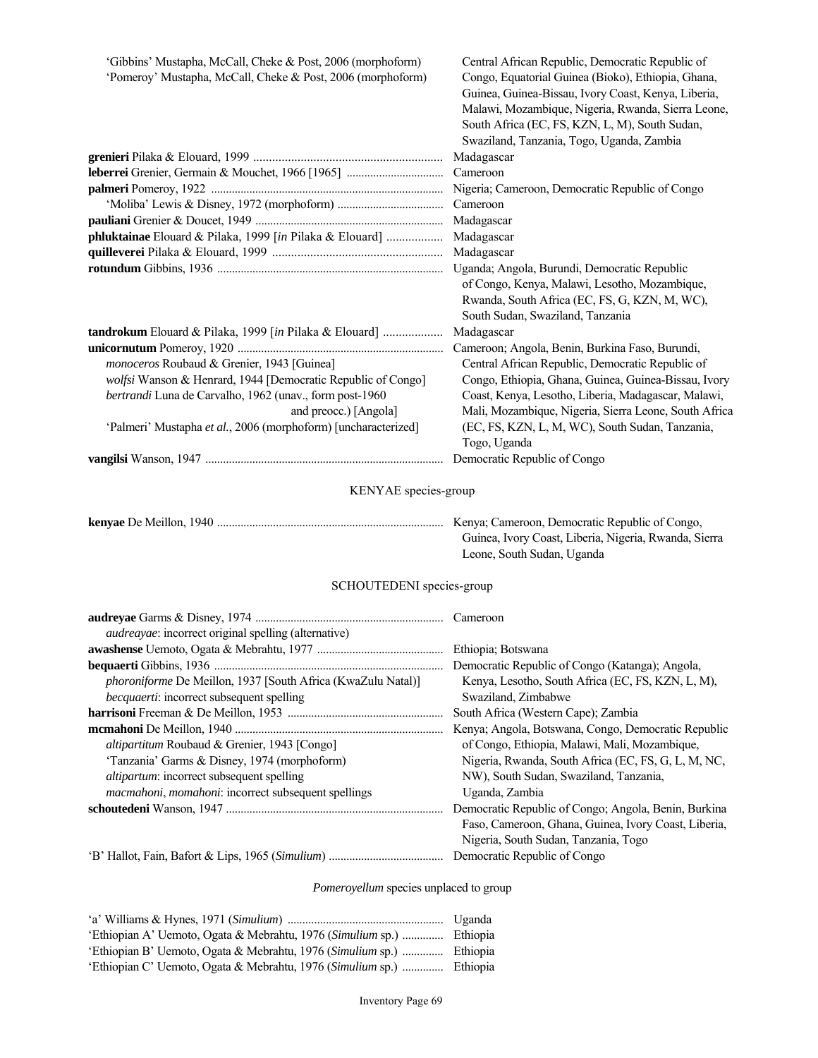| | |
|---|---|
| 'Gibbins' Mustapha, McCall, Cheke & Post, 2006 (morphoform)<br>'Pomeroy' Mustapha, McCall, Cheke & Post, 2006 (morphoform) | Central African Republic, Democratic Republic of Congo, Equatorial Guinea (Bioko), Ethiopia, Ghana, Guinea, Guinea-Bissau, Ivory Coast, Kenya, Liberia, Malawi, Mozambique, Nigeria, Rwanda, Sierra Leone, South Africa (EC, FS, KZN, L, M), South Sudan, Swaziland, Tanzania, Togo, Uganda, Zambia |
| **grenieri** Pilaka & Elouard, 1999 | Madagascar |
| **leberrei** Grenier, Germain & Mouchet, 1966 [1965] | Cameroon |
| **palmeri** Pomeroy, 1922 | Nigeria; Cameroon, Democratic Republic of Congo |
| 'Moliba' Lewis & Disney, 1972 (morphoform) | Cameroon |
| **pauliani** Grenier & Doucet, 1949 | Madagascar |
| **phluktainae** Elouard & Pilaka, 1999 [*in* Pilaka & Elouard] | Madagascar |
| **quilleverei** Pilaka & Elouard, 1999 | Madagascar |
| **rotundum** Gibbins, 1936 | Uganda; Angola, Burundi, Democratic Republic of Congo, Kenya, Malawi, Lesotho, Mozambique, Rwanda, South Africa (EC, FS, G, KZN, M, WC), South Sudan, Swaziland, Tanzania |
| **tandrokum** Elouard & Pilaka, 1999 [*in* Pilaka & Elouard] | Madagascar |
| **unicornutum** Pomeroy, 1920<br>*monoceros* Roubaud & Grenier, 1943 [Guinea]<br>*wolfsi* Wanson & Henrard, 1944 [Democratic Republic of Congo]<br>*bertrandi* Luna de Carvalho, 1962 (unav., form post-1960 and preocc.) [Angola]<br>'Palmeri' Mustapha *et al.*, 2006 (morphoform) [uncharacterized] | Cameroon; Angola, Benin, Burkina Faso, Burundi, Central African Republic, Democratic Republic of Congo, Ethiopia, Ghana, Guinea, Guinea-Bissau, Ivory Coast, Kenya, Lesotho, Liberia, Madagascar, Malawi, Mali, Mozambique, Nigeria, Sierra Leone, South Africa (EC, FS, KZN, L, M, WC), South Sudan, Tanzania, Togo, Uganda |
| **vangilsi** Wanson, 1947 | Democratic Republic of Congo |

## KENYAE species-group

| | |
|---|---|
| **kenyae** De Meillon, 1940 | Kenya; Cameroon, Democratic Republic of Congo, Guinea, Ivory Coast, Liberia, Nigeria, Rwanda, Sierra Leone, South Sudan, Uganda |

## SCHOUTEDENI species-group

| | |
|---|---|
| **audreyae** Garms & Disney, 1974<br>*audreayae*: incorrect original spelling (alternative) | Cameroon |
| **awashense** Uemoto, Ogata & Mebrahtu, 1977 | Ethiopia; Botswana |
| **bequaerti** Gibbins, 1936<br>*phoroniforme* De Meillon, 1937 [South Africa (KwaZulu Natal)]<br>*becquaerti*: incorrect subsequent spelling | Democratic Republic of Congo (Katanga); Angola, Kenya, Lesotho, South Africa (EC, FS, KZN, L, M), Swaziland, Zimbabwe |
| **harrisoni** Freeman & De Meillon, 1953 | South Africa (Western Cape); Zambia |
| **mcmahoni** De Meillon, 1940<br>*altipartitum* Roubaud & Grenier, 1943 [Congo]<br>'Tanzania' Garms & Disney, 1974 (morphoform)<br>*altipartum*: incorrect subsequent spelling<br>*macmahoni*, *momahoni*: incorrect subsequent spellings | Kenya; Angola, Botswana, Congo, Democratic Republic of Congo, Ethiopia, Malawi, Mali, Mozambique, Nigeria, Rwanda, South Africa (EC, FS, G, L, M, NC, NW), South Sudan, Swaziland, Tanzania, Uganda, Zambia |
| **schoutedeni** Wanson, 1947 | Democratic Republic of Congo; Angola, Benin, Burkina Faso, Cameroon, Ghana, Guinea, Ivory Coast, Liberia, Nigeria, South Sudan, Tanzania, Togo |
| 'B' Hallot, Fain, Bafort & Lips, 1965 (*Simulium*) | Democratic Republic of Congo |

## *Pomeroyellum* species unplaced to group

| | |
|---|---|
| 'a' Williams & Hynes, 1971 (*Simulium*) | Uganda |
| 'Ethiopian A' Uemoto, Ogata & Mebrahtu, 1976 (*Simulium* sp.) | Ethiopia |
| 'Ethiopian B' Uemoto, Ogata & Mebrahtu, 1976 (*Simulium* sp.) | Ethiopia |
| 'Ethiopian C' Uemoto, Ogata & Mebrahtu, 1976 (*Simulium* sp.) | Ethiopia |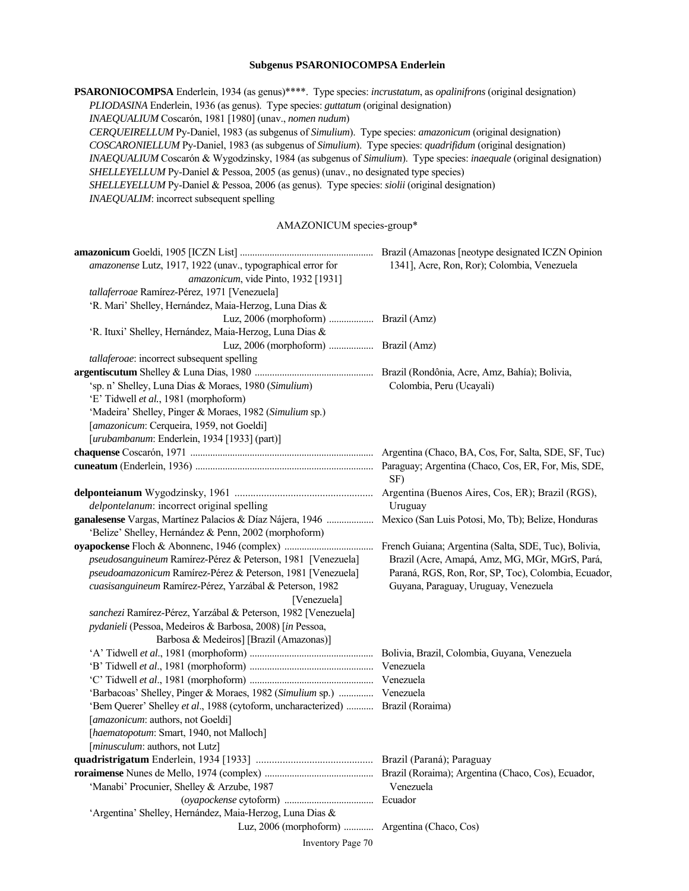### Subgenus PSARONIOCOMPSA Enderlein

**PSARONIOCOMPSA** Enderlein, 1934 (as genus)****. Type species: *incrustatum*, as *opalinifrons* (original designation)
*PLIODASINA* Enderlein, 1936 (as genus). Type species: *guttatum* (original designation)
*INAEQUALIUM* Coscarón, 1981 [1980] (unav., *nomen nudum*)
*CERQUEIRELLUM* Py-Daniel, 1983 (as subgenus of *Simulium*). Type species: *amazonicum* (original designation)
*COSCARONIELLUM* Py-Daniel, 1983 (as subgenus of *Simulium*). Type species: *quadrifidum* (original designation)
*INAEQUALIUM* Coscarón & Wygodzinsky, 1984 (as subgenus of *Simulium*). Type species: *inaequale* (original designation)
*SHELLEYELLUM* Py-Daniel & Pessoa, 2005 (as genus) (unav., no designated type species)
*SHELLEYELLUM* Py-Daniel & Pessoa, 2006 (as genus). Type species: *siolii* (original designation)
*INAEQUALIM*: incorrect subsequent spelling

AMAZONICUM species-group*

| Name | Distribution |
|---|---|
| **amazonicum** Goeldi, 1905 [ICZN List] | Brazil (Amazonas [neotype designated ICZN Opinion 1341], Acre, Ron, Ror); Colombia, Venezuela |
| *amazonense* Lutz, 1917, 1922 (unav., typographical error for *amazonicum*, vide Pinto, 1932 [1931] | |
| *tallaferroae* Ramírez-Pérez, 1971 [Venezuela] | |
| 'R. Mari' Shelley, Hernández, Maia-Herzog, Luna Dias & Luz, 2006 (morphoform) | Brazil (Amz) |
| 'R. Ituxi' Shelley, Hernández, Maia-Herzog, Luna Dias & Luz, 2006 (morphoform) | Brazil (Amz) |
| *tallaferoae*: incorrect subsequent spelling | |
| **argentiscutum** Shelley & Luna Dias, 1980 | Brazil (Rondônia, Acre, Amz, Bahía); Bolivia, Colombia, Peru (Ucayali) |
| 'sp. n' Shelley, Luna Dias & Moraes, 1980 (*Simulium*) | |
| 'E' Tidwell *et al.*, 1981 (morphoform) | |
| 'Madeira' Shelley, Pinger & Moraes, 1982 (*Simulium* sp.) | |
| [*amazonicum*: Cerqueira, 1959, not Goeldi] | |
| [*urubambanum*: Enderlein, 1934 [1933] (part)] | |
| **chaquense** Coscarón, 1971 | Argentina (Chaco, BA, Cos, For, Salta, SDE, SF, Tuc) |
| **cuneatum** (Enderlein, 1936) | Paraguay; Argentina (Chaco, Cos, ER, For, Mis, SDE, SF) |
| **delponteianum** Wygodzinsky, 1961 | Argentina (Buenos Aires, Cos, ER); Brazil (RGS), Uruguay |
| *delpontelanum*: incorrect original spelling | |
| **ganalesense** Vargas, Martínez Palacios & Díaz Nájera, 1946 | Mexico (San Luis Potosi, Mo, Tb); Belize, Honduras |
| 'Belize' Shelley, Hernández & Penn, 2002 (morphoform) | |
| **oyapockense** Floch & Abonnenc, 1946 (complex) | French Guiana; Argentina (Salta, SDE, Tuc), Bolivia, Brazil (Acre, Amapá, Amz, MG, MGr, MGrS, Pará, Paraná, RGS, Ron, Ror, SP, Toc), Colombia, Ecuador, Guyana, Paraguay, Uruguay, Venezuela |
| *pseudosanguineum* Ramírez-Pérez & Peterson, 1981 [Venezuela] | |
| *pseudoamazonicum* Ramírez-Pérez & Peterson, 1981 [Venezuela] | |
| *cuasisanguineum* Ramírez-Pérez, Yarzábal & Peterson, 1982 [Venezuela] | |
| *sanchezi* Ramírez-Pérez, Yarzábal & Peterson, 1982 [Venezuela] | |
| *pydanieli* (Pessoa, Medeiros & Barbosa, 2008) [*in* Pessoa, Barbosa & Medeiros] [Brazil (Amazonas)] | |
| 'A' Tidwell *et al*., 1981 (morphoform) | Bolivia, Brazil, Colombia, Guyana, Venezuela |
| 'B' Tidwell *et al*., 1981 (morphoform) | Venezuela |
| 'C' Tidwell *et al*., 1981 (morphoform) | Venezuela |
| 'Barbacoas' Shelley, Pinger & Moraes, 1982 (*Simulium* sp.) | Venezuela |
| 'Bem Querer' Shelley *et al*., 1988 (cytoform, uncharacterized) | Brazil (Roraima) |
| [*amazonicum*: authors, not Goeldi] | |
| [*haematopotum*: Smart, 1940, not Malloch] | |
| [*minusculum*: authors, not Lutz] | |
| **quadristrigatum** Enderlein, 1934 [1933] | Brazil (Paraná); Paraguay |
| **roraimense** Nunes de Mello, 1974 (complex) | Brazil (Roraima); Argentina (Chaco, Cos), Ecuador, Venezuela |
| 'Manabi' Procunier, Shelley & Arzube, 1987 (*oyapockense* cytoform) | Ecuador |
| 'Argentina' Shelley, Hernández, Maia-Herzog, Luna Dias & Luz, 2006 (morphoform) | Argentina (Chaco, Cos) |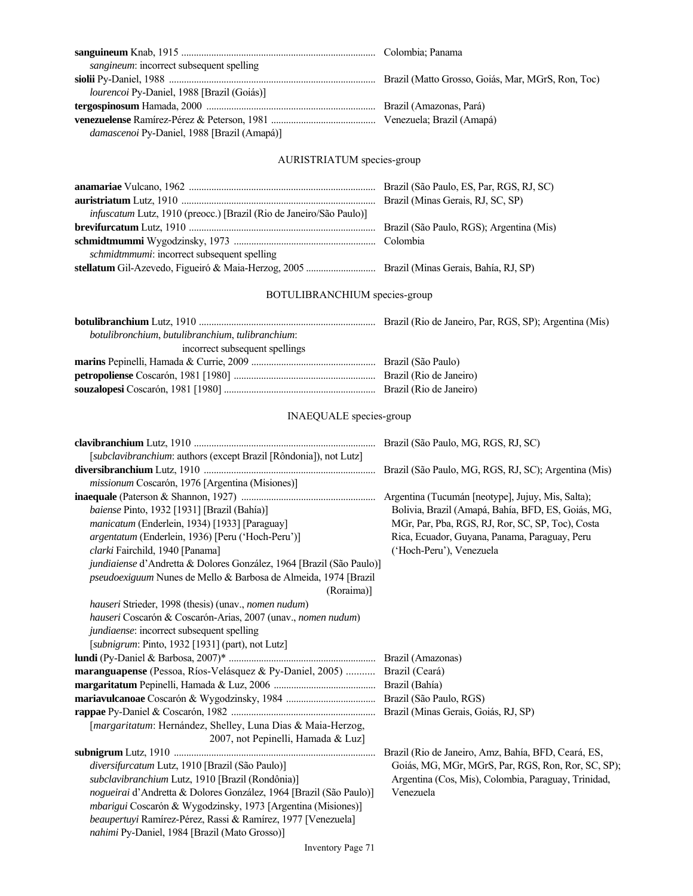**sanguineum** Knab, 1915 ............................................................................. Colombia; Panama
*sangineum*: incorrect subsequent spelling
**siolii** Py-Daniel, 1988 .................................................................................. Brazil (Matto Grosso, Goiás, Mar, MGrS, Ron, Toc)
*lourencoi* Py-Daniel, 1988 [Brazil (Goiás)]
**tergospinosum** Hamada, 2000 ................................................................... Brazil (Amazonas, Pará)
**venezuelense** Ramírez-Pérez & Peterson, 1981 .......................................... Venezuela; Brazil (Amapá)
*damascenoi* Py-Daniel, 1988 [Brazil (Amapá)]

## AURISTRIATUM species-group

**anamariae** Vulcano, 1962 .......................................................................... Brazil (São Paulo, ES, Par, RGS, RJ, SC)
**auristriatum** Lutz, 1910 ............................................................................. Brazil (Minas Gerais, RJ, SC, SP)
*infuscatum* Lutz, 1910 (preocc.) [Brazil (Rio de Janeiro/São Paulo)]
**brevifurcatum** Lutz, 1910 .......................................................................... Brazil (São Paulo, RGS); Argentina (Mis)
**schmidtmummi** Wygodzinsky, 1973 ......................................................... Colombia
*schmidtmmumi*: incorrect subsequent spelling
**stellatum** Gil-Azevedo, Figueiró & Maia-Herzog, 2005 ............................ Brazil (Minas Gerais, Bahía, RJ, SP)

## BOTULIBRANCHIUM species-group

**botulibranchium** Lutz, 1910 ....................................................................... Brazil (Rio de Janeiro, Par, RGS, SP); Argentina (Mis)
*botulibronchium*, *butulibranchium*, *tulibranchium*:
incorrect subsequent spellings
**marins** Pepinelli, Hamada & Currie, 2009 .................................................. Brazil (São Paulo)
**petropoliense** Coscarón, 1981 [1980] ......................................................... Brazil (Rio de Janeiro)
**souzalopesi** Coscarón, 1981 [1980] ............................................................ Brazil (Rio de Janeiro)

## INAEQUALE species-group

**clavibranchium** Lutz, 1910 ........................................................................ Brazil (São Paulo, MG, RGS, RJ, SC)
[*subclavibranchium*: authors (except Brazil [Rôndonia]), not Lutz]
**diversibranchium** Lutz, 1910 .................................................................... Brazil (São Paulo, MG, RGS, RJ, SC); Argentina (Mis)
*missionum* Coscarón, 1976 [Argentina (Misiones)]
**inaequale** (Paterson & Shannon, 1927) ..................................................... Argentina (Tucumán [neotype], Jujuy, Mis, Salta); Bolivia, Brazil (Amapá, Bahía, BFD, ES, Goiás, MG, MGr, Par, Pba, RGS, RJ, Ror, SC, SP, Toc), Costa Rica, Ecuador, Guyana, Panama, Paraguay, Peru ('Hoch-Peru'), Venezuela
*baiense* Pinto, 1932 [1931] [Brazil (Bahía)]
*manicatum* (Enderlein, 1934) [1933] [Paraguay]
*argentatum* (Enderlein, 1936) [Peru ('Hoch-Peru')]
*clarki* Fairchild, 1940 [Panama]
*jundiaiense* d'Andretta & Dolores González, 1964 [Brazil (São Paulo)]
*pseudoexiguum* Nunes de Mello & Barbosa de Almeida, 1974 [Brazil (Roraima)]
*hauseri* Strieder, 1998 (thesis) (unav., *nomen nudum*)
*hauseri* Coscarón & Coscarón-Arias, 2007 (unav., *nomen nudum*)
*jundiaense*: incorrect subsequent spelling
[*subnigrum*: Pinto, 1932 [1931] (part), not Lutz]
**lundi** (Py-Daniel & Barbosa, 2007)* ......................................................... Brazil (Amazonas)
**maranguapense** (Pessoa, Ríos-Velásquez & Py-Daniel, 2005) ........... Brazil (Ceará)
**margaritatum** Pepinelli, Hamada & Luz, 2006 ........................................ Brazil (Bahía)
**mariavulcanoae** Coscarón & Wygodzinsky, 1984 ................................... Brazil (São Paulo, RGS)
**rappae** Py-Daniel & Coscarón, 1982 ......................................................... Brazil (Minas Gerais, Goiás, RJ, SP)
[*margaritatum*: Hernández, Shelley, Luna Dias & Maia-Herzog, 2007, not Pepinelli, Hamada & Luz]
**subnigrum** Lutz, 1910 ................................................................................ Brazil (Rio de Janeiro, Amz, Bahía, BFD, Ceará, ES, Goiás, MG, MGr, MGrS, Par, RGS, Ron, Ror, SC, SP); Argentina (Cos, Mis), Colombia, Paraguay, Trinidad, Venezuela
*diversifurcatum* Lutz, 1910 [Brazil (São Paulo)]
*subclavibranchium* Lutz, 1910 [Brazil (Rondônia)]
*nogueirai* d'Andretta & Dolores González, 1964 [Brazil (São Paulo)]
*mbarigui* Coscarón & Wygodzinsky, 1973 [Argentina (Misiones)]
*beaupertuyi* Ramírez-Pérez, Rassi & Ramírez, 1977 [Venezuela]
*nahimi* Py-Daniel, 1984 [Brazil (Mato Grosso)]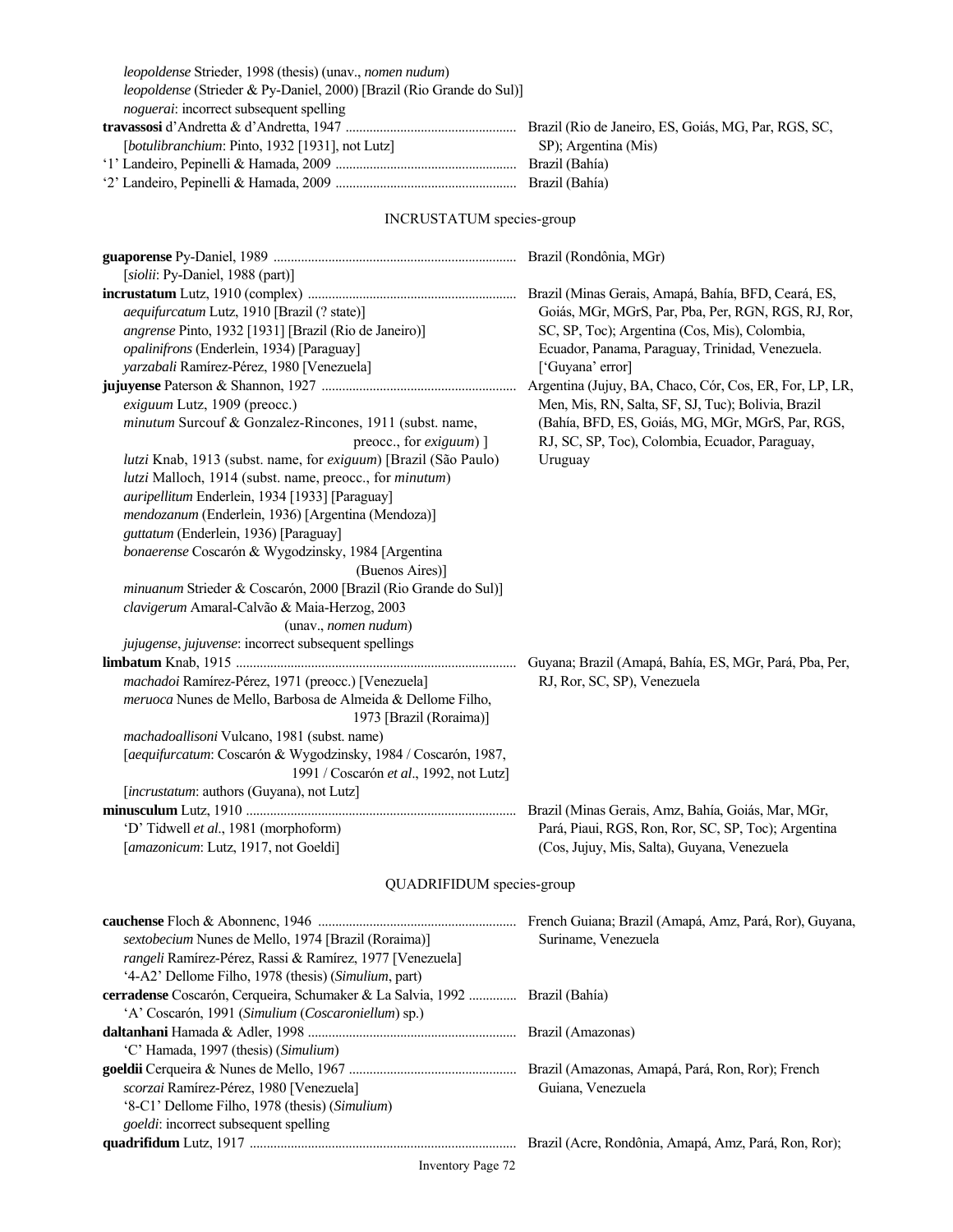*leopoldense* Strieder, 1998 (thesis) (unav., *nomen nudum*)
*leopoldense* (Strieder & Py-Daniel, 2000) [Brazil (Rio Grande do Sul)]
*noguerai*: incorrect subsequent spelling

**travassosi** d'Andretta & d'Andretta, 1947 .................................................. Brazil (Rio de Janeiro, ES, Goiás, MG, Par, RGS, SC, SP); Argentina (Mis)
[*botulibranchium*: Pinto, 1932 [1931], not Lutz]

'1' Landeiro, Pepinelli & Hamada, 2009 .................................................. Brazil (Bahía)

'2' Landeiro, Pepinelli & Hamada, 2009 .................................................. Brazil (Bahía)

## INCRUSTATUM species-group

**guaporense** Py-Daniel, 1989 .................................................. Brazil (Rondônia, MGr)
[*siolii*: Py-Daniel, 1988 (part)]

**incrustatum** Lutz, 1910 (complex) .................................................. Brazil (Minas Gerais, Amapá, Bahía, BFD, Ceará, ES, Goiás, MGr, MGrS, Par, Pba, Per, RGN, RGS, RJ, Ror, SC, SP, Toc); Argentina (Cos, Mis), Colombia, Ecuador, Panama, Paraguay, Trinidad, Venezuela. ['Guyana' error]
*aequifurcatum* Lutz, 1910 [Brazil (? state)]
*angrense* Pinto, 1932 [1931] [Brazil (Rio de Janeiro)]
*opalinifrons* (Enderlein, 1934) [Paraguay]
*yarzabali* Ramírez-Pérez, 1980 [Venezuela]

**jujuyense** Paterson & Shannon, 1927 .................................................. Argentina (Jujuy, BA, Chaco, Cór, Cos, ER, For, LP, LR, Men, Mis, RN, Salta, SF, SJ, Tuc); Bolivia, Brazil (Bahía, BFD, ES, Goiás, MG, MGr, MGrS, Par, RGS, RJ, SC, SP, Toc), Colombia, Ecuador, Paraguay, Uruguay
*exiguum* Lutz, 1909 (preocc.)
*minutum* Surcouf & Gonzalez-Rincones, 1911 (subst. name, preocc., for *exiguum*) ]
*lutzi* Knab, 1913 (subst. name, for *exiguum*) [Brazil (São Paulo)
*lutzi* Malloch, 1914 (subst. name, preocc., for *minutum*)
*auripellitum* Enderlein, 1934 [1933] [Paraguay]
*mendozanum* (Enderlein, 1936) [Argentina (Mendoza)]
*guttatum* (Enderlein, 1936) [Paraguay]
*bonaerense* Coscarón & Wygodzinsky, 1984 [Argentina (Buenos Aires)]
*minuanum* Strieder & Coscarón, 2000 [Brazil (Rio Grande do Sul)]
*clavigerum* Amaral-Calvão & Maia-Herzog, 2003 (unav., *nomen nudum*)
*jujugense*, *jujuvense*: incorrect subsequent spellings

**limbatum** Knab, 1915 .................................................. Guyana; Brazil (Amapá, Bahía, ES, MGr, Pará, Pba, Per, RJ, Ror, SC, SP), Venezuela
*machadoi* Ramírez-Pérez, 1971 (preocc.) [Venezuela]
*meruoca* Nunes de Mello, Barbosa de Almeida & Dellome Filho, 1973 [Brazil (Roraima)]
*machadoallisoni* Vulcano, 1981 (subst. name)
[*aequifurcatum*: Coscarón & Wygodzinsky, 1984 / Coscarón, 1987, 1991 / Coscarón *et al*., 1992, not Lutz]
[*incrustatum*: authors (Guyana), not Lutz]

**minusculum** Lutz, 1910 .................................................. Brazil (Minas Gerais, Amz, Bahía, Goiás, Mar, MGr, Pará, Piaui, RGS, Ron, Ror, SC, SP, Toc); Argentina (Cos, Jujuy, Mis, Salta), Guyana, Venezuela
'D' Tidwell *et al*., 1981 (morphoform)
[*amazonicum*: Lutz, 1917, not Goeldi]

## QUADRIFIDUM species-group

**cauchense** Floch & Abonnenc, 1946 .................................................. French Guiana; Brazil (Amapá, Amz, Pará, Ror), Guyana, Suriname, Venezuela
*sextobecium* Nunes de Mello, 1974 [Brazil (Roraima)]
*rangeli* Ramírez-Pérez, Rassi & Ramírez, 1977 [Venezuela]
'4-A2' Dellome Filho, 1978 (thesis) (*Simulium*, part)

**cerradense** Coscarón, Cerqueira, Schumaker & La Salvia, 1992 .............. Brazil (Bahía)
'A' Coscarón, 1991 (*Simulium* (*Coscaroniellum*) sp.)

**daltanhani** Hamada & Adler, 1998 .................................................. Brazil (Amazonas)
'C' Hamada, 1997 (thesis) (*Simulium*)

**goeldii** Cerqueira & Nunes de Mello, 1967 .................................................. Brazil (Amazonas, Amapá, Pará, Ron, Ror); French Guiana, Venezuela
*scorzai* Ramírez-Pérez, 1980 [Venezuela]
'8-C1' Dellome Filho, 1978 (thesis) (*Simulium*)
*goeldi*: incorrect subsequent spelling

**quadrifidum** Lutz, 1917 .................................................. Brazil (Acre, Rondônia, Amapá, Amz, Pará, Ron, Ror);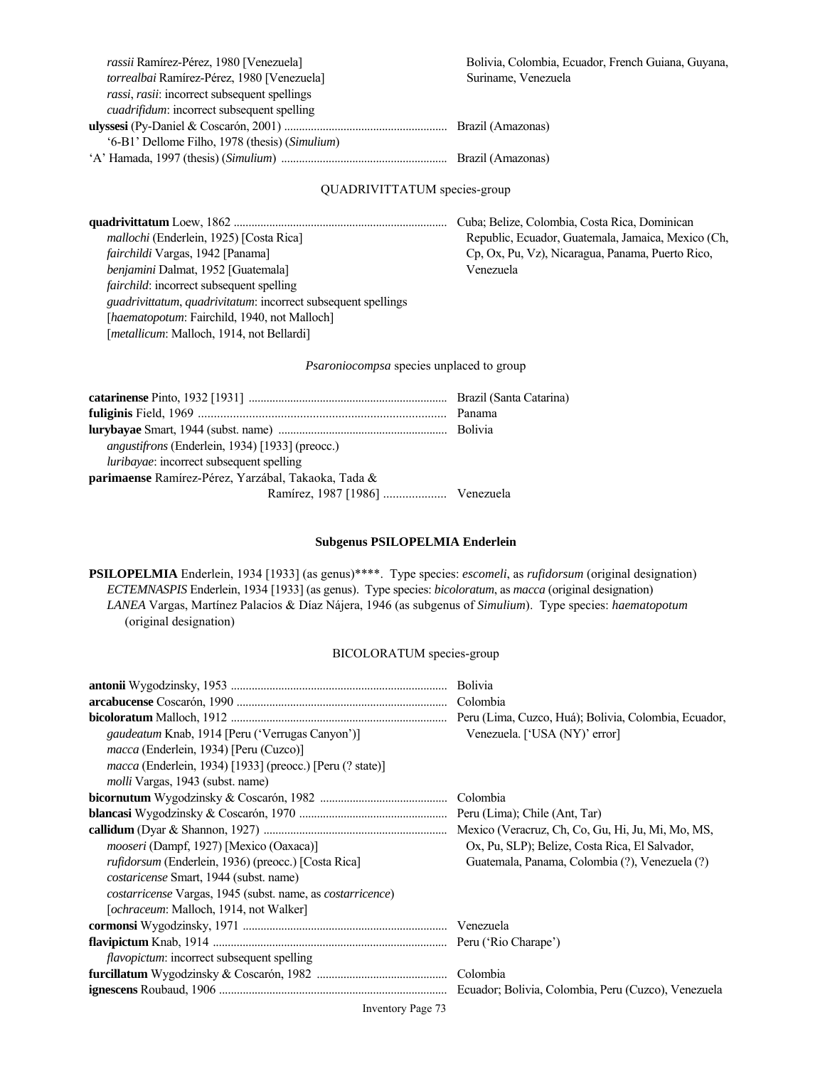*rassii* Ramírez-Pérez, 1980 [Venezuela]
*torrealbai* Ramírez-Pérez, 1980 [Venezuela]
*rassi*, *rasii*: incorrect subsequent spellings
*cuadrifidum*: incorrect subsequent spelling

Bolivia, Colombia, Ecuador, French Guiana, Guyana, Suriname, Venezuela

**ulyssesi** (Py-Daniel & Coscarón, 2001) ...................................................... Brazil (Amazonas)
'6-B1' Dellome Filho, 1978 (thesis) (*Simulium*)
'A' Hamada, 1997 (thesis) (*Simulium*) ...................................................... Brazil (Amazonas)

QUADRIVITTATUM species-group

**quadrivittatum** Loew, 1862 ...................................................................... Cuba; Belize, Colombia, Costa Rica, Dominican Republic, Ecuador, Guatemala, Jamaica, Mexico (Ch, Cp, Ox, Pu, Vz), Nicaragua, Panama, Puerto Rico, Venezuela
*mallochi* (Enderlein, 1925) [Costa Rica]
*fairchildi* Vargas, 1942 [Panama]
*benjamini* Dalmat, 1952 [Guatemala]
*fairchild*: incorrect subsequent spelling
*guadrivittatum*, *quadrivitatum*: incorrect subsequent spellings
[*haematopotum*: Fairchild, 1940, not Malloch]
[*metallicum*: Malloch, 1914, not Bellardi]

*Psaroniocompsa* species unplaced to group

**catarinense** Pinto, 1932 [1931] ................................................................. Brazil (Santa Catarina)
**fuliginis** Field, 1969 ............................................................................. Panama
**lurybayae** Smart, 1944 (subst. name) ........................................................ Bolivia
*angustifrons* (Enderlein, 1934) [1933] (preocc.)
*luribayae*: incorrect subsequent spelling
**parimaense** Ramírez-Pérez, Yarzábal, Takaoka, Tada & Ramírez, 1987 [1986] .................... Venezuela

## Subgenus PSILOPELMIA Enderlein

**PSILOPELMIA** Enderlein, 1934 [1933] (as genus)****. Type species: *escomeli*, as *rufidorsum* (original designation)
*ECTEMNASPIS* Enderlein, 1934 [1933] (as genus). Type species: *bicoloratum*, as *macca* (original designation)
*LANEA* Vargas, Martínez Palacios & Díaz Nájera, 1946 (as subgenus of *Simulium*). Type species: *haematopotum* (original designation)

BICOLORATUM species-group

**antonii** Wygodzinsky, 1953 ....................................................................... Bolivia
**arcabucense** Coscarón, 1990 ..................................................................... Colombia
**bicoloratum** Malloch, 1912 ....................................................................... Peru (Lima, Cuzco, Huá); Bolivia, Colombia, Ecuador, Venezuela. ['USA (NY)' error]
*gaudeatum* Knab, 1914 [Peru ('Verrugas Canyon')]
*macca* (Enderlein, 1934) [Peru (Cuzco)]
*macca* (Enderlein, 1934) [1933] (preocc.) [Peru (? state)]
*molli* Vargas, 1943 (subst. name)
**bicornutum** Wygodzinsky & Coscarón, 1982 .......................................... Colombia
**blancasi** Wygodzinsky & Coscarón, 1970 ................................................. Peru (Lima); Chile (Ant, Tar)
**callidum** (Dyar & Shannon, 1927) ............................................................ Mexico (Veracruz, Ch, Co, Gu, Hi, Ju, Mi, Mo, MS, Ox, Pu, SLP); Belize, Costa Rica, El Salvador, Guatemala, Panama, Colombia (?), Venezuela (?)
*mooseri* (Dampf, 1927) [Mexico (Oaxaca)]
*rufidorsum* (Enderlein, 1936) (preocc.) [Costa Rica]
*costaricense* Smart, 1944 (subst. name)
*costarricense* Vargas, 1945 (subst. name, as *costarricence*)
[*ochraceum*: Malloch, 1914, not Walker]
**cormonsi** Wygodzinsky, 1971 .................................................................... Venezuela
**flavipictum** Knab, 1914 ............................................................................ Peru ('Rio Charape')
*flavopictum*: incorrect subsequent spelling
**furcillatum** Wygodzinsky & Coscarón, 1982 ........................................... Colombia
**ignescens** Roubaud, 1906 .......................................................................... Ecuador; Bolivia, Colombia, Peru (Cuzco), Venezuela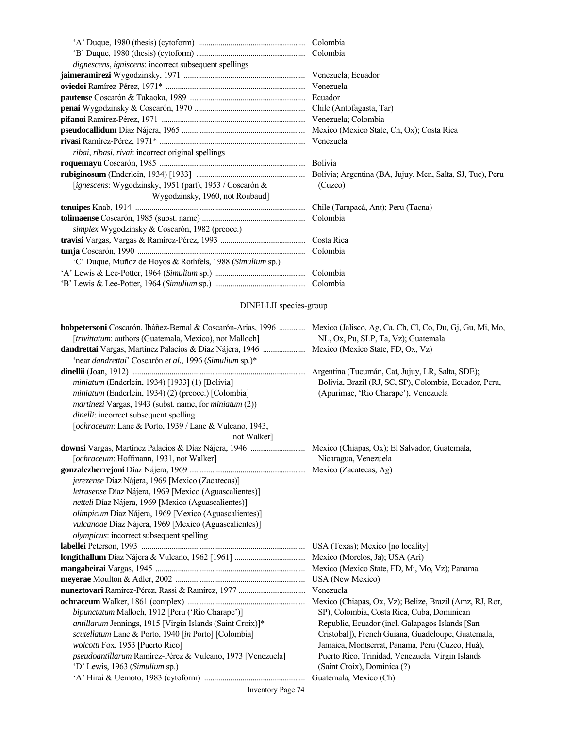| | |
|---|---|
| 'A' Duque, 1980 (thesis) (cytoform) | Colombia |
| 'B' Duque, 1980 (thesis) (cytoform) | Colombia |
| *dignescens*, *igniscens*: incorrect subsequent spellings | |
| **jaimeramirezi** Wygodzinsky, 1971 | Venezuela; Ecuador |
| **oviedoi** Ramírez-Pérez, 1971* | Venezuela |
| **pautense** Coscarón & Takaoka, 1989 | Ecuador |
| **penai** Wygodzinsky & Coscarón, 1970 | Chile (Antofagasta, Tar) |
| **pifanoi** Ramírez-Pérez, 1971 | Venezuela; Colombia |
| **pseudocallidum** Díaz Nájera, 1965 | Mexico (Mexico State, Ch, Ox); Costa Rica |
| **rivasi** Ramírez-Pérez, 1971* | Venezuela |
| *ribai*, *ribasi*, *rivai*: incorrect original spellings | |
| **roquemayu** Coscarón, 1985 | Bolivia |
| **rubiginosum** (Enderlein, 1934) [1933] [*ignescens*: Wygodzinsky, 1951 (part), 1953 / Coscarón & Wygodzinsky, 1960, not Roubaud] | Bolivia; Argentina (BA, Jujuy, Men, Salta, SJ, Tuc), Peru (Cuzco) |
| **tenuipes** Knab, 1914 | Chile (Tarapacá, Ant); Peru (Tacna) |
| **tolimaense** Coscarón, 1985 (subst. name) | Colombia |
| *simplex* Wygodzinsky & Coscarón, 1982 (preocc.) | |
| **travisi** Vargas, Vargas & Ramírez-Pérez, 1993 | Costa Rica |
| **tunja** Coscarón, 1990 | Colombia |
| 'C' Duque, Muñoz de Hoyos & Rothfels, 1988 (*Simulium* sp.) | |
| 'A' Lewis & Lee-Potter, 1964 (*Simulium* sp.) | Colombia |
| 'B' Lewis & Lee-Potter, 1964 (*Simulium* sp.) | Colombia |

## DINELLII species-group

| | |
|---|---|
| **bobpetersoni** Coscarón, Ibáñez-Bernal & Coscarón-Arias, 1996 [*trivittatum*: authors (Guatemala, Mexico), not Malloch] | Mexico (Jalisco, Ag, Ca, Ch, Cl, Co, Du, Gj, Gu, Mi, Mo, NL, Ox, Pu, SLP, Ta, Vz); Guatemala |
| **dandrettai** Vargas, Martínez Palacios & Díaz Nájera, 1946 | Mexico (Mexico State, FD, Ox, Vz) |
| 'near *dandrettai*' Coscarón *et al.*, 1996 (*Simulium* sp.)* | |
| **dinellii** (Joan, 1912) *miniatum* (Enderlein, 1934) [1933] (1) [Bolivia] *miniatum* (Enderlein, 1934) (2) (preocc.) [Colombia] *martinezi* Vargas, 1943 (subst. name, for *miniatum* (2)) *dinelli*: incorrect subsequent spelling [*ochraceum*: Lane & Porto, 1939 / Lane & Vulcano, 1943, not Walker] | Argentina (Tucumán, Cat, Jujuy, LR, Salta, SDE); Bolivia, Brazil (RJ, SC, SP), Colombia, Ecuador, Peru, (Apurimac, 'Rio Charape'), Venezuela |
| **downsi** Vargas, Martínez Palacios & Díaz Nájera, 1946 [*ochraceum*: Hoffmann, 1931, not Walker] | Mexico (Chiapas, Ox); El Salvador, Guatemala, Nicaragua, Venezuela |
| **gonzalezherrejoni** Díaz Nájera, 1969 *jerezense* Díaz Nájera, 1969 [Mexico (Zacatecas)] *letrasense* Díaz Nájera, 1969 [Mexico (Aguascalientes)] *netteli* Díaz Nájera, 1969 [Mexico (Aguascalientes)] *olimpicum* Díaz Nájera, 1969 [Mexico (Aguascalientes)] *vulcanoae* Díaz Nájera, 1969 [Mexico (Aguascalientes)] *olympicus*: incorrect subsequent spelling | Mexico (Zacatecas, Ag) |
| **labellei** Peterson, 1993 | USA (Texas); Mexico [no locality] |
| **longithallum** Díaz Nájera & Vulcano, 1962 [1961] | Mexico (Morelos, Ja); USA (Ari) |
| **mangabeirai** Vargas, 1945 | Mexico (Mexico State, FD, Mi, Mo, Vz); Panama |
| **meyerae** Moulton & Adler, 2002 | USA (New Mexico) |
| **nuneztovari** Ramírez-Pérez, Rassi & Ramírez, 1977 | Venezuela |
| **ochraceum** Walker, 1861 (complex) *bipunctatum* Malloch, 1912 [Peru ('Rio Charape')] *antillarum* Jennings, 1915 [Virgin Islands (Saint Croix)]* *scutellatum* Lane & Porto, 1940 [*in* Porto] [Colombia] *wolcotti* Fox, 1953 [Puerto Rico] *pseudoantillarum* Ramírez-Pérez & Vulcano, 1973 [Venezuela] 'D' Lewis, 1963 (*Simulium* sp.) | Mexico (Chiapas, Ox, Vz); Belize, Brazil (Amz, RJ, Ror, SP), Colombia, Costa Rica, Cuba, Dominican Republic, Ecuador (incl. Galapagos Islands [San Cristobal]), French Guiana, Guadeloupe, Guatemala, Jamaica, Montserrat, Panama, Peru (Cuzco, Huá), Puerto Rico, Trinidad, Venezuela, Virgin Islands (Saint Croix), Dominica (?) |
| 'A' Hirai & Uemoto, 1983 (cytoform) | Guatemala, Mexico (Ch) |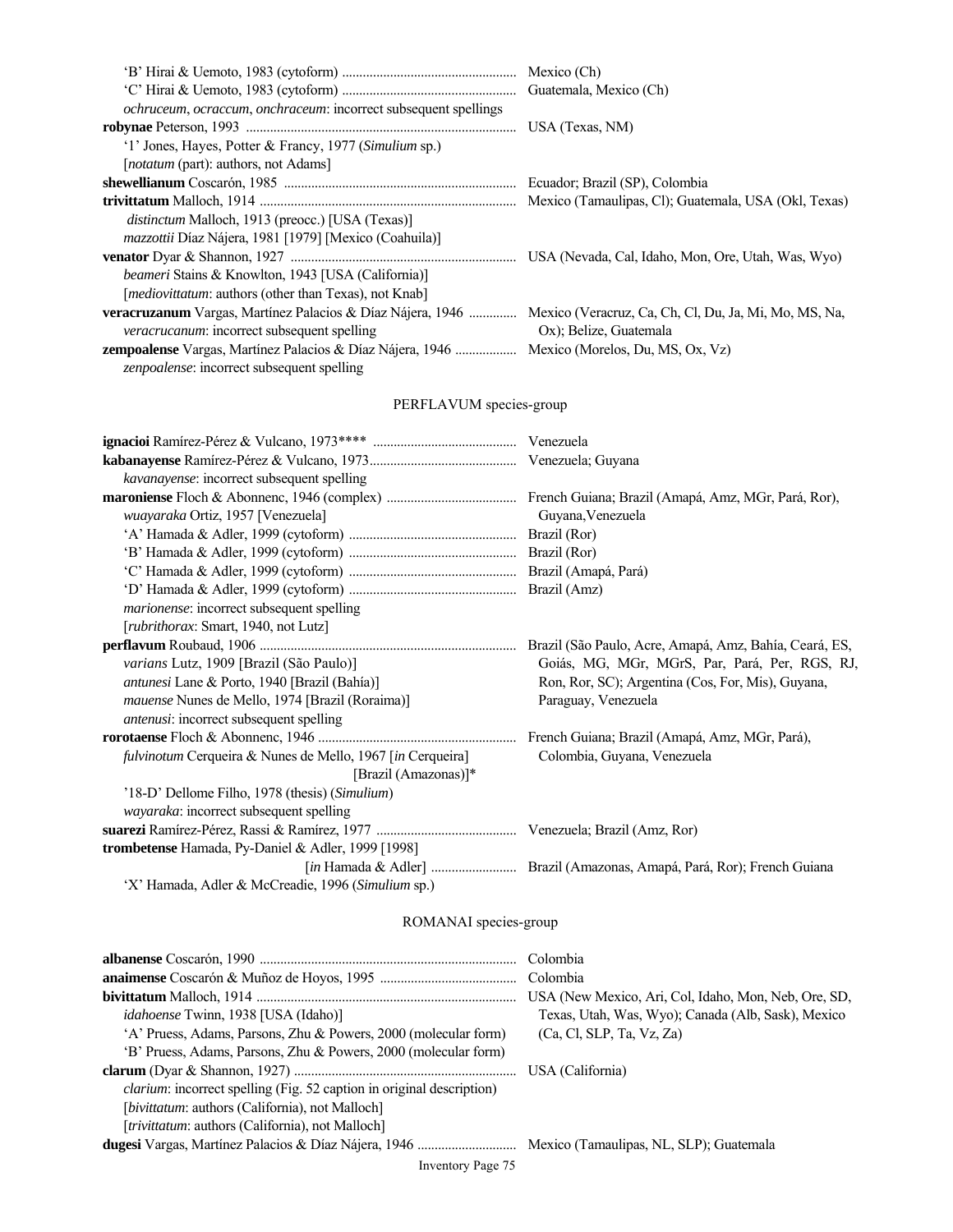'B' Hirai & Uemoto, 1983 (cytoform) .................................................. Mexico (Ch)
'C' Hirai & Uemoto, 1983 (cytoform) .................................................. Guatemala, Mexico (Ch)
*ochruceum*, *ocraccum*, *onchraceum*: incorrect subsequent spellings

**robynae** Peterson, 1993 .................................................. USA (Texas, NM)
'1' Jones, Hayes, Potter & Francy, 1977 (*Simulium* sp.)
[*notatum* (part): authors, not Adams]

**shewellianum** Coscarón, 1985 .................................................. Ecuador; Brazil (SP), Colombia

**trivittatum** Malloch, 1914 .................................................. Mexico (Tamaulipas, Cl); Guatemala, USA (Okl, Texas)
*distinctum* Malloch, 1913 (preocc.) [USA (Texas)]
*mazzottii* Díaz Nájera, 1981 [1979] [Mexico (Coahuila)]

**venator** Dyar & Shannon, 1927 .................................................. USA (Nevada, Cal, Idaho, Mon, Ore, Utah, Was, Wyo)
*beameri* Stains & Knowlton, 1943 [USA (California)]
[*mediovittatum*: authors (other than Texas), not Knab]

**veracruzanum** Vargas, Martínez Palacios & Díaz Nájera, 1946 .............. Mexico (Veracruz, Ca, Ch, Cl, Du, Ja, Mi, Mo, MS, Na, Ox); Belize, Guatemala
*veracrucanum*: incorrect subsequent spelling

**zempoalense** Vargas, Martínez Palacios & Díaz Nájera, 1946 .................. Mexico (Morelos, Du, MS, Ox, Vz)
*zenpoalense*: incorrect subsequent spelling

## PERFLAVUM species-group

**ignacioi** Ramírez-Pérez & Vulcano, 1973**** .................................................. Venezuela

**kabanayense** Ramírez-Pérez & Vulcano, 1973.................................................. Venezuela; Guyana
*kavanayense*: incorrect subsequent spelling

**maroniense** Floch & Abonnenc, 1946 (complex) .................................................. French Guiana; Brazil (Amapá, Amz, MGr, Pará, Ror), Guyana,Venezuela
*wuayaraka* Ortiz, 1957 [Venezuela]
'A' Hamada & Adler, 1999 (cytoform) .................................................. Brazil (Ror)
'B' Hamada & Adler, 1999 (cytoform) .................................................. Brazil (Ror)
'C' Hamada & Adler, 1999 (cytoform) .................................................. Brazil (Amapá, Pará)
'D' Hamada & Adler, 1999 (cytoform) .................................................. Brazil (Amz)
*marionense*: incorrect subsequent spelling
[*rubrithorax*: Smart, 1940, not Lutz]

**perflavum** Roubaud, 1906 .................................................. Brazil (São Paulo, Acre, Amapá, Amz, Bahía, Ceará, ES, Goiás, MG, MGr, MGrS, Par, Pará, Per, RGS, RJ, Ron, Ror, SC); Argentina (Cos, For, Mis), Guyana, Paraguay, Venezuela
*varians* Lutz, 1909 [Brazil (São Paulo)]
*antunesi* Lane & Porto, 1940 [Brazil (Bahía)]
*mauense* Nunes de Mello, 1974 [Brazil (Roraima)]
*antenusi*: incorrect subsequent spelling

**rorotaense** Floch & Abonnenc, 1946 .................................................. French Guiana; Brazil (Amapá, Amz, MGr, Pará), Colombia, Guyana, Venezuela
*fulvinotum* Cerqueira & Nunes de Mello, 1967 [*in* Cerqueira] [Brazil (Amazonas)]*
'18-D' Dellome Filho, 1978 (thesis) (*Simulium*)
*wayaraka*: incorrect subsequent spelling

**suarezi** Ramírez-Pérez, Rassi & Ramírez, 1977 .................................................. Venezuela; Brazil (Amz, Ror)

**trombetense** Hamada, Py-Daniel & Adler, 1999 [1998] [*in* Hamada & Adler] .................................................. Brazil (Amazonas, Amapá, Pará, Ror); French Guiana
'X' Hamada, Adler & McCreadie, 1996 (*Simulium* sp.)

## ROMANAI species-group

**albanense** Coscarón, 1990 .................................................. Colombia

**anaimense** Coscarón & Muñoz de Hoyos, 1995 .................................................. Colombia

**bivittatum** Malloch, 1914 .................................................. USA (New Mexico, Ari, Col, Idaho, Mon, Neb, Ore, SD, Texas, Utah, Was, Wyo); Canada (Alb, Sask), Mexico (Ca, Cl, SLP, Ta, Vz, Za)
*idahoense* Twinn, 1938 [USA (Idaho)]
'A' Pruess, Adams, Parsons, Zhu & Powers, 2000 (molecular form)
'B' Pruess, Adams, Parsons, Zhu & Powers, 2000 (molecular form)

**clarum** (Dyar & Shannon, 1927) .................................................. USA (California)
*clarium*: incorrect spelling (Fig. 52 caption in original description)
[*bivittatum*: authors (California), not Malloch]
[*trivittatum*: authors (California), not Malloch]

**dugesi** Vargas, Martínez Palacios & Díaz Nájera, 1946 .................................................. Mexico (Tamaulipas, NL, SLP); Guatemala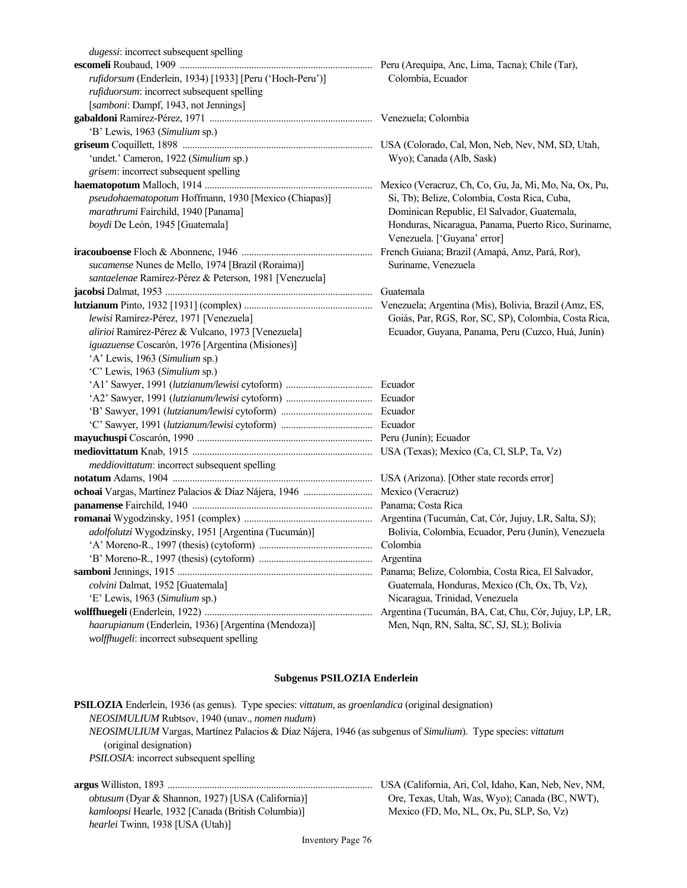*dugessi*: incorrect subsequent spelling

**escomeli** Roubaud, 1909 .......... Peru (Arequipa, Anc, Lima, Tacna); Chile (Tar), Colombia, Ecuador
*rufidorsum* (Enderlein, 1934) [1933] [Peru ('Hoch-Peru')]
*rufiduorsum*: incorrect subsequent spelling
[*samboni*: Dampf, 1943, not Jennings]

**gabaldoni** Ramírez-Pérez, 1971 .......... Venezuela; Colombia
'B' Lewis, 1963 (*Simulium* sp.)

**griseum** Coquillett, 1898 .......... USA (Colorado, Cal, Mon, Neb, Nev, NM, SD, Utah, Wyo); Canada (Alb, Sask)
'undet.' Cameron, 1922 (*Simulium* sp.)
*grisem*: incorrect subsequent spelling

**haematopotum** Malloch, 1914 .......... Mexico (Veracruz, Ch, Co, Gu, Ja, Mi, Mo, Na, Ox, Pu, Si, Tb); Belize, Colombia, Costa Rica, Cuba, Dominican Republic, El Salvador, Guatemala, Honduras, Nicaragua, Panama, Puerto Rico, Suriname, Venezuela. ['Guyana' error]
*pseudohaematopotum* Hoffmann, 1930 [Mexico (Chiapas)]
*marathrumi* Fairchild, 1940 [Panama]
*boydi* De León, 1945 [Guatemala]

**iracouboense** Floch & Abonnenc, 1946 .......... French Guiana; Brazil (Amapá, Amz, Pará, Ror), Suriname, Venezuela
*sucamense* Nunes de Mello, 1974 [Brazil (Roraima)]
*santaelenae* Ramírez-Pérez & Peterson, 1981 [Venezuela]

**jacobsi** Dalmat, 1953 .......... Guatemala

**lutzianum** Pinto, 1932 [1931] (complex) .......... Venezuela; Argentina (Mis), Bolivia, Brazil (Amz, ES, Goiás, Par, RGS, Ror, SC, SP), Colombia, Costa Rica, Ecuador, Guyana, Panama, Peru (Cuzco, Huá, Junín)
*lewisi* Ramírez-Pérez, 1971 [Venezuela]
*alirioi* Ramírez-Pérez & Vulcano, 1973 [Venezuela]
*iguazuense* Coscarón, 1976 [Argentina (Misiones)]
'A' Lewis, 1963 (*Simulium* sp.)
'C' Lewis, 1963 (*Simulium* sp.)
'A1' Sawyer, 1991 (*lutzianum/lewisi* cytoform) .......... Ecuador
'A2' Sawyer, 1991 (*lutzianum/lewisi* cytoform) .......... Ecuador
'B' Sawyer, 1991 (*lutzianum/lewisi* cytoform) .......... Ecuador
'C' Sawyer, 1991 (*lutzianum/lewisi* cytoform) .......... Ecuador

**mayuchuspi** Coscarón, 1990 .......... Peru (Junín); Ecuador

**mediovittatum** Knab, 1915 .......... USA (Texas); Mexico (Ca, Cl, SLP, Ta, Vz)
*meddiovittatum*: incorrect subsequent spelling

**notatum** Adams, 1904 .......... USA (Arizona). [Other state records error]

**ochoai** Vargas, Martínez Palacios & Díaz Nájera, 1946 .......... Mexico (Veracruz)

**panamense** Fairchild, 1940 .......... Panama; Costa Rica

**romanai** Wygodzinsky, 1951 (complex) .......... Argentina (Tucumán, Cat, Cór, Jujuy, LR, Salta, SJ); Bolivia, Colombia, Ecuador, Peru (Junín), Venezuela
*adolfolutzi* Wygodzinsky, 1951 [Argentina (Tucumán)]
'A' Moreno-R., 1997 (thesis) (cytoform) .......... Colombia
'B' Moreno-R., 1997 (thesis) (cytoform) .......... Argentina

**samboni** Jennings, 1915 .......... Panama; Belize, Colombia, Costa Rica, El Salvador, Guatemala, Honduras, Mexico (Ch, Ox, Tb, Vz), Nicaragua, Trinidad, Venezuela
*colvini* Dalmat, 1952 [Guatemala]
'E' Lewis, 1963 (*Simulium* sp.)

**wolffhuegeli** (Enderlein, 1922) .......... Argentina (Tucumán, BA, Cat, Chu, Cór, Jujuy, LP, LR, Men, Nqn, RN, Salta, SC, SJ, SL); Bolivia
*haarupianum* (Enderlein, 1936) [Argentina (Mendoza)]
*wolffhugeli*: incorrect subsequent spelling

## Subgenus PSILOZIA Enderlein

**PSILOZIA** Enderlein, 1936 (as genus). Type species: *vittatum*, as *groenlandica* (original designation)
*NEOSIMULIUM* Rubtsov, 1940 (unav., *nomen nudum*)
*NEOSIMULIUM* Vargas, Martínez Palacios & Díaz Nájera, 1946 (as subgenus of *Simulium*). Type species: *vittatum* (original designation)
*PSILOSIA*: incorrect subsequent spelling

**argus** Williston, 1893 .......... USA (California, Ari, Col, Idaho, Kan, Neb, Nev, NM, Ore, Texas, Utah, Was, Wyo); Canada (BC, NWT), Mexico (FD, Mo, NL, Ox, Pu, SLP, So, Vz)
*obtusum* (Dyar & Shannon, 1927) [USA (California)]
*kamloopsi* Hearle, 1932 [Canada (British Columbia)]
*hearlei* Twinn, 1938 [USA (Utah)]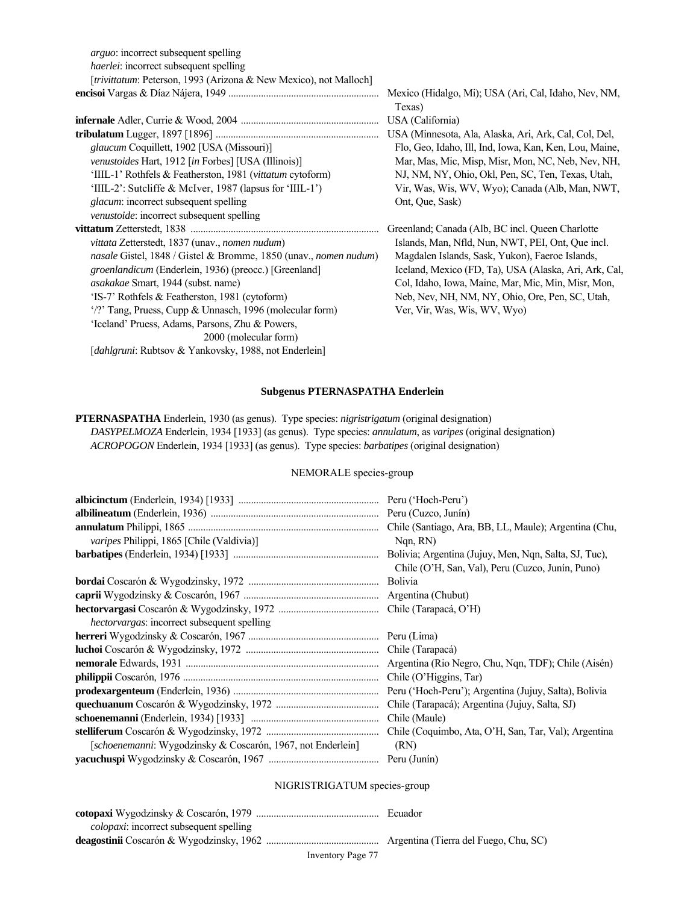*arguo*: incorrect subsequent spelling
*haerlei*: incorrect subsequent spelling
[*trivittatum*: Peterson, 1993 (Arizona & New Mexico), not Malloch]

**encisoi** Vargas & Díaz Nájera, 1949 .......... Mexico (Hidalgo, Mi); USA (Ari, Cal, Idaho, Nev, NM, Texas)

**infernale** Adler, Currie & Wood, 2004 .......... USA (California)

**tribulatum** Lugger, 1897 [1896] .......... USA (Minnesota, Ala, Alaska, Ari, Ark, Cal, Col, Del, Flo, Geo, Idaho, Ill, Ind, Iowa, Kan, Ken, Lou, Maine, Mar, Mas, Mic, Misp, Misr, Mon, NC, Neb, Nev, NH, NJ, NM, NY, Ohio, Okl, Pen, SC, Ten, Texas, Utah, Vir, Was, Wis, WV, Wyo); Canada (Alb, Man, NWT, Ont, Que, Sask)
*glaucum* Coquillett, 1902 [USA (Missouri)]
*venustoides* Hart, 1912 [*in* Forbes] [USA (Illinois)]
'IIIL-1' Rothfels & Featherston, 1981 (*vittatum* cytoform)
'IIIL-2': Sutcliffe & McIver, 1987 (lapsus for 'IIIL-1')
*glacum*: incorrect subsequent spelling
*venustoide*: incorrect subsequent spelling

**vittatum** Zetterstedt, 1838 .......... Greenland; Canada (Alb, BC incl. Queen Charlotte Islands, Man, Nfld, Nun, NWT, PEI, Ont, Que incl. Magdalen Islands, Sask, Yukon), Faeroe Islands, Iceland, Mexico (FD, Ta), USA (Alaska, Ari, Ark, Cal, Col, Idaho, Iowa, Maine, Mar, Mic, Min, Misr, Mon, Neb, Nev, NH, NM, NY, Ohio, Ore, Pen, SC, Utah, Ver, Vir, Was, Wis, WV, Wyo)
*vittata* Zetterstedt, 1837 (unav., *nomen nudum*)
*nasale* Gistel, 1848 / Gistel & Bromme, 1850 (unav., *nomen nudum*)
*groenlandicum* (Enderlein, 1936) (preocc.) [Greenland]
*asakakae* Smart, 1944 (subst. name)
'IS-7' Rothfels & Featherston, 1981 (cytoform)
'/?' Tang, Pruess, Cupp & Unnasch, 1996 (molecular form)
'Iceland' Pruess, Adams, Parsons, Zhu & Powers, 2000 (molecular form)
[*dahlgruni*: Rubtsov & Yankovsky, 1988, not Enderlein]

## Subgenus PTERNASPATHA Enderlein

**PTERNASPATHA** Enderlein, 1930 (as genus). Type species: *nigristrigatum* (original designation)
*DASYPELMOZA* Enderlein, 1934 [1933] (as genus). Type species: *annulatum*, as *varipes* (original designation)
*ACROPOGON* Enderlein, 1934 [1933] (as genus). Type species: *barbatipes* (original designation)

### NEMORALE species-group

**albicinctum** (Enderlein, 1934) [1933] .......... Peru ('Hoch-Peru')

**albilineatum** (Enderlein, 1936) .......... Peru (Cuzco, Junín)

**annulatum** Philippi, 1865 .......... Chile (Santiago, Ara, BB, LL, Maule); Argentina (Chu, Nqn, RN)
*varipes* Philippi, 1865 [Chile (Valdivia)]

**barbatipes** (Enderlein, 1934) [1933] .......... Bolivia; Argentina (Jujuy, Men, Nqn, Salta, SJ, Tuc), Chile (O'H, San, Val), Peru (Cuzco, Junín, Puno)

**bordai** Coscarón & Wygodzinsky, 1972 .......... Bolivia

**caprii** Wygodzinsky & Coscarón, 1967 .......... Argentina (Chubut)

**hectorvargasi** Coscarón & Wygodzinsky, 1972 .......... Chile (Tarapacá, O'H)
*hectorvargas*: incorrect subsequent spelling

**herreri** Wygodzinsky & Coscarón, 1967 .......... Peru (Lima)

**luchoi** Coscarón & Wygodzinsky, 1972 .......... Chile (Tarapacá)

**nemorale** Edwards, 1931 .......... Argentina (Rio Negro, Chu, Nqn, TDF); Chile (Aisén)

**philippii** Coscarón, 1976 .......... Chile (O'Higgins, Tar)

**prodexargenteum** (Enderlein, 1936) .......... Peru ('Hoch-Peru'); Argentina (Jujuy, Salta), Bolivia

**quechuanum** Coscarón & Wygodzinsky, 1972 .......... Chile (Tarapacá); Argentina (Jujuy, Salta, SJ)

**schoenemanni** (Enderlein, 1934) [1933] .......... Chile (Maule)

**stelliferum** Coscarón & Wygodzinsky, 1972 .......... Chile (Coquimbo, Ata, O'H, San, Tar, Val); Argentina (RN)
[*schoenemanni*: Wygodzinsky & Coscarón, 1967, not Enderlein]

**yacuchuspi** Wygodzinsky & Coscarón, 1967 .......... Peru (Junín)

### NIGRISTRIGATUM species-group

**cotopaxi** Wygodzinsky & Coscarón, 1979 .......... Ecuador
*colopaxi*: incorrect subsequent spelling

**deagostinii** Coscarón & Wygodzinsky, 1962 .......... Argentina (Tierra del Fuego, Chu, SC)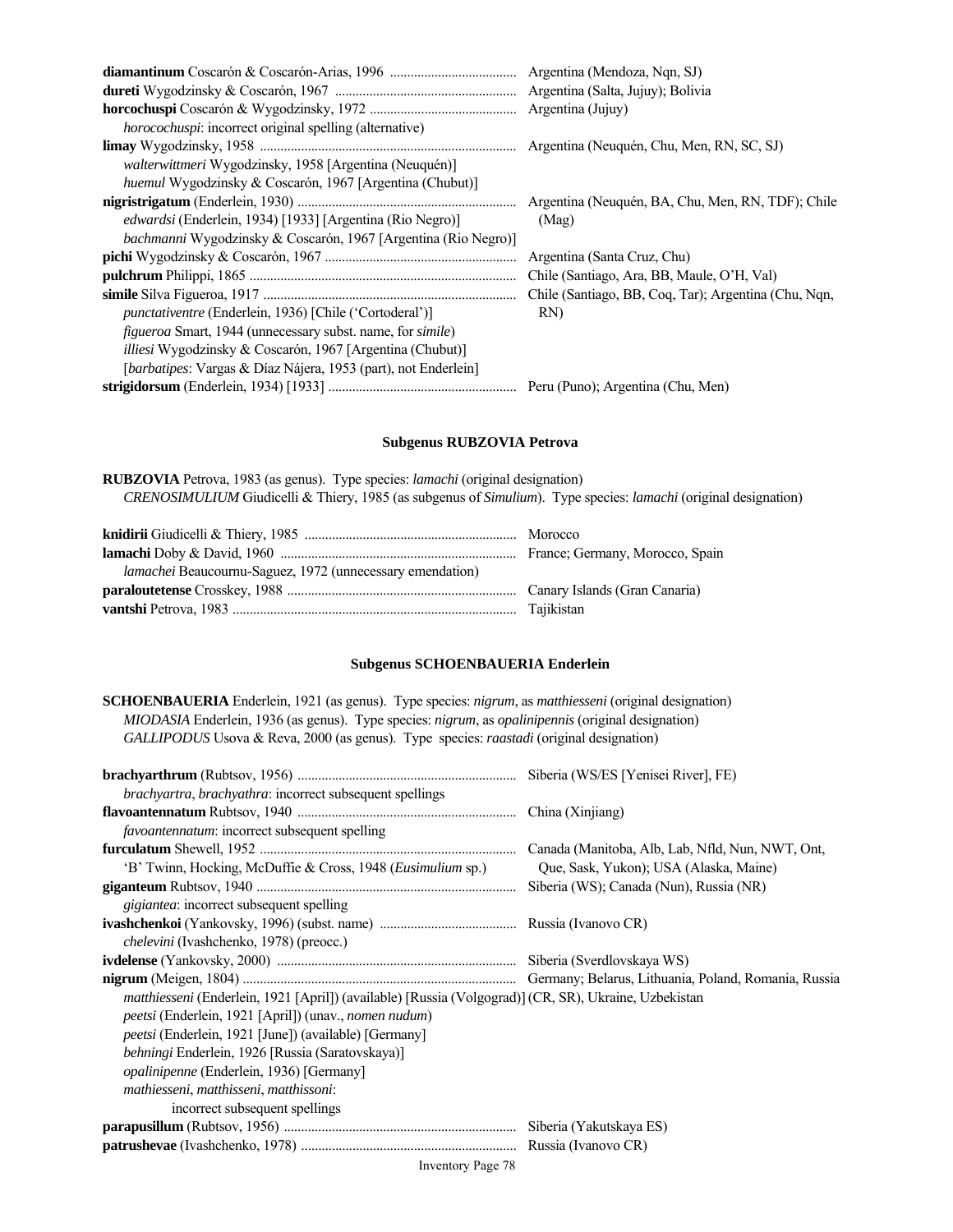**diamantinum** Coscarón & Coscarón-Arias, 1996 .................................... Argentina (Mendoza, Nqn, SJ)
**dureti** Wygodzinsky & Coscarón, 1967 .................................... Argentina (Salta, Jujuy); Bolivia
**horcochuspi** Coscarón & Wygodzinsky, 1972 .................................... Argentina (Jujuy)
  *horocochuspi*: incorrect original spelling (alternative)
**limay** Wygodzinsky, 1958 .................................... Argentina (Neuquén, Chu, Men, RN, SC, SJ)
  *walterwittmeri* Wygodzinsky, 1958 [Argentina (Neuquén)]
  *huemul* Wygodzinsky & Coscarón, 1967 [Argentina (Chubut)]
**nigristrigatum** (Enderlein, 1930) .................................... Argentina (Neuquén, BA, Chu, Men, RN, TDF); Chile (Mag)
  *edwardsi* (Enderlein, 1934) [1933] [Argentina (Rio Negro)]
  *bachmanni* Wygodzinsky & Coscarón, 1967 [Argentina (Rio Negro)]
**pichi** Wygodzinsky & Coscarón, 1967 .................................... Argentina (Santa Cruz, Chu)
**pulchrum** Philippi, 1865 .................................... Chile (Santiago, Ara, BB, Maule, O'H, Val)
**simile** Silva Figueroa, 1917 .................................... Chile (Santiago, BB, Coq, Tar); Argentina (Chu, Nqn, RN)
  *punctativentre* (Enderlein, 1936) [Chile ('Cortoderal')]
  *figueroa* Smart, 1944 (unnecessary subst. name, for *simile*)
  *illiesi* Wygodzinsky & Coscarón, 1967 [Argentina (Chubut)]
  [*barbatipes*: Vargas & Díaz Nájera, 1953 (part), not Enderlein]
**strigidorsum** (Enderlein, 1934) [1933] .................................... Peru (Puno); Argentina (Chu, Men)

## Subgenus RUBZOVIA Petrova

**RUBZOVIA** Petrova, 1983 (as genus). Type species: *lamachi* (original designation)
  *CRENOSIMULIUM* Giudicelli & Thiery, 1985 (as subgenus of *Simulium*). Type species: *lamachi* (original designation)

**knidirii** Giudicelli & Thiery, 1985 .................................... Morocco
**lamachi** Doby & David, 1960 .................................... France; Germany, Morocco, Spain
  *lamachei* Beaucournu-Saguez, 1972 (unnecessary emendation)
**paraloutetense** Crosskey, 1988 .................................... Canary Islands (Gran Canaria)
**vantshi** Petrova, 1983 .................................... Tajikistan

## Subgenus SCHOENBAUERIA Enderlein

**SCHOENBAUERIA** Enderlein, 1921 (as genus). Type species: *nigrum*, as *matthiesseni* (original designation)
  *MIODASIA* Enderlein, 1936 (as genus). Type species: *nigrum*, as *opalinipennis* (original designation)
  *GALLIPODUS* Usova & Reva, 2000 (as genus). Type species: *raastadi* (original designation)

**brachyarthrum** (Rubtsov, 1956) .................................... Siberia (WS/ES [Yenisei River], FE)
  *brachyartra*, *brachyathra*: incorrect subsequent spellings
**flavoantennatum** Rubtsov, 1940 .................................... China (Xinjiang)
  *favoantennatum*: incorrect subsequent spelling
**furculatum** Shewell, 1952 .................................... Canada (Manitoba, Alb, Lab, Nfld, Nun, NWT, Ont, Que, Sask, Yukon); USA (Alaska, Maine)
  'B' Twinn, Hocking, McDuffie & Cross, 1948 (*Eusimulium* sp.)
**giganteum** Rubtsov, 1940 .................................... Siberia (WS); Canada (Nun), Russia (NR)
  *gigiantea*: incorrect subsequent spelling
**ivashchenkoi** (Yankovsky, 1996) (subst. name) .................................... Russia (Ivanovo CR)
  *chelevini* (Ivashchenko, 1978) (preocc.)
**ivdelense** (Yankovsky, 2000) .................................... Siberia (Sverdlovskaya WS)
**nigrum** (Meigen, 1804) .................................... Germany; Belarus, Lithuania, Poland, Romania, Russia (CR, SR), Ukraine, Uzbekistan
  *matthiesseni* (Enderlein, 1921 [April]) (available) [Russia (Volgograd)]
  *peetsi* (Enderlein, 1921 [April]) (unav., *nomen nudum*)
  *peetsi* (Enderlein, 1921 [June]) (available) [Germany]
  *behningi* Enderlein, 1926 [Russia (Saratovskaya)]
  *opalinipenne* (Enderlein, 1936) [Germany]
  *mathiesseni*, *matthisseni*, *matthissoni*: incorrect subsequent spellings
**parapusillum** (Rubtsov, 1956) .................................... Siberia (Yakutskaya ES)
**patrushevae** (Ivashchenko, 1978) .................................... Russia (Ivanovo CR)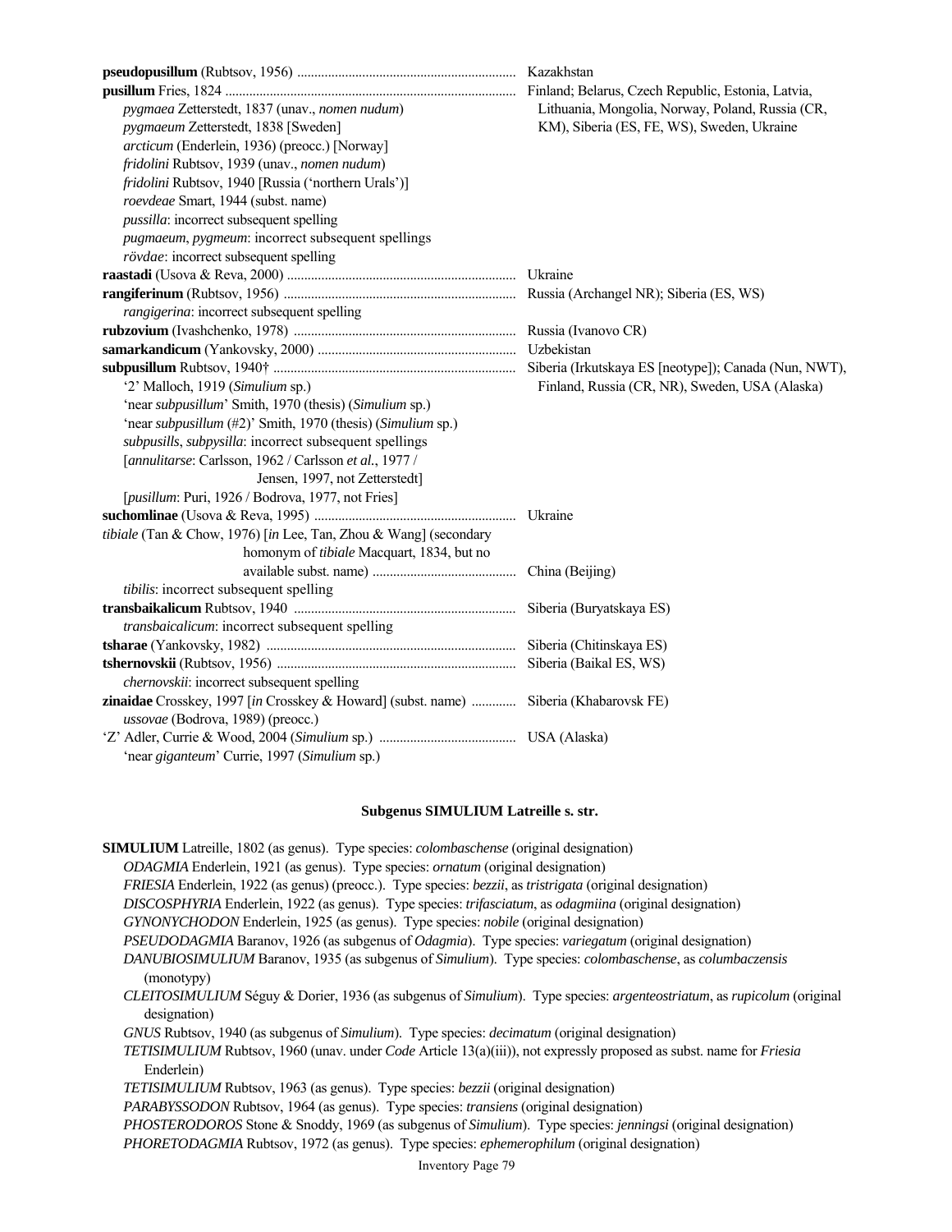**pseudopusillum** (Rubtsov, 1956) ................................................................ Kazakhstan

**pusillum** Fries, 1824 .................................................................................... Finland; Belarus, Czech Republic, Estonia, Latvia, Lithuania, Mongolia, Norway, Poland, Russia (CR, KM), Siberia (ES, FE, WS), Sweden, Ukraine

*pygmaea* Zetterstedt, 1837 (unav., *nomen nudum*)
*pygmaeum* Zetterstedt, 1838 [Sweden]
*arcticum* (Enderlein, 1936) (preocc.) [Norway]
*fridolini* Rubtsov, 1939 (unav., *nomen nudum*)
*fridolini* Rubtsov, 1940 [Russia ('northern Urals')]
*roevdeae* Smart, 1944 (subst. name)
*pussilla*: incorrect subsequent spelling
*pugmaeum*, *pygmeum*: incorrect subsequent spellings
*rövdae*: incorrect subsequent spelling

**raastadi** (Usova & Reva, 2000) .................................................................. Ukraine

**rangiferinum** (Rubtsov, 1956) ................................................................... Russia (Archangel NR); Siberia (ES, WS)

*rangigerina*: incorrect subsequent spelling

**rubzovium** (Ivashchenko, 1978) ................................................................ Russia (Ivanovo CR)

**samarkandicum** (Yankovsky, 2000) .......................................................... Uzbekistan

**subpusillum** Rubtsov, 1940† ...................................................................... Siberia (Irkutskaya ES [neotype]); Canada (Nun, NWT), Finland, Russia (CR, NR), Sweden, USA (Alaska)

'2' Malloch, 1919 (*Simulium* sp.)
'near *subpusillum*' Smith, 1970 (thesis) (*Simulium* sp.)
'near *subpusillum* (#2)' Smith, 1970 (thesis) (*Simulium* sp.)
*subpusills*, *subpysilla*: incorrect subsequent spellings
[*annulitarse*: Carlsson, 1962 / Carlsson *et al.*, 1977 / Jensen, 1997, not Zetterstedt]
[*pusillum*: Puri, 1926 / Bodrova, 1977, not Fries]

**suchomlinae** (Usova & Reva, 1995) .......................................................... Ukraine

*tibiale* (Tan & Chow, 1976) [*in* Lee, Tan, Zhou & Wang] (secondary homonym of *tibiale* Macquart, 1834, but no available subst. name) .......................................... China (Beijing)

*tibilis*: incorrect subsequent spelling

**transbaikalicum** Rubtsov, 1940 ................................................................ Siberia (Buryatskaya ES)

*transbaicalicum*: incorrect subsequent spelling

**tsharae** (Yankovsky, 1982) ........................................................................ Siberia (Chitinskaya ES)

**tshernovskii** (Rubtsov, 1956) ..................................................................... Siberia (Baikal ES, WS)

*chernovskii*: incorrect subsequent spelling

**zinaidae** Crosskey, 1997 [*in* Crosskey & Howard] (subst. name) ............. Siberia (Khabarovsk FE)

*ussovae* (Bodrova, 1989) (preocc.)

'Z' Adler, Currie & Wood, 2004 (*Simulium* sp.) ....................................... USA (Alaska)

'near *giganteum*' Currie, 1997 (*Simulium* sp.)

### Subgenus SIMULIUM Latreille s. str.

**SIMULIUM** Latreille, 1802 (as genus). Type species: *colombaschense* (original designation)
*ODAGMIA* Enderlein, 1921 (as genus). Type species: *ornatum* (original designation)
*FRIESIA* Enderlein, 1922 (as genus) (preocc.). Type species: *bezzii*, as *tristrigata* (original designation)
*DISCOSPHYRIA* Enderlein, 1922 (as genus). Type species: *trifasciatum*, as *odagmiina* (original designation)
*GYNONYCHODON* Enderlein, 1925 (as genus). Type species: *nobile* (original designation)
*PSEUDODAGMIA* Baranov, 1926 (as subgenus of *Odagmia*). Type species: *variegatum* (original designation)
*DANUBIOSIMULIUM* Baranov, 1935 (as subgenus of *Simulium*). Type species: *colombaschense*, as *columbaczensis* (monotypy)
*CLEITOSIMULIUM* Séguy & Dorier, 1936 (as subgenus of *Simulium*). Type species: *argenteostriatum*, as *rupicolum* (original designation)
*GNUS* Rubtsov, 1940 (as subgenus of *Simulium*). Type species: *decimatum* (original designation)
*TETISIMULIUM* Rubtsov, 1960 (unav. under *Code* Article 13(a)(iii)), not expressly proposed as subst. name for *Friesia* Enderlein)
*TETISIMULIUM* Rubtsov, 1963 (as genus). Type species: *bezzii* (original designation)
*PARABYSSODON* Rubtsov, 1964 (as genus). Type species: *transiens* (original designation)
*PHOSTERODOROS* Stone & Snoddy, 1969 (as subgenus of *Simulium*). Type species: *jenningsi* (original designation)
*PHORETODAGMIA* Rubtsov, 1972 (as genus). Type species: *ephemerophilum* (original designation)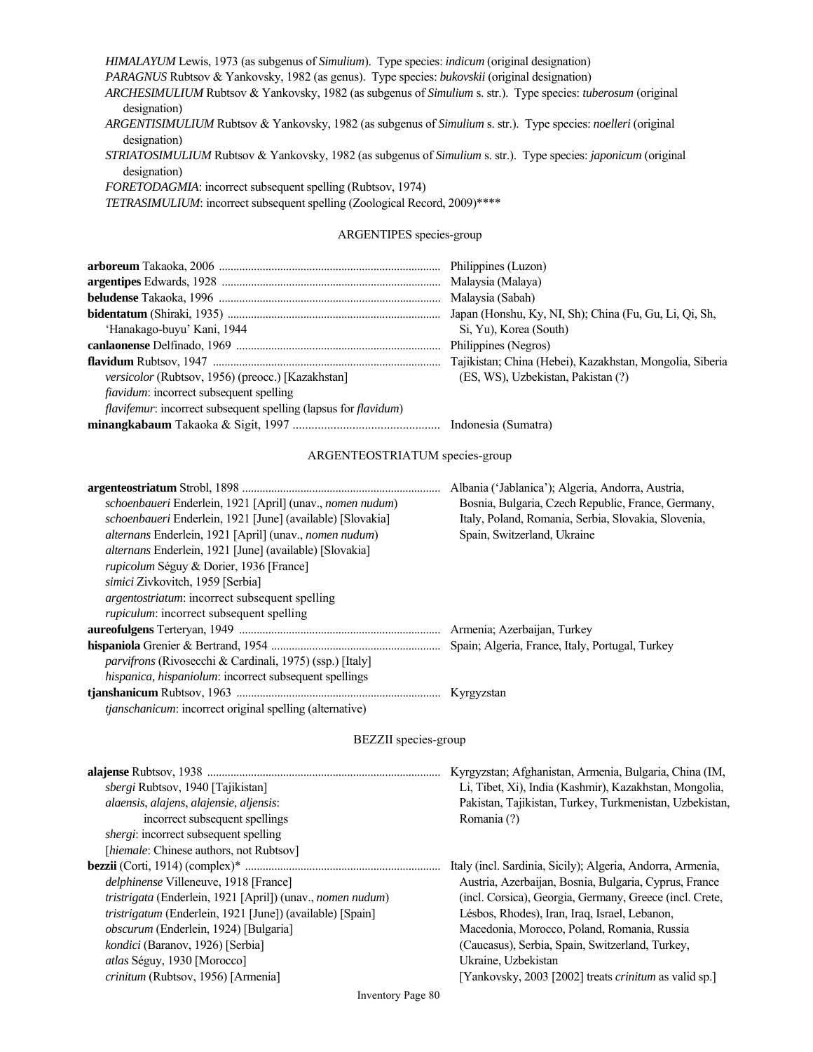*HIMALAYUM* Lewis, 1973 (as subgenus of *Simulium*). Type species: *indicum* (original designation)
*PARAGNUS* Rubtsov & Yankovsky, 1982 (as genus). Type species: *bukovskii* (original designation)
*ARCHESIMULIUM* Rubtsov & Yankovsky, 1982 (as subgenus of *Simulium* s. str.). Type species: *tuberosum* (original designation)
*ARGENTISIMULIUM* Rubtsov & Yankovsky, 1982 (as subgenus of *Simulium* s. str.). Type species: *noelleri* (original designation)
*STRIATOSIMULIUM* Rubtsov & Yankovsky, 1982 (as subgenus of *Simulium* s. str.). Type species: *japonicum* (original designation)
*FORETODAGMIA*: incorrect subsequent spelling (Rubtsov, 1974)
*TETRASIMULIUM*: incorrect subsequent spelling (Zoological Record, 2009)****

## ARGENTIPES species-group

| Species | Distribution |
|---|---|
| **arboreum** Takaoka, 2006 | Philippines (Luzon) |
| **argentipes** Edwards, 1928 | Malaysia (Malaya) |
| **beludense** Takaoka, 1996 | Malaysia (Sabah) |
| **bidentatum** (Shiraki, 1935)<br>'Hanakago-buyu' Kani, 1944 | Japan (Honshu, Ky, NI, Sh); China (Fu, Gu, Li, Qi, Sh, Si, Yu), Korea (South) |
| **canlaonense** Delfinado, 1969 | Philippines (Negros) |
| **flavidum** Rubtsov, 1947<br>*versicolor* (Rubtsov, 1956) (preocc.) [Kazakhstan]<br>*fiavidum*: incorrect subsequent spelling<br>*flavifemur*: incorrect subsequent spelling (lapsus for *flavidum*) | Tajikistan; China (Hebei), Kazakhstan, Mongolia, Siberia (ES, WS), Uzbekistan, Pakistan (?) |
| **minangkabaum** Takaoka & Sigit, 1997 | Indonesia (Sumatra) |

## ARGENTEOSTRIATUM species-group

| Species | Distribution |
|---|---|
| **argenteostriatum** Strobl, 1898<br>*schoenbaueri* Enderlein, 1921 [April] (unav., *nomen nudum*)<br>*schoenbaueri* Enderlein, 1921 [June] (available) [Slovakia]<br>*alternans* Enderlein, 1921 [April] (unav., *nomen nudum*)<br>*alternans* Enderlein, 1921 [June] (available) [Slovakia]<br>*rupicolum* Séguy & Dorier, 1936 [France]<br>*simici* Zivkovitch, 1959 [Serbia]<br>*argentostriatum*: incorrect subsequent spelling<br>*rupiculum*: incorrect subsequent spelling | Albania ('Jablanica'); Algeria, Andorra, Austria, Bosnia, Bulgaria, Czech Republic, France, Germany, Italy, Poland, Romania, Serbia, Slovakia, Slovenia, Spain, Switzerland, Ukraine |
| **aureofulgens** Terteryan, 1949 | Armenia; Azerbaijan, Turkey |
| **hispaniola** Grenier & Bertrand, 1954<br>*parvifrons* (Rivosecchi & Cardinali, 1975) (ssp.) [Italy]<br>*hispanica, hispaniolum*: incorrect subsequent spellings | Spain; Algeria, France, Italy, Portugal, Turkey |
| **tjanshanicum** Rubtsov, 1963<br>*tjanschanicum*: incorrect original spelling (alternative) | Kyrgyzstan |

## BEZZII species-group

| Species | Distribution |
|---|---|
| **alajense** Rubtsov, 1938<br>*sbergi* Rubtsov, 1940 [Tajikistan]<br>*alaensis*, *alajens*, *alajensie*, *aljensis*: incorrect subsequent spellings<br>*shergi*: incorrect subsequent spelling<br>[*hiemale*: Chinese authors, not Rubtsov] | Kyrgyzstan; Afghanistan, Armenia, Bulgaria, China (IM, Li, Tibet, Xi), India (Kashmir), Kazakhstan, Mongolia, Pakistan, Tajikistan, Turkey, Turkmenistan, Uzbekistan, Romania (?) |
| **bezzii** (Corti, 1914) (complex)*<br>*delphinense* Villeneuve, 1918 [France]<br>*tristrigata* (Enderlein, 1921 [April]) (unav., *nomen nudum*)<br>*tristrigatum* (Enderlein, 1921 [June]) (available) [Spain]<br>*obscurum* (Enderlein, 1924) [Bulgaria]<br>*kondici* (Baranov, 1926) [Serbia]<br>*atlas* Séguy, 1930 [Morocco]<br>*crinitum* (Rubtsov, 1956) [Armenia] | Italy (incl. Sardinia, Sicily); Algeria, Andorra, Armenia, Austria, Azerbaijan, Bosnia, Bulgaria, Cyprus, France (incl. Corsica), Georgia, Germany, Greece (incl. Crete, Lésbos, Rhodes), Iran, Iraq, Israel, Lebanon, Macedonia, Morocco, Poland, Romania, Russia (Caucasus), Serbia, Spain, Switzerland, Turkey, Ukraine, Uzbekistan<br>[Yankovsky, 2003 [2002] treats *crinitum* as valid sp.] |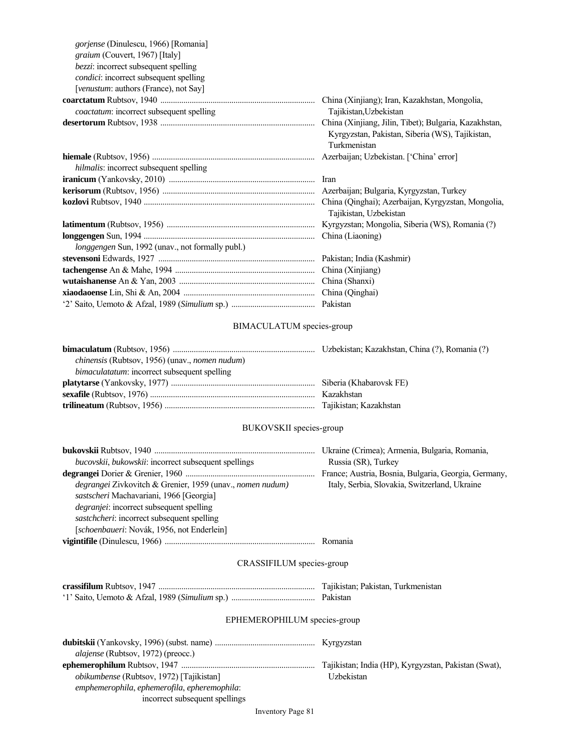*gorjense* (Dinulescu, 1966) [Romania]
*graium* (Couvert, 1967) [Italy]
*bezzi*: incorrect subsequent spelling
*condici*: incorrect subsequent spelling
[*venustum*: authors (France), not Say]

**coarctatum** Rubtsov, 1940 ........................................................................ China (Xinjiang); Iran, Kazakhstan, Mongolia, Tajikistan,Uzbekistan
*coactatum*: incorrect subsequent spelling

**desertorum** Rubtsov, 1938 ........................................................................ China (Xinjiang, Jilin, Tibet); Bulgaria, Kazakhstan, Kyrgyzstan, Pakistan, Siberia (WS), Tajikistan, Turkmenistan

**hiemale** (Rubtsov, 1956) ........................................................................ Azerbaijan; Uzbekistan. ['China' error]
*hilmalis*: incorrect subsequent spelling

**iranicum** (Yankovsky, 2010) ........................................................................ Iran

**kerisorum** (Rubtsov, 1956) ........................................................................ Azerbaijan; Bulgaria, Kyrgyzstan, Turkey

**kozlovi** Rubtsov, 1940 ........................................................................ China (Qinghai); Azerbaijan, Kyrgyzstan, Mongolia, Tajikistan, Uzbekistan

**latimentum** (Rubtsov, 1956) ........................................................................ Kyrgyzstan; Mongolia, Siberia (WS), Romania (?)

**longgengen** Sun, 1994 ........................................................................ China (Liaoning)
*longgengen* Sun, 1992 (unav., not formally publ.)

**stevensoni** Edwards, 1927 ........................................................................ Pakistan; India (Kashmir)

**tachengense** An & Mahe, 1994 ........................................................................ China (Xinjiang)

**wutaishanense** An & Yan, 2003 ........................................................................ China (Shanxi)

**xiaodaoense** Lin, Shi & An, 2004 ........................................................................ China (Qinghai)

'2' Saito, Uemoto & Afzal, 1989 (*Simulium* sp.) ........................................ Pakistan

## BIMACULATUM species-group

**bimaculatum** (Rubtsov, 1956) ........................................................................ Uzbekistan; Kazakhstan, China (?), Romania (?)
*chinensis* (Rubtsov, 1956) (unav., *nomen nudum*)
*bimaculatatum*: incorrect subsequent spelling

**platytarse** (Yankovsky, 1977) ........................................................................ Siberia (Khabarovsk FE)

**sexafile** (Rubtsov, 1976) ........................................................................ Kazakhstan

**trilineatum** (Rubtsov, 1956) ........................................................................ Tajikistan; Kazakhstan

## BUKOVSKII species-group

**bukovskii** Rubtsov, 1940 ........................................................................ Ukraine (Crimea); Armenia, Bulgaria, Romania, Russia (SR), Turkey
*bucovskii*, *bukowskii*: incorrect subsequent spellings

**degrangei** Dorier & Grenier, 1960 ........................................................................ France; Austria, Bosnia, Bulgaria, Georgia, Germany, Italy, Serbia, Slovakia, Switzerland, Ukraine
*degrangei* Zivkovitch & Grenier, 1959 (unav., *nomen nudum)*
*sastscheri* Machavariani, 1966 [Georgia]
*degranjei*: incorrect subsequent spelling
*sastchcheri*: incorrect subsequent spelling
[*schoenbaueri*: Novák, 1956, not Enderlein]

**vigintifile** (Dinulescu, 1966) ........................................................................ Romania

## CRASSIFILUM species-group

**crassifilum** Rubtsov, 1947 ........................................................................ Tajikistan; Pakistan, Turkmenistan

'1' Saito, Uemoto & Afzal, 1989 (*Simulium* sp.) ........................................ Pakistan

## EPHEMEROPHILUM species-group

**dubitskii** (Yankovsky, 1996) (subst. name) ................................................ Kyrgyzstan
*alajense* (Rubtsov, 1972) (preocc.)

**ephemerophilum** Rubtsov, 1947 ........................................................................ Tajikistan; India (HP), Kyrgyzstan, Pakistan (Swat), Uzbekistan
*obikumbense* (Rubtsov, 1972) [Tajikistan]
*emphemerophila*, *ephemerofila*, *epheremophila*: incorrect subsequent spellings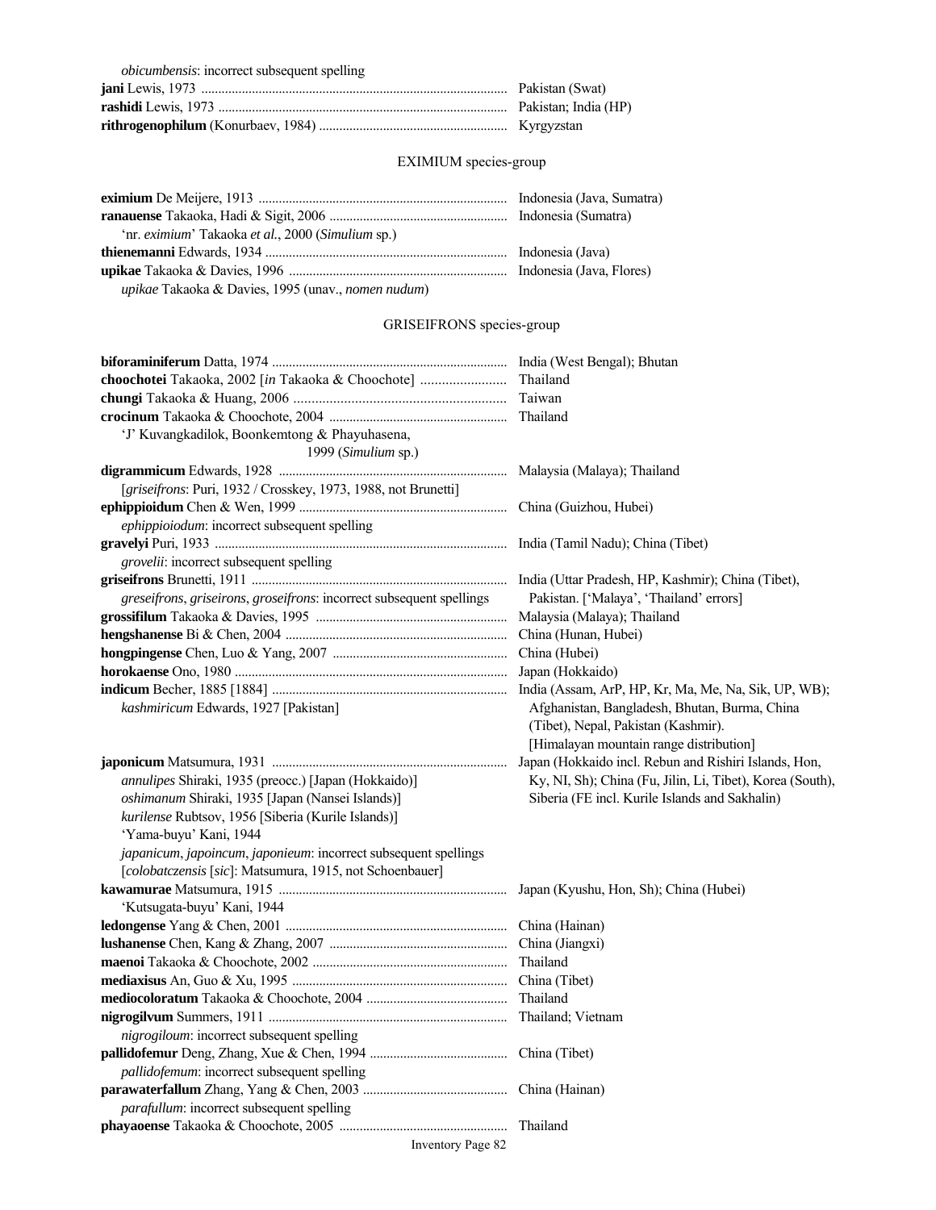*obicumbensis*: incorrect subsequent spelling

**jani** Lewis, 1973 .......... Pakistan (Swat)

**rashidi** Lewis, 1973 .......... Pakistan; India (HP)

**rithrogenophilum** (Konurbaev, 1984) .......... Kyrgyzstan

## EXIMIUM species-group

**eximium** De Meijere, 1913 .......... Indonesia (Java, Sumatra)

**ranauense** Takaoka, Hadi & Sigit, 2006 .......... Indonesia (Sumatra)
 'nr. *eximium*' Takaoka *et al.*, 2000 (*Simulium* sp.)

**thienemanni** Edwards, 1934 .......... Indonesia (Java)

**upikae** Takaoka & Davies, 1996 .......... Indonesia (Java, Flores)
 *upikae* Takaoka & Davies, 1995 (unav., *nomen nudum*)

## GRISEIFRONS species-group

**biforaminiferum** Datta, 1974 .......... India (West Bengal); Bhutan

**choochotei** Takaoka, 2002 [*in* Takaoka & Choochote] .......... Thailand

**chungi** Takaoka & Huang, 2006 .......... Taiwan

**crocinum** Takaoka & Choochote, 2004 .......... Thailand
 'J' Kuvangkadilok, Boonkemtong & Phayuhasena, 1999 (*Simulium* sp.)

**digrammicum** Edwards, 1928 .......... Malaysia (Malaya); Thailand
 [*griseifrons*: Puri, 1932 / Crosskey, 1973, 1988, not Brunetti]

**ephippioidum** Chen & Wen, 1999 .......... China (Guizhou, Hubei)
 *ephippioiodum*: incorrect subsequent spelling

**gravelyi** Puri, 1933 .......... India (Tamil Nadu); China (Tibet)
 *grovelii*: incorrect subsequent spelling

**griseifrons** Brunetti, 1911 .......... India (Uttar Pradesh, HP, Kashmir); China (Tibet), Pakistan. ['Malaya', 'Thailand' errors]
 *greseifrons*, *griseirons*, *groseifrons*: incorrect subsequent spellings

**grossifilum** Takaoka & Davies, 1995 .......... Malaysia (Malaya); Thailand

**hengshanense** Bi & Chen, 2004 .......... China (Hunan, Hubei)

**hongpingense** Chen, Luo & Yang, 2007 .......... China (Hubei)

**horokaense** Ono, 1980 .......... Japan (Hokkaido)

**indicum** Becher, 1885 [1884] .......... India (Assam, ArP, HP, Kr, Ma, Me, Na, Sik, UP, WB); Afghanistan, Bangladesh, Bhutan, Burma, China (Tibet), Nepal, Pakistan (Kashmir). [Himalayan mountain range distribution]
 *kashmiricum* Edwards, 1927 [Pakistan]

**japonicum** Matsumura, 1931 .......... Japan (Hokkaido incl. Rebun and Rishiri Islands, Hon, Ky, NI, Sh); China (Fu, Jilin, Li, Tibet), Korea (South), Siberia (FE incl. Kurile Islands and Sakhalin)
 *annulipes* Shiraki, 1935 (preocc.) [Japan (Hokkaido)]
 *oshimanum* Shiraki, 1935 [Japan (Nansei Islands)]
 *kurilense* Rubtsov, 1956 [Siberia (Kurile Islands)]
 'Yama-buyu' Kani, 1944
 *japanicum*, *japoincum*, *japonieum*: incorrect subsequent spellings
 [*colobatczensis* [*sic*]: Matsumura, 1915, not Schoenbauer]

**kawamurae** Matsumura, 1915 .......... Japan (Kyushu, Hon, Sh); China (Hubei)
 'Kutsugata-buyu' Kani, 1944

**ledongense** Yang & Chen, 2001 .......... China (Hainan)

**lushanense** Chen, Kang & Zhang, 2007 .......... China (Jiangxi)

**maenoi** Takaoka & Choochote, 2002 .......... Thailand

**mediaxisus** An, Guo & Xu, 1995 .......... China (Tibet)

**mediocoloratum** Takaoka & Choochote, 2004 .......... Thailand

**nigrogilvum** Summers, 1911 .......... Thailand; Vietnam
 *nigrogiloum*: incorrect subsequent spelling

**pallidofemur** Deng, Zhang, Xue & Chen, 1994 .......... China (Tibet)
 *pallidofemum*: incorrect subsequent spelling

**parawaterfallum** Zhang, Yang & Chen, 2003 .......... China (Hainan)
 *parafullum*: incorrect subsequent spelling

**phayaoense** Takaoka & Choochote, 2005 .......... Thailand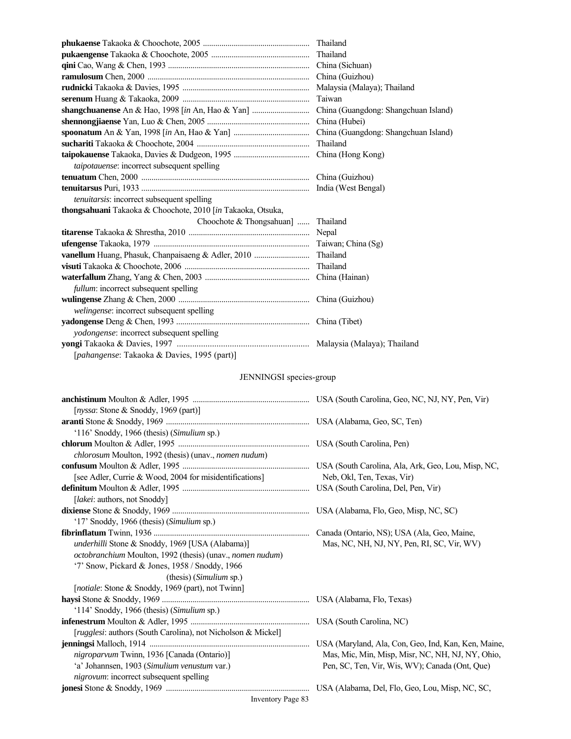**phukaense** Takaoka & Choochote, 2005 ........ Thailand
**pukaengense** Takaoka & Choochote, 2005 ........ Thailand
**qini** Cao, Wang & Chen, 1993 ........ China (Sichuan)
**ramulosum** Chen, 2000 ........ China (Guizhou)
**rudnicki** Takaoka & Davies, 1995 ........ Malaysia (Malaya); Thailand
**serenum** Huang & Takaoka, 2009 ........ Taiwan
**shangchuanense** An & Hao, 1998 [*in* An, Hao & Yan] ........ China (Guangdong: Shangchuan Island)
**shennongjiaense** Yan, Luo & Chen, 2005 ........ China (Hubei)
**spoonatum** An & Yan, 1998 [*in* An, Hao & Yan] ........ China (Guangdong: Shangchuan Island)
**suchariti** Takaoka & Choochote, 2004 ........ Thailand
**taipokauense** Takaoka, Davies & Dudgeon, 1995 ........ China (Hong Kong)
  *taipotauense*: incorrect subsequent spelling
**tenuatum** Chen, 2000 ........ China (Guizhou)
**tenuitarsus** Puri, 1933 ........ India (West Bengal)
  *tenuitarsis*: incorrect subsequent spelling
**thongsahuani** Takaoka & Choochote, 2010 [*in* Takaoka, Otsuka, Choochote & Thongsahuan] ...... Thailand
**titarense** Takaoka & Shrestha, 2010 ........ Nepal
**ufengense** Takaoka, 1979 ........ Taiwan; China (Sg)
**vanellum** Huang, Phasuk, Chanpaisaeng & Adler, 2010 ........ Thailand
**visuti** Takaoka & Choochote, 2006 ........ Thailand
**waterfallum** Zhang, Yang & Chen, 2003 ........ China (Hainan)
  *fullum*: incorrect subsequent spelling
**wulingense** Zhang & Chen, 2000 ........ China (Guizhou)
  *welingense*: incorrect subsequent spelling
**yadongense** Deng & Chen, 1993 ........ China (Tibet)
  *yodongense*: incorrect subsequent spelling
**yongi** Takaoka & Davies, 1997 ........ Malaysia (Malaya); Thailand
  [*pahangense*: Takaoka & Davies, 1995 (part)]

## JENNINGSI species-group

**anchistinum** Moulton & Adler, 1995 ........ USA (South Carolina, Geo, NC, NJ, NY, Pen, Vir)
  [*nyssa*: Stone & Snoddy, 1969 (part)]
**aranti** Stone & Snoddy, 1969 ........ USA (Alabama, Geo, SC, Ten)
  '116' Snoddy, 1966 (thesis) (*Simulium* sp.)
**chlorum** Moulton & Adler, 1995 ........ USA (South Carolina, Pen)
  *chlorosum* Moulton, 1992 (thesis) (unav., *nomen nudum*)
**confusum** Moulton & Adler, 1995 ........ USA (South Carolina, Ala, Ark, Geo, Lou, Misp, NC, Neb, Okl, Ten, Texas, Vir)
  [see Adler, Currie & Wood, 2004 for misidentifications]
**definitum** Moulton & Adler, 1995 ........ USA (South Carolina, Del, Pen, Vir)
  [*lakei*: authors, not Snoddy]
**dixiense** Stone & Snoddy, 1969 ........ USA (Alabama, Flo, Geo, Misp, NC, SC)
  '17' Snoddy, 1966 (thesis) (*Simulium* sp.)
**fibrinflatum** Twinn, 1936 ........ Canada (Ontario, NS); USA (Ala, Geo, Maine, Mas, NC, NH, NJ, NY, Pen, RI, SC, Vir, WV)
  *underhilli* Stone & Snoddy, 1969 [USA (Alabama)]
  *octobranchium* Moulton, 1992 (thesis) (unav., *nomen nudum*)
  '7' Snow, Pickard & Jones, 1958 / Snoddy, 1966 (thesis) (*Simulium* sp.)
  [*notiale*: Stone & Snoddy, 1969 (part), not Twinn]
**haysi** Stone & Snoddy, 1969 ........ USA (Alabama, Flo, Texas)
  '114' Snoddy, 1966 (thesis) (*Simulium* sp.)
**infenestrum** Moulton & Adler, 1995 ........ USA (South Carolina, NC)
  [*rugglesi*: authors (South Carolina), not Nicholson & Mickel]
**jenningsi** Malloch, 1914 ........ USA (Maryland, Ala, Con, Geo, Ind, Kan, Ken, Maine, Mas, Mic, Min, Misp, Misr, NC, NH, NJ, NY, Ohio, Pen, SC, Ten, Vir, Wis, WV); Canada (Ont, Que)
  *nigroparvum* Twinn, 1936 [Canada (Ontario)]
  'a' Johannsen, 1903 (*Simulium venustum* var.)
  *nigrovum*: incorrect subsequent spelling
**jonesi** Stone & Snoddy, 1969 ........ USA (Alabama, Del, Flo, Geo, Lou, Misp, NC, SC,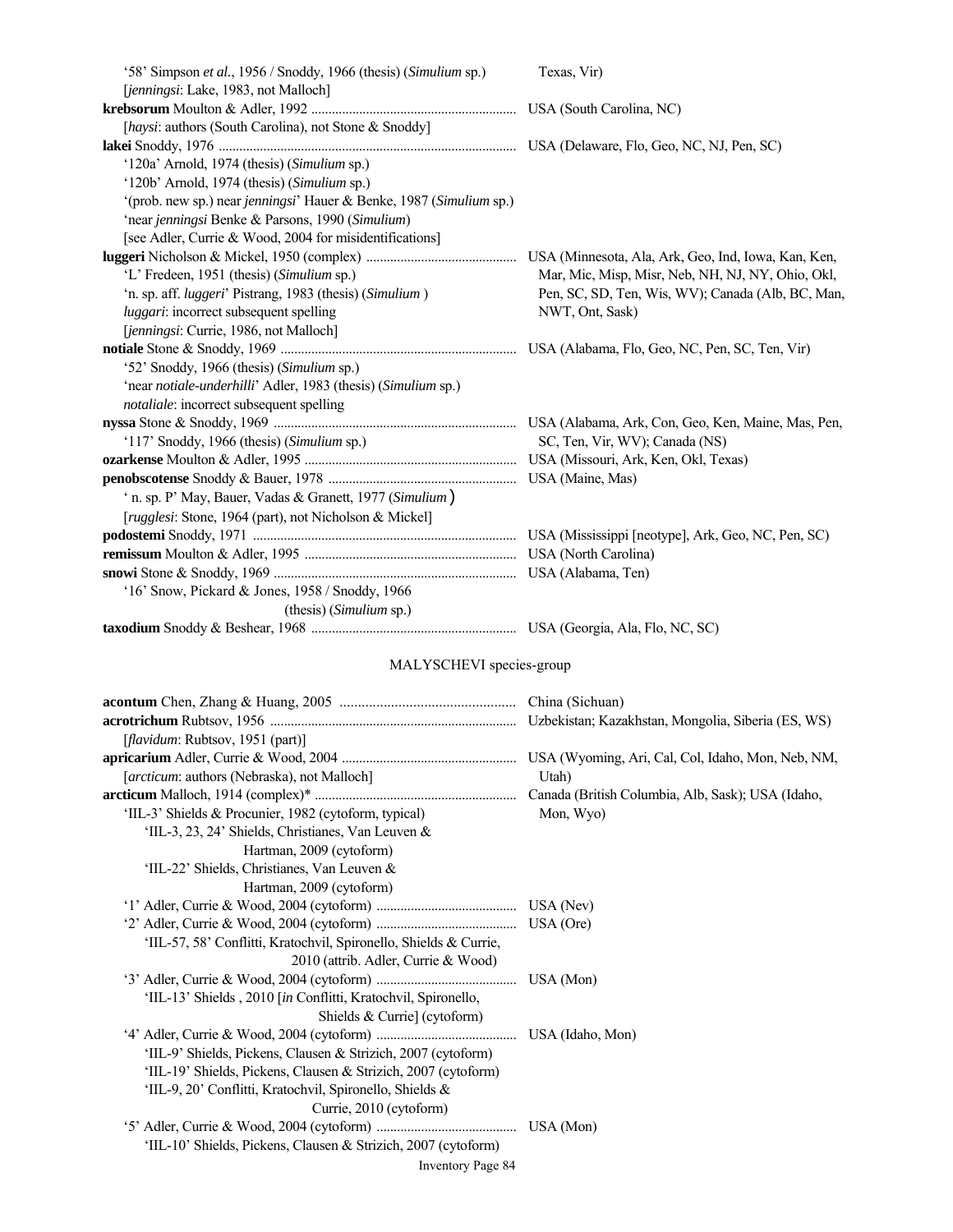'58' Simpson *et al.*, 1956 / Snoddy, 1966 (thesis) (*Simulium* sp.) Texas, Vir)
[*jenningsi*: Lake, 1983, not Malloch]

**krebsorum** Moulton & Adler, 1992 ........................................................... USA (South Carolina, NC)
[*haysi*: authors (South Carolina), not Stone & Snoddy]

**lakei** Snoddy, 1976 ........................................................... USA (Delaware, Flo, Geo, NC, NJ, Pen, SC)
'120a' Arnold, 1974 (thesis) (*Simulium* sp.)
'120b' Arnold, 1974 (thesis) (*Simulium* sp.)
'(prob. new sp.) near *jenningsi*' Hauer & Benke, 1987 (*Simulium* sp.)
'near *jenningsi* Benke & Parsons, 1990 (*Simulium*)
[see Adler, Currie & Wood, 2004 for misidentifications]

**luggeri** Nicholson & Mickel, 1950 (complex) ........................................................... USA (Minnesota, Ala, Ark, Geo, Ind, Iowa, Kan, Ken, Mar, Mic, Misp, Misr, Neb, NH, NJ, NY, Ohio, Okl, Pen, SC, SD, Ten, Wis, WV); Canada (Alb, BC, Man, NWT, Ont, Sask)
'L' Fredeen, 1951 (thesis) (*Simulium* sp.)
'n. sp. aff. *luggeri*' Pistrang, 1983 (thesis) (*Simulium* )
*luggari*: incorrect subsequent spelling
[*jenningsi*: Currie, 1986, not Malloch]

**notiale** Stone & Snoddy, 1969 ........................................................... USA (Alabama, Flo, Geo, NC, Pen, SC, Ten, Vir)
'52' Snoddy, 1966 (thesis) (*Simulium* sp.)
'near *notiale-underhilli*' Adler, 1983 (thesis) (*Simulium* sp.)
*notaliale*: incorrect subsequent spelling

**nyssa** Stone & Snoddy, 1969 ........................................................... USA (Alabama, Ark, Con, Geo, Ken, Maine, Mas, Pen, SC, Ten, Vir, WV); Canada (NS)
'117' Snoddy, 1966 (thesis) (*Simulium* sp.)

**ozarkense** Moulton & Adler, 1995 ........................................................... USA (Missouri, Ark, Ken, Okl, Texas)

**penobscotense** Snoddy & Bauer, 1978 ........................................................... USA (Maine, Mas)
' n. sp. P' May, Bauer, Vadas & Granett, 1977 (*Simulium*)
[*rugglesi*: Stone, 1964 (part), not Nicholson & Mickel]

**podostemi** Snoddy, 1971 ........................................................... USA (Mississippi [neotype], Ark, Geo, NC, Pen, SC)

**remissum** Moulton & Adler, 1995 ........................................................... USA (North Carolina)

**snowi** Stone & Snoddy, 1969 ........................................................... USA (Alabama, Ten)
'16' Snow, Pickard & Jones, 1958 / Snoddy, 1966 (thesis) (*Simulium* sp.)

**taxodium** Snoddy & Beshear, 1968 ........................................................... USA (Georgia, Ala, Flo, NC, SC)

## MALYSCHEVI species-group

**acontum** Chen, Zhang & Huang, 2005 ........................................................... China (Sichuan)

**acrotrichum** Rubtsov, 1956 ........................................................... Uzbekistan; Kazakhstan, Mongolia, Siberia (ES, WS)
[*flavidum*: Rubtsov, 1951 (part)]

**apricarium** Adler, Currie & Wood, 2004 ........................................................... USA (Wyoming, Ari, Cal, Col, Idaho, Mon, Neb, NM, Utah)
[*arcticum*: authors (Nebraska), not Malloch]

**arcticum** Malloch, 1914 (complex)* ........................................................... Canada (British Columbia, Alb, Sask); USA (Idaho, Mon, Wyo)
'IIL-3' Shields & Procunier, 1982 (cytoform, typical)
'IIL-3, 23, 24' Shields, Christianes, Van Leuven & Hartman, 2009 (cytoform)
'IIL-22' Shields, Christianes, Van Leuven & Hartman, 2009 (cytoform)
'1' Adler, Currie & Wood, 2004 (cytoform) ........................................................... USA (Nev)
'2' Adler, Currie & Wood, 2004 (cytoform) ........................................................... USA (Ore)
'IIL-57, 58' Conflitti, Kratochvil, Spironello, Shields & Currie, 2010 (attrib. Adler, Currie & Wood)
'3' Adler, Currie & Wood, 2004 (cytoform) ........................................................... USA (Mon)
'IIL-13' Shields , 2010 [*in* Conflitti, Kratochvil, Spironello, Shields & Currie] (cytoform)
'4' Adler, Currie & Wood, 2004 (cytoform) ........................................................... USA (Idaho, Mon)
'IIL-9' Shields, Pickens, Clausen & Strizich, 2007 (cytoform)
'IIL-19' Shields, Pickens, Clausen & Strizich, 2007 (cytoform)
'IIL-9, 20' Conflitti, Kratochvil, Spironello, Shields & Currie, 2010 (cytoform)
'5' Adler, Currie & Wood, 2004 (cytoform) ........................................................... USA (Mon)
'IIL-10' Shields, Pickens, Clausen & Strizich, 2007 (cytoform)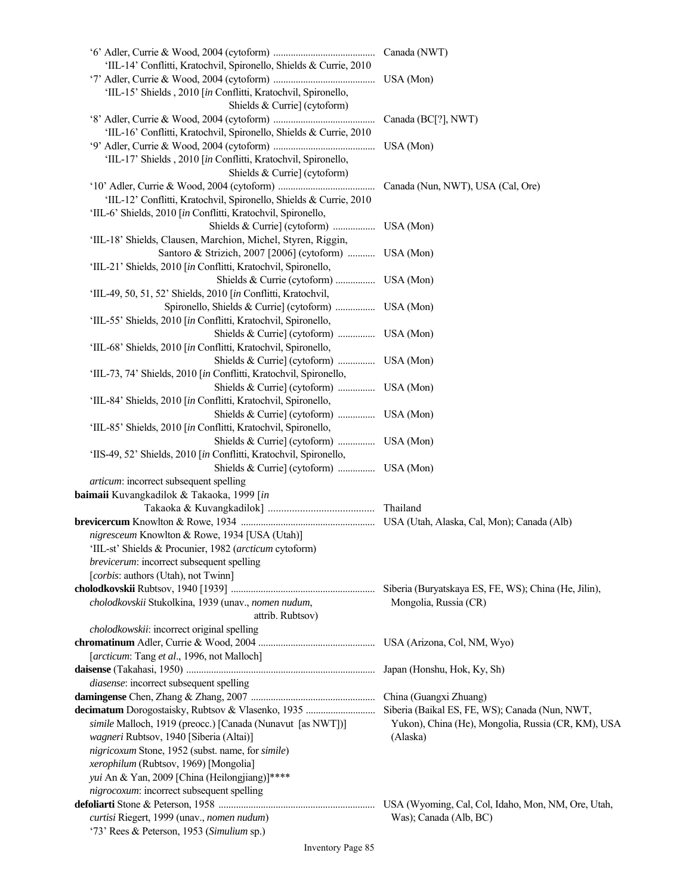'6' Adler, Currie & Wood, 2004 (cytoform) ........................................ Canada (NWT)
'IIL-14' Conflitti, Kratochvil, Spironello, Shields & Currie, 2010

'7' Adler, Currie & Wood, 2004 (cytoform) ........................................ USA (Mon)
'IIL-15' Shields , 2010 [*in* Conflitti, Kratochvil, Spironello, Shields & Currie] (cytoform)

'8' Adler, Currie & Wood, 2004 (cytoform) ........................................ Canada (BC[?], NWT)
'IIL-16' Conflitti, Kratochvil, Spironello, Shields & Currie, 2010

'9' Adler, Currie & Wood, 2004 (cytoform) ........................................ USA (Mon)
'IIL-17' Shields , 2010 [*in* Conflitti, Kratochvil, Spironello, Shields & Currie] (cytoform)

'10' Adler, Currie & Wood, 2004 (cytoform) ...................................... Canada (Nun, NWT), USA (Cal, Ore)
'IIL-12' Conflitti, Kratochvil, Spironello, Shields & Currie, 2010

'IIL-6' Shields, 2010 [*in* Conflitti, Kratochvil, Spironello, Shields & Currie] (cytoform) ................ USA (Mon)

'IIL-18' Shields, Clausen, Marchion, Michel, Styren, Riggin, Santoro & Strizich, 2007 [2006] (cytoform) ........... USA (Mon)

'IIL-21' Shields, 2010 [*in* Conflitti, Kratochvil, Spironello, Shields & Currie (cytoform) ................ USA (Mon)

'IIL-49, 50, 51, 52' Shields, 2010 [*in* Conflitti, Kratochvil, Spironello, Shields & Currie] (cytoform) ................ USA (Mon)

'IIL-55' Shields, 2010 [*in* Conflitti, Kratochvil, Spironello, Shields & Currie] (cytoform) .............. USA (Mon)

'IIL-68' Shields, 2010 [*in* Conflitti, Kratochvil, Spironello, Shields & Currie] (cytoform) .............. USA (Mon)

'IIL-73, 74' Shields, 2010 [*in* Conflitti, Kratochvil, Spironello, Shields & Currie] (cytoform) .............. USA (Mon)

'IIL-84' Shields, 2010 [*in* Conflitti, Kratochvil, Spironello, Shields & Currie] (cytoform) .............. USA (Mon)

'IIL-85' Shields, 2010 [*in* Conflitti, Kratochvil, Spironello, Shields & Currie] (cytoform) .............. USA (Mon)

'IIS-49, 52' Shields, 2010 [*in* Conflitti, Kratochvil, Spironello, Shields & Currie] (cytoform) .............. USA (Mon)

*articum*: incorrect subsequent spelling

**baimaii** Kuvangkadilok & Takaoka, 1999 [*in* Takaoka & Kuvangkadilok] ........................................ Thailand

**brevicercum** Knowlton & Rowe, 1934 ..................................................... USA (Utah, Alaska, Cal, Mon); Canada (Alb)
*nigresceum* Knowlton & Rowe, 1934 [USA (Utah)]
'IIL-st' Shields & Procunier, 1982 (*arcticum* cytoform)
*brevicerum*: incorrect subsequent spelling
[*corbis*: authors (Utah), not Twinn]

**cholodkovskii** Rubtsov, 1940 [1939] ......................................................... Siberia (Buryatskaya ES, FE, WS); China (He, Jilin), Mongolia, Russia (CR)
*cholodkovskii* Stukolkina, 1939 (unav., *nomen nudum*, attrib. Rubtsov)
*cholodkowskii*: incorrect original spelling

**chromatinum** Adler, Currie & Wood, 2004 .............................................. USA (Arizona, Col, NM, Wyo)
[*arcticum*: Tang *et al*., 1996, not Malloch]

**daisense** (Takahasi, 1950) .......................................................................... Japan (Honshu, Hok, Ky, Sh)
*diasense*: incorrect subsequent spelling

**damingense** Chen, Zhang & Zhang, 2007 ................................................. China (Guangxi Zhuang)

**decimatum** Dorogostaisky, Rubtsov & Vlasenko, 1935 ........................... Siberia (Baikal ES, FE, WS); Canada (Nun, NWT, Yukon), China (He), Mongolia, Russia (CR, KM), USA (Alaska)
*simile* Malloch, 1919 (preocc.) [Canada (Nunavut [as NWT])]
*wagneri* Rubtsov, 1940 [Siberia (Altai)]
*nigricoxum* Stone, 1952 (subst. name, for *simile*)
*xerophilum* (Rubtsov, 1969) [Mongolia]
*yui* An & Yan, 2009 [China (Heilongjiang)]****
*nigrocoxum*: incorrect subsequent spelling

**defoliarti** Stone & Peterson, 1958 .............................................................. USA (Wyoming, Cal, Col, Idaho, Mon, NM, Ore, Utah, Was); Canada (Alb, BC)
*curtisi* Riegert, 1999 (unav., *nomen nudum*)
'73' Rees & Peterson, 1953 (*Simulium* sp.)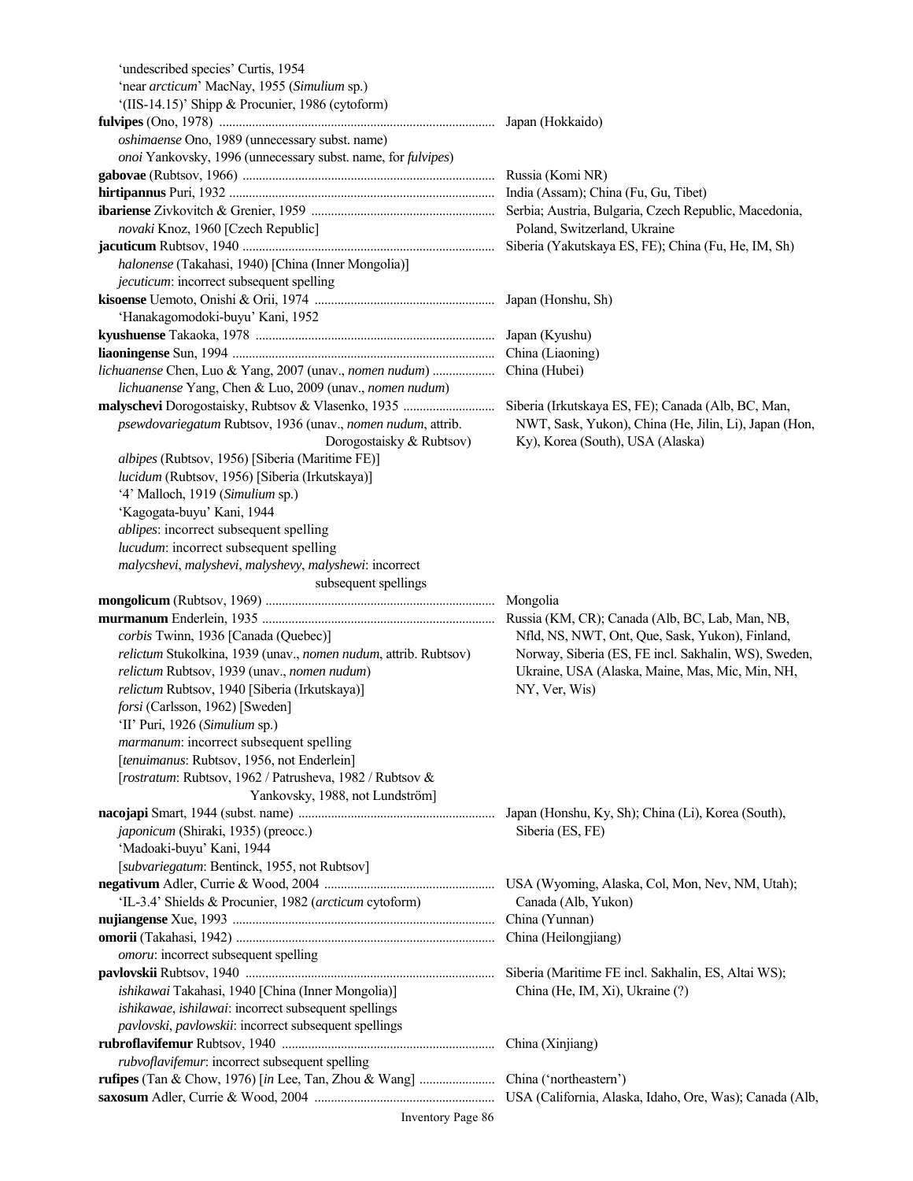'undescribed species' Curtis, 1954
'near *arcticum*' MacNay, 1955 (*Simulium* sp.)
'(IIS-14.15)' Shipp & Procunier, 1986 (cytoform)

**fulvipes** (Ono, 1978) ........ Japan (Hokkaido)
*oshimaense* Ono, 1989 (unnecessary subst. name)
*onoi* Yankovsky, 1996 (unnecessary subst. name, for *fulvipes*)

**gabovae** (Rubtsov, 1966) ........ Russia (Komi NR)

**hirtipannus** Puri, 1932 ........ India (Assam); China (Fu, Gu, Tibet)

**ibariense** Zivkovitch & Grenier, 1959 ........ Serbia; Austria, Bulgaria, Czech Republic, Macedonia, Poland, Switzerland, Ukraine
*novaki* Knoz, 1960 [Czech Republic]

**jacuticum** Rubtsov, 1940 ........ Siberia (Yakutskaya ES, FE); China (Fu, He, IM, Sh)
*halonense* (Takahasi, 1940) [China (Inner Mongolia)]
*jecuticum*: incorrect subsequent spelling

**kisoense** Uemoto, Onishi & Orii, 1974 ........ Japan (Honshu, Sh)
'Hanakagomodoki-buyu' Kani, 1952

**kyushuense** Takaoka, 1978 ........ Japan (Kyushu)

**liaoningense** Sun, 1994 ........ China (Liaoning)

*lichuanense* Chen, Luo & Yang, 2007 (unav., *nomen nudum*) ........ China (Hubei)
*lichuanense* Yang, Chen & Luo, 2009 (unav., *nomen nudum*)

**malyschevi** Dorogostaisky, Rubtsov & Vlasenko, 1935 ........ Siberia (Irkutskaya ES, FE); Canada (Alb, BC, Man, NWT, Sask, Yukon), China (He, Jilin, Li), Japan (Hon, Ky), Korea (South), USA (Alaska)
*pseudovariegatum* Rubtsov, 1936 (unav., *nomen nudum*, attrib. Dorogostaisky & Rubtsov)
*albipes* (Rubtsov, 1956) [Siberia (Maritime FE)]
*lucidum* (Rubtsov, 1956) [Siberia (Irkutskaya)]
'4' Malloch, 1919 (*Simulium* sp.)
'Kagogata-buyu' Kani, 1944
*ablipes*: incorrect subsequent spelling
*lucudum*: incorrect subsequent spelling
*malycshevi*, *malyshevi*, *malyshevy*, *malyshewi*: incorrect subsequent spellings

**mongolicum** (Rubtsov, 1969) ........ Mongolia

**murmanum** Enderlein, 1935 ........ Russia (KM, CR); Canada (Alb, BC, Lab, Man, NB, Nfld, NS, NWT, Ont, Que, Sask, Yukon), Finland, Norway, Siberia (ES, FE incl. Sakhalin, WS), Sweden, Ukraine, USA (Alaska, Maine, Mas, Mic, Min, NH, NY, Ver, Wis)
*corbis* Twinn, 1936 [Canada (Quebec)]
*relictum* Stukolkina, 1939 (unav., *nomen nudum*, attrib. Rubtsov)
*relictum* Rubtsov, 1939 (unav., *nomen nudum*)
*relictum* Rubtsov, 1940 [Siberia (Irkutskaya)]
*forsi* (Carlsson, 1962) [Sweden]
'II' Puri, 1926 (*Simulium* sp.)
*marmanum*: incorrect subsequent spelling
[*tenuimanus*: Rubtsov, 1956, not Enderlein]
[*rostratum*: Rubtsov, 1962 / Patrusheva, 1982 / Rubtsov & Yankovsky, 1988, not Lundström]

**nacojapi** Smart, 1944 (subst. name) ........ Japan (Honshu, Ky, Sh); China (Li), Korea (South), Siberia (ES, FE)
*japonicum* (Shiraki, 1935) (preocc.)
'Madoaki-buyu' Kani, 1944
[*subvariegatum*: Bentinck, 1955, not Rubtsov]

**negativum** Adler, Currie & Wood, 2004 ........ USA (Wyoming, Alaska, Col, Mon, Nev, NM, Utah); Canada (Alb, Yukon)
'IL-3.4' Shields & Procunier, 1982 (*arcticum* cytoform)

**nujiangense** Xue, 1993 ........ China (Yunnan)

**omorii** (Takahasi, 1942) ........ China (Heilongjiang)
*omoru*: incorrect subsequent spelling

**pavlovskii** Rubtsov, 1940 ........ Siberia (Maritime FE incl. Sakhalin, ES, Altai WS); China (He, IM, Xi), Ukraine (?)
*ishikawai* Takahasi, 1940 [China (Inner Mongolia)]
*ishikawae*, *ishilawai*: incorrect subsequent spellings
*pavlovski*, *pavlowskii*: incorrect subsequent spellings

**rubroflavifemur** Rubtsov, 1940 ........ China (Xinjiang)
*rubvoflavifemur*: incorrect subsequent spelling

**rufipes** (Tan & Chow, 1976) [*in* Lee, Tan, Zhou & Wang] ........ China ('northeastern')

**saxosum** Adler, Currie & Wood, 2004 ........ USA (California, Alaska, Idaho, Ore, Was); Canada (Alb,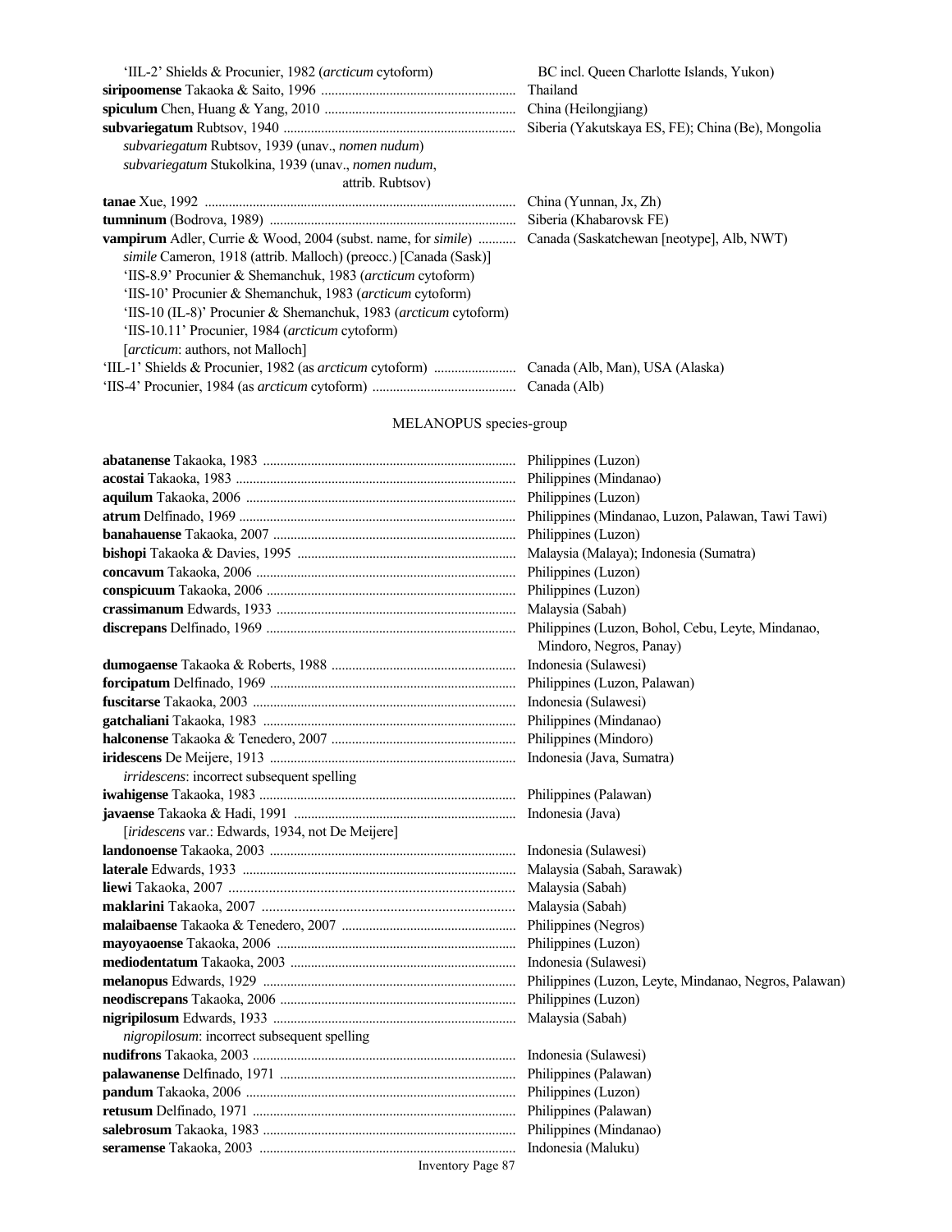'IIL-2' Shields & Procunier, 1982 (*arcticum* cytoform) — BC incl. Queen Charlotte Islands, Yukon)
**siripoomense** Takaoka & Saito, 1996 — Thailand
**spiculum** Chen, Huang & Yang, 2010 — China (Heilongjiang)
**subvariegatum** Rubtsov, 1940 — Siberia (Yakutskaya ES, FE); China (Be), Mongolia
*subvariegatum* Rubtsov, 1939 (unav., *nomen nudum*)
*subvariegatum* Stukolkina, 1939 (unav., *nomen nudum*, attrib. Rubtsov)
**tanae** Xue, 1992 — China (Yunnan, Jx, Zh)
**tumninum** (Bodrova, 1989) — Siberia (Khabarovsk FE)
**vampirum** Adler, Currie & Wood, 2004 (subst. name, for *simile*) — Canada (Saskatchewan [neotype], Alb, NWT)
*simile* Cameron, 1918 (attrib. Malloch) (preocc.) [Canada (Sask)]
'IIS-8.9' Procunier & Shemanchuk, 1983 (*arcticum* cytoform)
'IIS-10' Procunier & Shemanchuk, 1983 (*arcticum* cytoform)
'IIS-10 (IL-8)' Procunier & Shemanchuk, 1983 (*arcticum* cytoform)
'IIS-10.11' Procunier, 1984 (*arcticum* cytoform)
[*arcticum*: authors, not Malloch]
'IIL-1' Shields & Procunier, 1982 (as *arcticum* cytoform) — Canada (Alb, Man), USA (Alaska)
'IIS-4' Procunier, 1984 (as *arcticum* cytoform) — Canada (Alb)

## MELANOPUS species-group

**abatanense** Takaoka, 1983 — Philippines (Luzon)
**acostai** Takaoka, 1983 — Philippines (Mindanao)
**aquilum** Takaoka, 2006 — Philippines (Luzon)
**atrum** Delfinado, 1969 — Philippines (Mindanao, Luzon, Palawan, Tawi Tawi)
**banahauense** Takaoka, 2007 — Philippines (Luzon)
**bishopi** Takaoka & Davies, 1995 — Malaysia (Malaya); Indonesia (Sumatra)
**concavum** Takaoka, 2006 — Philippines (Luzon)
**conspicuum** Takaoka, 2006 — Philippines (Luzon)
**crassimanum** Edwards, 1933 — Malaysia (Sabah)
**discrepans** Delfinado, 1969 — Philippines (Luzon, Bohol, Cebu, Leyte, Mindanao, Mindoro, Negros, Panay)
**dumogaense** Takaoka & Roberts, 1988 — Indonesia (Sulawesi)
**forcipatum** Delfinado, 1969 — Philippines (Luzon, Palawan)
**fuscitarse** Takaoka, 2003 — Indonesia (Sulawesi)
**gatchaliani** Takaoka, 1983 — Philippines (Mindanao)
**halconense** Takaoka & Tenedero, 2007 — Philippines (Mindoro)
**iridescens** De Meijere, 1913 — Indonesia (Java, Sumatra)
*irridescens*: incorrect subsequent spelling
**iwahigense** Takaoka, 1983 — Philippines (Palawan)
**javaense** Takaoka & Hadi, 1991 — Indonesia (Java)
[*iridescens* var.: Edwards, 1934, not De Meijere]
**landonoense** Takaoka, 2003 — Indonesia (Sulawesi)
**laterale** Edwards, 1933 — Malaysia (Sabah, Sarawak)
**liewi** Takaoka, 2007 — Malaysia (Sabah)
**maklarini** Takaoka, 2007 — Malaysia (Sabah)
**malaibaense** Takaoka & Tenedero, 2007 — Philippines (Negros)
**mayoyaoense** Takaoka, 2006 — Philippines (Luzon)
**mediodentatum** Takaoka, 2003 — Indonesia (Sulawesi)
**melanopus** Edwards, 1929 — Philippines (Luzon, Leyte, Mindanao, Negros, Palawan)
**neodiscrepans** Takaoka, 2006 — Philippines (Luzon)
**nigripilosum** Edwards, 1933 — Malaysia (Sabah)
*nigropilosum*: incorrect subsequent spelling
**nudifrons** Takaoka, 2003 — Indonesia (Sulawesi)
**palawanense** Delfinado, 1971 — Philippines (Palawan)
**pandum** Takaoka, 2006 — Philippines (Luzon)
**retusum** Delfinado, 1971 — Philippines (Palawan)
**salebrosum** Takaoka, 1983 — Philippines (Mindanao)
**seramense** Takaoka, 2003 — Indonesia (Maluku)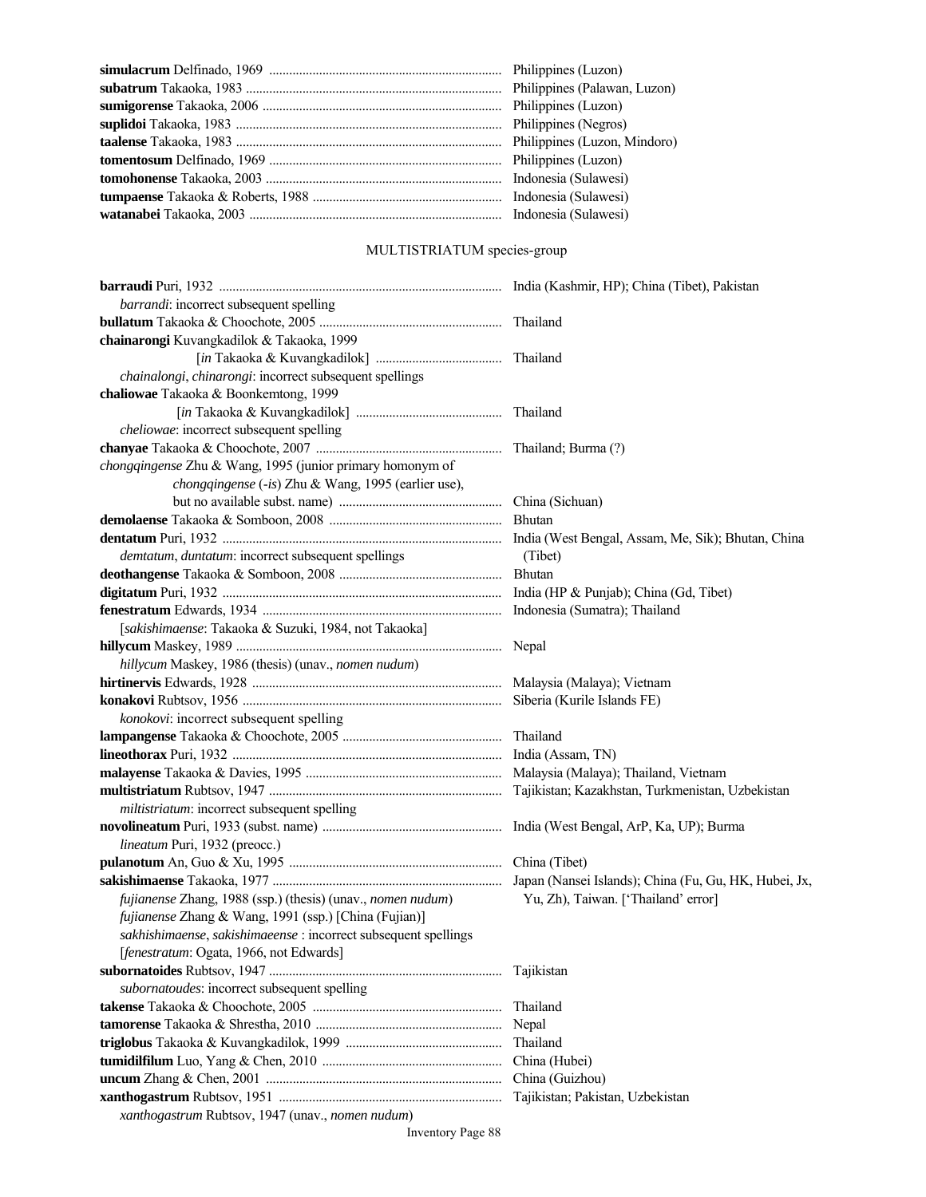**simulacrum** Delfinado, 1969 ..................................................................... Philippines (Luzon)
**subatrum** Takaoka, 1983 ............................................................................ Philippines (Palawan, Luzon)
**sumigorense** Takaoka, 2006 ....................................................................... Philippines (Luzon)
**suplidoi** Takaoka, 1983 .............................................................................. Philippines (Negros)
**taalense** Takaoka, 1983 .............................................................................. Philippines (Luzon, Mindoro)
**tomentosum** Delfinado, 1969 ..................................................................... Philippines (Luzon)
**tomohonense** Takaoka, 2003 ...................................................................... Indonesia (Sulawesi)
**tumpaense** Takaoka & Roberts, 1988 ........................................................ Indonesia (Sulawesi)
**watanabei** Takaoka, 2003 ........................................................................... Indonesia (Sulawesi)

MULTISTRIATUM species-group

**barraudi** Puri, 1932 .................................................................................... India (Kashmir, HP); China (Tibet), Pakistan
*barrandi*: incorrect subsequent spelling
**bullatum** Takaoka & Choochote, 2005 ...................................................... Thailand
**chainarongi** Kuvangkadilok & Takaoka, 1999
[*in* Takaoka & Kuvangkadilok] ...................................... Thailand
*chainalongi*, *chinarongi*: incorrect subsequent spellings
**chaliowae** Takaoka & Boonkemtong, 1999
[*in* Takaoka & Kuvangkadilok] ........................................... Thailand
*cheliowae*: incorrect subsequent spelling
**chanyae** Takaoka & Choochote, 2007 ....................................................... Thailand; Burma (?)
*chongqingense* Zhu & Wang, 1995 (junior primary homonym of
*chongqingense* (-*is*) Zhu & Wang, 1995 (earlier use),
but no available subst. name) ................................................ China (Sichuan)
**demolaense** Takaoka & Somboon, 2008 ................................................... Bhutan
**dentatum** Puri, 1932 ................................................................................... India (West Bengal, Assam, Me, Sik); Bhutan, China (Tibet)
*demtatum*, *duntatum*: incorrect subsequent spellings
**deothangense** Takaoka & Somboon, 2008 ................................................ Bhutan
**digitatum** Puri, 1932 .................................................................................. India (HP & Punjab); China (Gd, Tibet)
**fenestratum** Edwards, 1934 ....................................................................... Indonesia (Sumatra); Thailand
[*sakishimaense*: Takaoka & Suzuki, 1984, not Takaoka]
**hillycum** Maskey, 1989 ............................................................................... Nepal
*hillycum* Maskey, 1986 (thesis) (unav., *nomen nudum*)
**hirtinervis** Edwards, 1928 ......................................................................... Malaysia (Malaya); Vietnam
**konakovi** Rubtsov, 1956 ............................................................................ Siberia (Kurile Islands FE)
*konokovi*: incorrect subsequent spelling
**lampangense** Takaoka & Choochote, 2005 ............................................... Thailand
**lineothorax** Puri, 1932 ................................................................................ India (Assam, TN)
**malayense** Takaoka & Davies, 1995 .......................................................... Malaysia (Malaya); Thailand, Vietnam
**multistriatum** Rubtsov, 1947 ..................................................................... Tajikistan; Kazakhstan, Turkmenistan, Uzbekistan
*miltistriatum*: incorrect subsequent spelling
**novolineatum** Puri, 1933 (subst. name) ..................................................... India (West Bengal, ArP, Ka, UP); Burma
*lineatum* Puri, 1932 (preocc.)
**pulanotum** An, Guo & Xu, 1995 ............................................................... China (Tibet)
**sakishimaense** Takaoka, 1977 .................................................................... Japan (Nansei Islands); China (Fu, Gu, HK, Hubei, Jx, Yu, Zh), Taiwan. ['Thailand' error]
*fujianense* Zhang, 1988 (ssp.) (thesis) (unav., *nomen nudum*)
*fujianense* Zhang & Wang, 1991 (ssp.) [China (Fujian)]
*sakhishimaense*, *sakishimaeense* : incorrect subsequent spellings
[*fenestratum*: Ogata, 1966, not Edwards]
**subornatoides** Rubtsov, 1947 ..................................................................... Tajikistan
*subornatoudes*: incorrect subsequent spelling
**takense** Takaoka & Choochote, 2005 ........................................................ Thailand
**tamorense** Takaoka & Shrestha, 2010 ....................................................... Nepal
**triglobus** Takaoka & Kuvangkadilok, 1999 .............................................. Thailand
**tumidilfilum** Luo, Yang & Chen, 2010 ..................................................... China (Hubei)
**uncum** Zhang & Chen, 2001 ...................................................................... China (Guizhou)
**xanthogastrum** Rubtsov, 1951 .................................................................. Tajikistan; Pakistan, Uzbekistan
*xanthogastrum* Rubtsov, 1947 (unav., *nomen nudum*)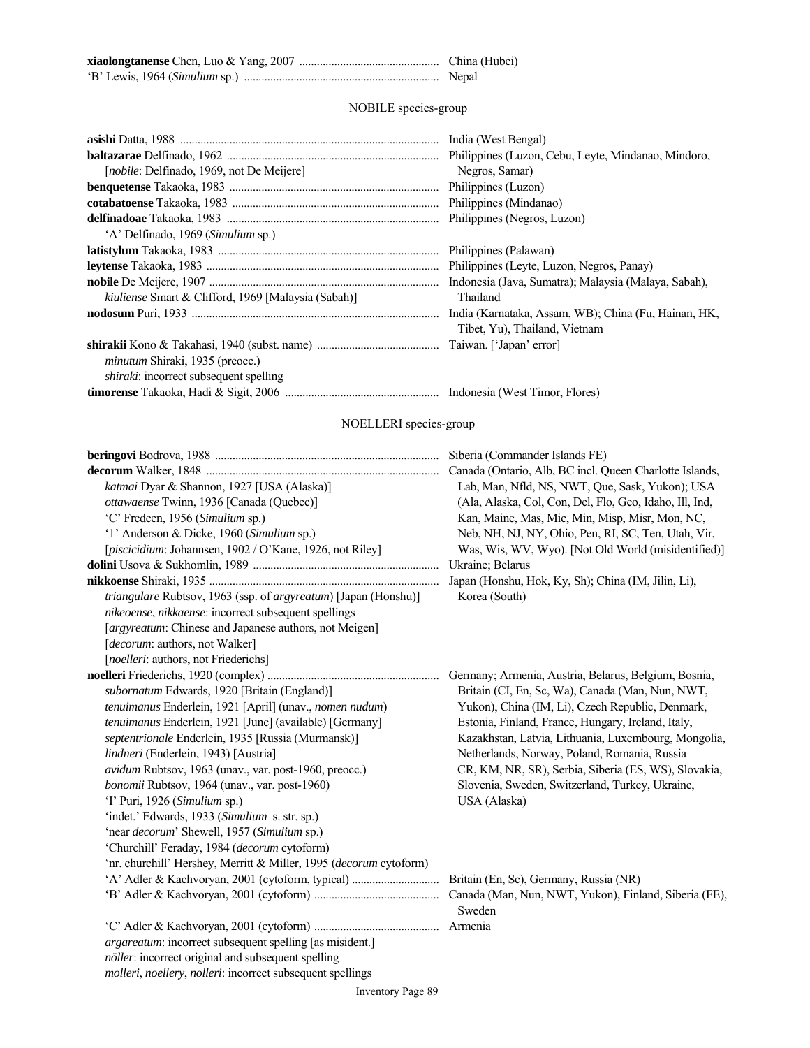**xiaolongtanense** Chen, Luo & Yang, 2007 ............................................... China (Hubei)
'B' Lewis, 1964 (*Simulium* sp.) .................................................................. Nepal

NOBILE species-group

**asishi** Datta, 1988 ........................................................................ India (West Bengal)

**baltazarae** Delfinado, 1962 ........................................................ Philippines (Luzon, Cebu, Leyte, Mindanao, Mindoro, Negros, Samar)
[*nobile*: Delfinado, 1969, not De Meijere]

**benquetense** Takaoka, 1983 ....................................................... Philippines (Luzon)

**cotabatoense** Takaoka, 1983 ...................................................... Philippines (Mindanao)

**delfinadoae** Takaoka, 1983 ........................................................ Philippines (Negros, Luzon)
'A' Delfinado, 1969 (*Simulium* sp.)

**latistylum** Takaoka, 1983 ........................................................... Philippines (Palawan)

**leytense** Takaoka, 1983 ............................................................... Philippines (Leyte, Luzon, Negros, Panay)

**nobile** De Meijere, 1907 .............................................................. Indonesia (Java, Sumatra); Malaysia (Malaya, Sabah), Thailand
*kiuliense* Smart & Clifford, 1969 [Malaysia (Sabah)]

**nodosum** Puri, 1933 .................................................................... India (Karnataka, Assam, WB); China (Fu, Hainan, HK, Tibet, Yu), Thailand, Vietnam

**shirakii** Kono & Takahasi, 1940 (subst. name) ......................................... Taiwan. ['Japan' error]
*minutum* Shiraki, 1935 (preocc.)
*shiraki*: incorrect subsequent spelling

**timorense** Takaoka, Hadi & Sigit, 2006 .................................................... Indonesia (West Timor, Flores)

NOELLERI species-group

**beringovi** Bodrova, 1988 ............................................................ Siberia (Commander Islands FE)

**decorum** Walker, 1848 ............................................................... Canada (Ontario, Alb, BC incl. Queen Charlotte Islands, Lab, Man, Nfld, NS, NWT, Que, Sask, Yukon); USA (Ala, Alaska, Col, Con, Del, Flo, Geo, Idaho, Ill, Ind, Kan, Maine, Mas, Mic, Min, Misp, Misr, Mon, NC, Neb, NH, NJ, NY, Ohio, Pen, RI, SC, Ten, Utah, Vir, Was, Wis, WV, Wyo). [Not Old World (misidentified)]
*katmai* Dyar & Shannon, 1927 [USA (Alaska)]
*ottawaense* Twinn, 1936 [Canada (Quebec)]
'C' Fredeen, 1956 (*Simulium* sp.)
'1' Anderson & Dicke, 1960 (*Simulium* sp.)
[*piscicidium*: Johannsen, 1902 / O'Kane, 1926, not Riley]

**dolini** Usova & Sukhomlin, 1989 ............................................................. Ukraine; Belarus

**nikkoense** Shiraki, 1935 ............................................................. Japan (Honshu, Hok, Ky, Sh); China (IM, Jilin, Li), Korea (South)
*triangulare* Rubtsov, 1963 (ssp. of *argyreatum*) [Japan (Honshu)]
*nikeoense*, *nikkaense*: incorrect subsequent spellings
[*argyreatum*: Chinese and Japanese authors, not Meigen]
[*decorum*: authors, not Walker]
[*noelleri*: authors, not Friederichs]

**noelleri** Friederichs, 1920 (complex) .......................................................... Germany; Armenia, Austria, Belarus, Belgium, Bosnia, Britain (CI, En, Sc, Wa), Canada (Man, Nun, NWT, Yukon), China (IM, Li), Czech Republic, Denmark, Estonia, Finland, France, Hungary, Ireland, Italy, Kazakhstan, Latvia, Lithuania, Luxembourg, Mongolia, Netherlands, Norway, Poland, Romania, Russia CR, KM, NR, SR), Serbia, Siberia (ES, WS), Slovakia, Slovenia, Sweden, Switzerland, Turkey, Ukraine, USA (Alaska)
*subornatum* Edwards, 1920 [Britain (England)]
*tenuimanus* Enderlein, 1921 [April] (unav., *nomen nudum*)
*tenuimanus* Enderlein, 1921 [June] (available) [Germany]
*septentrionale* Enderlein, 1935 [Russia (Murmansk)]
*lindneri* (Enderlein, 1943) [Austria]
*avidum* Rubtsov, 1963 (unav., var. post-1960, preocc.)
*bonomii* Rubtsov, 1964 (unav., var. post-1960)
'I' Puri, 1926 (*Simulium* sp.)
'indet.' Edwards, 1933 (*Simulium* s. str. sp.)
'near *decorum*' Shewell, 1957 (*Simulium* sp.)
'Churchill' Feraday, 1984 (*decorum* cytoform)
'nr. churchill' Hershey, Merritt & Miller, 1995 (*decorum* cytoform)
'A' Adler & Kachvoryan, 2001 (cytoform, typical) ............................. Britain (En, Sc), Germany, Russia (NR)
'B' Adler & Kachvoryan, 2001 (cytoform) .......................................... Canada (Man, Nun, NWT, Yukon), Finland, Siberia (FE), Sweden
'C' Adler & Kachvoryan, 2001 (cytoform) .......................................... Armenia
*argareatum*: incorrect subsequent spelling [as misident.]
*nöller*: incorrect original and subsequent spelling
*molleri*, *noellery*, *nolleri*: incorrect subsequent spellings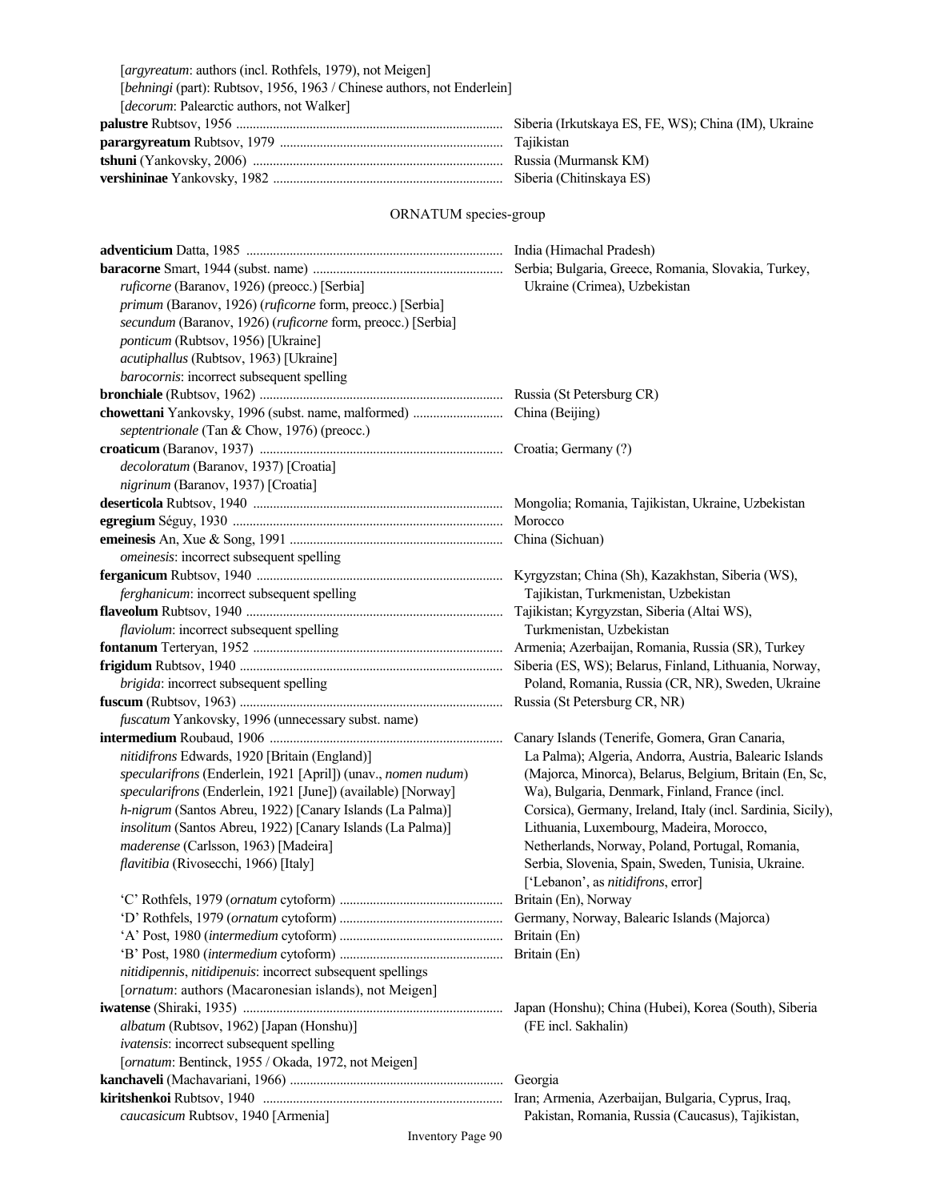[*argyreatum*: authors (incl. Rothfels, 1979), not Meigen]
[*behningi* (part): Rubtsov, 1956, 1963 / Chinese authors, not Enderlein]
[*decorum*: Palearctic authors, not Walker]

| | |
|---|---|
| **palustre** Rubtsov, 1956 | Siberia (Irkutskaya ES, FE, WS); China (IM), Ukraine |
| **parargyreatum** Rubtsov, 1979 | Tajikistan |
| **tshuni** (Yankovsky, 2006) | Russia (Murmansk KM) |
| **vershininae** Yankovsky, 1982 | Siberia (Chitinskaya ES) |

ORNATUM species-group

| | |
|---|---|
| **adventicium** Datta, 1985 | India (Himachal Pradesh) |
| **baracorne** Smart, 1944 (subst. name) | Serbia; Bulgaria, Greece, Romania, Slovakia, Turkey, Ukraine (Crimea), Uzbekistan |
| *ruficorne* (Baranov, 1926) (preocc.) [Serbia] | |
| *primum* (Baranov, 1926) (*ruficorne* form, preocc.) [Serbia] | |
| *secundum* (Baranov, 1926) (*ruficorne* form, preocc.) [Serbia] | |
| *ponticum* (Rubtsov, 1956) [Ukraine] | |
| *acutiphallus* (Rubtsov, 1963) [Ukraine] | |
| *barocornis*: incorrect subsequent spelling | |
| **bronchiale** (Rubtsov, 1962) | Russia (St Petersburg CR) |
| **chowettani** Yankovsky, 1996 (subst. name, malformed) | China (Beijing) |
| *septentrionale* (Tan & Chow, 1976) (preocc.) | |
| **croaticum** (Baranov, 1937) | Croatia; Germany (?) |
| *decoloratum* (Baranov, 1937) [Croatia] | |
| *nigrinum* (Baranov, 1937) [Croatia] | |
| **deserticola** Rubtsov, 1940 | Mongolia; Romania, Tajikistan, Ukraine, Uzbekistan |
| **egregium** Séguy, 1930 | Morocco |
| **emeinesis** An, Xue & Song, 1991 | China (Sichuan) |
| *omeinesis*: incorrect subsequent spelling | |
| **ferganicum** Rubtsov, 1940 | Kyrgyzstan; China (Sh), Kazakhstan, Siberia (WS), Tajikistan, Turkmenistan, Uzbekistan |
| *ferghanicum*: incorrect subsequent spelling | |
| **flaveolum** Rubtsov, 1940 | Tajikistan; Kyrgyzstan, Siberia (Altai WS), Turkmenistan, Uzbekistan |
| *flaviolum*: incorrect subsequent spelling | |
| **fontanum** Terteryan, 1952 | Armenia; Azerbaijan, Romania, Russia (SR), Turkey |
| **frigidum** Rubtsov, 1940 | Siberia (ES, WS); Belarus, Finland, Lithuania, Norway, Poland, Romania, Russia (CR, NR), Sweden, Ukraine |
| *brigida*: incorrect subsequent spelling | |
| **fuscum** (Rubtsov, 1963) | Russia (St Petersburg CR, NR) |
| *fuscatum* Yankovsky, 1996 (unnecessary subst. name) | |
| **intermedium** Roubaud, 1906 | Canary Islands (Tenerife, Gomera, Gran Canaria, La Palma); Algeria, Andorra, Austria, Balearic Islands (Majorca, Minorca), Belarus, Belgium, Britain (En, Sc, Wa), Bulgaria, Denmark, Finland, France (incl. Corsica), Germany, Ireland, Italy (incl. Sardinia, Sicily), Lithuania, Luxembourg, Madeira, Morocco, Netherlands, Norway, Poland, Portugal, Romania, Serbia, Slovenia, Spain, Sweden, Tunisia, Ukraine. ['Lebanon', as *nitidifrons*, error] |
| *nitidifrons* Edwards, 1920 [Britain (England)] | |
| *specularifrons* (Enderlein, 1921 [April]) (unav., *nomen nudum*) | |
| *specularifrons* (Enderlein, 1921 [June]) (available) [Norway] | |
| *h-nigrum* (Santos Abreu, 1922) [Canary Islands (La Palma)] | |
| *insolitum* (Santos Abreu, 1922) [Canary Islands (La Palma)] | |
| *maderense* (Carlsson, 1963) [Madeira] | |
| *flavitibia* (Rivosecchi, 1966) [Italy] | |
| 'C' Rothfels, 1979 (*ornatum* cytoform) | Britain (En), Norway |
| 'D' Rothfels, 1979 (*ornatum* cytoform) | Germany, Norway, Balearic Islands (Majorca) |
| 'A' Post, 1980 (*intermedium* cytoform) | Britain (En) |
| 'B' Post, 1980 (*intermedium* cytoform) | Britain (En) |
| *nitidipennis*, *nitidipenuis*: incorrect subsequent spellings | |
| [*ornatum*: authors (Macaronesian islands), not Meigen] | |
| **iwatense** (Shiraki, 1935) | Japan (Honshu); China (Hubei), Korea (South), Siberia (FE incl. Sakhalin) |
| *albatum* (Rubtsov, 1962) [Japan (Honshu)] | |
| *ivatensis*: incorrect subsequent spelling | |
| [*ornatum*: Bentinck, 1955 / Okada, 1972, not Meigen] | |
| **kanchaveli** (Machavariani, 1966) | Georgia |
| **kiritshenkoi** Rubtsov, 1940 | Iran; Armenia, Azerbaijan, Bulgaria, Cyprus, Iraq, Pakistan, Romania, Russia (Caucasus), Tajikistan, |
| *caucasicum* Rubtsov, 1940 [Armenia] | |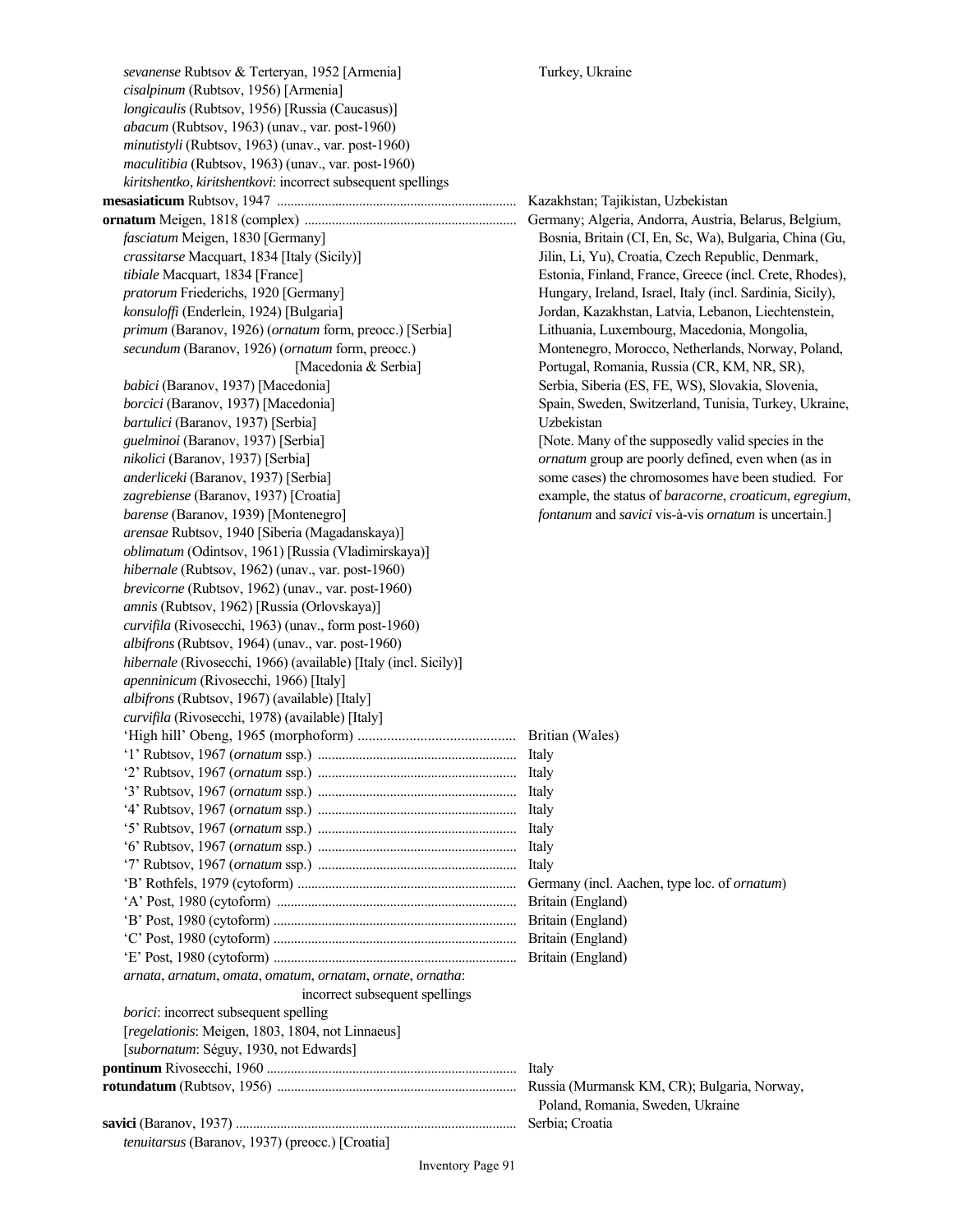*sevanense* Rubtsov & Terteryan, 1952 [Armenia] — Turkey, Ukraine
*cisalpinum* (Rubtsov, 1956) [Armenia]
*longicaulis* (Rubtsov, 1956) [Russia (Caucasus)]
*abacum* (Rubtsov, 1963) (unav., var. post-1960)
*minutistyli* (Rubtsov, 1963) (unav., var. post-1960)
*maculitibia* (Rubtsov, 1963) (unav., var. post-1960)
*kiritshentko*, *kiritshentkovi*: incorrect subsequent spellings

**mesasiaticum** Rubtsov, 1947 ..................... Kazakhstan; Tajikistan, Uzbekistan

**ornatum** Meigen, 1818 (complex) ..................... Germany; Algeria, Andorra, Austria, Belarus, Belgium, Bosnia, Britain (CI, En, Sc, Wa), Bulgaria, China (Gu, Jilin, Li, Yu), Croatia, Czech Republic, Denmark, Estonia, Finland, France, Greece (incl. Crete, Rhodes), Hungary, Ireland, Israel, Italy (incl. Sardinia, Sicily), Jordan, Kazakhstan, Latvia, Lebanon, Liechtenstein, Lithuania, Luxembourg, Macedonia, Mongolia, Montenegro, Morocco, Netherlands, Norway, Poland, Portugal, Romania, Russia (CR, KM, NR, SR), Serbia, Siberia (ES, FE, WS), Slovakia, Slovenia, Spain, Sweden, Switzerland, Tunisia, Turkey, Ukraine, Uzbekistan
[Note. Many of the supposedly valid species in the *ornatum* group are poorly defined, even when (as in some cases) the chromosomes have been studied. For example, the status of *baracorne*, *croaticum*, *egregium*, *fontanum* and *savici* vis-à-vis *ornatum* is uncertain.]

*fasciatum* Meigen, 1830 [Germany]
*crassitarse* Macquart, 1834 [Italy (Sicily)]
*tibiale* Macquart, 1834 [France]
*pratorum* Friederichs, 1920 [Germany]
*konsuloffi* (Enderlein, 1924) [Bulgaria]
*primum* (Baranov, 1926) (*ornatum* form, preocc.) [Serbia]
*secundum* (Baranov, 1926) (*ornatum* form, preocc.) [Macedonia & Serbia]
*babici* (Baranov, 1937) [Macedonia]
*borcici* (Baranov, 1937) [Macedonia]
*bartulici* (Baranov, 1937) [Serbia]
*guelminoi* (Baranov, 1937) [Serbia]
*nikolici* (Baranov, 1937) [Serbia]
*anderliceki* (Baranov, 1937) [Serbia]
*zagrebiense* (Baranov, 1937) [Croatia]
*barense* (Baranov, 1939) [Montenegro]
*arensae* Rubtsov, 1940 [Siberia (Magadanskaya)]
*oblimatum* (Odintsov, 1961) [Russia (Vladimirskaya)]
*hibernale* (Rubtsov, 1962) (unav., var. post-1960)
*brevicorne* (Rubtsov, 1962) (unav., var. post-1960)
*amnis* (Rubtsov, 1962) [Russia (Orlovskaya)]
*curvifila* (Rivosecchi, 1963) (unav., form post-1960)
*albifrons* (Rubtsov, 1964) (unav., var. post-1960)
*hibernale* (Rivosecchi, 1966) (available) [Italy (incl. Sicily)]
*apenninicum* (Rivosecchi, 1966) [Italy]
*albifrons* (Rubtsov, 1967) (available) [Italy]
*curvifila* (Rivosecchi, 1978) (available) [Italy]

'High hill' Obeng, 1965 (morphoform) ..................... Britian (Wales)
'1' Rubtsov, 1967 (*ornatum* ssp.) ..................... Italy
'2' Rubtsov, 1967 (*ornatum* ssp.) ..................... Italy
'3' Rubtsov, 1967 (*ornatum* ssp.) ..................... Italy
'4' Rubtsov, 1967 (*ornatum* ssp.) ..................... Italy
'5' Rubtsov, 1967 (*ornatum* ssp.) ..................... Italy
'6' Rubtsov, 1967 (*ornatum* ssp.) ..................... Italy
'7' Rubtsov, 1967 (*ornatum* ssp.) ..................... Italy
'B' Rothfels, 1979 (cytoform) ..................... Germany (incl. Aachen, type loc. of *ornatum*)
'A' Post, 1980 (cytoform) ..................... Britain (England)
'B' Post, 1980 (cytoform) ..................... Britain (England)
'C' Post, 1980 (cytoform) ..................... Britain (England)
'E' Post, 1980 (cytoform) ..................... Britain (England)

*arnata*, *arnatum*, *omata*, *omatum*, *ornatam*, *ornate*, *ornatha*: incorrect subsequent spellings
*borici*: incorrect subsequent spelling
[*regelationis*: Meigen, 1803, 1804, not Linnaeus]
[*subornatum*: Séguy, 1930, not Edwards]

**pontinum** Rivosecchi, 1960 ..................... Italy

**rotundatum** (Rubtsov, 1956) ..................... Russia (Murmansk KM, CR); Bulgaria, Norway, Poland, Romania, Sweden, Ukraine

**savici** (Baranov, 1937) ..................... Serbia; Croatia
*tenuitarsus* (Baranov, 1937) (preocc.) [Croatia]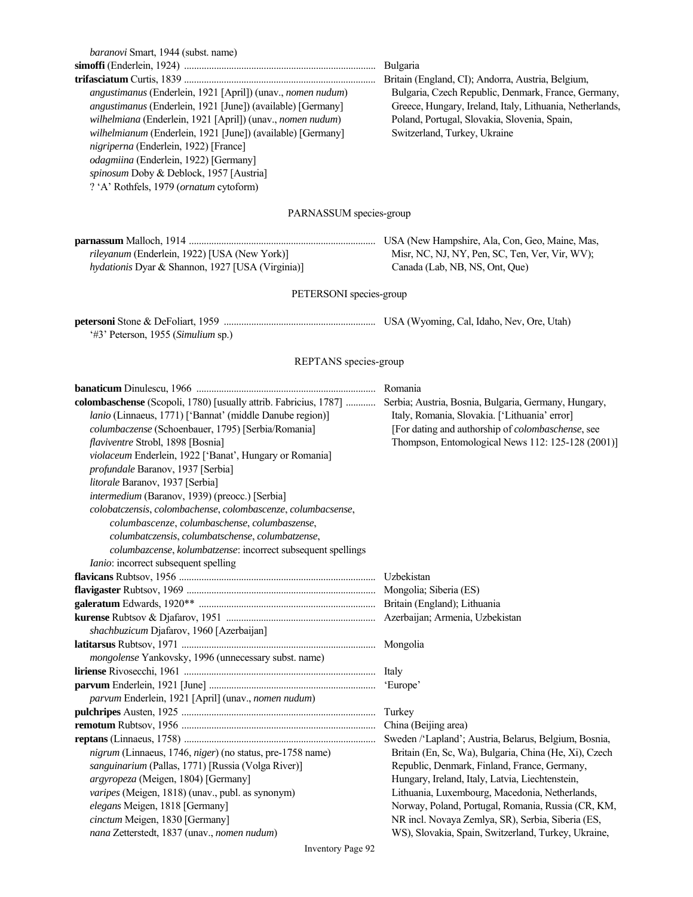*baranovi* Smart, 1944 (subst. name)

**simoffi** (Enderlein, 1924) ............................................................................ Bulgaria

**trifasciatum** Curtis, 1839 ............................................................................ Britain (England, CI); Andorra, Austria, Belgium, Bulgaria, Czech Republic, Denmark, France, Germany, Greece, Hungary, Ireland, Italy, Lithuania, Netherlands, Poland, Portugal, Slovakia, Slovenia, Spain, Switzerland, Turkey, Ukraine

- *angustimanus* (Enderlein, 1921 [April]) (unav., *nomen nudum*)
- *angustimanus* (Enderlein, 1921 [June]) (available) [Germany]
- *wilhelmiana* (Enderlein, 1921 [April]) (unav., *nomen nudum*)
- *wilhelmianum* (Enderlein, 1921 [June]) (available) [Germany]
- *nigriperna* (Enderlein, 1922) [France]
- *odagmiina* (Enderlein, 1922) [Germany]
- *spinosum* Doby & Deblock, 1957 [Austria]
- ? 'A' Rothfels, 1979 (*ornatum* cytoform)

## PARNASSUM species-group

**parnassum** Malloch, 1914 ............................................................................ USA (New Hampshire, Ala, Con, Geo, Maine, Mas, Misr, NC, NJ, NY, Pen, SC, Ten, Ver, Vir, WV); Canada (Lab, NB, NS, Ont, Que)

- *rileyanum* (Enderlein, 1922) [USA (New York)]
- *hydationis* Dyar & Shannon, 1927 [USA (Virginia)]

## PETERSONI species-group

**petersoni** Stone & DeFoliart, 1959 ............................................................ USA (Wyoming, Cal, Idaho, Nev, Ore, Utah)

- '#3' Peterson, 1955 (*Simulium* sp.)

## REPTANS species-group

**banaticum** Dinulescu, 1966 ....................................................................... Romania

**colombaschense** (Scopoli, 1780) [usually attrib. Fabricius, 1787] ............ Serbia; Austria, Bosnia, Bulgaria, Germany, Hungary, Italy, Romania, Slovakia. ['Lithuania' error] [For dating and authorship of *colombaschense*, see Thompson, Entomological News 112: 125-128 (2001)]

- *lanio* (Linnaeus, 1771) ['Bannat' (middle Danube region)]
- *columbaczense* (Schoenbauer, 1795) [Serbia/Romania]
- *flaviventre* Strobl, 1898 [Bosnia]
- *violaceum* Enderlein, 1922 ['Banat', Hungary or Romania]
- *profundale* Baranov, 1937 [Serbia]
- *litorale* Baranov, 1937 [Serbia]
- *intermedium* (Baranov, 1939) (preocc.) [Serbia]
- *colobatczensis*, *colombachense*, *colombascenze*, *columbacsense*, *columbascenze*, *columbaschense*, *columbaszense*, *columbatczensis*, *columbatschense*, *columbatzense*, *columbazcense*, *kolumbatzense*: incorrect subsequent spellings
- *Ianio*: incorrect subsequent spelling

**flavicans** Rubtsov, 1956 ............................................................................ Uzbekistan

**flavigaster** Rubtsov, 1969 .......................................................................... Mongolia; Siberia (ES)

**galeratum** Edwards, 1920** ....................................................................... Britain (England); Lithuania

**kurense** Rubtsov & Djafarov, 1951 ............................................................ Azerbaijan; Armenia, Uzbekistan

- *shachbuzicum* Djafarov, 1960 [Azerbaijan]

**latitarsus** Rubtsov, 1971 ............................................................................ Mongolia

- *mongolense* Yankovsky, 1996 (unnecessary subst. name)

**liriense** Rivosecchi, 1961 ........................................................................... Italy

**parvum** Enderlein, 1921 [June] ................................................................... 'Europe'

- *parvum* Enderlein, 1921 [April] (unav., *nomen nudum*)

**pulchripes** Austen, 1925 ............................................................................. Turkey

**remotum** Rubtsov, 1956 ............................................................................. China (Beijing area)

**reptans** (Linnaeus, 1758) ............................................................................ Sweden /'Lapland'; Austria, Belarus, Belgium, Bosnia, Britain (En, Sc, Wa), Bulgaria, China (He, Xi), Czech Republic, Denmark, Finland, France, Germany, Hungary, Ireland, Italy, Latvia, Liechtenstein, Lithuania, Luxembourg, Macedonia, Netherlands, Norway, Poland, Portugal, Romania, Russia (CR, KM, NR incl. Novaya Zemlya, SR), Serbia, Siberia (ES, WS), Slovakia, Spain, Switzerland, Turkey, Ukraine,

- *nigrum* (Linnaeus, 1746, *niger*) (no status, pre-1758 name)
- *sanguinarium* (Pallas, 1771) [Russia (Volga River)]
- *argyropeza* (Meigen, 1804) [Germany]
- *varipes* (Meigen, 1818) (unav., publ. as synonym)
- *elegans* Meigen, 1818 [Germany]
- *cinctum* Meigen, 1830 [Germany]
- *nana* Zetterstedt, 1837 (unav., *nomen nudum*)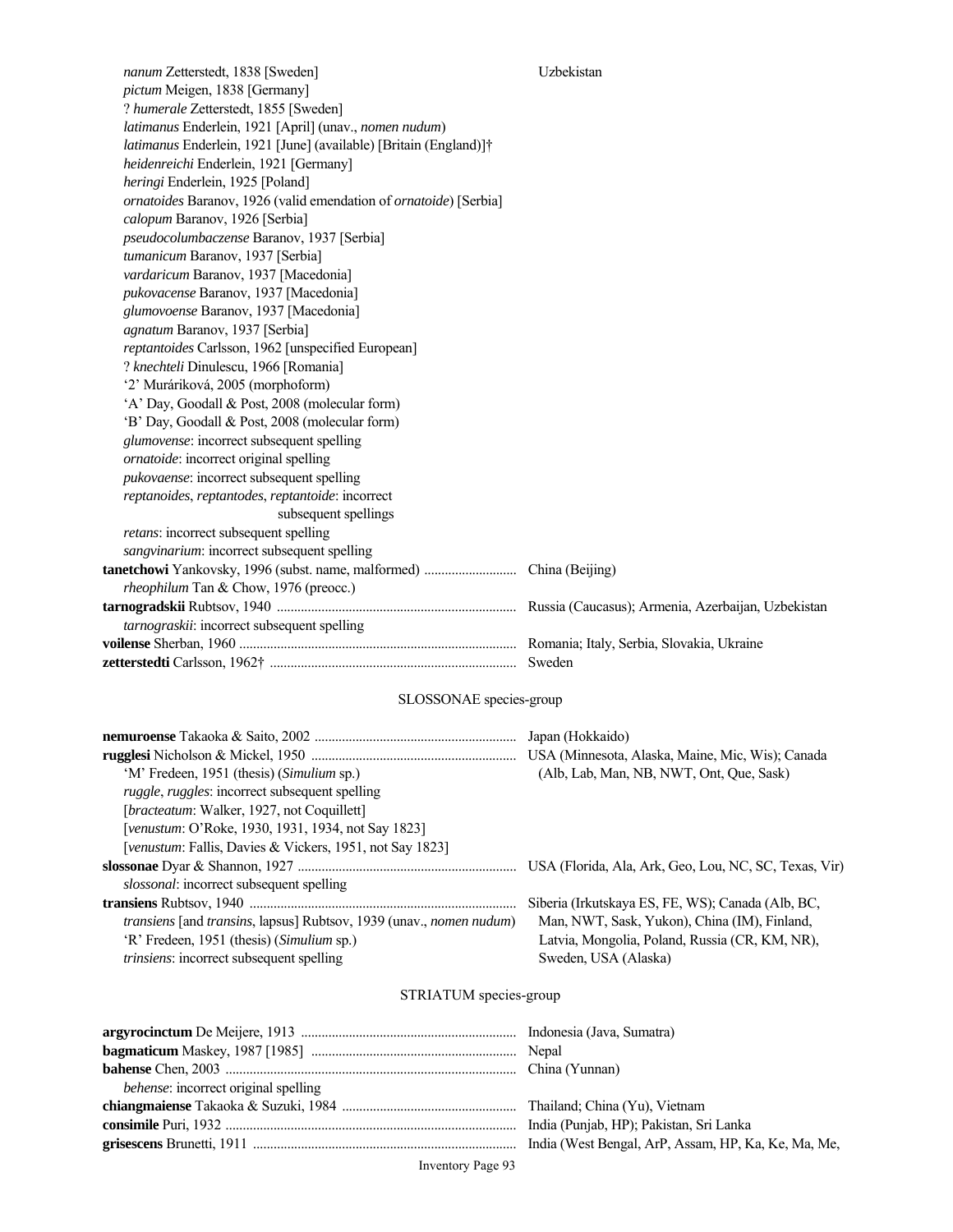*nanum* Zetterstedt, 1838 [Sweden] — Uzbekistan
*pictum* Meigen, 1838 [Germany]
? *humerale* Zetterstedt, 1855 [Sweden]
*latimanus* Enderlein, 1921 [April] (unav., *nomen nudum*)
*latimanus* Enderlein, 1921 [June] (available) [Britain (England)]†
*heidenreichi* Enderlein, 1921 [Germany]
*heringi* Enderlein, 1925 [Poland]
*ornatoides* Baranov, 1926 (valid emendation of *ornatoide*) [Serbia]
*calopum* Baranov, 1926 [Serbia]
*pseudocolumbaczense* Baranov, 1937 [Serbia]
*tumanicum* Baranov, 1937 [Serbia]
*vardaricum* Baranov, 1937 [Macedonia]
*pukovacense* Baranov, 1937 [Macedonia]
*glumovoense* Baranov, 1937 [Macedonia]
*agnatum* Baranov, 1937 [Serbia]
*reptantoides* Carlsson, 1962 [unspecified European]
? *knechteli* Dinulescu, 1966 [Romania]
'2' Muráriková, 2005 (morphoform)
'A' Day, Goodall & Post, 2008 (molecular form)
'B' Day, Goodall & Post, 2008 (molecular form)
*glumovense*: incorrect subsequent spelling
*ornatoide*: incorrect original spelling
*pukovaense*: incorrect subsequent spelling
*reptanoides*, *reptantodes*, *reptantoide*: incorrect subsequent spellings
*retans*: incorrect subsequent spelling
*sangvinarium*: incorrect subsequent spelling

**tanetchowi** Yankovsky, 1996 (subst. name, malformed) — China (Beijing)
*rheophilum* Tan & Chow, 1976 (preocc.)

**tarnogradskii** Rubtsov, 1940 — Russia (Caucasus); Armenia, Azerbaijan, Uzbekistan
*tarnograskii*: incorrect subsequent spelling

**voilense** Sherban, 1960 — Romania; Italy, Serbia, Slovakia, Ukraine

**zetterstedti** Carlsson, 1962† — Sweden

## SLOSSONAE species-group

**nemuroense** Takaoka & Saito, 2002 — Japan (Hokkaido)

**rugglesi** Nicholson & Mickel, 1950 — USA (Minnesota, Alaska, Maine, Mic, Wis); Canada (Alb, Lab, Man, NB, NWT, Ont, Que, Sask)
'M' Fredeen, 1951 (thesis) (*Simulium* sp.)
*ruggle*, *ruggles*: incorrect subsequent spelling
[*bracteatum*: Walker, 1927, not Coquillett]
[*venustum*: O'Roke, 1930, 1931, 1934, not Say 1823]
[*venustum*: Fallis, Davies & Vickers, 1951, not Say 1823]

**slossonae** Dyar & Shannon, 1927 — USA (Florida, Ala, Ark, Geo, Lou, NC, SC, Texas, Vir)
*slossonal*: incorrect subsequent spelling

**transiens** Rubtsov, 1940 — Siberia (Irkutskaya ES, FE, WS); Canada (Alb, BC, Man, NWT, Sask, Yukon), China (IM), Finland, Latvia, Mongolia, Poland, Russia (CR, KM, NR), Sweden, USA (Alaska)
*transiens* [and *transins*, lapsus] Rubtsov, 1939 (unav., *nomen nudum*)
'R' Fredeen, 1951 (thesis) (*Simulium* sp.)
*trinsiens*: incorrect subsequent spelling

## STRIATUM species-group

**argyrocinctum** De Meijere, 1913 — Indonesia (Java, Sumatra)

**bagmaticum** Maskey, 1987 [1985] — Nepal

**bahense** Chen, 2003 — China (Yunnan)
*behense*: incorrect original spelling

**chiangmaiense** Takaoka & Suzuki, 1984 — Thailand; China (Yu), Vietnam

**consimile** Puri, 1932 — India (Punjab, HP); Pakistan, Sri Lanka

**grisescens** Brunetti, 1911 — India (West Bengal, ArP, Assam, HP, Ka, Ke, Ma, Me,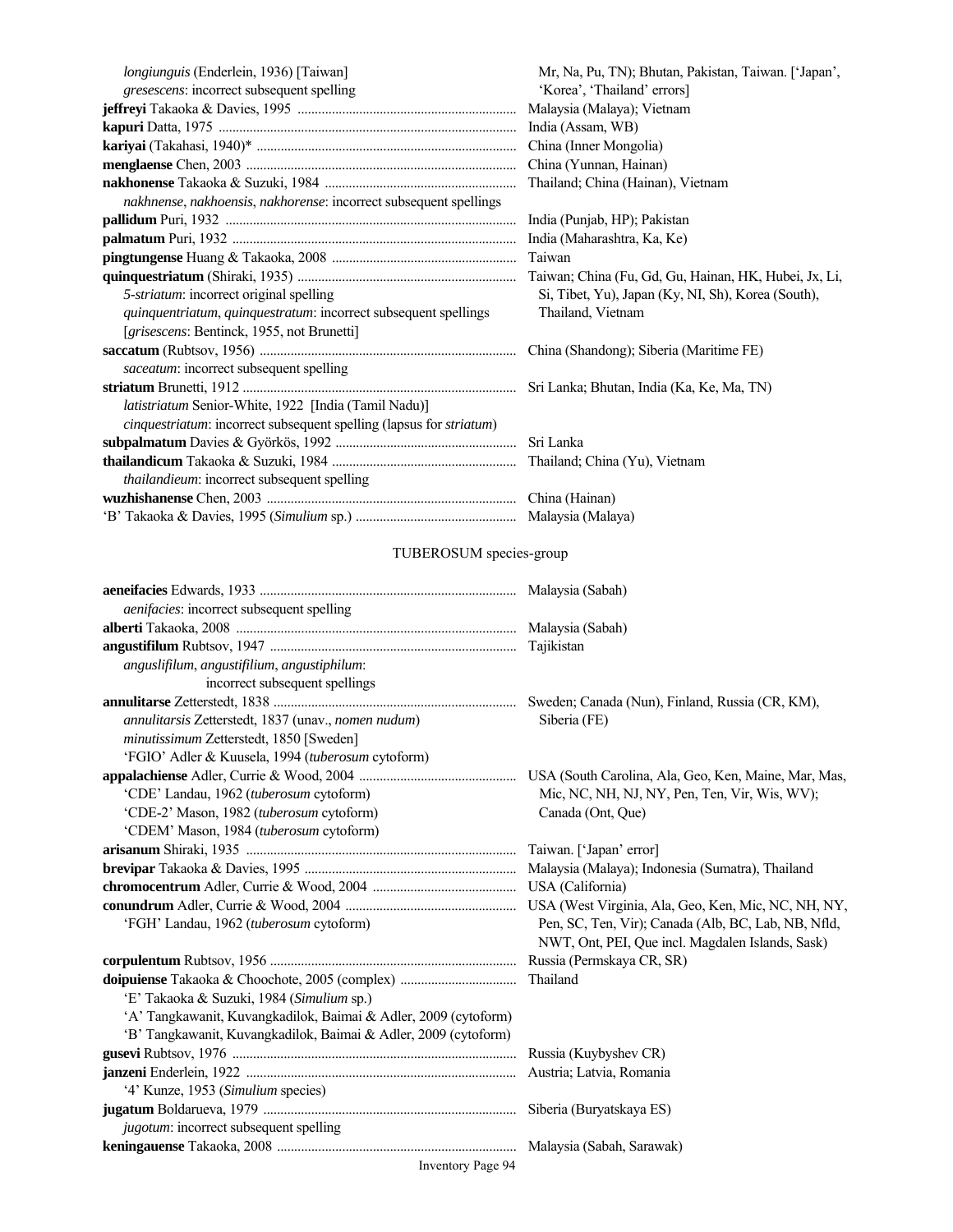*longiunguis* (Enderlein, 1936) [Taiwan] Mr, Na, Pu, TN); Bhutan, Pakistan, Taiwan. ['Japan', 'Korea', 'Thailand' errors]
*gresescens*: incorrect subsequent spelling

**jeffreyi** Takaoka & Davies, 1995 ............................................................... Malaysia (Malaya); Vietnam

**kapuri** Datta, 1975 ............................................................... India (Assam, WB)

**kariyai** (Takahasi, 1940)* ............................................................... China (Inner Mongolia)

**menglaense** Chen, 2003 ............................................................... China (Yunnan, Hainan)

**nakhonense** Takaoka & Suzuki, 1984 ............................................................... Thailand; China (Hainan), Vietnam
*nakhnense*, *nakhoensis*, *nakhorense*: incorrect subsequent spellings

**pallidum** Puri, 1932 ............................................................... India (Punjab, HP); Pakistan

**palmatum** Puri, 1932 ............................................................... India (Maharashtra, Ka, Ke)

**pingtungense** Huang & Takaoka, 2008 ............................................................... Taiwan

**quinquestriatum** (Shiraki, 1935) ............................................................... Taiwan; China (Fu, Gd, Gu, Hainan, HK, Hubei, Jx, Li, Si, Tibet, Yu), Japan (Ky, NI, Sh), Korea (South), Thailand, Vietnam
*5-striatum*: incorrect original spelling
*quinquentriatum*, *quinquestratum*: incorrect subsequent spellings
[*grisescens*: Bentinck, 1955, not Brunetti]

**saccatum** (Rubtsov, 1956) ............................................................... China (Shandong); Siberia (Maritime FE)
*saceatum*: incorrect subsequent spelling

**striatum** Brunetti, 1912 ............................................................... Sri Lanka; Bhutan, India (Ka, Ke, Ma, TN)
*latistriatum* Senior-White, 1922 [India (Tamil Nadu)]
*cinquestriatum*: incorrect subsequent spelling (lapsus for *striatum*)

**subpalmatum** Davies & Györkös, 1992 ............................................................... Sri Lanka

**thailandicum** Takaoka & Suzuki, 1984 ............................................................... Thailand; China (Yu), Vietnam
*thailandieum*: incorrect subsequent spelling

**wuzhishanense** Chen, 2003 ............................................................... China (Hainan)

'B' Takaoka & Davies, 1995 (*Simulium* sp.) ............................................................... Malaysia (Malaya)

## TUBEROSUM species-group

**aeneifacies** Edwards, 1933 ............................................................... Malaysia (Sabah)
*aenifacies*: incorrect subsequent spelling

**alberti** Takaoka, 2008 ............................................................... Malaysia (Sabah)

**angustifilum** Rubtsov, 1947 ............................................................... Tajikistan
*anguslifilum*, *angustifilium*, *angustiphilum*: incorrect subsequent spellings

**annulitarse** Zetterstedt, 1838 ............................................................... Sweden; Canada (Nun), Finland, Russia (CR, KM), Siberia (FE)
*annulitarsis* Zetterstedt, 1837 (unav., *nomen nudum*)
*minutissimum* Zetterstedt, 1850 [Sweden]
'FGIO' Adler & Kuusela, 1994 (*tuberosum* cytoform)

**appalachiense** Adler, Currie & Wood, 2004 ............................................................... USA (South Carolina, Ala, Geo, Ken, Maine, Mar, Mas, Mic, NC, NH, NJ, NY, Pen, Ten, Vir, Wis, WV); Canada (Ont, Que)
'CDE' Landau, 1962 (*tuberosum* cytoform)
'CDE-2' Mason, 1982 (*tuberosum* cytoform)
'CDEM' Mason, 1984 (*tuberosum* cytoform)

**arisanum** Shiraki, 1935 ............................................................... Taiwan. ['Japan' error]

**brevipar** Takaoka & Davies, 1995 ............................................................... Malaysia (Malaya); Indonesia (Sumatra), Thailand

**chromocentrum** Adler, Currie & Wood, 2004 ............................................................... USA (California)

**conundrum** Adler, Currie & Wood, 2004 ............................................................... USA (West Virginia, Ala, Geo, Ken, Mic, NC, NH, NY, Pen, SC, Ten, Vir); Canada (Alb, BC, Lab, NB, Nfld, NWT, Ont, PEI, Que incl. Magdalen Islands, Sask)
'FGH' Landau, 1962 (*tuberosum* cytoform)

**corpulentum** Rubtsov, 1956 ............................................................... Russia (Permskaya CR, SR)

**doipuiense** Takaoka & Choochote, 2005 (complex) ............................................................... Thailand
'E' Takaoka & Suzuki, 1984 (*Simulium* sp.)
'A' Tangkawanit, Kuvangkadilok, Baimai & Adler, 2009 (cytoform)
'B' Tangkawanit, Kuvangkadilok, Baimai & Adler, 2009 (cytoform)

**gusevi** Rubtsov, 1976 ............................................................... Russia (Kuybyshev CR)

**janzeni** Enderlein, 1922 ............................................................... Austria; Latvia, Romania
'4' Kunze, 1953 (*Simulium* species)

**jugatum** Boldarueva, 1979 ............................................................... Siberia (Buryatskaya ES)
*jugotum*: incorrect subsequent spelling

**keningauense** Takaoka, 2008 ............................................................... Malaysia (Sabah, Sarawak)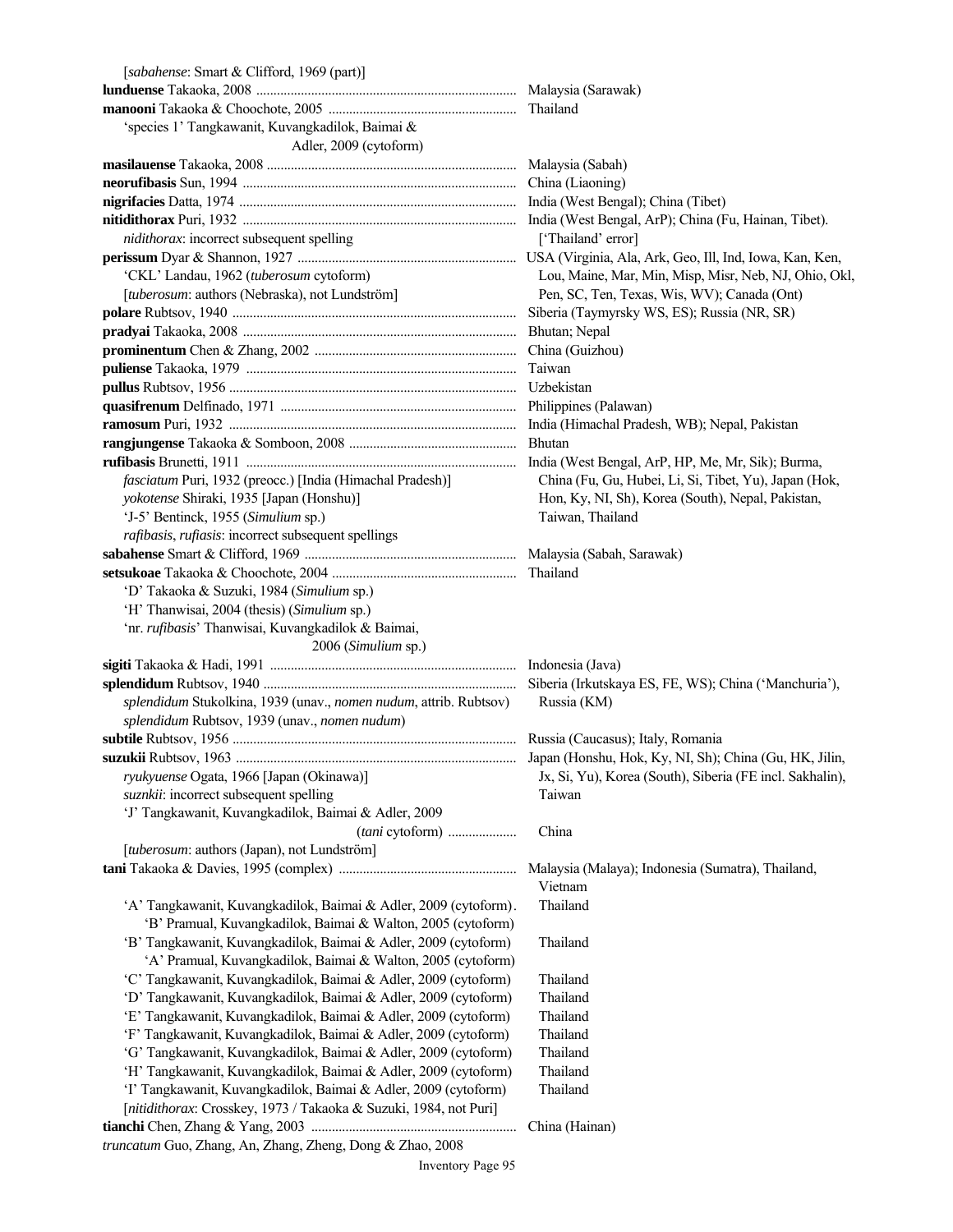[*sabahense*: Smart & Clifford, 1969 (part)]

| | |
|---|---|
| **lunduense** Takaoka, 2008 | Malaysia (Sarawak) |
| **manooni** Takaoka & Choochote, 2005 | Thailand |
| 'species 1' Tangkawanit, Kuvangkadilok, Baimai & Adler, 2009 (cytoform) | |
| **masilauense** Takaoka, 2008 | Malaysia (Sabah) |
| **neorufibasis** Sun, 1994 | China (Liaoning) |
| **nigrifacies** Datta, 1974 | India (West Bengal); China (Tibet) |
| **nitidithorax** Puri, 1932 | India (West Bengal, ArP); China (Fu, Hainan, Tibet). |
| *nidithorax*: incorrect subsequent spelling | ['Thailand' error] |
| **perissum** Dyar & Shannon, 1927 | USA (Virginia, Ala, Ark, Geo, Ill, Ind, Iowa, Kan, Ken, Lou, Maine, Mar, Min, Misp, Misr, Neb, NJ, Ohio, Okl, Pen, SC, Ten, Texas, Wis, WV); Canada (Ont) |
| 'CKL' Landau, 1962 (*tuberosum* cytoform) | |
| [*tuberosum*: authors (Nebraska), not Lundström] | |
| **polare** Rubtsov, 1940 | Siberia (Taymyrsky WS, ES); Russia (NR, SR) |
| **pradyai** Takaoka, 2008 | Bhutan; Nepal |
| **prominentum** Chen & Zhang, 2002 | China (Guizhou) |
| **puliense** Takaoka, 1979 | Taiwan |
| **pullus** Rubtsov, 1956 | Uzbekistan |
| **quasifrenum** Delfinado, 1971 | Philippines (Palawan) |
| **ramosum** Puri, 1932 | India (Himachal Pradesh, WB); Nepal, Pakistan |
| **rangjungense** Takaoka & Somboon, 2008 | Bhutan |
| **rufibasis** Brunetti, 1911 | India (West Bengal, ArP, HP, Me, Mr, Sik); Burma, China (Fu, Gu, Hubei, Li, Si, Tibet, Yu), Japan (Hok, Hon, Ky, NI, Sh), Korea (South), Nepal, Pakistan, Taiwan, Thailand |
| *fasciatum* Puri, 1932 (preocc.) [India (Himachal Pradesh)] | |
| *yokotense* Shiraki, 1935 [Japan (Honshu)] | |
| 'J-5' Bentinck, 1955 (*Simulium* sp.) | |
| *rafibasis*, *rufiasis*: incorrect subsequent spellings | |
| **sabahense** Smart & Clifford, 1969 | Malaysia (Sabah, Sarawak) |
| **setsukoae** Takaoka & Choochote, 2004 | Thailand |
| 'D' Takaoka & Suzuki, 1984 (*Simulium* sp.) | |
| 'H' Thanwisai, 2004 (thesis) (*Simulium* sp.) | |
| 'nr. *rufibasis*' Thanwisai, Kuvangkadilok & Baimai, 2006 (*Simulium* sp.) | |
| **sigiti** Takaoka & Hadi, 1991 | Indonesia (Java) |
| **splendidum** Rubtsov, 1940 | Siberia (Irkutskaya ES, FE, WS); China ('Manchuria'), Russia (KM) |
| *splendidum* Stukolkina, 1939 (unav., *nomen nudum*, attrib. Rubtsov) | |
| *splendidum* Rubtsov, 1939 (unav., *nomen nudum*) | |
| **subtile** Rubtsov, 1956 | Russia (Caucasus); Italy, Romania |
| **suzukii** Rubtsov, 1963 | Japan (Honshu, Hok, Ky, NI, Sh); China (Gu, HK, Jilin, Jx, Si, Yu), Korea (South), Siberia (FE incl. Sakhalin), Taiwan |
| *ryukyuense* Ogata, 1966 [Japan (Okinawa)] | |
| *suznkii*: incorrect subsequent spelling | |
| 'J' Tangkawanit, Kuvangkadilok, Baimai & Adler, 2009 (*tani* cytoform) | China |
| [*tuberosum*: authors (Japan), not Lundström] | |
| **tani** Takaoka & Davies, 1995 (complex) | Malaysia (Malaya); Indonesia (Sumatra), Thailand, Vietnam |
| 'A' Tangkawanit, Kuvangkadilok, Baimai & Adler, 2009 (cytoform). 'B' Pramual, Kuvangkadilok, Baimai & Walton, 2005 (cytoform) | Thailand |
| 'B' Tangkawanit, Kuvangkadilok, Baimai & Adler, 2009 (cytoform) 'A' Pramual, Kuvangkadilok, Baimai & Walton, 2005 (cytoform) | Thailand |
| 'C' Tangkawanit, Kuvangkadilok, Baimai & Adler, 2009 (cytoform) | Thailand |
| 'D' Tangkawanit, Kuvangkadilok, Baimai & Adler, 2009 (cytoform) | Thailand |
| 'E' Tangkawanit, Kuvangkadilok, Baimai & Adler, 2009 (cytoform) | Thailand |
| 'F' Tangkawanit, Kuvangkadilok, Baimai & Adler, 2009 (cytoform) | Thailand |
| 'G' Tangkawanit, Kuvangkadilok, Baimai & Adler, 2009 (cytoform) | Thailand |
| 'H' Tangkawanit, Kuvangkadilok, Baimai & Adler, 2009 (cytoform) | Thailand |
| 'I' Tangkawanit, Kuvangkadilok, Baimai & Adler, 2009 (cytoform) | Thailand |
| [*nitidithorax*: Crosskey, 1973 / Takaoka & Suzuki, 1984, not Puri] | |
| **tianchi** Chen, Zhang & Yang, 2003 | China (Hainan) |
| *truncatum* Guo, Zhang, An, Zhang, Zheng, Dong & Zhao, 2008 | |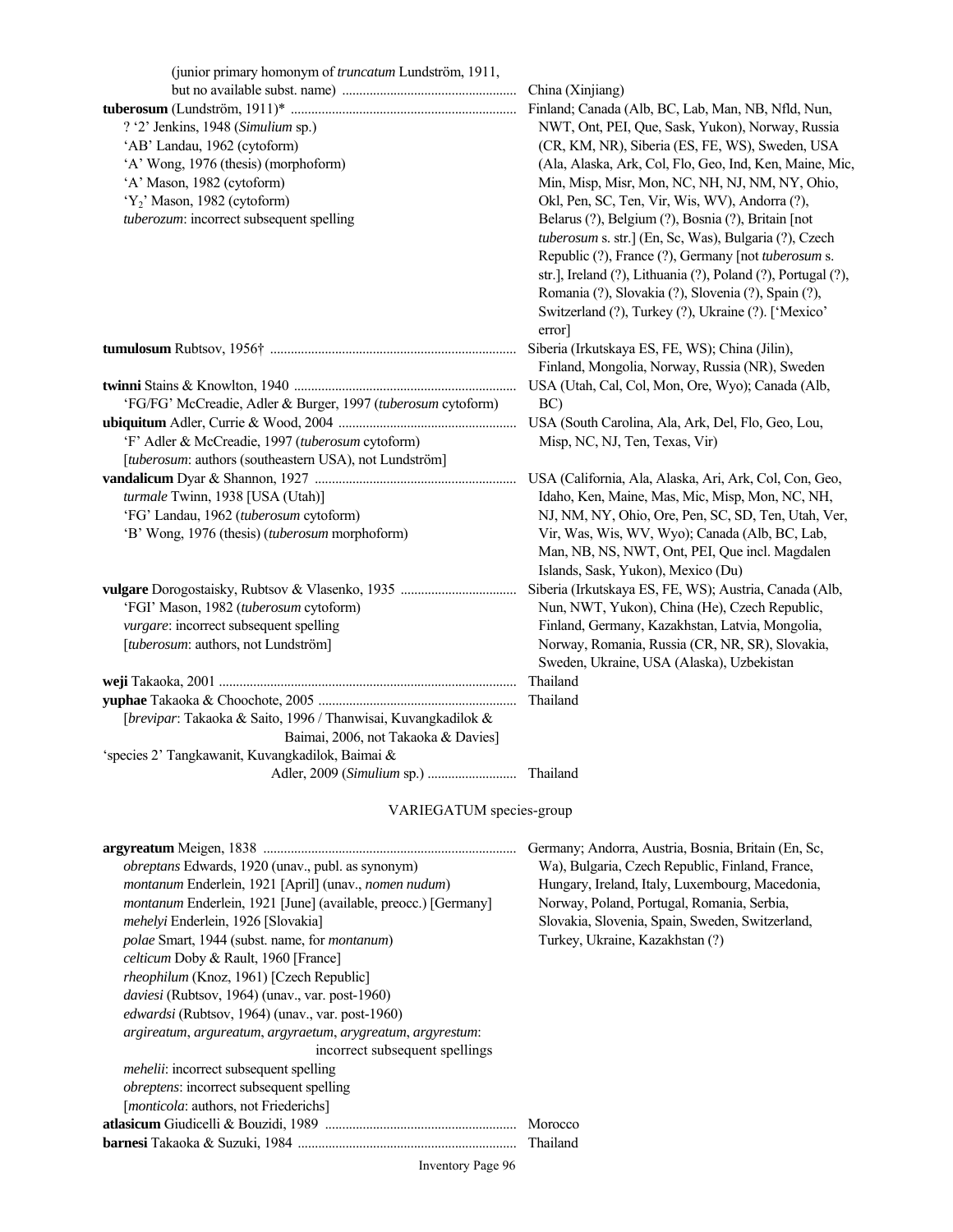(junior primary homonym of *truncatum* Lundström, 1911, but no available subst. name) .................................................. China (Xinjiang)

**tuberosum** (Lundström, 1911)* ................................................................. Finland; Canada (Alb, BC, Lab, Man, NB, Nfld, Nun, NWT, Ont, PEI, Que, Sask, Yukon), Norway, Russia (CR, KM, NR), Siberia (ES, FE, WS), Sweden, USA (Ala, Alaska, Ark, Col, Flo, Geo, Ind, Ken, Maine, Mic, Min, Misp, Misr, Mon, NC, NH, NJ, NM, NY, Ohio, Okl, Pen, SC, Ten, Vir, Wis, WV), Andorra (?), Belarus (?), Belgium (?), Bosnia (?), Britain [not *tuberosum* s. str.] (En, Sc, Was), Bulgaria (?), Czech Republic (?), France (?), Germany [not *tuberosum* s. str.], Ireland (?), Lithuania (?), Poland (?), Portugal (?), Romania (?), Slovakia (?), Slovenia (?), Spain (?), Switzerland (?), Turkey (?), Ukraine (?). ['Mexico' error]

- ? '2' Jenkins, 1948 (*Simulium* sp.)
- 'AB' Landau, 1962 (cytoform)
- 'A' Wong, 1976 (thesis) (morphoform)
- 'A' Mason, 1982 (cytoform)
- '$Y_2$' Mason, 1982 (cytoform)
- *tuberozum*: incorrect subsequent spelling

**tumulosum** Rubtsov, 1956† ....................................................................... Siberia (Irkutskaya ES, FE, WS); China (Jilin), Finland, Mongolia, Norway, Russia (NR), Sweden

**twinni** Stains & Knowlton, 1940 ................................................................. USA (Utah, Cal, Col, Mon, Ore, Wyo); Canada (Alb, BC)

- 'FG/FG' McCreadie, Adler & Burger, 1997 (*tuberosum* cytoform)

**ubiquitum** Adler, Currie & Wood, 2004 ................................................... USA (South Carolina, Ala, Ark, Del, Flo, Geo, Lou, Misp, NC, NJ, Ten, Texas, Vir)

- 'F' Adler & McCreadie, 1997 (*tuberosum* cytoform)
- [*tuberosum*: authors (southeastern USA), not Lundström]

**vandalicum** Dyar & Shannon, 1927 .......................................................... USA (California, Ala, Alaska, Ari, Ark, Col, Con, Geo, Idaho, Ken, Maine, Mas, Mic, Misp, Mon, NC, NH, NJ, NM, NY, Ohio, Ore, Pen, SC, SD, Ten, Utah, Ver, Vir, Was, Wis, WV, Wyo); Canada (Alb, BC, Lab, Man, NB, NS, NWT, Ont, PEI, Que incl. Magdalen Islands, Sask, Yukon), Mexico (Du)

- *turmale* Twinn, 1938 [USA (Utah)]
- 'FG' Landau, 1962 (*tuberosum* cytoform)
- 'B' Wong, 1976 (thesis) (*tuberosum* morphoform)

**vulgare** Dorogostaisky, Rubtsov & Vlasenko, 1935 ................................. Siberia (Irkutskaya ES, FE, WS); Austria, Canada (Alb, Nun, NWT, Yukon), China (He), Czech Republic, Finland, Germany, Kazakhstan, Latvia, Mongolia, Norway, Romania, Russia (CR, NR, SR), Slovakia, Sweden, Ukraine, USA (Alaska), Uzbekistan

- 'FGI' Mason, 1982 (*tuberosum* cytoform)
- *vurgare*: incorrect subsequent spelling
- [*tuberosum*: authors, not Lundström]

**weji** Takaoka, 2001 ...................................................................................... Thailand

**yuphae** Takaoka & Choochote, 2005 ......................................................... Thailand

- [*brevipar*: Takaoka & Saito, 1996 / Thanwisai, Kuvangkadilok & Baimai, 2006, not Takaoka & Davies]
- 'species 2' Tangkawanit, Kuvangkadilok, Baimai & Adler, 2009 (*Simulium* sp.) .......................... Thailand

## VARIEGATUM species-group

**argyreatum** Meigen, 1838 ......................................................................... Germany; Andorra, Austria, Bosnia, Britain (En, Sc, Wa), Bulgaria, Czech Republic, Finland, France, Hungary, Ireland, Italy, Luxembourg, Macedonia, Norway, Poland, Portugal, Romania, Serbia, Slovakia, Slovenia, Spain, Sweden, Switzerland, Turkey, Ukraine, Kazakhstan (?)

- *obreptans* Edwards, 1920 (unav., publ. as synonym)
- *montanum* Enderlein, 1921 [April] (unav., *nomen nudum*)
- *montanum* Enderlein, 1921 [June] (available, preocc.) [Germany]
- *mehelyi* Enderlein, 1926 [Slovakia]
- *polae* Smart, 1944 (subst. name, for *montanum*)
- *celticum* Doby & Rault, 1960 [France]
- *rheophilum* (Knoz, 1961) [Czech Republic]
- *daviesi* (Rubtsov, 1964) (unav., var. post-1960)
- *edwardsi* (Rubtsov, 1964) (unav., var. post-1960)
- *argireatum*, *argureatum*, *argyraetum*, *arygreatum*, *argyrestum*: incorrect subsequent spellings
- *mehelii*: incorrect subsequent spelling
- *obreptens*: incorrect subsequent spelling
- [*monticola*: authors, not Friederichs]

**atlasicum** Giudicelli & Bouzidi, 1989 ....................................................... Morocco

**barnesi** Takaoka & Suzuki, 1984 ............................................................... Thailand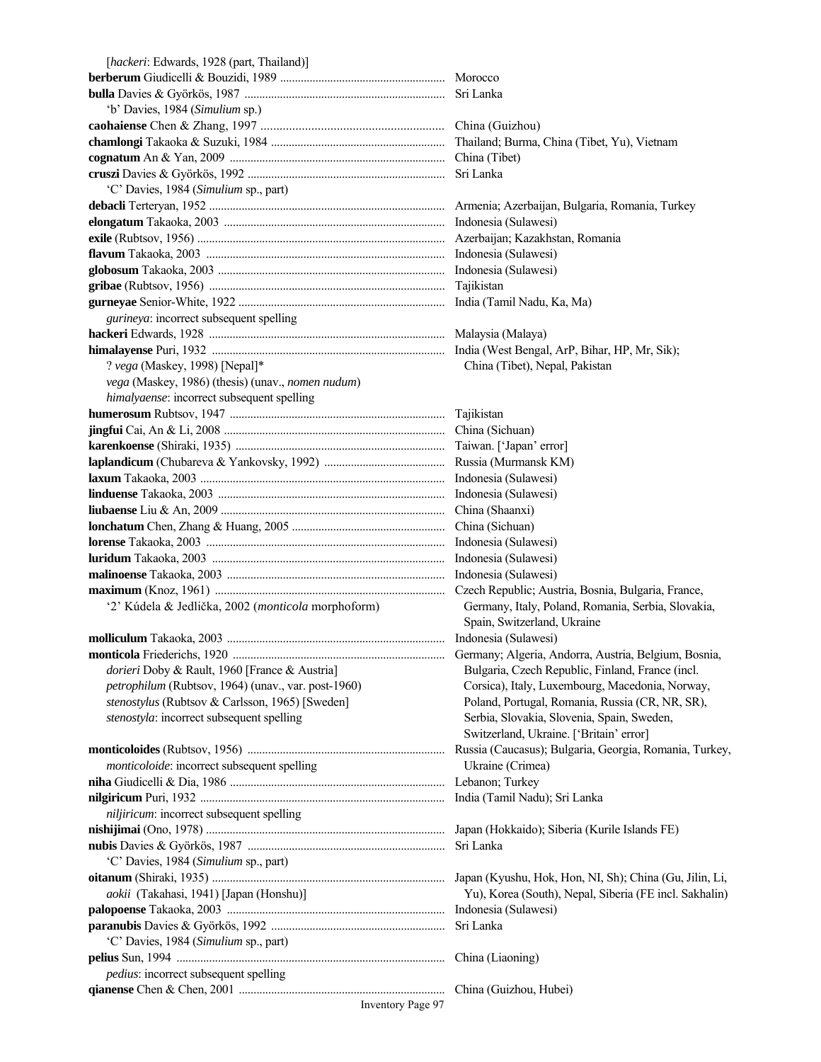[*hackeri*: Edwards, 1928 (part, Thailand)]

**berberum** Giudicelli & Bouzidi, 1989 ....... Morocco

**bulla** Davies & Györkös, 1987 ....... Sri Lanka
  'b' Davies, 1984 (*Simulium* sp.)

**caohaiense** Chen & Zhang, 1997 ....... China (Guizhou)

**chamlongi** Takaoka & Suzuki, 1984 ....... Thailand; Burma, China (Tibet, Yu), Vietnam

**cognatum** An & Yan, 2009 ....... China (Tibet)

**cruszi** Davies & Györkös, 1992 ....... Sri Lanka
  'C' Davies, 1984 (*Simulium* sp., part)

**debacli** Terteryan, 1952 ....... Armenia; Azerbaijan, Bulgaria, Romania, Turkey

**elongatum** Takaoka, 2003 ....... Indonesia (Sulawesi)

**exile** (Rubtsov, 1956) ....... Azerbaijan; Kazakhstan, Romania

**flavum** Takaoka, 2003 ....... Indonesia (Sulawesi)

**globosum** Takaoka, 2003 ....... Indonesia (Sulawesi)

**gribae** (Rubtsov, 1956) ....... Tajikistan

**gurneyae** Senior-White, 1922 ....... India (Tamil Nadu, Ka, Ma)
  *gurineya*: incorrect subsequent spelling

**hackeri** Edwards, 1928 ....... Malaysia (Malaya)

**himalayense** Puri, 1932 ....... India (West Bengal, ArP, Bihar, HP, Mr, Sik); China (Tibet), Nepal, Pakistan
  ? *vega* (Maskey, 1998) [Nepal]*
  *vega* (Maskey, 1986) (thesis) (unav., *nomen nudum*)
  *himalyaense*: incorrect subsequent spelling

**humerosum** Rubtsov, 1947 ....... Tajikistan

**jingfui** Cai, An & Li, 2008 ....... China (Sichuan)

**karenkoense** (Shiraki, 1935) ....... Taiwan. ['Japan' error]

**laplandicum** (Chubareva & Yankovsky, 1992) ....... Russia (Murmansk KM)

**laxum** Takaoka, 2003 ....... Indonesia (Sulawesi)

**linduense** Takaoka, 2003 ....... Indonesia (Sulawesi)

**liubaense** Liu & An, 2009 ....... China (Shaanxi)

**lonchatum** Chen, Zhang & Huang, 2005 ....... China (Sichuan)

**lorense** Takaoka, 2003 ....... Indonesia (Sulawesi)

**luridum** Takaoka, 2003 ....... Indonesia (Sulawesi)

**malinoense** Takaoka, 2003 ....... Indonesia (Sulawesi)

**maximum** (Knoz, 1961) ....... Czech Republic; Austria, Bosnia, Bulgaria, France, Germany, Italy, Poland, Romania, Serbia, Slovakia, Spain, Switzerland, Ukraine
  '2' Kúdela & Jedlička, 2002 (*monticola* morphoform)

**molliculum** Takaoka, 2003 ....... Indonesia (Sulawesi)

**monticola** Friederichs, 1920 ....... Germany; Algeria, Andorra, Austria, Belgium, Bosnia, Bulgaria, Czech Republic, Finland, France (incl. Corsica), Italy, Luxembourg, Macedonia, Norway, Poland, Portugal, Romania, Russia (CR, NR, SR), Serbia, Slovakia, Slovenia, Spain, Sweden, Switzerland, Ukraine. ['Britain' error]
  *dorieri* Doby & Rault, 1960 [France & Austria]
  *petrophilum* (Rubtsov, 1964) (unav., var. post-1960)
  *stenostylus* (Rubtsov & Carlsson, 1965) [Sweden]
  *stenostyla*: incorrect subsequent spelling

**monticoloides** (Rubtsov, 1956) ....... Russia (Caucasus); Bulgaria, Georgia, Romania, Turkey, Ukraine (Crimea)
  *monticoloide*: incorrect subsequent spelling

**niha** Giudicelli & Dia, 1986 ....... Lebanon; Turkey

**nilgiricum** Puri, 1932 ....... India (Tamil Nadu); Sri Lanka
  *niljiricum*: incorrect subsequent spelling

**nishijimai** (Ono, 1978) ....... Japan (Hokkaido); Siberia (Kurile Islands FE)

**nubis** Davies & Györkös, 1987 ....... Sri Lanka
  'C' Davies, 1984 (*Simulium* sp., part)

**oitanum** (Shiraki, 1935) ....... Japan (Kyushu, Hok, Hon, NI, Sh); China (Gu, Jilin, Li, Yu), Korea (South), Nepal, Siberia (FE incl. Sakhalin)
  *aokii* (Takahasi, 1941) [Japan (Honshu)]

**palopoense** Takaoka, 2003 ....... Indonesia (Sulawesi)

**paranubis** Davies & Györkös, 1992 ....... Sri Lanka
  'C' Davies, 1984 (*Simulium* sp., part)

**pelius** Sun, 1994 ....... China (Liaoning)
  *pedius*: incorrect subsequent spelling

**qianense** Chen & Chen, 2001 ....... China (Guizhou, Hubei)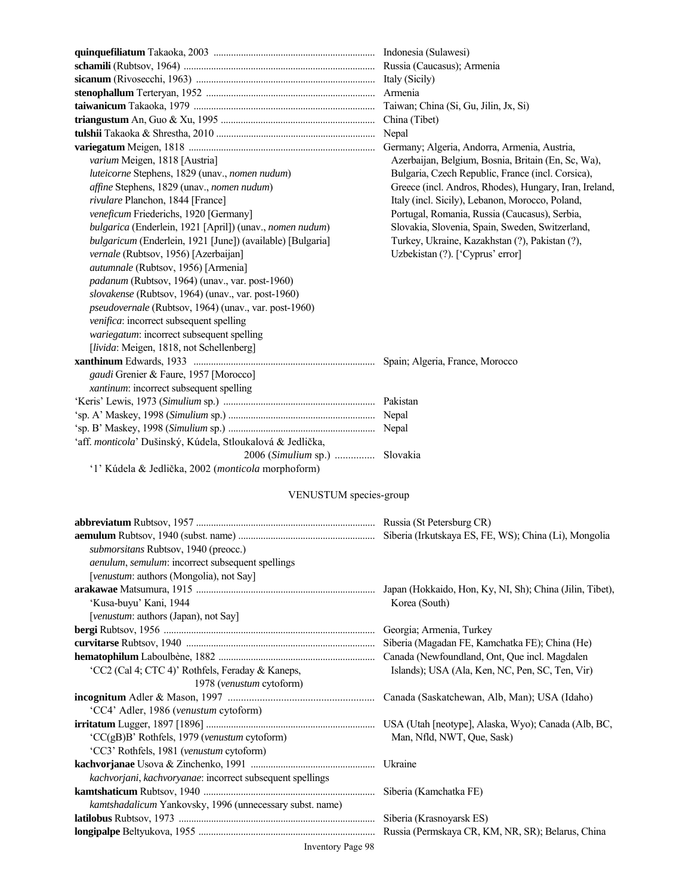**quinquefiliatum** Takaoka, 2003 ................................................................ Indonesia (Sulawesi)
**schamili** (Rubtsov, 1964) ............................................................................ Russia (Caucasus); Armenia
**sicanum** (Rivosecchi, 1963) ....................................................................... Italy (Sicily)
**stenophallum** Terteryan, 1952 ................................................................... Armenia
**taiwanicum** Takaoka, 1979 ......................................................................... Taiwan; China (Si, Gu, Jilin, Jx, Si)
**triangustum** An, Guo & Xu, 1995 ............................................................. China (Tibet)
**tulshii** Takaoka & Shrestha, 2010 ............................................................... Nepal
**variegatum** Meigen, 1818 ........................................................................... Germany; Algeria, Andorra, Armenia, Austria, Azerbaijan, Belgium, Bosnia, Britain (En, Sc, Wa), Bulgaria, Czech Republic, France (incl. Corsica), Greece (incl. Andros, Rhodes), Hungary, Iran, Ireland, Italy (incl. Sicily), Lebanon, Morocco, Poland, Portugal, Romania, Russia (Caucasus), Serbia, Slovakia, Slovenia, Spain, Sweden, Switzerland, Turkey, Ukraine, Kazakhstan (?), Pakistan (?), Uzbekistan (?). ['Cyprus' error]

*varium* Meigen, 1818 [Austria]
*luteicorne* Stephens, 1829 (unav., *nomen nudum*)
*affine* Stephens, 1829 (unav., *nomen nudum*)
*rivulare* Planchon, 1844 [France]
*veneficum* Friederichs, 1920 [Germany]
*bulgarica* (Enderlein, 1921 [April]) (unav., *nomen nudum*)
*bulgaricum* (Enderlein, 1921 [June]) (available) [Bulgaria]
*vernale* (Rubtsov, 1956) [Azerbaijan]
*autumnale* (Rubtsov, 1956) [Armenia]
*padanum* (Rubtsov, 1964) (unav., var. post-1960)
*slovakense* (Rubtsov, 1964) (unav., var. post-1960)
*pseudovernale* (Rubtsov, 1964) (unav., var. post-1960)
*venifica*: incorrect subsequent spelling
*wariegatum*: incorrect subsequent spelling
[*livida*: Meigen, 1818, not Schellenberg]

**xanthinum** Edwards, 1933 ........................................................................ Spain; Algeria, France, Morocco

*gaudi* Grenier & Faure, 1957 [Morocco]
*xantinum*: incorrect subsequent spelling

'Keris' Lewis, 1973 (*Simulium* sp.) ............................................................ Pakistan
'sp. A' Maskey, 1998 (*Simulium* sp.) .......................................................... Nepal
'sp. B' Maskey, 1998 (*Simulium* sp.) .......................................................... Nepal
'aff. *monticola*' Dušinský, Kúdela, Stloukalová & Jedlička, 2006 (*Simulium* sp.) ............... Slovakia

'1' Kúdela & Jedlička, 2002 (*monticola* morphoform)

## VENUSTUM species-group

**abbreviatum** Rubtsov, 1957 ........................................................................ Russia (St Petersburg CR)
**aemulum** Rubtsov, 1940 (subst. name) ...................................................... Siberia (Irkutskaya ES, FE, WS); China (Li), Mongolia

*submorsitans* Rubtsov, 1940 (preocc.)
*aenulum*, *semulum*: incorrect subsequent spellings
[*venustum*: authors (Mongolia), not Say]

**arakawae** Matsumura, 1915 ....................................................................... Japan (Hokkaido, Hon, Ky, NI, Sh); China (Jilin, Tibet), Korea (South)

'Kusa-buyu' Kani, 1944
[*venustum*: authors (Japan), not Say]

**bergi** Rubtsov, 1956 .................................................................................... Georgia; Armenia, Turkey
**curvitarse** Rubtsov, 1940 ........................................................................... Siberia (Magadan FE, Kamchatka FE); China (He)
**hematophilum** Laboulbène, 1882 .............................................................. Canada (Newfoundland, Ont, Que incl. Magdalen Islands); USA (Ala, Ken, NC, Pen, SC, Ten, Vir)

'CC2 (Cal 4; CTC 4)' Rothfels, Feraday & Kaneps, 1978 (*venustum* cytoform)

**incognitum** Adler & Mason, 1997 ...................................................... Canada (Saskatchewan, Alb, Man); USA (Idaho)

'CC4' Adler, 1986 (*venustum* cytoform)

**irritatum** Lugger, 1897 [1896] ................................................................... USA (Utah [neotype], Alaska, Wyo); Canada (Alb, BC, Man, Nfld, NWT, Que, Sask)

'CC(gB)B' Rothfels, 1979 (*venustum* cytoform)
'CC3' Rothfels, 1981 (*venustum* cytoform)

**kachvorjanae** Usova & Zinchenko, 1991 .................................................. Ukraine

*kachvorjani*, *kachvoryanae*: incorrect subsequent spellings

**kamtshaticum** Rubtsov, 1940 ..................................................................... Siberia (Kamchatka FE)

*kamtshadalicum* Yankovsky, 1996 (unnecessary subst. name)

**latilobus** Rubtsov, 1973 .............................................................................. Siberia (Krasnoyarsk ES)
**longipalpe** Beltyukova, 1955 ...................................................................... Russia (Permskaya CR, KM, NR, SR); Belarus, China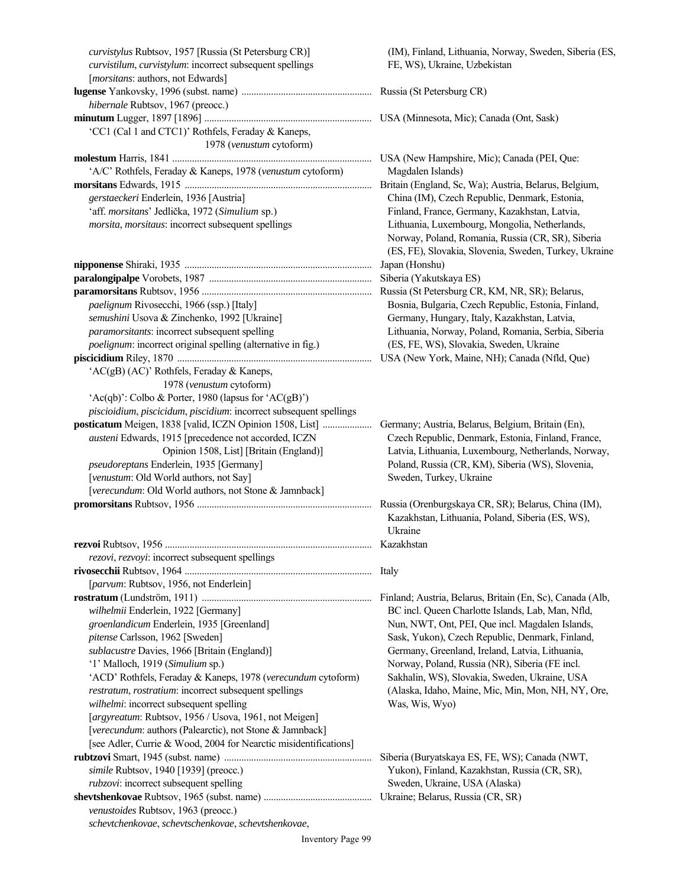*curvistylus* Rubtsov, 1957 [Russia (St Petersburg CR)] — (IM), Finland, Lithuania, Norway, Sweden, Siberia (ES, FE, WS), Ukraine, Uzbekistan
*curvistilum*, *curvistylum*: incorrect subsequent spellings
[*morsitans*: authors, not Edwards]

**lugense** Yankovsky, 1996 (subst. name) .................... Russia (St Petersburg CR)
*hibernale* Rubtsov, 1967 (preocc.)

**minutum** Lugger, 1897 [1896] .................... USA (Minnesota, Mic); Canada (Ont, Sask)
'CC1 (Cal 1 and CTC1)' Rothfels, Feraday & Kaneps, 1978 (*venustum* cytoform)

**molestum** Harris, 1841 .................... USA (New Hampshire, Mic); Canada (PEI, Que: Magdalen Islands)
'A/C' Rothfels, Feraday & Kaneps, 1978 (*venustum* cytoform)

**morsitans** Edwards, 1915 .................... Britain (England, Sc, Wa); Austria, Belarus, Belgium, China (IM), Czech Republic, Denmark, Estonia, Finland, France, Germany, Kazakhstan, Latvia, Lithuania, Luxembourg, Mongolia, Netherlands, Norway, Poland, Romania, Russia (CR, SR), Siberia (ES, FE), Slovakia, Slovenia, Sweden, Turkey, Ukraine
*gerstaeckeri* Enderlein, 1936 [Austria]
'aff. *morsitans*' Jedlička, 1972 (*Simulium* sp.)
*morsita*, *morsitaus*: incorrect subsequent spellings

**nipponense** Shiraki, 1935 .................... Japan (Honshu)

**paralongipalpe** Vorobets, 1987 .................... Siberia (Yakutskaya ES)

**paramorsitans** Rubtsov, 1956 .................... Russia (St Petersburg CR, KM, NR, SR); Belarus, Bosnia, Bulgaria, Czech Republic, Estonia, Finland, Germany, Hungary, Italy, Kazakhstan, Latvia, Lithuania, Norway, Poland, Romania, Serbia, Siberia (ES, FE, WS), Slovakia, Sweden, Ukraine
*paelignum* Rivosecchi, 1966 (ssp.) [Italy]
*semushini* Usova & Zinchenko, 1992 [Ukraine]
*paramorsitants*: incorrect subsequent spelling
*poelignum*: incorrect original spelling (alternative in fig.)

**piscicidium** Riley, 1870 .................... USA (New York, Maine, NH); Canada (Nfld, Que)
'AC(gB) (AC)' Rothfels, Feraday & Kaneps, 1978 (*venustum* cytoform)
'Ac(qb)': Colbo & Porter, 1980 (lapsus for 'AC(gB)')
*piscioidium*, *piscicidum*, *piscidium*: incorrect subsequent spellings

**posticatum** Meigen, 1838 [valid, ICZN Opinion 1508, List] .................... Germany; Austria, Belarus, Belgium, Britain (En), Czech Republic, Denmark, Estonia, Finland, France, Latvia, Lithuania, Luxembourg, Netherlands, Norway, Poland, Russia (CR, KM), Siberia (WS), Slovenia, Sweden, Turkey, Ukraine
*austeni* Edwards, 1915 [precedence not accorded, ICZN Opinion 1508, List] [Britain (England)]
*pseudoreptans* Enderlein, 1935 [Germany]
[*venustum*: Old World authors, not Say]
[*verecundum*: Old World authors, not Stone & Jamnback]

**promorsitans** Rubtsov, 1956 .................... Russia (Orenburgskaya CR, SR); Belarus, China (IM), Kazakhstan, Lithuania, Poland, Siberia (ES, WS), Ukraine

**rezvoi** Rubtsov, 1956 .................... Kazakhstan
*rezovi*, *rezvoyi*: incorrect subsequent spellings

**rivosecchii** Rubtsov, 1964 .................... Italy
[*parvum*: Rubtsov, 1956, not Enderlein]

**rostratum** (Lundström, 1911) .................... Finland; Austria, Belarus, Britain (En, Sc), Canada (Alb, BC incl. Queen Charlotte Islands, Lab, Man, Nfld, Nun, NWT, Ont, PEI, Que incl. Magdalen Islands, Sask, Yukon), Czech Republic, Denmark, Finland, Germany, Greenland, Ireland, Latvia, Lithuania, Norway, Poland, Russia (NR), Siberia (FE incl. Sakhalin, WS), Slovakia, Sweden, Ukraine, USA (Alaska, Idaho, Maine, Mic, Min, Mon, NH, NY, Ore, Was, Wis, Wyo)
*wilhelmii* Enderlein, 1922 [Germany]
*groenlandicum* Enderlein, 1935 [Greenland]
*pitense* Carlsson, 1962 [Sweden]
*sublacustre* Davies, 1966 [Britain (England)]
'1' Malloch, 1919 (*Simulium* sp.)
'ACD' Rothfels, Feraday & Kaneps, 1978 (*verecundum* cytoform)
*restratum*, *rostratium*: incorrect subsequent spellings
*wilhelmi*: incorrect subsequent spelling
[*argyreatum*: Rubtsov, 1956 / Usova, 1961, not Meigen]
[*verecundum*: authors (Palearctic), not Stone & Jamnback]
[see Adler, Currie & Wood, 2004 for Nearctic misidentifications]

**rubtzovi** Smart, 1945 (subst. name) .................... Siberia (Buryatskaya ES, FE, WS); Canada (NWT, Yukon), Finland, Kazakhstan, Russia (CR, SR), Sweden, Ukraine, USA (Alaska)
*simile* Rubtsov, 1940 [1939] (preocc.)
*rubzovi*: incorrect subsequent spelling

**shevtshenkovae** Rubtsov, 1965 (subst. name) .................... Ukraine; Belarus, Russia (CR, SR)
*venustoides* Rubtsov, 1963 (preocc.)
*schevtchenkovae*, *schevtschenkovae*, *schevtshenkovae*,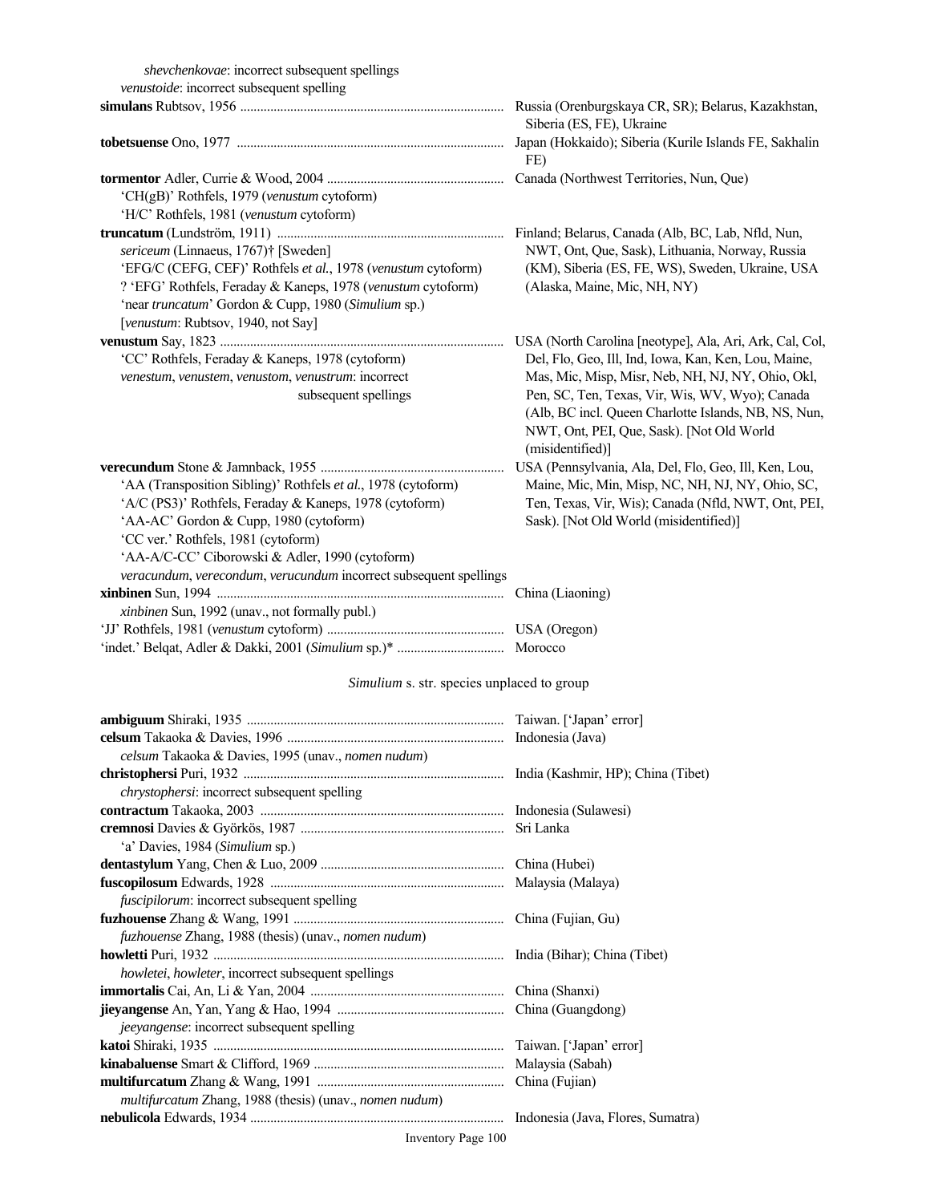*shevchenkovae*: incorrect subsequent spellings
*venustoide*: incorrect subsequent spelling

**simulans** Rubtsov, 1956 .............................................................................. Russia (Orenburgskaya CR, SR); Belarus, Kazakhstan, Siberia (ES, FE), Ukraine

**tobetsuense** Ono, 1977 .............................................................................. Japan (Hokkaido); Siberia (Kurile Islands FE, Sakhalin FE)

**tormentor** Adler, Currie & Wood, 2004 .................................................... Canada (Northwest Territories, Nun, Que)
'CH(gB)' Rothfels, 1979 (*venustum* cytoform)
'H/C' Rothfels, 1981 (*venustum* cytoform)

**truncatum** (Lundström, 1911) .................................................................. Finland; Belarus, Canada (Alb, BC, Lab, Nfld, Nun, NWT, Ont, Que, Sask), Lithuania, Norway, Russia (KM), Siberia (ES, FE, WS), Sweden, Ukraine, USA (Alaska, Maine, Mic, NH, NY)
*sericeum* (Linnaeus, 1767)† [Sweden]
'EFG/C (CEFG, CEF)' Rothfels *et al.*, 1978 (*venustum* cytoform)
? 'EFG' Rothfels, Feraday & Kaneps, 1978 (*venustum* cytoform)
'near *truncatum*' Gordon & Cupp, 1980 (*Simulium* sp.)
[*venustum*: Rubtsov, 1940, not Say]

**venustum** Say, 1823 .................................................................................. USA (North Carolina [neotype], Ala, Ari, Ark, Cal, Col, Del, Flo, Geo, Ill, Ind, Iowa, Kan, Ken, Lou, Maine, Mas, Mic, Misp, Misr, Neb, NH, NJ, NY, Ohio, Okl, Pen, SC, Ten, Texas, Vir, Wis, WV, Wyo); Canada (Alb, BC incl. Queen Charlotte Islands, NB, NS, Nun, NWT, Ont, PEI, Que, Sask). [Not Old World (misidentified)]
'CC' Rothfels, Feraday & Kaneps, 1978 (cytoform)
*venestum*, *venustem*, *venustom*, *venustrum*: incorrect subsequent spellings

**verecundum** Stone & Jamnback, 1955 ...................................................... USA (Pennsylvania, Ala, Del, Flo, Geo, Ill, Ken, Lou, Maine, Mic, Min, Misp, NC, NH, NJ, NY, Ohio, SC, Ten, Texas, Vir, Wis); Canada (Nfld, NWT, Ont, PEI, Sask). [Not Old World (misidentified)]
'AA (Transposition Sibling)' Rothfels *et al.*, 1978 (cytoform)
'A/C (PS3)' Rothfels, Feraday & Kaneps, 1978 (cytoform)
'AA-AC' Gordon & Cupp, 1980 (cytoform)
'CC ver.' Rothfels, 1981 (cytoform)
'AA-A/C-CC' Ciborowski & Adler, 1990 (cytoform)
*veracundum*, *verecondum*, *verucundum* incorrect subsequent spellings

**xinbinen** Sun, 1994 .................................................................................... China (Liaoning)
*xinbinen* Sun, 1992 (unav., not formally publ.)

'JJ' Rothfels, 1981 (*venustum* cytoform) .................................................... USA (Oregon)

'indet.' Belqat, Adler & Dakki, 2001 (*Simulium* sp.)* ................................ Morocco

## *Simulium* s. str. species unplaced to group

**ambiguum** Shiraki, 1935 ............................................................................ Taiwan. ['Japan' error]

**celsum** Takaoka & Davies, 1996 ................................................................ Indonesia (Java)
*celsum* Takaoka & Davies, 1995 (unav., *nomen nudum*)

**christophersi** Puri, 1932 ............................................................................ India (Kashmir, HP); China (Tibet)
*chrystophersi*: incorrect subsequent spelling

**contractum** Takaoka, 2003 ........................................................................ Indonesia (Sulawesi)

**cremnosi** Davies & Györkös, 1987 ............................................................ Sri Lanka
'a' Davies, 1984 (*Simulium* sp.)

**dentastylum** Yang, Chen & Luo, 2009 ...................................................... China (Hubei)

**fuscopilosum** Edwards, 1928 .................................................................... Malaysia (Malaya)
*fuscipilorum*: incorrect subsequent spelling

**fuzhouense** Zhang & Wang, 1991 .............................................................. China (Fujian, Gu)
*fuzhouense* Zhang, 1988 (thesis) (unav., *nomen nudum*)

**howletti** Puri, 1932 ...................................................................................... India (Bihar); China (Tibet)
*howletei*, *howleter*, incorrect subsequent spellings

**immortalis** Cai, An, Li & Yan, 2004 .......................................................... China (Shanxi)

**jieyangense** An, Yan, Yang & Hao, 1994 .................................................. China (Guangdong)
*jeeyangense*: incorrect subsequent spelling

**katoi** Shiraki, 1935 ...................................................................................... Taiwan. ['Japan' error]

**kinabaluense** Smart & Clifford, 1969 ........................................................ Malaysia (Sabah)

**multifurcatum** Zhang & Wang, 1991 ........................................................ China (Fujian)
*multifurcatum* Zhang, 1988 (thesis) (unav., *nomen nudum*)

**nebulicola** Edwards, 1934 .......................................................................... Indonesia (Java, Flores, Sumatra)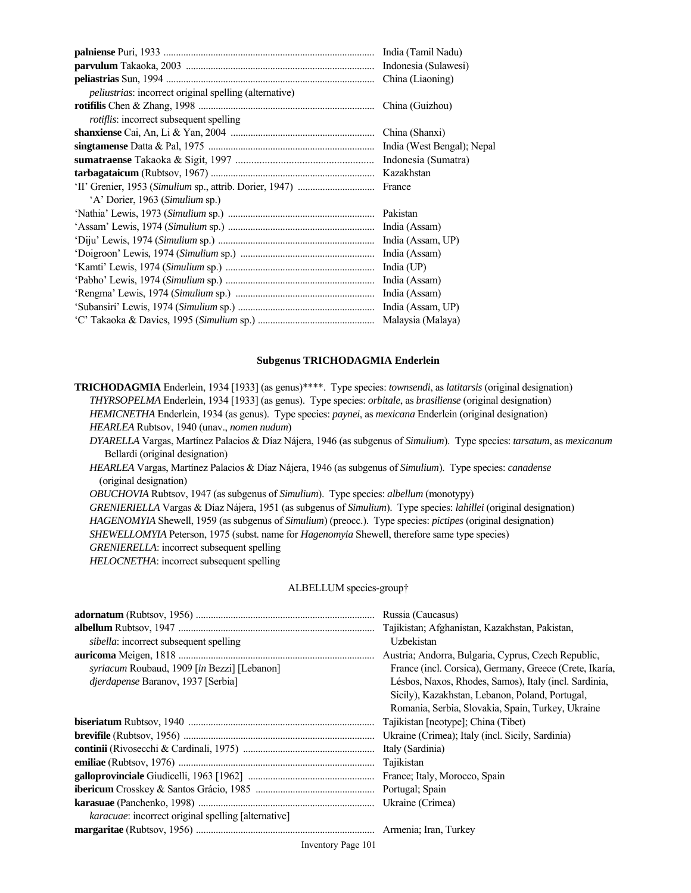| | |
|---|---|
| **palniense** Puri, 1933 | India (Tamil Nadu) |
| **parvulum** Takaoka, 2003 | Indonesia (Sulawesi) |
| **peliastrias** Sun, 1994 | China (Liaoning) |
| *peliustrias*: incorrect original spelling (alternative) | |
| **rotifilis** Chen & Zhang, 1998 | China (Guizhou) |
| *rotiflis*: incorrect subsequent spelling | |
| **shanxiense** Cai, An, Li & Yan, 2004 | China (Shanxi) |
| **singtamense** Datta & Pal, 1975 | India (West Bengal); Nepal |
| **sumatraense** Takaoka & Sigit, 1997 | Indonesia (Sumatra) |
| **tarbagataicum** (Rubtsov, 1967) | Kazakhstan |
| 'II' Grenier, 1953 (*Simulium* sp., attrib. Dorier, 1947) | France |
| 'A' Dorier, 1963 (*Simulium* sp.) | |
| 'Nathia' Lewis, 1973 (*Simulium* sp.) | Pakistan |
| 'Assam' Lewis, 1974 (*Simulium* sp.) | India (Assam) |
| 'Diju' Lewis, 1974 (*Simulium* sp.) | India (Assam, UP) |
| 'Doigroon' Lewis, 1974 (*Simulium* sp.) | India (Assam) |
| 'Kamti' Lewis, 1974 (*Simulium* sp.) | India (UP) |
| 'Pabho' Lewis, 1974 (*Simulium* sp.) | India (Assam) |
| 'Rengma' Lewis, 1974 (*Simulium* sp.) | India (Assam) |
| 'Subansiri' Lewis, 1974 (*Simulium* sp.) | India (Assam, UP) |
| 'C' Takaoka & Davies, 1995 (*Simulium* sp.) | Malaysia (Malaya) |

## Subgenus TRICHODAGMIA Enderlein

**TRICHODAGMIA** Enderlein, 1934 [1933] (as genus)****. Type species: *townsendi*, as *latitarsis* (original designation)
*THYRSOPELMA* Enderlein, 1934 [1933] (as genus). Type species: *orbitale*, as *brasiliense* (original designation)
*HEMICNETHA* Enderlein, 1934 (as genus). Type species: *paynei*, as *mexicana* Enderlein (original designation)
*HEARLEA* Rubtsov, 1940 (unav., *nomen nudum*)
*DYARELLA* Vargas, Martínez Palacios & Díaz Nájera, 1946 (as subgenus of *Simulium*). Type species: *tarsatum*, as *mexicanum* Bellardi (original designation)
*HEARLEA* Vargas, Martínez Palacios & Díaz Nájera, 1946 (as subgenus of *Simulium*). Type species: *canadense* (original designation)
*OBUCHOVIA* Rubtsov, 1947 (as subgenus of *Simulium*). Type species: *albellum* (monotypy)
*GRENIERIELLA* Vargas & Díaz Nájera, 1951 (as subgenus of *Simulium*). Type species: *lahillei* (original designation)
*HAGENOMYIA* Shewell, 1959 (as subgenus of *Simulium*) (preocc.). Type species: *pictipes* (original designation)
*SHEWELLOMYIA* Peterson, 1975 (subst. name for *Hagenomyia* Shewell, therefore same type species)
*GRENIERELLA*: incorrect subsequent spelling
*HELOCNETHA*: incorrect subsequent spelling

### ALBELLUM species-group†

| | |
|---|---|
| **adornatum** (Rubtsov, 1956) | Russia (Caucasus) |
| **albellum** Rubtsov, 1947 | Tajikistan; Afghanistan, Kazakhstan, Pakistan, Uzbekistan |
| *sibella*: incorrect subsequent spelling | |
| **auricoma** Meigen, 1818 | Austria; Andorra, Bulgaria, Cyprus, Czech Republic, France (incl. Corsica), Germany, Greece (Crete, Ikaría, Lésbos, Naxos, Rhodes, Samos), Italy (incl. Sardinia, Sicily), Kazakhstan, Lebanon, Poland, Portugal, Romania, Serbia, Slovakia, Spain, Turkey, Ukraine |
| *syriacum* Roubaud, 1909 [*in* Bezzi] [Lebanon] | |
| *djerdapense* Baranov, 1937 [Serbia] | |
| **biseriatum** Rubtsov, 1940 | Tajikistan [neotype]; China (Tibet) |
| **brevifile** (Rubtsov, 1956) | Ukraine (Crimea); Italy (incl. Sicily, Sardinia) |
| **continii** (Rivosecchi & Cardinali, 1975) | Italy (Sardinia) |
| **emiliae** (Rubtsov, 1976) | Tajikistan |
| **galloprovinciale** Giudicelli, 1963 [1962] | France; Italy, Morocco, Spain |
| **ibericum** Crosskey & Santos Grácio, 1985 | Portugal; Spain |
| **karasuae** (Panchenko, 1998) | Ukraine (Crimea) |
| *karacuae*: incorrect original spelling [alternative] | |
| **margaritae** (Rubtsov, 1956) | Armenia; Iran, Turkey |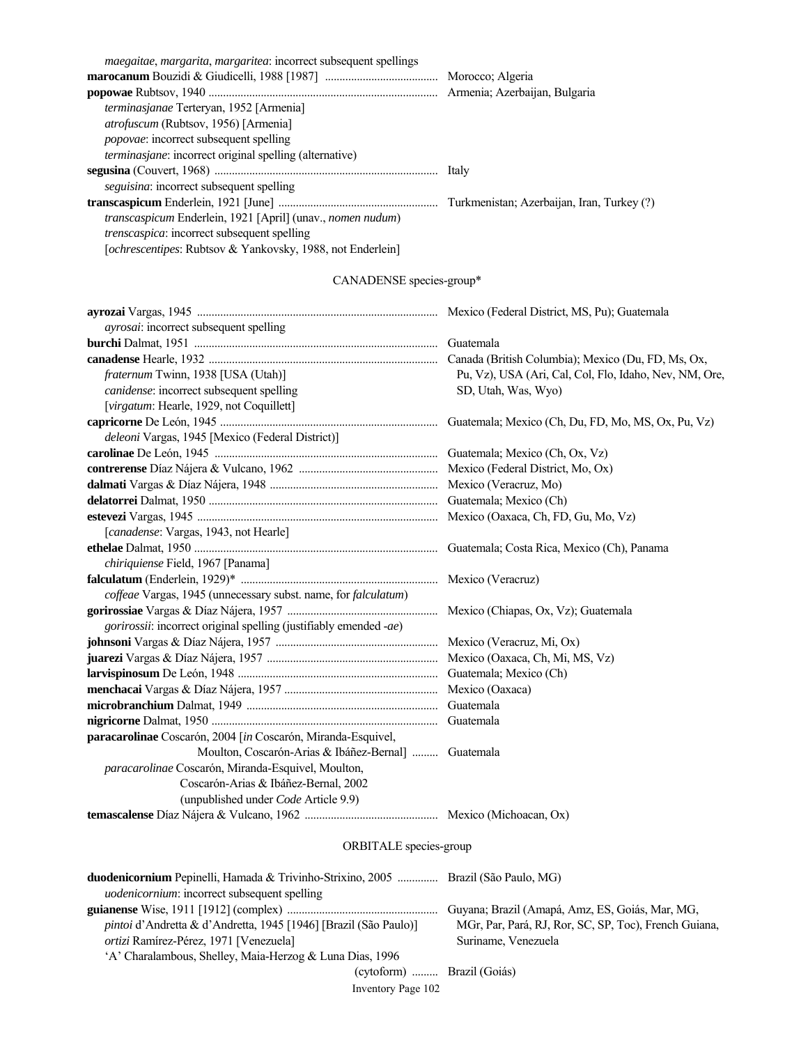*maegaitae*, *margarita*, *margaritea*: incorrect subsequent spellings

**marocanum** Bouzidi & Giudicelli, 1988 [1987] ...................................... Morocco; Algeria

**popowae** Rubtsov, 1940 ...................................................................... Armenia; Azerbaijan, Bulgaria
- *terminasjanae* Terteryan, 1952 [Armenia]
- *atrofuscum* (Rubtsov, 1956) [Armenia]
- *popovae*: incorrect subsequent spelling
- *terminasjane*: incorrect original spelling (alternative)

**segusina** (Couvert, 1968) ...................................................................... Italy
- *seguisina*: incorrect subsequent spelling

**transcaspicum** Enderlein, 1921 [June] ...................................................... Turkmenistan; Azerbaijan, Iran, Turkey (?)
- *transcaspicum* Enderlein, 1921 [April] (unav., *nomen nudum*)
- *trenscaspica*: incorrect subsequent spelling
- [*ochrescentipes*: Rubtsov & Yankovsky, 1988, not Enderlein]

## CANADENSE species-group*

**ayrozai** Vargas, 1945 ...................................................................... Mexico (Federal District, MS, Pu); Guatemala
- *ayrosai*: incorrect subsequent spelling

**burchi** Dalmat, 1951 ...................................................................... Guatemala

**canadense** Hearle, 1932 ...................................................................... Canada (British Columbia); Mexico (Du, FD, Ms, Ox, Pu, Vz), USA (Ari, Cal, Col, Flo, Idaho, Nev, NM, Ore, SD, Utah, Was, Wyo)
- *fraternum* Twinn, 1938 [USA (Utah)]
- *canidense*: incorrect subsequent spelling
- [*virgatum*: Hearle, 1929, not Coquillett]

**capricorne** De León, 1945 ...................................................................... Guatemala; Mexico (Ch, Du, FD, Mo, MS, Ox, Pu, Vz)
- *deleoni* Vargas, 1945 [Mexico (Federal District)]

**carolinae** De León, 1945 ...................................................................... Guatemala; Mexico (Ch, Ox, Vz)

**contrerense** Díaz Nájera & Vulcano, 1962 ............................................... Mexico (Federal District, Mo, Ox)

**dalmati** Vargas & Díaz Nájera, 1948 ......................................................... Mexico (Veracruz, Mo)

**delatorrei** Dalmat, 1950 ...................................................................... Guatemala; Mexico (Ch)

**estevezi** Vargas, 1945 ...................................................................... Mexico (Oaxaca, Ch, FD, Gu, Mo, Vz)
- [*canadense*: Vargas, 1943, not Hearle]

**ethelae** Dalmat, 1950 ...................................................................... Guatemala; Costa Rica, Mexico (Ch), Panama
- *chiriquiense* Field, 1967 [Panama]

**falculatum** (Enderlein, 1929)* ................................................................... Mexico (Veracruz)
- *coffeae* Vargas, 1945 (unnecessary subst. name, for *falculatum*)

**gorirossiae** Vargas & Díaz Nájera, 1957 .................................................... Mexico (Chiapas, Ox, Vz); Guatemala
- *gorirossii*: incorrect original spelling (justifiably emended *-ae*)

**johnsoni** Vargas & Díaz Nájera, 1957 ....................................................... Mexico (Veracruz, Mi, Ox)

**juarezi** Vargas & Díaz Nájera, 1957 .......................................................... Mexico (Oaxaca, Ch, Mi, MS, Vz)

**larvispinosum** De León, 1948 ...................................................................... Guatemala; Mexico (Ch)

**menchacai** Vargas & Díaz Nájera, 1957 ...................................................... Mexico (Oaxaca)

**microbranchium** Dalmat, 1949 ...................................................................... Guatemala

**nigricorne** Dalmat, 1950 ...................................................................... Guatemala

**paracarolinae** Coscarón, 2004 [*in* Coscarón, Miranda-Esquivel, Moulton, Coscarón-Arias & Ibáñez-Bernal] ......... Guatemala
- *paracarolinae* Coscarón, Miranda-Esquivel, Moulton, Coscarón-Arias & Ibáñez-Bernal, 2002 (unpublished under *Code* Article 9.9)

**temascalense** Díaz Nájera & Vulcano, 1962 .............................................. Mexico (Michoacan, Ox)

## ORBITALE species-group

**duodenicornium** Pepinelli, Hamada & Trivinho-Strixino, 2005 .............. Brazil (São Paulo, MG)
- *uodenicornium*: incorrect subsequent spelling

**guianense** Wise, 1911 [1912] (complex) .................................................... Guyana; Brazil (Amapá, Amz, ES, Goiás, Mar, MG, MGr, Par, Pará, RJ, Ror, SC, SP, Toc), French Guiana, Suriname, Venezuela
- *pintoi* d'Andretta & d'Andretta, 1945 [1946] [Brazil (São Paulo)]
- *ortizi* Ramírez-Pérez, 1971 [Venezuela]
- 'A' Charalambous, Shelley, Maia-Herzog & Luna Dias, 1996 (cytoform) ......... Brazil (Goiás)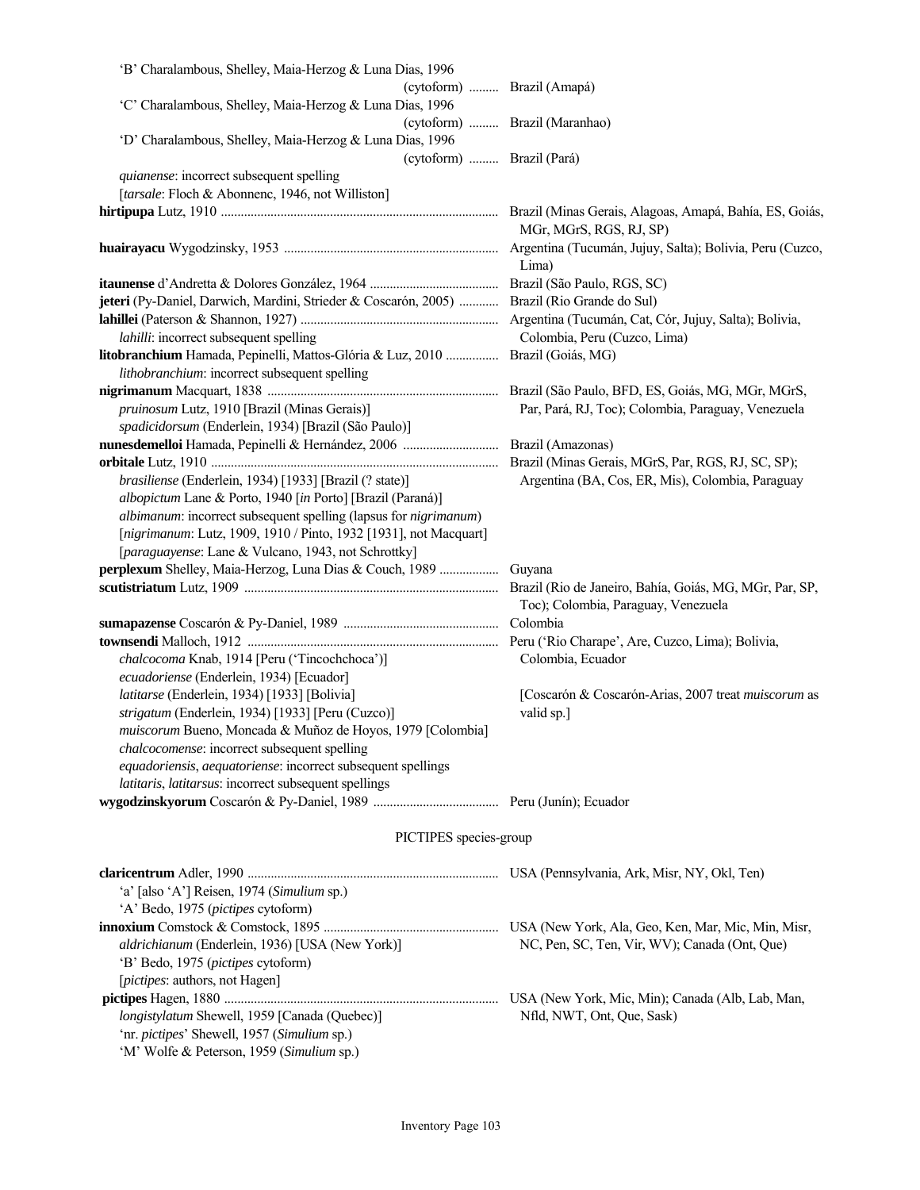'B' Charalambous, Shelley, Maia-Herzog & Luna Dias, 1996 (cytoform) ......... Brazil (Amapá)
'C' Charalambous, Shelley, Maia-Herzog & Luna Dias, 1996 (cytoform) ......... Brazil (Maranhao)
'D' Charalambous, Shelley, Maia-Herzog & Luna Dias, 1996 (cytoform) ......... Brazil (Pará)
*quianense*: incorrect subsequent spelling
[*tarsale*: Floch & Abonnenc, 1946, not Williston]

**hirtipupa** Lutz, 1910 ......... Brazil (Minas Gerais, Alagoas, Amapá, Bahía, ES, Goiás, MGr, MGrS, RGS, RJ, SP)

**huairayacu** Wygodzinsky, 1953 ......... Argentina (Tucumán, Jujuy, Salta); Bolivia, Peru (Cuzco, Lima)

**itaunense** d'Andretta & Dolores González, 1964 ......... Brazil (São Paulo, RGS, SC)

**jeteri** (Py-Daniel, Darwich, Mardini, Strieder & Coscarón, 2005) ......... Brazil (Rio Grande do Sul)

**lahillei** (Paterson & Shannon, 1927) ......... Argentina (Tucumán, Cat, Cór, Jujuy, Salta); Bolivia, Colombia, Peru (Cuzco, Lima)
*lahilli*: incorrect subsequent spelling

**litobranchium** Hamada, Pepinelli, Mattos-Glória & Luz, 2010 ......... Brazil (Goiás, MG)
*lithobranchium*: incorrect subsequent spelling

**nigrimanum** Macquart, 1838 ......... Brazil (São Paulo, BFD, ES, Goiás, MG, MGr, MGrS, Par, Pará, RJ, Toc); Colombia, Paraguay, Venezuela
*pruinosum* Lutz, 1910 [Brazil (Minas Gerais)]
*spadicidorsum* (Enderlein, 1934) [Brazil (São Paulo)]

**nunesdemelloi** Hamada, Pepinelli & Hernández, 2006 ......... Brazil (Amazonas)

**orbitale** Lutz, 1910 ......... Brazil (Minas Gerais, MGrS, Par, RGS, RJ, SC, SP); Argentina (BA, Cos, ER, Mis), Colombia, Paraguay
*brasiliense* (Enderlein, 1934) [1933] [Brazil (? state)]
*albopictum* Lane & Porto, 1940 [*in* Porto] [Brazil (Paraná)]
*albimanum*: incorrect subsequent spelling (lapsus for *nigrimanum*)
[*nigrimanum*: Lutz, 1909, 1910 / Pinto, 1932 [1931], not Macquart]
[*paraguayense*: Lane & Vulcano, 1943, not Schrottky]

**perplexum** Shelley, Maia-Herzog, Luna Dias & Couch, 1989 ......... Guyana

**scutistriatum** Lutz, 1909 ......... Brazil (Rio de Janeiro, Bahía, Goiás, MG, MGr, Par, SP, Toc); Colombia, Paraguay, Venezuela

**sumapazense** Coscarón & Py-Daniel, 1989 ......... Colombia

**townsendi** Malloch, 1912 ......... Peru ('Rio Charape', Are, Cuzco, Lima); Bolivia, Colombia, Ecuador
*chalcocoma* Knab, 1914 [Peru ('Tincochchoca')]
*ecuadoriense* (Enderlein, 1934) [Ecuador]
*latitarse* (Enderlein, 1934) [1933] [Bolivia]
*strigatum* (Enderlein, 1934) [1933] [Peru (Cuzco)]
*muiscorum* Bueno, Moncada & Muñoz de Hoyos, 1979 [Colombia]
*chalcocomense*: incorrect subsequent spelling
*equadoriensis*, *aequatoriense*: incorrect subsequent spellings
*latitaris*, *latitarsus*: incorrect subsequent spellings
[Coscarón & Coscarón-Arias, 2007 treat *muiscorum* as valid sp.]

**wygodzinskyorum** Coscarón & Py-Daniel, 1989 ......... Peru (Junín); Ecuador

## PICTIPES species-group

**claricentrum** Adler, 1990 ......... USA (Pennsylvania, Ark, Misr, NY, Okl, Ten)
'a' [also 'A'] Reisen, 1974 (*Simulium* sp.)
'A' Bedo, 1975 (*pictipes* cytoform)

**innoxium** Comstock & Comstock, 1895 ......... USA (New York, Ala, Geo, Ken, Mar, Mic, Min, Misr, NC, Pen, SC, Ten, Vir, WV); Canada (Ont, Que)
*aldrichianum* (Enderlein, 1936) [USA (New York)]
'B' Bedo, 1975 (*pictipes* cytoform)
[*pictipes*: authors, not Hagen]

**pictipes** Hagen, 1880 ......... USA (New York, Mic, Min); Canada (Alb, Lab, Man, Nfld, NWT, Ont, Que, Sask)
*longistylatum* Shewell, 1959 [Canada (Quebec)]
'nr. *pictipes*' Shewell, 1957 (*Simulium* sp.)
'M' Wolfe & Peterson, 1959 (*Simulium* sp.)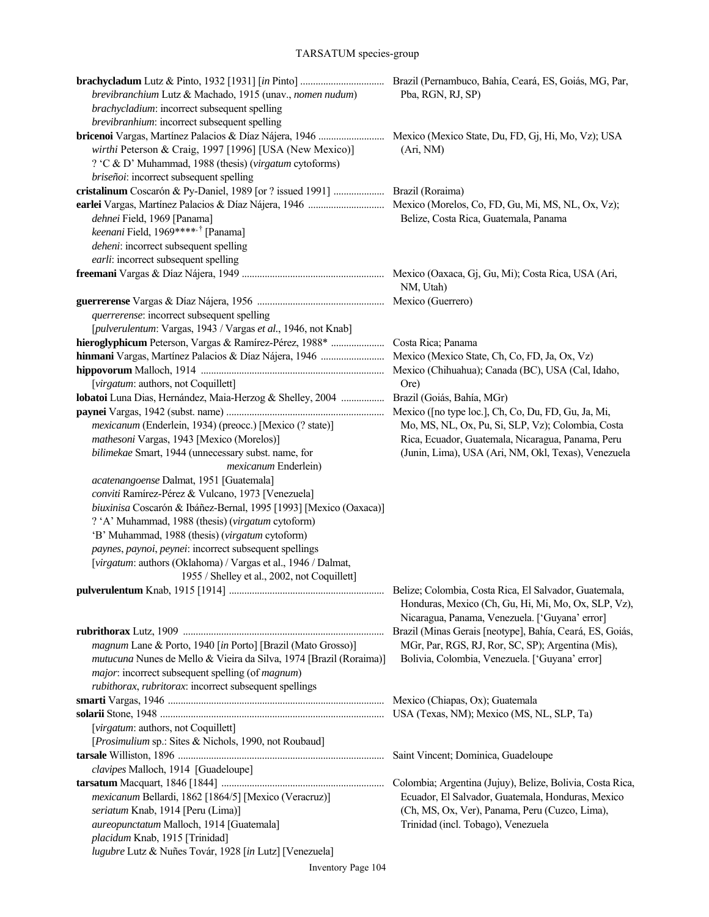# TARSATUM species-group

| Species | Distribution |
|---|---|
| **brachycladum** Lutz & Pinto, 1932 [1931] [*in* Pinto] | Brazil (Pernambuco, Bahía, Ceará, ES, Goiás, MG, Par, Pba, RGN, RJ, SP) |
| *brevibranchium* Lutz & Machado, 1915 (unav., *nomen nudum*) | |
| *brachycladium*: incorrect subsequent spelling | |
| *brevibranhium*: incorrect subsequent spelling | |
| **bricenoi** Vargas, Martínez Palacios & Díaz Nájera, 1946 | Mexico (Mexico State, Du, FD, Gj, Hi, Mo, Vz); USA (Ari, NM) |
| *wirthi* Peterson & Craig, 1997 [1996] [USA (New Mexico)] | |
| ? 'C & D' Muhammad, 1988 (thesis) (*virgatum* cytoforms) | |
| *briseñoi*: incorrect subsequent spelling | |
| **cristalinum** Coscarón & Py-Daniel, 1989 [or ? issued 1991] | Brazil (Roraima) |
| **earlei** Vargas, Martínez Palacios & Díaz Nájera, 1946 | Mexico (Morelos, Co, FD, Gu, Mi, MS, NL, Ox, Vz); Belize, Costa Rica, Guatemala, Panama |
| *dehnei* Field, 1969 [Panama] | |
| *keenani* Field, 1969****,† [Panama] | |
| *deheni*: incorrect subsequent spelling | |
| *earli*: incorrect subsequent spelling | |
| **freemani** Vargas & Díaz Nájera, 1949 | Mexico (Oaxaca, Gj, Gu, Mi); Costa Rica, USA (Ari, NM, Utah) |
| **guerrerense** Vargas & Díaz Nájera, 1956 | Mexico (Guerrero) |
| *querrerense*: incorrect subsequent spelling | |
| [*pulverulentum*: Vargas, 1943 / Vargas *et al*., 1946, not Knab] | |
| **hieroglyphicum** Peterson, Vargas & Ramírez-Pérez, 1988* | Costa Rica; Panama |
| **hinmani** Vargas, Martínez Palacios & Díaz Nájera, 1946 | Mexico (Mexico State, Ch, Co, FD, Ja, Ox, Vz) |
| **hippovorum** Malloch, 1914 | Mexico (Chihuahua); Canada (BC), USA (Cal, Idaho, Ore) |
| [*virgatum*: authors, not Coquillett] | |
| **lobatoi** Luna Dias, Hernández, Maia-Herzog & Shelley, 2004 | Brazil (Goiás, Bahía, MGr) |
| **paynei** Vargas, 1942 (subst. name) | Mexico ([no type loc.], Ch, Co, Du, FD, Gu, Ja, Mi, Mo, MS, NL, Ox, Pu, Si, SLP, Vz); Colombia, Costa Rica, Ecuador, Guatemala, Nicaragua, Panama, Peru (Junin, Lima), USA (Ari, NM, Okl, Texas), Venezuela |
| *mexicanum* (Enderlein, 1934) (preocc.) [Mexico (? state)] | |
| *mathesoni* Vargas, 1943 [Mexico (Morelos)] | |
| *bilimekae* Smart, 1944 (unnecessary subst. name, for *mexicanum* Enderlein) | |
| *acatenangoense* Dalmat, 1951 [Guatemala] | |
| *conviti* Ramírez-Pérez & Vulcano, 1973 [Venezuela] | |
| *biuxinisa* Coscarón & Ibáñez-Bernal, 1995 [1993] [Mexico (Oaxaca)] | |
| ? 'A' Muhammad, 1988 (thesis) (*virgatum* cytoform) | |
| 'B' Muhammad, 1988 (thesis) (*virgatum* cytoform) | |
| *paynes*, *paynoi*, *peynei*: incorrect subsequent spellings | |
| [*virgatum*: authors (Oklahoma) / Vargas et al., 1946 / Dalmat, 1955 / Shelley et al., 2002, not Coquillett] | |
| **pulverulentum** Knab, 1915 [1914] | Belize; Colombia, Costa Rica, El Salvador, Guatemala, Honduras, Mexico (Ch, Gu, Hi, Mi, Mo, Ox, SLP, Vz), Nicaragua, Panama, Venezuela. ['Guyana' error] |
| **rubrithorax** Lutz, 1909 | Brazil (Minas Gerais [neotype], Bahía, Ceará, ES, Goiás, MGr, Par, RGS, RJ, Ror, SC, SP); Argentina (Mis), Bolivia, Colombia, Venezuela. ['Guyana' error] |
| *magnum* Lane & Porto, 1940 [*in* Porto] [Brazil (Mato Grosso)] | |
| *mutucuna* Nunes de Mello & Vieira da Silva, 1974 [Brazil (Roraima)] | |
| *major*: incorrect subsequent spelling (of *magnum*) | |
| *rubithorax*, *rubritorax*: incorrect subsequent spellings | |
| **smarti** Vargas, 1946 | Mexico (Chiapas, Ox); Guatemala |
| **solarii** Stone, 1948 | USA (Texas, NM); Mexico (MS, NL, SLP, Ta) |
| [*virgatum*: authors, not Coquillett] | |
| [*Prosimulium* sp.: Sites & Nichols, 1990, not Roubaud] | |
| **tarsale** Williston, 1896 | Saint Vincent; Dominica, Guadeloupe |
| *clavipes* Malloch, 1914 [Guadeloupe] | |
| **tarsatum** Macquart, 1846 [1844] | Colombia; Argentina (Jujuy), Belize, Bolivia, Costa Rica, Ecuador, El Salvador, Guatemala, Honduras, Mexico (Ch, MS, Ox, Ver), Panama, Peru (Cuzco, Lima), Trinidad (incl. Tobago), Venezuela |
| *mexicanum* Bellardi, 1862 [1864/5] [Mexico (Veracruz)] | |
| *seriatum* Knab, 1914 [Peru (Lima)] | |
| *aureopunctatum* Malloch, 1914 [Guatemala] | |
| *placidum* Knab, 1915 [Trinidad] | |
| *lugubre* Lutz & Nuñes Továr, 1928 [*in* Lutz] [Venezuela] | |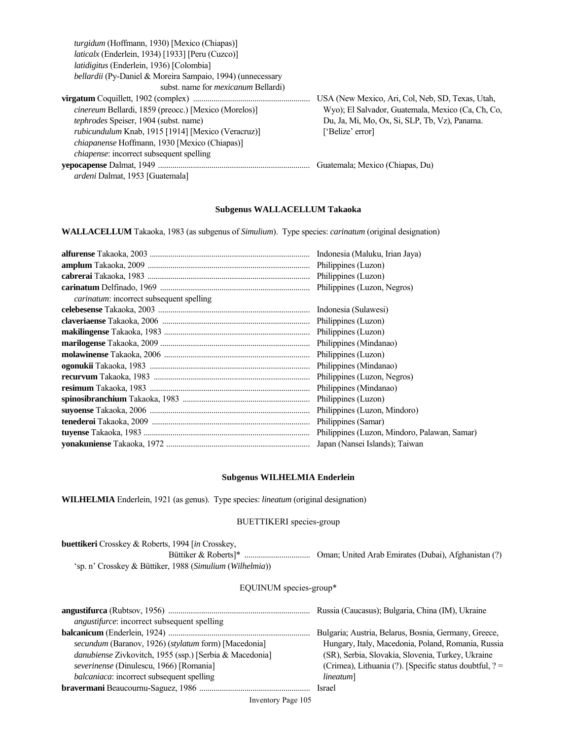*turgidum* (Hoffmann, 1930) [Mexico (Chiapas)]
*laticalx* (Enderlein, 1934) [1933] [Peru (Cuzco)]
*latidigitus* (Enderlein, 1936) [Colombia]
*bellardii* (Py-Daniel & Moreira Sampaio, 1994) (unnecessary subst. name for *mexicanum* Bellardi)

**virgatum** Coquillett, 1902 (complex) ........ USA (New Mexico, Ari, Col, Neb, SD, Texas, Utah, Wyo); El Salvador, Guatemala, Mexico (Ca, Ch, Co, Du, Ja, Mi, Mo, Ox, Si, SLP, Tb, Vz), Panama. ['Belize' error]
*cinereum* Bellardi, 1859 (preocc.) [Mexico (Morelos)]
*tephrodes* Speiser, 1904 (subst. name)
*rubicundulum* Knab, 1915 [1914] [Mexico (Veracruz)]
*chiapanense* Hoffmann, 1930 [Mexico (Chiapas)]
*chiapense*: incorrect subsequent spelling

**yepocapense** Dalmat, 1949 ........ Guatemala; Mexico (Chiapas, Du)
*ardeni* Dalmat, 1953 [Guatemala]

## Subgenus WALLACELLUM Takaoka

**WALLACELLUM** Takaoka, 1983 (as subgenus of *Simulium*). Type species: *carinatum* (original designation)

**alfurense** Takaoka, 2003 ........ Indonesia (Maluku, Irian Jaya)
**amplum** Takaoka, 2009 ........ Philippines (Luzon)
**cabrerai** Takaoka, 1983 ........ Philippines (Luzon)
**carinatum** Delfinado, 1969 ........ Philippines (Luzon, Negros)
*carinatum*: incorrect subsequent spelling
**celebesense** Takaoka, 2003 ........ Indonesia (Sulawesi)
**claveriaense** Takaoka, 2006 ........ Philippines (Luzon)
**makilingense** Takaoka, 1983 ........ Philippines (Luzon)
**marilogense** Takaoka, 2009 ........ Philippines (Mindanao)
**molawinense** Takaoka, 2006 ........ Philippines (Luzon)
**ogonukii** Takaoka, 1983 ........ Philippines (Mindanao)
**recurvum** Takaoka, 1983 ........ Philippines (Luzon, Negros)
**resimum** Takaoka, 1983 ........ Philippines (Mindanao)
**spinosibranchium** Takaoka, 1983 ........ Philippines (Luzon)
**suyoense** Takaoka, 2006 ........ Philippines (Luzon, Mindoro)
**tenederoi** Takaoka, 2009 ........ Philippines (Samar)
**tuyense** Takaoka, 1983 ........ Philippines (Luzon, Mindoro, Palawan, Samar)
**yonakuniense** Takaoka, 1972 ........ Japan (Nansei Islands); Taiwan

## Subgenus WILHELMIA Enderlein

**WILHELMIA** Enderlein, 1921 (as genus). Type species: *lineatum* (original designation)

### BUETTIKERI species-group

**buettikeri** Crosskey & Roberts, 1994 [*in* Crosskey, Büttiker & Roberts]* ........ Oman; United Arab Emirates (Dubai), Afghanistan (?)
'sp. n' Crosskey & Büttiker, 1988 (*Simulium* (*Wilhelmia*))

### EQUINUM species-group*

**angustifurca** (Rubtsov, 1956) ........ Russia (Caucasus); Bulgaria, China (IM), Ukraine
*angustifurce*: incorrect subsequent spelling

**balcanicum** (Enderlein, 1924) ........ Bulgaria; Austria, Belarus, Bosnia, Germany, Greece, Hungary, Italy, Macedonia, Poland, Romania, Russia (SR), Serbia, Slovakia, Slovenia, Turkey, Ukraine (Crimea), Lithuania (?). [Specific status doubtful, ? = *lineatum*]
*secundum* (Baranov, 1926) (*stylatum* form) [Macedonia]
*danubiense* Zivkovitch, 1955 (ssp.) [Serbia & Macedonia]
*severinense* (Dinulescu, 1966) [Romania]
*balcaniaca*: incorrect subsequent spelling

**bravermani** Beaucournu-Saguez, 1986 ........ Israel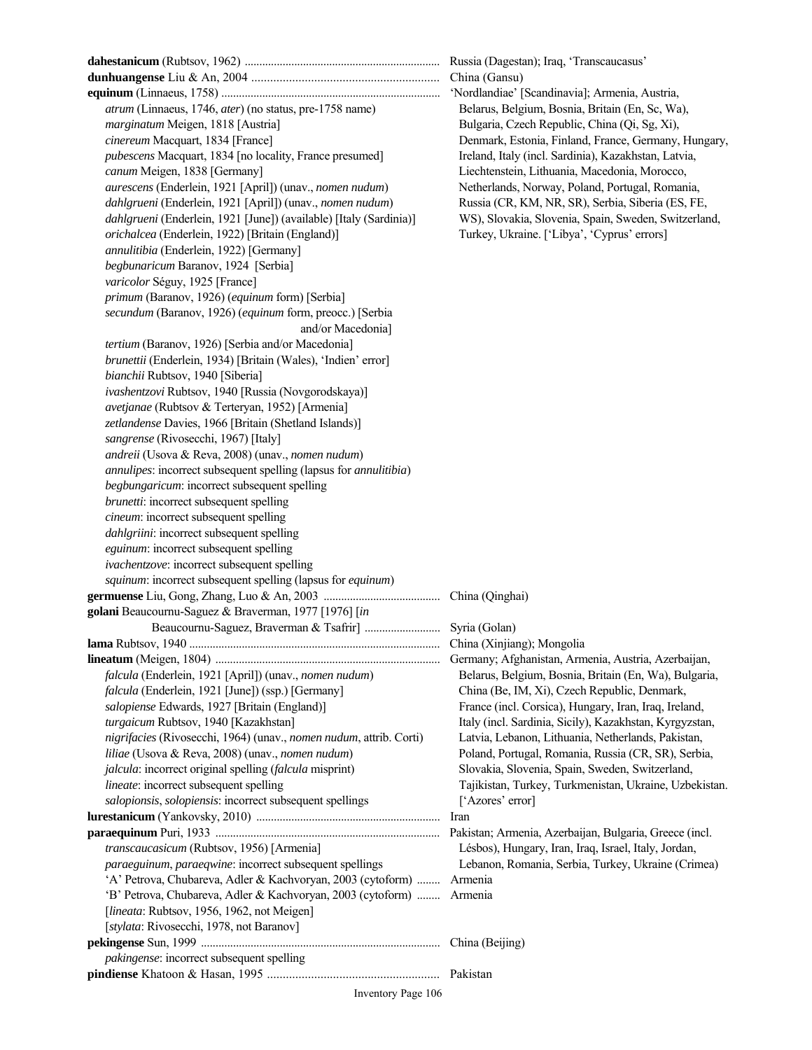**dahestanicum** (Rubtsov, 1962) .................................................................. Russia (Dagestan); Iraq, 'Transcaucasus'

**dunhuangense** Liu & An, 2004 ........................................................... China (Gansu)

**equinum** (Linnaeus, 1758) .......................................................................... 'Nordlandiae' [Scandinavia]; Armenia, Austria, Belarus, Belgium, Bosnia, Britain (En, Sc, Wa), Bulgaria, Czech Republic, China (Qi, Sg, Xi), Denmark, Estonia, Finland, France, Germany, Hungary, Ireland, Italy (incl. Sardinia), Kazakhstan, Latvia, Liechtenstein, Lithuania, Macedonia, Morocco, Netherlands, Norway, Poland, Portugal, Romania, Russia (CR, KM, NR, SR), Serbia, Siberia (ES, FE, WS), Slovakia, Slovenia, Spain, Sweden, Switzerland, Turkey, Ukraine. ['Libya', 'Cyprus' errors]

- *atrum* (Linnaeus, 1746, *ater*) (no status, pre-1758 name)
- *marginatum* Meigen, 1818 [Austria]
- *cinereum* Macquart, 1834 [France]
- *pubescens* Macquart, 1834 [no locality, France presumed]
- *canum* Meigen, 1838 [Germany]
- *aurescens* (Enderlein, 1921 [April]) (unav., *nomen nudum*)
- *dahlgrueni* (Enderlein, 1921 [April]) (unav., *nomen nudum*)
- *dahlgrueni* (Enderlein, 1921 [June]) (available) [Italy (Sardinia)]
- *orichalcea* (Enderlein, 1922) [Britain (England)]
- *annulitibia* (Enderlein, 1922) [Germany]
- *begbunaricum* Baranov, 1924 [Serbia]
- *varicolor* Séguy, 1925 [France]
- *primum* (Baranov, 1926) (*equinum* form) [Serbia]
- *secundum* (Baranov, 1926) (*equinum* form, preocc.) [Serbia and/or Macedonia]
- *tertium* (Baranov, 1926) [Serbia and/or Macedonia]
- *brunettii* (Enderlein, 1934) [Britain (Wales), 'Indien' error]
- *bianchii* Rubtsov, 1940 [Siberia]
- *ivashentzovi* Rubtsov, 1940 [Russia (Novgorodskaya)]
- *avetjanae* (Rubtsov & Terteryan, 1952) [Armenia]
- *zetlandense* Davies, 1966 [Britain (Shetland Islands)]
- *sangrense* (Rivosecchi, 1967) [Italy]
- *andreii* (Usova & Reva, 2008) (unav., *nomen nudum*)
- *annulipes*: incorrect subsequent spelling (lapsus for *annulitibia*)
- *begbungaricum*: incorrect subsequent spelling
- *brunetti*: incorrect subsequent spelling
- *cineum*: incorrect subsequent spelling
- *dahlgriini*: incorrect subsequent spelling
- *eguinum*: incorrect subsequent spelling
- *ivachentzove*: incorrect subsequent spelling
- *squinum*: incorrect subsequent spelling (lapsus for *equinum*)

**germuense** Liu, Gong, Zhang, Luo & An, 2003 ....................................... China (Qinghai)

**golani** Beaucournu-Saguez & Braverman, 1977 [1976] [*in* Beaucournu-Saguez, Braverman & Tsafrir] ......................... Syria (Golan)

**lama** Rubtsov, 1940 .................................................................................... China (Xinjiang); Mongolia

**lineatum** (Meigen, 1804) ............................................................................ Germany; Afghanistan, Armenia, Austria, Azerbaijan, Belarus, Belgium, Bosnia, Britain (En, Wa), Bulgaria, China (Be, IM, Xi), Czech Republic, Denmark, France (incl. Corsica), Hungary, Iran, Iraq, Ireland, Italy (incl. Sardinia, Sicily), Kazakhstan, Kyrgyzstan, Latvia, Lebanon, Lithuania, Netherlands, Pakistan, Poland, Portugal, Romania, Russia (CR, SR), Serbia, Slovakia, Slovenia, Spain, Sweden, Switzerland, Tajikistan, Turkey, Turkmenistan, Ukraine, Uzbekistan. ['Azores' error]

- *falcula* (Enderlein, 1921 [April]) (unav., *nomen nudum*)
- *falcula* (Enderlein, 1921 [June]) (ssp.) [Germany]
- *salopiense* Edwards, 1927 [Britain (England)]
- *turgaicum* Rubtsov, 1940 [Kazakhstan]
- *nigrifacies* (Rivosecchi, 1964) (unav., *nomen nudum*, attrib. Corti)
- *liliae* (Usova & Reva, 2008) (unav., *nomen nudum*)
- *jalcula*: incorrect original spelling (*falcula* misprint)
- *lineate*: incorrect subsequent spelling
- *salopionsis*, *solopiensis*: incorrect subsequent spellings

**lurestanicum** (Yankovsky, 2010) ............................................................... Iran

**paraequinum** Puri, 1933 ............................................................................ Pakistan; Armenia, Azerbaijan, Bulgaria, Greece (incl. Lésbos), Hungary, Iran, Iraq, Israel, Italy, Jordan, Lebanon, Romania, Serbia, Turkey, Ukraine (Crimea)

- *transcaucasicum* (Rubtsov, 1956) [Armenia]
- *paraeguinum*, *paraeqwine*: incorrect subsequent spellings
- 'A' Petrova, Chubareva, Adler & Kachvoryan, 2003 (cytoform) ........ Armenia
- 'B' Petrova, Chubareva, Adler & Kachvoryan, 2003 (cytoform) ........ Armenia
- [*lineata*: Rubtsov, 1956, 1962, not Meigen]
- [*stylata*: Rivosecchi, 1978, not Baranov]

**pekingense** Sun, 1999 ................................................................................ China (Beijing)

- *pakingense*: incorrect subsequent spelling

**pindiense** Khatoon & Hasan, 1995 ....................................................... Pakistan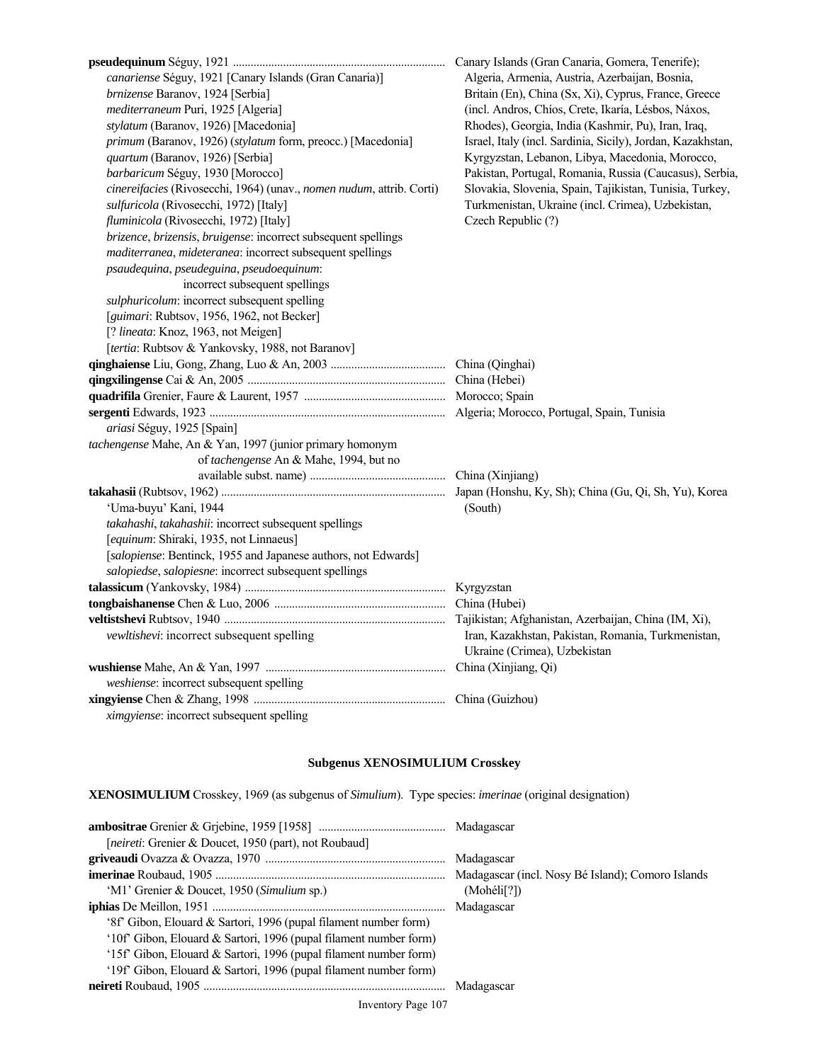**pseudequinum** Séguy, 1921 ....................................................................... Canary Islands (Gran Canaria, Gomera, Tenerife); Algeria, Armenia, Austria, Azerbaijan, Bosnia, Britain (En), China (Sx, Xi), Cyprus, France, Greece (incl. Andros, Chíos, Crete, Ikaría, Lésbos, Náxos, Rhodes), Georgia, India (Kashmir, Pu), Iran, Iraq, Israel, Italy (incl. Sardinia, Sicily), Jordan, Kazakhstan, Kyrgyzstan, Lebanon, Libya, Macedonia, Morocco, Pakistan, Portugal, Romania, Russia (Caucasus), Serbia, Slovakia, Slovenia, Spain, Tajikistan, Tunisia, Turkey, Turkmenistan, Ukraine (incl. Crimea), Uzbekistan, Czech Republic (?)

*canariense* Séguy, 1921 [Canary Islands (Gran Canaria)]
*brnizense* Baranov, 1924 [Serbia]
*mediterraneum* Puri, 1925 [Algeria]
*stylatum* (Baranov, 1926) [Macedonia]
*primum* (Baranov, 1926) (*stylatum* form, preocc.) [Macedonia]
*quartum* (Baranov, 1926) [Serbia]
*barbaricum* Séguy, 1930 [Morocco]
*cinereifacies* (Rivosecchi, 1964) (unav., *nomen nudum*, attrib. Corti)
*sulfuricola* (Rivosecchi, 1972) [Italy]
*fluminicola* (Rivosecchi, 1972) [Italy]
*brizence*, *brizensis*, *bruigense*: incorrect subsequent spellings
*maditerranea*, *mideteranea*: incorrect subsequent spellings
*psaudequina*, *pseudeguina*, *pseudoequinum*: incorrect subsequent spellings
*sulphuricolum*: incorrect subsequent spelling
[*guimari*: Rubtsov, 1956, 1962, not Becker]
[? *lineata*: Knoz, 1963, not Meigen]
[*tertia*: Rubtsov & Yankovsky, 1988, not Baranov]

**qinghaiense** Liu, Gong, Zhang, Luo & An, 2003 ...................................... China (Qinghai)

**qingxilingense** Cai & An, 2005 .................................................................. China (Hebei)

**quadrifila** Grenier, Faure & Laurent, 1957 ............................................... Morocco; Spain

**sergenti** Edwards, 1923 ............................................................................... Algeria; Morocco, Portugal, Spain, Tunisia

*ariasi* Séguy, 1925 [Spain]

*tachengense* Mahe, An & Yan, 1997 (junior primary homonym of *tachengense* An & Mahe, 1994, but no available subst. name) ............................................. China (Xinjiang)

**takahasii** (Rubtsov, 1962) .......................................................................... Japan (Honshu, Ky, Sh); China (Gu, Qi, Sh, Yu), Korea (South)

'Uma-buyu' Kani, 1944
*takahashi*, *takahashii*: incorrect subsequent spellings
[*equinum*: Shiraki, 1935, not Linnaeus]
[*salopiense*: Bentinck, 1955 and Japanese authors, not Edwards]
*salopiedse*, *salopiesne*: incorrect subsequent spellings

**talassicum** (Yankovsky, 1984) ................................................................... Kyrgyzstan

**tongbaishanense** Chen & Luo, 2006 .......................................................... China (Hubei)

**veltistshevi** Rubtsov, 1940 .......................................................................... Tajikistan; Afghanistan, Azerbaijan, China (IM, Xi), Iran, Kazakhstan, Pakistan, Romania, Turkmenistan, Ukraine (Crimea), Uzbekistan

*vewltishevi*: incorrect subsequent spelling

**wushiense** Mahe, An & Yan, 1997 ............................................................. China (Xinjiang, Qi)

*weshiense*: incorrect subsequent spelling

**xingyiense** Chen & Zhang, 1998 ................................................................ China (Guizhou)

*ximgyiense*: incorrect subsequent spelling

## Subgenus XENOSIMULIUM Crosskey

**XENOSIMULIUM** Crosskey, 1969 (as subgenus of *Simulium*). Type species: *imerinae* (original designation)

**ambositrae** Grenier & Grjebine, 1959 [1958] .......................................... Madagascar

[*neireti*: Grenier & Doucet, 1950 (part), not Roubaud]

**griveaudi** Ovazza & Ovazza, 1970 ............................................................ Madagascar

**imerinae** Roubaud, 1905 ............................................................................. Madagascar (incl. Nosy Bé Island); Comoro Islands (Mohéli[?])

'M1' Grenier & Doucet, 1950 (*Simulium* sp.)

**iphias** De Meillon, 1951 .............................................................................. Madagascar

'8f' Gibon, Elouard & Sartori, 1996 (pupal filament number form)
'10f' Gibon, Elouard & Sartori, 1996 (pupal filament number form)
'15f' Gibon, Elouard & Sartori, 1996 (pupal filament number form)
'19f' Gibon, Elouard & Sartori, 1996 (pupal filament number form)

**neireti** Roubaud, 1905 ................................................................................. Madagascar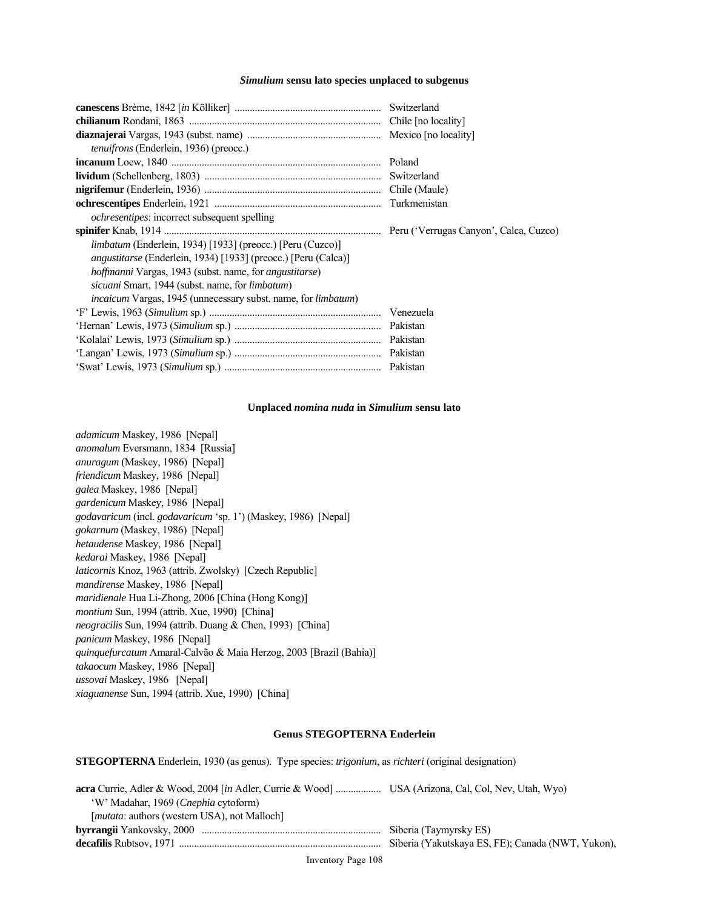### *Simulium* sensu lato species unplaced to subgenus

| | |
|---|---|
| **canescens** Brème, 1842 [*in* Kölliker] | Switzerland |
| **chilianum** Rondani, 1863 | Chile [no locality] |
| **diaznajerai** Vargas, 1943 (subst. name) | Mexico [no locality] |
| *tenuifrons* (Enderlein, 1936) (preocc.) | |
| **incanum** Loew, 1840 | Poland |
| **lividum** (Schellenberg, 1803) | Switzerland |
| **nigrifemur** (Enderlein, 1936) | Chile (Maule) |
| **ochrescentipes** Enderlein, 1921 | Turkmenistan |
| *ochresentipes*: incorrect subsequent spelling | |
| **spinifer** Knab, 1914 | Peru ('Verrugas Canyon', Calca, Cuzco) |
| *limbatum* (Enderlein, 1934) [1933] (preocc.) [Peru (Cuzco)] | |
| *angustitarse* (Enderlein, 1934) [1933] (preocc.) [Peru (Calca)] | |
| *hoffmanni* Vargas, 1943 (subst. name, for *angustitarse*) | |
| *sicuani* Smart, 1944 (subst. name, for *limbatum*) | |
| *incaicum* Vargas, 1945 (unnecessary subst. name, for *limbatum*) | |
| 'F' Lewis, 1963 (*Simulium* sp.) | Venezuela |
| 'Hernan' Lewis, 1973 (*Simulium* sp.) | Pakistan |
| 'Kolalai' Lewis, 1973 (*Simulium* sp.) | Pakistan |
| 'Langan' Lewis, 1973 (*Simulium* sp.) | Pakistan |
| 'Swat' Lewis, 1973 (*Simulium* sp.) | Pakistan |

### Unplaced *nomina nuda* in *Simulium* sensu lato

*adamicum* Maskey, 1986 [Nepal]
*anomalum* Eversmann, 1834 [Russia]
*anuragum* (Maskey, 1986) [Nepal]
*friendicum* Maskey, 1986 [Nepal]
*galea* Maskey, 1986 [Nepal]
*gardenicum* Maskey, 1986 [Nepal]
*godavaricum* (incl. *godavaricum* 'sp. 1') (Maskey, 1986) [Nepal]
*gokarnum* (Maskey, 1986) [Nepal]
*hetaudense* Maskey, 1986 [Nepal]
*kedarai* Maskey, 1986 [Nepal]
*laticornis* Knoz, 1963 (attrib. Zwolsky) [Czech Republic]
*mandirense* Maskey, 1986 [Nepal]
*maridienale* Hua Li-Zhong, 2006 [China (Hong Kong)]
*montium* Sun, 1994 (attrib. Xue, 1990) [China]
*neogracilis* Sun, 1994 (attrib. Duang & Chen, 1993) [China]
*panicum* Maskey, 1986 [Nepal]
*quinquefurcatum* Amaral-Calvão & Maia Herzog, 2003 [Brazil (Bahía)]
*takaocum* Maskey, 1986 [Nepal]
*ussovai* Maskey, 1986 [Nepal]
*xiaguanense* Sun, 1994 (attrib. Xue, 1990) [China]

### Genus STEGOPTERNA Enderlein

**STEGOPTERNA** Enderlein, 1930 (as genus). Type species: *trigonium*, as *richteri* (original designation)

| | |
|---|---|
| **acra** Currie, Adler & Wood, 2004 [*in* Adler, Currie & Wood] | USA (Arizona, Cal, Col, Nev, Utah, Wyo) |
| 'W' Madahar, 1969 (*Cnephia* cytoform) | |
| [*mutata*: authors (western USA), not Malloch] | |
| **byrrangii** Yankovsky, 2000 | Siberia (Taymyrsky ES) |
| **decafilis** Rubtsov, 1971 | Siberia (Yakutskaya ES, FE); Canada (NWT, Yukon), |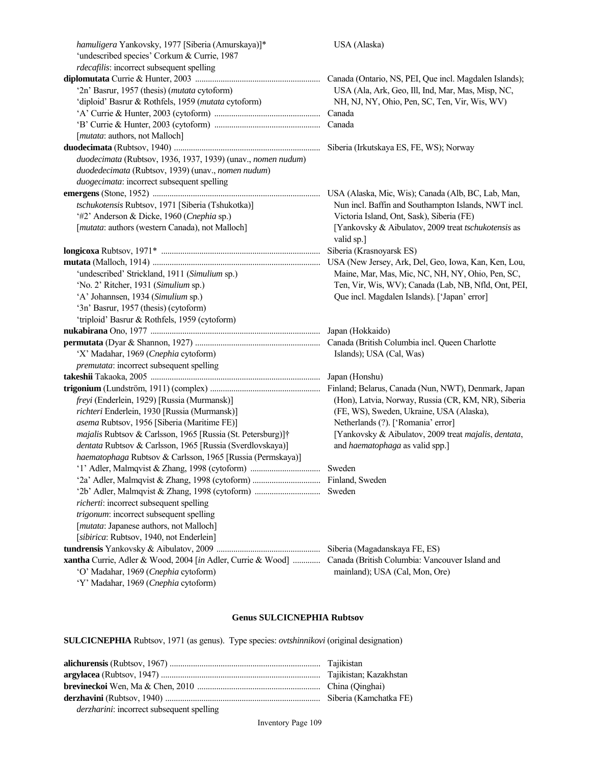*hamuligera* Yankovsky, 1977 [Siberia (Amurskaya)]* — USA (Alaska)
'undescribed species' Corkum & Currie, 1987
*rdecafilis*: incorrect subsequent spelling

**diplomutata** Currie & Hunter, 2003 .......... Canada (Ontario, NS, PEI, Que incl. Magdalen Islands); USA (Ala, Ark, Geo, Ill, Ind, Mar, Mas, Misp, NC, NH, NJ, NY, Ohio, Pen, SC, Ten, Vir, Wis, WV)
'2n' Basrur, 1957 (thesis) (*mutata* cytoform)
'diploid' Basrur & Rothfels, 1959 (*mutata* cytoform)
'A' Currie & Hunter, 2003 (cytoform) .......... Canada
'B' Currie & Hunter, 2003 (cytoform) .......... Canada
[*mutata*: authors, not Malloch]

**duodecimata** (Rubtsov, 1940) .......... Siberia (Irkutskaya ES, FE, WS); Norway
*duodecimata* (Rubtsov, 1936, 1937, 1939) (unav., *nomen nudum*)
*duodedecimata* (Rubtsov, 1939) (unav., *nomen nudum*)
*duogecimata*: incorrect subsequent spelling

**emergens** (Stone, 1952) .......... USA (Alaska, Mic, Wis); Canada (Alb, BC, Lab, Man, Nun incl. Baffin and Southampton Islands, NWT incl. Victoria Island, Ont, Sask), Siberia (FE) [Yankovsky & Aibulatov, 2009 treat *tschukotensis* as valid sp.]
*tschukotensis* Rubtsov, 1971 [Siberia (Tshukotka)]
'#2' Anderson & Dicke, 1960 (*Cnephia* sp.)
[*mutata*: authors (western Canada), not Malloch]

**longicoxa** Rubtsov, 1971* .......... Siberia (Krasnoyarsk ES)

**mutata** (Malloch, 1914) .......... USA (New Jersey, Ark, Del, Geo, Iowa, Kan, Ken, Lou, Maine, Mar, Mas, Mic, NC, NH, NY, Ohio, Pen, SC, Ten, Vir, Wis, WV); Canada (Lab, NB, Nfld, Ont, PEI, Que incl. Magdalen Islands). ['Japan' error]
'undescribed' Strickland, 1911 (*Simulium* sp.)
'No. 2' Ritcher, 1931 (*Simulium* sp.)
'A' Johannsen, 1934 (*Simulium* sp.)
'3n' Basrur, 1957 (thesis) (cytoform)
'triploid' Basrur & Rothfels, 1959 (cytoform)

**nukabirana** Ono, 1977 .......... Japan (Hokkaido)

**permutata** (Dyar & Shannon, 1927) .......... Canada (British Columbia incl. Queen Charlotte Islands); USA (Cal, Was)
'X' Madahar, 1969 (*Cnephia* cytoform)
*premutata*: incorrect subsequent spelling

**takeshii** Takaoka, 2005 .......... Japan (Honshu)

**trigonium** (Lundström, 1911) (complex) .......... Finland; Belarus, Canada (Nun, NWT), Denmark, Japan (Hon), Latvia, Norway, Russia (CR, KM, NR), Siberia (FE, WS), Sweden, Ukraine, USA (Alaska), Netherlands (?). ['Romania' error] [Yankovsky & Aibulatov, 2009 treat *majalis*, *dentata*, and *haematophaga* as valid spp.]
*freyi* (Enderlein, 1929) [Russia (Murmansk)]
*richteri* Enderlein, 1930 [Russia (Murmansk)]
*asema* Rubtsov, 1956 [Siberia (Maritime FE)]
*majalis* Rubtsov & Carlsson, 1965 [Russia (St. Petersburg)]†
*dentata* Rubtsov & Carlsson, 1965 [Russia (Sverdlovskaya)]
*haematophaga* Rubtsov & Carlsson, 1965 [Russia (Permskaya)]
'1' Adler, Malmqvist & Zhang, 1998 (cytoform) .......... Sweden
'2a' Adler, Malmqvist & Zhang, 1998 (cytoform) .......... Finland, Sweden
'2b' Adler, Malmqvist & Zhang, 1998 (cytoform) .......... Sweden
*richerti*: incorrect subsequent spelling
*trigonum*: incorrect subsequent spelling
[*mutata*: Japanese authors, not Malloch]
[*sibirica*: Rubtsov, 1940, not Enderlein]

**tundrensis** Yankovsky & Aibulatov, 2009 .......... Siberia (Magadanskaya FE, ES)

**xantha** Currie, Adler & Wood, 2004 [*in* Adler, Currie & Wood] .......... Canada (British Columbia: Vancouver Island and mainland); USA (Cal, Mon, Ore)
'O' Madahar, 1969 (*Cnephia* cytoform)
'Y' Madahar, 1969 (*Cnephia* cytoform)

## Genus SULCICNEPHIA Rubtsov

**SULCICNEPHIA** Rubtsov, 1971 (as genus). Type species: *ovtshinnikovi* (original designation)

**alichurensis** (Rubtsov, 1967) .......... Tajikistan

**argylacea** (Rubtsov, 1947) .......... Tajikistan; Kazakhstan

**brevineckoi** Wen, Ma & Chen, 2010 .......... China (Qinghai)

**derzhavini** (Rubtsov, 1940) .......... Siberia (Kamchatka FE)
*derzharini*: incorrect subsequent spelling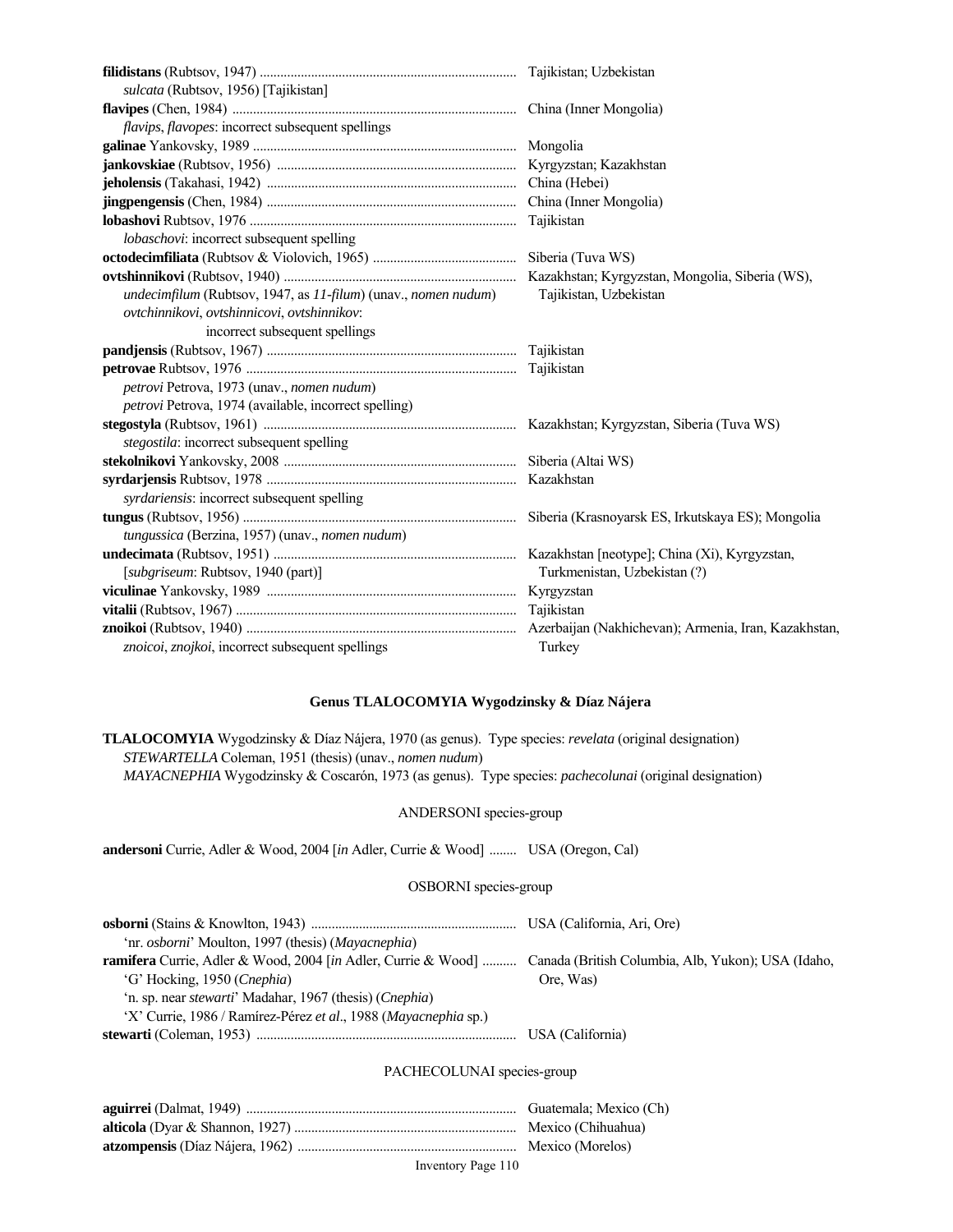**filidistans** (Rubtsov, 1947) .......................................................................... Tajikistan; Uzbekistan
*sulcata* (Rubtsov, 1956) [Tajikistan]

**flavipes** (Chen, 1984) .................................................................................. China (Inner Mongolia)
*flavips*, *flavopes*: incorrect subsequent spellings

**galinae** Yankovsky, 1989 ............................................................................ Mongolia

**jankovskiae** (Rubtsov, 1956) ..................................................................... Kyrgyzstan; Kazakhstan

**jeholensis** (Takahasi, 1942) ........................................................................ China (Hebei)

**jingpengensis** (Chen, 1984) ........................................................................ China (Inner Mongolia)

**lobashovi** Rubtsov, 1976 ............................................................................. Tajikistan
*lobaschovi*: incorrect subsequent spelling

**octodecimfiliata** (Rubtsov & Violovich, 1965) .......................................... Siberia (Tuva WS)

**ovtshinnikovi** (Rubtsov, 1940) ................................................................... Kazakhstan; Kyrgyzstan, Mongolia, Siberia (WS), Tajikistan, Uzbekistan
*undecimfilum* (Rubtsov, 1947, as *11-filum*) (unav., *nomen nudum*)
*ovtchinnikovi*, *ovtshinnicovi*, *ovtshinnikov*: incorrect subsequent spellings

**pandjensis** (Rubtsov, 1967) ........................................................................ Tajikistan

**petrovae** Rubtsov, 1976 .............................................................................. Tajikistan
*petrovi* Petrova, 1973 (unav., *nomen nudum*)
*petrovi* Petrova, 1974 (available, incorrect spelling)

**stegostyla** (Rubtsov, 1961) ......................................................................... Kazakhstan; Kyrgyzstan, Siberia (Tuva WS)
*stegostila*: incorrect subsequent spelling

**stekolnikovi** Yankovsky, 2008 ................................................................... Siberia (Altai WS)

**syrdarjensis** Rubtsov, 1978 ........................................................................ Kazakhstan
*syrdariensis*: incorrect subsequent spelling

**tungus** (Rubtsov, 1956) ............................................................................... Siberia (Krasnoyarsk ES, Irkutskaya ES); Mongolia
*tungussica* (Berzina, 1957) (unav., *nomen nudum*)

**undecimata** (Rubtsov, 1951) ...................................................................... Kazakhstan [neotype]; China (Xi), Kyrgyzstan, Turkmenistan, Uzbekistan (?)
[*subgriseum*: Rubtsov, 1940 (part)]

**viculinae** Yankovsky, 1989 ........................................................................ Kyrgyzstan

**vitalii** (Rubtsov, 1967) ................................................................................. Tajikistan

**znoikoi** (Rubtsov, 1940) .............................................................................. Azerbaijan (Nakhichevan); Armenia, Iran, Kazakhstan, Turkey
*znoicoi*, *znojkoi*, incorrect subsequent spellings

## Genus TLALOCOMYIA Wygodzinsky & Díaz Nájera

**TLALOCOMYIA** Wygodzinsky & Díaz Nájera, 1970 (as genus). Type species: *revelata* (original designation)
*STEWARTELLA* Coleman, 1951 (thesis) (unav., *nomen nudum*)
*MAYACNEPHIA* Wygodzinsky & Coscarón, 1973 (as genus). Type species: *pachecolunai* (original designation)

### ANDERSONI species-group

**andersoni** Currie, Adler & Wood, 2004 [*in* Adler, Currie & Wood] ........ USA (Oregon, Cal)

### OSBORNI species-group

**osborni** (Stains & Knowlton, 1943) ........................................................... USA (California, Ari, Ore)
'nr. *osborni*' Moulton, 1997 (thesis) (*Mayacnephia*)

**ramifera** Currie, Adler & Wood, 2004 [*in* Adler, Currie & Wood] .......... Canada (British Columbia, Alb, Yukon); USA (Idaho, Ore, Was)
'G' Hocking, 1950 (*Cnephia*)
'n. sp. near *stewarti*' Madahar, 1967 (thesis) (*Cnephia*)
'X' Currie, 1986 / Ramírez-Pérez *et al*., 1988 (*Mayacnephia* sp.)

**stewarti** (Coleman, 1953) .......................................................................... USA (California)

### PACHECOLUNAI species-group

**aguirrei** (Dalmat, 1949) .............................................................................. Guatemala; Mexico (Ch)

**alticola** (Dyar & Shannon, 1927) ................................................................ Mexico (Chihuahua)

**atzompensis** (Díaz Nájera, 1962) ............................................................... Mexico (Morelos)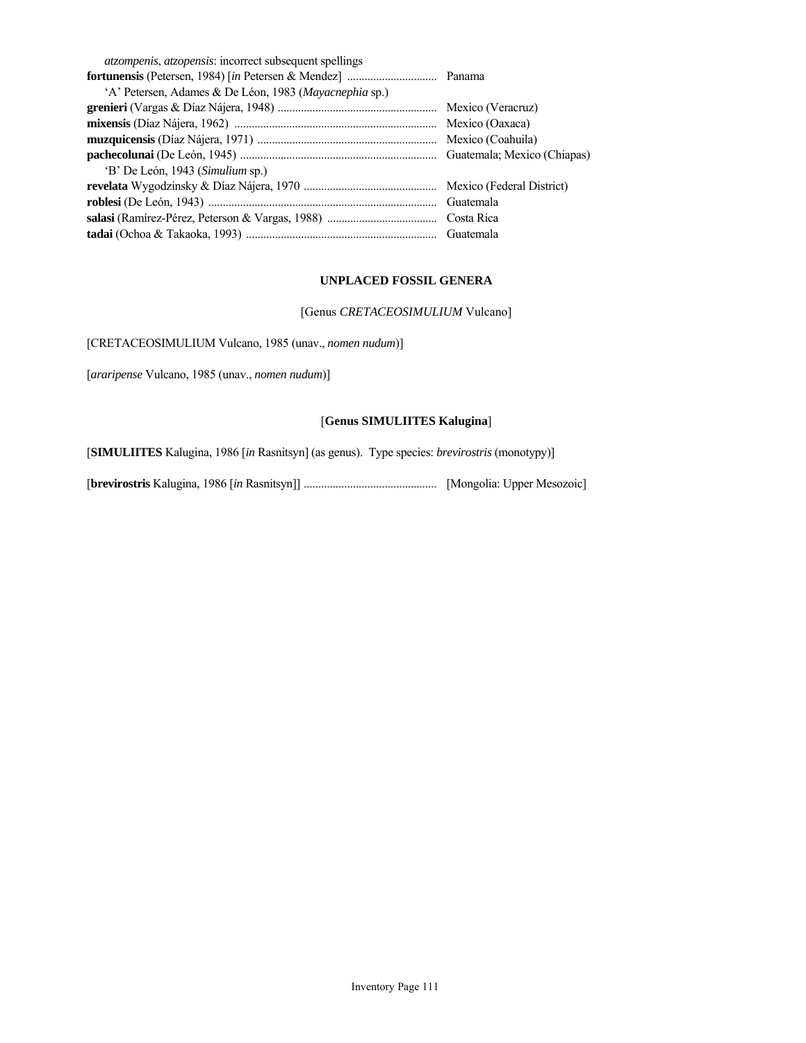*atzompenis*, *atzopensis*: incorrect subsequent spellings
**fortunensis** (Petersen, 1984) [*in* Petersen & Mendez] .............................. Panama
'A' Petersen, Adames & De Léon, 1983 (*Mayacnephia* sp.)
**grenieri** (Vargas & Díaz Nájera, 1948) ...................................................... Mexico (Veracruz)
**mixensis** (Díaz Nájera, 1962) ..................................................................... Mexico (Oaxaca)
**muzquicensis** (Díaz Nájera, 1971) ............................................................. Mexico (Coahuila)
**pachecolunai** (De León, 1945) ................................................................... Guatemala; Mexico (Chiapas)
'B' De León, 1943 (*Simulium* sp.)
**revelata** Wygodzinsky & Díaz Nájera, 1970 ............................................. Mexico (Federal District)
**roblesi** (De León, 1943) .............................................................................. Guatemala
**salasi** (Ramírez-Pérez, Peterson & Vargas, 1988) ...................................... Costa Rica
**tadai** (Ochoa & Takaoka, 1993) ................................................................. Guatemala

## UNPLACED FOSSIL GENERA

### [Genus *CRETACEOSIMULIUM* Vulcano]

[CRETACEOSIMULIUM Vulcano, 1985 (unav., *nomen nudum*)]

[*araripense* Vulcano, 1985 (unav., *nomen nudum*)]

### [**Genus SIMULIITES Kalugina**]

[**SIMULIITES** Kalugina, 1986 [*in* Rasnitsyn] (as genus). Type species: *brevirostris* (monotypy)]

[**brevirostris** Kalugina, 1986 [*in* Rasnitsyn]] ............................................. [Mongolia: Upper Mesozoic]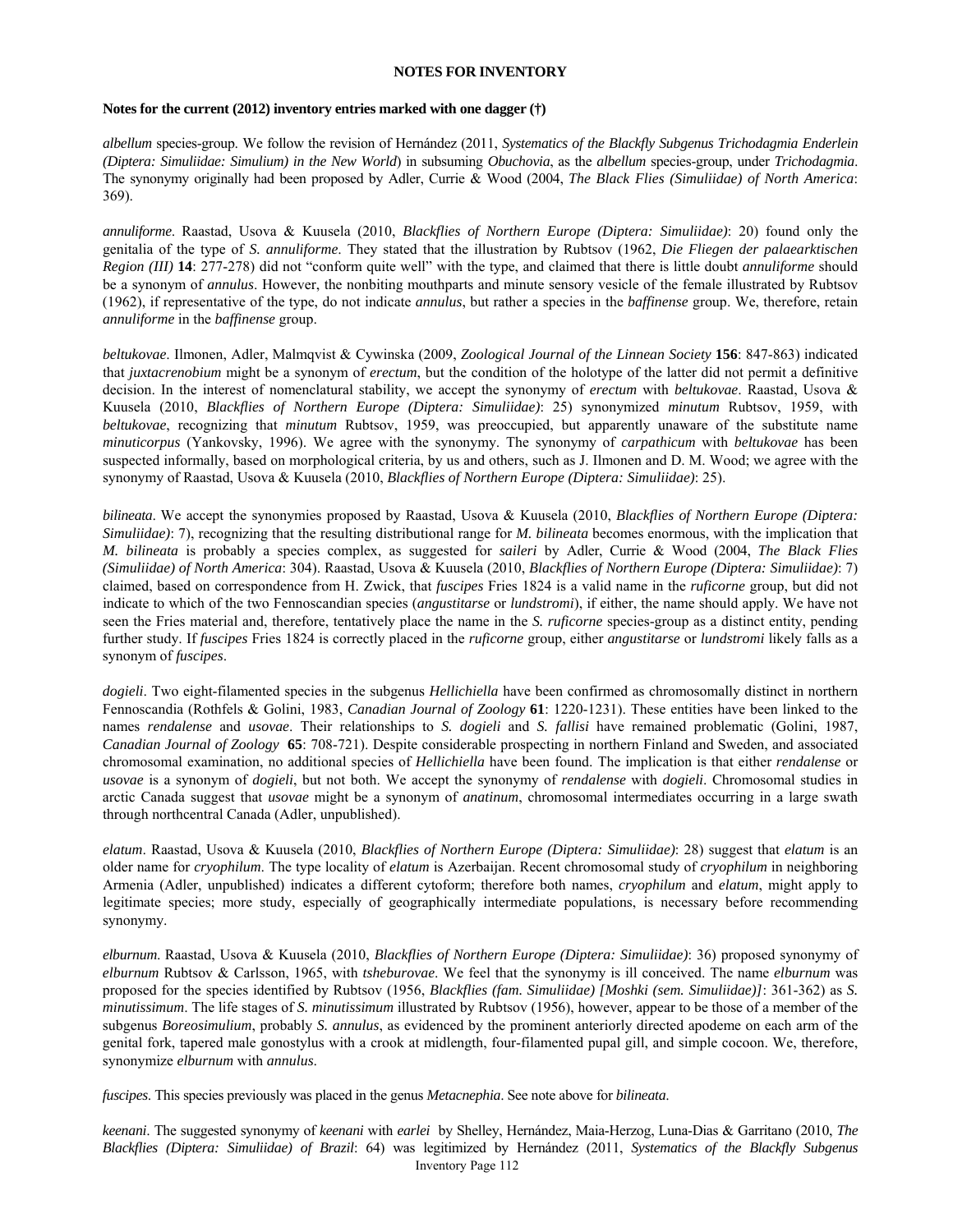# NOTES FOR INVENTORY

**Notes for the current (2012) inventory entries marked with one dagger (†)**

*albellum* species-group. We follow the revision of Hernández (2011, *Systematics of the Blackfly Subgenus Trichodagmia Enderlein (Diptera: Simuliidae: Simulium) in the New World*) in subsuming *Obuchovia*, as the *albellum* species-group, under *Trichodagmia*. The synonymy originally had been proposed by Adler, Currie & Wood (2004, *The Black Flies (Simuliidae) of North America*: 369).

*annuliforme*. Raastad, Usova & Kuusela (2010, *Blackflies of Northern Europe (Diptera: Simuliidae)*: 20) found only the genitalia of the type of *S. annuliforme*. They stated that the illustration by Rubtsov (1962, *Die Fliegen der palaearktischen Region (III)* **14**: 277-278) did not "conform quite well" with the type, and claimed that there is little doubt *annuliforme* should be a synonym of *annulus*. However, the nonbiting mouthparts and minute sensory vesicle of the female illustrated by Rubtsov (1962), if representative of the type, do not indicate *annulus*, but rather a species in the *baffinense* group. We, therefore, retain *annuliforme* in the *baffinense* group.

*beltukovae*. Ilmonen, Adler, Malmqvist & Cywinska (2009, *Zoological Journal of the Linnean Society* **156**: 847-863) indicated that *juxtacrenobium* might be a synonym of *erectum*, but the condition of the holotype of the latter did not permit a definitive decision. In the interest of nomenclatural stability, we accept the synonymy of *erectum* with *beltukovae*. Raastad, Usova & Kuusela (2010, *Blackflies of Northern Europe (Diptera: Simuliidae)*: 25) synonymized *minutum* Rubtsov, 1959, with *beltukovae*, recognizing that *minutum* Rubtsov, 1959, was preoccupied, but apparently unaware of the substitute name *minuticorpus* (Yankovsky, 1996). We agree with the synonymy. The synonymy of *carpathicum* with *beltukovae* has been suspected informally, based on morphological criteria, by us and others, such as J. Ilmonen and D. M. Wood; we agree with the synonymy of Raastad, Usova & Kuusela (2010, *Blackflies of Northern Europe (Diptera: Simuliidae)*: 25).

*bilineata*. We accept the synonymies proposed by Raastad, Usova & Kuusela (2010, *Blackflies of Northern Europe (Diptera: Simuliidae)*: 7), recognizing that the resulting distributional range for *M. bilineata* becomes enormous, with the implication that *M. bilineata* is probably a species complex, as suggested for *saileri* by Adler, Currie & Wood (2004, *The Black Flies (Simuliidae) of North America*: 304). Raastad, Usova & Kuusela (2010, *Blackflies of Northern Europe (Diptera: Simuliidae)*: 7) claimed, based on correspondence from H. Zwick, that *fuscipes* Fries 1824 is a valid name in the *ruficorne* group, but did not indicate to which of the two Fennoscandian species (*angustitarse* or *lundstromi*), if either, the name should apply. We have not seen the Fries material and, therefore, tentatively place the name in the *S. ruficorne* species-group as a distinct entity, pending further study. If *fuscipes* Fries 1824 is correctly placed in the *ruficorne* group, either *angustitarse* or *lundstromi* likely falls as a synonym of *fuscipes*.

*dogieli*. Two eight-filamented species in the subgenus *Hellichiella* have been confirmed as chromosomally distinct in northern Fennoscandia (Rothfels & Golini, 1983, *Canadian Journal of Zoology* **61**: 1220-1231). These entities have been linked to the names *rendalense* and *usovae*. Their relationships to *S. dogieli* and *S. fallisi* have remained problematic (Golini, 1987, *Canadian Journal of Zoology* **65**: 708-721). Despite considerable prospecting in northern Finland and Sweden, and associated chromosomal examination, no additional species of *Hellichiella* have been found. The implication is that either *rendalense* or *usovae* is a synonym of *dogieli*, but not both. We accept the synonymy of *rendalense* with *dogieli*. Chromosomal studies in arctic Canada suggest that *usovae* might be a synonym of *anatinum*, chromosomal intermediates occurring in a large swath through northcentral Canada (Adler, unpublished).

*elatum*. Raastad, Usova & Kuusela (2010, *Blackflies of Northern Europe (Diptera: Simuliidae)*: 28) suggest that *elatum* is an older name for *cryophilum*. The type locality of *elatum* is Azerbaijan. Recent chromosomal study of *cryophilum* in neighboring Armenia (Adler, unpublished) indicates a different cytoform; therefore both names, *cryophilum* and *elatum*, might apply to legitimate species; more study, especially of geographically intermediate populations, is necessary before recommending synonymy.

*elburnum*. Raastad, Usova & Kuusela (2010, *Blackflies of Northern Europe (Diptera: Simuliidae)*: 36) proposed synonymy of *elburnum* Rubtsov & Carlsson, 1965, with *tsheburovae*. We feel that the synonymy is ill conceived. The name *elburnum* was proposed for the species identified by Rubtsov (1956, *Blackflies (fam. Simuliidae) [Moshki (sem. Simuliidae)]*: 361-362) as *S. minutissimum*. The life stages of *S. minutissimum* illustrated by Rubtsov (1956), however, appear to be those of a member of the subgenus *Boreosimulium*, probably *S. annulus*, as evidenced by the prominent anteriorly directed apodeme on each arm of the genital fork, tapered male gonostylus with a crook at midlength, four-filamented pupal gill, and simple cocoon. We, therefore, synonymize *elburnum* with *annulus*.

*fuscipes*. This species previously was placed in the genus *Metacnephia*. See note above for *bilineata*.

*keenani*. The suggested synonymy of *keenani* with *earlei* by Shelley, Hernández, Maia-Herzog, Luna-Dias & Garritano (2010, *The Blackflies (Diptera: Simuliidae) of Brazil*: 64) was legitimized by Hernández (2011, *Systematics of the Blackfly Subgenus*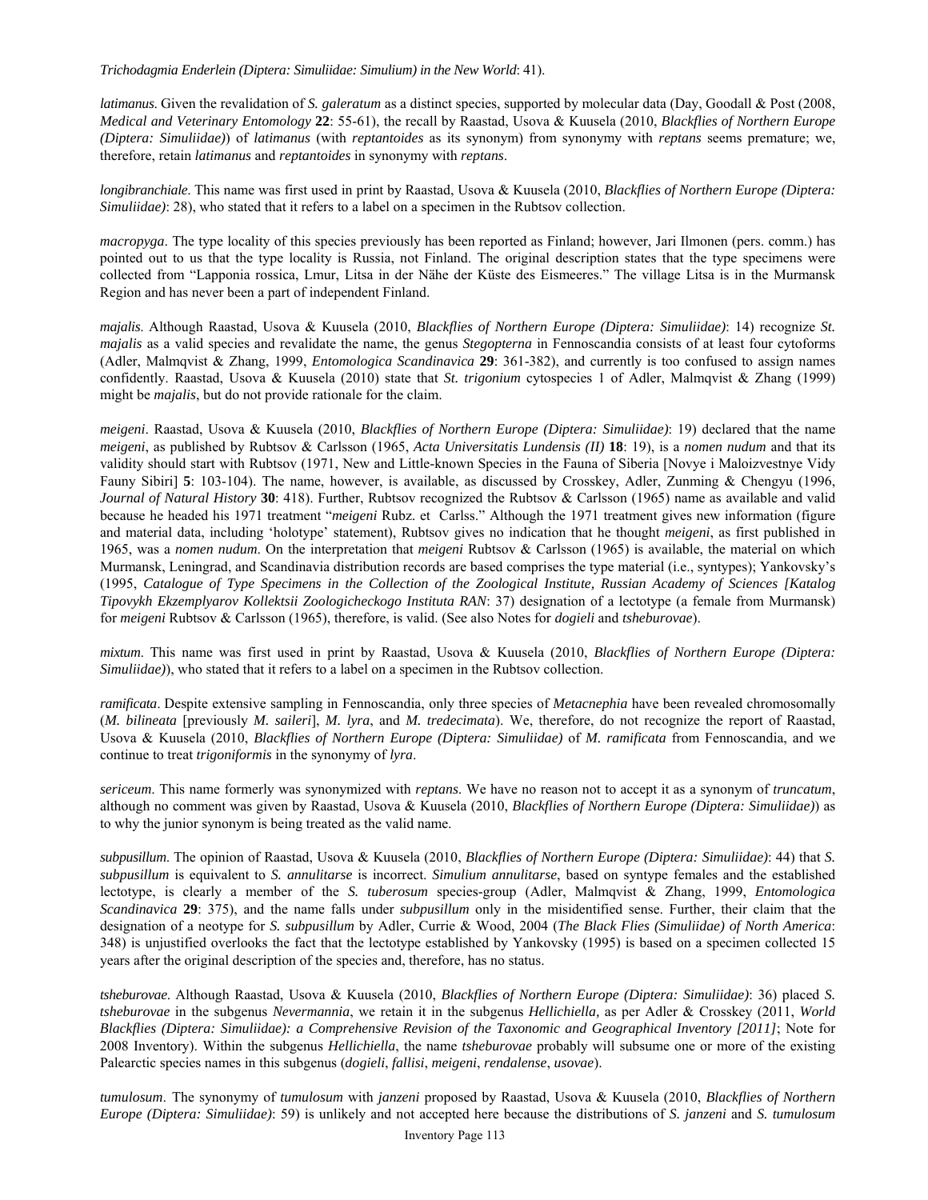*Trichodagmia Enderlein (Diptera: Simuliidae: Simulium) in the New World*: 41).

*latimanus*. Given the revalidation of *S. galeratum* as a distinct species, supported by molecular data (Day, Goodall & Post (2008, *Medical and Veterinary Entomology* **22**: 55-61), the recall by Raastad, Usova & Kuusela (2010, *Blackflies of Northern Europe (Diptera: Simuliidae)*) of *latimanus* (with *reptantoides* as its synonym) from synonymy with *reptans* seems premature; we, therefore, retain *latimanus* and *reptantoides* in synonymy with *reptans*.

*longibranchiale*. This name was first used in print by Raastad, Usova & Kuusela (2010, *Blackflies of Northern Europe (Diptera: Simuliidae)*: 28), who stated that it refers to a label on a specimen in the Rubtsov collection.

*macropyga*. The type locality of this species previously has been reported as Finland; however, Jari Ilmonen (pers. comm.) has pointed out to us that the type locality is Russia, not Finland. The original description states that the type specimens were collected from "Lapponia rossica, Lmur, Litsa in der Nähe der Küste des Eismeeres." The village Litsa is in the Murmansk Region and has never been a part of independent Finland.

*majalis*. Although Raastad, Usova & Kuusela (2010, *Blackflies of Northern Europe (Diptera: Simuliidae)*: 14) recognize *St. majalis* as a valid species and revalidate the name, the genus *Stegopterna* in Fennoscandia consists of at least four cytoforms (Adler, Malmqvist & Zhang, 1999, *Entomologica Scandinavica* **29**: 361-382), and currently is too confused to assign names confidently. Raastad, Usova & Kuusela (2010) state that *St. trigonium* cytospecies 1 of Adler, Malmqvist & Zhang (1999) might be *majalis*, but do not provide rationale for the claim.

*meigeni*. Raastad, Usova & Kuusela (2010, *Blackflies of Northern Europe (Diptera: Simuliidae)*: 19) declared that the name *meigeni*, as published by Rubtsov & Carlsson (1965, *Acta Universitatis Lundensis (II)* **18**: 19), is a *nomen nudum* and that its validity should start with Rubtsov (1971, New and Little-known Species in the Fauna of Siberia [Novye i Maloizvestnye Vidy Fauny Sibiri] **5**: 103-104). The name, however, is available, as discussed by Crosskey, Adler, Zunming & Chengyu (1996, *Journal of Natural History* **30**: 418). Further, Rubtsov recognized the Rubtsov & Carlsson (1965) name as available and valid because he headed his 1971 treatment "*meigeni* Rubz. et Carlss." Although the 1971 treatment gives new information (figure and material data, including 'holotype' statement), Rubtsov gives no indication that he thought *meigeni*, as first published in 1965, was a *nomen nudum*. On the interpretation that *meigeni* Rubtsov & Carlsson (1965) is available, the material on which Murmansk, Leningrad, and Scandinavia distribution records are based comprises the type material (i.e., syntypes); Yankovsky's (1995, *Catalogue of Type Specimens in the Collection of the Zoological Institute, Russian Academy of Sciences [Katalog Tipovykh Ekzemplyarov Kollektsii Zoologicheckogo Instituta RAN*: 37) designation of a lectotype (a female from Murmansk) for *meigeni* Rubtsov & Carlsson (1965), therefore, is valid. (See also Notes for *dogieli* and *tsheburovae*).

*mixtum*. This name was first used in print by Raastad, Usova & Kuusela (2010, *Blackflies of Northern Europe (Diptera: Simuliidae)*), who stated that it refers to a label on a specimen in the Rubtsov collection.

*ramificata*. Despite extensive sampling in Fennoscandia, only three species of *Metacnephia* have been revealed chromosomally (*M. bilineata* [previously *M. saileri*], *M. lyra*, and *M. tredecimata*). We, therefore, do not recognize the report of Raastad, Usova & Kuusela (2010, *Blackflies of Northern Europe (Diptera: Simuliidae)* of *M. ramificata* from Fennoscandia, and we continue to treat *trigoniformis* in the synonymy of *lyra*.

*sericeum*. This name formerly was synonymized with *reptans*. We have no reason not to accept it as a synonym of *truncatum*, although no comment was given by Raastad, Usova & Kuusela (2010, *Blackflies of Northern Europe (Diptera: Simuliidae)*) as to why the junior synonym is being treated as the valid name.

*subpusillum*. The opinion of Raastad, Usova & Kuusela (2010, *Blackflies of Northern Europe (Diptera: Simuliidae)*: 44) that *S. subpusillum* is equivalent to *S. annulitarse* is incorrect. *Simulium annulitarse*, based on syntype females and the established lectotype, is clearly a member of the *S. tuberosum* species-group (Adler, Malmqvist & Zhang, 1999, *Entomologica Scandinavica* **29**: 375), and the name falls under *subpusillum* only in the misidentified sense. Further, their claim that the designation of a neotype for *S. subpusillum* by Adler, Currie & Wood, 2004 (*The Black Flies (Simuliidae) of North America*: 348) is unjustified overlooks the fact that the lectotype established by Yankovsky (1995) is based on a specimen collected 15 years after the original description of the species and, therefore, has no status.

*tsheburovae*. Although Raastad, Usova & Kuusela (2010, *Blackflies of Northern Europe (Diptera: Simuliidae)*: 36) placed *S. tsheburovae* in the subgenus *Nevermannia*, we retain it in the subgenus *Hellichiella,* as per Adler & Crosskey (2011, *World Blackflies (Diptera: Simuliidae): a Comprehensive Revision of the Taxonomic and Geographical Inventory [2011]*; Note for 2008 Inventory). Within the subgenus *Hellichiella*, the name *tsheburovae* probably will subsume one or more of the existing Palearctic species names in this subgenus (*dogieli*, *fallisi*, *meigeni*, *rendalense*, *usovae*).

*tumulosum*. The synonymy of *tumulosum* with *janzeni* proposed by Raastad, Usova & Kuusela (2010, *Blackflies of Northern Europe (Diptera: Simuliidae)*: 59) is unlikely and not accepted here because the distributions of *S. janzeni* and *S. tumulosum*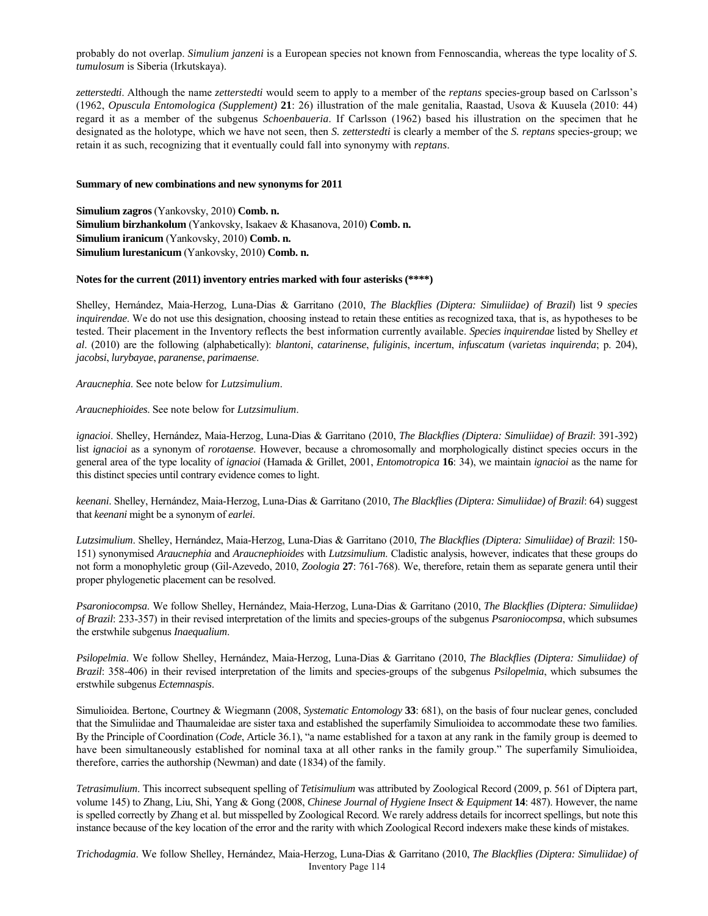probably do not overlap. *Simulium janzeni* is a European species not known from Fennoscandia, whereas the type locality of *S. tumulosum* is Siberia (Irkutskaya).

*zetterstedti*. Although the name *zetterstedti* would seem to apply to a member of the *reptans* species-group based on Carlsson's (1962, *Opuscula Entomologica (Supplement)* **21**: 26) illustration of the male genitalia, Raastad, Usova & Kuusela (2010: 44) regard it as a member of the subgenus *Schoenbaueria*. If Carlsson (1962) based his illustration on the specimen that he designated as the holotype, which we have not seen, then *S. zetterstedti* is clearly a member of the *S. reptans* species-group; we retain it as such, recognizing that it eventually could fall into synonymy with *reptans*.

**Summary of new combinations and new synonyms for 2011**

**Simulium zagros** (Yankovsky, 2010) **Comb. n.**
**Simulium birzhankolum** (Yankovsky, Isakaev & Khasanova, 2010) **Comb. n.**
**Simulium iranicum** (Yankovsky, 2010) **Comb. n.**
**Simulium lurestanicum** (Yankovsky, 2010) **Comb. n.**

**Notes for the current (2011) inventory entries marked with four asterisks (****)**

Shelley, Hernández, Maia-Herzog, Luna-Dias & Garritano (2010, *The Blackflies (Diptera: Simuliidae) of Brazil*) list 9 *species inquirendae*. We do not use this designation, choosing instead to retain these entities as recognized taxa, that is, as hypotheses to be tested. Their placement in the Inventory reflects the best information currently available. *Species inquirendae* listed by Shelley *et al*. (2010) are the following (alphabetically): *blantoni*, *catarinense*, *fuliginis*, *incertum*, *infuscatum* (*varietas inquirenda*; p. 204), *jacobsi*, *lurybayae*, *paranense*, *parimaense*.

*Araucnephia*. See note below for *Lutzsimulium*.

*Araucnephioides*. See note below for *Lutzsimulium*.

*ignacioi*. Shelley, Hernández, Maia-Herzog, Luna-Dias & Garritano (2010, *The Blackflies (Diptera: Simuliidae) of Brazil*: 391-392) list *ignacioi* as a synonym of *rorotaense*. However, because a chromosomally and morphologically distinct species occurs in the general area of the type locality of *ignacioi* (Hamada & Grillet, 2001, *Entomotropica* **16**: 34), we maintain *ignacioi* as the name for this distinct species until contrary evidence comes to light.

*keenani*. Shelley, Hernández, Maia-Herzog, Luna-Dias & Garritano (2010, *The Blackflies (Diptera: Simuliidae) of Brazil*: 64) suggest that *keenani* might be a synonym of *earlei*.

*Lutzsimulium*. Shelley, Hernández, Maia-Herzog, Luna-Dias & Garritano (2010, *The Blackflies (Diptera: Simuliidae) of Brazil*: 150-151) synonymised *Araucnephia* and *Araucnephioides* with *Lutzsimulium*. Cladistic analysis, however, indicates that these groups do not form a monophyletic group (Gil-Azevedo, 2010, *Zoologia* **27**: 761-768). We, therefore, retain them as separate genera until their proper phylogenetic placement can be resolved.

*Psaroniocompsa*. We follow Shelley, Hernández, Maia-Herzog, Luna-Dias & Garritano (2010, *The Blackflies (Diptera: Simuliidae) of Brazil*: 233-357) in their revised interpretation of the limits and species-groups of the subgenus *Psaroniocompsa*, which subsumes the erstwhile subgenus *Inaequalium*.

*Psilopelmia*. We follow Shelley, Hernández, Maia-Herzog, Luna-Dias & Garritano (2010, *The Blackflies (Diptera: Simuliidae) of Brazil*: 358-406) in their revised interpretation of the limits and species-groups of the subgenus *Psilopelmia*, which subsumes the erstwhile subgenus *Ectemnaspis*.

Simulioidea. Bertone, Courtney & Wiegmann (2008, *Systematic Entomology* **33**: 681), on the basis of four nuclear genes, concluded that the Simuliidae and Thaumaleidae are sister taxa and established the superfamily Simulioidea to accommodate these two families. By the Principle of Coordination (*Code*, Article 36.1), "a name established for a taxon at any rank in the family group is deemed to have been simultaneously established for nominal taxa at all other ranks in the family group." The superfamily Simulioidea, therefore, carries the authorship (Newman) and date (1834) of the family.

*Tetrasimulium*. This incorrect subsequent spelling of *Tetisimulium* was attributed by Zoological Record (2009, p. 561 of Diptera part, volume 145) to Zhang, Liu, Shi, Yang & Gong (2008, *Chinese Journal of Hygiene Insect & Equipment* **14**: 487). However, the name is spelled correctly by Zhang et al. but misspelled by Zoological Record. We rarely address details for incorrect spellings, but note this instance because of the key location of the error and the rarity with which Zoological Record indexers make these kinds of mistakes.

*Trichodagmia*. We follow Shelley, Hernández, Maia-Herzog, Luna-Dias & Garritano (2010, *The Blackflies (Diptera: Simuliidae) of*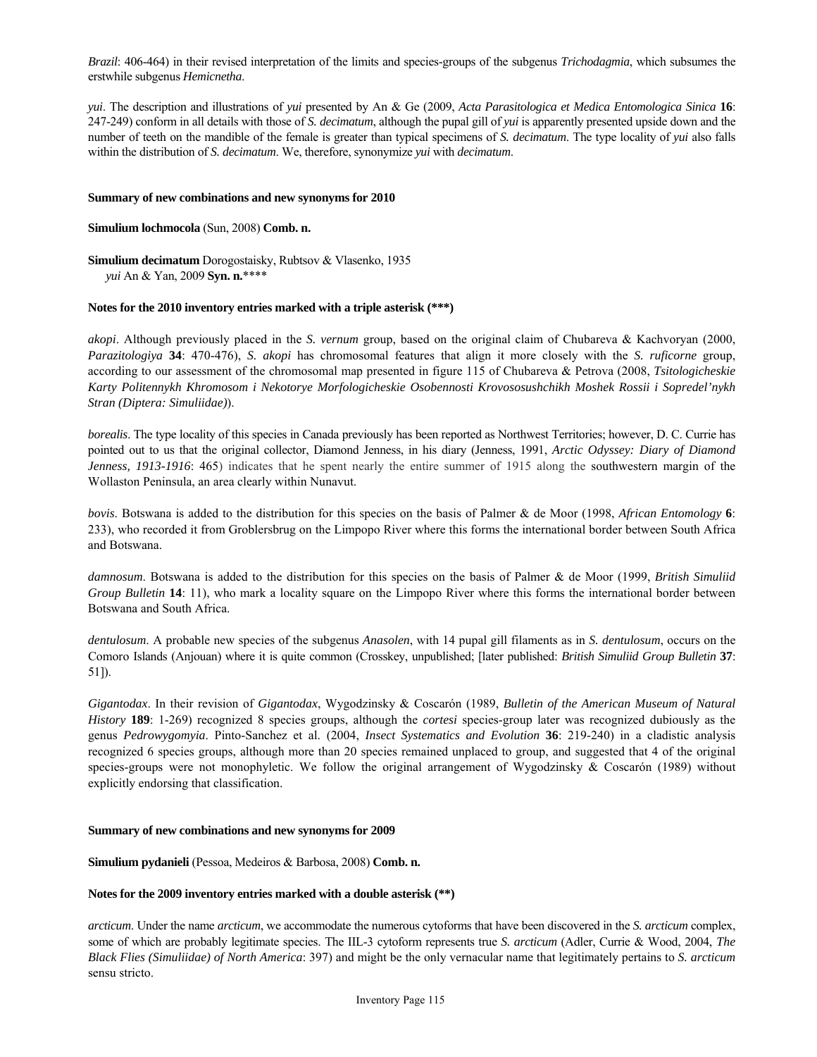*Brazil*: 406-464) in their revised interpretation of the limits and species-groups of the subgenus *Trichodagmia*, which subsumes the erstwhile subgenus *Hemicnetha*.

*yui*. The description and illustrations of *yui* presented by An & Ge (2009, *Acta Parasitologica et Medica Entomologica Sinica* **16**: 247-249) conform in all details with those of *S. decimatum*, although the pupal gill of *yui* is apparently presented upside down and the number of teeth on the mandible of the female is greater than typical specimens of *S. decimatum*. The type locality of *yui* also falls within the distribution of *S. decimatum*. We, therefore, synonymize *yui* with *decimatum*.

**Summary of new combinations and new synonyms for 2010**

**Simulium lochmocola** (Sun, 2008) **Comb. n.**

**Simulium decimatum** Dorogostaisky, Rubtsov & Vlasenko, 1935
*yui* An & Yan, 2009 **Syn. n.*****

**Notes for the 2010 inventory entries marked with a triple asterisk (***)**

*akopi*. Although previously placed in the *S. vernum* group, based on the original claim of Chubareva & Kachvoryan (2000, *Parazitologiya* **34**: 470-476), *S. akopi* has chromosomal features that align it more closely with the *S. ruficorne* group, according to our assessment of the chromosomal map presented in figure 115 of Chubareva & Petrova (2008, *Tsitologicheskie Karty Politennykh Khromosom i Nekotorye Morfologicheskie Osobennosti Krovososushchikh Moshek Rossii i Sopredel'nykh Stran (Diptera: Simuliidae)*).

*borealis*. The type locality of this species in Canada previously has been reported as Northwest Territories; however, D. C. Currie has pointed out to us that the original collector, Diamond Jenness, in his diary (Jenness, 1991, *Arctic Odyssey: Diary of Diamond Jenness, 1913-1916*: 465) indicates that he spent nearly the entire summer of 1915 along the southwestern margin of the Wollaston Peninsula, an area clearly within Nunavut.

*bovis*. Botswana is added to the distribution for this species on the basis of Palmer & de Moor (1998, *African Entomology* **6**: 233), who recorded it from Groblersbrug on the Limpopo River where this forms the international border between South Africa and Botswana.

*damnosum*. Botswana is added to the distribution for this species on the basis of Palmer & de Moor (1999, *British Simuliid Group Bulletin* **14**: 11), who mark a locality square on the Limpopo River where this forms the international border between Botswana and South Africa.

*dentulosum*. A probable new species of the subgenus *Anasolen*, with 14 pupal gill filaments as in *S. dentulosum*, occurs on the Comoro Islands (Anjouan) where it is quite common (Crosskey, unpublished; [later published: *British Simuliid Group Bulletin* **37**: 51]).

*Gigantodax*. In their revision of *Gigantodax*, Wygodzinsky & Coscarón (1989, *Bulletin of the American Museum of Natural History* **189**: 1-269) recognized 8 species groups, although the *cortesi* species-group later was recognized dubiously as the genus *Pedrowygomyia*. Pinto-Sanchez et al. (2004, *Insect Systematics and Evolution* **36**: 219-240) in a cladistic analysis recognized 6 species groups, although more than 20 species remained unplaced to group, and suggested that 4 of the original species-groups were not monophyletic. We follow the original arrangement of Wygodzinsky & Coscarón (1989) without explicitly endorsing that classification.

**Summary of new combinations and new synonyms for 2009**

**Simulium pydanieli** (Pessoa, Medeiros & Barbosa, 2008) **Comb. n.**

**Notes for the 2009 inventory entries marked with a double asterisk (**)**

*arcticum*. Under the name *arcticum*, we accommodate the numerous cytoforms that have been discovered in the *S. arcticum* complex, some of which are probably legitimate species. The IIL-3 cytoform represents true *S. arcticum* (Adler, Currie & Wood, 2004, *The Black Flies (Simuliidae) of North America*: 397) and might be the only vernacular name that legitimately pertains to *S. arcticum* sensu stricto.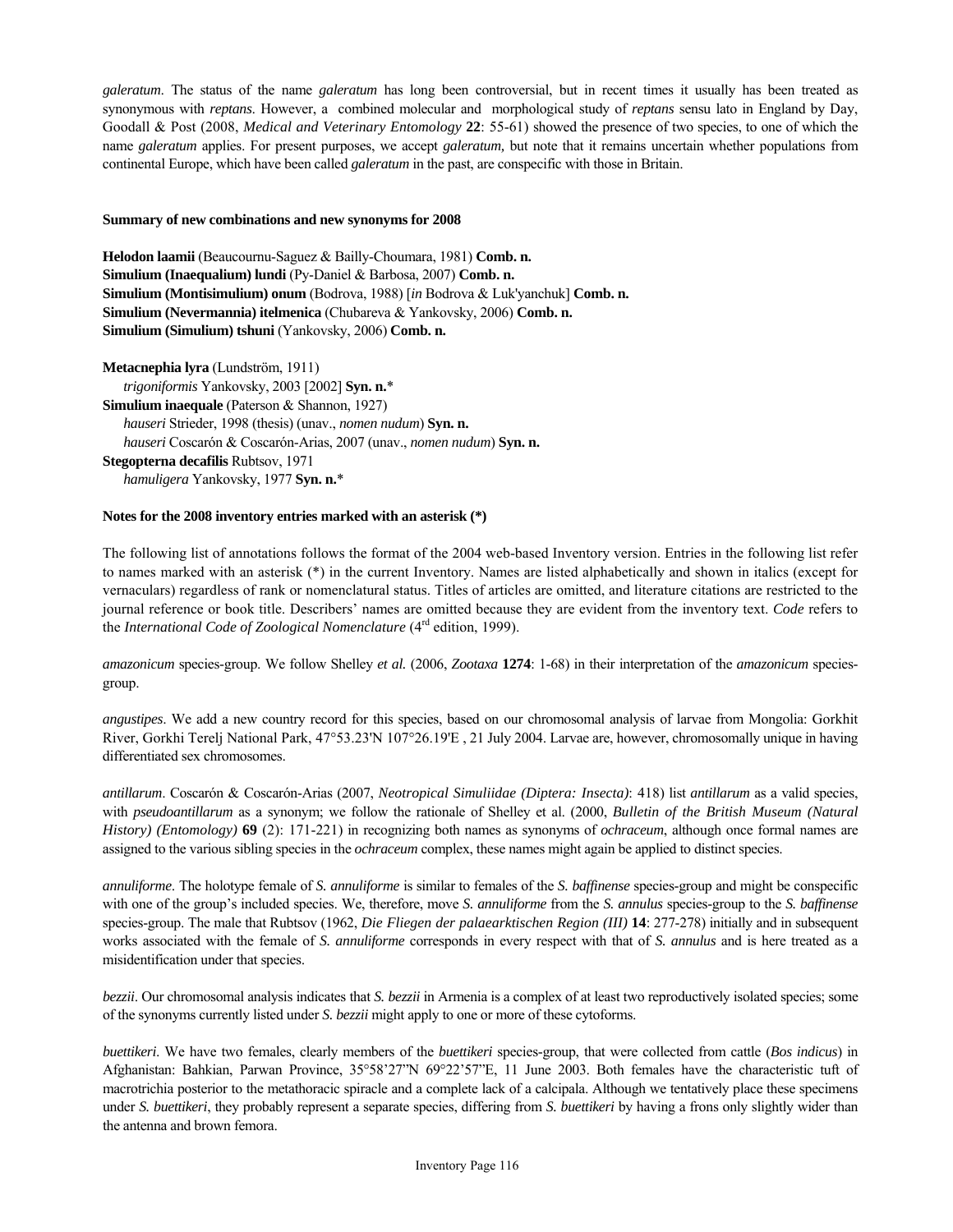*galeratum*. The status of the name *galeratum* has long been controversial, but in recent times it usually has been treated as synonymous with *reptans*. However, a combined molecular and morphological study of *reptans* sensu lato in England by Day, Goodall & Post (2008, *Medical and Veterinary Entomology* **22**: 55-61) showed the presence of two species, to one of which the name *galeratum* applies. For present purposes, we accept *galeratum,* but note that it remains uncertain whether populations from continental Europe, which have been called *galeratum* in the past, are conspecific with those in Britain.

#### Summary of new combinations and new synonyms for 2008

**Helodon laamii** (Beaucournu-Saguez & Bailly-Choumara, 1981) **Comb. n.**
**Simulium (Inaequalium) lundi** (Py-Daniel & Barbosa, 2007) **Comb. n.**
**Simulium (Montisimulium) onum** (Bodrova, 1988) [*in* Bodrova & Luk'yanchuk] **Comb. n.**
**Simulium (Nevermannia) itelmenica** (Chubareva & Yankovsky, 2006) **Comb. n.**
**Simulium (Simulium) tshuni** (Yankovsky, 2006) **Comb. n.**

**Metacnephia lyra** (Lundström, 1911)
*trigoniformis* Yankovsky, 2003 [2002] **Syn. n.***
**Simulium inaequale** (Paterson & Shannon, 1927)
*hauseri* Strieder, 1998 (thesis) (unav., *nomen nudum*) **Syn. n.**
*hauseri* Coscarón & Coscarón-Arias, 2007 (unav., *nomen nudum*) **Syn. n.**
**Stegopterna decafilis** Rubtsov, 1971
*hamuligera* Yankovsky, 1977 **Syn. n.***

#### Notes for the 2008 inventory entries marked with an asterisk (*)

The following list of annotations follows the format of the 2004 web-based Inventory version. Entries in the following list refer to names marked with an asterisk (*) in the current Inventory. Names are listed alphabetically and shown in italics (except for vernaculars) regardless of rank or nomenclatural status. Titles of articles are omitted, and literature citations are restricted to the journal reference or book title. Describers' names are omitted because they are evident from the inventory text. *Code* refers to the *International Code of Zoological Nomenclature* (4th edition, 1999).

*amazonicum* species-group. We follow Shelley *et al.* (2006, *Zootaxa* **1274**: 1-68) in their interpretation of the *amazonicum* species-group.

*angustipes*. We add a new country record for this species, based on our chromosomal analysis of larvae from Mongolia: Gorkhit River, Gorkhi Terelj National Park, 47°53.23'N 107°26.19'E , 21 July 2004. Larvae are, however, chromosomally unique in having differentiated sex chromosomes.

*antillarum*. Coscarón & Coscarón-Arias (2007, *Neotropical Simuliidae (Diptera: Insecta)*: 418) list *antillarum* as a valid species, with *pseudoantillarum* as a synonym; we follow the rationale of Shelley et al. (2000, *Bulletin of the British Museum (Natural History) (Entomology)* **69** (2): 171-221) in recognizing both names as synonyms of *ochraceum*, although once formal names are assigned to the various sibling species in the *ochraceum* complex, these names might again be applied to distinct species.

*annuliforme*. The holotype female of *S. annuliforme* is similar to females of the *S. baffinense* species-group and might be conspecific with one of the group's included species. We, therefore, move *S. annuliforme* from the *S. annulus* species-group to the *S. baffinense* species-group. The male that Rubtsov (1962, *Die Fliegen der palaearktischen Region (III)* **14**: 277-278) initially and in subsequent works associated with the female of *S. annuliforme* corresponds in every respect with that of *S. annulus* and is here treated as a misidentification under that species.

*bezzii*. Our chromosomal analysis indicates that *S. bezzii* in Armenia is a complex of at least two reproductively isolated species; some of the synonyms currently listed under *S. bezzii* might apply to one or more of these cytoforms.

*buettikeri*. We have two females, clearly members of the *buettikeri* species-group, that were collected from cattle (*Bos indicus*) in Afghanistan: Bahkian, Parwan Province, 35°58'27"N 69°22'57"E, 11 June 2003. Both females have the characteristic tuft of macrotrichia posterior to the metathoracic spiracle and a complete lack of a calcipala. Although we tentatively place these specimens under *S. buettikeri*, they probably represent a separate species, differing from *S. buettikeri* by having a frons only slightly wider than the antenna and brown femora.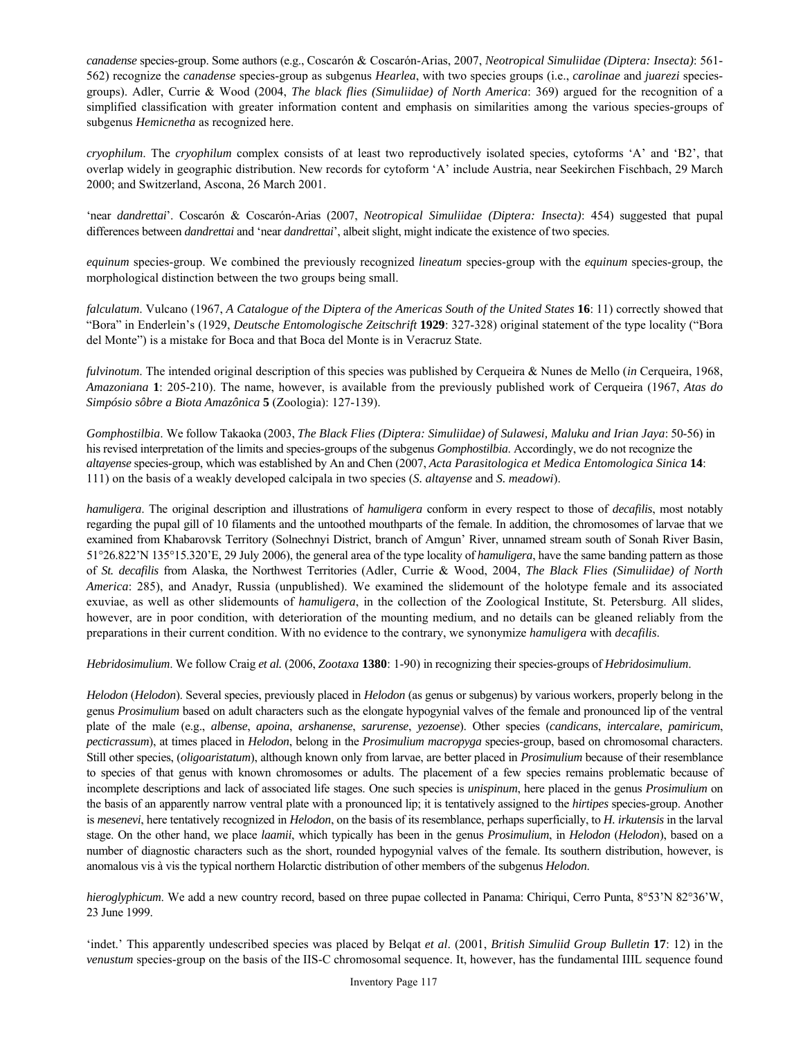*canadense* species-group. Some authors (e.g., Coscarón & Coscarón-Arias, 2007, *Neotropical Simuliidae (Diptera: Insecta)*: 561-562) recognize the *canadense* species-group as subgenus *Hearlea*, with two species groups (i.e., *carolinae* and *juarezi* species-groups). Adler, Currie & Wood (2004, *The black flies (Simuliidae) of North America*: 369) argued for the recognition of a simplified classification with greater information content and emphasis on similarities among the various species-groups of subgenus *Hemicnetha* as recognized here.

*cryophilum*. The *cryophilum* complex consists of at least two reproductively isolated species, cytoforms 'A' and 'B2', that overlap widely in geographic distribution. New records for cytoform 'A' include Austria, near Seekirchen Fischbach, 29 March 2000; and Switzerland, Ascona, 26 March 2001.

'near *dandrettai*'. Coscarón & Coscarón-Arias (2007, *Neotropical Simuliidae (Diptera: Insecta)*: 454) suggested that pupal differences between *dandrettai* and 'near *dandrettai*', albeit slight, might indicate the existence of two species.

*equinum* species-group. We combined the previously recognized *lineatum* species-group with the *equinum* species-group, the morphological distinction between the two groups being small.

*falculatum*. Vulcano (1967, *A Catalogue of the Diptera of the Americas South of the United States* **16**: 11) correctly showed that "Bora" in Enderlein's (1929, *Deutsche Entomologische Zeitschrift* **1929**: 327-328) original statement of the type locality ("Bora del Monte") is a mistake for Boca and that Boca del Monte is in Veracruz State.

*fulvinotum*. The intended original description of this species was published by Cerqueira & Nunes de Mello (*in* Cerqueira, 1968, *Amazoniana* **1**: 205-210). The name, however, is available from the previously published work of Cerqueira (1967, *Atas do Simpósio sôbre a Biota Amazônica* **5** (Zoologia): 127-139).

*Gomphostilbia*. We follow Takaoka (2003, *The Black Flies (Diptera: Simuliidae) of Sulawesi, Maluku and Irian Jaya*: 50-56) in his revised interpretation of the limits and species-groups of the subgenus *Gomphostilbia*. Accordingly, we do not recognize the *altayense* species-group, which was established by An and Chen (2007, *Acta Parasitologica et Medica Entomologica Sinica* **14**: 111) on the basis of a weakly developed calcipala in two species (*S. altayense* and *S. meadowi*).

*hamuligera*. The original description and illustrations of *hamuligera* conform in every respect to those of *decafilis*, most notably regarding the pupal gill of 10 filaments and the untoothed mouthparts of the female. In addition, the chromosomes of larvae that we examined from Khabarovsk Territory (Solnechnyi District, branch of Amgun' River, unnamed stream south of Sonah River Basin, 51°26.822'N 135°15.320'E, 29 July 2006), the general area of the type locality of *hamuligera*, have the same banding pattern as those of *St. decafilis* from Alaska, the Northwest Territories (Adler, Currie & Wood, 2004, *The Black Flies (Simuliidae) of North America*: 285), and Anadyr, Russia (unpublished). We examined the slidemount of the holotype female and its associated exuviae, as well as other slidemounts of *hamuligera*, in the collection of the Zoological Institute, St. Petersburg. All slides, however, are in poor condition, with deterioration of the mounting medium, and no details can be gleaned reliably from the preparations in their current condition. With no evidence to the contrary, we synonymize *hamuligera* with *decafilis*.

*Hebridosimulium*. We follow Craig *et al.* (2006, *Zootaxa* **1380**: 1-90) in recognizing their species-groups of *Hebridosimulium*.

*Helodon* (*Helodon*). Several species, previously placed in *Helodon* (as genus or subgenus) by various workers, properly belong in the genus *Prosimulium* based on adult characters such as the elongate hypogynial valves of the female and pronounced lip of the ventral plate of the male (e.g., *albense*, *apoina*, *arshanense*, *sarurense*, *yezoense*). Other species (*candicans*, *intercalare*, *pamiricum*, *pecticrassum*), at times placed in *Helodon*, belong in the *Prosimulium macropyga* species-group, based on chromosomal characters. Still other species, (*oligoaristatum*), although known only from larvae, are better placed in *Prosimulium* because of their resemblance to species of that genus with known chromosomes or adults. The placement of a few species remains problematic because of incomplete descriptions and lack of associated life stages. One such species is *unispinum*, here placed in the genus *Prosimulium* on the basis of an apparently narrow ventral plate with a pronounced lip; it is tentatively assigned to the *hirtipes* species-group. Another is *mesenevi*, here tentatively recognized in *Helodon*, on the basis of its resemblance, perhaps superficially, to *H. irkutensis* in the larval stage. On the other hand, we place *laamii*, which typically has been in the genus *Prosimulium*, in *Helodon* (*Helodon*), based on a number of diagnostic characters such as the short, rounded hypogynial valves of the female. Its southern distribution, however, is anomalous vis à vis the typical northern Holarctic distribution of other members of the subgenus *Helodon*.

*hieroglyphicum*. We add a new country record, based on three pupae collected in Panama: Chiriqui, Cerro Punta, 8°53'N 82°36'W, 23 June 1999.

'indet.' This apparently undescribed species was placed by Belqat *et al*. (2001, *British Simuliid Group Bulletin* **17**: 12) in the *venustum* species-group on the basis of the IIS-C chromosomal sequence. It, however, has the fundamental IIIL sequence found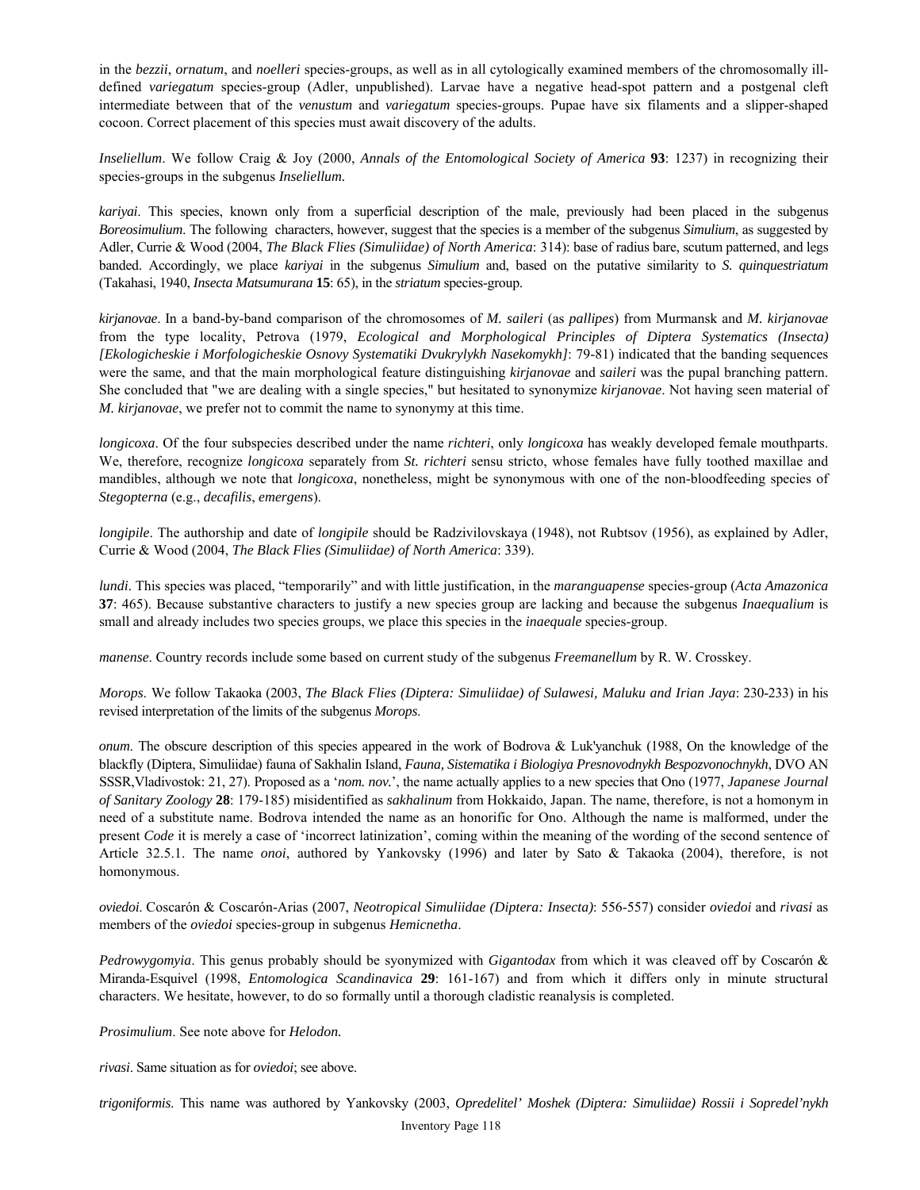in the *bezzii*, *ornatum*, and *noelleri* species-groups, as well as in all cytologically examined members of the chromosomally ill-defined *variegatum* species-group (Adler, unpublished). Larvae have a negative head-spot pattern and a postgenal cleft intermediate between that of the *venustum* and *variegatum* species-groups. Pupae have six filaments and a slipper-shaped cocoon. Correct placement of this species must await discovery of the adults.

*Inseliellum*. We follow Craig & Joy (2000, *Annals of the Entomological Society of America* **93**: 1237) in recognizing their species-groups in the subgenus *Inseliellum.*

*kariyai*. This species, known only from a superficial description of the male, previously had been placed in the subgenus *Boreosimulium*. The following characters, however, suggest that the species is a member of the subgenus *Simulium*, as suggested by Adler, Currie & Wood (2004, *The Black Flies (Simuliidae) of North America*: 314): base of radius bare, scutum patterned, and legs banded. Accordingly, we place *kariyai* in the subgenus *Simulium* and, based on the putative similarity to *S. quinquestriatum* (Takahasi, 1940, *Insecta Matsumurana* **15**: 65), in the *striatum* species-group.

*kirjanovae*. In a band-by-band comparison of the chromosomes of *M. saileri* (as *pallipes*) from Murmansk and *M. kirjanovae* from the type locality, Petrova (1979, *Ecological and Morphological Principles of Diptera Systematics (Insecta) [Ekologicheskie i Morfologicheskie Osnovy Systematiki Dvukrylykh Nasekomykh]*: 79-81) indicated that the banding sequences were the same, and that the main morphological feature distinguishing *kirjanovae* and *saileri* was the pupal branching pattern. She concluded that "we are dealing with a single species," but hesitated to synonymize *kirjanovae*. Not having seen material of *M. kirjanovae*, we prefer not to commit the name to synonymy at this time.

*longicoxa*. Of the four subspecies described under the name *richteri*, only *longicoxa* has weakly developed female mouthparts. We, therefore, recognize *longicoxa* separately from *St. richteri* sensu stricto, whose females have fully toothed maxillae and mandibles, although we note that *longicoxa*, nonetheless, might be synonymous with one of the non-bloodfeeding species of *Stegopterna* (e.g., *decafilis*, *emergens*).

*longipile*. The authorship and date of *longipile* should be Radzivilovskaya (1948), not Rubtsov (1956), as explained by Adler, Currie & Wood (2004, *The Black Flies (Simuliidae) of North America*: 339).

*lundi*. This species was placed, "temporarily" and with little justification, in the *maranguapense* species-group (*Acta Amazonica* **37**: 465). Because substantive characters to justify a new species group are lacking and because the subgenus *Inaequalium* is small and already includes two species groups, we place this species in the *inaequale* species-group.

*manense*. Country records include some based on current study of the subgenus *Freemanellum* by R. W. Crosskey.

*Morops*. We follow Takaoka (2003, *The Black Flies (Diptera: Simuliidae) of Sulawesi, Maluku and Irian Jaya*: 230-233) in his revised interpretation of the limits of the subgenus *Morops.*

*onum*. The obscure description of this species appeared in the work of Bodrova & Luk'yanchuk (1988, On the knowledge of the blackfly (Diptera, Simuliidae) fauna of Sakhalin Island, *Fauna, Sistematika i Biologiya Presnovodnykh Bespozvonochnykh*, DVO AN SSSR,Vladivostok: 21, 27). Proposed as a '*nom. nov.*', the name actually applies to a new species that Ono (1977, *Japanese Journal of Sanitary Zoology* **28**: 179-185) misidentified as *sakhalinum* from Hokkaido, Japan. The name, therefore, is not a homonym in need of a substitute name. Bodrova intended the name as an honorific for Ono. Although the name is malformed, under the present *Code* it is merely a case of 'incorrect latinization', coming within the meaning of the wording of the second sentence of Article 32.5.1. The name *onoi*, authored by Yankovsky (1996) and later by Sato & Takaoka (2004), therefore, is not homonymous.

*oviedoi*. Coscarón & Coscarón-Arias (2007, *Neotropical Simuliidae (Diptera: Insecta)*: 556-557) consider *oviedoi* and *rivasi* as members of the *oviedoi* species-group in subgenus *Hemicnetha*.

*Pedrowygomyia*. This genus probably should be synonymized with *Gigantodax* from which it was cleaved off by Coscarón & Miranda-Esquivel (1998, *Entomologica Scandinavica* **29**: 161-167) and from which it differs only in minute structural characters. We hesitate, however, to do so formally until a thorough cladistic reanalysis is completed.

*Prosimulium*. See note above for *Helodon.*

*rivasi*. Same situation as for *oviedoi*; see above.

*trigoniformis*. This name was authored by Yankovsky (2003, *Opredelitel' Moshek (Diptera: Simuliidae) Rossii i Sopredel'nykh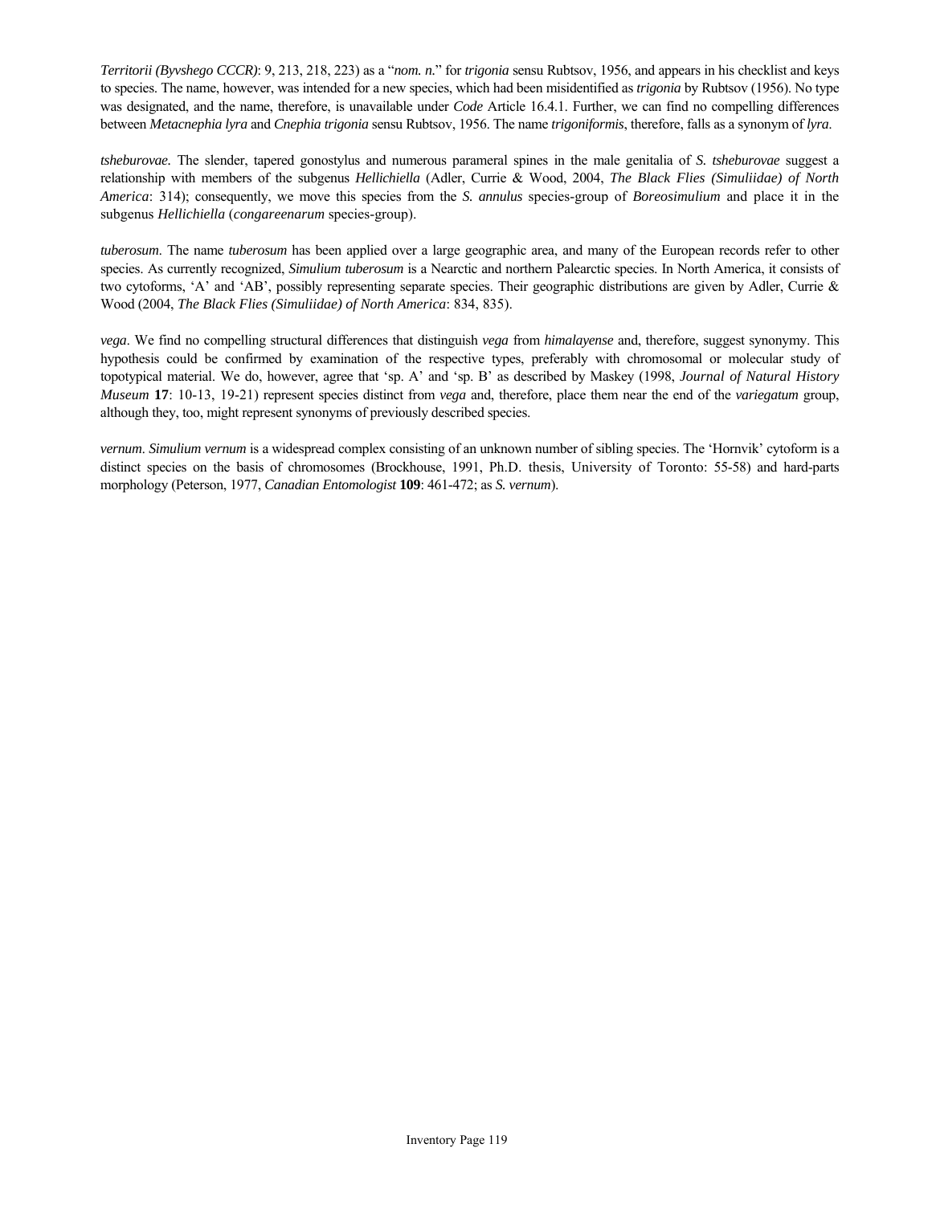*Territorii (Byvshego CCCR)*: 9, 213, 218, 223) as a "*nom. n.*" for *trigonia* sensu Rubtsov, 1956, and appears in his checklist and keys to species. The name, however, was intended for a new species, which had been misidentified as *trigonia* by Rubtsov (1956). No type was designated, and the name, therefore, is unavailable under *Code* Article 16.4.1. Further, we can find no compelling differences between *Metacnephia lyra* and *Cnephia trigonia* sensu Rubtsov, 1956. The name *trigoniformis*, therefore, falls as a synonym of *lyra*.

*tsheburovae.* The slender, tapered gonostylus and numerous parameral spines in the male genitalia of *S. tsheburovae* suggest a relationship with members of the subgenus *Hellichiella* (Adler, Currie & Wood, 2004, *The Black Flies (Simuliidae) of North America*: 314); consequently, we move this species from the *S. annulus* species-group of *Boreosimulium* and place it in the subgenus *Hellichiella* (*congareenarum* species-group).

*tuberosum*. The name *tuberosum* has been applied over a large geographic area, and many of the European records refer to other species. As currently recognized, *Simulium tuberosum* is a Nearctic and northern Palearctic species. In North America, it consists of two cytoforms, 'A' and 'AB', possibly representing separate species. Their geographic distributions are given by Adler, Currie & Wood (2004, *The Black Flies (Simuliidae) of North America*: 834, 835).

*vega*. We find no compelling structural differences that distinguish *vega* from *himalayense* and, therefore, suggest synonymy. This hypothesis could be confirmed by examination of the respective types, preferably with chromosomal or molecular study of topotypical material. We do, however, agree that 'sp. A' and 'sp. B' as described by Maskey (1998, *Journal of Natural History Museum* **17**: 10-13, 19-21) represent species distinct from *vega* and, therefore, place them near the end of the *variegatum* group, although they, too, might represent synonyms of previously described species.

*vernum*. *Simulium vernum* is a widespread complex consisting of an unknown number of sibling species. The 'Hornvik' cytoform is a distinct species on the basis of chromosomes (Brockhouse, 1991, Ph.D. thesis, University of Toronto: 55-58) and hard-parts morphology (Peterson, 1977, *Canadian Entomologist* **109**: 461-472; as *S. vernum*).